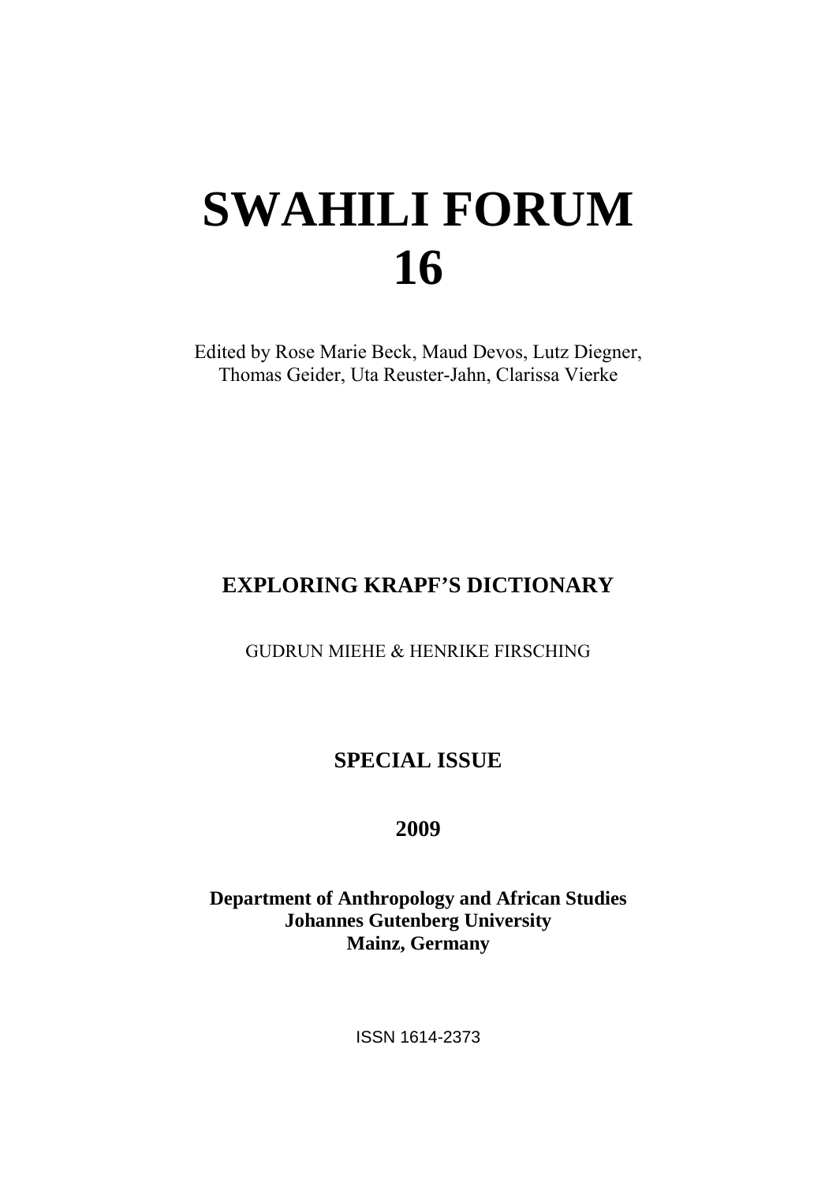# SWAHILI FORUM 16

Edited by Rose Marie Beck, Maud Devos, Lutz Diegner, Thomas Geider, Uta Reuster-Jahn, Clarissa Vierke

## EXPLORING KRAPF'S DICTIONARY

GUDRUN MIEHE & HENRIKE FIRSCHING

## SPECIAL ISSUE

**2009**

**Department of Anthropology and African Studies**
**Johannes Gutenberg University**
**Mainz, Germany**

ISSN 1614-2373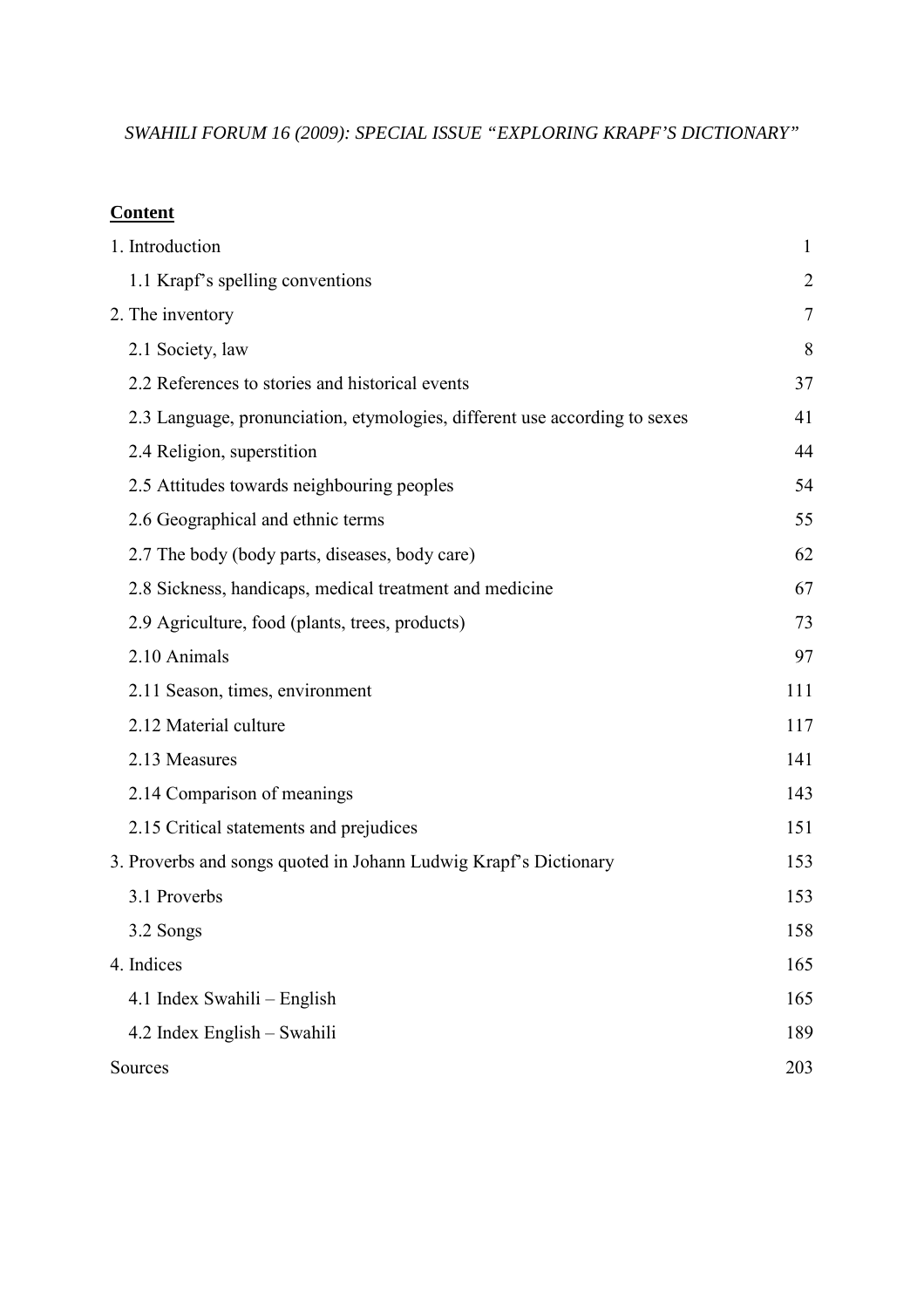*SWAHILI FORUM 16 (2009): SPECIAL ISSUE "EXPLORING KRAPF'S DICTIONARY"*

**Content**

| | |
|---|---|
| 1. Introduction | 1 |
| 1.1 Krapf's spelling conventions | 2 |
| 2. The inventory | 7 |
| 2.1 Society, law | 8 |
| 2.2 References to stories and historical events | 37 |
| 2.3 Language, pronunciation, etymologies, different use according to sexes | 41 |
| 2.4 Religion, superstition | 44 |
| 2.5 Attitudes towards neighbouring peoples | 54 |
| 2.6 Geographical and ethnic terms | 55 |
| 2.7 The body (body parts, diseases, body care) | 62 |
| 2.8 Sickness, handicaps, medical treatment and medicine | 67 |
| 2.9 Agriculture, food (plants, trees, products) | 73 |
| 2.10 Animals | 97 |
| 2.11 Season, times, environment | 111 |
| 2.12 Material culture | 117 |
| 2.13 Measures | 141 |
| 2.14 Comparison of meanings | 143 |
| 2.15 Critical statements and prejudices | 151 |
| 3. Proverbs and songs quoted in Johann Ludwig Krapf's Dictionary | 153 |
| 3.1 Proverbs | 153 |
| 3.2 Songs | 158 |
| 4. Indices | 165 |
| 4.1 Index Swahili – English | 165 |
| 4.2 Index English – Swahili | 189 |
| Sources | 203 |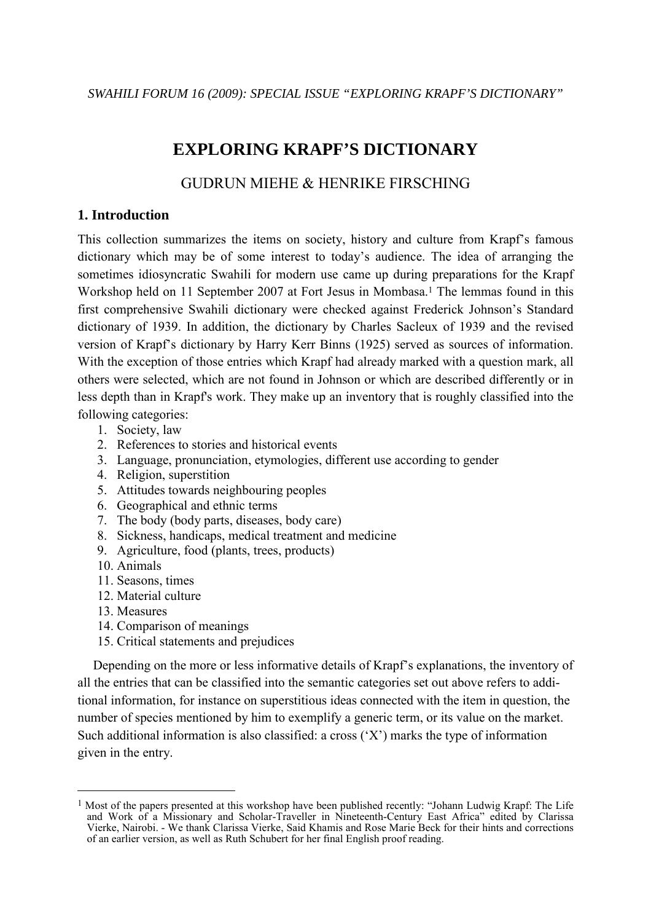# EXPLORING KRAPF'S DICTIONARY

GUDRUN MIEHE & HENRIKE FIRSCHING

## 1. Introduction

This collection summarizes the items on society, history and culture from Krapf's famous dictionary which may be of some interest to today's audience. The idea of arranging the sometimes idiosyncratic Swahili for modern use came up during preparations for the Krapf Workshop held on 11 September 2007 at Fort Jesus in Mombasa.[1] The lemmas found in this first comprehensive Swahili dictionary were checked against Frederick Johnson's Standard dictionary of 1939. In addition, the dictionary by Charles Sacleux of 1939 and the revised version of Krapf's dictionary by Harry Kerr Binns (1925) served as sources of information. With the exception of those entries which Krapf had already marked with a question mark, all others were selected, which are not found in Johnson or which are described differently or in less depth than in Krapf's work. They make up an inventory that is roughly classified into the following categories:

1. Society, law
2. References to stories and historical events
3. Language, pronunciation, etymologies, different use according to gender
4. Religion, superstition
5. Attitudes towards neighbouring peoples
6. Geographical and ethnic terms
7. The body (body parts, diseases, body care)
8. Sickness, handicaps, medical treatment and medicine
9. Agriculture, food (plants, trees, products)
10. Animals
11. Seasons, times
12. Material culture
13. Measures
14. Comparison of meanings
15. Critical statements and prejudices

Depending on the more or less informative details of Krapf's explanations, the inventory of all the entries that can be classified into the semantic categories set out above refers to additional information, for instance on superstitious ideas connected with the item in question, the number of species mentioned by him to exemplify a generic term, or its value on the market. Such additional information is also classified: a cross ('X') marks the type of information given in the entry.

---

[1] Most of the papers presented at this workshop have been published recently: "Johann Ludwig Krapf: The Life and Work of a Missionary and Scholar-Traveller in Nineteenth-Century East Africa" edited by Clarissa Vierke, Nairobi. - We thank Clarissa Vierke, Said Khamis and Rose Marie Beck for their hints and corrections of an earlier version, as well as Ruth Schubert for her final English proof reading.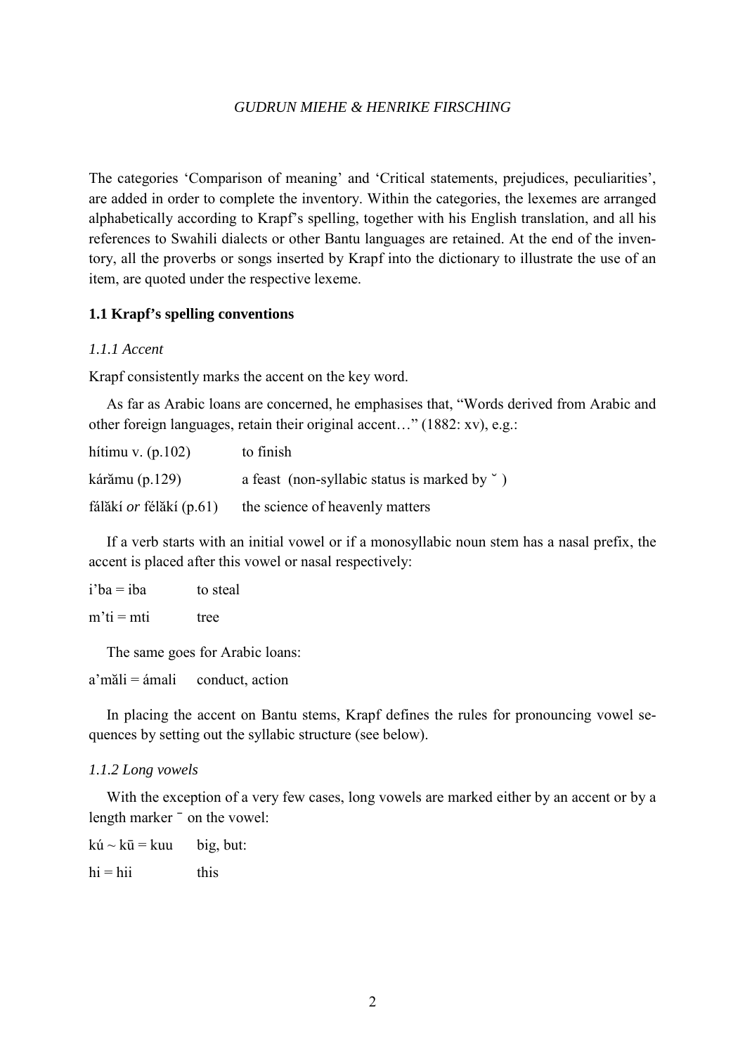The categories 'Comparison of meaning' and 'Critical statements, prejudices, peculiarities', are added in order to complete the inventory. Within the categories, the lexemes are arranged alphabetically according to Krapf's spelling, together with his English translation, and all his references to Swahili dialects or other Bantu languages are retained. At the end of the inventory, all the proverbs or songs inserted by Krapf into the dictionary to illustrate the use of an item, are quoted under the respective lexeme.

### 1.1 Krapf's spelling conventions

#### *1.1.1 Accent*

Krapf consistently marks the accent on the key word.

As far as Arabic loans are concerned, he emphasises that, "Words derived from Arabic and other foreign languages, retain their original accent…" (1882: xv), e.g.:

| | |
|---|---|
| hítimu v. (p.102) | to finish |
| kárămu (p.129) | a feast (non-syllabic status is marked by ˘ ) |
| fálăkí *or* félăkí (p.61) | the science of heavenly matters |

If a verb starts with an initial vowel or if a monosyllabic noun stem has a nasal prefix, the accent is placed after this vowel or nasal respectively:

| | |
|---|---|
| i'ba = iba | to steal |
| m'ti = mti | tree |

The same goes for Arabic loans:

| | |
|---|---|
| a'măli = ámali | conduct, action |

In placing the accent on Bantu stems, Krapf defines the rules for pronouncing vowel sequences by setting out the syllabic structure (see below).

#### *1.1.2 Long vowels*

With the exception of a very few cases, long vowels are marked either by an accent or by a length marker ¯ on the vowel:

| | |
|---|---|
| kú ~ kū = kuu | big, but: |
| hi = hii | this |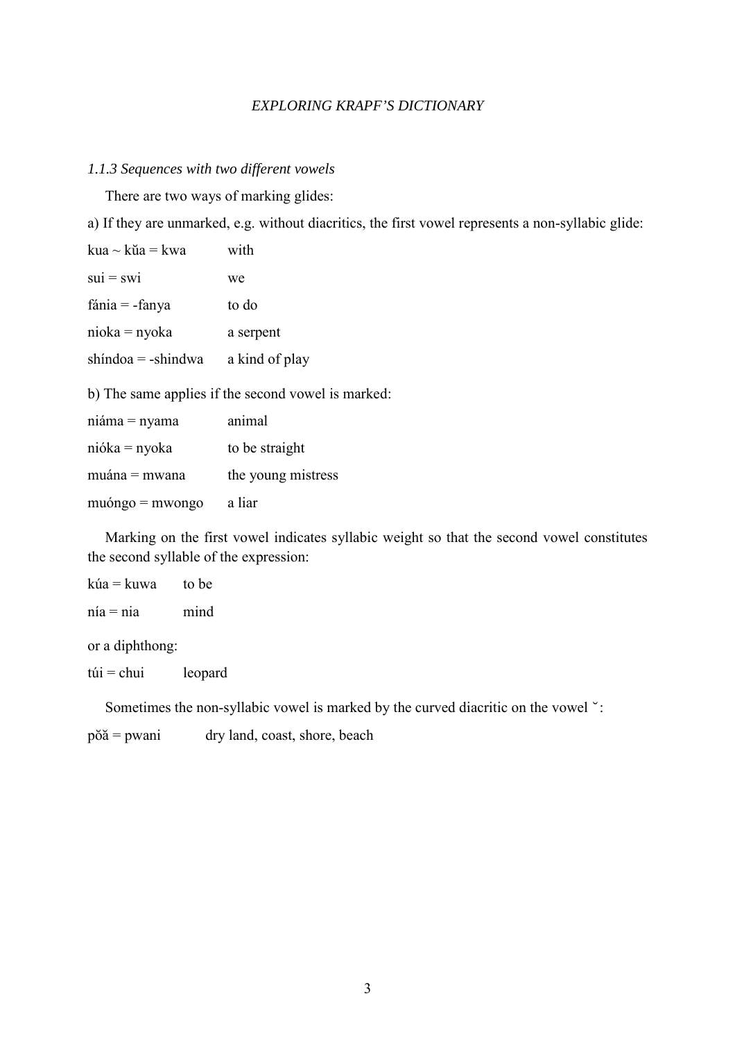### *1.1.3 Sequences with two different vowels*

There are two ways of marking glides:

a) If they are unmarked, e.g. without diacritics, the first vowel represents a non-syllabic glide:

| | |
|---|---|
| kua ~ kŭa = kwa | with |
| sui = swi | we |
| fánia = -fanya | to do |
| nioka = nyoka | a serpent |
| shíndoa = -shindwa | a kind of play |

b) The same applies if the second vowel is marked:

| | |
|---|---|
| niáma = nyama | animal |
| nióka = nyoka | to be straight |
| muána = mwana | the young mistress |
| muóngo = mwongo | a liar |

Marking on the first vowel indicates syllabic weight so that the second vowel constitutes the second syllable of the expression:

| | |
|---|---|
| kúa = kuwa | to be |
| nía = nia | mind |

or a diphthong:

| | |
|---|---|
| túi = chui | leopard |

Sometimes the non-syllabic vowel is marked by the curved diacritic on the vowel ˘:

| | |
|---|---|
| pŏă = pwani | dry land, coast, shore, beach |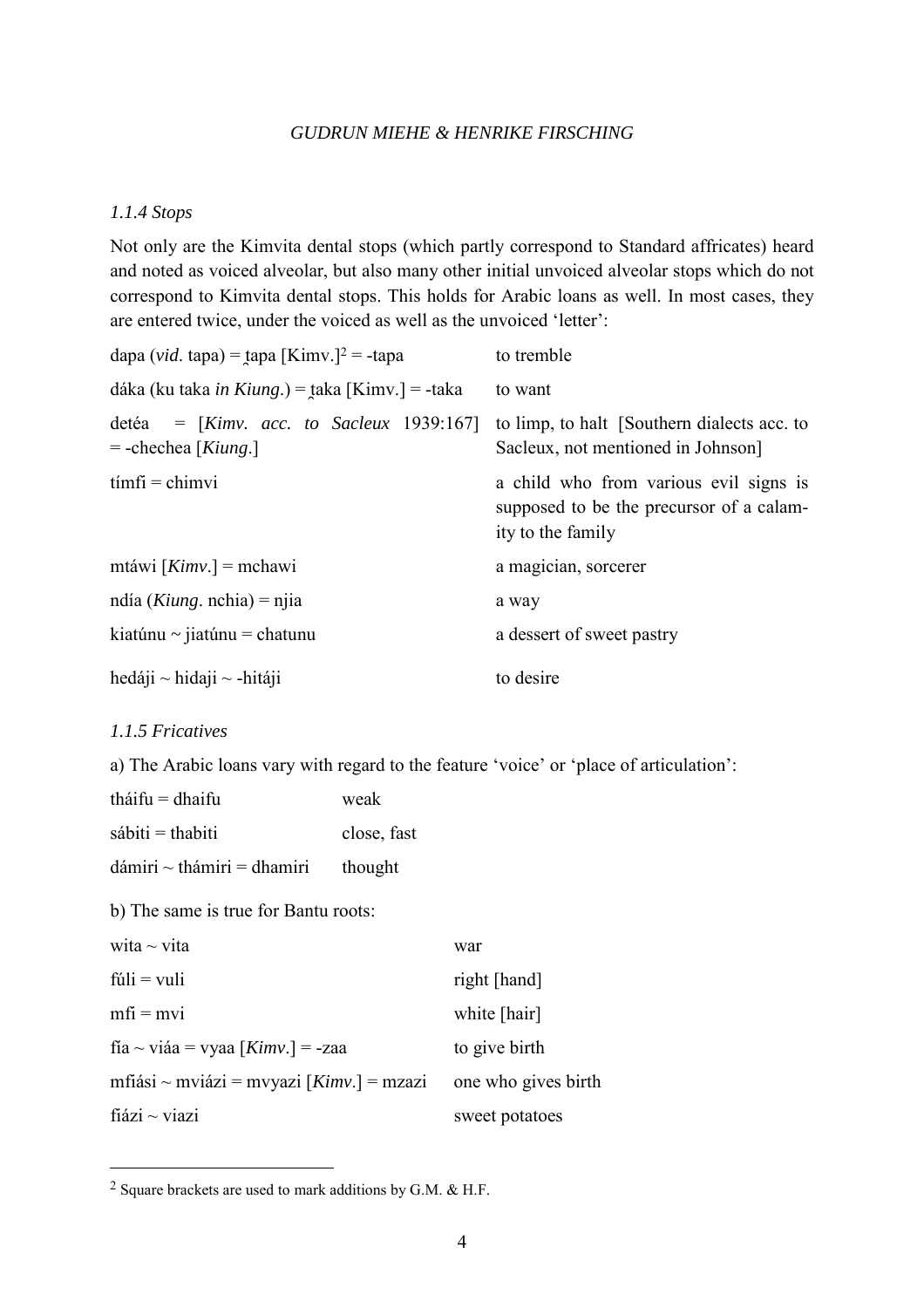### *1.1.4 Stops*

Not only are the Kimvita dental stops (which partly correspond to Standard affricates) heard and noted as voiced alveolar, but also many other initial unvoiced alveolar stops which do not correspond to Kimvita dental stops. This holds for Arabic loans as well. In most cases, they are entered twice, under the voiced as well as the unvoiced 'letter':

| | |
|---|---|
| dapa (*vid.* tapa) = t̯apa [Kimv.][2] = -tapa | to tremble |
| dáka (ku taka *in Kiung.*) = t̯aka [Kimv.] = -taka | to want |
| detéa = [*Kimv. acc. to Sacleux* 1939:167] = -chechea [*Kiung.*] | to limp, to halt [Southern dialects acc. to Sacleux, not mentioned in Johnson] |
| tímfi = chimvi | a child who from various evil signs is supposed to be the precursor of a calamity to the family |
| mtáwi [*Kimv.*] = mchawi | a magician, sorcerer |
| ndía (*Kiung.* nchia) = njia | a way |
| kiatúnu ~ jiatúnu = chatunu | a dessert of sweet pastry |
| hedáji ~ hidaji ~ -hitáji | to desire |

### *1.1.5 Fricatives*

a) The Arabic loans vary with regard to the feature 'voice' or 'place of articulation':

| | |
|---|---|
| tháifu = dhaifu | weak |
| sábiti = thabiti | close, fast |
| dámiri ~ thámiri = dhamiri | thought |

b) The same is true for Bantu roots:

| | |
|---|---|
| wita ~ vita | war |
| fúli = vuli | right [hand] |
| mfi = mvi | white [hair] |
| fia ~ viáa = vyaa [*Kimv.*] = -zaa | to give birth |
| mfiási ~ mviázi = mvyazi [*Kimv.*] = mzazi | one who gives birth |
| fiázi ~ viazi | sweet potatoes |

[2] Square brackets are used to mark additions by G.M. & H.F.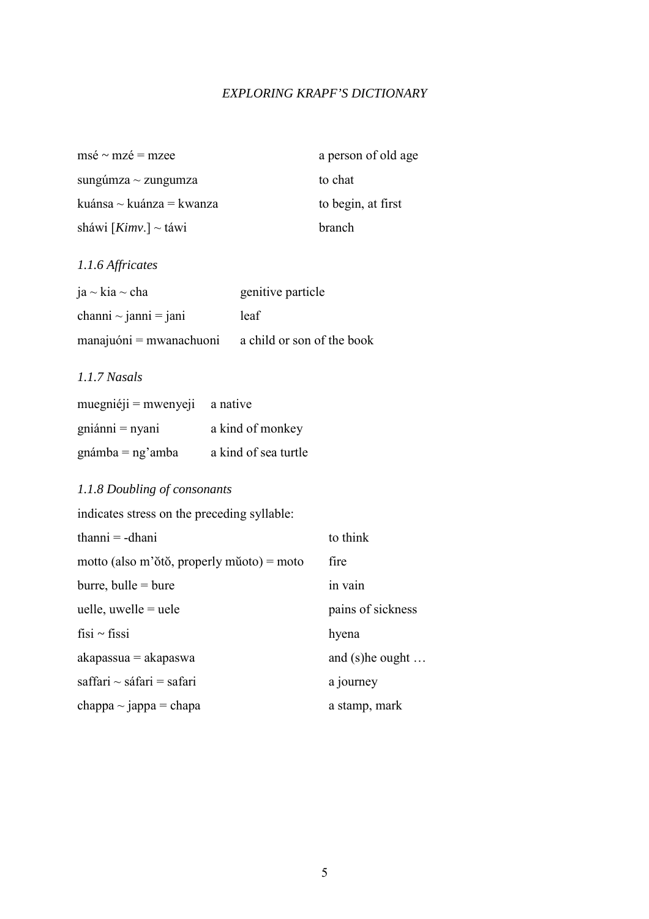| | |
|---|---|
| msé ~ mzé = mzee | a person of old age |
| sungúmza ~ zungumza | to chat |
| kuánsa ~ kuánza = kwanza | to begin, at first |
| sháwi [*Kimv*.] ~ táwi | branch |

*1.1.6 Affricates*

| | |
|---|---|
| ja ~ kia ~ cha | genitive particle |
| channi ~ janni = jani | leaf |
| manajuóni = mwanachuoni | a child or son of the book |

*1.1.7 Nasals*

| | |
|---|---|
| muegniéji = mwenyeji | a native |
| gniánni = nyani | a kind of monkey |
| gnámba = ng'amba | a kind of sea turtle |

*1.1.8 Doubling of consonants*

indicates stress on the preceding syllable:

| | |
|---|---|
| thanni = -dhani | to think |
| motto (also m'ŏtŏ, properly mŭoto) = moto | fire |
| burre, bulle = bure | in vain |
| uelle, uwelle = uele | pains of sickness |
| fisi ~ fissi | hyena |
| akapassua = akapaswa | and (s)he ought … |
| saffari ~ sáfari = safari | a journey |
| chappa ~ jappa = chapa | a stamp, mark |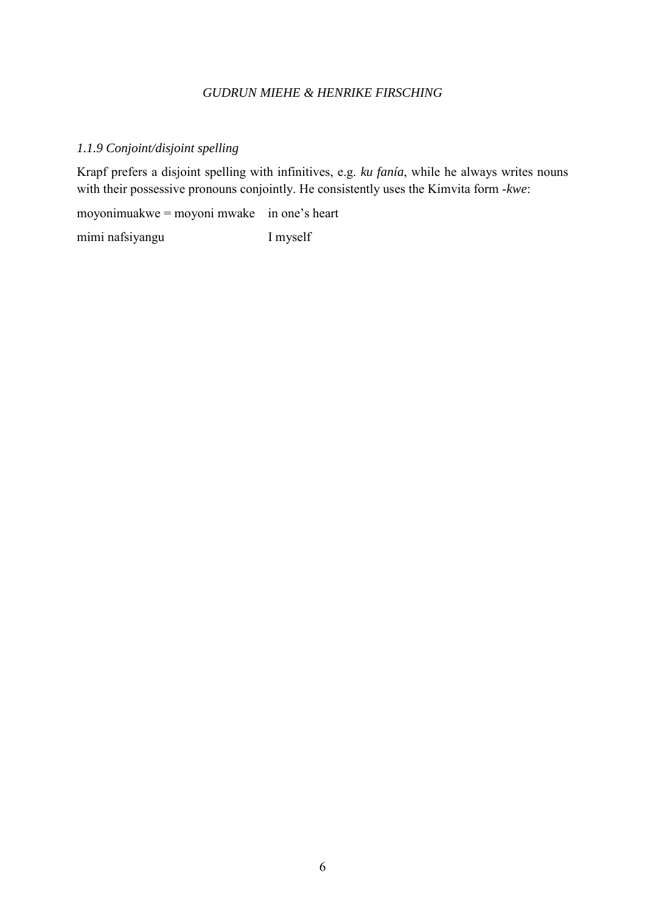### *1.1.9 Conjoint/disjoint spelling*

Krapf prefers a disjoint spelling with infinitives, e.g. *ku fanía*, while he always writes nouns with their possessive pronouns conjointly. He consistently uses the Kimvita form -*kwe*:

| | |
|---|---|
| moyonimuakwe = moyoni mwake | in one's heart |
| mimi nafsiyangu | I myself |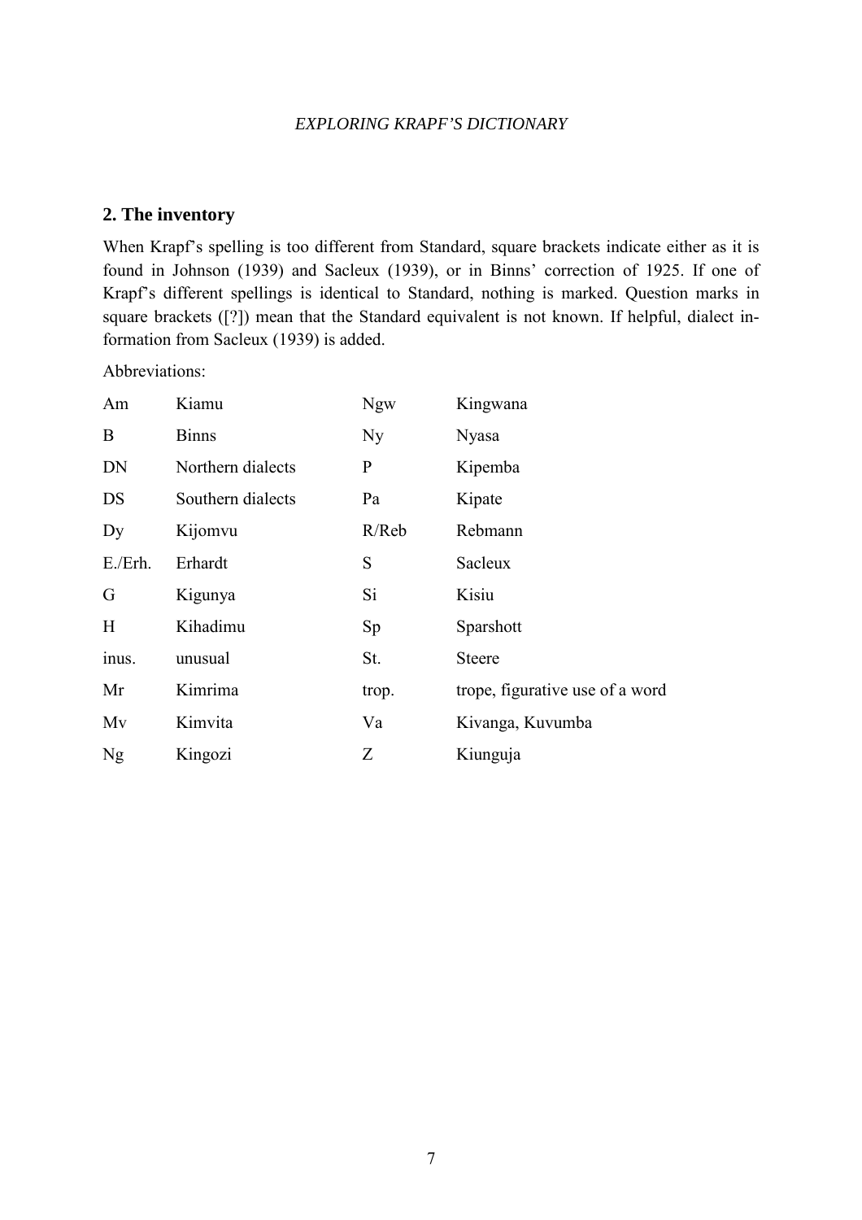## 2. The inventory

When Krapf's spelling is too different from Standard, square brackets indicate either as it is found in Johnson (1939) and Sacleux (1939), or in Binns' correction of 1925. If one of Krapf's different spellings is identical to Standard, nothing is marked. Question marks in square brackets ([?]) mean that the Standard equivalent is not known. If helpful, dialect information from Sacleux (1939) is added.

Abbreviations:

| | | | |
|---|---|---|---|
| Am | Kiamu | Ngw | Kingwana |
| B | Binns | Ny | Nyasa |
| DN | Northern dialects | P | Kipemba |
| DS | Southern dialects | Pa | Kipate |
| Dy | Kijomvu | R/Reb | Rebmann |
| E./Erh. | Erhardt | S | Sacleux |
| G | Kigunya | Si | Kisiu |
| H | Kihadimu | Sp | Sparshott |
| inus. | unusual | St. | Steere |
| Mr | Kimrima | trop. | trope, figurative use of a word |
| Mv | Kimvita | Va | Kivanga, Kuvumba |
| Ng | Kingozi | Z | Kiunguja |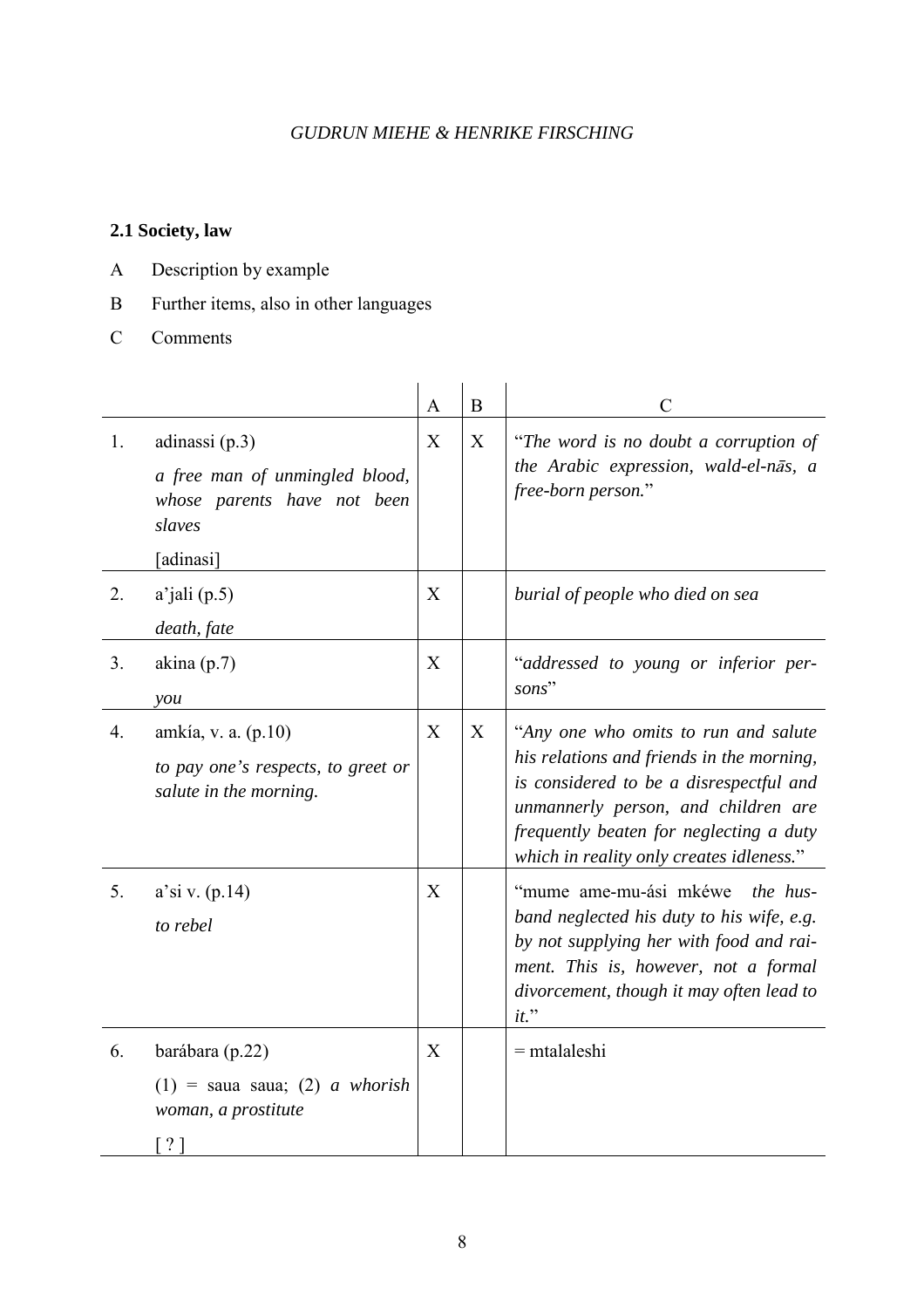### 2.1 Society, law

A Description by example

B Further items, also in other languages

C Comments

| | | A | B | C |
|---|---|---|---|---|
| 1. | adinassi (p.3)<br>*a free man of unmingled blood, whose parents have not been slaves*<br>[adinasi] | X | X | "*The word is no doubt a corruption of the Arabic expression, wald-el-nās, a free-born person.*" |
| 2. | a'jali (p.5)<br>*death, fate* | X | | *burial of people who died on sea* |
| 3. | akina (p.7)<br>*you* | X | | "*addressed to young or inferior persons*" |
| 4. | amkía, v. a. (p.10)<br>*to pay one's respects, to greet or salute in the morning.* | X | X | "*Any one who omits to run and salute his relations and friends in the morning, is considered to be a disrespectful and unmannerly person, and children are frequently beaten for neglecting a duty which in reality only creates idleness.*" |
| 5. | a'si v. (p.14)<br>*to rebel* | X | | "mume ame-mu-ási mkéwe *the husband neglected his duty to his wife, e.g. by not supplying her with food and raiment. This is, however, not a formal divorcement, though it may often lead to it.*" |
| 6. | barábara (p.22)<br>(1) = saua saua; (2) *a whorish woman, a prostitute*<br>[ ? ] | X | | = mtalaleshi |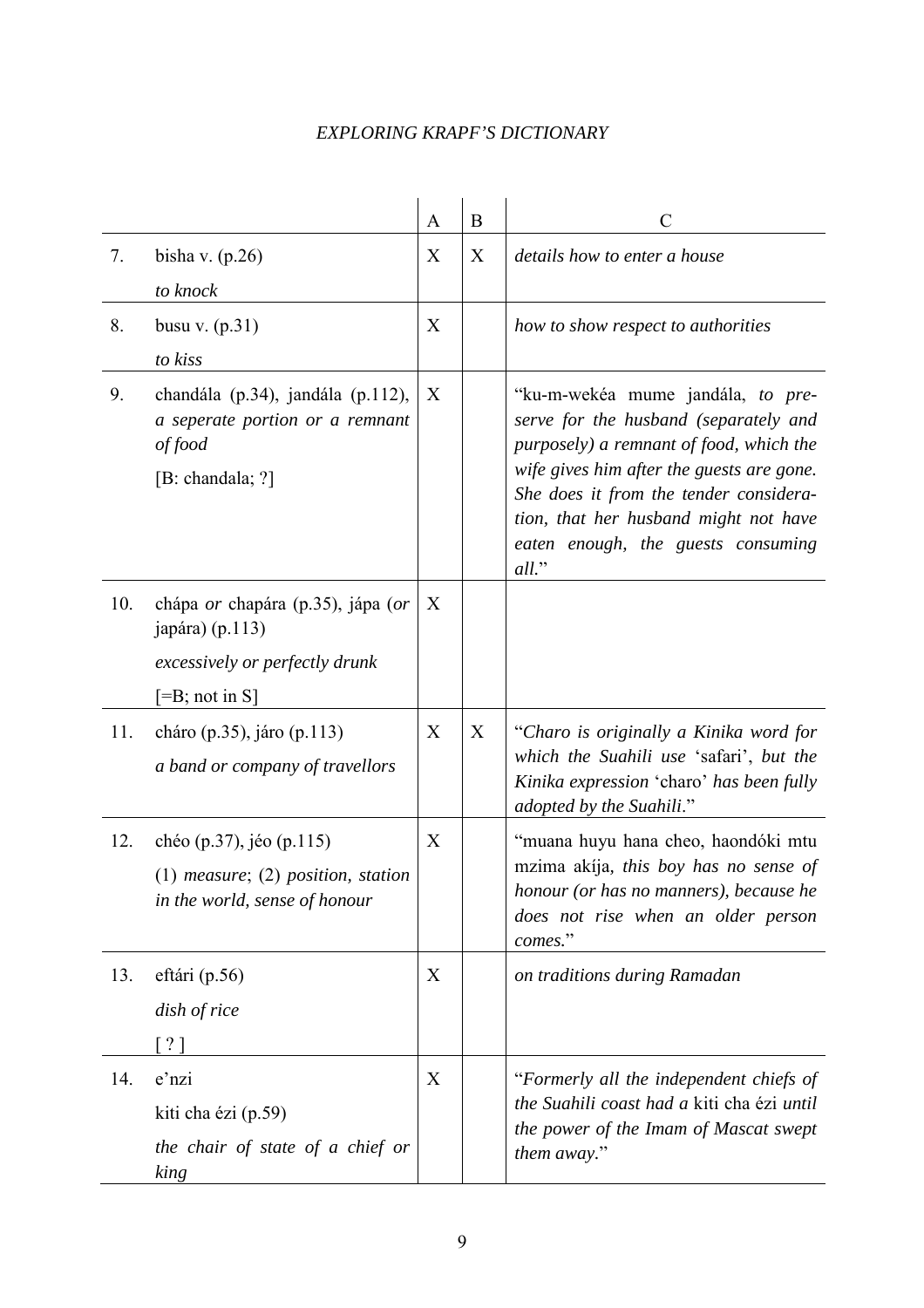| | | A | B | C |
|---|---|---|---|---|
| 7. | bisha v. (p.26)<br>*to knock* | X | X | *details how to enter a house* |
| 8. | busu v. (p.31)<br>*to kiss* | X | | *how to show respect to authorities* |
| 9. | chandála (p.34), jandála (p.112), *a seperate portion or a remnant of food*<br>[B: chandala; ?] | X | | "ku-m-wekéa mume jandála, *to preserve for the husband (separately and purposely) a remnant of food, which the wife gives him after the guests are gone. She does it from the tender consideration, that her husband might not have eaten enough, the guests consuming all.*" |
| 10. | chápa *or* chapára (p.35), jápa (*or* japára) (p.113)<br>*excessively or perfectly drunk*<br>[=B; not in S] | X | | |
| 11. | cháro (p.35), járo (p.113)<br>*a band or company of travellors* | X | X | "*Charo is originally a Kinika word for which the Suahili use* 'safari', *but the Kinika expression* 'charo' *has been fully adopted by the Suahili*." |
| 12. | chéo (p.37), jéo (p.115)<br>(1) *measure*; (2) *position, station in the world, sense of honour* | X | | "muana huyu hana cheo, haondóki mtu mzima akíja, *this boy has no sense of honour (or has no manners), because he does not rise when an older person comes.*" |
| 13. | eftári (p.56)<br>*dish of rice*<br>[ ? ] | X | | *on traditions during Ramadan* |
| 14. | e'nzi<br>kiti cha ézi (p.59)<br>*the chair of state of a chief or king* | X | | "*Formerly all the independent chiefs of the Suahili coast had a* kiti cha ézi *until the power of the Imam of Mascat swept them away.*" |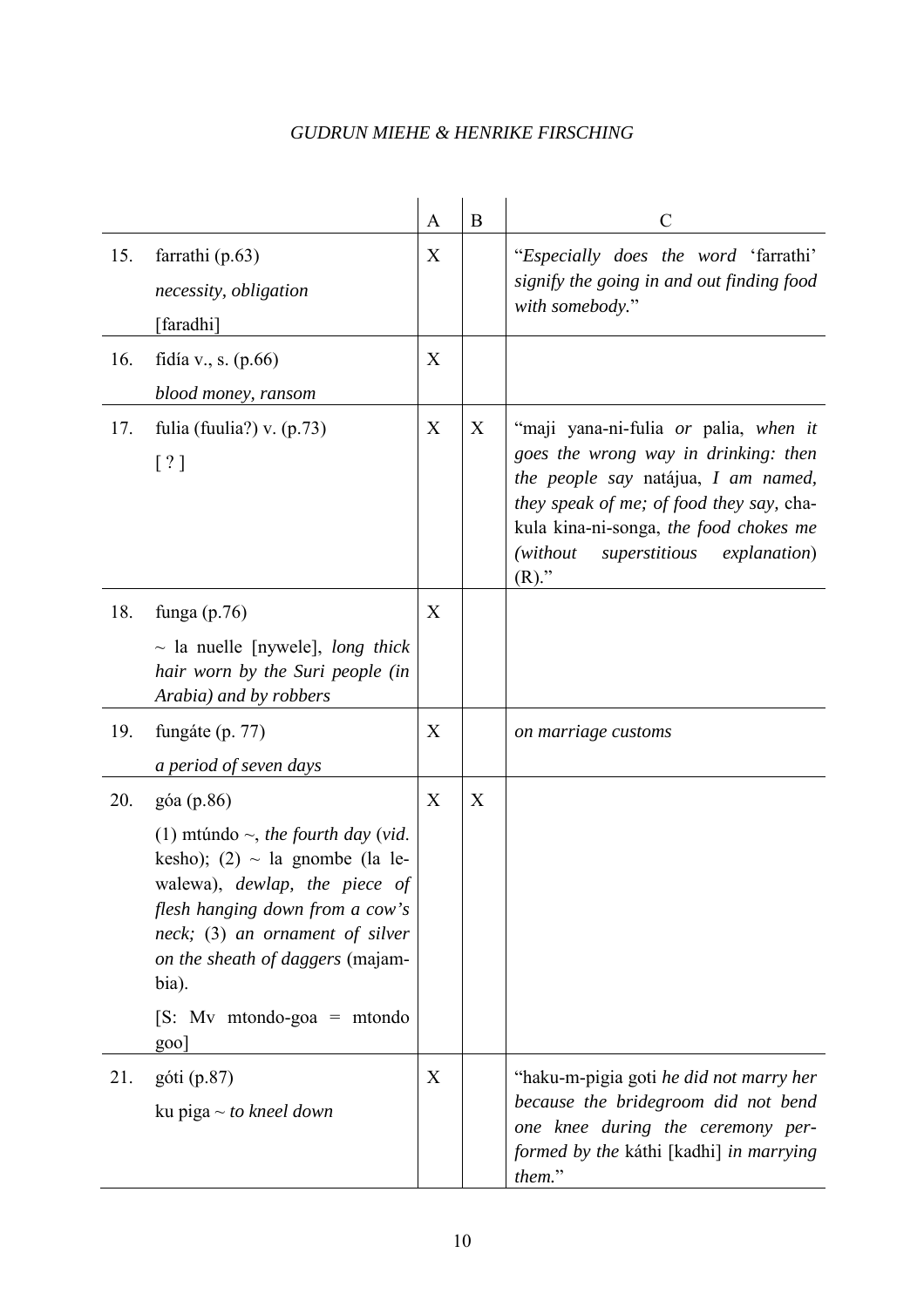| | | A | B | C |
|---|---|---|---|---|
| 15. | farrathi (p.63)<br>*necessity, obligation*<br>[faradhi] | X | | "*Especially does the word* 'farrathi' *signify the going in and out finding food with somebody.*" |
| 16. | fidía v., s. (p.66)<br>*blood money, ransom* | X | | |
| 17. | fulia (fuulia?) v. (p.73)<br>[ ? ] | X | X | "maji yana-ni-fulia *or* palia, *when it goes the wrong way in drinking: then the people say* natájua, *I am named, they speak of me; of food they say,* chakula kina-ni-songa, *the food chokes me (without superstitious explanation*) (R)." |
| 18. | funga (p.76)<br>~ la nuelle [nywele], *long thick hair worn by the Suri people (in Arabia) and by robbers* | X | | |
| 19. | fungáte (p. 77)<br>*a period of seven days* | X | | *on marriage customs* |
| 20. | góa (p.86)<br>(1) mtúndo ~, *the fourth day* (*vid.* kesho); (2) ~ la gnombe (la lewalewa), *dewlap, the piece of flesh hanging down from a cow's neck;* (3) *an ornament of silver on the sheath of daggers* (majambia).<br>[S: Mv mtondo-goa = mtondo goo] | X | X | |
| 21. | góti (p.87)<br>ku piga ~ *to kneel down* | X | | "haku-m-pigia goti *he did not marry her because the bridegroom did not bend one knee during the ceremony performed by the* káthi [kadhi] *in marrying them.*" |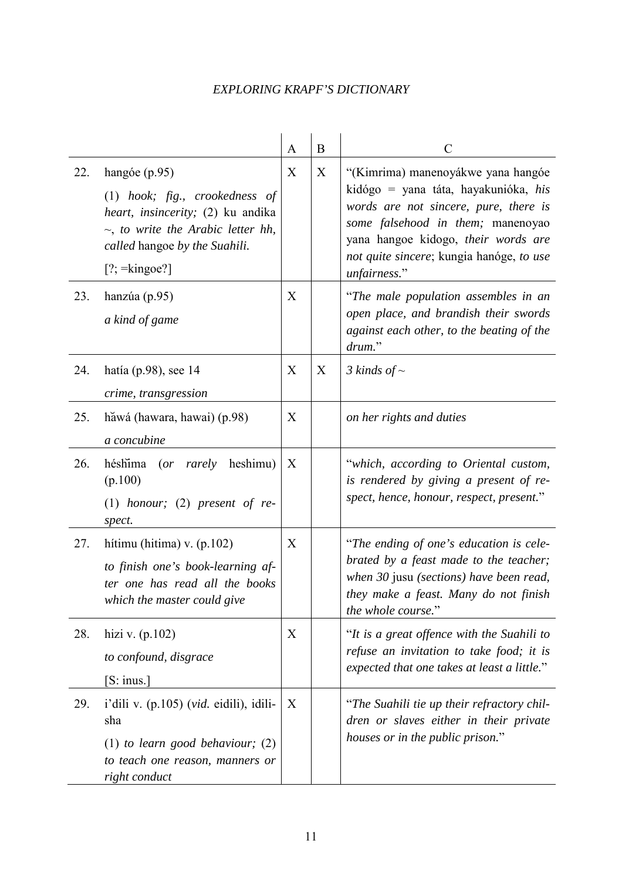| | | A | B | C |
|---|---|---|---|---|
| 22. | hangóe (p.95)<br><br>(1) *hook; fig., crookedness of heart, insincerity;* (2) ku andika ~, *to write the Arabic letter hh, called* hangoe *by the Suahili.*<br><br>[?; =kingoe?] | X | X | "(Kimrima) manenoyákwe yana hangóe kidógo = yana táta, hayakunióka, *his words are not sincere, pure, there is some falsehood in them;* manenoyao yana hangoe kidogo, *their words are not quite sincere*; kungia hanóge, *to use unfairness*." |
| 23. | hanzúa (p.95)<br><br>*a kind of game* | X | | "*The male population assembles in an open place, and brandish their swords against each other, to the beating of the drum.*" |
| 24. | hatía (p.98), see 14<br><br>*crime, transgression* | X | X | *3 kinds of* ~ |
| 25. | hăwá (hawara, hawai) (p.98)<br><br>*a concubine* | X | | *on her rights and duties* |
| 26. | héshĭma (*or rarely* heshimu) (p.100)<br><br>(1) *honour;* (2) *present of respect.* | X | | "*which, according to Oriental custom, is rendered by giving a present of respect, hence, honour, respect, present.*" |
| 27. | hítimu (hitima) v. (p.102)<br><br>*to finish one's book-learning after one has read all the books which the master could give* | X | | "*The ending of one's education is celebrated by a feast made to the teacher; when 30* jusu *(sections) have been read, they make a feast. Many do not finish the whole course.*" |
| 28. | hizi v. (p.102)<br><br>*to confound, disgrace*<br><br>[S: inus.] | X | | "*It is a great offence with the Suahili to refuse an invitation to take food; it is expected that one takes at least a little.*" |
| 29. | i'dili v. (p.105) (*vid.* eidili), idilisha<br><br>(1) *to learn good behaviour;* (2) *to teach one reason, manners or right conduct* | X | | "*The Suahili tie up their refractory children or slaves either in their private houses or in the public prison.*" |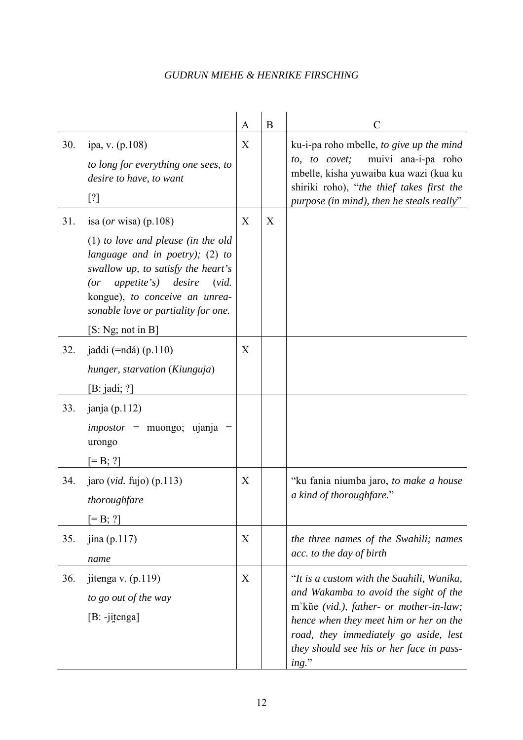| | | A | B | C |
|---|---|---|---|---|
| 30. | ipa, v. (p.108)<br>*to long for everything one sees, to desire to have, to want*<br>[?] | X | | ku-i-pa roho mbelle, *to give up the mind to, to covet;* muivi ana-i-pa roho mbelle, kisha yuwaiba kua wazi (kua ku shiriki roho), "*the thief takes first the purpose (in mind), then he steals really*" |
| 31. | isa (*or* wisa) (p.108)<br>(1) *to love and please (in the old language and in poetry);* (2) *to swallow up, to satisfy the heart's (or appetite's) desire* (*vid.* kongue), *to conceive an unreasonable love or partiality for one.*<br>[S: Ng; not in B] | X | X | |
| 32. | jaddi (=ndá) (p.110)<br>*hunger, starvation* (*Kiunguja*)<br>[B: jadi; ?] | X | | |
| 33. | janja (p.112)<br>*impostor* = muongo; ujanja = urongo<br>[= B; ?] | | | |
| 34. | jaro (*vid.* fujo) (p.113)<br>*thoroughfare*<br>[= B; ?] | X | | "ku fania niumba jaro, *to make a house a kind of thoroughfare.*" |
| 35. | jina (p.117)<br>*name* | X | | *the three names of the Swahili; names acc. to the day of birth* |
| 36. | jitenga v. (p.119)<br>*to go out of the way*<br>[B: -ji̯tenga] | X | | "*It is a custom with the Suahili, Wanika, and Wakamba to avoid the sight of the* m`kǔe *(vid.), father- or mother-in-law; hence when they meet him or her on the road, they immediately go aside, lest they should see his or her face in passing.*" |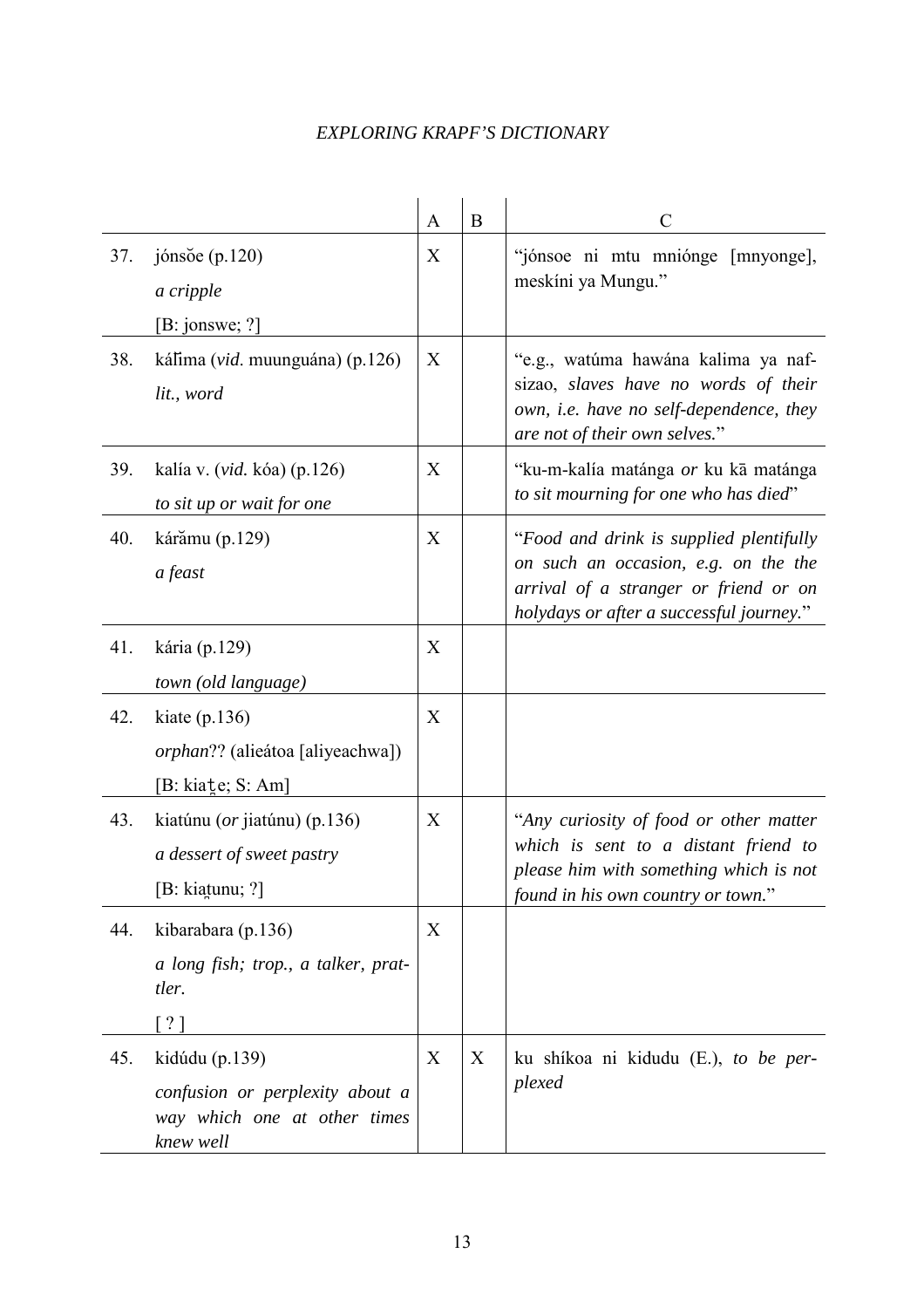| | | A | B | C |
|---|---|---|---|---|
| 37. | jónsŏe (p.120)<br>*a cripple*<br>[B: jonswe; ?] | X | | "jónsoe ni mtu mniónge [mnyonge], meskíni ya Mungu." |
| 38. | kálĭma (*vid.* muunguána) (p.126)<br>*lit., word* | X | | "e.g., watúma hawána kalima ya naf-sizao, *slaves have no words of their own, i.e. have no self-dependence, they are not of their own selves.*" |
| 39. | kalía v. (*vid.* kóa) (p.126)<br>*to sit up or wait for one* | X | | "ku-m-kalía matánga *or* ku kā matánga *to sit mourning for one who has died*" |
| 40. | kárămu (p.129)<br>*a feast* | X | | "*Food and drink is supplied plentifully on such an occasion, e.g. on the the arrival of a stranger or friend or on holydays or after a successful journey.*" |
| 41. | kária (p.129)<br>*town (old language)* | X | | |
| 42. | kiate (p.136)<br>*orphan*?? (alieátoa [aliyeachwa])<br>[B: kiaṯe; S: Am] | X | | |
| 43. | kiatúnu (*or* jiatúnu) (p.136)<br>*a dessert of sweet pastry*<br>[B: kiaṭunu; ?] | X | | "*Any curiosity of food or other matter which is sent to a distant friend to please him with something which is not found in his own country or town.*" |
| 44. | kibarabara (p.136)<br>*a long fish; trop., a talker, prat-tler.*<br>[ ? ] | X | | |
| 45. | kidúdu (p.139)<br>*confusion or perplexity about a way which one at other times knew well* | X | X | ku shíkoa ni kidudu (E.), *to be per-plexed* |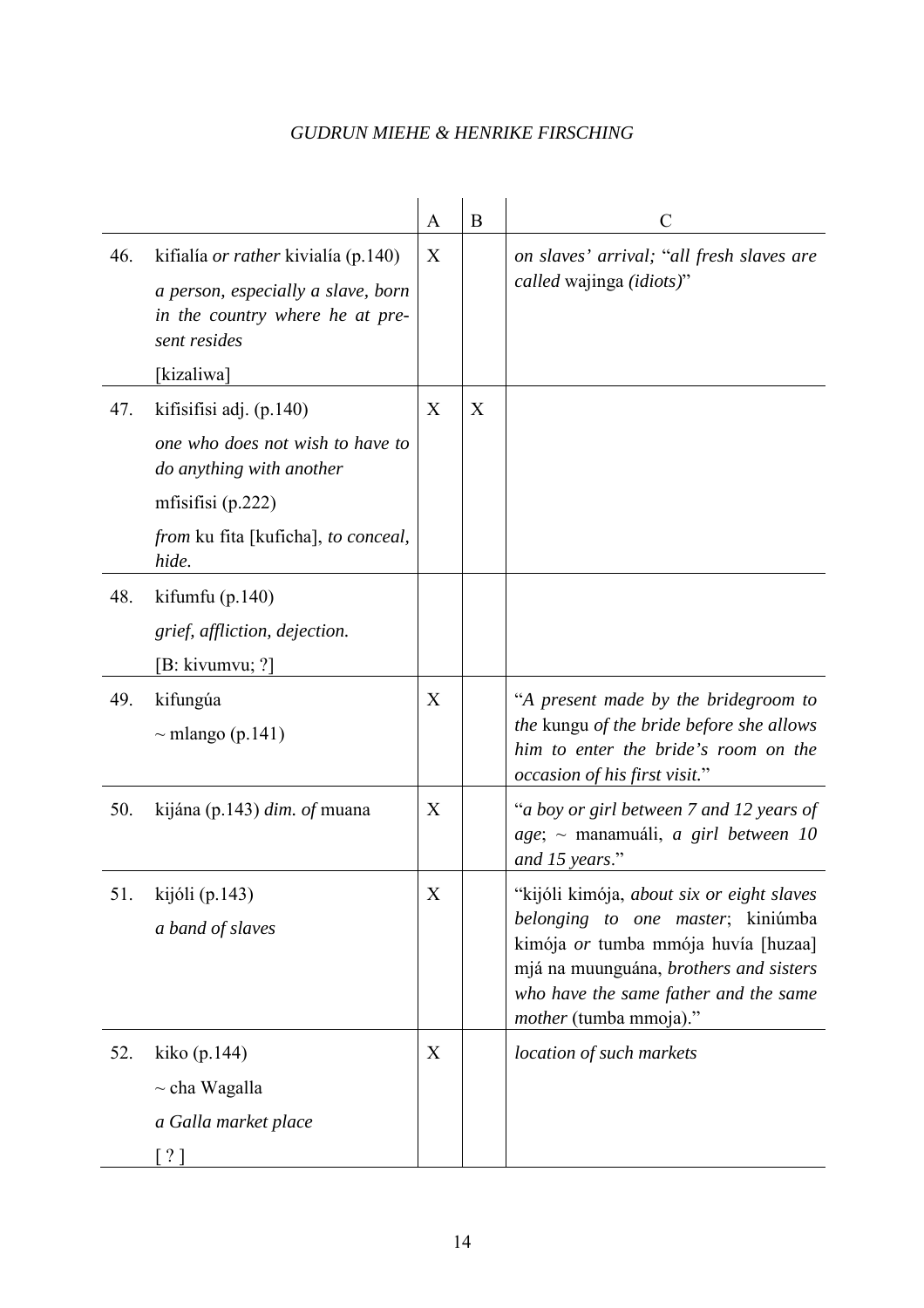| | | A | B | C |
|---|---|---|---|---|
| 46. | kifialía *or rather* kivialía (p.140)<br>*a person, especially a slave, born in the country where he at present resides*<br>[kizaliwa] | X | | *on slaves' arrival;* "*all fresh slaves are called* wajinga *(idiots)*" |
| 47. | kifisifisi adj. (p.140)<br>*one who does not wish to have to do anything with another*<br>mfisifisi (p.222)<br>*from* ku fita [kuficha], *to conceal, hide.* | X | X | |
| 48. | kifumfu (p.140)<br>*grief, affliction, dejection.*<br>[B: kivumvu; ?] | | | |
| 49. | kifungúa<br>~ mlango (p.141) | X | | "*A present made by the bridegroom to the* kungu *of the bride before she allows him to enter the bride's room on the occasion of his first visit.*" |
| 50. | kijána (p.143) *dim. of* muana | X | | "*a boy or girl between 7 and 12 years of age*; ~ manamuáli, *a girl between 10 and 15 years*." |
| 51. | kijóli (p.143)<br>*a band of slaves* | X | | "kijóli kimója, *about six or eight slaves belonging to one master*; kiniúmba kimója *or* tumba mmója huvía [huzaa] mjá na muunguána, *brothers and sisters who have the same father and the same mother* (tumba mmoja)." |
| 52. | kiko (p.144)<br>~ cha Wagalla<br>*a Galla market place*<br>[ ? ] | X | | *location of such markets* |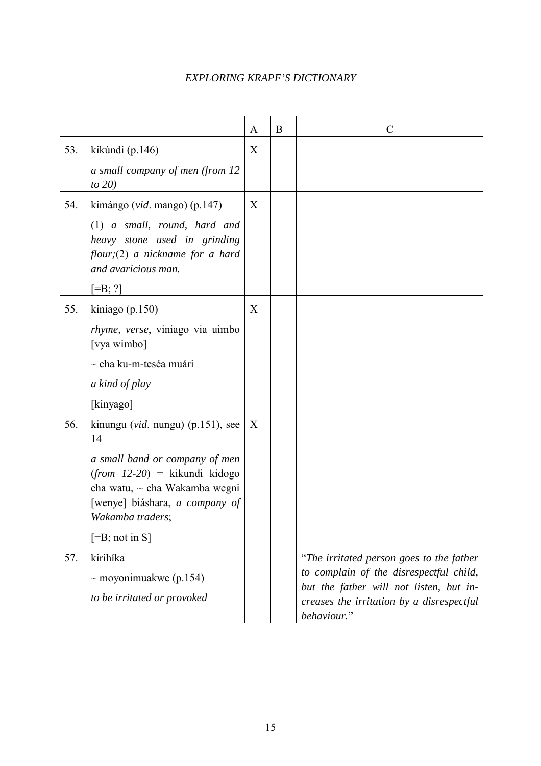| | | A | B | C |
|---|---|---|---|---|
| 53. | kikúndi (p.146)<br>*a small company of men (from 12 to 20)* | X | | |
| 54. | kimángo (*vid*. mango) (p.147)<br>(1) *a small, round, hard and heavy stone used in grinding flour;*(2) *a nickname for a hard and avaricious man.*<br>[=B; ?] | X | | |
| 55. | kiníago (p.150)<br>*rhyme, verse*, viniago via uimbo [vya wimbo]<br>~ cha ku-m-teséa muári<br>*a kind of play*<br>[kinyago] | X | | |
| 56. | kinungu (*vid*. nungu) (p.151), see 14<br>*a small band or company of men (from 12-20)* = kikundi kidogo cha watu, ~ cha Wakamba wegni [wenye] biáshara, *a company of Wakamba traders*;<br>[=B; not in S] | X | | |
| 57. | kirihíka<br>~ moyonimuakwe (p.154)<br>*to be irritated or provoked* | | | "*The irritated person goes to the father to complain of the disrespectful child, but the father will not listen, but increases the irritation by a disrespectful behaviour.*" |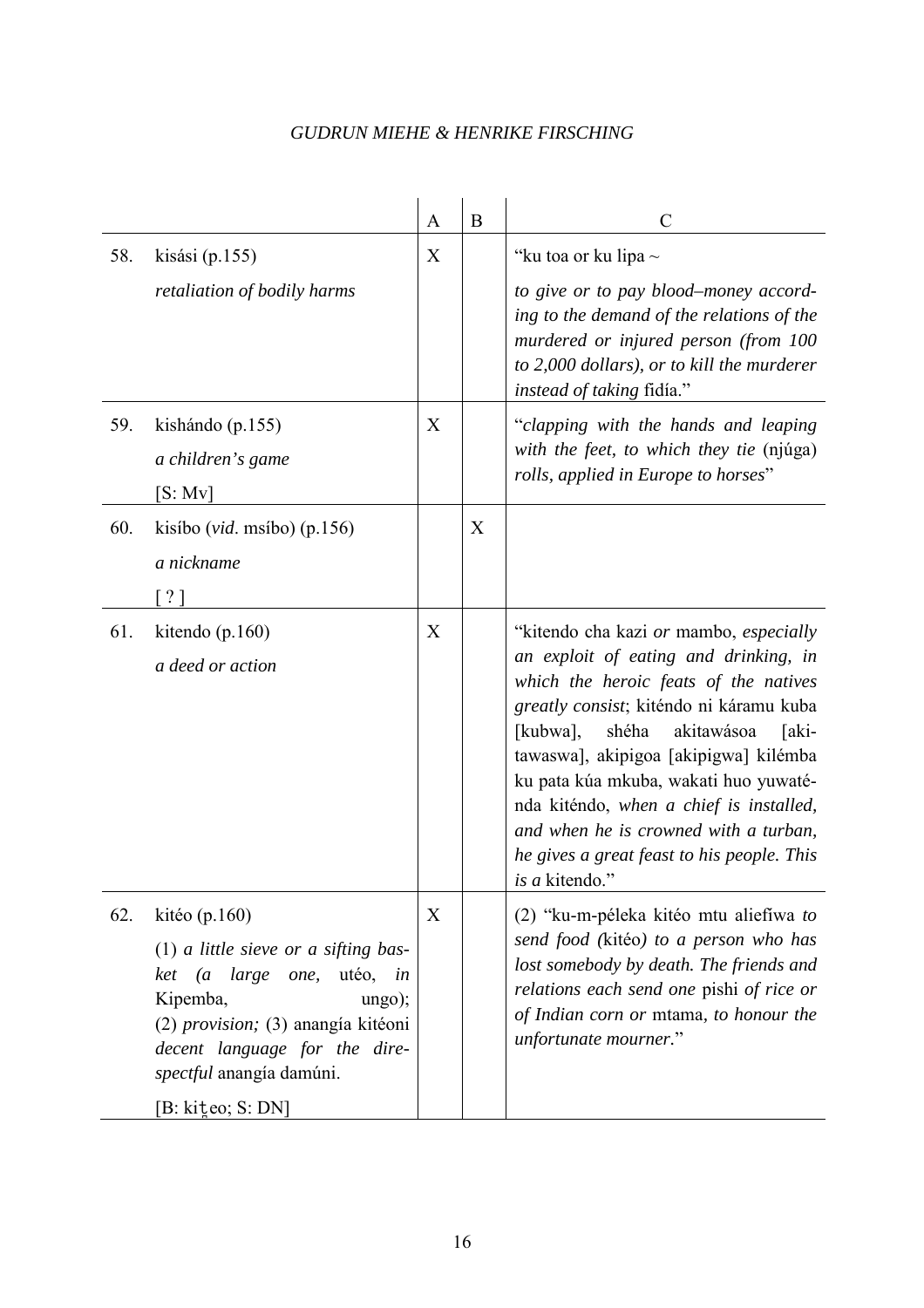| | | A | B | C |
|---|---|---|---|---|
| 58. | kisási (p.155)<br>*retaliation of bodily harms* | X | | "ku toa or ku lipa ~<br>*to give or to pay blood–money according to the demand of the relations of the murdered or injured person (from 100 to 2,000 dollars), or to kill the murderer instead of taking* fidía." |
| 59. | kishándo (p.155)<br>*a children's game*<br>[S: Mv] | X | | "*clapping with the hands and leaping with the feet, to which they tie* (njúga) *rolls, applied in Europe to horses*" |
| 60. | kisíbo (*vid*. msíbo) (p.156)<br>*a nickname*<br>[ ? ] | | X | |
| 61. | kitendo (p.160)<br>*a deed or action* | X | | "kitendo cha kazi *or* mambo, *especially an exploit of eating and drinking, in which the heroic feats of the natives greatly consist*; kiténdo ni káramu kuba [kubwa], shéha akitawásoa [akitawaswa], akipigoa [akipigwa] kilémba ku pata kúa mkuba, wakati huo yuwaténda kiténdo, *when a chief is installed, and when he is crowned with a turban, he gives a great feast to his people. This is a* kitendo." |
| 62. | kitéo (p.160)<br>(1) *a little sieve or a sifting basket (a large one,* utéo, *in* Kipemba, ungo); (2) *provision;* (3) anangía kitéoni *decent language for the direspectful* anangía damúni.<br>[B: kiṭeo; S: DN] | X | | (2) "ku-m-péleka kitéo mtu aliefíwa *to send food (*kitéo*) to a person who has lost somebody by death. The friends and relations each send one* pishi *of rice or of Indian corn or* mtama*, to honour the unfortunate mourner*." |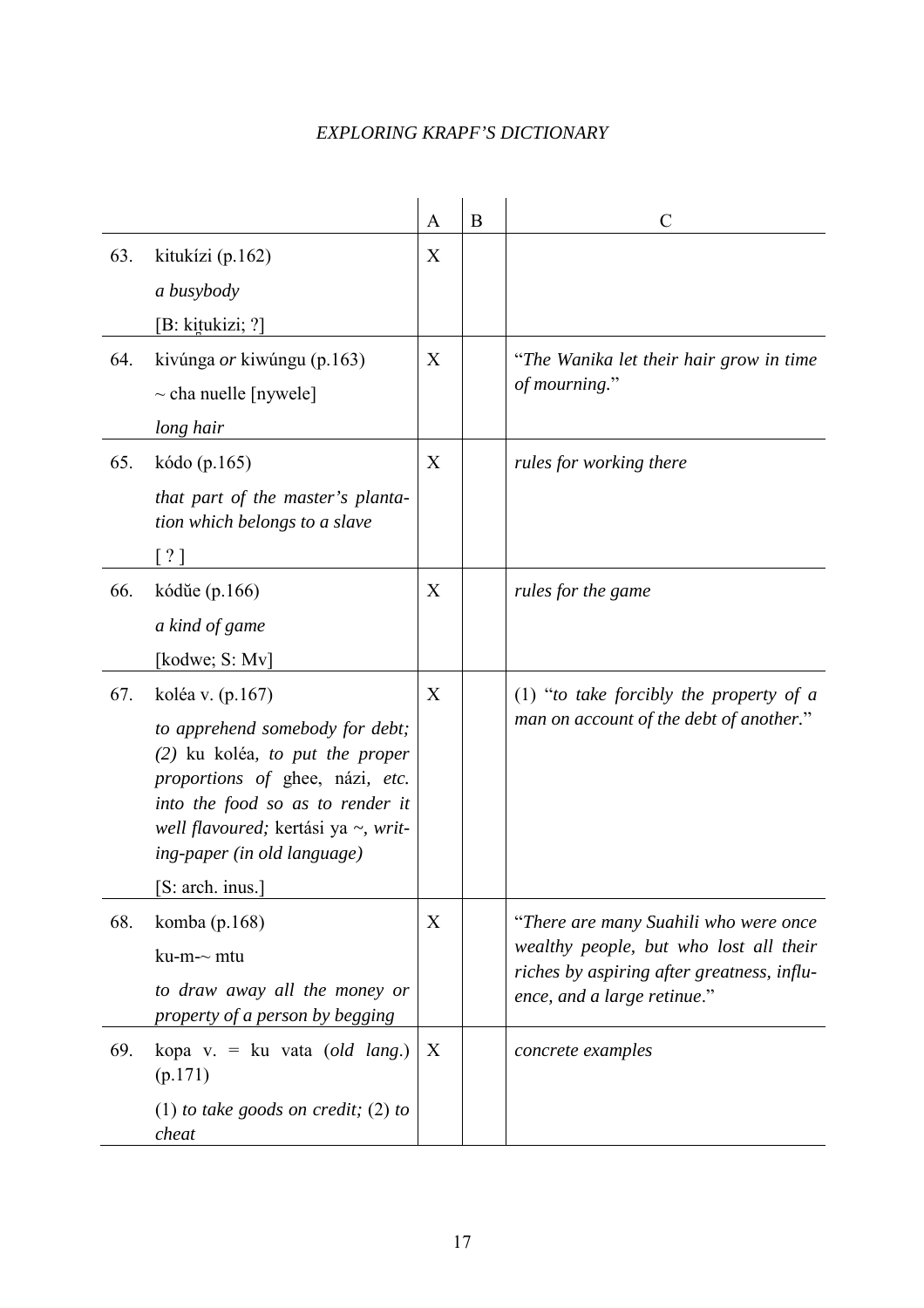| | | A | B | C |
|---|---|---|---|---|
| 63. | kitukízi (p.162)<br>*a busybody*<br>[B: kiṯukizi; ?] | X | | |
| 64. | kivúnga *or* kiwúngu (p.163)<br>~ cha nuelle [nywele]<br>*long hair* | X | | "*The Wanika let their hair grow in time of mourning.*" |
| 65. | kódo (p.165)<br>*that part of the master's plantation which belongs to a slave*<br>[ ? ] | X | | *rules for working there* |
| 66. | kódŭe (p.166)<br>*a kind of game*<br>[kodwe; S: Mv] | X | | *rules for the game* |
| 67. | koléa v. (p.167)<br>*to apprehend somebody for debt; (2)* ku koléa, *to put the proper proportions of* ghee, názi, *etc. into the food so as to render it well flavoured;* kertási ya ~, *writing-paper (in old language)*<br>[S: arch. inus.] | X | | (1) "*to take forcibly the property of a man on account of the debt of another.*" |
| 68. | komba (p.168)<br>ku-m-~ mtu<br>*to draw away all the money or property of a person by begging* | X | | "*There are many Suahili who were once wealthy people, but who lost all their riches by aspiring after greatness, influence, and a large retinue*." |
| 69. | kopa v. = ku vata (*old lang.*) (p.171)<br>(1) *to take goods on credit;* (2) *to cheat* | X | | *concrete examples* |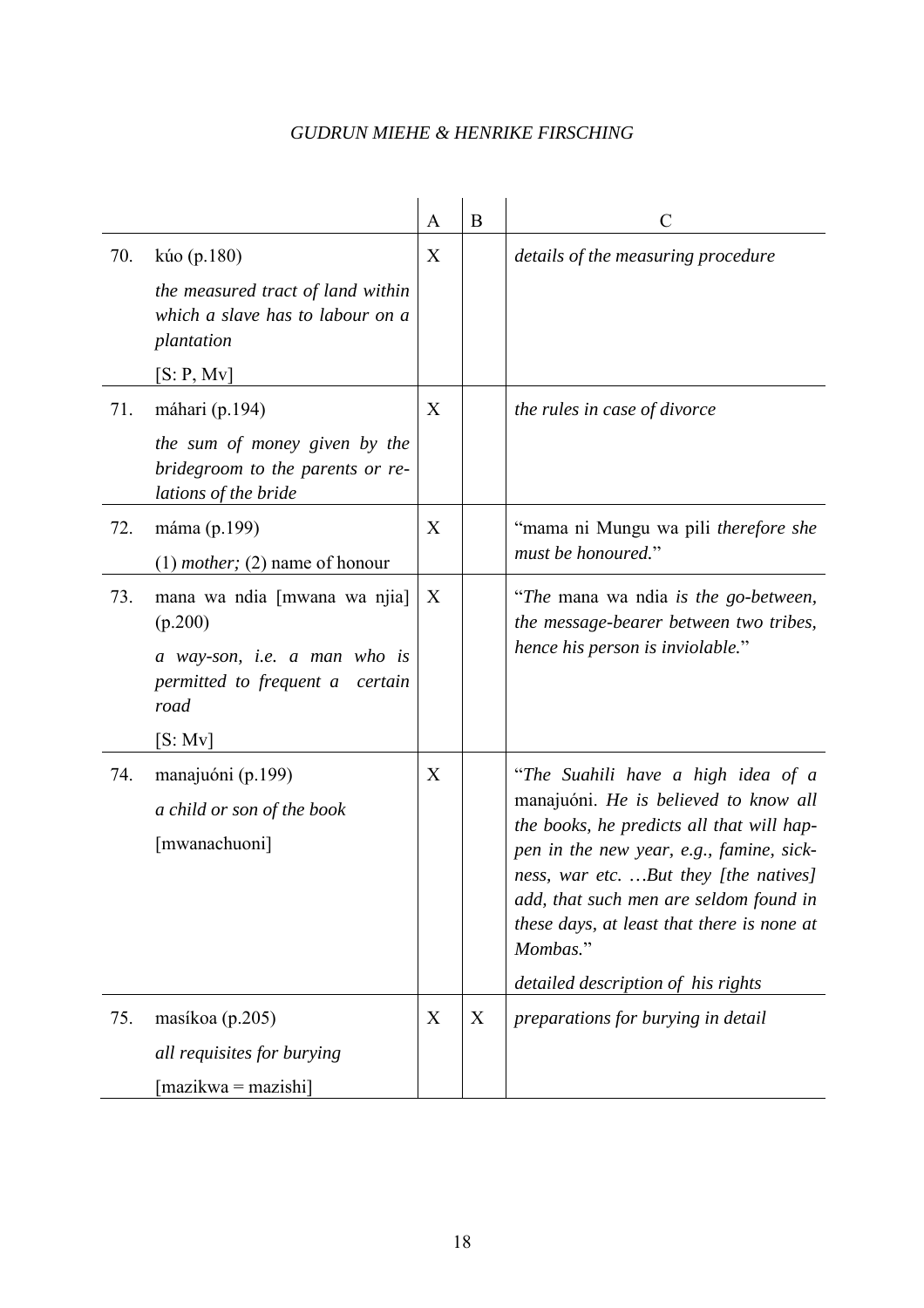| | | A | B | C |
|---|---|---|---|---|
| 70. | kúo (p.180)<br>*the measured tract of land within which a slave has to labour on a plantation*<br>[S: P, Mv] | X | | *details of the measuring procedure* |
| 71. | máhari (p.194)<br>*the sum of money given by the bridegroom to the parents or relations of the bride* | X | | *the rules in case of divorce* |
| 72. | máma (p.199)<br>(1) *mother;* (2) name of honour | X | | "mama ni Mungu wa pili *therefore she must be honoured.*" |
| 73. | mana wa ndia [mwana wa njia] (p.200)<br>*a way-son, i.e. a man who is permitted to frequent a certain road*<br>[S: Mv] | X | | "*The* mana wa ndia *is the go-between, the message-bearer between two tribes, hence his person is inviolable.*" |
| 74. | manajuóni (p.199)<br>*a child or son of the book*<br>[mwanachuoni] | X | | "*The Suahili have a high idea of a* manajuóni. *He is believed to know all the books, he predicts all that will happen in the new year, e.g., famine, sickness, war etc. …But they [the natives] add, that such men are seldom found in these days, at least that there is none at Mombas.*"<br>*detailed description of his rights* |
| 75. | masíkoa (p.205)<br>*all requisites for burying*<br>[mazikwa = mazishi] | X | X | *preparations for burying in detail* |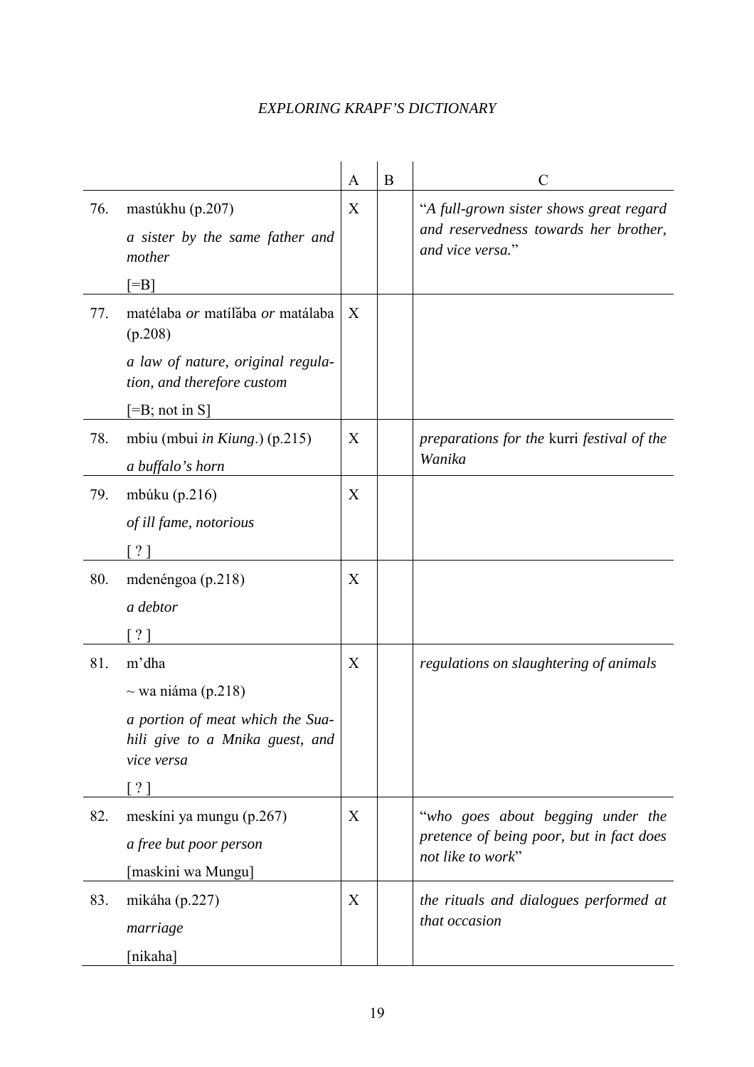| | | A | B | C |
|---|---|---|---|---|
| 76. | mastúkhu (p.207)<br>*a sister by the same father and mother*<br>[=B] | X | | "*A full-grown sister shows great regard and reservedness towards her brother, and vice versa.*" |
| 77. | matélaba *or* matílăba *or* matálaba (p.208)<br>*a law of nature, original regulation, and therefore custom*<br>[=B; not in S] | X | | |
| 78. | mbiu (mbui *in Kiung.*) (p.215)<br>*a buffalo's horn* | X | | *preparations for the* kurri *festival of the Wanika* |
| 79. | mbúku (p.216)<br>*of ill fame, notorious*<br>[ ? ] | X | | |
| 80. | mdenéngoa (p.218)<br>*a debtor*<br>[ ? ] | X | | |
| 81. | m'dha<br>~ wa niáma (p.218)<br>*a portion of meat which the Suahili give to a Mnika guest, and vice versa*<br>[ ? ] | X | | *regulations on slaughtering of animals* |
| 82. | meskíni ya mungu (p.267)<br>*a free but poor person*<br>[maskini wa Mungu] | X | | "*who goes about begging under the pretence of being poor, but in fact does not like to work*" |
| 83. | mikáha (p.227)<br>*marriage*<br>[nikaha] | X | | *the rituals and dialogues performed at that occasion* |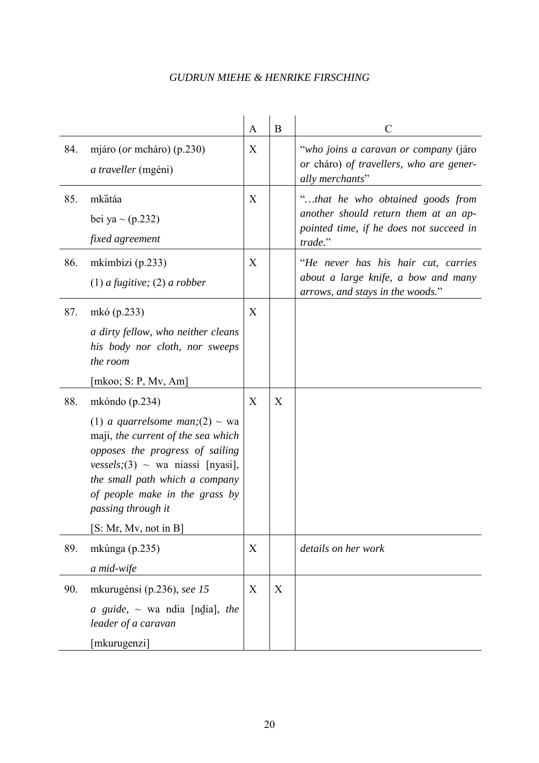| | | A | B | C |
|---|---|---|---|---|
| 84. | mjáro (*or* mcháro) (p.230)<br>*a traveller* (mgéni) | X | | "*who joins a caravan or company* (járo *or* cháro) *of travellers, who are generally merchants*" |
| 85. | mkătáa<br>bei ya ~ (p.232)<br>*fixed agreement* | X | | "*…that he who obtained goods from another should return them at an appointed time, if he does not succeed in trade.*" |
| 86. | mkimbízi (p.233)<br>(1) *a fugitive;* (2) *a robber* | X | | "*He never has his hair cut, carries about a large knife, a bow and many arrows, and stays in the woods.*" |
| 87. | mkó (p.233)<br>*a dirty fellow, who neither cleans his body nor cloth, nor sweeps the room*<br>[mkoo; S: P, Mv, Am] | X | | |
| 88. | mkóndo (p.234)<br>(1) *a quarrelsome man;*(2) ~ wa maji, *the current of the sea which opposes the progress of sailing vessels;*(3) ~ wa niassi [nyasi], *the small path which a company of people make in the grass by passing through it*<br>[S: Mr, Mv, not in B] | X | X | |
| 89. | mkúnga (p.235)<br>*a mid-wife* | X | | *details on her work* |
| 90. | mkurugénsi (p.236), *see 15*<br>*a guide,* ~ wa ndia [nd̪ia], *the leader of a caravan*<br>[mkurugenzi] | X | X | |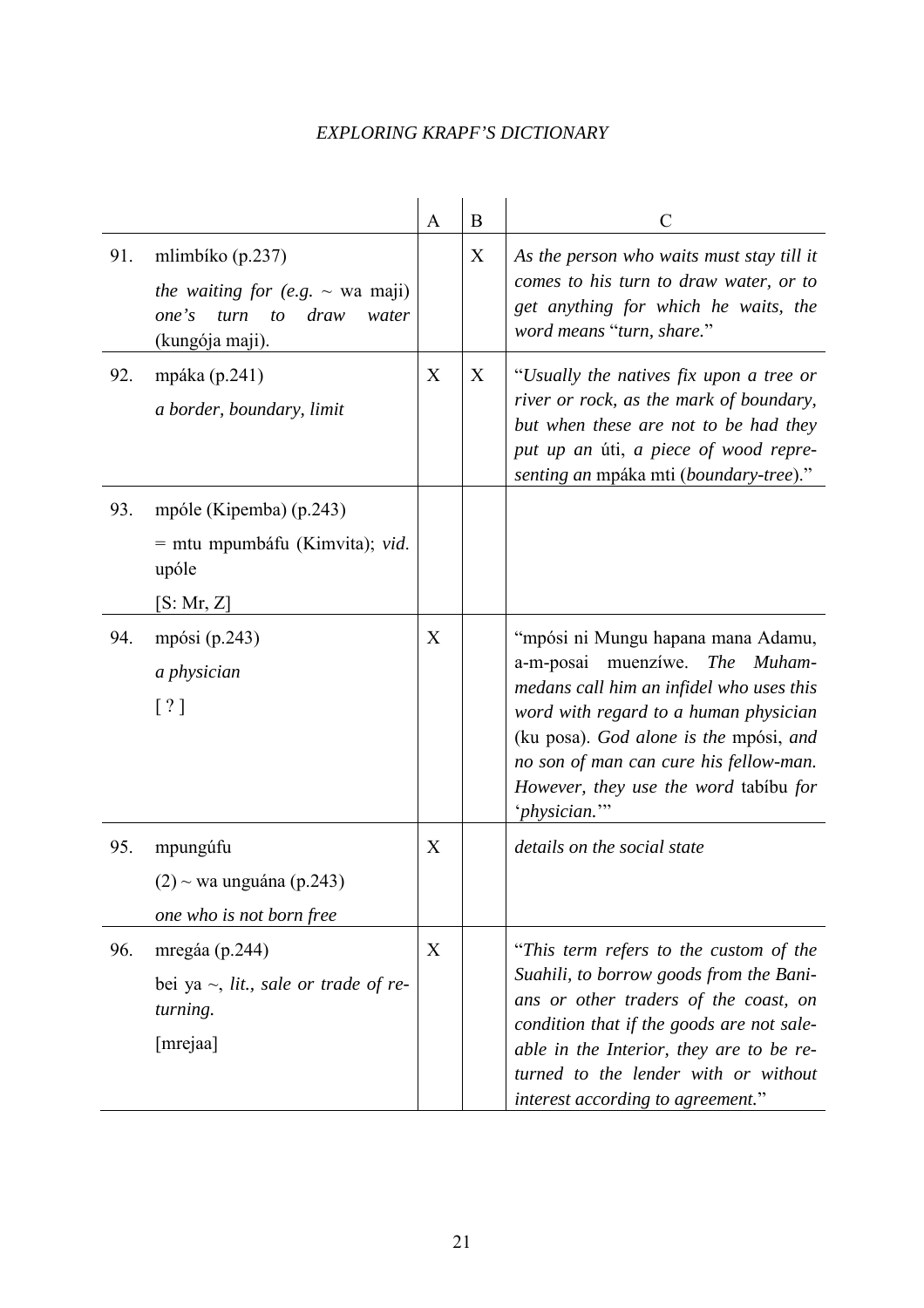| | | A | B | C |
|---|---|---|---|---|
| 91. | mlimbíko (p.237)<br>*the waiting for (e.g. ~* wa maji) *one's turn to draw water* (kungója maji). | | X | *As the person who waits must stay till it comes to his turn to draw water, or to get anything for which he waits, the word means* "*turn, share.*" |
| 92. | mpáka (p.241)<br>*a border, boundary, limit* | X | X | "*Usually the natives fix upon a tree or river or rock, as the mark of boundary, but when these are not to be had they put up an* úti, *a piece of wood representing an* mpáka mti (*boundary-tree*)." |
| 93. | mpóle (Kipemba) (p.243)<br>= mtu mpumbáfu (Kimvita); *vid.* upóle<br>[S: Mr, Z] | | | |
| 94. | mpósi (p.243)<br>*a physician*<br>[ ? ] | X | | "mpósi ni Mungu hapana mana Adamu, a-m-posai muenzíwe. *The Muhammedans call him an infidel who uses this word with regard to a human physician* (ku posa). *God alone is the* mpósi, *and no son of man can cure his fellow-man. However, they use the word* tabíbu *for* '*physician.*'" |
| 95. | mpungúfu<br>(2) ~ wa unguána (p.243)<br>*one who is not born free* | X | | *details on the social state* |
| 96. | mregáa (p.244)<br>bei ya ~, *lit., sale or trade of returning.*<br>[mrejaa] | X | | "*This term refers to the custom of the Suahili, to borrow goods from the Banians or other traders of the coast, on condition that if the goods are not saleable in the Interior, they are to be returned to the lender with or without interest according to agreement.*" |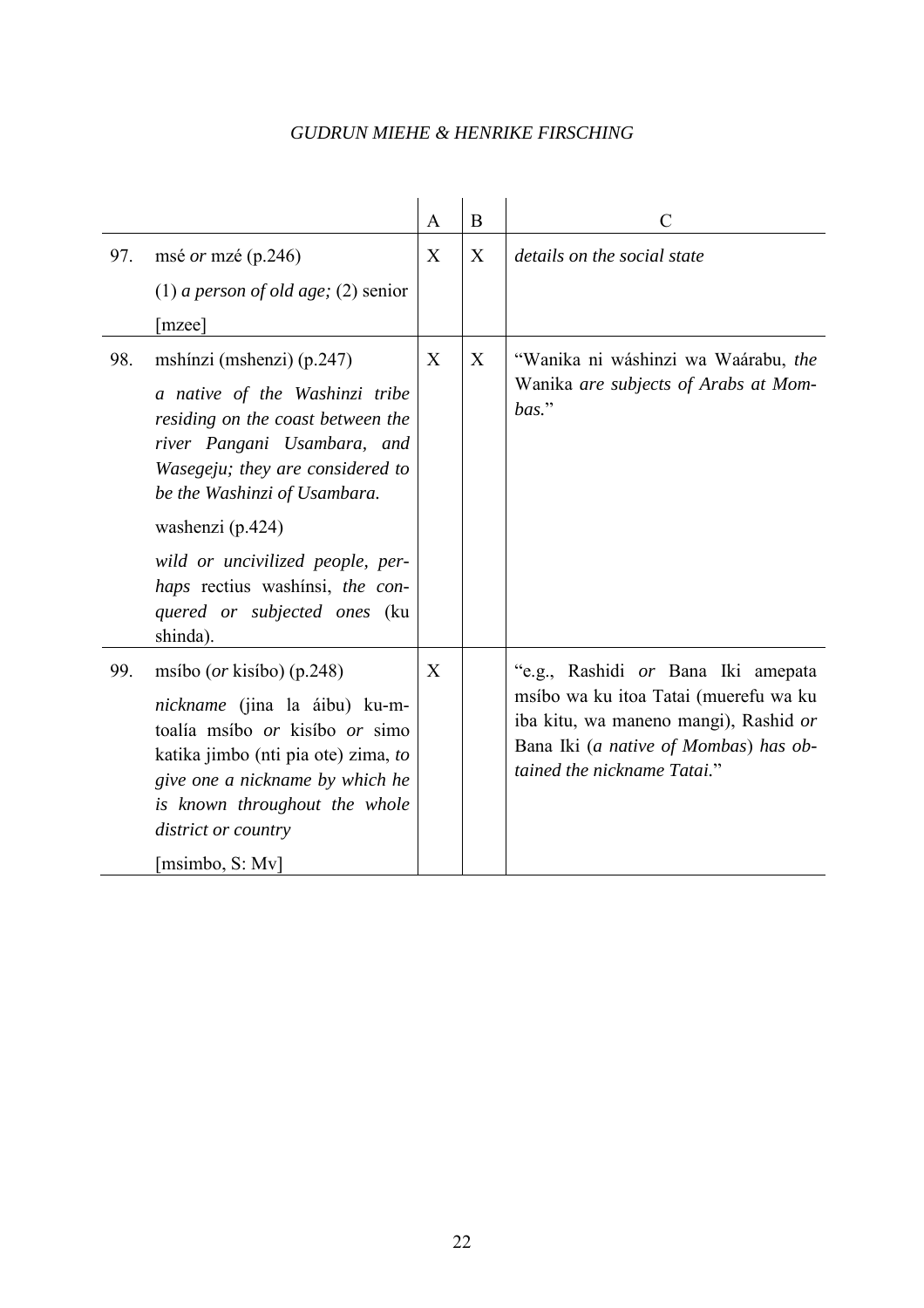| | | A | B | C |
|---|---|---|---|---|
| 97. | msé *or* mzé (p.246)<br>(1) *a person of old age;* (2) senior<br>[mzee] | X | X | *details on the social state* |
| 98. | mshínzi (mshenzi) (p.247)<br>*a native of the Washinzi tribe residing on the coast between the river Pangani Usambara, and Wasegeju; they are considered to be the Washinzi of Usambara.*<br>washenzi (p.424)<br>*wild or uncivilized people, perhaps* rectius washínsi, *the conquered or subjected ones* (ku shinda). | X | X | "Wanika ni wáshinzi wa Waárabu, *the* Wanika *are subjects of Arabs at Mombas.*" |
| 99. | msíbo (*or* kisíbo) (p.248)<br>*nickname* (jina la áibu) ku-m-toalía msíbo *or* kisíbo *or* simo katika jimbo (nti pia ote) zima, *to give one a nickname by which he is known throughout the whole district or country*<br>[msimbo, S: Mv] | X | | "e.g., Rashidi *or* Bana Iki amepata msíbo wa ku itoa Tatai (muerefu wa ku iba kitu, wa maneno mangi), Rashid *or* Bana Iki (*a native of Mombas*) *has obtained the nickname Tatai.*" |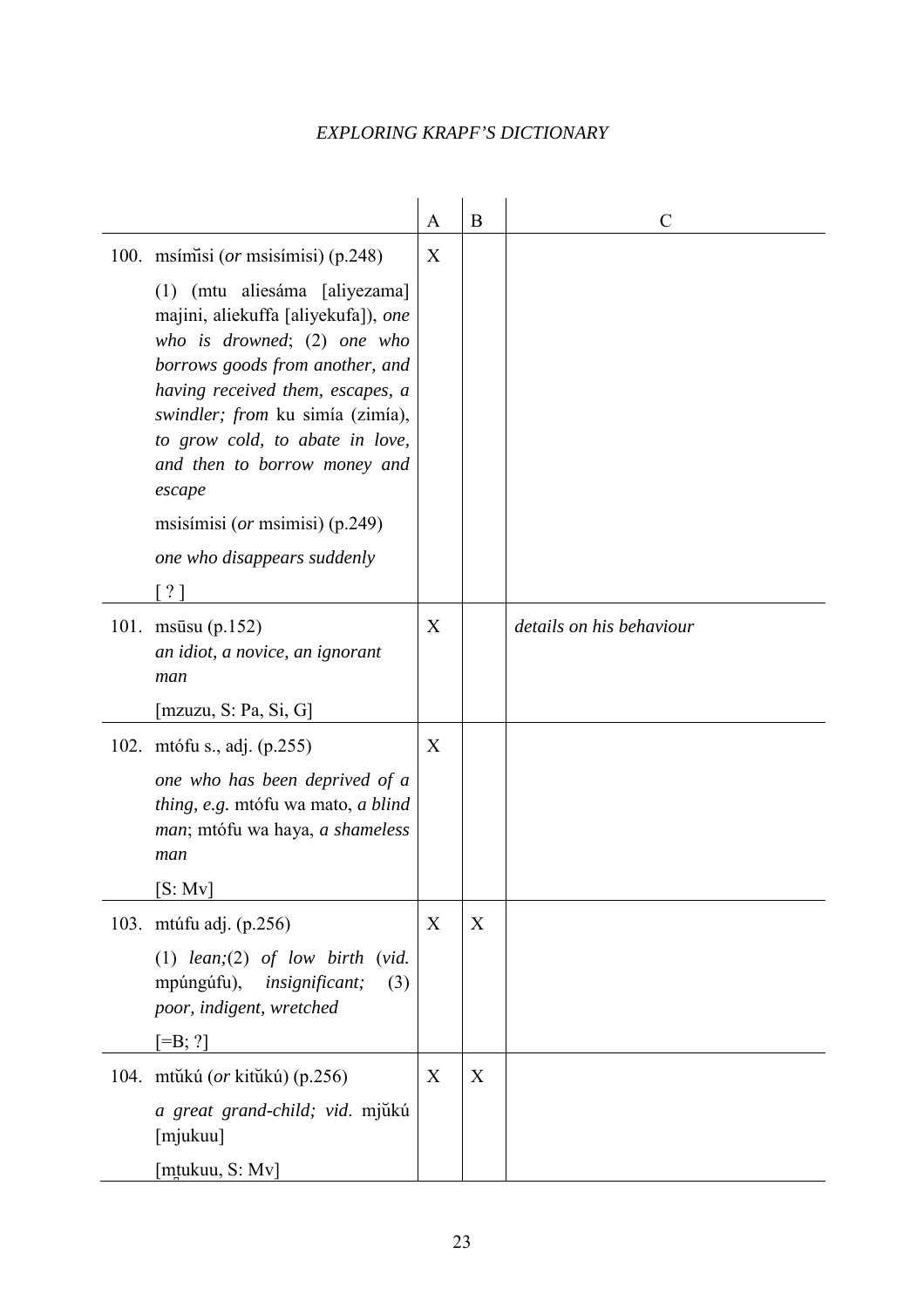| | | A | B | C |
|---|---|---|---|---|
| 100. | msím̆isi (*or* msisímisi) (p.248)<br><br>(1) (mtu aliesáma [aliyezama] majini, aliekuffa [aliyekufa]), *one who is drowned*; (2) *one who borrows goods from another, and having received them, escapes, a swindler; from* ku simía (zimía), *to grow cold, to abate in love, and then to borrow money and escape*<br><br>msisímisi (*or* msimisi) (p.249)<br><br>*one who disappears suddenly*<br><br>[ ? ] | X | | |
| 101. | msūsu (p.152)<br>*an idiot, a novice, an ignorant man*<br><br>[mzuzu, S: Pa, Si, G] | X | | *details on his behaviour* |
| 102. | mtófu s., adj. (p.255)<br><br>*one who has been deprived of a thing, e.g.* mtófu wa mato, *a blind man*; mtófu wa haya, *a shameless man*<br><br>[S: Mv] | X | | |
| 103. | mtúfu adj. (p.256)<br><br>(1) *lean;*(2) *of low birth* (*vid.* mpúngúfu), *insignificant;* (3) *poor, indigent, wretched*<br><br>[=B; ?] | X | X | |
| 104. | mtŭkú (*or* kitŭkú) (p.256)<br><br>*a great grand-child; vid*. mjŭkú [mjukuu]<br><br>[mt̪ukuu, S: Mv] | X | X | |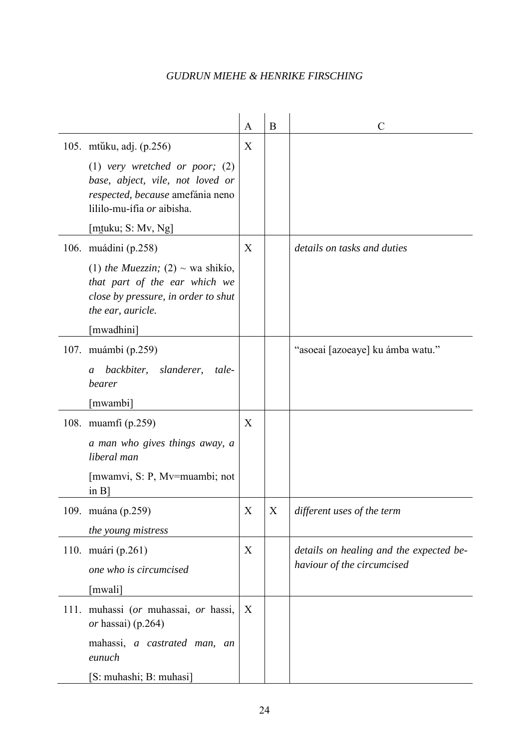| | A | B | C |
|---|---|---|---|
| 105. mtŭku, adj. (p.256)<br>(1) *very wretched or poor;* (2) *base, abject, vile, not loved or respected, because* amefánia neno lililo-mu-ífia *or* aibisha.<br>[mṯuku; S: Mv, Ng] | X | | |
| 106. muádini (p.258)<br>(1) *the Muezzin;* (2) ~ wa shikío, *that part of the ear which we close by pressure, in order to shut the ear, auricle.*<br>[mwadhini] | X | | *details on tasks and duties* |
| 107. muámbi (p.259)<br>*a backbiter, slanderer, tale-bearer*<br>[mwambi] | | | "asoeai [azoeaye] ku ámba watu." |
| 108. muamfi (p.259)<br>*a man who gives things away, a liberal man*<br>[mwamvi, S: P, Mv=muambi; not in B] | X | | |
| 109. muána (p.259)<br>*the young mistress* | X | X | *different uses of the term* |
| 110. muári (p.261)<br>*one who is circumcised*<br>[mwali] | X | | *details on healing and the expected behaviour of the circumcised* |
| 111. muhassi (*or* muhassai, *or* hassi, *or* hassai) (p.264)<br>mahassi, *a castrated man, an eunuch*<br>[S: muhashi; B: muhasi] | X | | |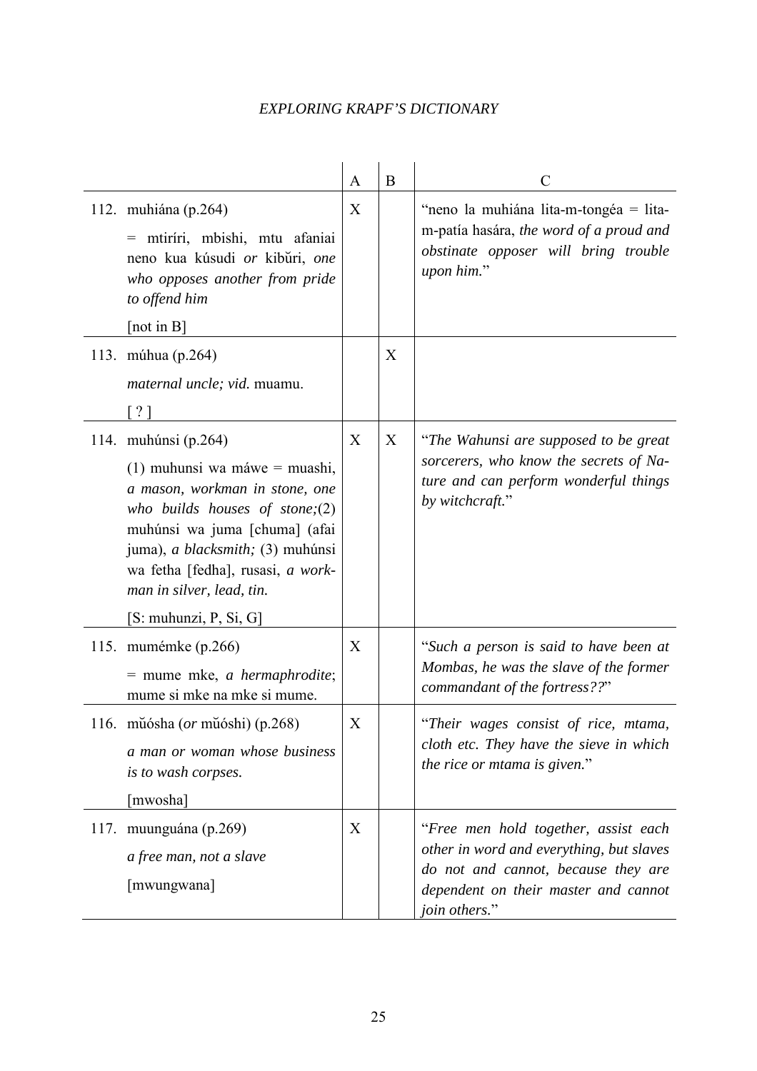| | A | B | C |
|---|---|---|---|
| 112. muhiána (p.264)<br><br>= mtiríri, mbishi, mtu afaniai neno kua kúsudi *or* kibǔri, *one who opposes another from pride to offend him*<br><br>[not in B] | X | | "neno la muhiána lita-m-tongéa = lita-m-patía hasára, *the word of a proud and obstinate opposer will bring trouble upon him.*" |
| 113. múhua (p.264)<br><br>*maternal uncle; vid.* muamu.<br><br>[ ? ] | | X | |
| 114. muhúnsi (p.264)<br><br>(1) muhunsi wa máwe = muashi, *a mason, workman in stone, one who builds houses of stone;*(2) muhúnsi wa juma [chuma] (afai juma), *a blacksmith;* (3) muhúnsi wa fetha [fedha], rusasi, *a workman in silver, lead, tin.*<br><br>[S: muhunzi, P, Si, G] | X | X | "*The Wahunsi are supposed to be great sorcerers, who know the secrets of Nature and can perform wonderful things by witchcraft.*" |
| 115. mumémke (p.266)<br><br>= mume mke, *a hermaphrodite*; mume si mke na mke si mume. | X | | "*Such a person is said to have been at Mombas, he was the slave of the former commandant of the fortress??*" |
| 116. mǔósha (*or* mǔóshi) (p.268)<br><br>*a man or woman whose business is to wash corpses.*<br><br>[mwosha] | X | | "*Their wages consist of rice, mtama, cloth etc. They have the sieve in which the rice or mtama is given.*" |
| 117. muunguána (p.269)<br><br>*a free man, not a slave*<br><br>[mwungwana] | X | | "*Free men hold together, assist each other in word and everything, but slaves do not and cannot, because they are dependent on their master and cannot join others.*" |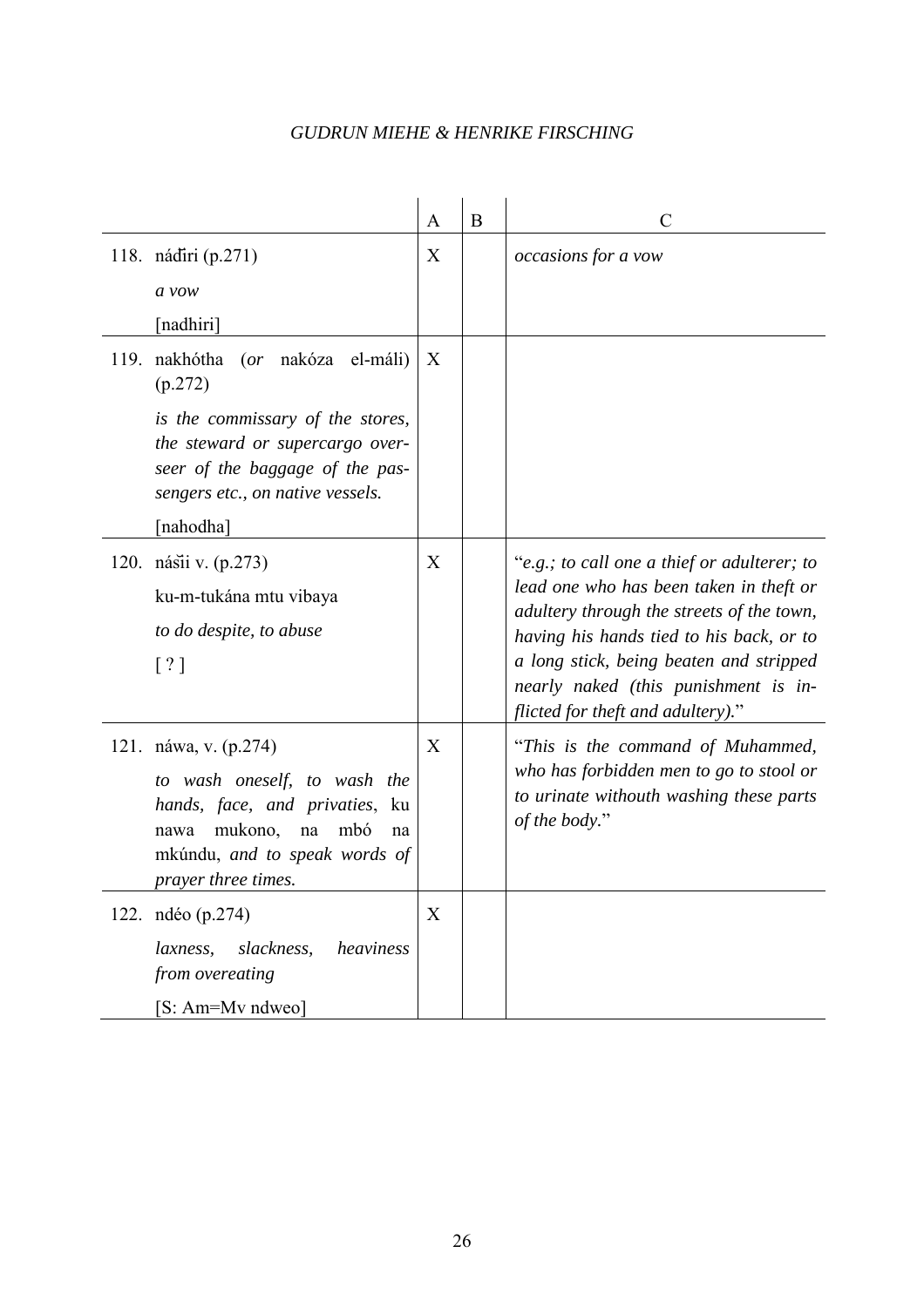| | A | B | C |
|---|---|---|---|
| 118. náďiri (p.271)<br>*a vow*<br>[nadhiri] | X | | *occasions for a vow* |
| 119. nakhótha (*or* nakóza el-máli) (p.272)<br>*is the commissary of the stores, the steward or supercargo overseer of the baggage of the passengers etc., on native vessels.*<br>[nahodha] | X | | |
| 120. nášii v. (p.273)<br>ku-m-tukána mtu vibaya<br>*to do despite, to abuse*<br>[ ? ] | X | | "*e.g.; to call one a thief or adulterer; to lead one who has been taken in theft or adultery through the streets of the town, having his hands tied to his back, or to a long stick, being beaten and stripped nearly naked (this punishment is inflicted for theft and adultery).*" |
| 121. náwa, v. (p.274)<br>*to wash oneself, to wash the hands, face, and privaties*, ku nawa mukono, na mbó na mkúndu, *and to speak words of prayer three times.* | X | | "*This is the command of Muhammed, who has forbidden men to go to stool or to urinate withouth washing these parts of the body.*" |
| 122. ndéo (p.274)<br>*laxness, slackness, heaviness from overeating*<br>[S: Am=Mv ndweo] | X | | |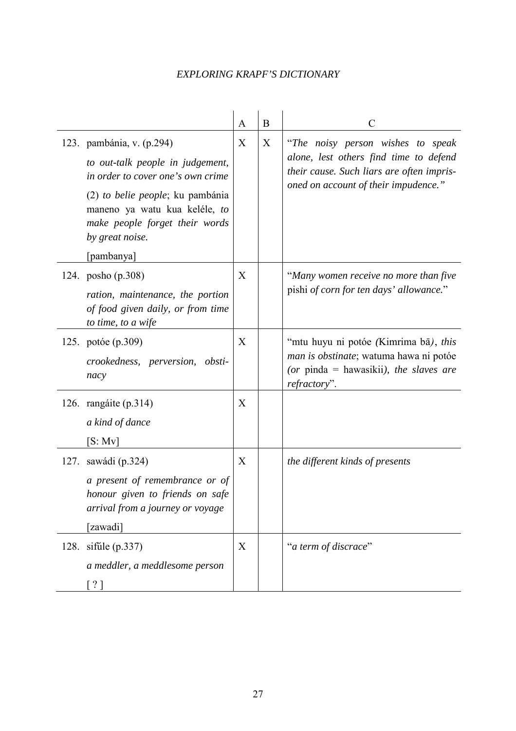| | A | B | C |
|---|---|---|---|
| 123. pambánia, v. (p.294) *to out-talk people in judgement, in order to cover one's own crime* (2) *to belie people*; ku pambánia maneno ya watu kua keléle, *to make people forget their words by great noise.* [pambanya] | X | X | "*The noisy person wishes to speak alone, lest others find time to defend their cause. Such liars are often imprisoned on account of their impudence.*" |
| 124. posho (p.308) *ration, maintenance, the portion of food given daily, or from time to time, to a wife* | X | | "*Many women receive no more than five* pishi *of corn for ten days' allowance.*" |
| 125. potóe (p.309) *crookedness, perversion, obstinacy* | X | | "mtu huyu ni potóe *(*Kimrima bā*)*, *this man is obstinate*; watuma hawa ni potóe *(or* pinda = hawasikii*), the slaves are refractory*". |
| 126. rangáite (p.314) *a kind of dance* [S: Mv] | X | | |
| 127. sawádi (p.324) *a present of remembrance or of honour given to friends on safe arrival from a journey or voyage* [zawadi] | X | | *the different kinds of presents* |
| 128. sifũle (p.337) *a meddler, a meddlesome person* [ ? ] | X | | "*a term of discrace*" |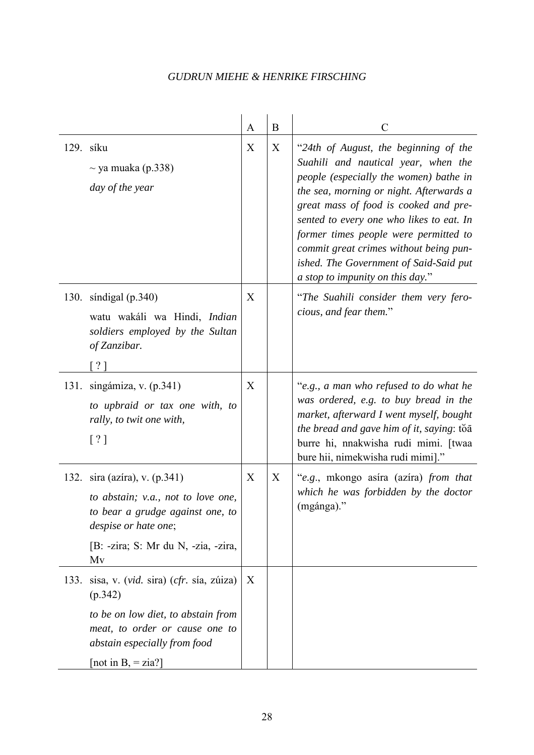| | A | B | C |
|---|---|---|---|
| 129. síku<br>~ ya muaka (p.338)<br>*day of the year* | X | X | "*24th of August, the beginning of the Suahili and nautical year, when the people (especially the women) bathe in the sea, morning or night. Afterwards a great mass of food is cooked and presented to every one who likes to eat. In former times people were permitted to commit great crimes without being punished. The Government of Said-Said put a stop to impunity on this day.*" |
| 130. síndigal (p.340)<br>watu wakáli wa Hindi, *Indian soldiers employed by the Sultan of Zanzibar.*<br>[ ? ] | X | | "*The Suahili consider them very ferocious, and fear them.*" |
| 131. singámiza, v. (p.341)<br>*to upbraid or tax one with, to rally, to twit one with,*<br>[ ? ] | X | | "*e.g., a man who refused to do what he was ordered, e.g. to buy bread in the market, afterward I went myself, bought the bread and gave him of it, saying*: tŏā burre hi, nnakwisha rudi mimi. [twaa bure hii, nimekwisha rudi mimi]." |
| 132. sira (azíra), v. (p.341)<br>*to abstain; v.a., not to love one, to bear a grudge against one, to despise or hate one*;<br>[B: -zira; S: Mr du N, -zia, -zira, Mv | X | X | "*e.g*., mkongo asíra (azíra) *from that which he was forbidden by the doctor* (mgánga)." |
| 133. sisa, v. (*vid.* sira) (*cfr.* sía, zúiza) (p.342)<br>*to be on low diet, to abstain from meat, to order or cause one to abstain especially from food*<br>[not in B, = zia?] | X | | |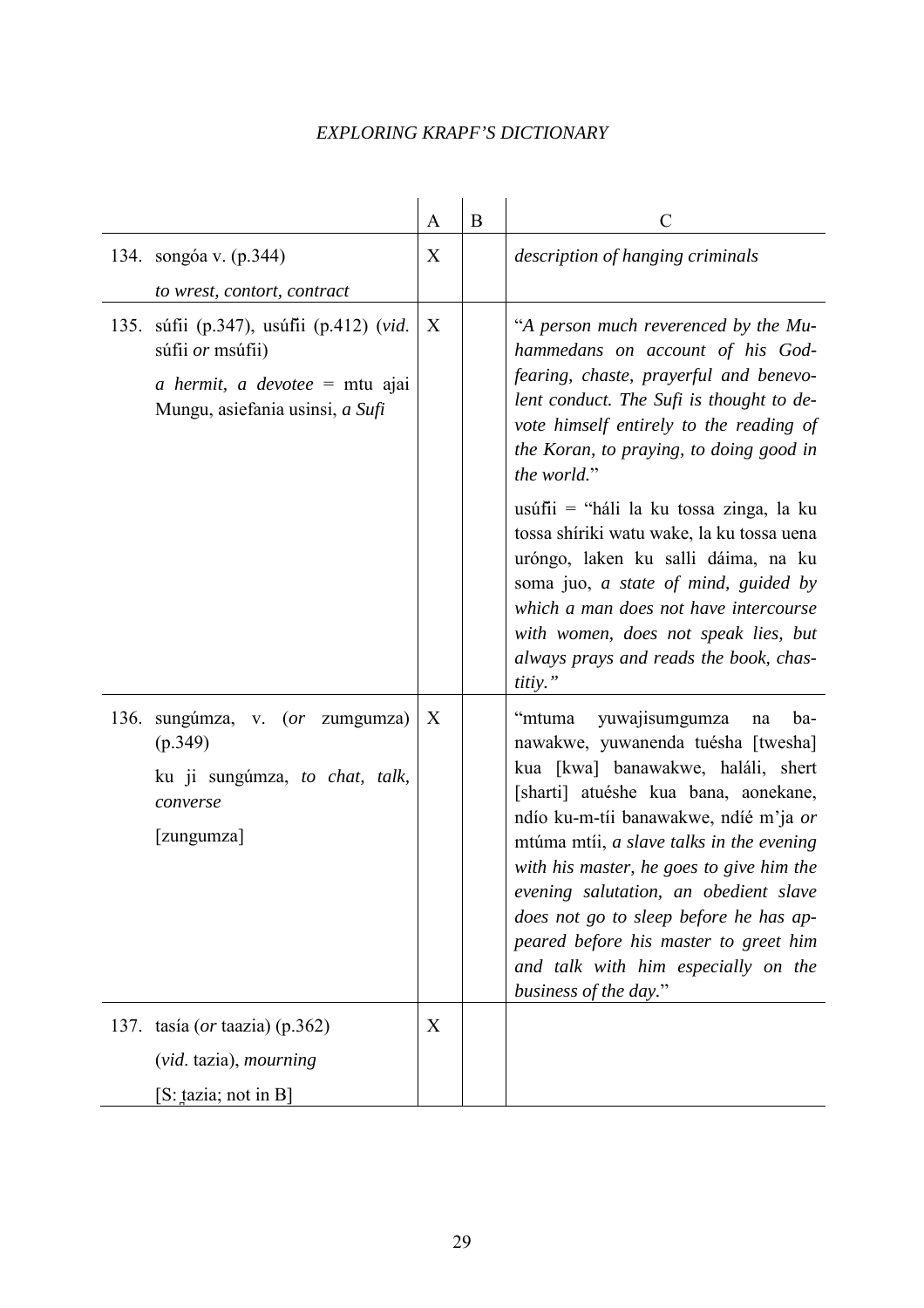| | A | B | C |
|---|---|---|---|
| 134. songóa v. (p.344) *to wrest, contort, contract* | X | | *description of hanging criminals* |
| 135. súfii (p.347), usúfii (p.412) (*vid.* súfii *or* msúfii) *a hermit, a devotee* = mtu ajai Mungu, asiefania usinsi, *a Sufi* | X | | "*A person much reverenced by the Muhammedans on account of his God-fearing, chaste, prayerful and benevolent conduct. The Sufi is thought to devote himself entirely to the reading of the Koran, to praying, to doing good in the world.*" usúfii = "háli la ku tossa zinga, la ku tossa shíriki watu wake, la ku tossa uena uróngo, laken ku salli dáima, na ku soma juo, *a state of mind, guided by which a man does not have intercourse with women, does not speak lies, but always prays and reads the book, chastitiy.*" |
| 136. sungúmza, v. (*or* zumgumza) (p.349) ku ji sungúmza, *to chat, talk, converse* [zungumza] | X | | "mtuma yuwajisumgumza na banawakwe, yuwanenda tuésha [twesha] kua [kwa] banawakwe, haláli, shert [sharti] atuéshe kua bana, aonekane, ndío ku-m-tíi banawakwe, ndíé m'ja *or* mtúma mtíi, *a slave talks in the evening with his master, he goes to give him the evening salutation, an obedient slave does not go to sleep before he has appeared before his master to greet him and talk with him especially on the business of the day.*" |
| 137. tasía (*or* taazia) (p.362) (*vid.* tazia), *mourning* [S: t̯azia; not in B] | X | | |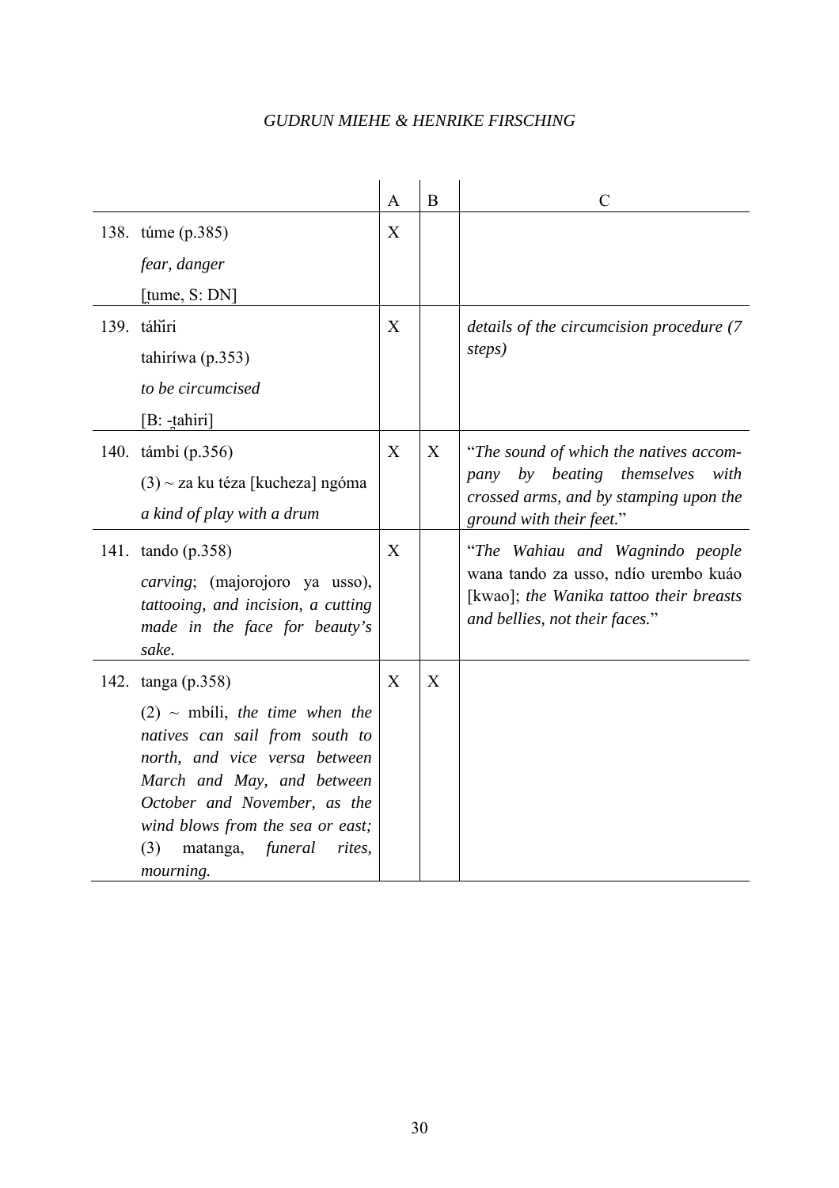| | A | B | C |
|---|---|---|---|
| 138. túme (p.385)<br>*fear, danger*<br>[t̪ume, S: DN] | X | | |
| 139. táhĭri<br>tahiríwa (p.353)<br>*to be circumcised*<br>[B: -t̪ahiri] | X | | *details of the circumcision procedure (7 steps)* |
| 140. támbi (p.356)<br>(3) ~ za ku téza [kucheza] ngóma<br>*a kind of play with a drum* | X | X | "*The sound of which the natives accompany by beating themselves with crossed arms, and by stamping upon the ground with their feet.*" |
| 141. tando (p.358)<br>*carving*; (majorojoro ya usso), *tattooing, and incision, a cutting made in the face for beauty's sake.* | X | | "*The Wahiau and Wagnindo people* wana tando za usso, ndío urembo kuáo [kwao]; *the Wanika tattoo their breasts and bellies, not their faces.*" |
| 142. tanga (p.358)<br>(2) ~ mbíli, *the time when the natives can sail from south to north, and vice versa between March and May, and between October and November, as the wind blows from the sea or east;* (3) matanga, *funeral rites, mourning.* | X | X | |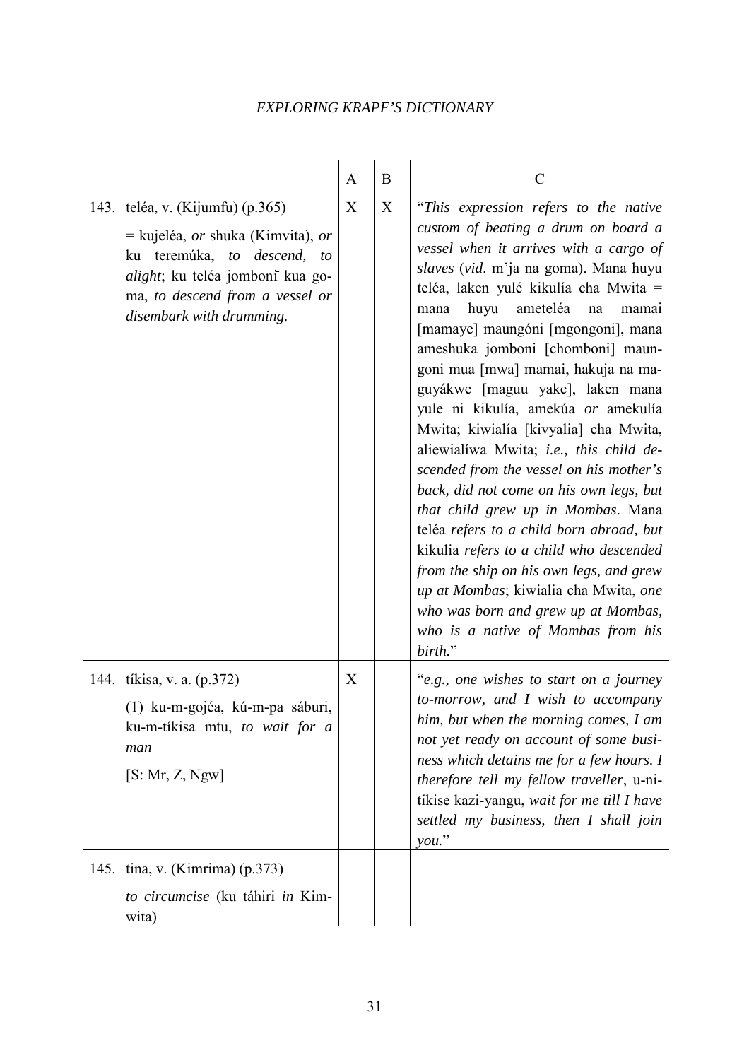| | A | B | C |
|---|---|---|---|
| 143. teléa, v. (Kijumfu) (p.365)<br><br>= kujeléa, *or* shuka (Kimvita), *or* ku teremúka, *to descend, to alight*; ku teléa jombonĭ kua goma, *to descend from a vessel or disembark with drumming.* | X | X | "*This expression refers to the native custom of beating a drum on board a vessel when it arrives with a cargo of slaves* (*vid*. m'ja na goma). Mana huyu teléa, laken yulé kikulía cha Mwita = mana huyu ameteléa na mamai [mamaye] maungóni [mgongoni], mana ameshuka jomboni [chomboni] maungoni mua [mwa] mamai, hakuja na maguyákwe [maguu yake], laken mana yule ni kikulía, amekúa *or* amekulía Mwita; kiwialía [kivyalia] cha Mwita, aliewialíwa Mwita; *i.e., this child descended from the vessel on his mother's back, did not come on his own legs, but that child grew up in Mombas*. Mana teléa *refers to a child born abroad, but* kikulia *refers to a child who descended from the ship on his own legs, and grew up at Mombas*; kiwialia cha Mwita, *one who was born and grew up at Mombas, who is a native of Mombas from his birth.*" |
| 144. tíkisa, v. a. (p.372)<br><br>(1) ku-m-gojéa, kú-m-pa sáburi, ku-m-tíkisa mtu, *to wait for a man*<br><br>[S: Mr, Z, Ngw] | X | | "*e.g., one wishes to start on a journey to-morrow, and I wish to accompany him, but when the morning comes, I am not yet ready on account of some business which detains me for a few hours. I therefore tell my fellow traveller*, u-ni-tíkise kazi-yangu, *wait for me till I have settled my business, then I shall join you.*" |
| 145. tina, v. (Kimrima) (p.373)<br><br>*to circumcise* (ku táhiri *in* Kimwita) | | | |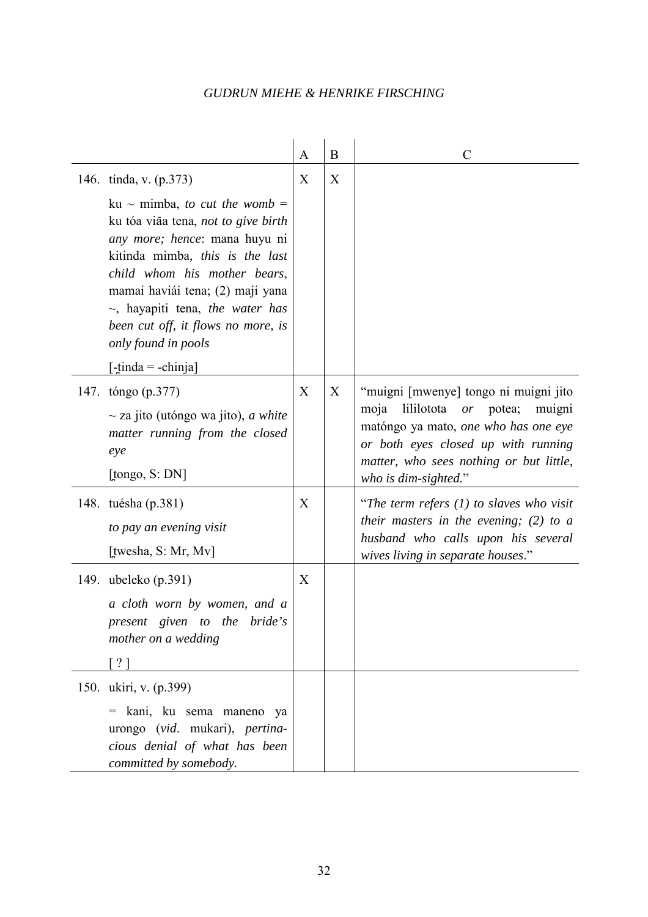| | A | B | C |
|---|---|---|---|
| 146. tínda, v. (p.373)<br>ku ~ mimba, *to cut the womb* = ku tóa viāa tena, *not to give birth any more; hence*: mana huyu ni kitinda mimba, *this is the last child whom his mother bears*, mamai haviái tena; (2) maji yana ~, hayapiti tena, *the water has been cut off, it flows no more, is only found in pools*<br>[-t̪inda = -chinja] | X | X | |
| 147. tóngo (p.377)<br>~ za jito (utóngo wa jito), *a white matter running from the closed eye*<br>[t̪ongo, S: DN] | X | X | "muigni [mwenye] tongo ni muigni jito moja lililotota *or* potea; muigni matóngo ya mato, *one who has one eye or both eyes closed up with running matter, who sees nothing or but little, who is dim-sighted.*" |
| 148. tuésha (p.381)<br>*to pay an evening visit*<br>[t̪wesha, S: Mr, Mv] | X | | "*The term refers (1) to slaves who visit their masters in the evening; (2) to a husband who calls upon his several wives living in separate houses*." |
| 149. ubeleko (p.391)<br>*a cloth worn by women, and a present given to the bride's mother on a wedding*<br>[ ? ] | X | | |
| 150. ukiri, v. (p.399)<br>= kani, ku sema maneno ya urongo (*vid*. mukari), *pertinacious denial of what has been committed by somebody.* | | | |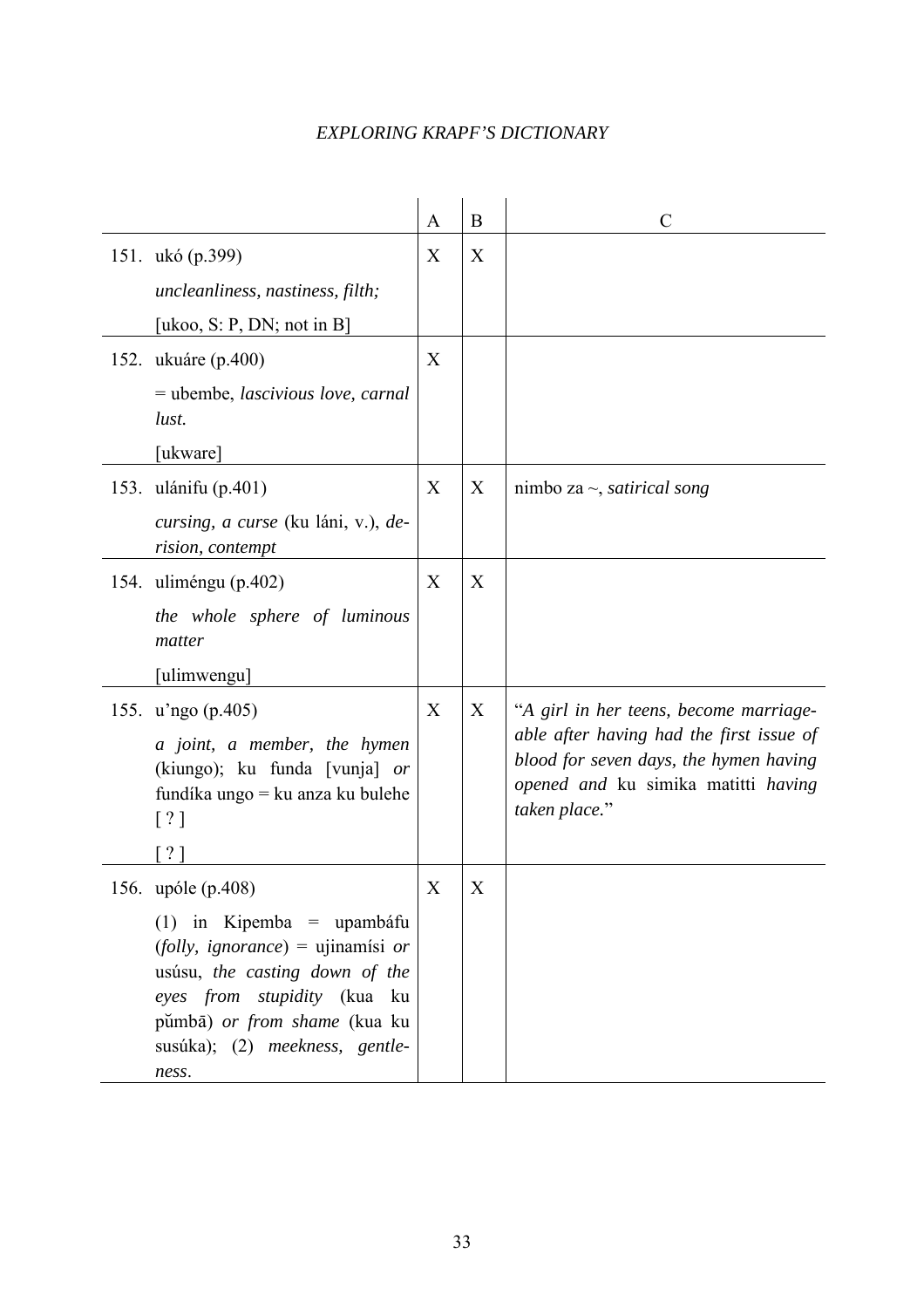| | A | B | C |
|---|---|---|---|
| 151. ukó (p.399)<br>*uncleanliness, nastiness, filth;*<br>[ukoo, S: P, DN; not in B] | X | X | |
| 152. ukuáre (p.400)<br>= ubembe, *lascivious love, carnal lust.*<br>[ukware] | X | | |
| 153. ulánifu (p.401)<br>*cursing, a curse* (ku láni, v.), *derision, contempt* | X | X | nimbo za ~, *satirical song* |
| 154. uliméngu (p.402)<br>*the whole sphere of luminous matter*<br>[ulimwengu] | X | X | |
| 155. u'ngo (p.405)<br>*a joint, a member, the hymen* (kiungo); ku funda [vunja] *or* fundíka ungo = ku anza ku bulehe [ ? ]<br>[ ? ] | X | X | "*A girl in her teens, become marriageable after having had the first issue of blood for seven days, the hymen having opened and* ku simika matitti *having taken place.*" |
| 156. upóle (p.408)<br>(1) in Kipemba = upambáfu (*folly, ignorance*) = ujinamísi *or* usúsu, *the casting down of the eyes from stupidity* (kua ku pŭmbā) *or from shame* (kua ku susúka); (2) *meekness, gentleness*. | X | X | |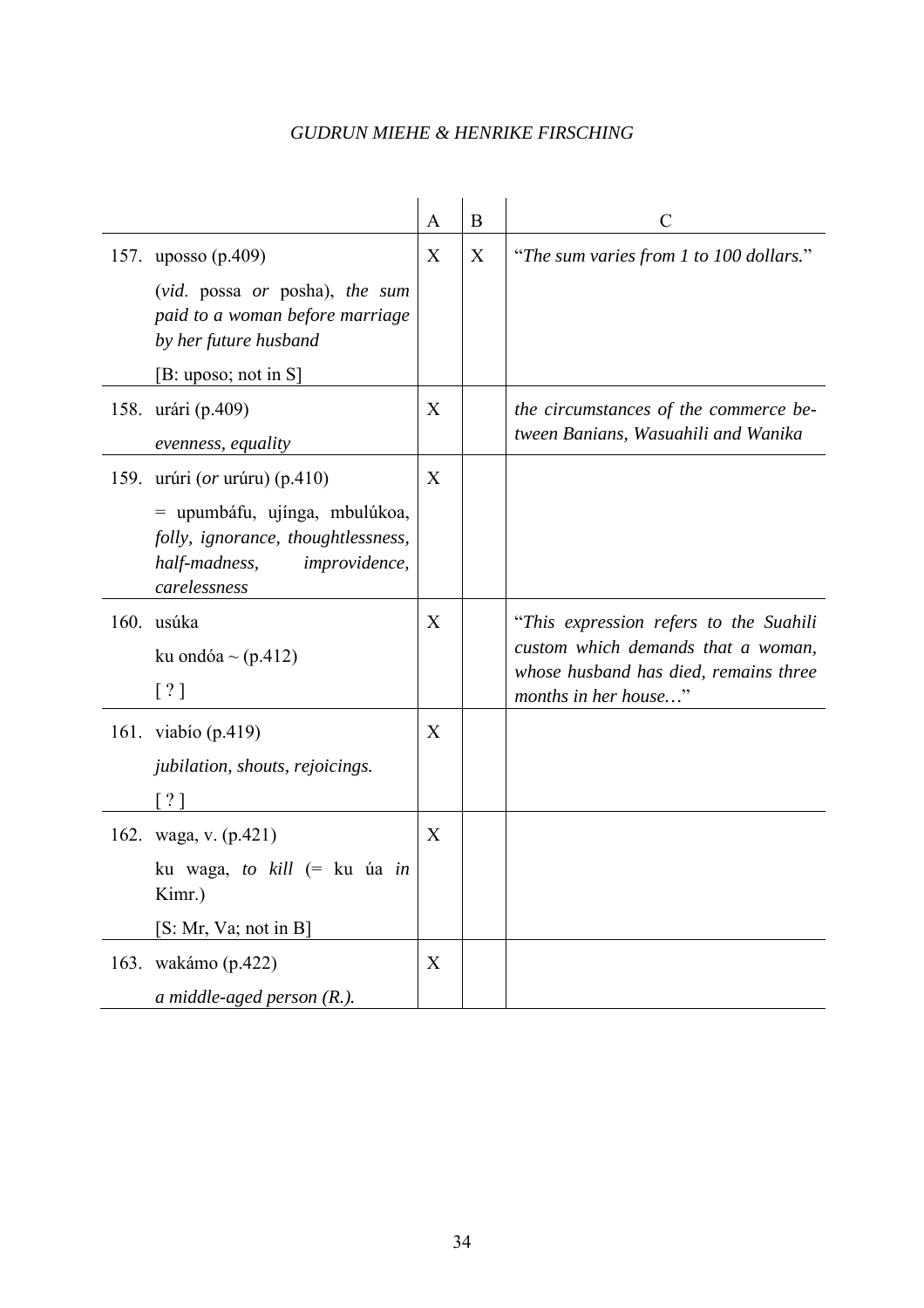| | A | B | C |
|---|---|---|---|
| 157. uposso (p.409)<br>(*vid*. possa *or* posha), *the sum paid to a woman before marriage by her future husband*<br>[B: uposo; not in S] | X | X | "*The sum varies from 1 to 100 dollars.*" |
| 158. urári (p.409)<br>*evenness, equality* | X | | *the circumstances of the commerce between Banians, Wasuahili and Wanika* |
| 159. urúri (*or* urúru) (p.410)<br>= upumbáfu, ujínga, mbulúkoa, *folly, ignorance, thoughtlessness, half-madness, improvidence, carelessness* | X | | |
| 160. usúka<br>ku ondóa ~ (p.412)<br>[ ? ] | X | | "*This expression refers to the Suahili custom which demands that a woman, whose husband has died, remains three months in her house…*" |
| 161. viabío (p.419)<br>*jubilation, shouts, rejoicings.*<br>[ ? ] | X | | |
| 162. waga, v. (p.421)<br>ku waga, *to kill* (= ku úa *in* Kimr.)<br>[S: Mr, Va; not in B] | X | | |
| 163. wakámo (p.422)<br>*a middle-aged person (R.).* | X | | |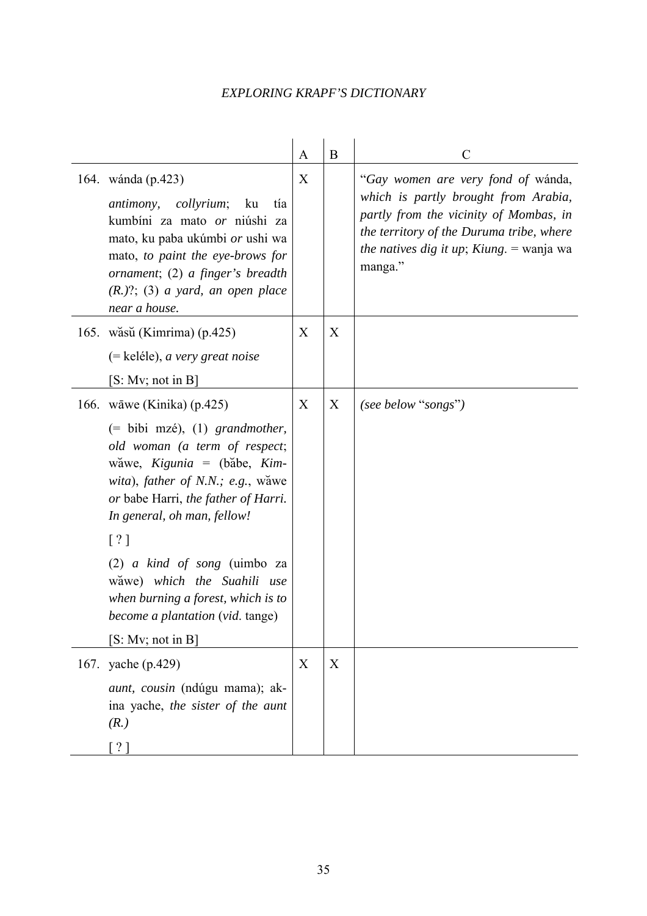| | | A | B | C |
|---|---|---|---|---|
| 164. | wánda (p.423)<br>*antimony, collyrium*; ku tía kumbíni za mato *or* niúshi za mato, ku paba ukúmbi *or* ushi wa mato, *to paint the eye-brows for ornament*; (2) *a finger's breadth (R.)*?; (3) *a yard, an open place near a house.* | X | | "*Gay women are very fond of* wánda, *which is partly brought from Arabia, partly from the vicinity of Mombas, in the territory of the Duruma tribe, where the natives dig it up*; *Kiung.* = wanja wa manga." |
| 165. | wăsŭ (Kimrima) (p.425)<br>(= keléle), *a very great noise*<br>[S: Mv; not in B] | X | X | |
| 166. | wāwe (Kinika) (p.425)<br>(= bibi mzé), (1) *grandmother, old woman (a term of respect*; wăwe, *Kigunia* = (băbe, *Kimwita*), *father of N.N.; e.g.*, wăwe *or* babe Harri, *the father of Harri. In general, oh man, fellow!*<br>[ ? ]<br>(2) *a kind of song* (uimbo za wăwe) *which the Suahili use when burning a forest, which is to become a plantation* (*vid.* tange)<br>[S: Mv; not in B] | X | X | *(see below* "*songs*"*)* |
| 167. | yache (p.429)<br>*aunt, cousin* (ndúgu mama); ak-ina yache, *the sister of the aunt (R.)*<br>[ ? ] | X | X | |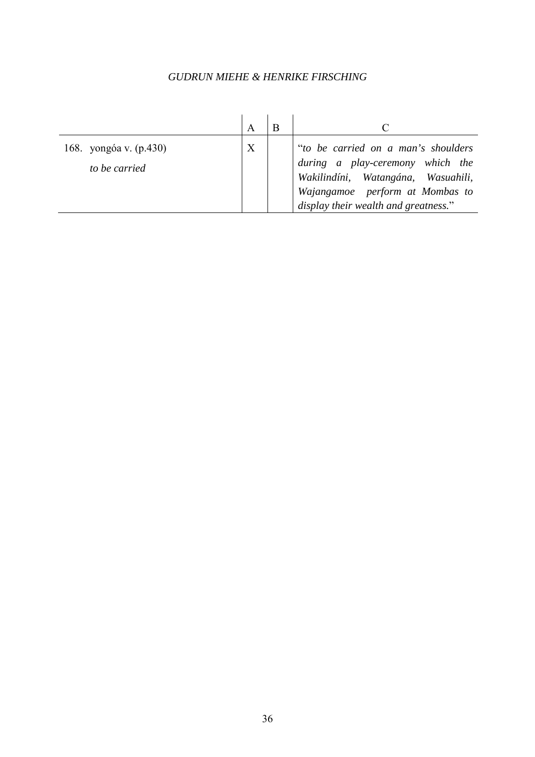| | A | B | C |
|---|---|---|---|
| 168. yongóa v. (p.430) *to be carried* | X | | "*to be carried on a man's shoulders during a play-ceremony which the Wakilindíni, Watangána, Wasuahili, Wajangamoe perform at Mombas to display their wealth and greatness.*" |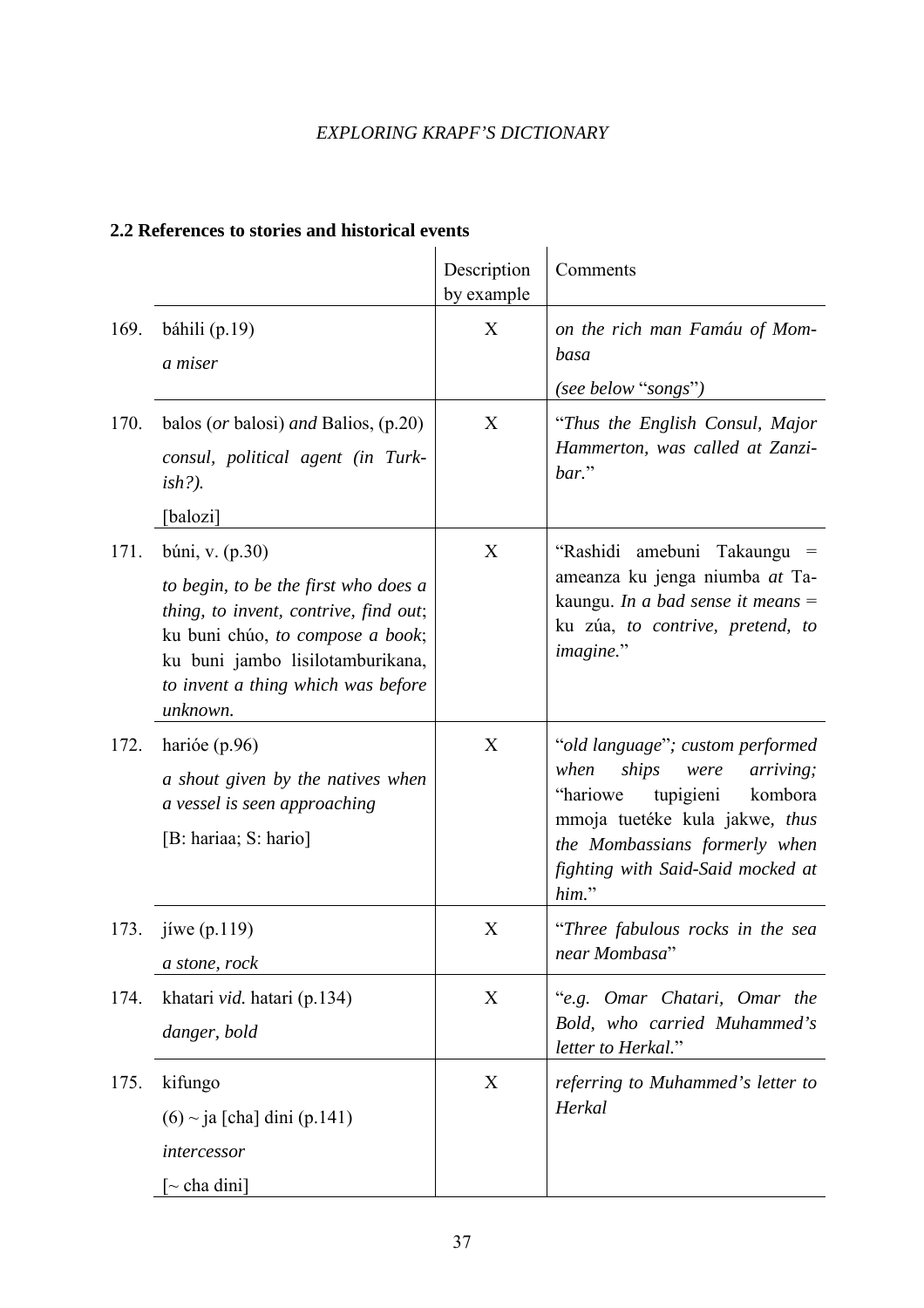## 2.2 References to stories and historical events

| | | Description by example | Comments |
|---|---|---|---|
| 169. | báhili (p.19)<br>*a miser* | X | *on the rich man Faméu of Mombasa*<br>*(see below* "*songs*"*)* |
| 170. | balos (*or* balosi) *and* Balios, (p.20)<br>*consul, political agent (in Turkish?).*<br>[balozi] | X | "*Thus the English Consul, Major Hammerton, was called at Zanzibar.*" |
| 171. | búni, v. (p.30)<br>*to begin, to be the first who does a thing, to invent, contrive, find out*; ku buni chúo, *to compose a book*; ku buni jambo lisilotamburikana, *to invent a thing which was before unknown.* | X | "Rashidi amebuni Takaungu = ameanza ku jenga niumba *at* Takaungu. *In a bad sense it means* = ku zúa, *to contrive, pretend, to imagine.*" |
| 172. | harióe (p.96)<br>*a shout given by the natives when a vessel is seen approaching*<br>[B: hariaa; S: hario] | X | "*old language*"*; custom performed when ships were arriving;* "hariowe tupigieni kombora mmoja tuetéke kula jakwe*, thus the Mombassians formerly when fighting with Said-Said mocked at him.*" |
| 173. | jíwe (p.119)<br>*a stone, rock* | X | "*Three fabulous rocks in the sea near Mombasa*" |
| 174. | khatari *vid.* hatari (p.134)<br>*danger, bold* | X | "*e.g. Omar Chatari, Omar the Bold, who carried Muhammed's letter to Herkal.*" |
| 175. | kifungo<br>(6) ~ ja [cha] dini (p.141)<br>*intercessor*<br>[~ cha dini] | X | *referring to Muhammed's letter to Herkal* |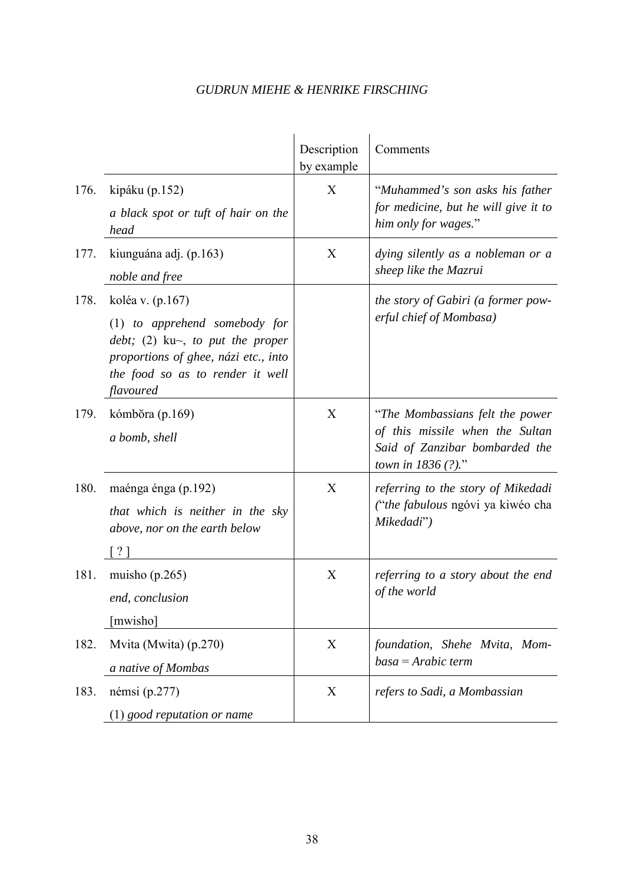| | | Description by example | Comments |
|---|---|---|---|
| 176. | kipáku (p.152)<br>*a black spot or tuft of hair on the head* | X | "*Muhammed's son asks his father for medicine, but he will give it to him only for wages.*" |
| 177. | kiunguána adj. (p.163)<br>*noble and free* | X | *dying silently as a nobleman or a sheep like the Mazrui* |
| 178. | koléa v. (p.167)<br>(1) *to apprehend somebody for debt;* (2) ku~, *to put the proper proportions of ghee, názi etc., into the food so as to render it well flavoured* | | *the story of Gabiri (a former powerful chief of Mombasa)* |
| 179. | kómbŏra (p.169)<br>*a bomb, shell* | X | "*The Mombassians felt the power of this missile when the Sultan Said of Zanzibar bombarded the town in 1836 (?).*" |
| 180. | maénga énga (p.192)<br>*that which is neither in the sky above, nor on the earth below*<br>[ ? ] | X | *referring to the story of Mikedadi ("the fabulous* ngóvi ya kiwéo cha *Mikedadi")* |
| 181. | muisho (p.265)<br>*end, conclusion*<br>[mwisho] | X | *referring to a story about the end of the world* |
| 182. | Mvita (Mwita) (p.270)<br>*a native of Mombas* | X | *foundation, Shehe Mvita, Mombasa = Arabic term* |
| 183. | némsi (p.277)<br>(1) *good reputation or name* | X | *refers to Sadi, a Mombassian* |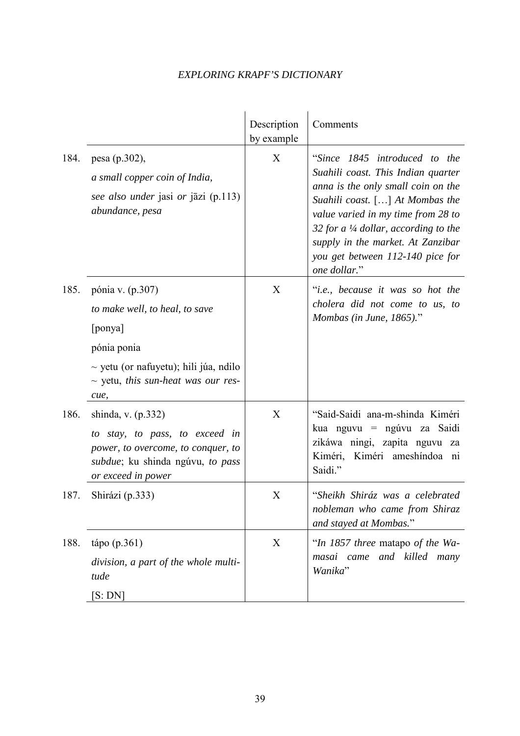| | | Description by example | Comments |
|---|---|---|---|
| 184. | pesa (p.302),<br>*a small copper coin of India,*<br>*see also under* jasi *or* jāzi (p.113) *abundance, pesa* | X | "*Since 1845 introduced to the Suahili coast. This Indian quarter anna is the only small coin on the Suahili coast.* […] *At Mombas the value varied in my time from 28 to 32 for a ¼ dollar, according to the supply in the market. At Zanzibar you get between 112-140 pice for one dollar.*" |
| 185. | pónia v. (p.307)<br>*to make well, to heal, to save*<br>[ponya]<br>pónia ponia<br>~ yetu (or nafuyetu); hili júa, ndilo ~ yetu, *this sun-heat was our rescue,* | X | "*i.e., because it was so hot the cholera did not come to us, to Mombas (in June, 1865).*" |
| 186. | shinda, v. (p.332)<br>*to stay, to pass, to exceed in power, to overcome, to conquer, to subdue*; ku shinda ngúvu, *to pass or exceed in power* | X | "Said-Saidi ana-m-shinda Kiméri kua nguvu = ngúvu za Saidi zikáwa ningi, zapita nguvu za Kiméri, Kiméri ameshíndoa ni Saidi." |
| 187. | Shirázi (p.333) | X | "*Sheikh Shiráz was a celebrated nobleman who came from Shiraz and stayed at Mombas.*" |
| 188. | tápo (p.361)<br>*division, a part of the whole multitude*<br>[S: DN] | X | "*In 1857 three* matapo *of the Wamasai came and killed many Wanika*" |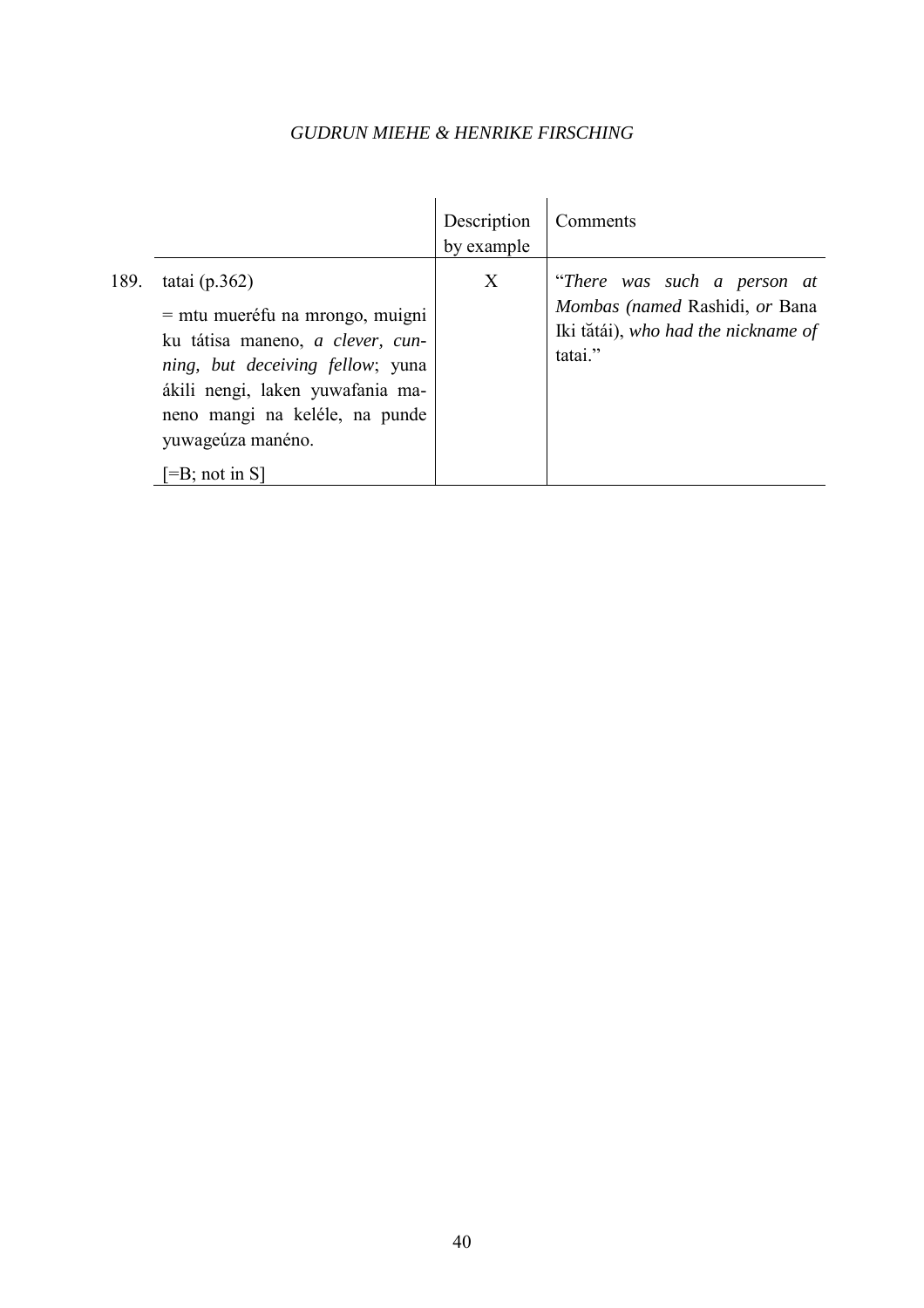| | | Description by example | Comments |
|---|---|---|---|
| 189. | tatai (p.362)<br>= mtu mueréfu na mrongo, muigni ku tátisa maneno, *a clever, cunning, but deceiving fellow*; yuna ákili nengi, laken yuwafania maneno mangi na keléle, na punde yuwageúza manéno.<br>[=B; not in S] | X | "*There was such a person at Mombas (named* Rashidi, *or* Bana Iki tătái), *who had the nickname of* tatai." |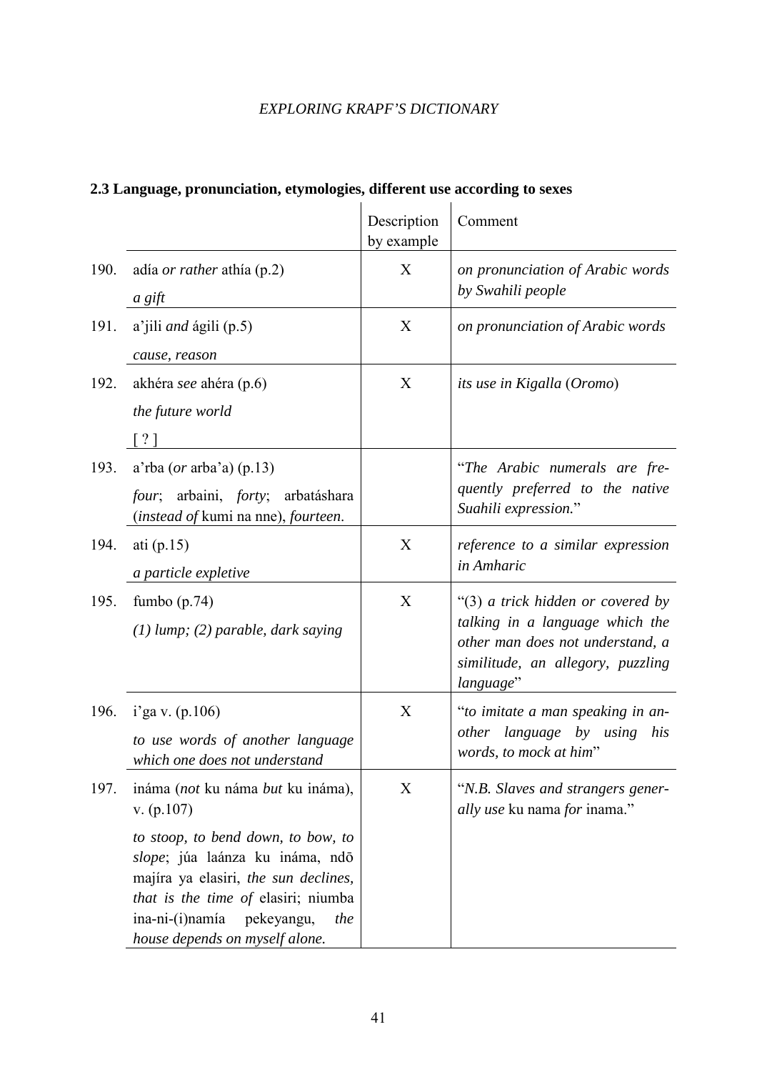### 2.3 Language, pronunciation, etymologies, different use according to sexes

| | | Description by example | Comment |
|---|---|---|---|
| 190. | adía *or rather* athía (p.2)<br>*a gift* | X | *on pronunciation of Arabic words by Swahili people* |
| 191. | a'jili *and* ágili (p.5)<br>*cause, reason* | X | *on pronunciation of Arabic words* |
| 192. | akhéra *see* ahéra (p.6)<br>*the future world*<br>[ ? ] | X | *its use in Kigalla* (*Oromo*) |
| 193. | a'rba (*or* arba'a) (p.13)<br>*four*; arbaini, *forty*; arbatáshara (*instead of* kumi na nne), *fourteen*. | | "*The Arabic numerals are frequently preferred to the native Suahili expression.*" |
| 194. | ati (p.15)<br>*a particle expletive* | X | *reference to a similar expression in Amharic* |
| 195. | fumbo (p.74)<br>*(1) lump; (2) parable, dark saying* | X | "(3) *a trick hidden or covered by talking in a language which the other man does not understand, a similitude, an allegory, puzzling language*" |
| 196. | i'ga v. (p.106)<br>*to use words of another language which one does not understand* | X | "*to imitate a man speaking in another language by using his words, to mock at him*" |
| 197. | ináma (*not* ku náma *but* ku ináma), v. (p.107)<br>*to stoop, to bend down, to bow, to slope*; júa laánza ku ináma, ndō majíra ya elasiri, *the sun declines, that is the time of* elasiri; niumba ina-ni-(i)namía pekeyangu, *the house depends on myself alone.* | X | "*N.B. Slaves and strangers generally use* ku nama *for* inama." |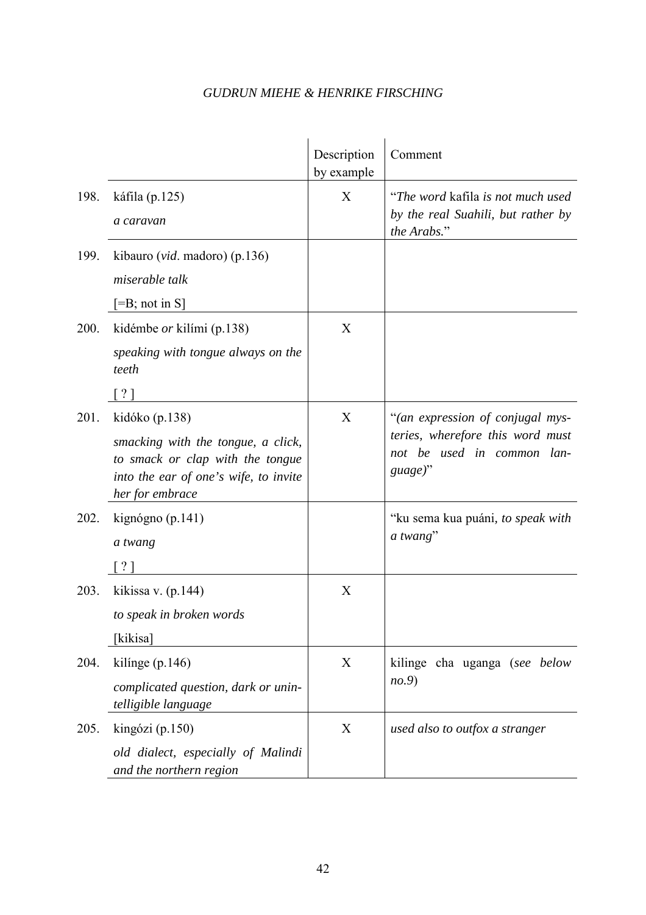| | | Description by example | Comment |
|---|---|---|---|
| 198. | káfila (p.125)<br>*a caravan* | X | "*The word* kafila *is not much used by the real Suahili, but rather by the Arabs.*" |
| 199. | kibauro (*vid*. madoro) (p.136)<br>*miserable talk*<br>[=B; not in S] | | |
| 200. | kidémbe *or* kilími (p.138)<br>*speaking with tongue always on the teeth*<br>[ ? ] | X | |
| 201. | kidóko (p.138)<br>*smacking with the tongue, a click, to smack or clap with the tongue into the ear of one's wife, to invite her for embrace* | X | "*(an expression of conjugal mysteries, wherefore this word must not be used in common language)*" |
| 202. | kignógno (p.141)<br>*a twang*<br>[ ? ] | | "ku sema kua puáni, *to speak with a twang*" |
| 203. | kikissa v. (p.144)<br>*to speak in broken words*<br>[kikisa] | X | |
| 204. | kilínge (p.146)<br>*complicated question, dark or unintelligible language* | X | kilinge cha uganga (*see below no.9*) |
| 205. | kingózi (p.150)<br>*old dialect, especially of Malindi and the northern region* | X | *used also to outfox a stranger* |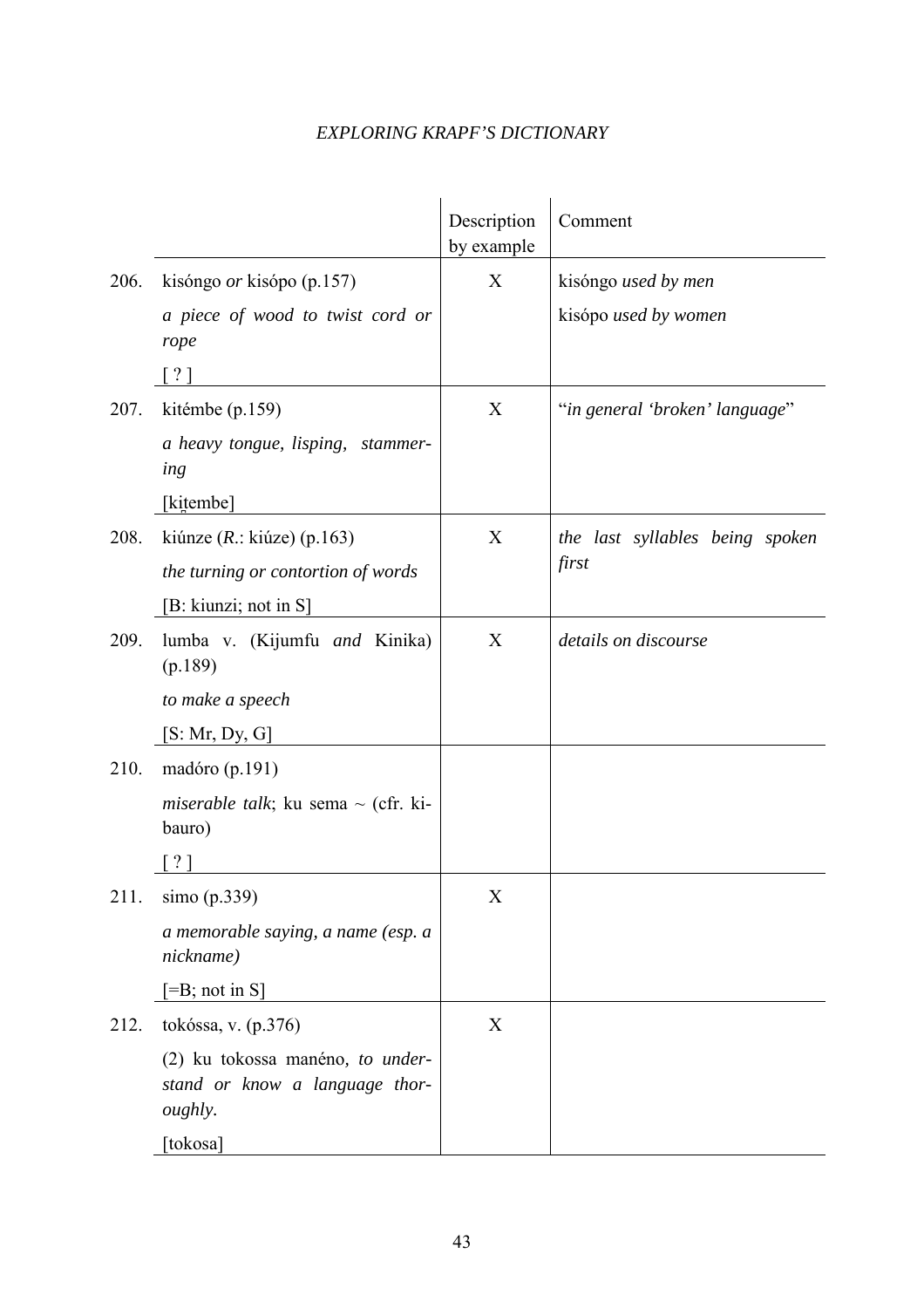| | | Description by example | Comment |
|---|---|---|---|
| 206. | kisóngo *or* kisópo (p.157)<br>*a piece of wood to twist cord or rope*<br>[ ? ] | X | kisóngo *used by men*<br>kisópo *used by women* |
| 207. | kitémbe (p.159)<br>*a heavy tongue, lisping, stammering*<br>[kit̪embe] | X | "*in general 'broken' language*" |
| 208. | kiúnze (*R.*: kiúze) (p.163)<br>*the turning or contortion of words*<br>[B: kiunzi; not in S] | X | *the last syllables being spoken first* |
| 209. | lumba v. (Kijumfu *and* Kinika) (p.189)<br>*to make a speech*<br>[S: Mr, Dy, G] | X | *details on discourse* |
| 210. | madóro (p.191)<br>*miserable talk*; ku sema ~ (cfr. kibauro)<br>[ ? ] | | |
| 211. | simo (p.339)<br>*a memorable saying, a name (esp. a nickname)*<br>[=B; not in S] | X | |
| 212. | tokóssa, v. (p.376)<br>(2) ku tokossa manéno, *to understand or know a language thoroughly.*<br>[tokosa] | X | |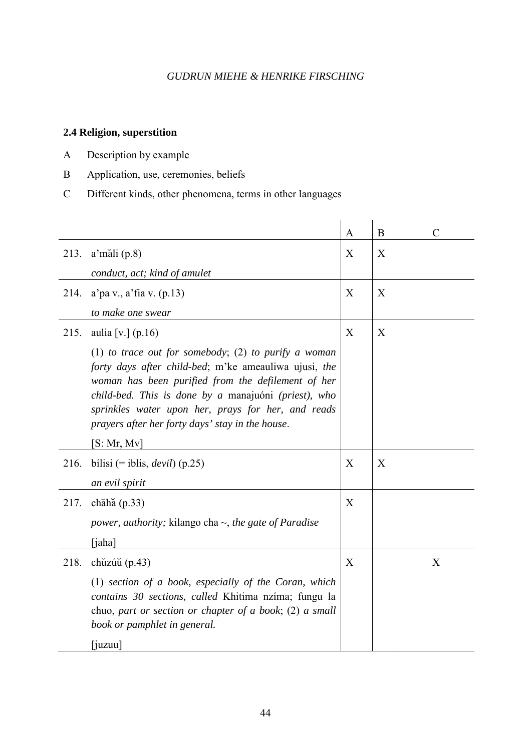### 2.4 Religion, superstition

A Description by example

B Application, use, ceremonies, beliefs

C Different kinds, other phenomena, terms in other languages

| | A | B | C |
|---|---|---|---|
| 213. a'măli (p.8)<br>*conduct, act; kind of amulet* | X | X | |
| 214. a'pa v., a'fia v. (p.13)<br>*to make one swear* | X | X | |
| 215. aulia [v.] (p.16)<br>(1) *to trace out for somebody*; (2) *to purify a woman forty days after child-bed*; m'ke ameauliwa ujusi, *the woman has been purified from the defilement of her child-bed. This is done by a* manajuóni *(priest), who sprinkles water upon her, prays for her, and reads prayers after her forty days' stay in the house*.<br>[S: Mr, Mv] | X | X | |
| 216. bílisi (= iblis, *devil*) (p.25)<br>*an evil spirit* | X | X | |
| 217. chāhă (p.33)<br>*power, authority;* kilango cha ~, *the gate of Paradise*<br>[jaha] | X | | |
| 218. chŭzúŭ (p.43)<br>(1) *section of a book, especially of the Coran, which contains 30 sections, called* Khitima nzíma; fungu la chuo, *part or section or chapter of a book*; (2) *a small book or pamphlet in general.*<br>[juzuu] | X | | X |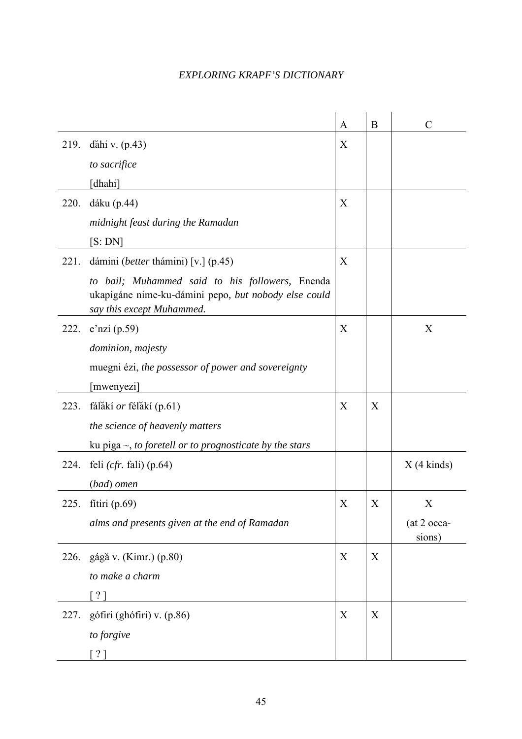| | | A | B | C |
|---|---|---|---|---|
| 219. | dǎhi v. (p.43)<br>*to sacrifice*<br>[dhahi] | X | | |
| 220. | dáku (p.44)<br>*midnight feast during the Ramadan*<br>[S: DN] | X | | |
| 221. | dámini (*better* thámini) [v.] (p.45)<br>*to bail; Muhammed said to his followers,* Enenda ukapigáne nime-ku-dámini pepo, *but nobody else could say this except Muhammed.* | X | | |
| 222. | e'nzi (p.59)<br>*dominion, majesty*<br>muegni ézi, *the possessor of power and sovereignty*<br>[mwenyezi] | X | | X |
| 223. | fálǎkí *or* félǎkí (p.61)<br>*the science of heavenly matters*<br>ku piga ~, *to foretell or to prognosticate by the stars* | X | X | |
| 224. | feli (*cfr.* fali) (p.64)<br>(*bad*) *omen* | | | X (4 kinds) |
| 225. | fítiri (p.69)<br>*alms and presents given at the end of Ramadan* | X | X | X<br>(at 2 occasions) |
| 226. | gágǎ v. (Kimr.) (p.80)<br>*to make a charm*<br>[ ? ] | X | X | |
| 227. | gófiri (ghófiri) v. (p.86)<br>*to forgive*<br>[ ? ] | X | X | |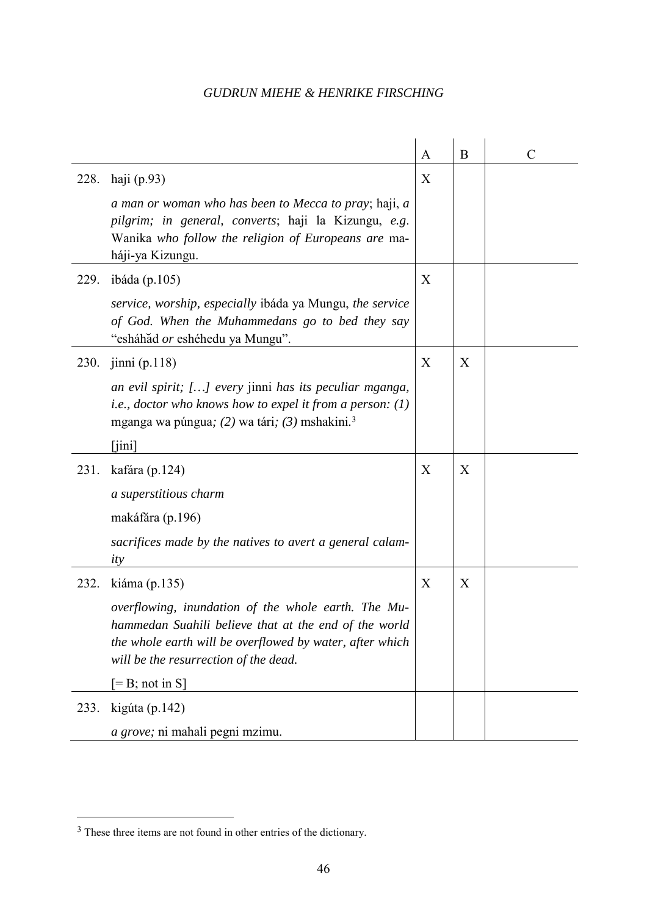| | | A | B | C |
|---|---|---|---|---|
| 228. | haji (p.93)<br><br>*a man or woman who has been to Mecca to pray*; haji, *a pilgrim; in general, converts*; haji la Kizungu, *e.g*. Wanika *who follow the religion of Europeans are* ma-háji-ya Kizungu. | X | | |
| 229. | ibáda (p.105)<br><br>*service, worship, especially* ibáda ya Mungu, *the service of God. When the Muhammedans go to bed they say* "esháhăd *or* eshéhedu ya Mungu". | X | | |
| 230. | jinni (p.118)<br><br>*an evil spirit; […] every* jinni *has its peculiar mganga, i.e., doctor who knows how to expel it from a person: (1)* mganga wa púngua*; (2)* wa tári*; (3)* mshakini.[3]<br><br>[jini] | X | X | |
| 231. | kafára (p.124)<br><br>*a superstitious charm*<br><br>makáfăra (p.196)<br><br>*sacrifices made by the natives to avert a general calamity* | X | X | |
| 232. | kiáma (p.135)<br><br>*overflowing, inundation of the whole earth. The Muhammedan Suahili believe that at the end of the world the whole earth will be overflowed by water, after which will be the resurrection of the dead.*<br><br>[= B; not in S] | X | X | |
| 233. | kigúta (p.142)<br><br>*a grove;* ni mahali pegni mzimu. | | | |

[3] These three items are not found in other entries of the dictionary.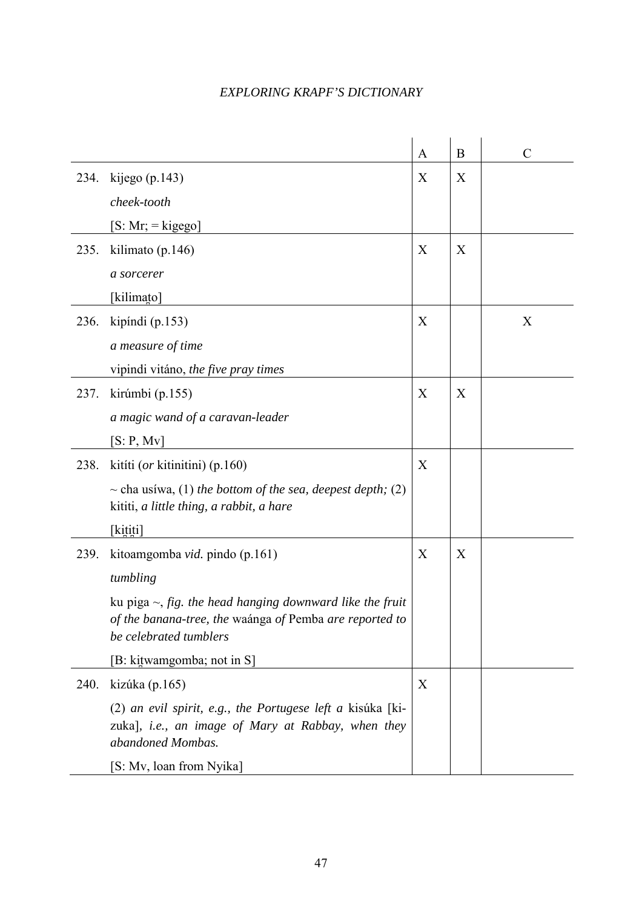| | | A | B | C |
|---|---|---|---|---|
| 234. | kijego (p.143)<br>*cheek-tooth*<br>[S: Mr; = kigego] | X | X | |
| 235. | kilimato (p.146)<br>*a sorcerer*<br>[kilimaṭo] | X | X | |
| 236. | kipíndi (p.153)<br>*a measure of time*<br>vipindi vitáno, *the five pray times* | X | | X |
| 237. | kirúmbi (p.155)<br>*a magic wand of a caravan-leader*<br>[S: P, Mv] | X | X | |
| 238. | kitíti (*or* kitinitini) (p.160)<br>~ cha usíwa, (1) *the bottom of the sea, deepest depth;* (2) kititi, *a little thing, a rabbit, a hare*<br>[kiṭiṭi] | X | | |
| 239. | kitoamgomba *vid.* pindo (p.161)<br>*tumbling*<br>ku piga ~, *fig. the head hanging downward like the fruit of the banana-tree, the* waánga *of* Pemba *are reported to be celebrated tumblers*<br>[B: kiṭwamgomba; not in S] | X | X | |
| 240. | kizúka (p.165)<br>(2) *an evil spirit, e.g., the Portugese left a* kisúka [ki-zuka], *i.e., an image of Mary at Rabbay, when they abandoned Mombas.*<br>[S: Mv, loan from Nyika] | X | | |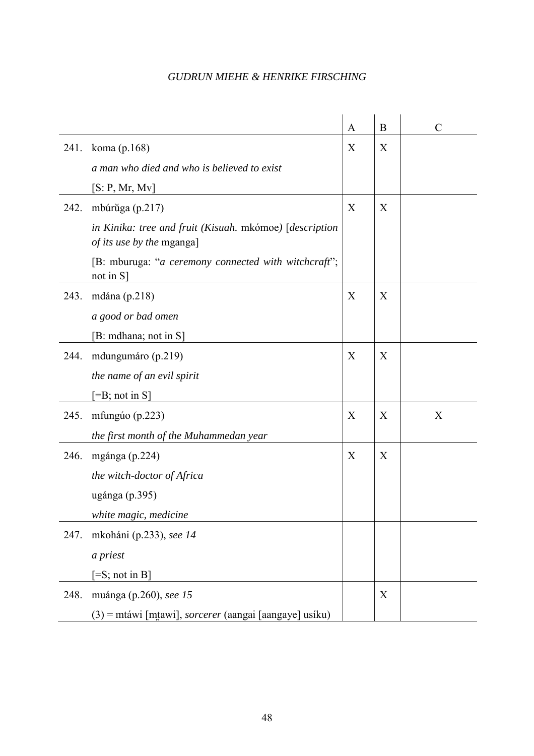| | | A | B | C |
|---|---|---|---|---|
| 241. | koma (p.168)<br>*a man who died and who is believed to exist*<br>[S: P, Mr, Mv] | X | X | |
| 242. | mbúrŭga (p.217)<br>*in Kinika: tree and fruit (Kisuah.* mkómoe*)* [*description of its use by the* mganga]<br>[B: mburuga: "*a ceremony connected with witchcraft*"; not in S] | X | X | |
| 243. | mdána (p.218)<br>*a good or bad omen*<br>[B: mdhana; not in S] | X | X | |
| 244. | mdungumáro (p.219)<br>*the name of an evil spirit*<br>[=B; not in S] | X | X | |
| 245. | mfungúo (p.223)<br>*the first month of the Muhammedan year* | X | X | X |
| 246. | mgánga (p.224)<br>*the witch-doctor of Africa*<br>ugánga (p.395)<br>*white magic, medicine* | X | X | |
| 247. | mkoháni (p.233), *see 14*<br>*a priest*<br>[=S; not in B] | | | |
| 248. | muánga (p.260), *see 15*<br>(3) = mtáwi [mt̪awi], *sorcerer* (aangai [aangaye] usíku) | | X | |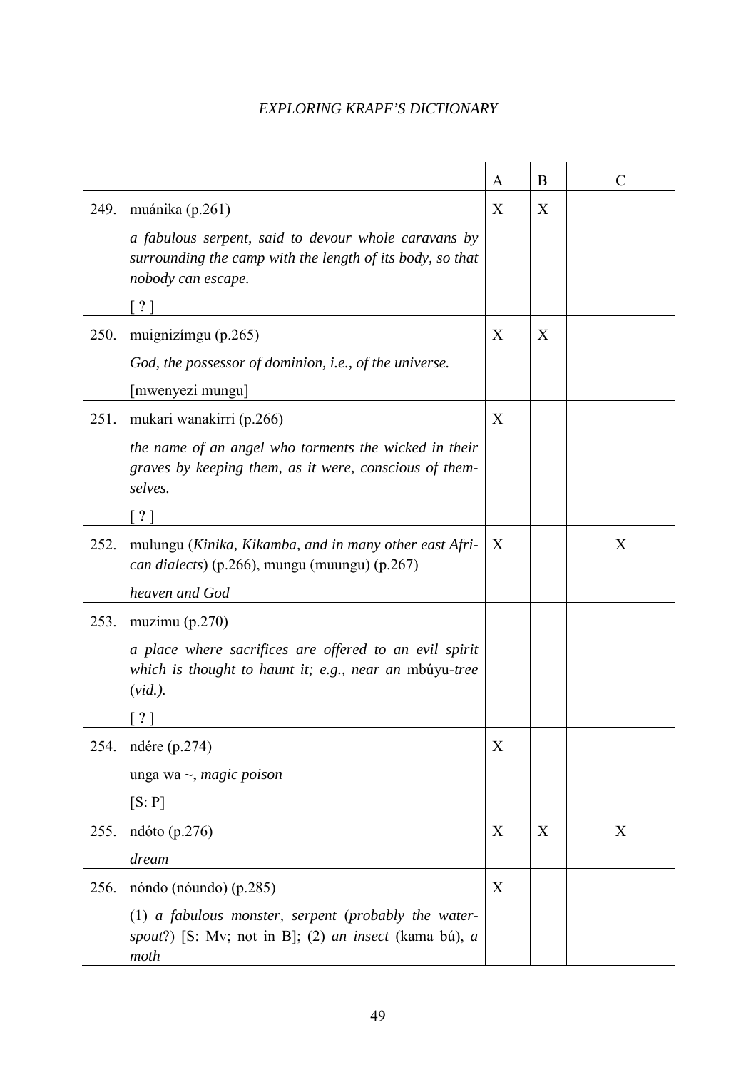| | | A | B | C |
|---|---|---|---|---|
| 249. | muánika (p.261)<br>*a fabulous serpent, said to devour whole caravans by surrounding the camp with the length of its body, so that nobody can escape.*<br>[ ? ] | X | X | |
| 250. | muignizímgu (p.265)<br>*God, the possessor of dominion, i.e., of the universe.*<br>[mwenyezi mungu] | X | X | |
| 251. | mukari wanakirri (p.266)<br>*the name of an angel who torments the wicked in their graves by keeping them, as it were, conscious of themselves.*<br>[ ? ] | X | | |
| 252. | mulungu (*Kinika, Kikamba, and in many other east African dialects*) (p.266), mungu (muungu) (p.267)<br>*heaven and God* | X | | X |
| 253. | muzimu (p.270)<br>*a place where sacrifices are offered to an evil spirit which is thought to haunt it; e.g., near an* mbúyu-*tree* (*vid.*).<br>[ ? ] | | | |
| 254. | ndére (p.274)<br>unga wa ~, *magic poison*<br>[S: P] | X | | |
| 255. | ndóto (p.276)<br>*dream* | X | X | X |
| 256. | nóndo (nóundo) (p.285)<br>(1) *a fabulous monster, serpent* (*probably the water-spout*?) [S: Mv; not in B]; (2) *an insect* (kama bú), *a moth* | X | | |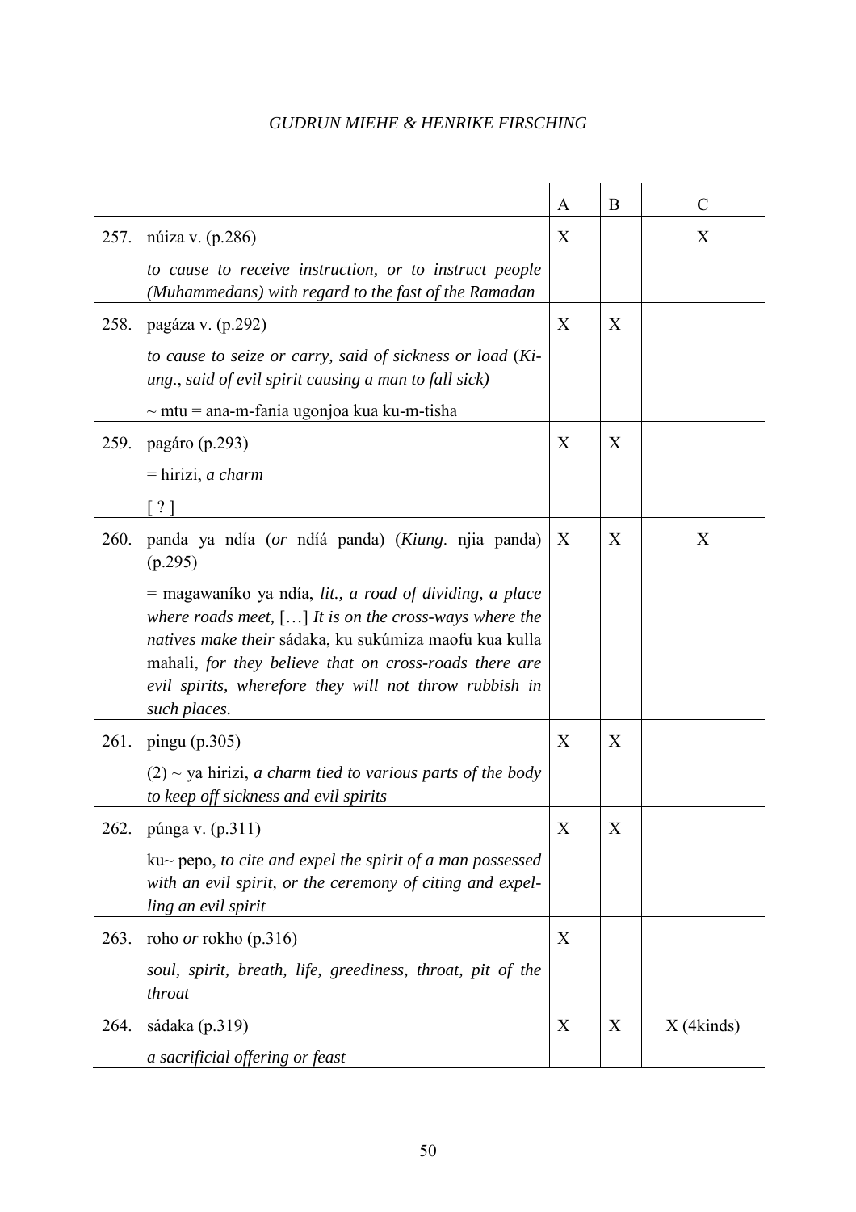| | | A | B | C |
|---|---|---|---|---|
| 257. | núiza v. (p.286)<br>*to cause to receive instruction, or to instruct people (Muhammedans) with regard to the fast of the Ramadan* | X | | X |
| 258. | pagáza v. (p.292)<br>*to cause to seize or carry, said of sickness or load* (*Kiung*., *said of evil spirit causing a man to fall sick)*<br>~ mtu = ana-m-fania ugonjoa kua ku-m-tisha | X | X | |
| 259. | pagáro (p.293)<br>= hirizi, *a charm*<br>[ ? ] | X | X | |
| 260. | panda ya ndía (*or* ndíá panda) (*Kiung*. njia panda) (p.295)<br>= magawaníko ya ndía, *lit., a road of dividing, a place where roads meet,* […] *It is on the cross-ways where the natives make their* sádaka, ku sukúmiza maofu kua kulla mahali, *for they believe that on cross-roads there are evil spirits, wherefore they will not throw rubbish in such places.* | X | X | X |
| 261. | pingu (p.305)<br>(2) ~ ya hirizi, *a charm tied to various parts of the body to keep off sickness and evil spirits* | X | X | |
| 262. | púnga v. (p.311)<br>ku~ pepo, *to cite and expel the spirit of a man possessed with an evil spirit, or the ceremony of citing and expelling an evil spirit* | X | X | |
| 263. | roho *or* rokho (p.316)<br>*soul, spirit, breath, life, greediness, throat, pit of the throat* | X | | |
| 264. | sádaka (p.319)<br>*a sacrificial offering or feast* | X | X | X (4kinds) |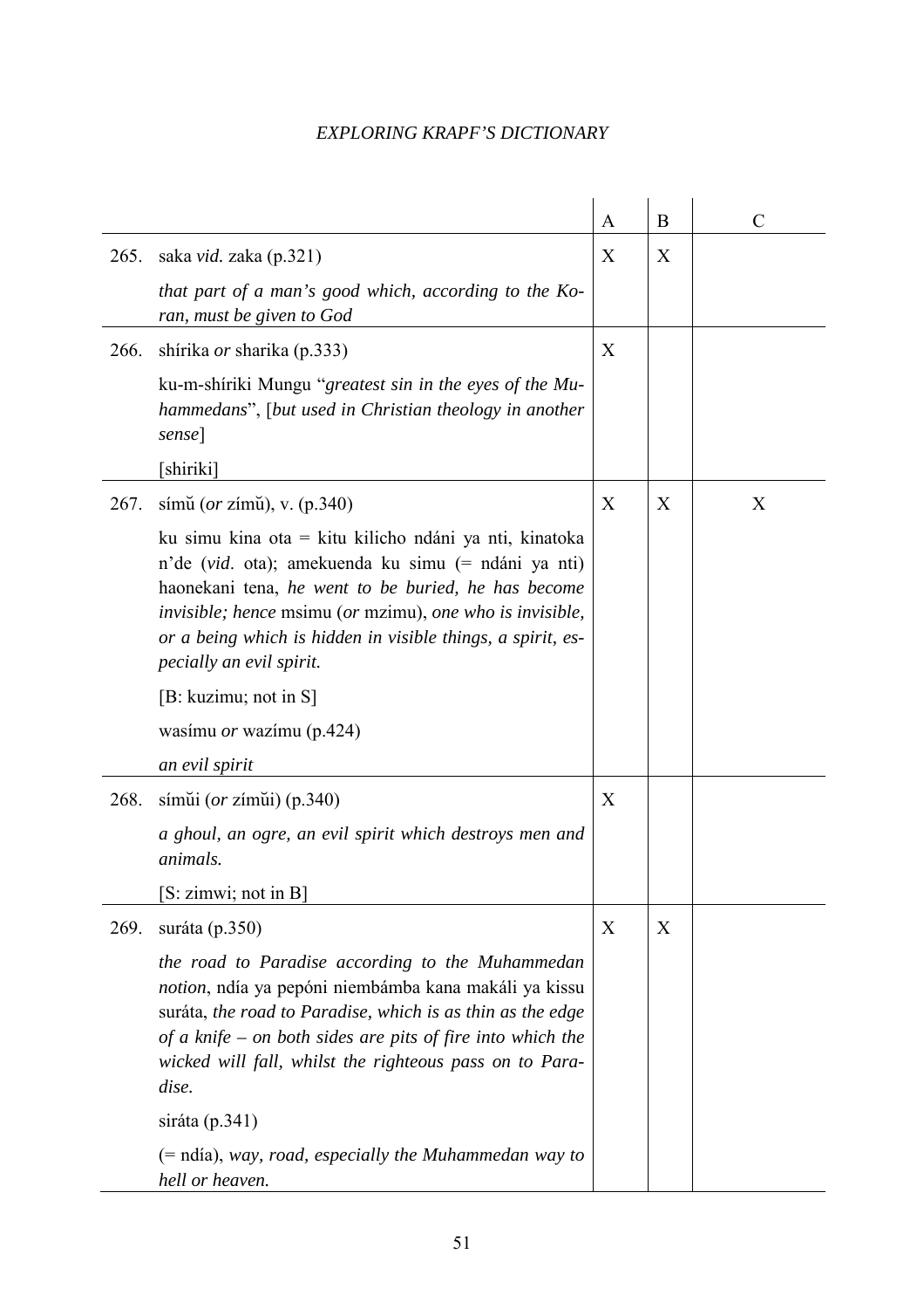| | | A | B | C |
|---|---|---|---|---|
| 265. | saka *vid.* zaka (p.321)<br>*that part of a man's good which, according to the Koran, must be given to God* | X | X | |
| 266. | shírika *or* sharika (p.333)<br>ku-m-shíriki Mungu "*greatest sin in the eyes of the Muhammedans*", [*but used in Christian theology in another sense*]<br>[shiriki] | X | | |
| 267. | símŭ (*or* zímŭ), v. (p.340)<br>ku simu kina ota = kitu kilicho ndáni ya nti, kinatoka n'de (*vid*. ota); amekuenda ku simu (= ndáni ya nti) haonekani tena, *he went to be buried, he has become invisible; hence* msimu (*or* mzimu), *one who is invisible, or a being which is hidden in visible things, a spirit, especially an evil spirit.*<br>[B: kuzimu; not in S]<br>wasímu *or* wazímu (p.424)<br>*an evil spirit* | X | X | X |
| 268. | símŭi (*or* zímŭi) (p.340)<br>*a ghoul, an ogre, an evil spirit which destroys men and animals.*<br>[S: zimwi; not in B] | X | | |
| 269. | suráta (p.350)<br>*the road to Paradise according to the Muhammedan notion*, ndía ya pepóni niembámba kana makáli ya kissu suráta, *the road to Paradise, which is as thin as the edge of a knife – on both sides are pits of fire into which the wicked will fall, whilst the righteous pass on to Paradise.*<br>siráta (p.341)<br>(= ndía), *way, road, especially the Muhammedan way to hell or heaven.* | X | X | |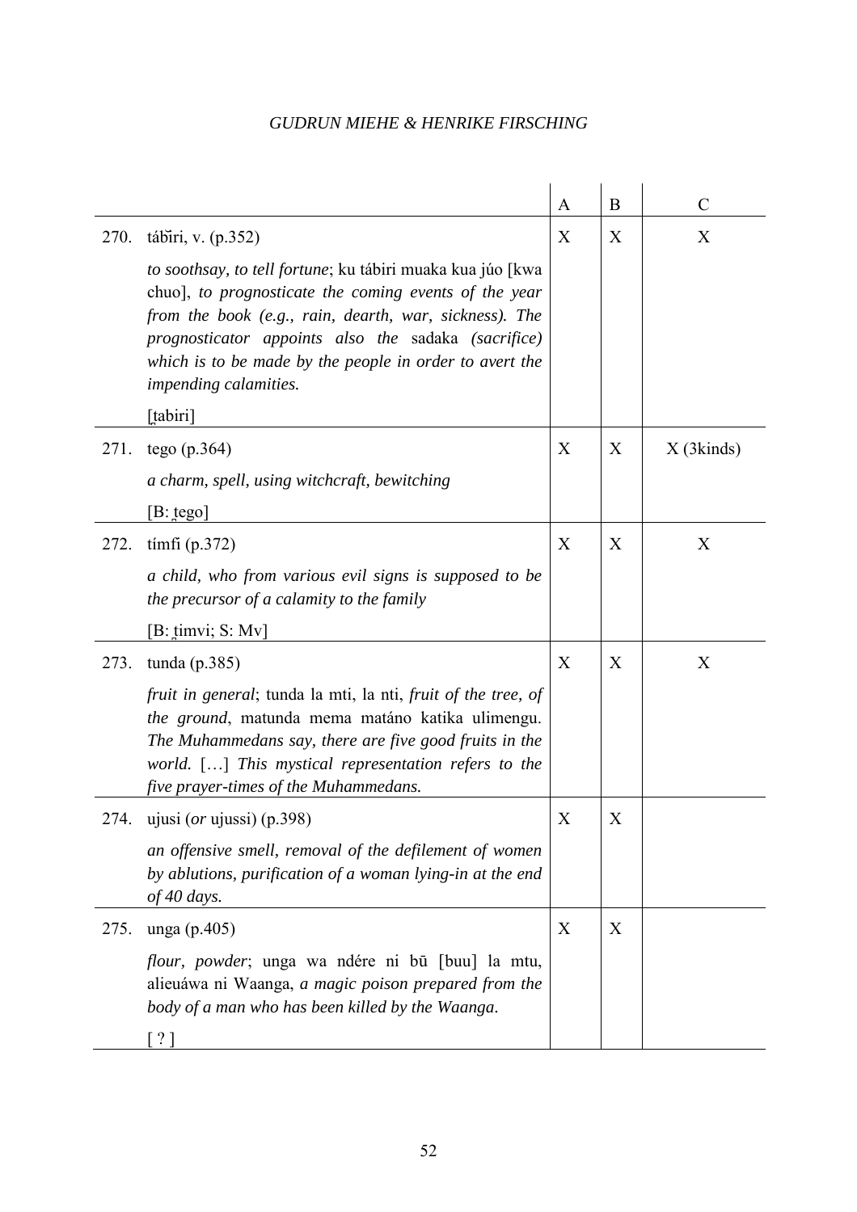| | | A | B | C |
|---|---|---|---|---|
| 270. | tábĭri, v. (p.352)<br><br>*to soothsay, to tell fortune*; ku tábiri muaka kua júo [kwa chuo], *to prognosticate the coming events of the year from the book (e.g., rain, dearth, war, sickness). The prognosticator appoints also the* sadaka *(sacrifice) which is to be made by the people in order to avert the impending calamities.*<br><br>[t̪abiri] | X | X | X |
| 271. | tego (p.364)<br><br>*a charm, spell, using witchcraft, bewitching*<br><br>[B: t̪ego] | X | X | X (3kinds) |
| 272. | tímfi (p.372)<br><br>*a child, who from various evil signs is supposed to be the precursor of a calamity to the family*<br><br>[B: t̪imvi; S: Mv] | X | X | X |
| 273. | tunda (p.385)<br><br>*fruit in general*; tunda la mti, la nti, *fruit of the tree, of the ground*, matunda mema matáno katika ulimengu. *The Muhammedans say, there are five good fruits in the world.* […] *This mystical representation refers to the five prayer-times of the Muhammedans.* | X | X | X |
| 274. | ujusi (*or* ujussi) (p.398)<br><br>*an offensive smell, removal of the defilement of women by ablutions, purification of a woman lying-in at the end of 40 days.* | X | X | |
| 275. | unga (p.405)<br><br>*flour, powder*; unga wa ndére ni bū [buu] la mtu, alieuáwa ni Waanga, *a magic poison prepared from the body of a man who has been killed by the Waanga*.<br><br>[ ? ] | X | X | |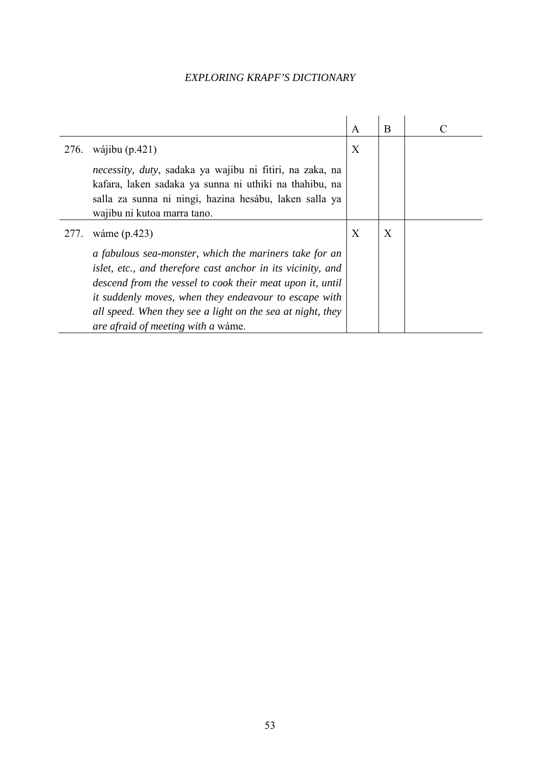| | | A | B | C |
|---|---|---|---|---|
| 276. | wájibu (p.421)<br><br>*necessity, duty*, sadaka ya wajibu ni fitiri, na zaka, na kafara, laken sadaka ya sunna ni uthiki na thahibu, na salla za sunna ni ningi, hazina hesábu, laken salla ya wajibu ni kutoa marra tano. | X | | |
| 277. | wáme (p.423)<br><br>*a fabulous sea-monster, which the mariners take for an islet, etc., and therefore cast anchor in its vicinity, and descend from the vessel to cook their meat upon it, until it suddenly moves, when they endeavour to escape with all speed. When they see a light on the sea at night, they are afraid of meeting with a* wáme. | X | X | |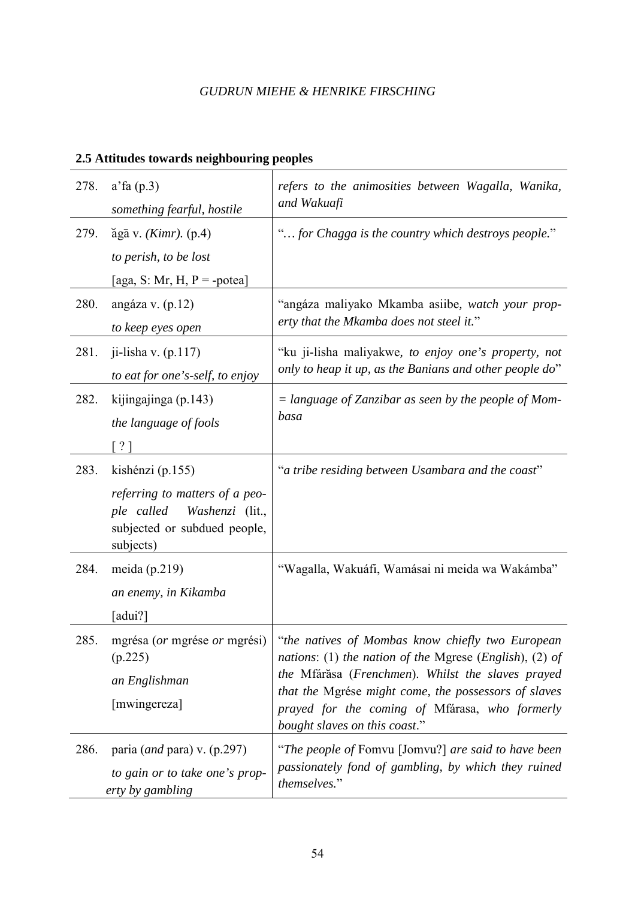## 2.5 Attitudes towards neighbouring peoples

| | | |
|---|---|---|
| 278. | a'fa (p.3)<br>*something fearful, hostile* | *refers to the animosities between Wagalla, Wanika, and Wakuafi* |
| 279. | ăgā v. *(Kimr).* (p.4)<br>*to perish, to be lost*<br>[aga, S: Mr, H, P = -potea] | "*… for Chagga is the country which destroys people.*" |
| 280. | angáza v. (p.12)<br>*to keep eyes open* | "angáza maliyako Mkamba asiibe*, watch your property that the Mkamba does not steel it.*" |
| 281. | ji-lisha v. (p.117)<br>*to eat for one's-self, to enjoy* | "ku ji-lisha maliyakwe*, to enjoy one's property, not only to heap it up, as the Banians and other people do*" |
| 282. | kijingajinga (p.143)<br>*the language of fools*<br>[ ? ] | *= language of Zanzibar as seen by the people of Mombasa* |
| 283. | kishénzi (p.155)<br>*referring to matters of a people called Washenzi* (lit., subjected or subdued people, subjects) | "*a tribe residing between Usambara and the coast*" |
| 284. | meida (p.219)<br>*an enemy, in Kikamba*<br>[adui?] | "Wagalla, Wakuáfi, Wamásai ni meida wa Wakámba" |
| 285. | mgrésa (*or* mgrése *or* mgrési) (p.225)<br>*an Englishman*<br>[mwingereza] | "*the natives of Mombas know chiefly two European nations*: (1) *the nation of the* Mgrese (*English*), (2) *of the* Mfáră̆sa (*Frenchmen*). *Whilst the slaves prayed that the* Mgrése *might come, the possessors of slaves prayed for the coming of* Mfárasa, *who formerly bought slaves on this coast*." |
| 286. | paria (*and* para) v. (p.297)<br>*to gain or to take one's property by gambling* | "*The people of* Fomvu [Jomvu?] *are said to have been passionately fond of gambling, by which they ruined themselves.*" |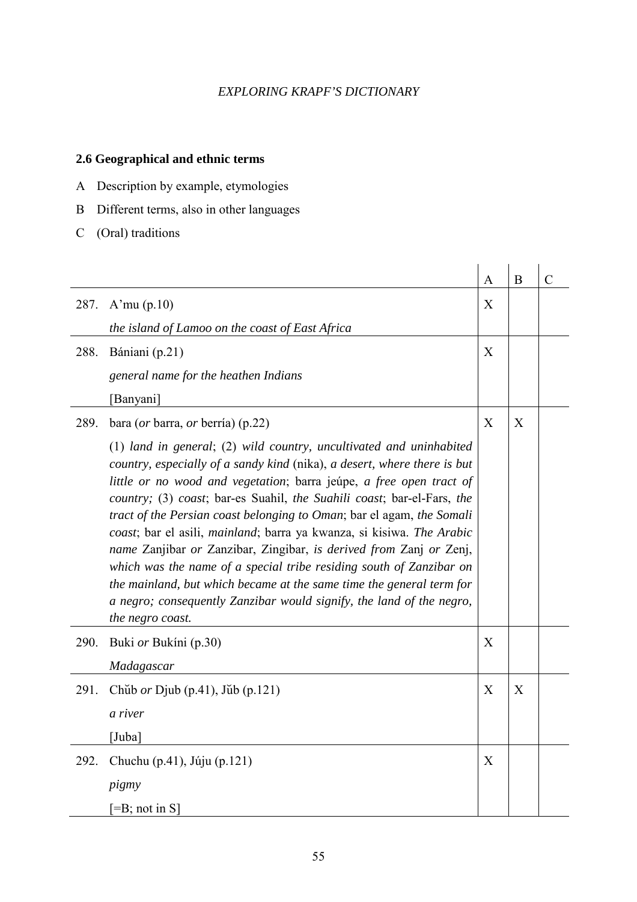## 2.6 Geographical and ethnic terms

A Description by example, etymologies

B Different terms, also in other languages

C (Oral) traditions

| | | A | B | C |
|---|---|---|---|---|
| 287. | A'mu (p.10)<br>*the island of Lamoo on the coast of East Africa* | X | | |
| 288. | Báníani (p.21)<br>*general name for the heathen Indians*<br>[Banyani] | X | | |
| 289. | bara (*or* barra, *or* berría) (p.22)<br>(1) *land in general*; (2) *wild country, uncultivated and uninhabited country, especially of a sandy kind* (nika), *a desert, where there is but little or no wood and vegetation*; barra jeúpe, *a free open tract of country;* (3) *coast*; bar-es Suahil, *the Suahili coast*; bar-el-Fars, *the tract of the Persian coast belonging to Oman*; bar el agam, *the Somali coast*; bar el asili, *mainland*; barra ya kwanza, si kisiwa. *The Arabic name* Zanjibar *or* Zanzibar, Zingibar, *is derived from* Zanj *or* Zenj, *which was the name of a special tribe residing south of Zanzibar on the mainland, but which became at the same time the general term for a negro; consequently Zanzibar would signify, the land of the negro, the negro coast.* | X | X | |
| 290. | Buki *or* Bukíni (p.30)<br>*Madagascar* | X | | |
| 291. | Chŭb *or* Djub (p.41), Jŭb (p.121)<br>*a river*<br>[Juba] | X | X | |
| 292. | Chuchu (p.41), Júju (p.121)<br>*pigmy*<br>[=B; not in S] | X | | |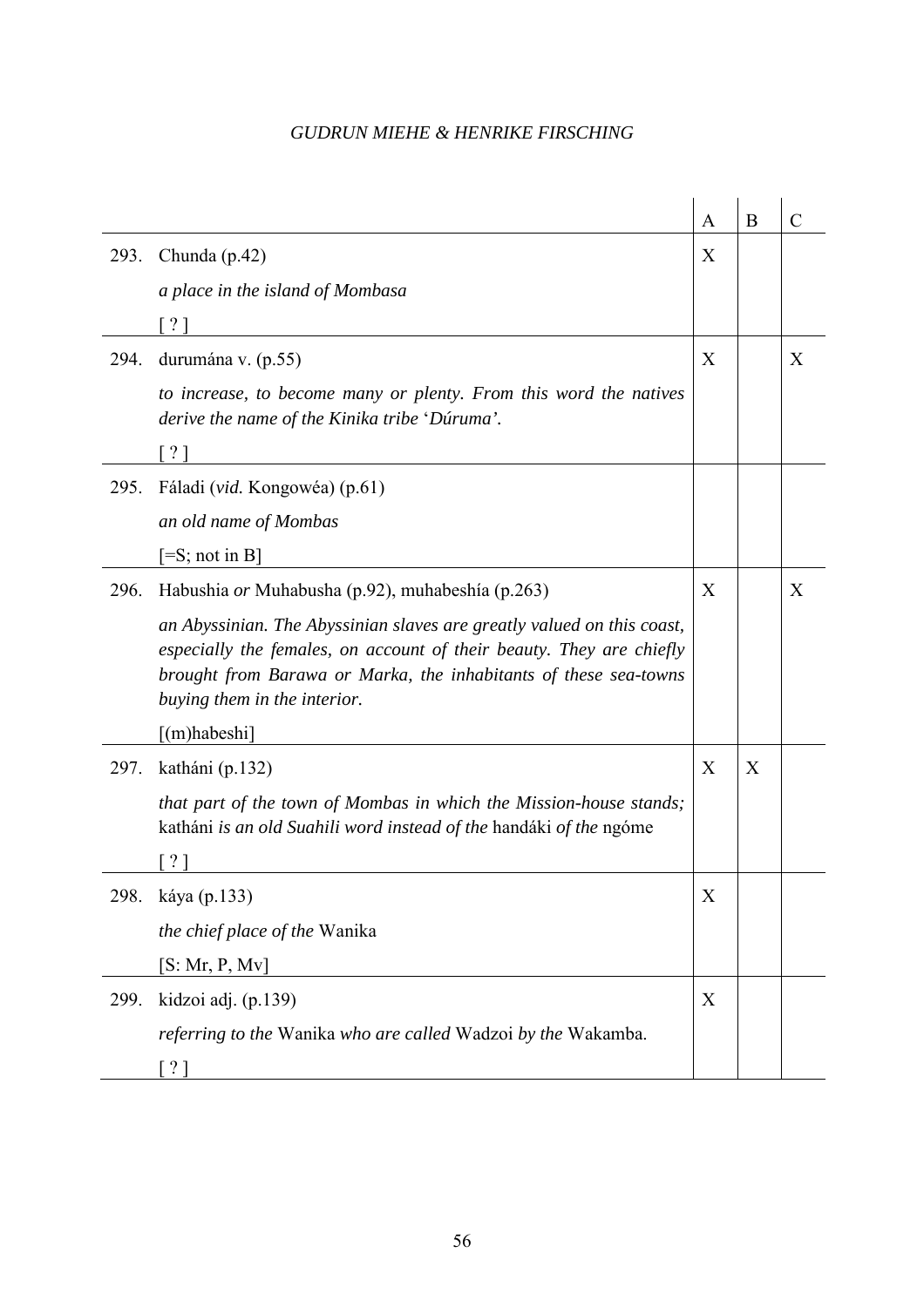| | | A | B | C |
|---|---|---|---|---|
| 293. | Chunda (p.42)<br>*a place in the island of Mombasa*<br>[ ? ] | X | | |
| 294. | durumána v. (p.55)<br>*to increase, to become many or plenty. From this word the natives derive the name of the Kinika tribe* '*Dúruma'.*<br>[ ? ] | X | | X |
| 295. | Fáladi (*vid.* Kongowéa) (p.61)<br>*an old name of Mombas*<br>[=S; not in B] | | | |
| 296. | Habushia *or* Muhabusha (p.92), muhabeshía (p.263)<br>*an Abyssinian. The Abyssinian slaves are greatly valued on this coast, especially the females, on account of their beauty. They are chiefly brought from Barawa or Marka, the inhabitants of these sea-towns buying them in the interior.*<br>[(m)habeshi] | X | | X |
| 297. | katháni (p.132)<br>*that part of the town of Mombas in which the Mission-house stands;* katháni *is an old Suahili word instead of the* handáki *of the* ngóme<br>[ ? ] | X | X | |
| 298. | káya (p.133)<br>*the chief place of the* Wanika<br>[S: Mr, P, Mv] | X | | |
| 299. | kidzoi adj. (p.139)<br>*referring to the* Wanika *who are called* Wadzoi *by the* Wakamba.<br>[ ? ] | X | | |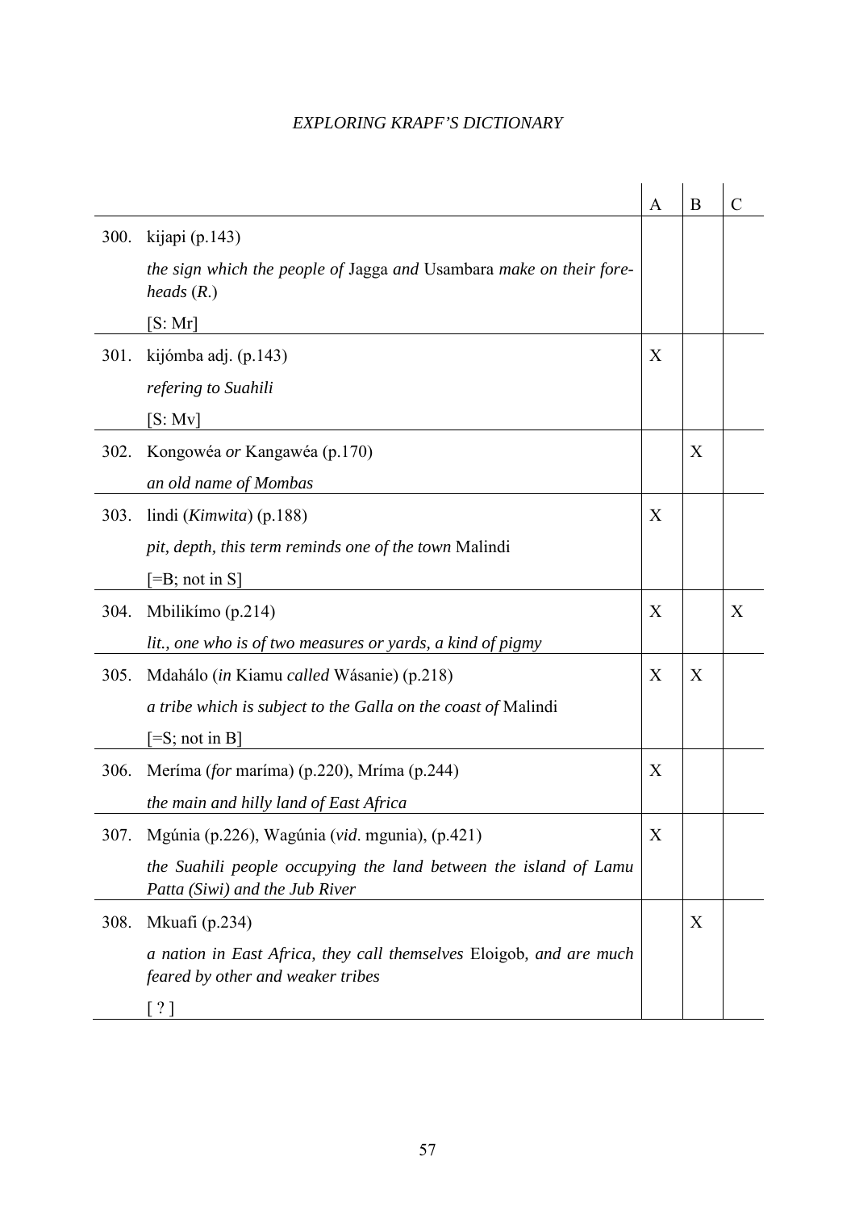| | | A | B | C |
|---|---|---|---|---|
| 300. | kijapi (p.143)<br>*the sign which the people of* Jagga *and* Usambara *make on their fore-heads* (*R*.)<br>[S: Mr] | | | |
| 301. | kijómba adj. (p.143)<br>*refering to Suahili*<br>[S: Mv] | X | | |
| 302. | Kongowéa *or* Kangawéa (p.170)<br>*an old name of Mombas* | | X | |
| 303. | lindi (*Kimwita*) (p.188)<br>*pit, depth, this term reminds one of the town* Malindi<br>[=B; not in S] | X | | |
| 304. | Mbilikímo (p.214)<br>*lit., one who is of two measures or yards, a kind of pigmy* | X | | X |
| 305. | Mdahálo (*in* Kiamu *called* Wásanie) (p.218)<br>*a tribe which is subject to the Galla on the coast of* Malindi<br>[=S; not in B] | X | X | |
| 306. | Merína (*for* marína) (p.220), Mrína (p.244)<br>*the main and hilly land of East Africa* | X | | |
| 307. | Mgúnia (p.226), Wagúnia (*vid*. mgunia), (p.421)<br>*the Suahili people occupying the land between the island of Lamu Patta (Siwi) and the Jub River* | X | | |
| 308. | Mkuafi (p.234)<br>*a nation in East Africa, they call themselves* Eloigob, *and are much feared by other and weaker tribes*<br>[ ? ] | | X | |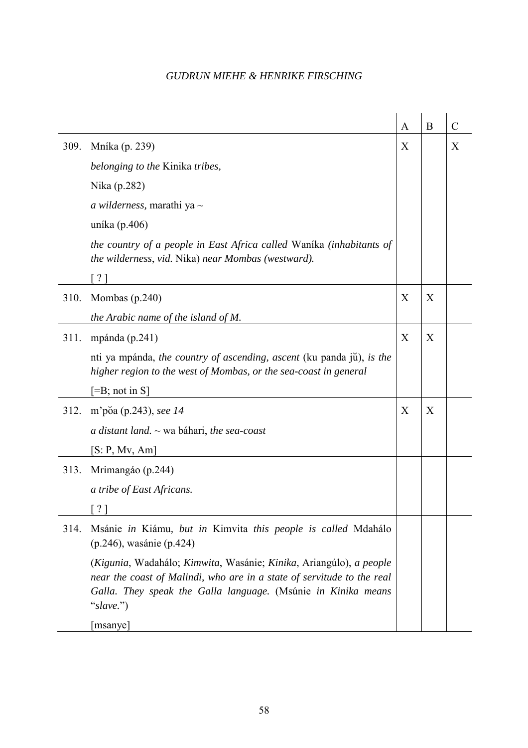| | | A | B | C |
|---|---|---|---|---|
| 309. | Mníka (p. 239)<br>*belonging to the* Kinika *tribes,*<br>Nika (p.282)<br>*a wilderness,* marathi ya ~<br>uníka (p.406)<br>*the country of a people in East Africa called* Waníka *(inhabitants of the wilderness*, *vid.* Nika) *near Mombas (westward).*<br>[ ? ] | X | | X |
| 310. | Mombas (p.240)<br>*the Arabic name of the island of M.* | X | X | |
| 311. | mpánda (p.241)<br>nti ya mpánda, *the country of ascending, ascent* (ku panda jŭ), *is the higher region to the west of Mombas, or the sea-coast in general*<br>[=B; not in S] | X | X | |
| 312. | m'pŏa (p.243), *see 14*<br>*a distant land.* ~ wa báhari, *the sea-coast*<br>[S: P, Mv, Am] | X | X | |
| 313. | Mrimangáo (p.244)<br>*a tribe of East Africans.*<br>[ ? ] | | | |
| 314. | Msánie *in* Kiámu, *but in* Kimvita *this people is called* Mdahálo (p.246), wasánie (p.424)<br>(*Kigunia*, Wadahálo; *Kimwita*, Wasánie; *Kinika*, Ariangúlo), *a people near the coast of Malindi, who are in a state of servitude to the real Galla. They speak the Galla language.* (Msúnie *in Kinika means* "*slave.*")<br>[msanye] | | | |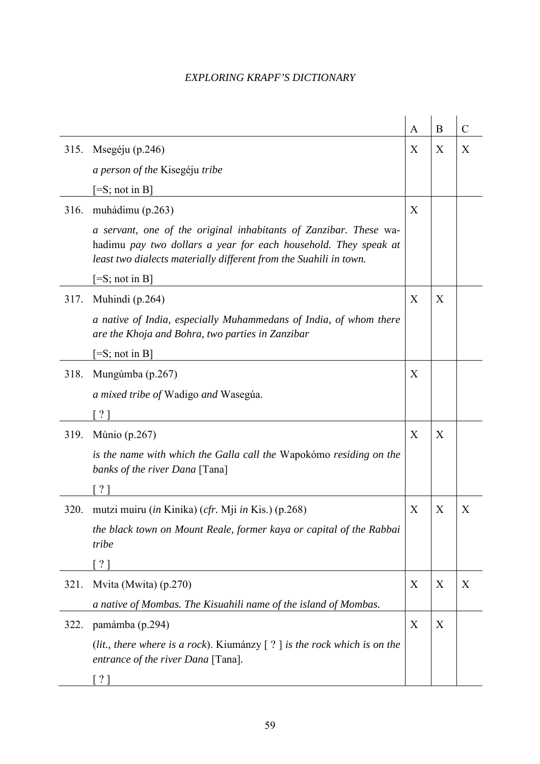| | | A | B | C |
|---|---|---|---|---|
| 315. | Msegéju (p.246)<br>*a person of the* Kisegéju *tribe*<br>[=S; not in B] | X | X | X |
| 316. | muhádimu (p.263)<br>*a servant, one of the original inhabitants of Zanzibar. These* wa-hadimu *pay two dollars a year for each household. They speak at least two dialects materially different from the Suahili in town.*<br>[=S; not in B] | X | | |
| 317. | Muhindi (p.264)<br>*a native of India, especially Muhammedans of India, of whom there are the Khoja and Bohra, two parties in Zanzibar*<br>[=S; not in B] | X | X | |
| 318. | Mungúmba (p.267)<br>*a mixed tribe of* Wadigo *and* Wasegúa.<br>[ ? ] | X | | |
| 319. | Múnio (p.267)<br>*is the name with which the Galla call the* Wapokómo *residing on the banks of the river Dana* [Tana]<br>[ ? ] | X | X | |
| 320. | mutzi muiru (*in* Kinika) (*cfr*. Mji *in* Kis.) (p.268)<br>*the black town on Mount Reale, former kaya or capital of the Rabbai tribe*<br>[ ? ] | X | X | X |
| 321. | Mvita (Mwita) (p.270)<br>*a native of Mombas. The Kisuahili name of the island of Mombas.* | X | X | X |
| 322. | pamámba (p.294)<br>(*lit., there where is a rock*). Kiumánzy [ ? ] *is the rock which is on the entrance of the river Dana* [Tana].<br>[ ? ] | X | X | |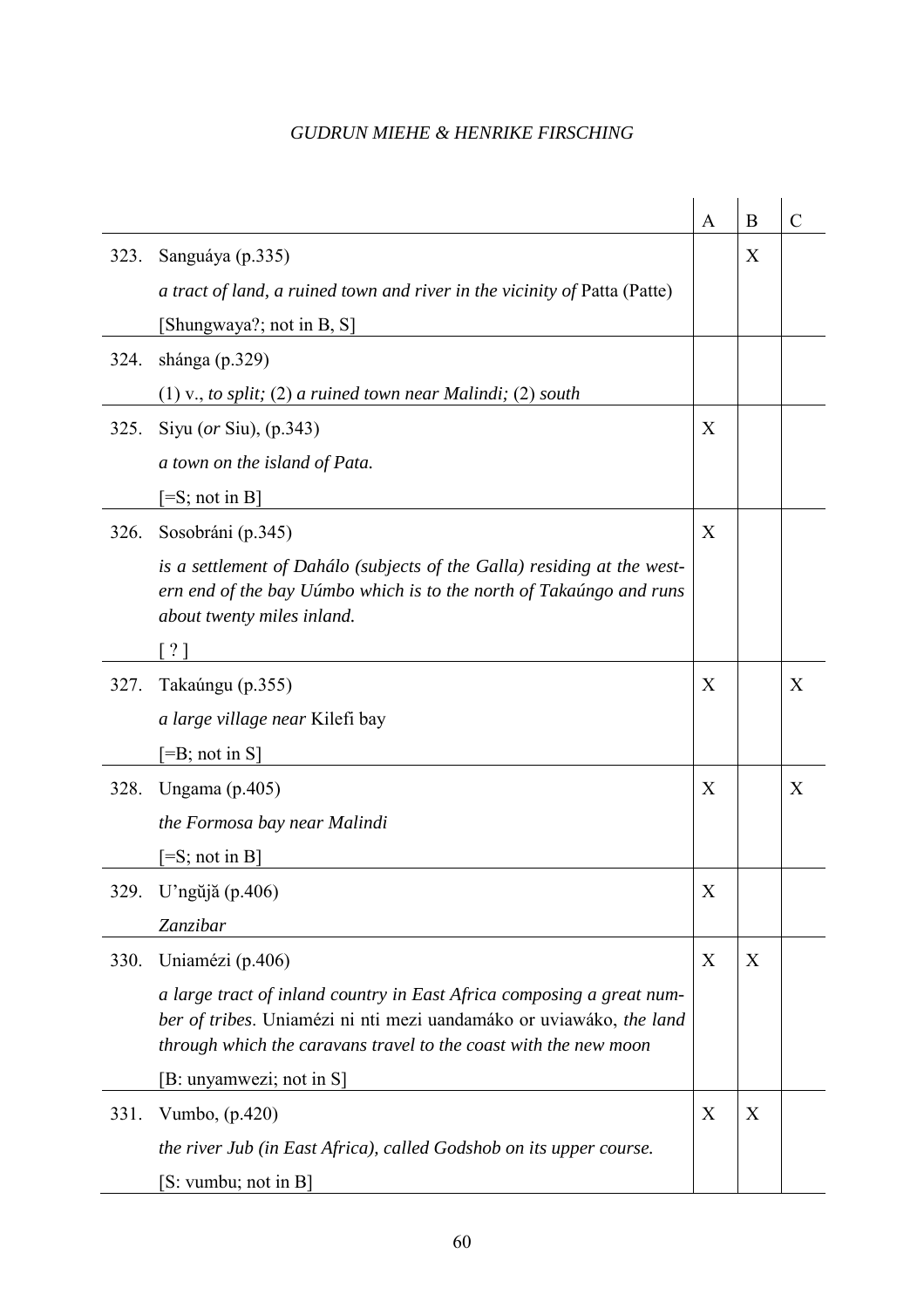| | | A | B | C |
|---|---|---|---|---|
| 323. | Sanguáya (p.335)<br>*a tract of land, a ruined town and river in the vicinity of* Patta (Patte)<br>[Shungwaya?; not in B, S] | | X | |
| 324. | shánga (p.329)<br>(1) v., *to split;* (2) *a ruined town near Malindi;* (2) *south* | | | |
| 325. | Siyu (*or* Siu), (p.343)<br>*a town on the island of Pata.*<br>[=S; not in B] | X | | |
| 326. | Sosobráni (p.345)<br>*is a settlement of Dahálo (subjects of the Galla) residing at the western end of the bay Uúmbo which is to the north of Takaúngo and runs about twenty miles inland.*<br>[ ? ] | X | | |
| 327. | Takaúngu (p.355)<br>*a large village near* Kilefi bay<br>[=B; not in S] | X | | X |
| 328. | Ungama (p.405)<br>*the Formosa bay near Malindi*<br>[=S; not in B] | X | | X |
| 329. | U'ngŭjă (p.406)<br>*Zanzibar* | X | | |
| 330. | Uniamézi (p.406)<br>*a large tract of inland country in East Africa composing a great number of tribes*. Uniamézi ni nti mezi uandamáko or uviawáko, *the land through which the caravans travel to the coast with the new moon*<br>[B: unyamwezi; not in S] | X | X | |
| 331. | Vumbo, (p.420)<br>*the river Jub (in East Africa), called Godshob on its upper course.*<br>[S: vumbu; not in B] | X | X | |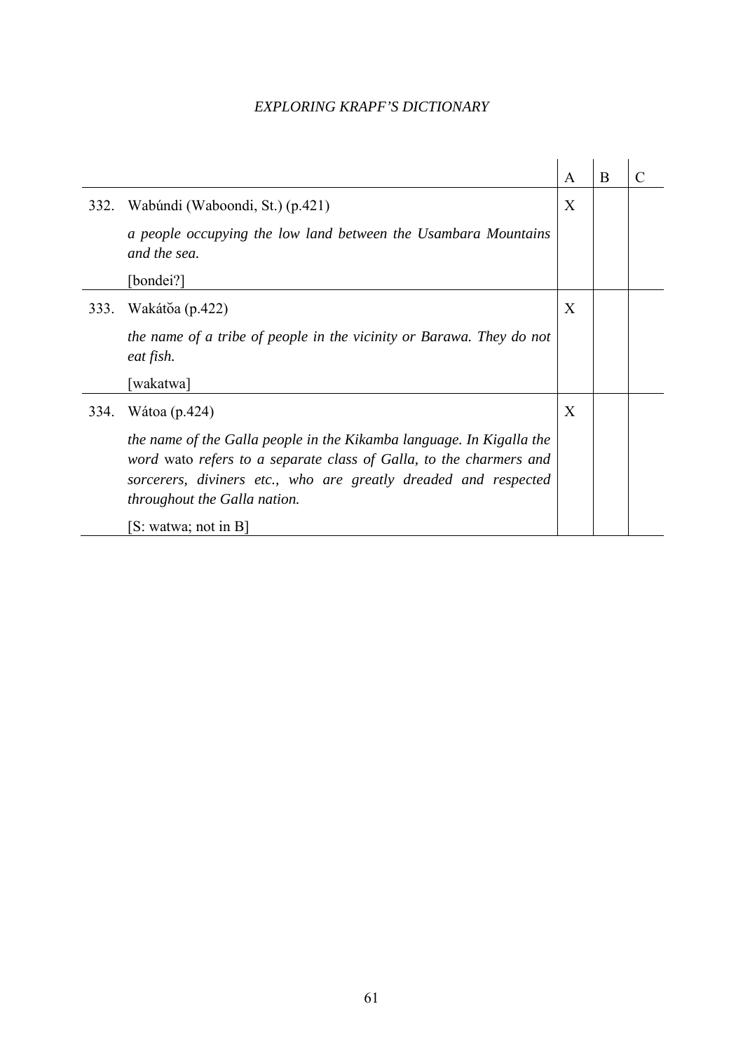| | | A | B | C |
|---|---|---|---|---|
| 332. | Wabúndi (Waboondi, St.) (p.421)<br><br>*a people occupying the low land between the Usambara Mountains and the sea.*<br><br>[bondei?] | X | | |
| 333. | Wakátŏa (p.422)<br><br>*the name of a tribe of people in the vicinity or Barawa. They do not eat fish.*<br><br>[wakatwa] | X | | |
| 334. | Wátoa (p.424)<br><br>*the name of the Galla people in the Kikamba language. In Kigalla the word* wato *refers to a separate class of Galla, to the charmers and sorcerers, diviners etc., who are greatly dreaded and respected throughout the Galla nation.*<br><br>[S: watwa; not in B] | X | | |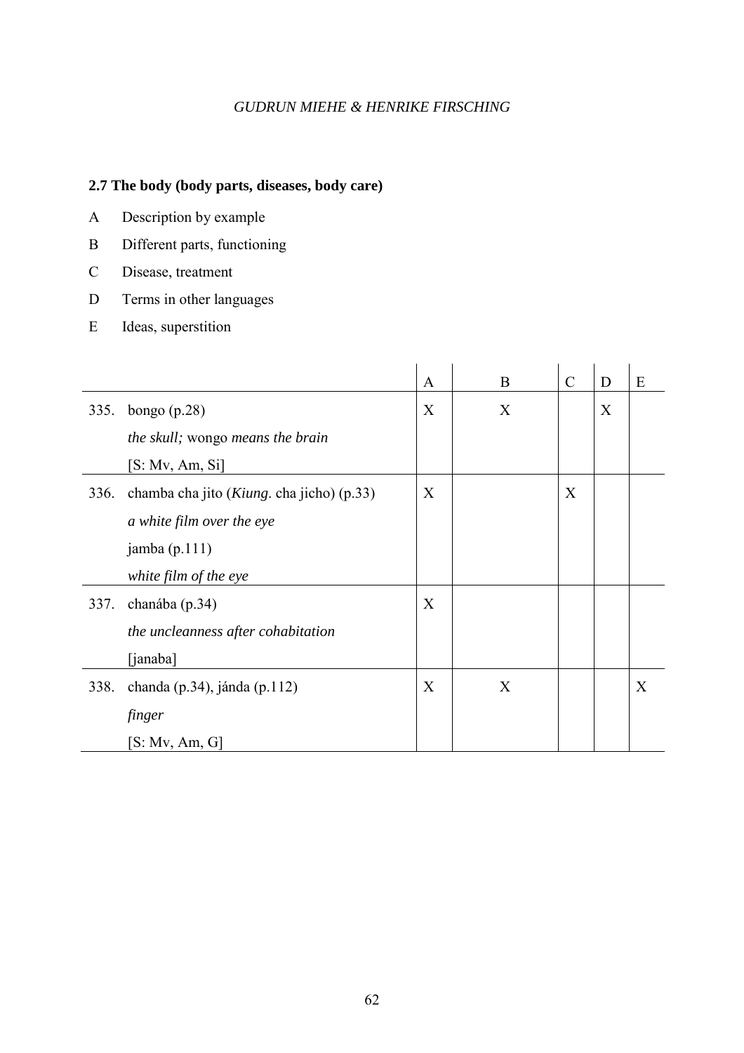**2.7 The body (body parts, diseases, body care)**

A Description by example

B Different parts, functioning

C Disease, treatment

D Terms in other languages

E Ideas, superstition

| | | A | B | C | D | E |
|---|---|---|---|---|---|---|
| 335. | bongo (p.28)<br>*the skull;* wongo *means the brain*<br>[S: Mv, Am, Si] | X | X | | X | |
| 336. | chamba cha jito (*Kiung*. cha jicho) (p.33)<br>*a white film over the eye*<br>jamba (p.111)<br>*white film of the eye* | X | | X | | |
| 337. | chanába (p.34)<br>*the uncleanness after cohabitation*<br>[janaba] | X | | | | |
| 338. | chanda (p.34), jánda (p.112)<br>*finger*<br>[S: Mv, Am, G] | X | X | | | X |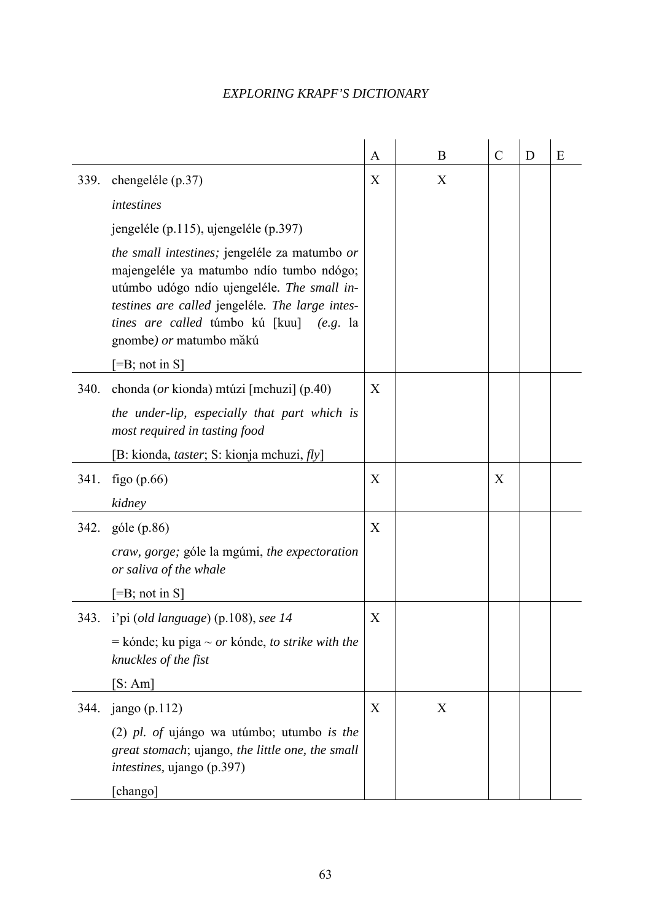| | | A | B | C | D | E |
|---|---|---|---|---|---|---|
| 339. | chengeléle (p.37)<br>*intestines*<br>jengeléle (p.115), ujengeléle (p.397)<br>*the small intestines;* jengeléle za matumbo *or* majengeléle ya matumbo ndío tumbo ndógo; utúmbo udógo ndío ujengeléle. *The small intestines are called* jengeléle. *The large intestines are called* túmbo kú [kuu] *(e.g.* la gnombe*) or* matumbo măkú<br>[=B; not in S] | X | X | | | |
| 340. | chonda (*or* kionda) mtúzi [mchuzi] (p.40)<br>*the under-lip, especially that part which is most required in tasting food*<br>[B: kionda, *taster*; S: kionja mchuzi, *fly*] | X | | | | |
| 341. | figo (p.66)<br>*kidney* | X | | X | | |
| 342. | góle (p.86)<br>*craw, gorge;* góle la mgúmi, *the expectoration or saliva of the whale*<br>[=B; not in S] | X | | | | |
| 343. | i'pi (*old language*) (p.108), *see 14*<br>= kónde; ku piga ~ *or* kónde, *to strike with the knuckles of the fist*<br>[S: Am] | X | | | | |
| 344. | jango (p.112)<br>(2) *pl. of* ujángo wa utúmbo; utumbo *is the great stomach*; ujango, *the little one, the small intestines,* ujango (p.397)<br>[chango] | X | X | | | |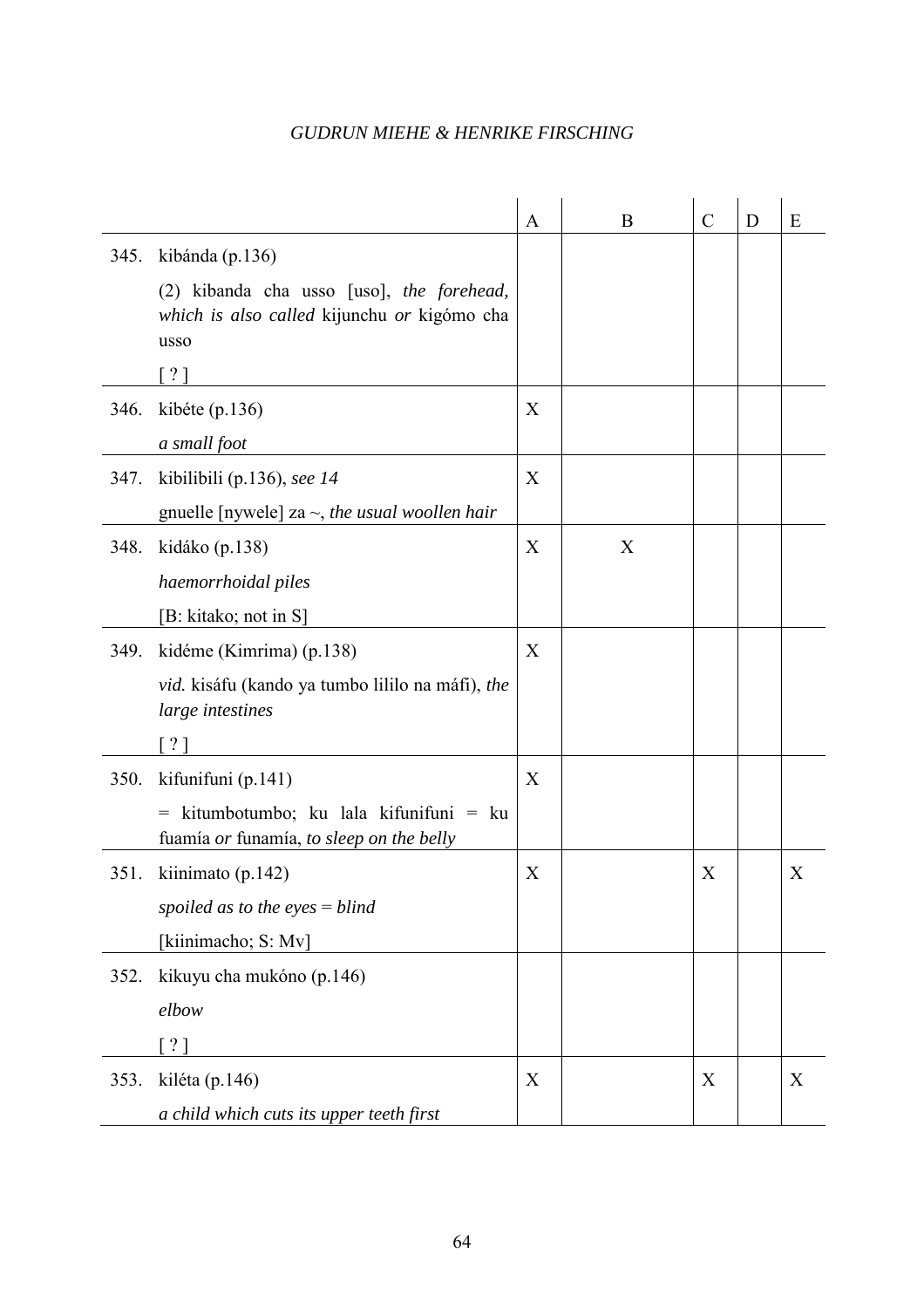| | | A | B | C | D | E |
|---|---|---|---|---|---|---|
| 345. | kibánda (p.136)<br>(2) kibanda cha usso [uso], *the forehead, which is also called* kijunchu *or* kigómo cha usso<br>[ ? ] | | | | | |
| 346. | kibéte (p.136)<br>*a small foot* | X | | | | |
| 347. | kibilibili (p.136), *see 14*<br>gnuelle [nywele] za ~, *the usual woollen hair* | X | | | | |
| 348. | kidáko (p.138)<br>*haemorrhoidal piles*<br>[B: kitako; not in S] | X | X | | | |
| 349. | kidéme (Kimrima) (p.138)<br>*vid.* kisáfu (kando ya tumbo lililo na máfi), *the large intestines*<br>[ ? ] | X | | | | |
| 350. | kifunifuni (p.141)<br>= kitumbotumbo; ku lala kifunifuni = ku fuamía *or* funamía, *to sleep on the belly* | X | | | | |
| 351. | kiinimato (p.142)<br>*spoiled as to the eyes* = *blind*<br>[kiinimacho; S: Mv] | X | | X | | X |
| 352. | kikuyu cha mukóno (p.146)<br>*elbow*<br>[ ? ] | | | | | |
| 353. | kiléta (p.146)<br>*a child which cuts its upper teeth first* | X | | X | | X |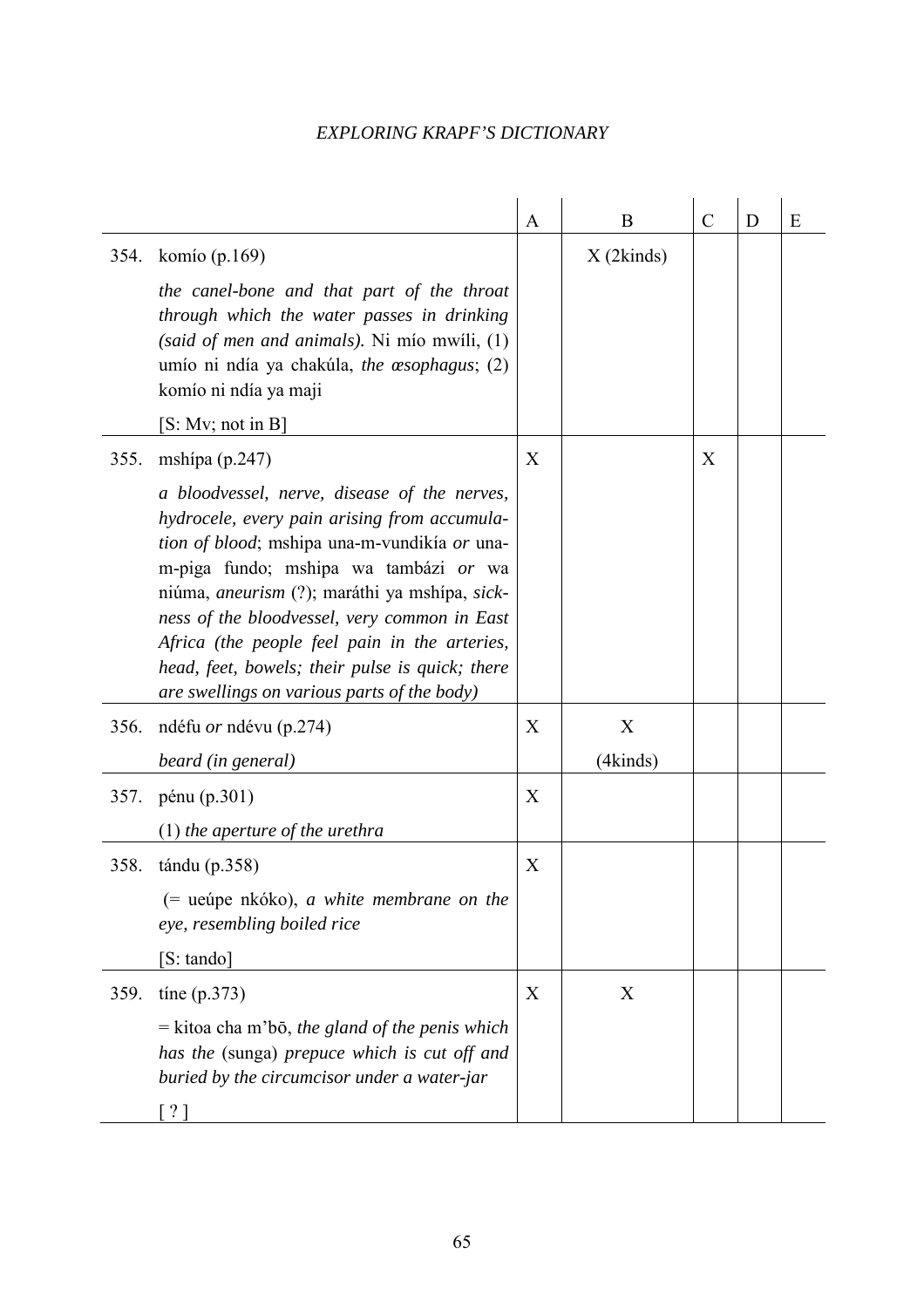| | | A | B | C | D | E |
|---|---|---|---|---|---|---|
| 354. | komío (p.169)<br>*the canel-bone and that part of the throat through which the water passes in drinking (said of men and animals).* Ni mío mwíli, (1) umío ni ndía ya chakúla, *the œsophagus*; (2) komío ni ndía ya maji<br>[S: Mv; not in B] | | X (2kinds) | | | |
| 355. | mshípa (p.247)<br>*a bloodvessel, nerve, disease of the nerves, hydrocele, every pain arising from accumulation of blood*; mshipa una-m-vundikía *or* una-m-piga fundo; mshipa wa tambázi *or* wa niúma, *aneurism* (?); maráthi ya mshípa, *sickness of the bloodvessel, very common in East Africa (the people feel pain in the arteries, head, feet, bowels; their pulse is quick; there are swellings on various parts of the body)* | X | | X | | |
| 356. | ndéfu *or* ndévu (p.274)<br>*beard (in general)* | X | X<br>(4kinds) | | | |
| 357. | pénu (p.301)<br>(1) *the aperture of the urethra* | X | | | | |
| 358. | tándu (p.358)<br>(= ueúpe nkóko), *a white membrane on the eye, resembling boiled rice*<br>[S: tando] | X | | | | |
| 359. | tíne (p.373)<br>= kitoa cha m'bō, *the gland of the penis which has the* (sunga) *prepuce which is cut off and buried by the circumcisor under a water-jar*<br>[ ? ] | X | X | | | |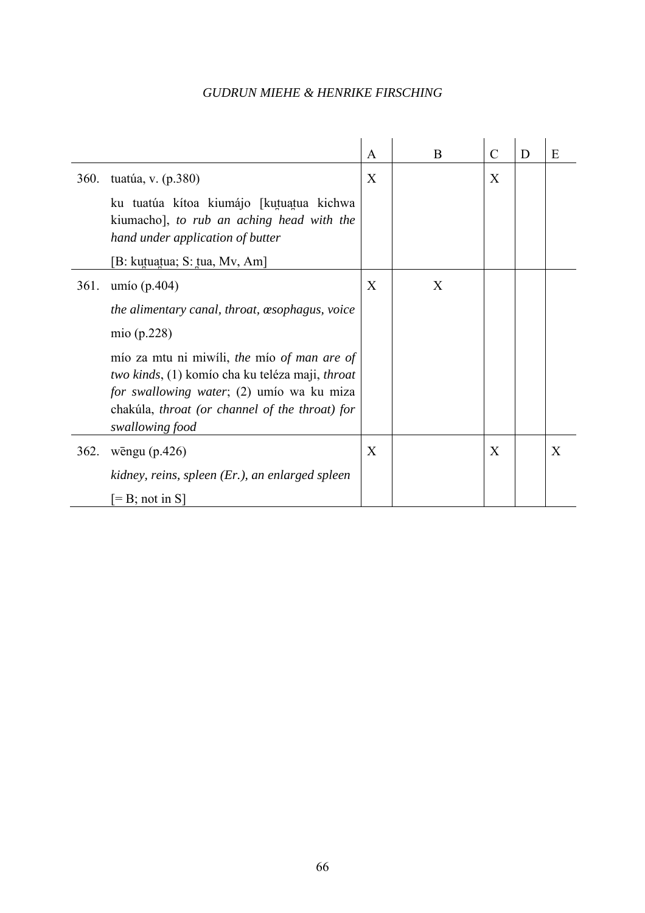| | | A | B | C | D | E |
|---|---|---|---|---|---|---|
| 360. | tuatúa, v. (p.380)<br><br>ku tuatúa kítoa kiumájo [kuṭuaṭua kichwa kiumacho], *to rub an aching head with the hand under application of butter*<br><br>[B: kuṭuaṭua; S: ṭua, Mv, Am] | X | | X | | |
| 361. | umío (p.404)<br><br>*the alimentary canal, throat, æsophagus, voice*<br><br>mio (p.228)<br><br>mío za mtu ni miwíli, *the* mío *of man are of two kinds*, (1) komío cha ku teléza maji, *throat for swallowing water*; (2) umío wa ku miza chakúla, *throat (or channel of the throat) for swallowing food* | X | X | | | |
| 362. | wēngu (p.426)<br><br>*kidney, reins, spleen (Er.), an enlarged spleen*<br><br>[= B; not in S] | X | | X | | X |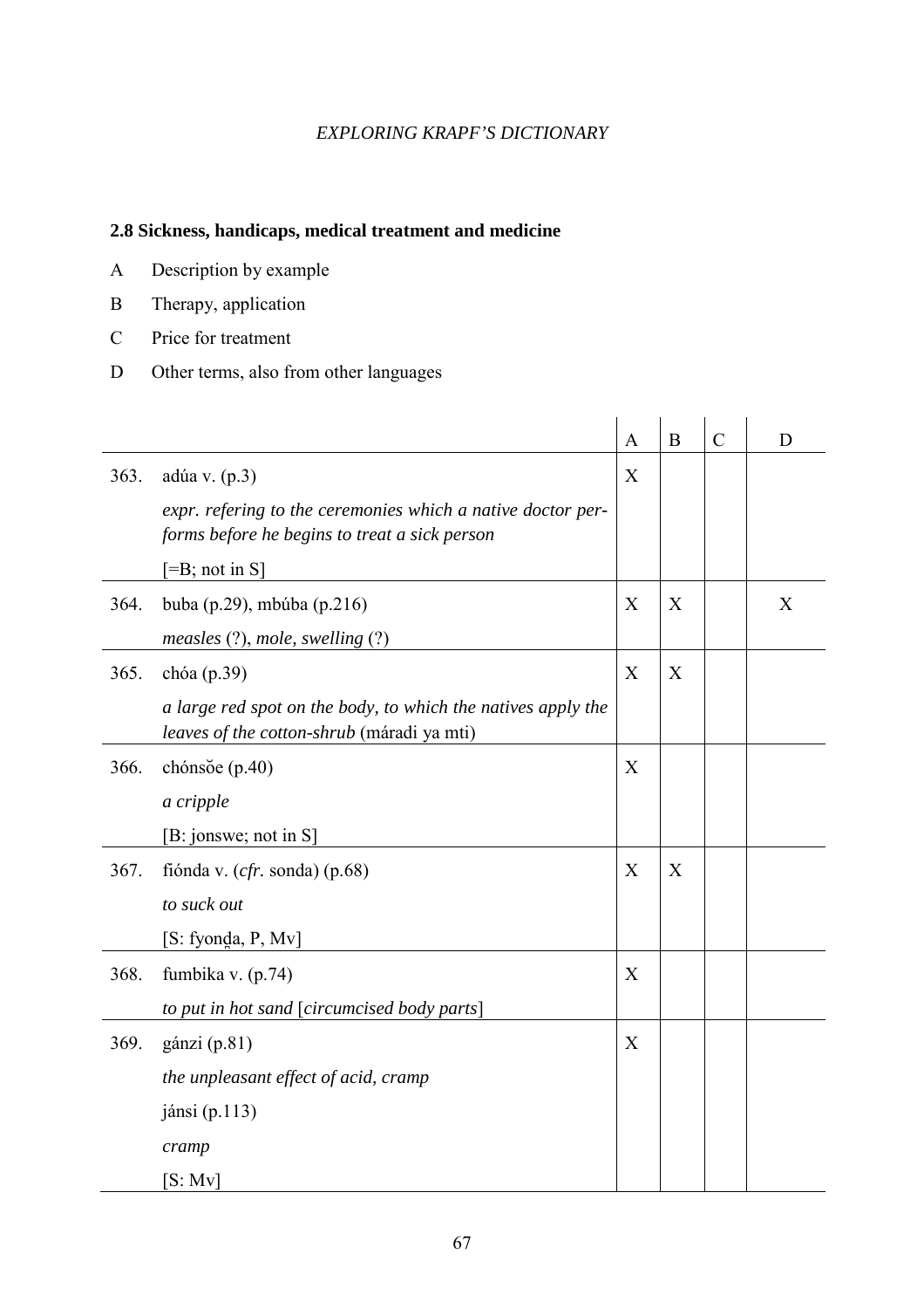### 2.8 Sickness, handicaps, medical treatment and medicine

A Description by example

B Therapy, application

C Price for treatment

D Other terms, also from other languages

| | | A | B | C | D |
|---|---|---|---|---|---|
| 363. | adúa v. (p.3)<br>*expr. refering to the ceremonies which a native doctor performs before he begins to treat a sick person*<br>[=B; not in S] | X | | | |
| 364. | buba (p.29), mbúba (p.216)<br>*measles* (?), *mole, swelling* (?) | X | X | | X |
| 365. | chóa (p.39)<br>*a large red spot on the body, to which the natives apply the leaves of the cotton-shrub* (máradi ya mti) | X | X | | |
| 366. | chónsŏe (p.40)<br>*a cripple*<br>[B: jonswe; not in S] | X | | | |
| 367. | fiónda v. (*cfr.* sonda) (p.68)<br>*to suck out*<br>[S: fyonḓa, P, Mv] | X | X | | |
| 368. | fumbika v. (p.74)<br>*to put in hot sand* [*circumcised body parts*] | X | | | |
| 369. | gánzi (p.81)<br>*the unpleasant effect of acid, cramp*<br>jánsi (p.113)<br>*cramp*<br>[S: Mv] | X | | | |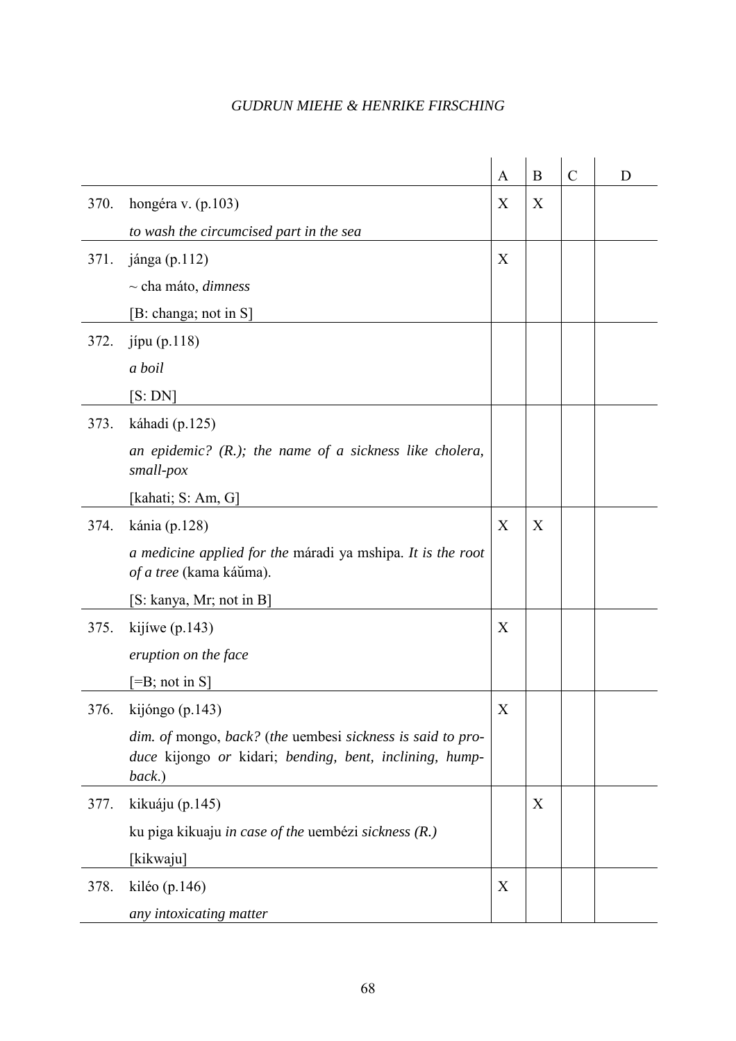| | | A | B | C | D |
|---|---|---|---|---|---|
| 370. | hongéra v. (p.103)<br>*to wash the circumcised part in the sea* | X | X | | |
| 371. | jánga (p.112)<br>~ cha máto, *dimness*<br>[B: changa; not in S] | X | | | |
| 372. | jípu (p.118)<br>*a boil*<br>[S: DN] | | | | |
| 373. | káhadi (p.125)<br>*an epidemic? (R.); the name of a sickness like cholera, small-pox*<br>[kahati; S: Am, G] | | | | |
| 374. | kánia (p.128)<br>*a medicine applied for the* máradi ya mshipa. *It is the root of a tree* (kama kăŭma).<br>[S: kanya, Mr; not in B] | X | X | | |
| 375. | kijíwe (p.143)<br>*eruption on the face*<br>[=B; not in S] | X | | | |
| 376. | kijóngo (p.143)<br>*dim. of* mongo, *back?* (*the* uembesi *sickness is said to produce* kijongo *or* kidari; *bending, bent, inclining, hump-back.*) | X | | | |
| 377. | kikuáju (p.145)<br>ku piga kikuaju *in case of the* uembézi *sickness (R.)*<br>[kikwaju] | | X | | |
| 378. | kiléo (p.146)<br>*any intoxicating matter* | X | | | |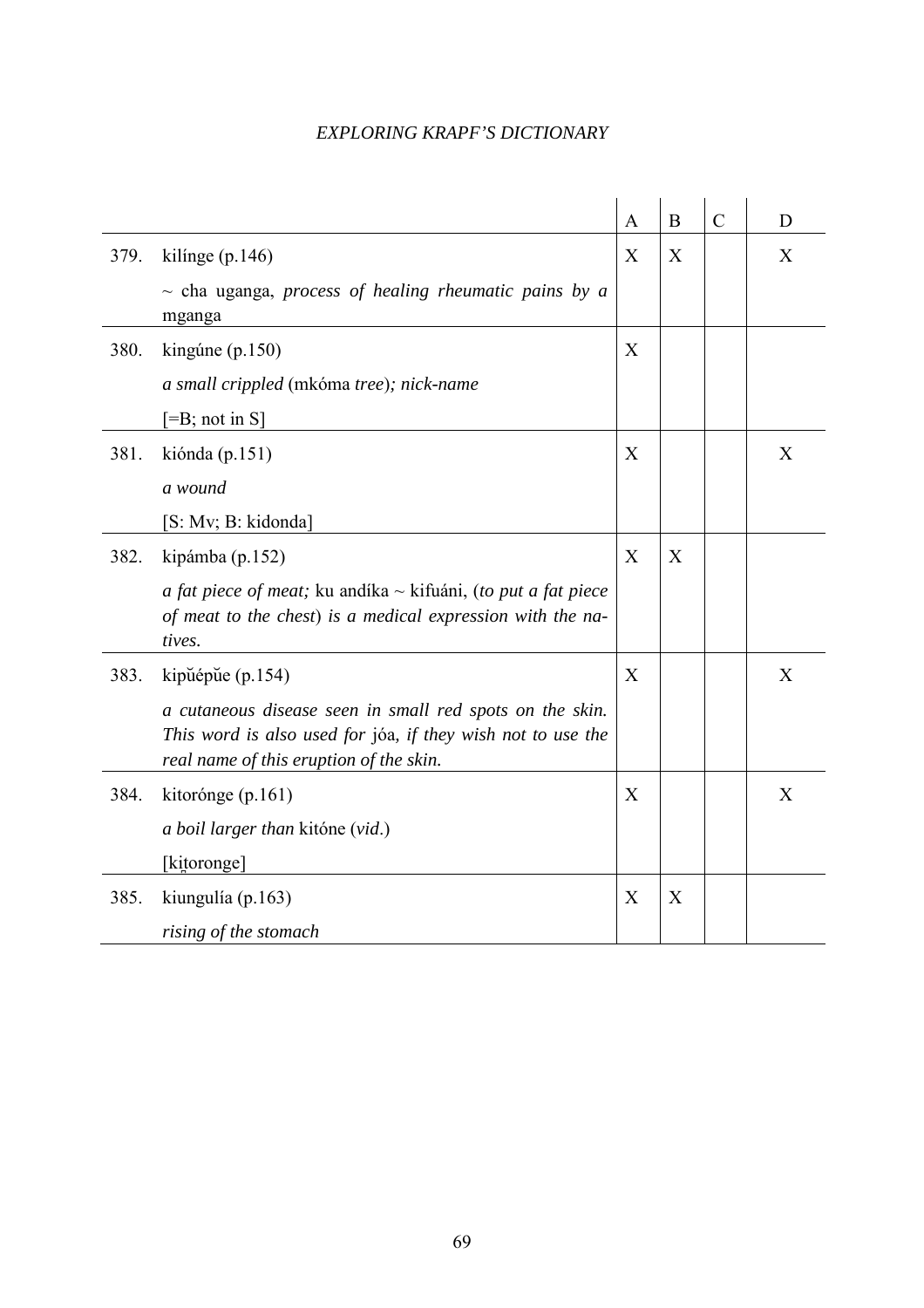| | | A | B | C | D |
|---|---|---|---|---|---|
| 379. | kilínge (p.146)<br>~ cha uganga, *process of healing rheumatic pains by a* mganga | X | X | | X |
| 380. | kingúne (p.150)<br>*a small crippled* (mkóma *tree*)*; nick-name*<br>[=B; not in S] | X | | | |
| 381. | kiónda (p.151)<br>*a wound*<br>[S: Mv; B: kidonda] | X | | | X |
| 382. | kipámba (p.152)<br>*a fat piece of meat;* ku andíka ~ kifuáni, (*to put a fat piece of meat to the chest*) *is a medical expression with the natives.* | X | X | | |
| 383. | kipŭépŭe (p.154)<br>*a cutaneous disease seen in small red spots on the skin. This word is also used for* jóa*, if they wish not to use the real name of this eruption of the skin.* | X | | | X |
| 384. | kitorónge (p.161)<br>*a boil larger than* kitóne (*vid*.)<br>[kiṱoronge] | X | | | X |
| 385. | kiungulía (p.163)<br>*rising of the stomach* | X | X | | |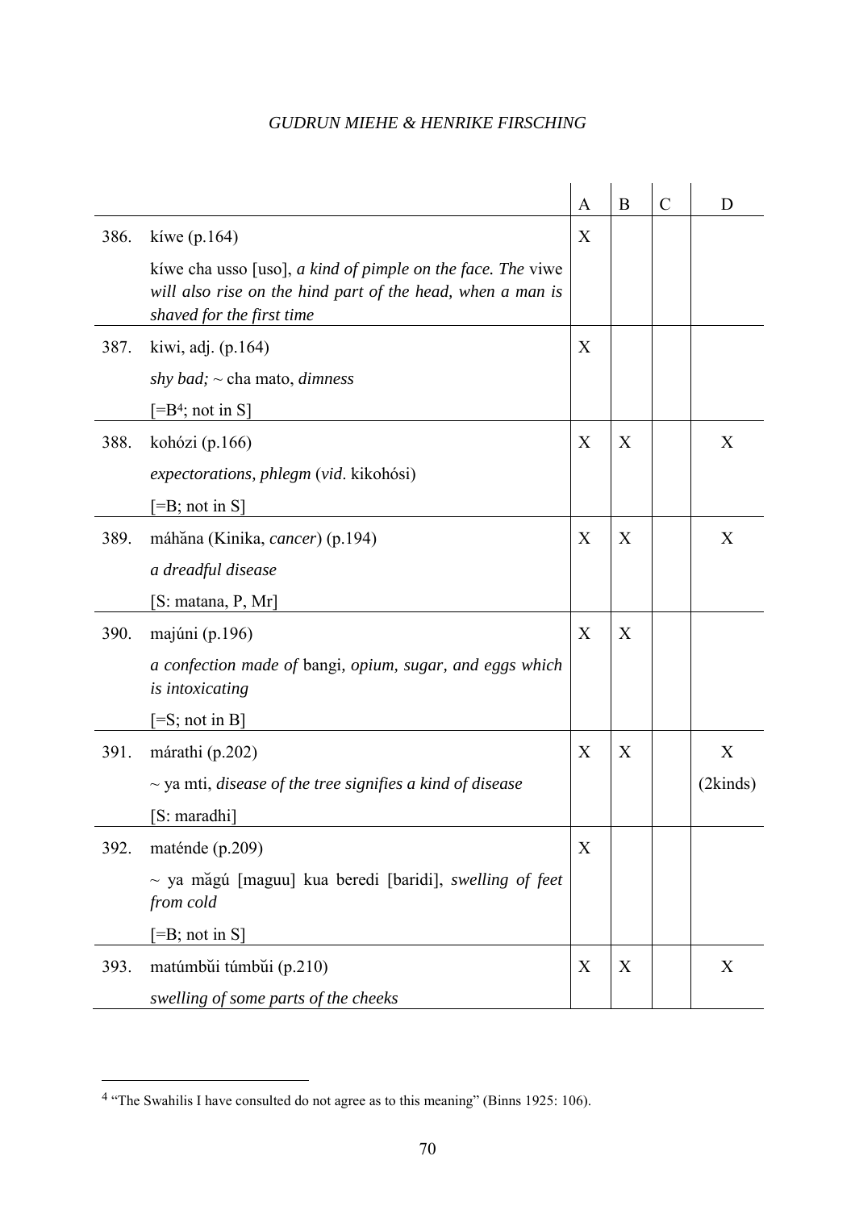| | | A | B | C | D |
|---|---|---|---|---|---|
| 386. | kíwe (p.164)<br>kíwe cha usso [uso], *a kind of pimple on the face. The* viwe *will also rise on the hind part of the head, when a man is shaved for the first time* | X | | | |
| 387. | kiwi, adj. (p.164)<br>*shy bad;* ~ cha mato, *dimness*<br>[=B[4]; not in S] | X | | | |
| 388. | kohózi (p.166)<br>*expectorations, phlegm* (*vid*. kikohósi)<br>[=B; not in S] | X | X | | X |
| 389. | máhǎna (Kinika, *cancer*) (p.194)<br>*a dreadful disease*<br>[S: matana, P, Mr] | X | X | | X |
| 390. | majúni (p.196)<br>*a confection made of* bangi*, opium, sugar, and eggs which is intoxicating*<br>[=S; not in B] | X | X | | |
| 391. | márathi (p.202)<br>~ ya mti, *disease of the tree signifies a kind of disease*<br>[S: maradhi] | X | X | | X<br>(2kinds) |
| 392. | maténde (p.209)<br>~ ya mǎgú [maguu] kua beredi [baridi], *swelling of feet from cold*<br>[=B; not in S] | X | | | |
| 393. | matúmbǔi túmbǔi (p.210)<br>*swelling of some parts of the cheeks* | X | X | | X |

[4] "The Swahilis I have consulted do not agree as to this meaning" (Binns 1925: 106).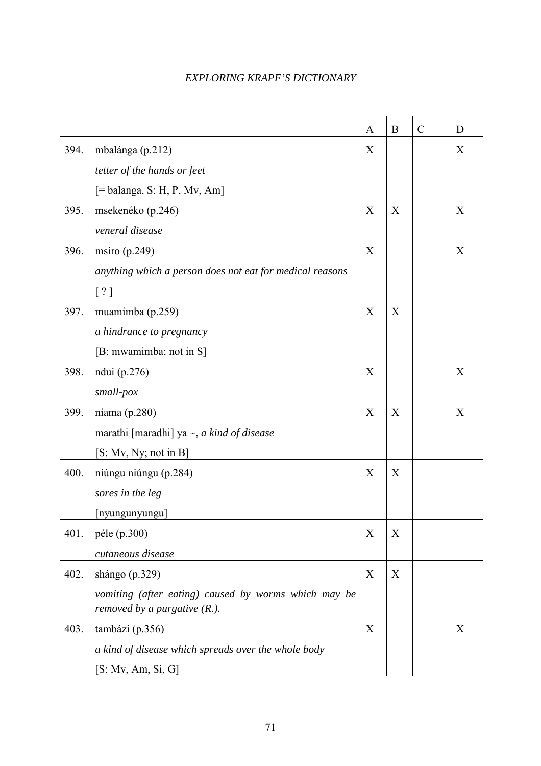| | | A | B | C | D |
|---|---|---|---|---|---|
| 394. | mbalánga (p.212) *tetter of the hands or feet* [= balanga, S: H, P, Mv, Am] | X | | | X |
| 395. | msekenéko (p.246) *veneral disease* | X | X | | X |
| 396. | msiro (p.249) *anything which a person does not eat for medical reasons* [ ? ] | X | | | X |
| 397. | muamímba (p.259) *a hindrance to pregnancy* [B: mwamimba; not in S] | X | X | | |
| 398. | ndui (p.276) *small-pox* | X | | | X |
| 399. | níama (p.280) marathi [maradhi] ya ~, *a kind of disease* [S: Mv, Ny; not in B] | X | X | | X |
| 400. | niúngu niúngu (p.284) *sores in the leg* [nyungunyungu] | X | X | | |
| 401. | péle (p.300) *cutaneous disease* | X | X | | |
| 402. | shángo (p.329) *vomiting (after eating) caused by worms which may be removed by a purgative (R.).* | X | X | | |
| 403. | tambázi (p.356) *a kind of disease which spreads over the whole body* [S: Mv, Am, Si, G] | X | | | X |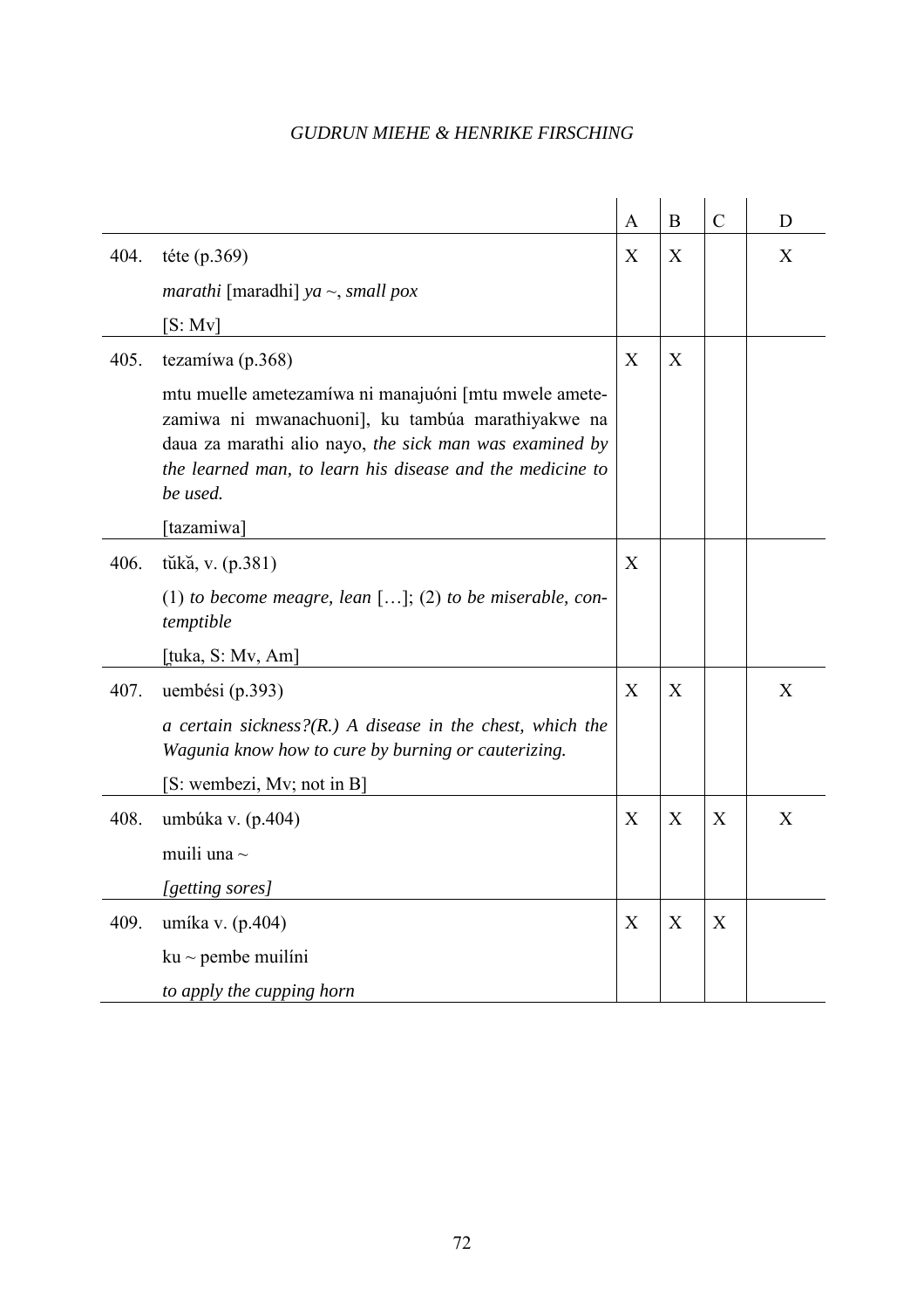| | | A | B | C | D |
|---|---|---|---|---|---|
| 404. | téte (p.369)<br>*marathi* [maradhi] *ya ~, small pox*<br>[S: Mv] | X | X | | X |
| 405. | tezamíwa (p.368)<br>mtu muelle ametezamíwa ni manajuóni [mtu mwele amete-zamiwa ni mwanachuoni], ku tambúa marathiyakwe na daua za marathi alio nayo, *the sick man was examined by the learned man, to learn his disease and the medicine to be used.*<br>[tazamiwa] | X | X | | |
| 406. | tŭkă, v. (p.381)<br>(1) *to become meagre, lean* […]; (2) *to be miserable, con-temptible*<br>[t̪uka, S: Mv, Am] | X | | | |
| 407. | uembési (p.393)<br>*a certain sickness?(R.) A disease in the chest, which the Wagunia know how to cure by burning or cauterizing.*<br>[S: wembezi, Mv; not in B] | X | X | | X |
| 408. | umbúka v. (p.404)<br>muili una ~<br>*[getting sores]* | X | X | X | X |
| 409. | umíka v. (p.404)<br>ku ~ pembe muilíni<br>*to apply the cupping horn* | X | X | X | |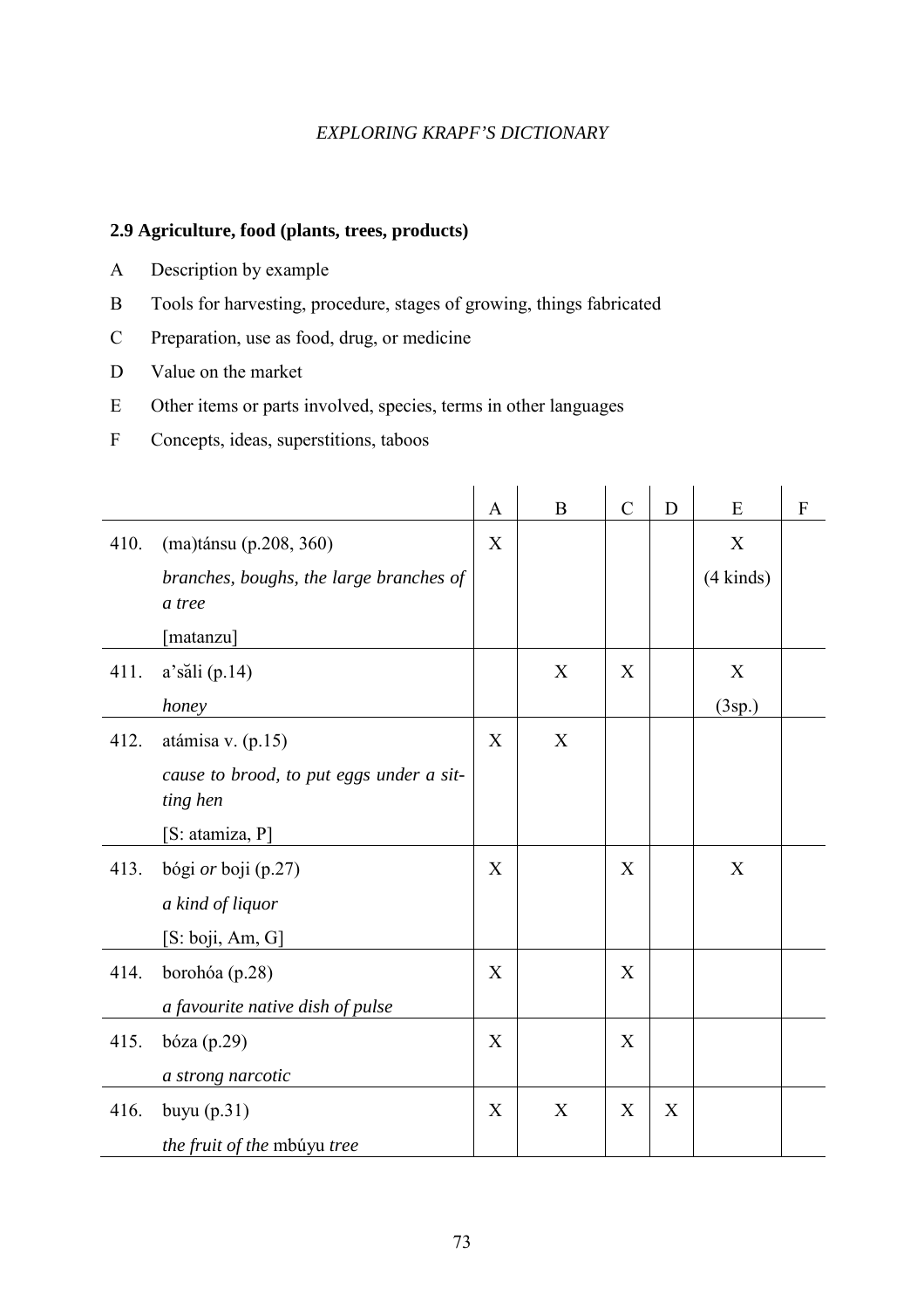### 2.9 Agriculture, food (plants, trees, products)

A Description by example

B Tools for harvesting, procedure, stages of growing, things fabricated

C Preparation, use as food, drug, or medicine

D Value on the market

E Other items or parts involved, species, terms in other languages

F Concepts, ideas, superstitions, taboos

| | | A | B | C | D | E | F |
|---|---|---|---|---|---|---|---|
| 410. | (ma)tánsu (p.208, 360)<br>*branches, boughs, the large branches of a tree*<br>[matanzu] | X | | | | X<br>(4 kinds) | |
| 411. | a'săli (p.14)<br>*honey* | | X | X | | X<br>(3sp.) | |
| 412. | atámisa v. (p.15)<br>*cause to brood, to put eggs under a sitting hen*<br>[S: atamiza, P] | X | X | | | | |
| 413. | bógi *or* boji (p.27)<br>*a kind of liquor*<br>[S: boji, Am, G] | X | | X | | X | |
| 414. | borohóa (p.28)<br>*a favourite native dish of pulse* | X | | X | | | |
| 415. | bóza (p.29)<br>*a strong narcotic* | X | | X | | | |
| 416. | buyu (p.31)<br>*the fruit of the* mbúyu *tree* | X | X | X | X | | |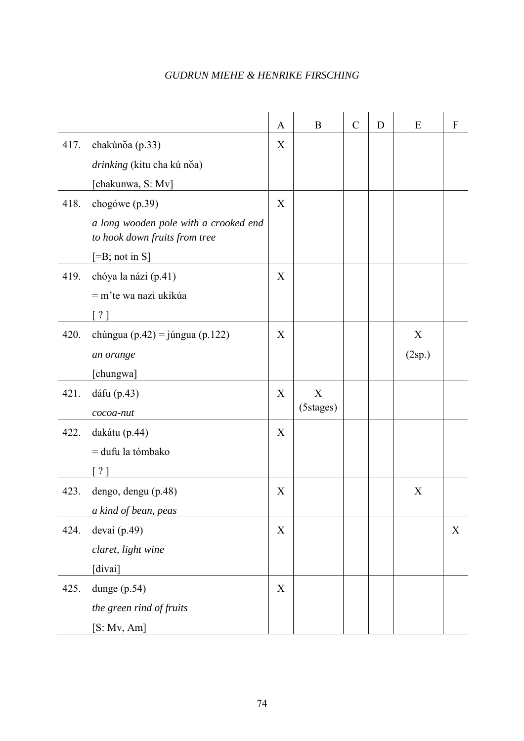| | | A | B | C | D | E | F |
|---|---|---|---|---|---|---|---|
| 417. | chakúnŏa (p.33)<br>*drinking* (kitu cha kú nŏa)<br>[chakunwa, S: Mv] | X | | | | | |
| 418. | chogówe (p.39)<br>*a long wooden pole with a crooked end to hook down fruits from tree*<br>[=B; not in S] | X | | | | | |
| 419. | chóya la názi (p.41)<br>= m'te wa nazi ukikúa<br>[ ? ] | X | | | | | |
| 420. | chúngua (p.42) = júngua (p.122)<br>*an orange*<br>[chungwa] | X | | | | X<br>(2sp.) | |
| 421. | dáfu (p.43)<br>*cocoa-nut* | X | X<br>(5stages) | | | | |
| 422. | dakátu (p.44)<br>= dufu la tómbako<br>[ ? ] | X | | | | | |
| 423. | dengo, dengu (p.48)<br>*a kind of bean, peas* | X | | | | X | |
| 424. | devai (p.49)<br>*claret, light wine*<br>[divai] | X | | | | | X |
| 425. | dunge (p.54)<br>*the green rind of fruits*<br>[S: Mv, Am] | X | | | | | |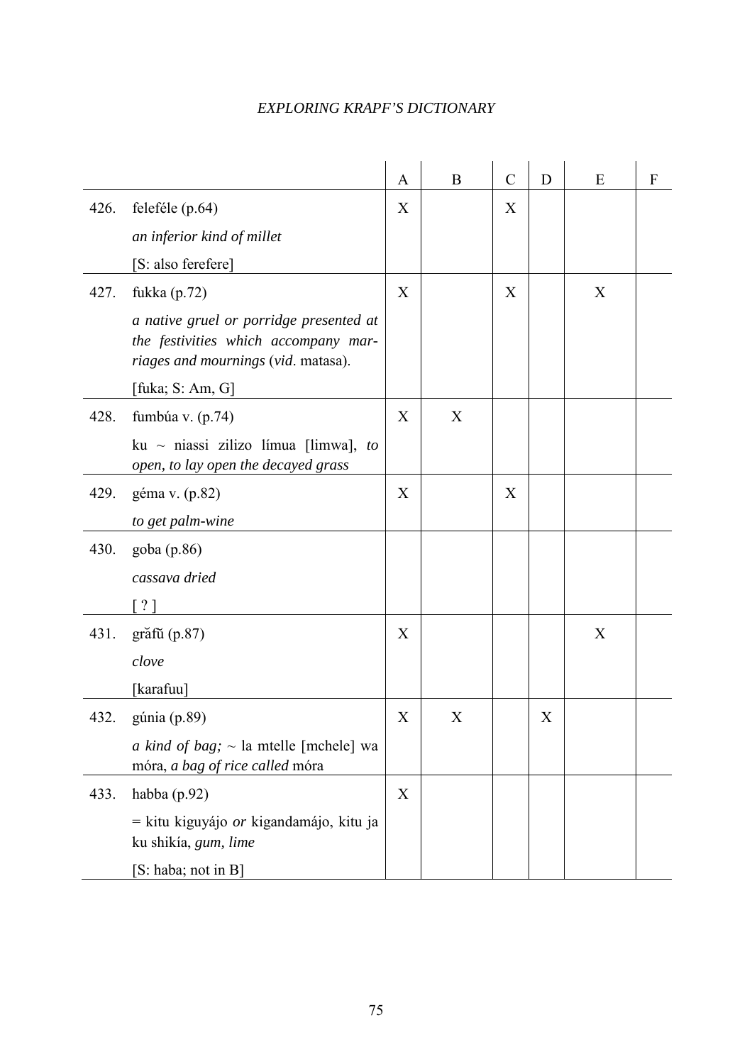| | | A | B | C | D | E | F |
|---|---|---|---|---|---|---|---|
| 426. | feleféle (p.64)<br>*an inferior kind of millet*<br>[S: also ferefere] | X | | X | | | |
| 427. | fukka (p.72)<br>*a native gruel or porridge presented at the festivities which accompany marriages and mournings* (*vid*. matasa).<br>[fuka; S: Am, G] | X | | X | | X | |
| 428. | fumbúa v. (p.74)<br>ku ~ niassi zilizo límua [limwa], *to open, to lay open the decayed grass* | X | X | | | | |
| 429. | géma v. (p.82)<br>*to get palm-wine* | X | | X | | | |
| 430. | goba (p.86)<br>*cassava dried*<br>[ ? ] | | | | | | |
| 431. | grăfŭ (p.87)<br>*clove*<br>[karafuu] | X | | | | X | |
| 432. | gúnia (p.89)<br>*a kind of bag;* ~ la mtelle [mchele] wa móra, *a bag of rice called* móra | X | X | | X | | |
| 433. | habba (p.92)<br>= kitu kiguyájo *or* kigandamájo, kitu ja ku shikía, *gum, lime*<br>[S: haba; not in B] | X | | | | | |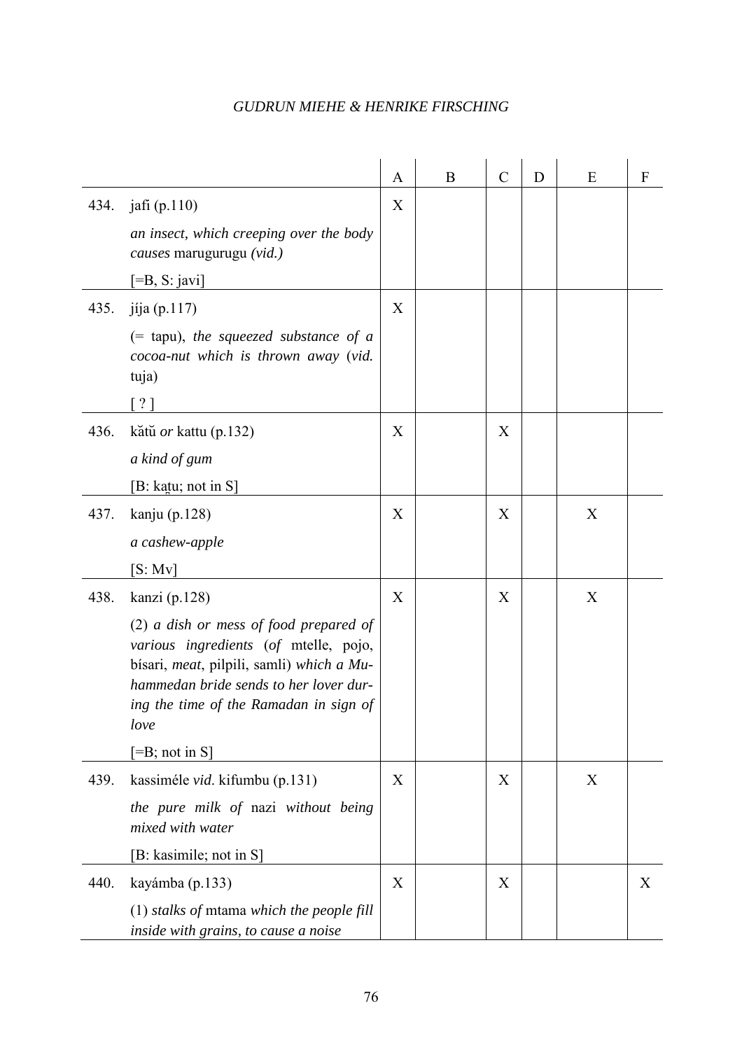| | | A | B | C | D | E | F |
|---|---|---|---|---|---|---|---|
| 434. | jafi (p.110)<br>*an insect, which creeping over the body causes* marugurugu *(vid.)*<br>[=B, S: javi] | X | | | | | |
| 435. | jíja (p.117)<br>(= tapu), *the squeezed substance of a cocoa-nut which is thrown away* (*vid.* tuja)<br>[ ? ] | X | | | | | |
| 436. | kătŭ *or* kattu (p.132)<br>*a kind of gum*<br>[B: kaṭu; not in S] | X | | X | | | |
| 437. | kanju (p.128)<br>*a cashew-apple*<br>[S: Mv] | X | | X | | X | |
| 438. | kanzi (p.128)<br>(2) *a dish or mess of food prepared of various ingredients* (*of* mtelle, pojo, bísari, *meat*, pilpili, samli) *which a Muhammedan bride sends to her lover during the time of the Ramadan in sign of love*<br>[=B; not in S] | X | | X | | X | |
| 439. | kassiméle *vid*. kifumbu (p.131)<br>*the pure milk of* nazi *without being mixed with water*<br>[B: kasimile; not in S] | X | | X | | X | |
| 440. | kayámba (p.133)<br>(1) *stalks of* mtama *which the people fill inside with grains, to cause a noise* | X | | X | | | X |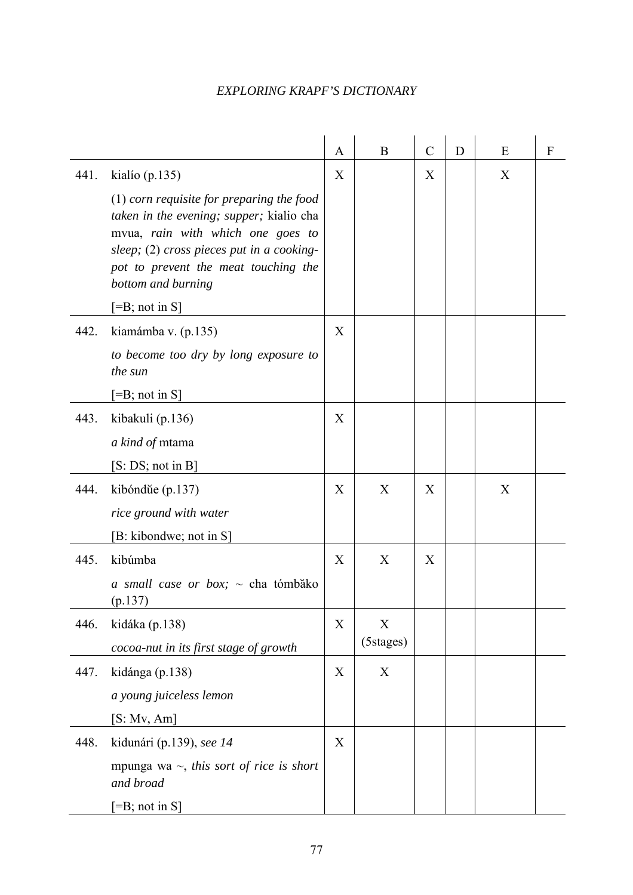| | | A | B | C | D | E | F |
|---|---|---|---|---|---|---|---|
| 441. | kialío (p.135)<br><br>(1) *corn requisite for preparing the food taken in the evening; supper;* kialio cha mvua, *rain with which one goes to sleep;* (2) *cross pieces put in a cooking-pot to prevent the meat touching the bottom and burning*<br><br>[=B; not in S] | X | | X | | X | |
| 442. | kiamámba v. (p.135)<br><br>*to become too dry by long exposure to the sun*<br><br>[=B; not in S] | X | | | | | |
| 443. | kibakuli (p.136)<br><br>*a kind of* mtama<br><br>[S: DS; not in B] | X | | | | | |
| 444. | kibóndŭe (p.137)<br><br>*rice ground with water*<br><br>[B: kibondwe; not in S] | X | X | X | | X | |
| 445. | kibúmba<br><br>*a small case or box;* ~ cha tómbăko (p.137) | X | X | X | | | |
| 446. | kidáka (p.138)<br><br>*cocoa-nut in its first stage of growth* | X | X (5stages) | | | | |
| 447. | kidánga (p.138)<br><br>*a young juiceless lemon*<br><br>[S: Mv, Am] | X | X | | | | |
| 448. | kidunári (p.139), *see 14*<br><br>mpunga wa ~, *this sort of rice is short and broad*<br><br>[=B; not in S] | X | | | | | |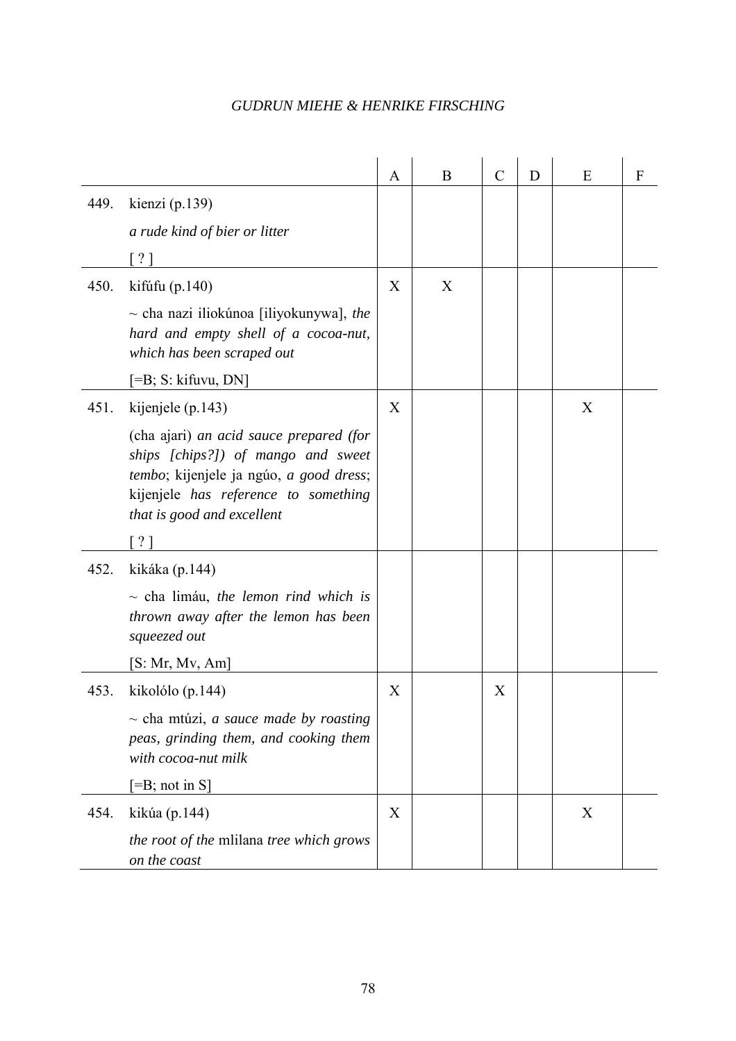| | | A | B | C | D | E | F |
|---|---|---|---|---|---|---|---|
| 449. | kienzi (p.139)<br>*a rude kind of bier or litter*<br>[ ? ] | | | | | | |
| 450. | kifúfu (p.140)<br>~ cha nazi iliokúnoa [iliyokunywa], *the hard and empty shell of a cocoa-nut, which has been scraped out*<br>[=B; S: kifuvu, DN] | X | X | | | | |
| 451. | kijenjele (p.143)<br>(cha ajari) *an acid sauce prepared (for ships [chips?]) of mango and sweet tembo*; kijenjele ja ngúo, *a good dress*; kijenjele *has reference to something that is good and excellent*<br>[ ? ] | X | | | | X | |
| 452. | kikáka (p.144)<br>~ cha limáu, *the lemon rind which is thrown away after the lemon has been squeezed out*<br>[S: Mr, Mv, Am] | | | | | | |
| 453. | kikolólo (p.144)<br>~ cha mtúzi, *a sauce made by roasting peas, grinding them, and cooking them with cocoa-nut milk*<br>[=B; not in S] | X | | X | | | |
| 454. | kikúa (p.144)<br>*the root of the* mlilana *tree which grows on the coast* | X | | | | X | |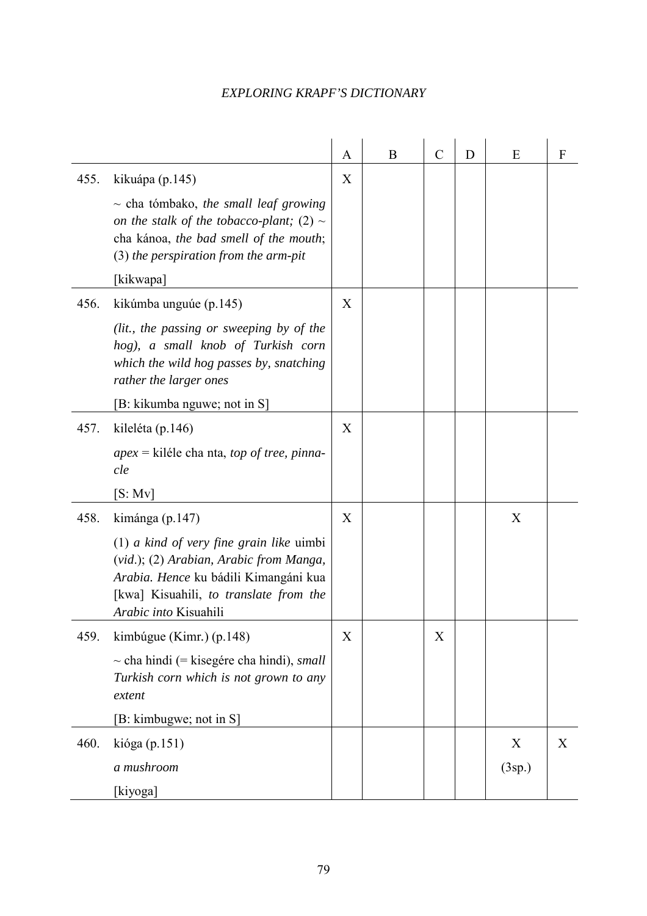| | | A | B | C | D | E | F |
|---|---|---|---|---|---|---|---|
| 455. | kikuápa (p.145)<br><br>~ cha tómbako, *the small leaf growing on the stalk of the tobacco-plant;* (2) ~ cha kánoa, *the bad smell of the mouth*; (3) *the perspiration from the arm-pit*<br><br>[kikwapa] | X | | | | | |
| 456. | kikúmba unguúe (p.145)<br><br>*(lit., the passing or sweeping by of the hog), a small knob of Turkish corn which the wild hog passes by, snatching rather the larger ones*<br><br>[B: kikumba nguwe; not in S] | X | | | | | |
| 457. | kileléta (p.146)<br><br>*apex* = kiléle cha nta, *top of tree, pinnacle*<br><br>[S: Mv] | X | | | | | |
| 458. | kimánga (p.147)<br><br>(1) *a kind of very fine grain like* uimbi (*vid.*); (2) *Arabian, Arabic from Manga, Arabia. Hence* ku bádili Kimangáni kua [kwa] Kisuahili, *to translate from the Arabic into* Kisuahili | X | | | | X | |
| 459. | kimbúgue (Kimr.) (p.148)<br><br>~ cha hindi (= kisegére cha hindi), *small Turkish corn which is not grown to any extent*<br><br>[B: kimbugwe; not in S] | X | | X | | | |
| 460. | kióga (p.151)<br><br>*a mushroom*<br><br>[kiyoga] | | | | | X<br>(3sp.) | X |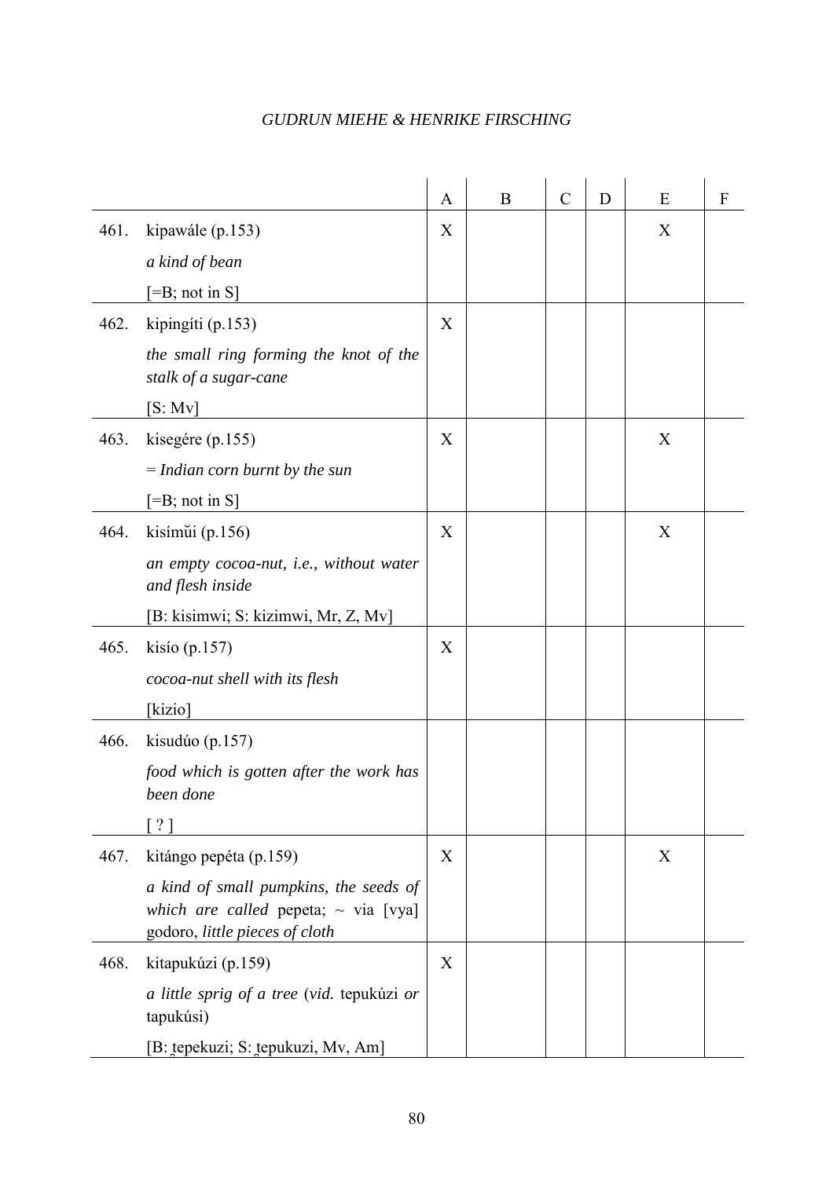| | | A | B | C | D | E | F |
|---|---|---|---|---|---|---|---|
| 461. | kipawále (p.153)<br>*a kind of bean*<br>[=B; not in S] | X | | | | X | |
| 462. | kipingíti (p.153)<br>*the small ring forming the knot of the stalk of a sugar-cane*<br>[S: Mv] | X | | | | | |
| 463. | kisegére (p.155)<br>= *Indian corn burnt by the sun*<br>[=B; not in S] | X | | | | X | |
| 464. | kisímŭi (p.156)<br>*an empty cocoa-nut, i.e., without water and flesh inside*<br>[B: kisimwi; S: kizimwi, Mr, Z, Mv] | X | | | | X | |
| 465. | kisío (p.157)<br>*cocoa-nut shell with its flesh*<br>[kizio] | X | | | | | |
| 466. | kisudúo (p.157)<br>*food which is gotten after the work has been done*<br>[ ? ] | | | | | | |
| 467. | kitángo pepéta (p.159)<br>*a kind of small pumpkins, the seeds of which are called* pepeta; ~ via [vya] godoro, *little pieces of cloth* | X | | | | X | |
| 468. | kitapukúzi (p.159)<br>*a little sprig of a tree* (*vid.* tepukúzi *or* tapukúsi)<br>[B: t̪epekuzi; S: t̪epukuzi, Mv, Am] | X | | | | | |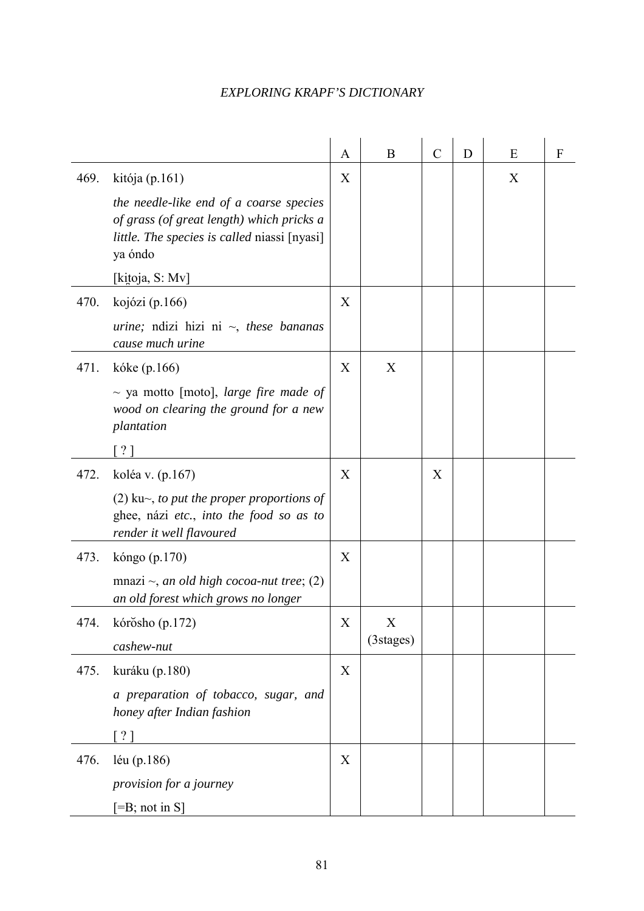| | | A | B | C | D | E | F |
|---|---|---|---|---|---|---|---|
| 469. | kitója (p.161)<br>*the needle-like end of a coarse species of grass (of great length) which pricks a little. The species is called* niassi [nyasi] ya óndo<br>[kit̪oja, S: Mv] | X | | | | X | |
| 470. | kojózi (p.166)<br>*urine;* ndizi hizi ni ~, *these bananas cause much urine* | X | | | | | |
| 471. | kóke (p.166)<br>~ ya motto [moto], *large fire made of wood on clearing the ground for a new plantation*<br>[ ? ] | X | X | | | | |
| 472. | koléa v. (p.167)<br>(2) ku~, *to put the proper proportions of* ghee, názi *etc., into the food so as to render it well flavoured* | X | | X | | | |
| 473. | kóngo (p.170)<br>mnazi ~, *an old high cocoa-nut tree*; (2) *an old forest which grows no longer* | X | | | | | |
| 474. | kórŏsho (p.172)<br>*cashew-nut* | X | X (3stages) | | | | |
| 475. | kuráku (p.180)<br>*a preparation of tobacco, sugar, and honey after Indian fashion*<br>[ ? ] | X | | | | | |
| 476. | léu (p.186)<br>*provision for a journey*<br>[=B; not in S] | X | | | | | |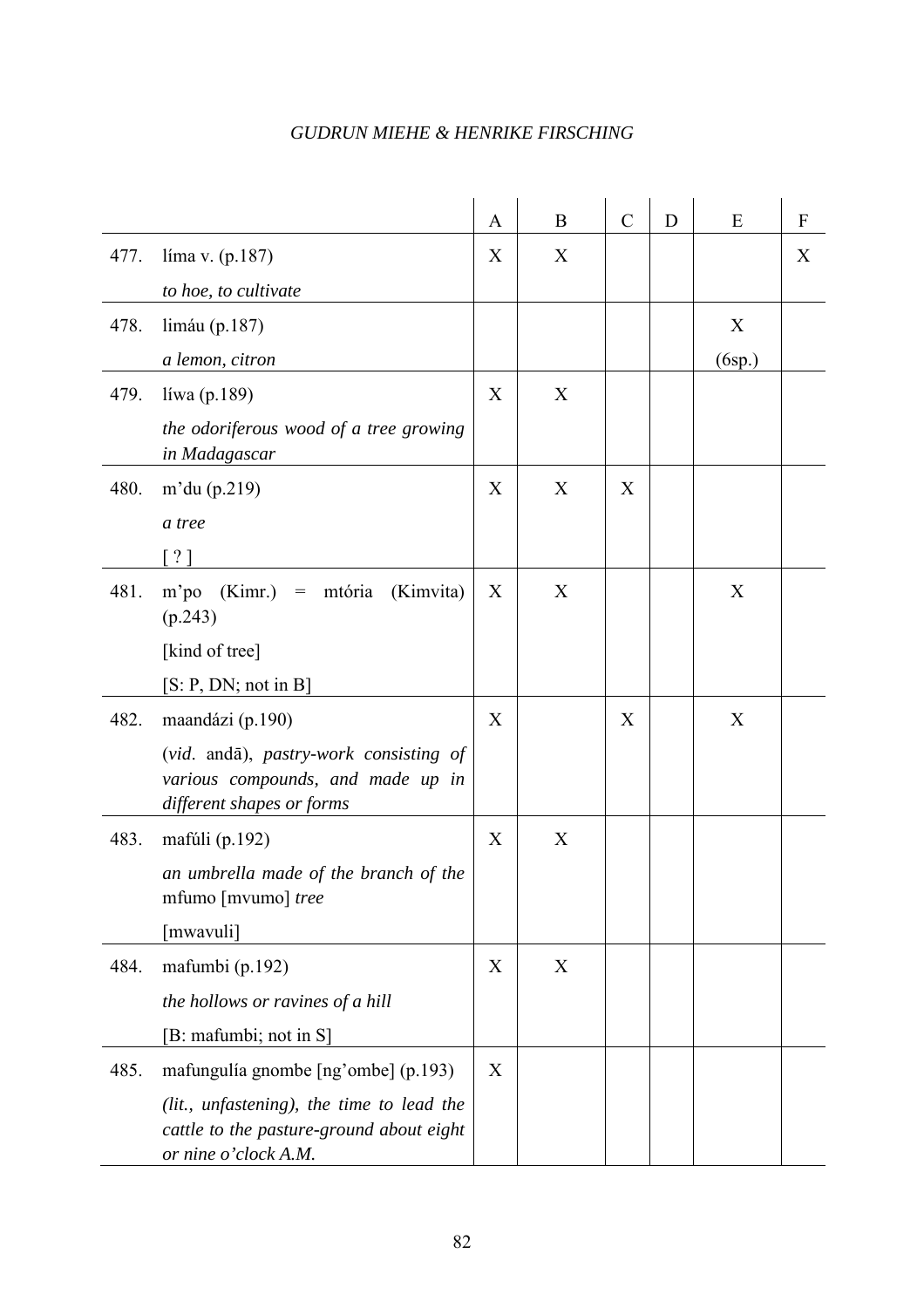| | | A | B | C | D | E | F |
|---|---|---|---|---|---|---|---|
| 477. | líma v. (p.187)<br>*to hoe, to cultivate* | X | X | | | | X |
| 478. | limáu (p.187)<br>*a lemon, citron* | | | | | X<br>(6sp.) | |
| 479. | líwa (p.189)<br>*the odoriferous wood of a tree growing in Madagascar* | X | X | | | | |
| 480. | m'du (p.219)<br>*a tree*<br>[ ? ] | X | X | X | | | |
| 481. | m'po (Kimr.) = mtória (Kimvita) (p.243)<br>[kind of tree]<br>[S: P, DN; not in B] | X | X | | | X | |
| 482. | maandázi (p.190)<br>(*vid*. andā), *pastry-work consisting of various compounds, and made up in different shapes or forms* | X | | X | | X | |
| 483. | mafúli (p.192)<br>*an umbrella made of the branch of the* mfumo [mvumo] *tree*<br>[mwavuli] | X | X | | | | |
| 484. | mafumbi (p.192)<br>*the hollows or ravines of a hill*<br>[B: mafumbi; not in S] | X | X | | | | |
| 485. | mafungulía gnombe [ng'ombe] (p.193)<br>*(lit., unfastening), the time to lead the cattle to the pasture-ground about eight or nine o'clock A.M.* | X | | | | | |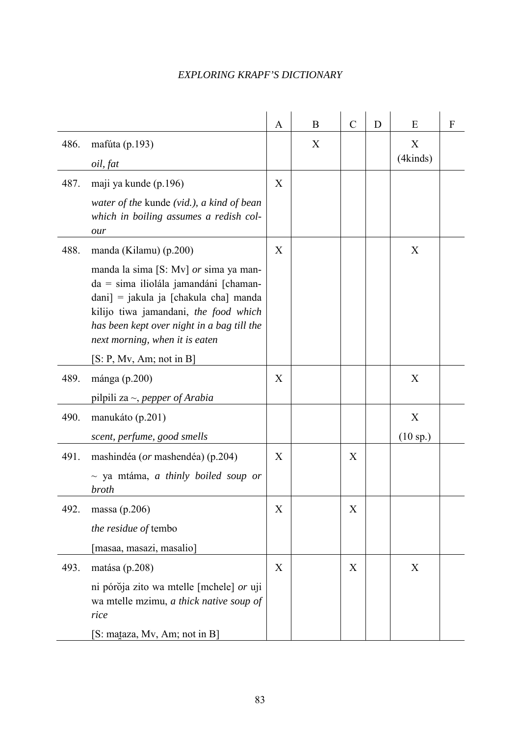| | | A | B | C | D | E | F |
|---|---|---|---|---|---|---|---|
| 486. | mafúta (p.193)<br>*oil, fat* | | X | | | X (4kinds) | |
| 487. | maji ya kunde (p.196)<br>*water of the* kunde *(vid.), a kind of bean which in boiling assumes a redish colour* | X | | | | | |
| 488. | manda (Kilamu) (p.200)<br>manda la sima [S: Mv] *or* sima ya manda = sima iliolála jamandáni [chamandani] = jakula ja [chakula cha] manda kilijo tiwa jamandani, *the food which has been kept over night in a bag till the next morning, when it is eaten*<br>[S: P, Mv, Am; not in B] | X | | | | X | |
| 489. | mánga (p.200)<br>pilpili za ~, *pepper of Arabia* | X | | | | X | |
| 490. | manukáto (p.201)<br>*scent, perfume, good smells* | | | | | X (10 sp.) | |
| 491. | mashindéa (*or* mashendéa) (p.204)<br>~ ya mtáma, *a thinly boiled soup or broth* | X | | X | | | |
| 492. | massa (p.206)<br>*the residue of* tembo<br>[masaa, masazi, masalio] | X | | X | | | |
| 493. | matása (p.208)<br>ni pórŏja zito wa mtelle [mchele] *or* uji wa mtelle mzimu, *a thick native soup of rice*<br>[S: maṭaza, Mv, Am; not in B] | X | | X | | X | |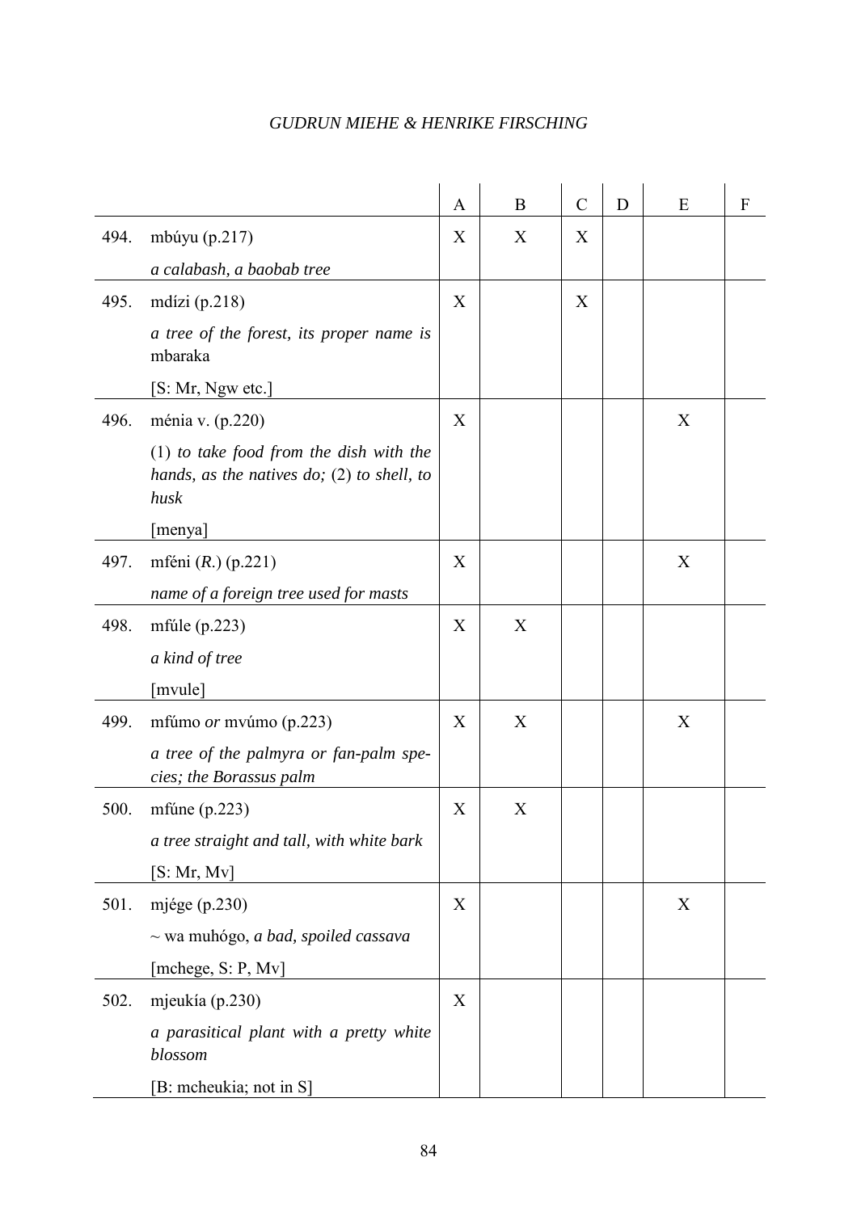| | | A | B | C | D | E | F |
|---|---|---|---|---|---|---|---|
| 494. | mbúyu (p.217)<br>*a calabash, a baobab tree* | X | X | X | | | |
| 495. | mdízi (p.218)<br>*a tree of the forest, its proper name is* mbaraka<br>[S: Mr, Ngw etc.] | X | | X | | | |
| 496. | ménia v. (p.220)<br>(1) *to take food from the dish with the hands, as the natives do;* (2) *to shell, to husk*<br>[menya] | X | | | | X | |
| 497. | mféni (*R*.) (p.221)<br>*name of a foreign tree used for masts* | X | | | | X | |
| 498. | mfúle (p.223)<br>*a kind of tree*<br>[mvule] | X | X | | | | |
| 499. | mfúmo *or* mvúmo (p.223)<br>*a tree of the palmyra or fan-palm species; the Borassus palm* | X | X | | | X | |
| 500. | mfúne (p.223)<br>*a tree straight and tall, with white bark*<br>[S: Mr, Mv] | X | X | | | | |
| 501. | mjége (p.230)<br>~ wa muhógo, *a bad, spoiled cassava*<br>[mchege, S: P, Mv] | X | | | | X | |
| 502. | mjeukía (p.230)<br>*a parasitical plant with a pretty white blossom*<br>[B: mcheukia; not in S] | X | | | | | |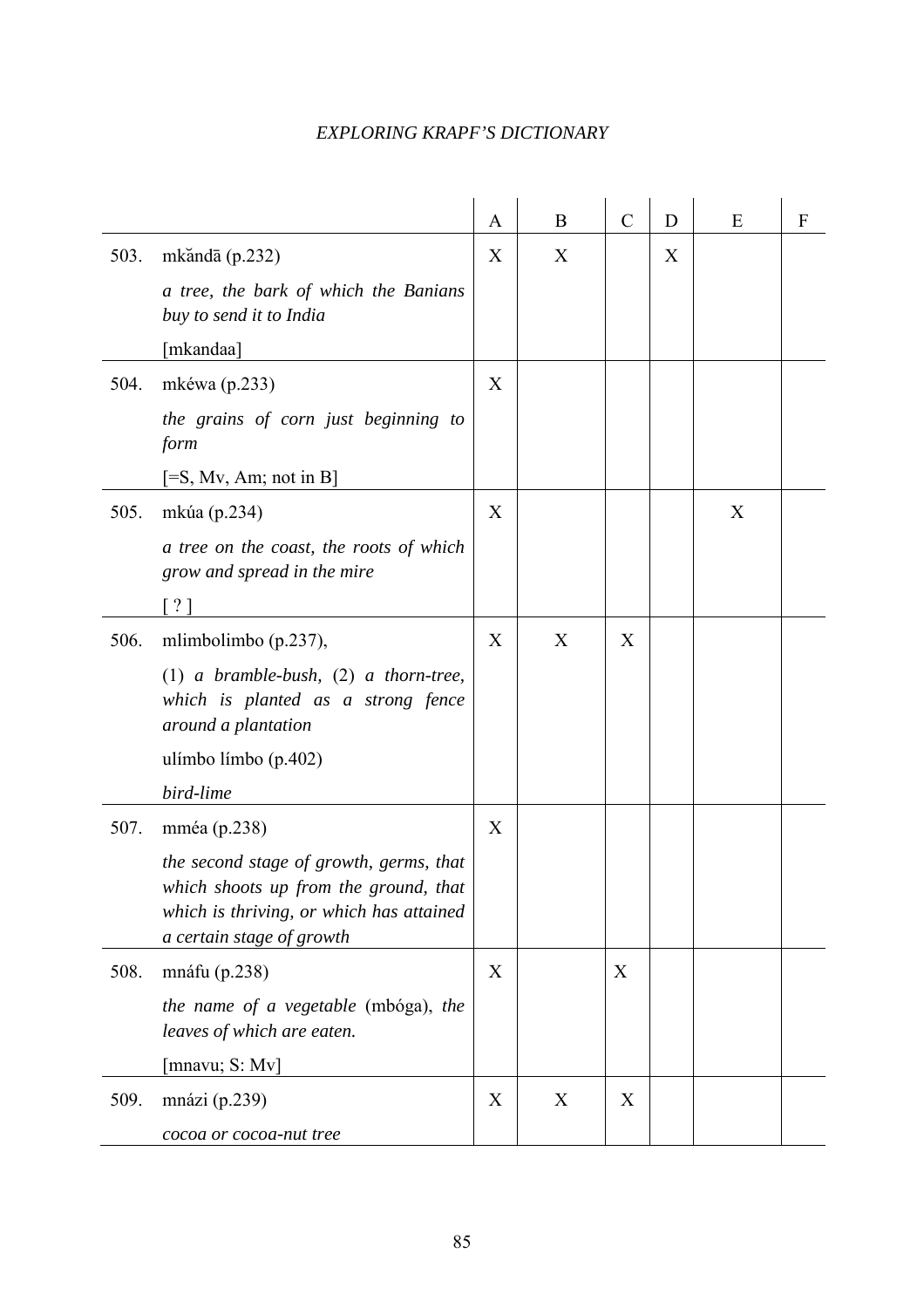| | | A | B | C | D | E | F |
|---|---|---|---|---|---|---|---|
| 503. | mkăndā (p.232)<br>*a tree, the bark of which the Banians buy to send it to India*<br>[mkandaa] | X | X | | X | | |
| 504. | mkéwa (p.233)<br>*the grains of corn just beginning to form*<br>[=S, Mv, Am; not in B] | X | | | | | |
| 505. | mkúa (p.234)<br>*a tree on the coast, the roots of which grow and spread in the mire*<br>[ ? ] | X | | | | X | |
| 506. | mlimbolimbo (p.237),<br>(1) *a bramble-bush,* (2) *a thorn-tree, which is planted as a strong fence around a plantation*<br>ulímbo límbo (p.402)<br>*bird-lime* | X | X | X | | | |
| 507. | mméa (p.238)<br>*the second stage of growth, germs, that which shoots up from the ground, that which is thriving, or which has attained a certain stage of growth* | X | | | | | |
| 508. | mnáfu (p.238)<br>*the name of a vegetable* (mbóga), *the leaves of which are eaten.*<br>[mnavu; S: Mv] | X | | X | | | |
| 509. | mnázi (p.239)<br>*cocoa or cocoa-nut tree* | X | X | X | | | |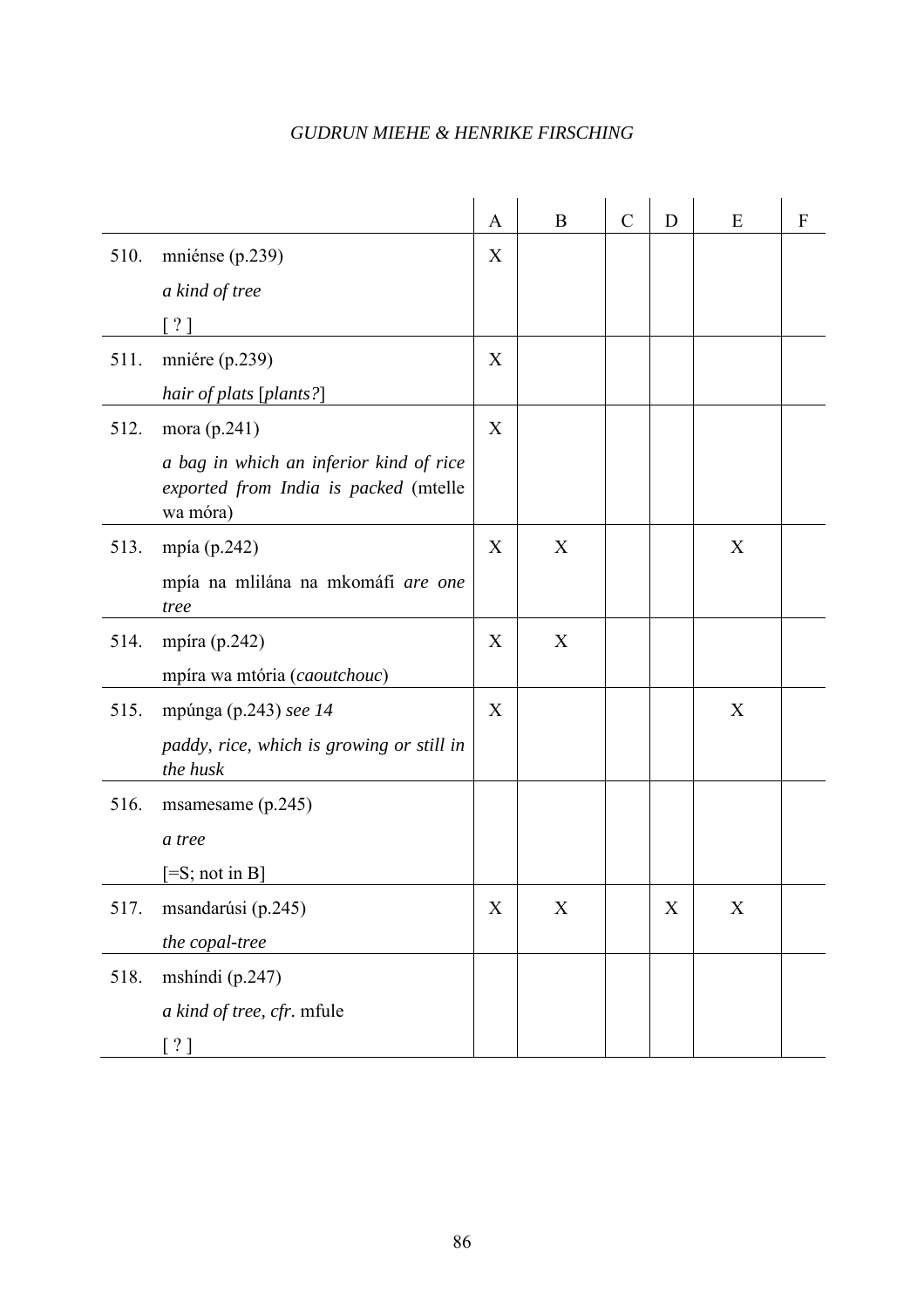| | | A | B | C | D | E | F |
|---|---|---|---|---|---|---|---|
| 510. | mniénse (p.239)<br>*a kind of tree*<br>[ ? ] | X | | | | | |
| 511. | mniére (p.239)<br>*hair of plats* [*plants?*] | X | | | | | |
| 512. | mora (p.241)<br>*a bag in which an inferior kind of rice exported from India is packed* (mtelle wa móra) | X | | | | | |
| 513. | mpía (p.242)<br>mpía na mlilána na mkomáfi *are one tree* | X | X | | | X | |
| 514. | mpíra (p.242)<br>mpíra wa mtória (*caoutchouc*) | X | X | | | | |
| 515. | mpúnga (p.243) *see 14*<br>*paddy, rice, which is growing or still in the husk* | X | | | | X | |
| 516. | msamesame (p.245)<br>*a tree*<br>[=S; not in B] | | | | | | |
| 517. | msandarúsi (p.245)<br>*the copal-tree* | X | X | | X | X | |
| 518. | mshíndi (p.247)<br>*a kind of tree, cfr.* mfule<br>[ ? ] | | | | | | |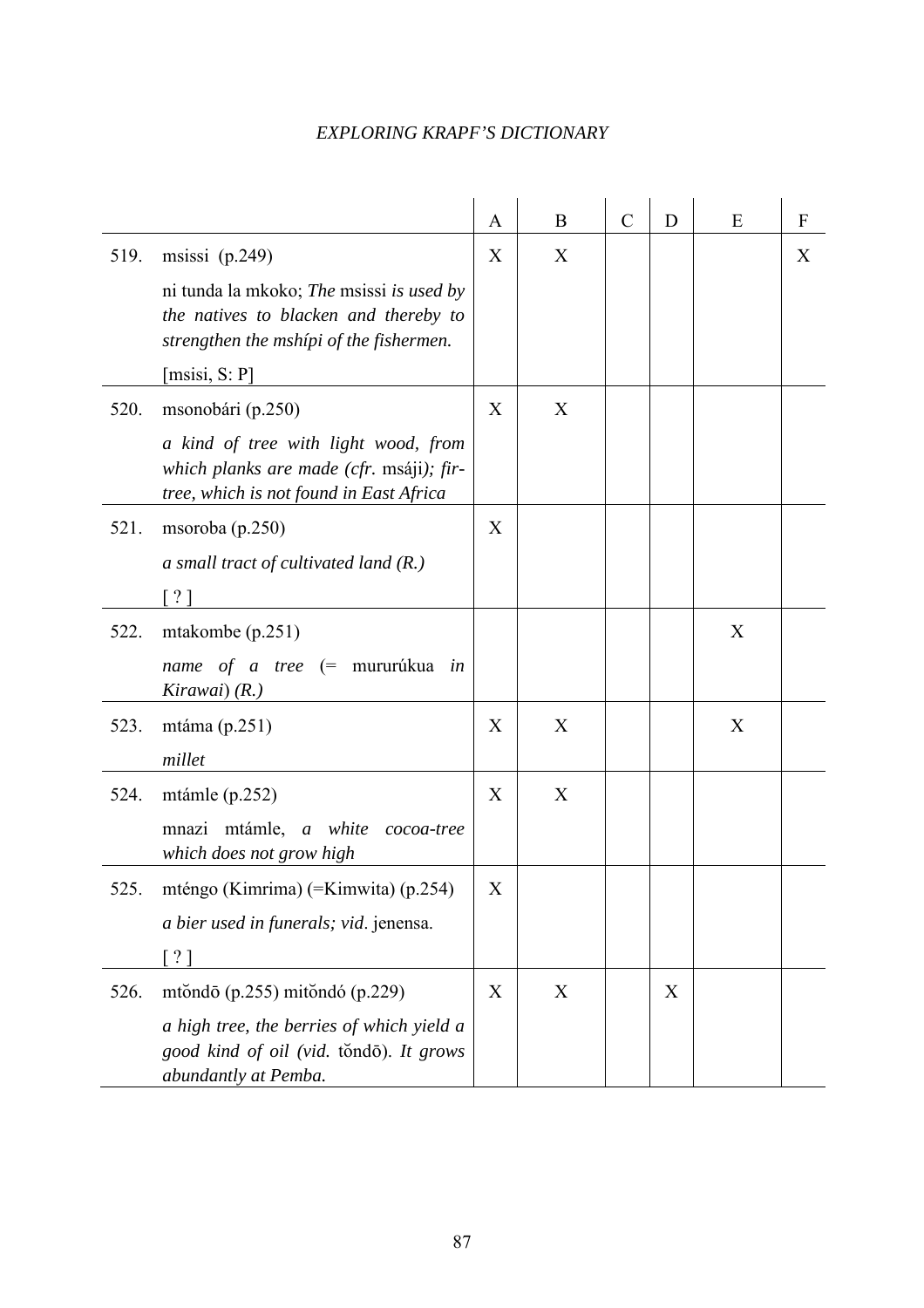| | | A | B | C | D | E | F |
|---|---|---|---|---|---|---|---|
| 519. | msissi (p.249)<br>ni tunda la mkoko; *The* msissi *is used by the natives to blacken and thereby to strengthen the mshípi of the fishermen.*<br>[msisi, S: P] | X | X | | | | X |
| 520. | msonobári (p.250)<br>*a kind of tree with light wood, from which planks are made (cfr.* msáji*); fir-tree, which is not found in East Africa* | X | X | | | | |
| 521. | msoroba (p.250)<br>*a small tract of cultivated land (R.)*<br>[ ? ] | X | | | | | |
| 522. | mtakombe (p.251)<br>*name of a tree (=* mururúkua *in Kirawai) (R.)* | | | | | X | |
| 523. | mtáma (p.251)<br>*millet* | X | X | | | X | |
| 524. | mtámle (p.252)<br>mnazi mtámle, *a white cocoa-tree which does not grow high* | X | X | | | | |
| 525. | mténgo (Kimrima) (=Kimwita) (p.254)<br>*a bier used in funerals; vid*. jenensa.<br>[ ? ] | X | | | | | |
| 526. | mtŏndō (p.255) mitŏndó (p.229)<br>*a high tree, the berries of which yield a good kind of oil (vid.* tŏndō). *It grows abundantly at Pemba.* | X | X | | X | | |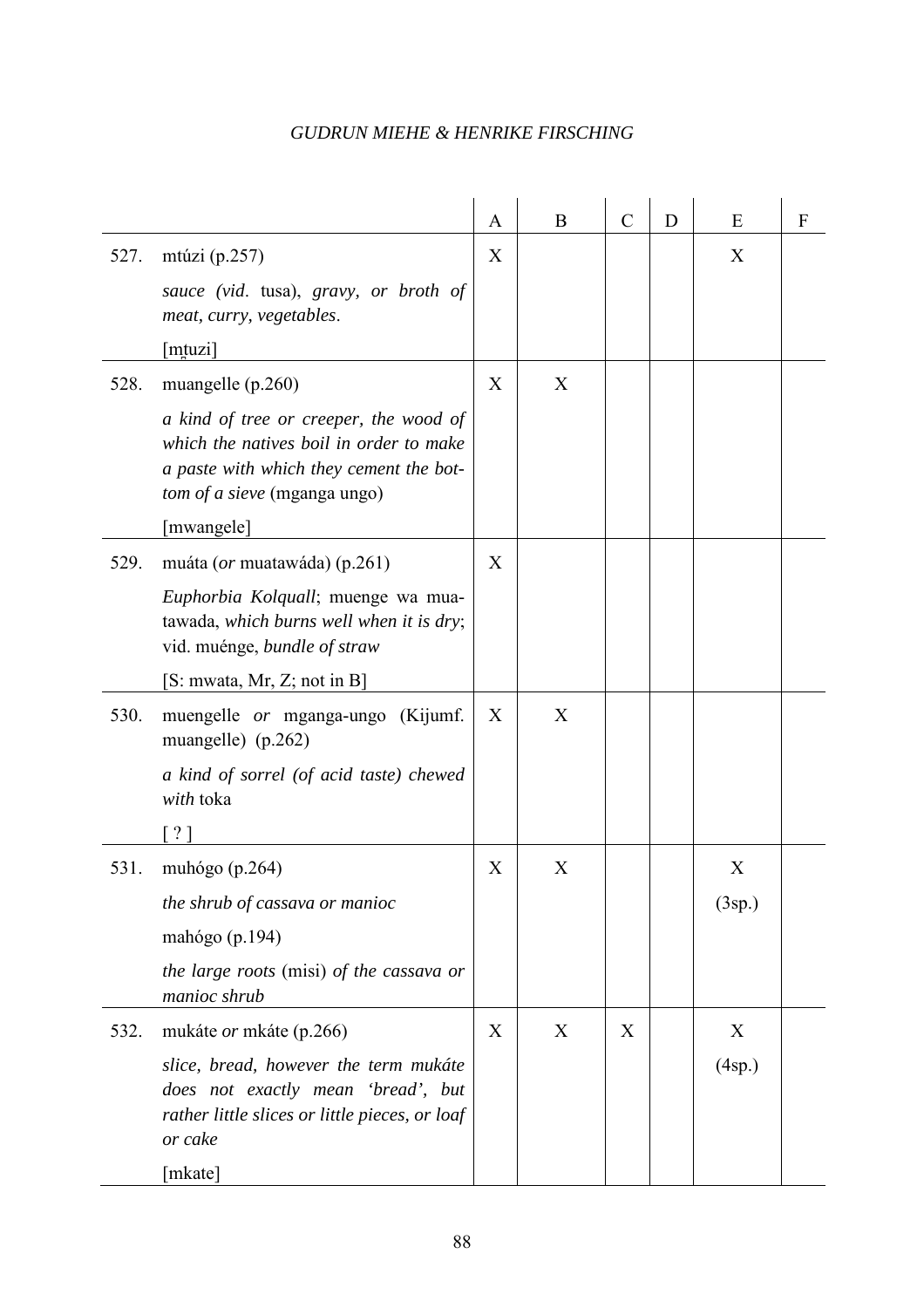| | | A | B | C | D | E | F |
|---|---|---|---|---|---|---|---|
| 527. | mtúzi (p.257)<br>*sauce (vid.* tusa), *gravy, or broth of meat, curry, vegetables*.<br>[mt̪uzi] | X | | | | X | |
| 528. | muangelle (p.260)<br>*a kind of tree or creeper, the wood of which the natives boil in order to make a paste with which they cement the bottom of a sieve* (mganga ungo)<br>[mwangele] | X | X | | | | |
| 529. | muáta (*or* muatawáda) (p.261)<br>*Euphorbia Kolquall*; muenge wa muatawada, *which burns well when it is dry*; vid. muénge, *bundle of straw*<br>[S: mwata, Mr, Z; not in B] | X | | | | | |
| 530. | muengelle *or* mganga-ungo (Kijumf. muangelle) (p.262)<br>*a kind of sorrel (of acid taste) chewed with* toka<br>[ ? ] | X | X | | | | |
| 531. | muhógo (p.264)<br>*the shrub of cassava or manioc*<br>mahógo (p.194)<br>*the large roots* (misi) *of the cassava or manioc shrub* | X | X | | | X<br>(3sp.) | |
| 532. | mukáte *or* mkáte (p.266)<br>*slice, bread, however the term mukáte does not exactly mean 'bread', but rather little slices or little pieces, or loaf or cake*<br>[mkate] | X | X | X | | X<br>(4sp.) | |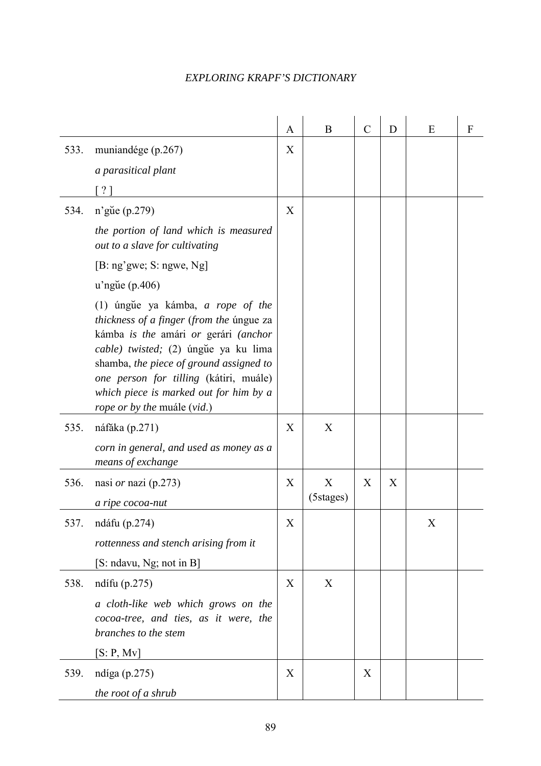| | | A | B | C | D | E | F |
|---|---|---|---|---|---|---|---|
| 533. | muniandége (p.267)<br>*a parasitical plant*<br>[ ? ] | X | | | | | |
| 534. | n’gŭe (p.279)<br>*the portion of land which is measured out to a slave for cultivating*<br>[B: ng’gwe; S: ngwe, Ng]<br>u’ngŭe (p.406)<br>(1) úngŭe ya kámba, *a rope of the thickness of a finger* (*from the* úngue za kámba *is the* amári *or* gerári *(anchor cable) twisted;* (2) úngŭe ya ku lima shamba, *the piece of ground assigned to one person for tilling* (kátiri, muále) *which piece is marked out for him by a rope or by the* muále (*vid*.) | X | | | | | |
| 535. | náfăka (p.271)<br>*corn in general, and used as money as a means of exchange* | X | X | | | | |
| 536. | nasi *or* nazi (p.273)<br>*a ripe cocoa-nut* | X | X (5stages) | X | X | | |
| 537. | ndáfu (p.274)<br>*rottenness and stench arising from it*<br>[S: ndavu, Ng; not in B] | X | | | | X | |
| 538. | ndífu (p.275)<br>*a cloth-like web which grows on the cocoa-tree, and ties, as it were, the branches to the stem*<br>[S: P, Mv] | X | X | | | | |
| 539. | ndíga (p.275)<br>*the root of a shrub* | X | | X | | | |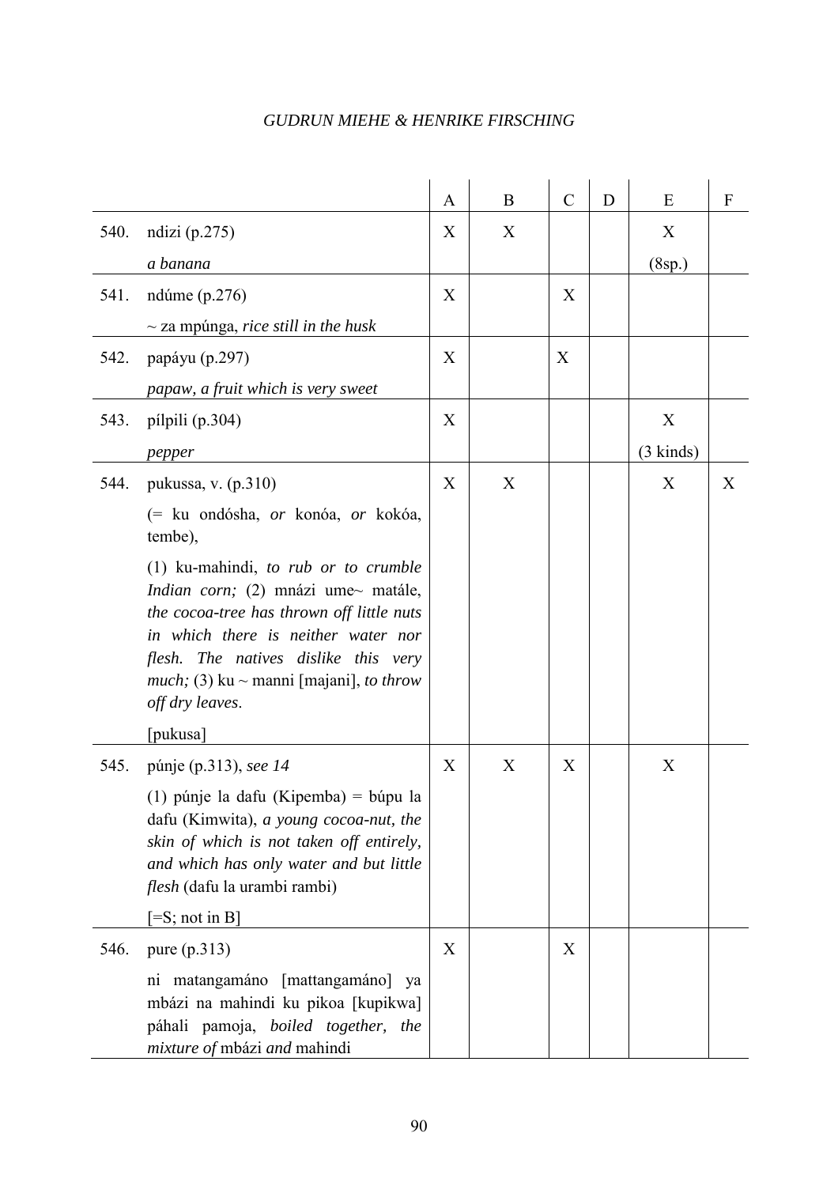| | | A | B | C | D | E | F |
|---|---|---|---|---|---|---|---|
| 540. | ndizi (p.275)<br>*a banana* | X | X | | | X<br>(8sp.) | |
| 541. | ndúme (p.276)<br>~ za mpúnga, *rice still in the husk* | X | | X | | | |
| 542. | papáyu (p.297)<br>*papaw, a fruit which is very sweet* | X | | X | | | |
| 543. | pílpili (p.304)<br>*pepper* | X | | | | X<br>(3 kinds) | |
| 544. | pukussa, v. (p.310)<br>(= ku ondósha, *or* konóa, *or* kokóa, tembe),<br>(1) ku-mahindi, *to rub or to crumble Indian corn;* (2) mnázi ume~ matále, *the cocoa-tree has thrown off little nuts in which there is neither water nor flesh. The natives dislike this very much;* (3) ku ~ manni [majani], *to throw off dry leaves*.<br>[pukusa] | X | X | | | X | X |
| 545. | púnje (p.313), *see 14*<br>(1) púnje la dafu (Kipemba) = búpu la dafu (Kimwita), *a young cocoa-nut, the skin of which is not taken off entirely, and which has only water and but little flesh* (dafu la urambi rambi)<br>[=S; not in B] | X | X | X | | X | |
| 546. | pure (p.313)<br>ni matangamáno [mattangamáno] ya mbázi na mahindi ku pikoa [kupikwa] páhali pamoja, *boiled together, the mixture of* mbázi *and* mahindi | X | | X | | | |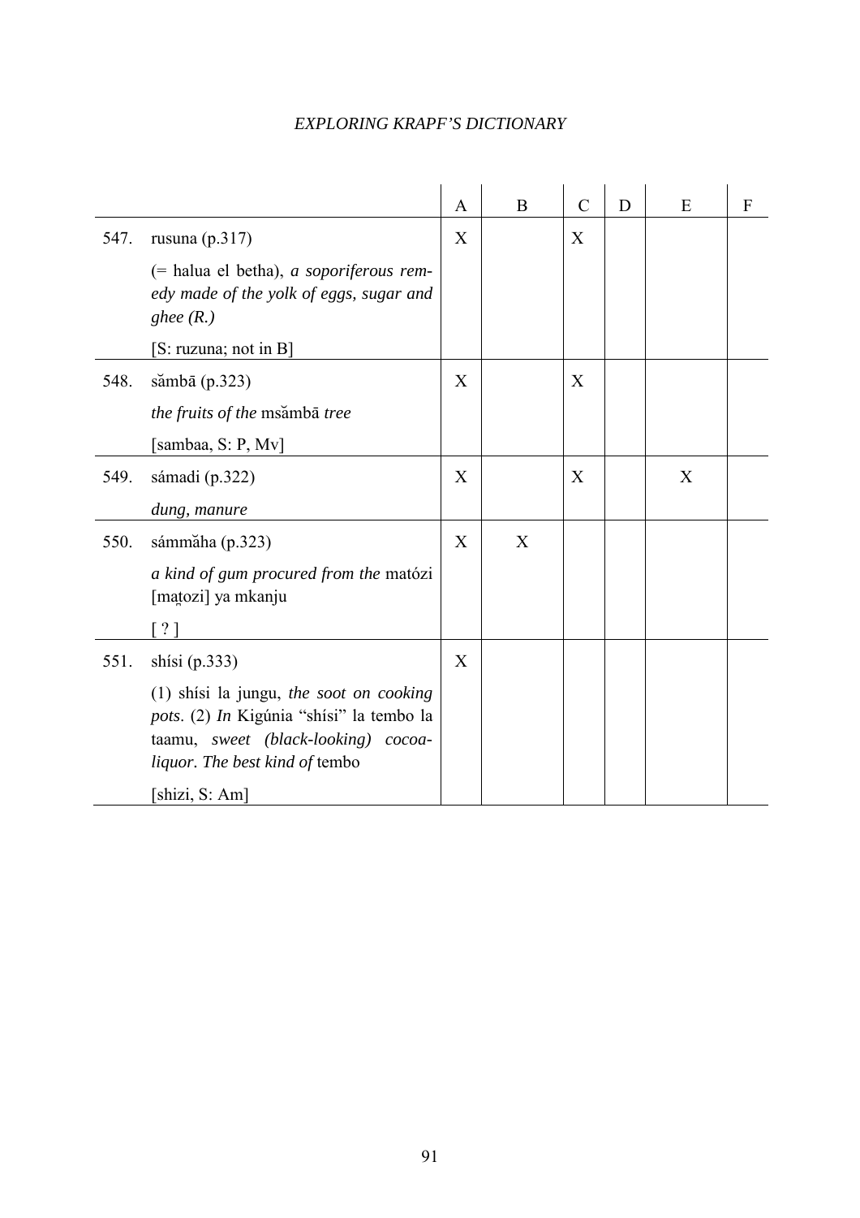| | | A | B | C | D | E | F |
|---|---|---|---|---|---|---|---|
| 547. | rusuna (p.317)<br><br>(= halua el betha), *a soporiferous remedy made of the yolk of eggs, sugar and ghee (R.)*<br><br>[S: ruzuna; not in B] | X | | X | | | |
| 548. | sămbā (p.323)<br><br>*the fruits of the* msămbā *tree*<br><br>[sambaa, S: P, Mv] | X | | X | | | |
| 549. | sámadi (p.322)<br><br>*dung, manure* | X | | X | | X | |
| 550. | sámmăha (p.323)<br><br>*a kind of gum procured from the* matózi [maṯozi] ya mkanju<br><br>[ ? ] | X | X | | | | |
| 551. | shísi (p.333)<br><br>(1) shísi la jungu, *the soot on cooking pots*. (2) *In* Kigúnia "shísi" la tembo la taamu, *sweet (black-looking) cocoa-liquor. The best kind of* tembo<br><br>[shizi, S: Am] | X | | | | | |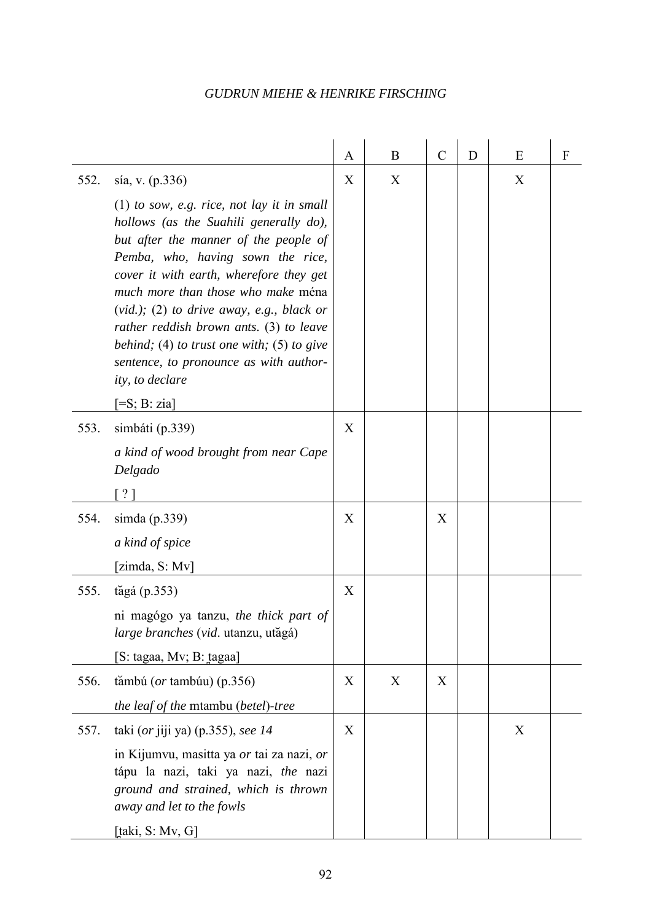| | | A | B | C | D | E | F |
|---|---|---|---|---|---|---|---|
| 552. | sía, v. (p.336)<br>(1) *to sow, e.g. rice, not lay it in small hollows (as the Suahili generally do), but after the manner of the people of Pemba, who, having sown the rice, cover it with earth, wherefore they get much more than those who make* ména (*vid.*)*;* (2) *to drive away, e.g., black or rather reddish brown ants.* (3) *to leave behind;* (4) *to trust one with;* (5) *to give sentence, to pronounce as with authority, to declare*<br>[=S; B: zia] | X | X | | | X | |
| 553. | simbáti (p.339)<br>*a kind of wood brought from near Cape Delgado*<br>[ ? ] | X | | | | | |
| 554. | simda (p.339)<br>*a kind of spice*<br>[zimda, S: Mv] | X | | X | | | |
| 555. | tăgá (p.353)<br>ni magógo ya tanzu, *the thick part of large branches* (*vid*. utanzu, utăgá)<br>[S: tagaa, Mv; B: t̪agaa] | X | | | | | |
| 556. | tămbú (*or* tambúu) (p.356)<br>*the leaf of the* mtambu (*betel*)*-tree* | X | X | X | | | |
| 557. | taki (*or* jiji ya) (p.355), *see 14*<br>in Kijumvu, masitta ya *or* tai za nazi, *or* tápu la nazi, taki ya nazi, *the* nazi *ground and strained, which is thrown away and let to the fowls*<br>[t̪aki, S: Mv, G] | X | | | | X | |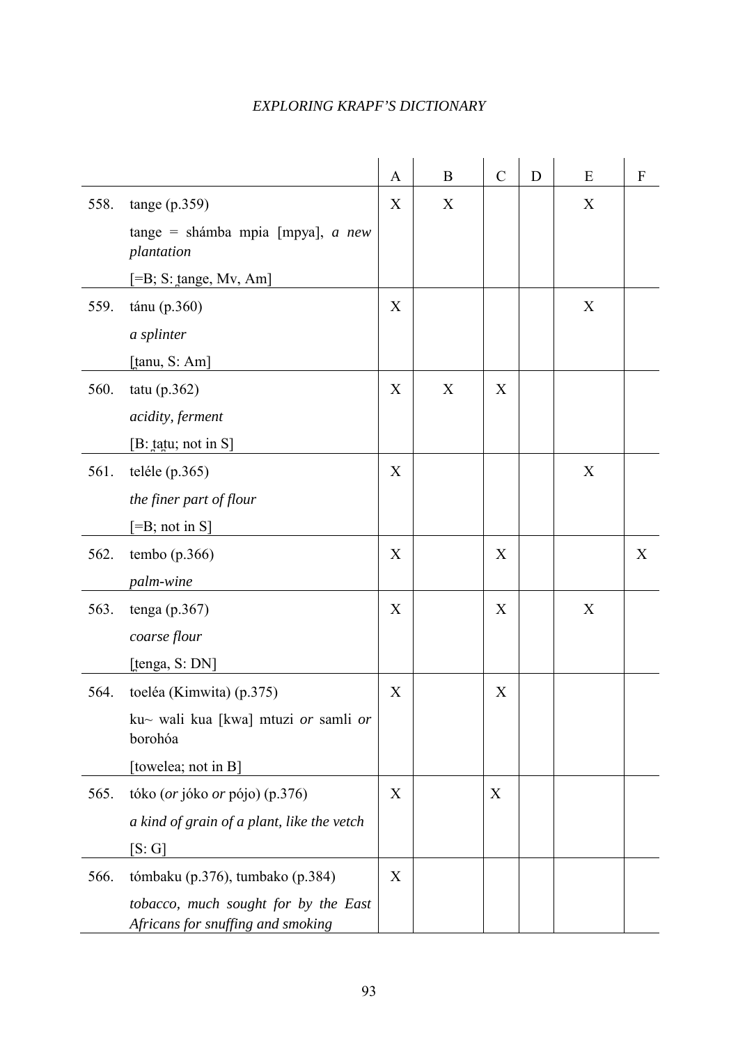| | | A | B | C | D | E | F |
|---|---|---|---|---|---|---|---|
| 558. | tange (p.359)<br>tange = shámba mpia [mpya], *a new plantation*<br>[=B; S: t̪ange, Mv, Am] | X | X | | | X | |
| 559. | tánu (p.360)<br>*a splinter*<br>[t̪anu, S: Am] | X | | | | X | |
| 560. | tatu (p.362)<br>*acidity, ferment*<br>[B: t̪at̪u; not in S] | X | X | X | | | |
| 561. | teléle (p.365)<br>*the finer part of flour*<br>[=B; not in S] | X | | | | X | |
| 562. | tembo (p.366)<br>*palm-wine* | X | | X | | | X |
| 563. | tenga (p.367)<br>*coarse flour*<br>[t̪enga, S: DN] | X | | X | | X | |
| 564. | toeléa (Kimwita) (p.375)<br>ku~ wali kua [kwa] mtuzi *or* samli *or* borohóa<br>[towelea; not in B] | X | | X | | | |
| 565. | tóko (*or* jóko *or* pójo) (p.376)<br>*a kind of grain of a plant, like the vetch*<br>[S: G] | X | | X | | | |
| 566. | tómbaku (p.376), tumbako (p.384)<br>*tobacco, much sought for by the East Africans for snuffing and smoking* | X | | | | | |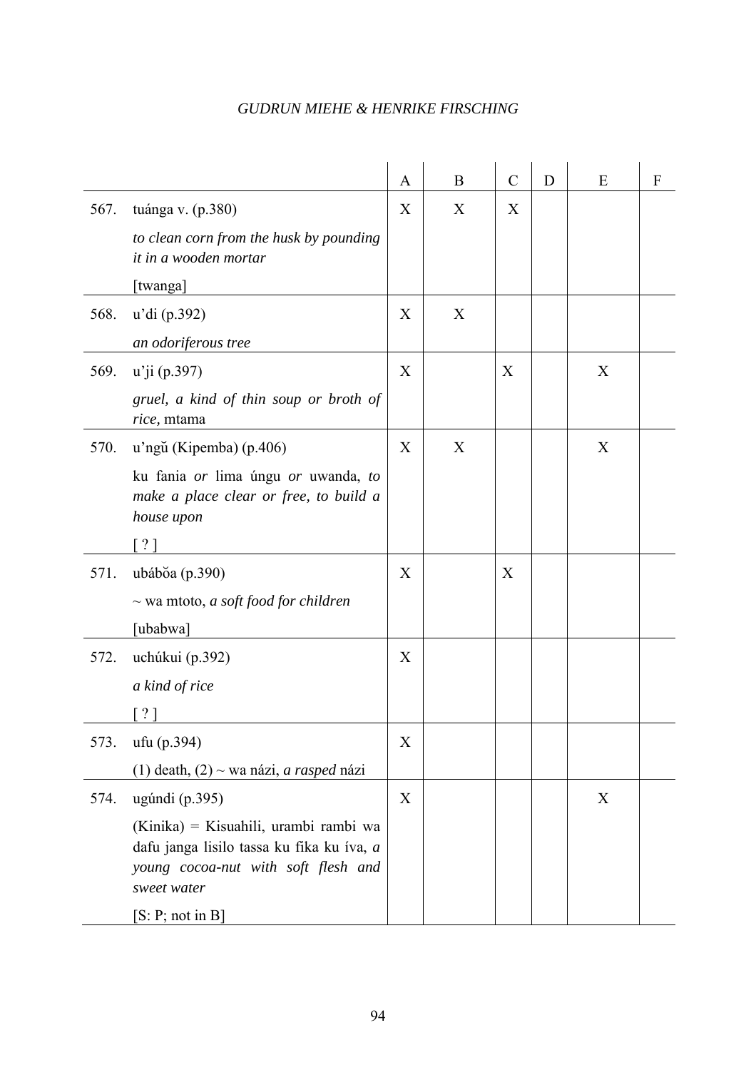| | | A | B | C | D | E | F |
|---|---|---|---|---|---|---|---|
| 567. | tuánga v. (p.380)<br>*to clean corn from the husk by pounding it in a wooden mortar*<br>[twanga] | X | X | X | | | |
| 568. | u'di (p.392)<br>*an odoriferous tree* | X | X | | | | |
| 569. | u'ji (p.397)<br>*gruel, a kind of thin soup or broth of rice,* mtama | X | | X | | X | |
| 570. | u'ngŭ (Kipemba) (p.406)<br>ku fania *or* lima úngu *or* uwanda, *to make a place clear or free, to build a house upon*<br>[ ? ] | X | X | | | X | |
| 571. | ubábŏa (p.390)<br>~ wa mtoto, *a soft food for children*<br>[ubabwa] | X | | X | | | |
| 572. | uchúkui (p.392)<br>*a kind of rice*<br>[ ? ] | X | | | | | |
| 573. | ufu (p.394)<br>(1) death, (2) ~ wa názi, *a rasped* názi | X | | | | | |
| 574. | ugúndi (p.395)<br>(Kinika) = Kisuahili, urambi rambi wa dafu janga lisilo tassa ku fika ku íva, *a young cocoa-nut with soft flesh and sweet water*<br>[S: P; not in B] | X | | | | X | |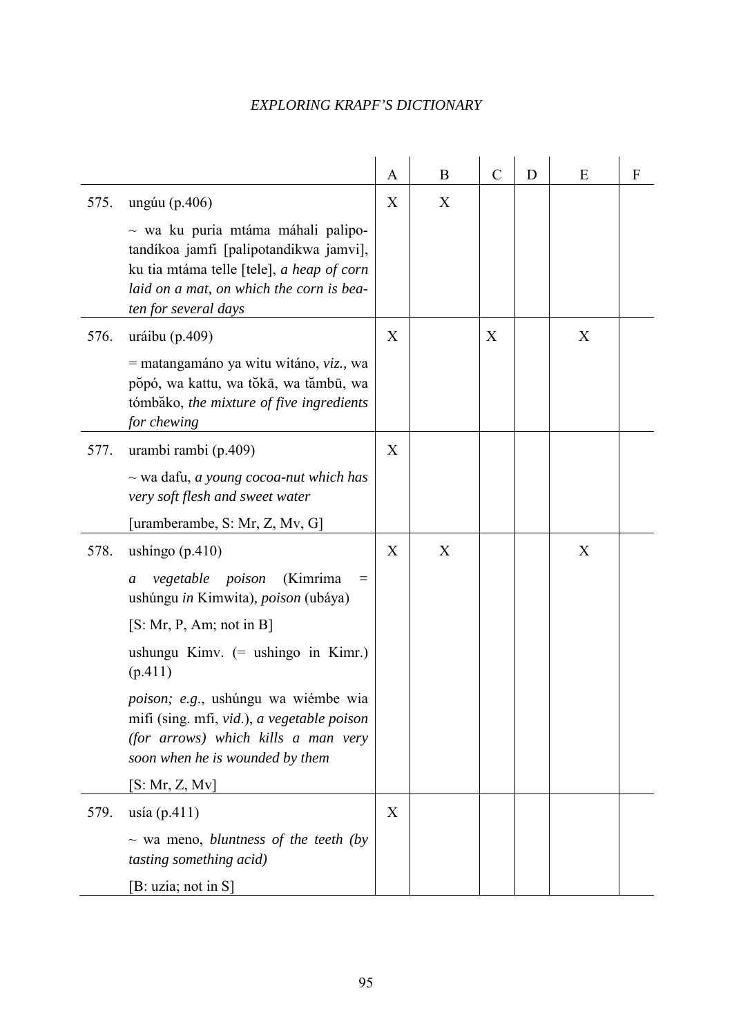| | | A | B | C | D | E | F |
|---|---|---|---|---|---|---|---|
| 575. | ungúu (p.406)<br><br>~ wa ku puria mtáma máhali palipo-tandíkoa jamfi [palipotandikwa jamvi], ku tia mtáma telle [tele], *a heap of corn laid on a mat, on which the corn is beaten for several days* | X | X | | | | |
| 576. | uráibu (p.409)<br><br>= matangamáno ya witu witáno, *viz.*, wa pŏpó, wa kattu, wa tŏkā, wa tămbū, wa tómbăko, *the mixture of five ingredients for chewing* | X | | X | | X | |
| 577. | urambi rambi (p.409)<br><br>~ wa dafu, *a young cocoa-nut which has very soft flesh and sweet water*<br><br>[uramberambe, S: Mr, Z, Mv, G] | X | | | | | |
| 578. | ushíngo (p.410)<br><br>*a vegetable poison* (Kimrima = ushúngu *in* Kimwita)*, poison* (ubáya)<br><br>[S: Mr, P, Am; not in B]<br><br>ushungu Kimv. (= ushingo in Kimr.) (p.411)<br><br>*poison; e.g.*, ushúngu wa wiémbe wia mifi (sing. mfi, *vid*.), *a vegetable poison (for arrows) which kills a man very soon when he is wounded by them*<br><br>[S: Mr, Z, Mv] | X | X | | | X | |
| 579. | usía (p.411)<br><br>~ wa meno, *bluntness of the teeth (by tasting something acid)*<br><br>[B: uzia; not in S] | X | | | | | |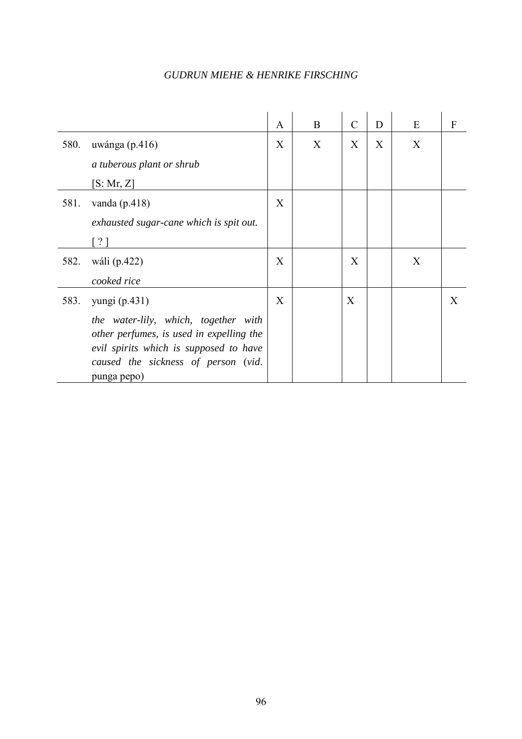| | | A | B | C | D | E | F |
|---|---|---|---|---|---|---|---|
| 580. | uwánga (p.416)<br>*a tuberous plant or shrub*<br>[S: Mr, Z] | X | X | X | X | X | |
| 581. | vanda (p.418)<br>*exhausted sugar-cane which is spit out.*<br>[ ? ] | X | | | | | |
| 582. | wáli (p.422)<br>*cooked rice* | X | | X | | X | |
| 583. | yungi (p.431)<br>*the water-lily, which, together with other perfumes, is used in expelling the evil spirits which is supposed to have caused the sickness of person (vid.* punga pepo) | X | | X | | | X |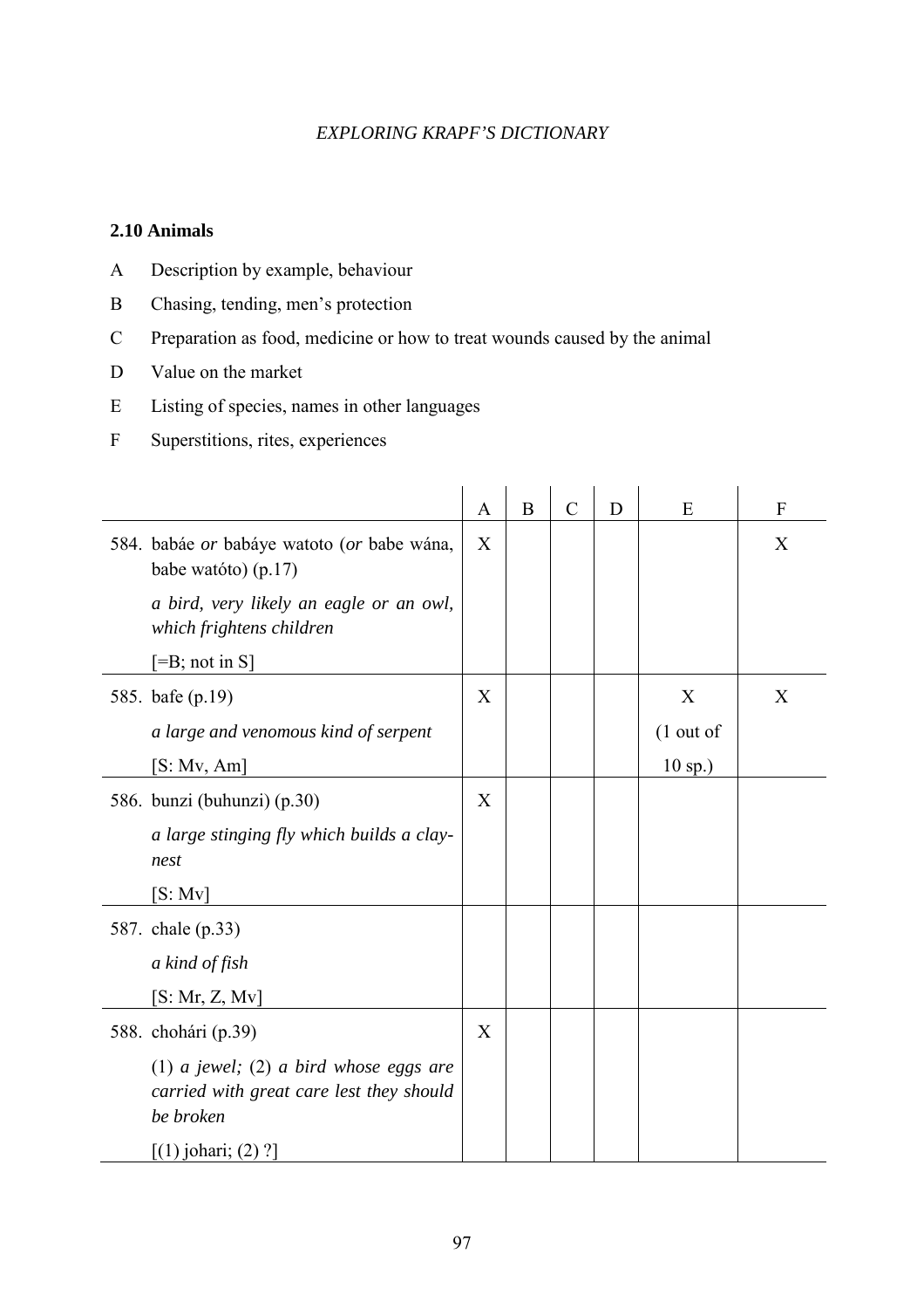### 2.10 Animals

A Description by example, behaviour

B Chasing, tending, men's protection

C Preparation as food, medicine or how to treat wounds caused by the animal

D Value on the market

E Listing of species, names in other languages

F Superstitions, rites, experiences

| | A | B | C | D | E | F |
|---|---|---|---|---|---|---|
| 584. babáe *or* babáye watoto (*or* babe wána, babe watóto) (p.17)<br>*a bird, very likely an eagle or an owl, which frightens children*<br>[=B; not in S] | X | | | | | X |
| 585. bafe (p.19)<br>*a large and venomous kind of serpent*<br>[S: Mv, Am] | X | | | | X (1 out of 10 sp.) | X |
| 586. bunzi (buhunzi) (p.30)<br>*a large stinging fly which builds a clay-nest*<br>[S: Mv] | X | | | | | |
| 587. chale (p.33)<br>*a kind of fish*<br>[S: Mr, Z, Mv] | | | | | | |
| 588. chohári (p.39)<br>(1) *a jewel;* (2) *a bird whose eggs are carried with great care lest they should be broken*<br>[(1) johari; (2) ?] | X | | | | | |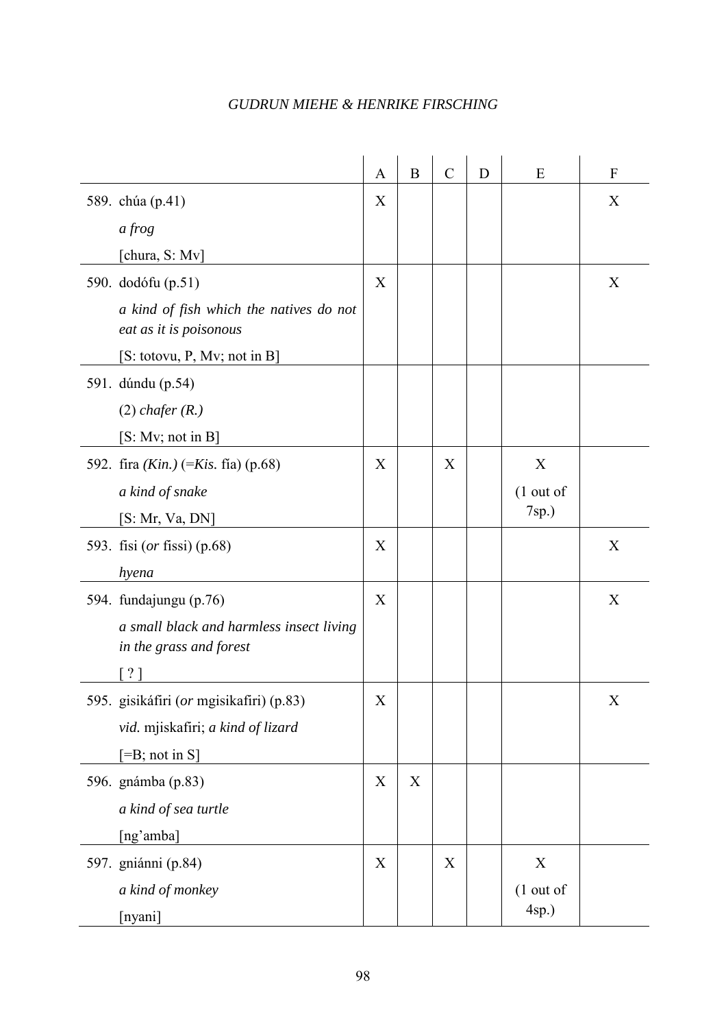| | A | B | C | D | E | F |
|---|---|---|---|---|---|---|
| 589. chúa (p.41)<br>*a frog*<br>[chura, S: Mv] | X | | | | | X |
| 590. dodófu (p.51)<br>*a kind of fish which the natives do not eat as it is poisonous*<br>[S: totovu, P, Mv; not in B] | X | | | | | X |
| 591. dúndu (p.54)<br>(2) *chafer (R.)*<br>[S: Mv; not in B] | | | | | | |
| 592. fira *(Kin.)* (=*Kis.* fia) (p.68)<br>*a kind of snake*<br>[S: Mr, Va, DN] | X | | X | | X<br>(1 out of 7sp.) | |
| 593. fisi (*or* fissi) (p.68)<br>*hyena* | X | | | | | X |
| 594. fundajungu (p.76)<br>*a small black and harmless insect living in the grass and forest*<br>[ ? ] | X | | | | | X |
| 595. gisikáfiri (*or* mgisikafiri) (p.83)<br>*vid.* mjiskafiri; *a kind of lizard*<br>[=B; not in S] | X | | | | | X |
| 596. gnámba (p.83)<br>*a kind of sea turtle*<br>[ng'amba] | X | X | | | | |
| 597. gniánni (p.84)<br>*a kind of monkey*<br>[nyani] | X | | X | | X<br>(1 out of 4sp.) | |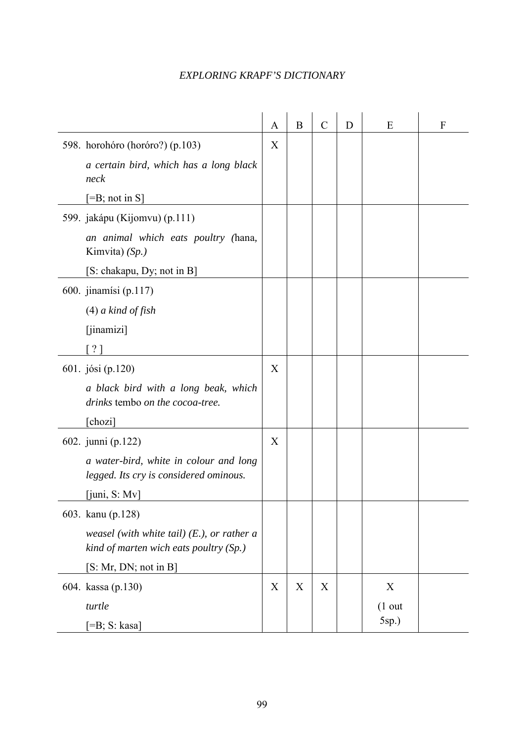| | A | B | C | D | E | F |
|---|---|---|---|---|---|---|
| 598. horohóro (horóro?) (p.103)<br>*a certain bird, which has a long black neck*<br>[=B; not in S] | X | | | | | |
| 599. jakápu (Kijomvu) (p.111)<br>*an animal which eats poultry (*hana, Kimvita) *(Sp.)*<br>[S: chakapu, Dy; not in B] | | | | | | |
| 600. jinamísi (p.117)<br>(4) *a kind of fish*<br>[jinamizi]<br>[ ? ] | | | | | | |
| 601. jósi (p.120)<br>*a black bird with a long beak, which drinks* tembo *on the cocoa-tree.*<br>[chozi] | X | | | | | |
| 602. junni (p.122)<br>*a water-bird, white in colour and long legged. Its cry is considered ominous.*<br>[juni, S: Mv] | X | | | | | |
| 603. kanu (p.128)<br>*weasel (with white tail) (E.), or rather a kind of marten wich eats poultry (Sp.)*<br>[S: Mr, DN; not in B] | | | | | | |
| 604. kassa (p.130)<br>*turtle*<br>[=B; S: kasa] | X | X | X | | X<br>(1 out 5sp.) | |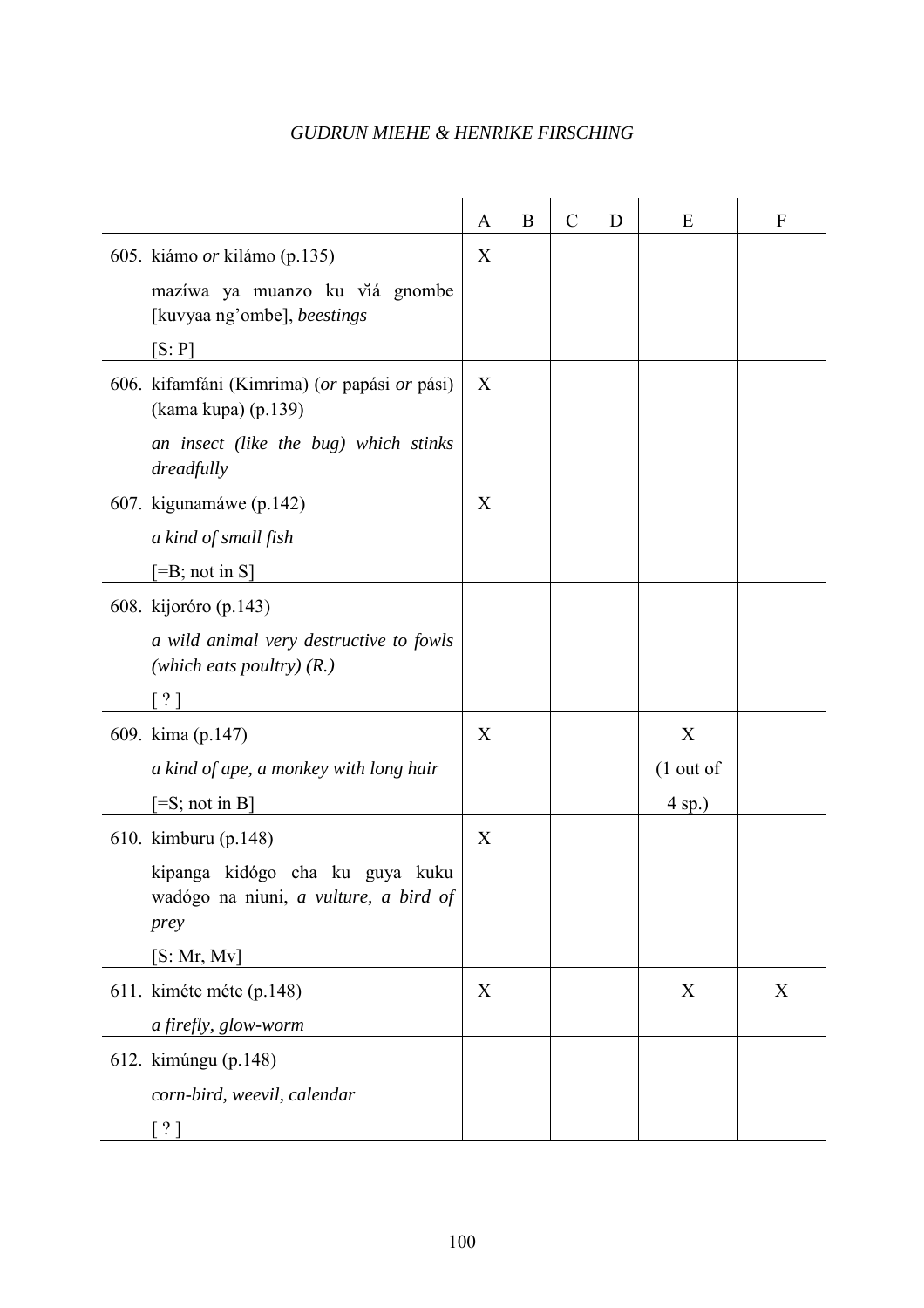| | A | B | C | D | E | F |
|---|---|---|---|---|---|---|
| 605. kiámo *or* kilámo (p.135)<br>mazíwa ya muanzo ku vǐá gnombe [kuvyaa ng'ombe], *beestings*<br>[S: P] | X | | | | | |
| 606. kifamfáni (Kimrima) (*or* papási *or* pási) (kama kupa) (p.139)<br>*an insect (like the bug) which stinks dreadfully* | X | | | | | |
| 607. kigunamáwe (p.142)<br>*a kind of small fish*<br>[=B; not in S] | X | | | | | |
| 608. kijoróro (p.143)<br>*a wild animal very destructive to fowls (which eats poultry) (R.)*<br>[ ? ] | | | | | | |
| 609. kima (p.147)<br>*a kind of ape, a monkey with long hair*<br>[=S; not in B] | X | | | | X (1 out of 4 sp.) | |
| 610. kimburu (p.148)<br>kipanga kidógo cha ku guya kuku wadógo na niuni, *a vulture, a bird of prey*<br>[S: Mr, Mv] | X | | | | | |
| 611. kiméte méte (p.148)<br>*a firefly, glow-worm* | X | | | | X | X |
| 612. kimúngu (p.148)<br>*corn-bird, weevil, calendar*<br>[ ? ] | | | | | | |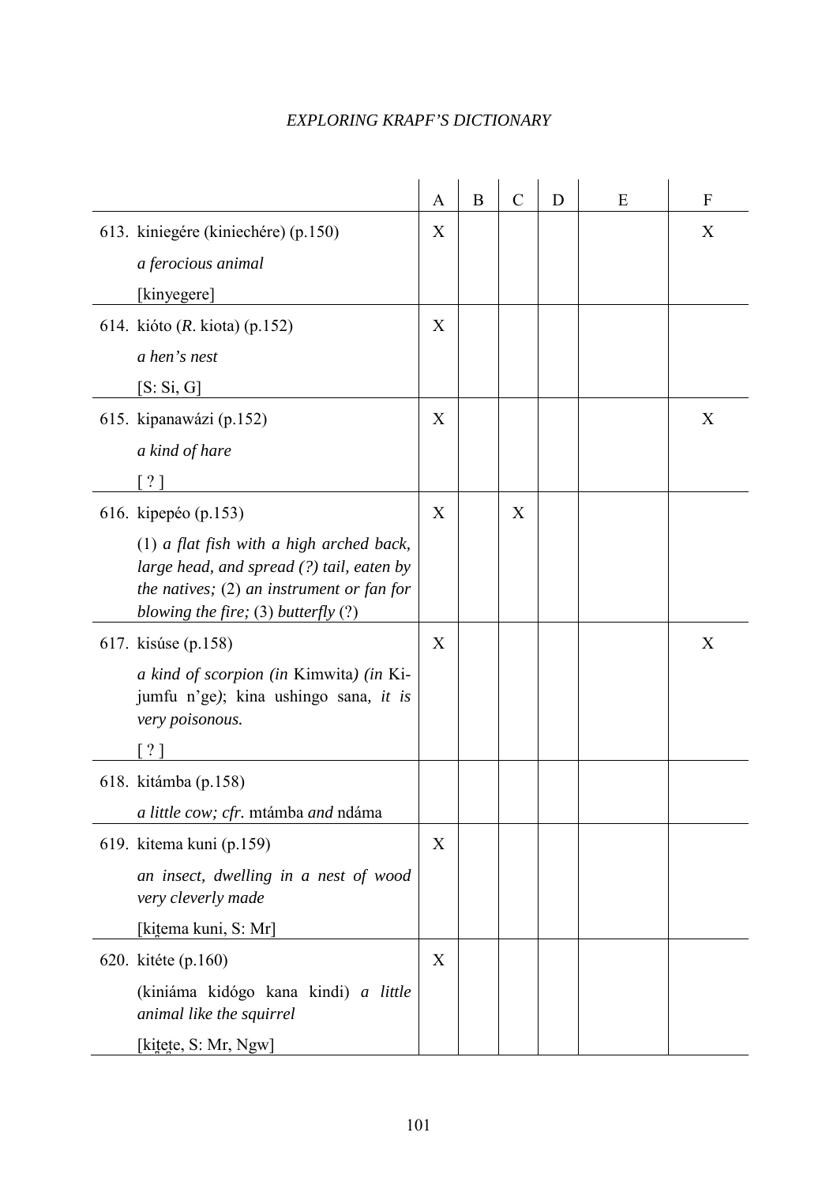| | A | B | C | D | E | F |
|---|---|---|---|---|---|---|
| 613. kiniegére (kiniechére) (p.150)<br>*a ferocious animal*<br>[kinyegere] | X | | | | | X |
| 614. kióto (*R.* kiota) (p.152)<br>*a hen's nest*<br>[S: Si, G] | X | | | | | |
| 615. kipanawázi (p.152)<br>*a kind of hare*<br>[ ? ] | X | | | | | X |
| 616. kipepéo (p.153)<br>(1) *a flat fish with a high arched back, large head, and spread (?) tail, eaten by the natives;* (2) *an instrument or fan for blowing the fire;* (3) *butterfly* (?) | X | | X | | | |
| 617. kisúse (p.158)<br>*a kind of scorpion (in* Kimwita*) (in* Ki-jumfu n'ge*);* kina ushingo sana*, it is very poisonous.*<br>[ ? ] | X | | | | | X |
| 618. kitámba (p.158)<br>*a little cow; cfr.* mtámba *and* ndáma | | | | | | |
| 619. kitema kuni (p.159)<br>*an insect, dwelling in a nest of wood very cleverly made*<br>[kit̪ema kuni, S: Mr] | X | | | | | |
| 620. kitéte (p.160)<br>(kiniáma kidógo kana kindi) *a little animal like the squirrel*<br>[kit̪et̪e, S: Mr, Ngw] | X | | | | | |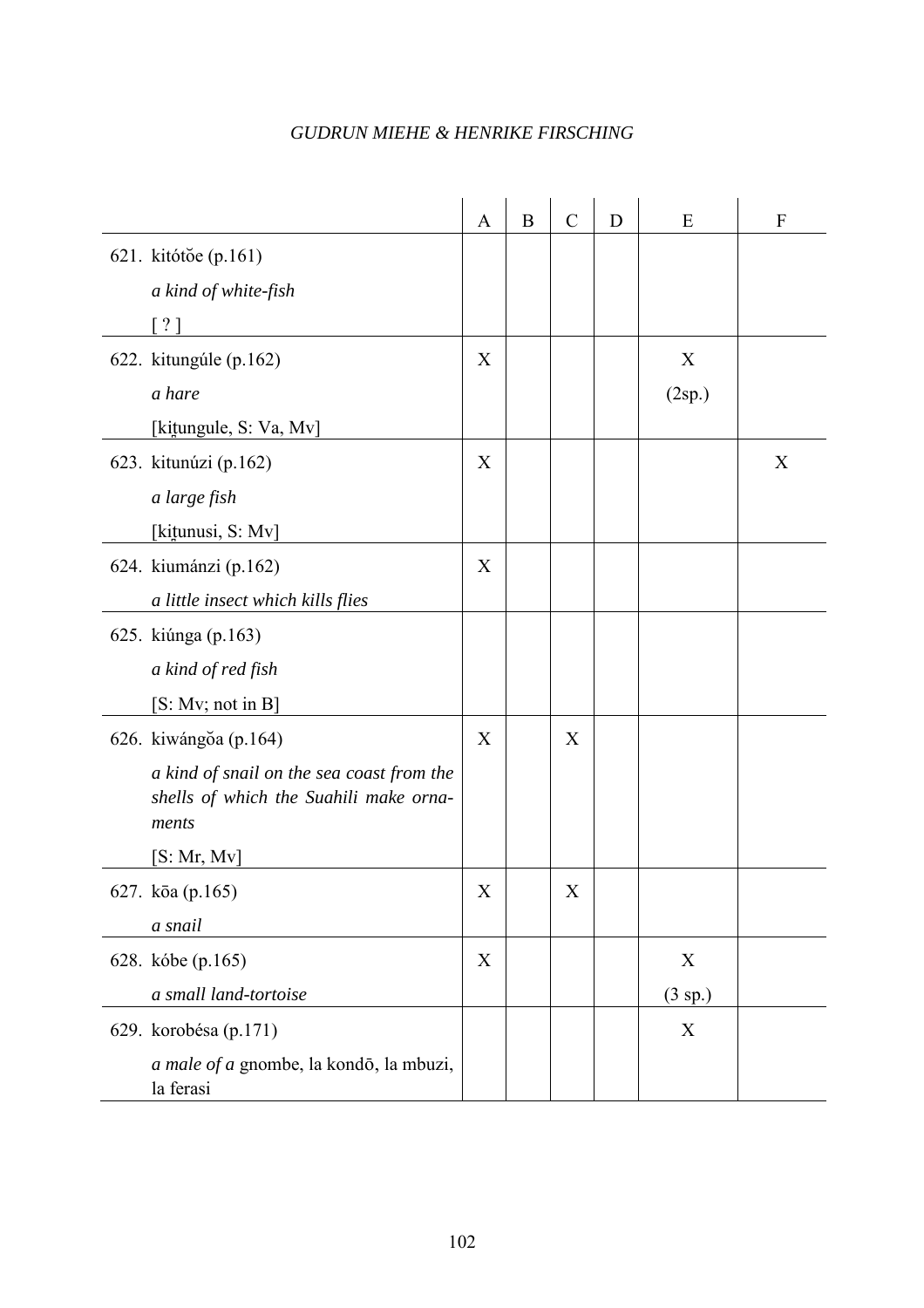| | A | B | C | D | E | F |
|---|---|---|---|---|---|---|
| 621. kitótŏe (p.161)<br>*a kind of white-fish*<br>[ ? ] | | | | | | |
| 622. kitungúle (p.162)<br>*a hare*<br>[kit̯ungule, S: Va, Mv] | X | | | | X<br>(2sp.) | |
| 623. kitunúzi (p.162)<br>*a large fish*<br>[kit̯unusi, S: Mv] | X | | | | | X |
| 624. kiumánzi (p.162)<br>*a little insect which kills flies* | X | | | | | |
| 625. kiúnga (p.163)<br>*a kind of red fish*<br>[S: Mv; not in B] | | | | | | |
| 626. kiwángŏa (p.164)<br>*a kind of snail on the sea coast from the shells of which the Suahili make ornaments*<br>[S: Mr, Mv] | X | | X | | | |
| 627. kōa (p.165)<br>*a snail* | X | | X | | | |
| 628. kóbe (p.165)<br>*a small land-tortoise* | X | | | | X<br>(3 sp.) | |
| 629. korobésa (p.171)<br>*a male of a* gnombe, la kondō, la mbuzi, la ferasi | | | | | X | |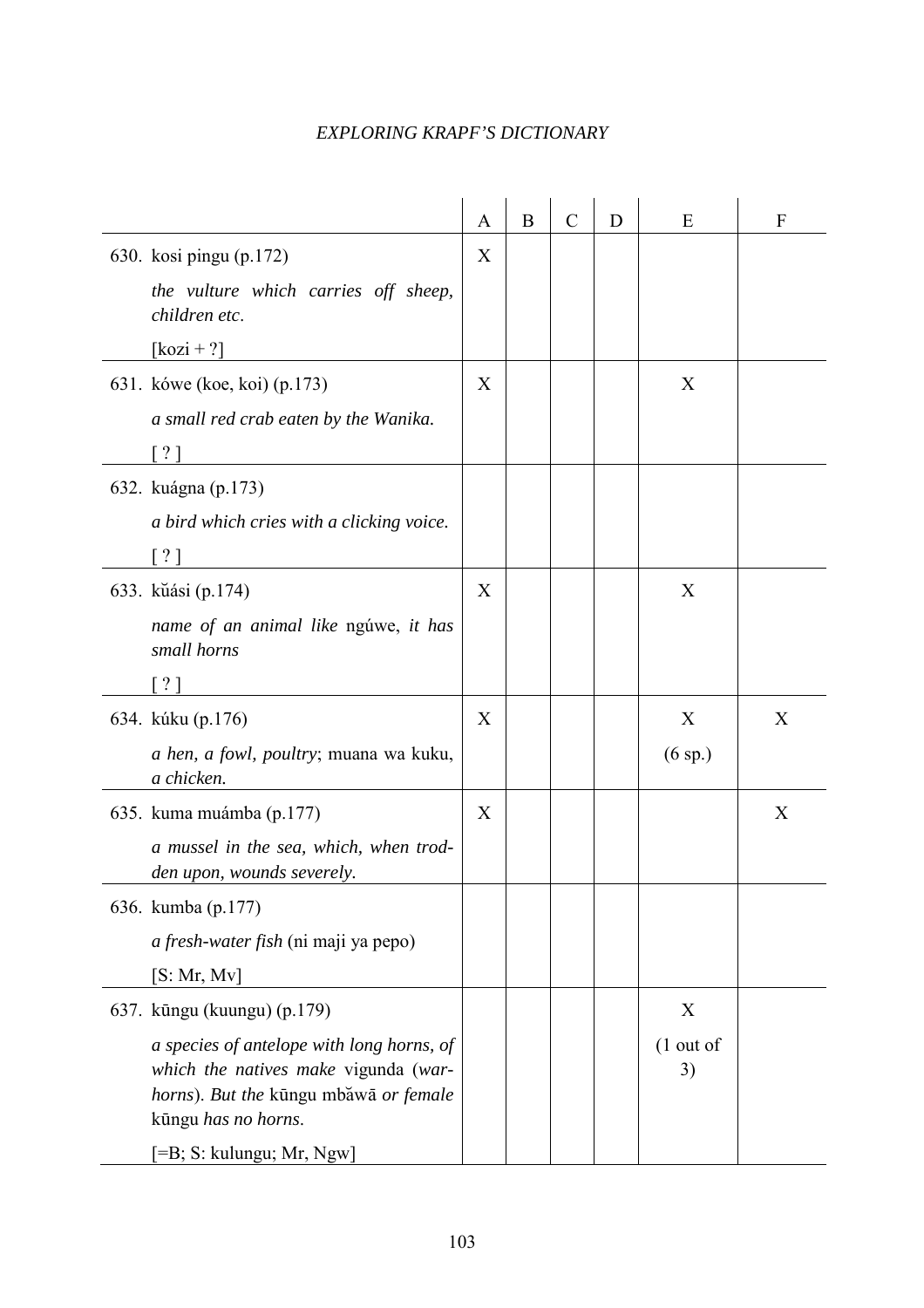| | A | B | C | D | E | F |
|---|---|---|---|---|---|---|
| 630. kosi pingu (p.172)<br>*the vulture which carries off sheep, children etc*.<br>[kozi + ?] | X | | | | | |
| 631. kówe (koe, koi) (p.173)<br>*a small red crab eaten by the Wanika.*<br>[ ? ] | X | | | | X | |
| 632. kuágna (p.173)<br>*a bird which cries with a clicking voice.*<br>[ ? ] | | | | | | |
| 633. kŭási (p.174)<br>*name of an animal like* ngúwe, *it has small horns*<br>[ ? ] | X | | | | X | |
| 634. kúku (p.176)<br>*a hen, a fowl, poultry*; muana wa kuku, *a chicken.* | X | | | | X<br>(6 sp.) | X |
| 635. kuma muámba (p.177)<br>*a mussel in the sea, which, when trodden upon, wounds severely.* | X | | | | | X |
| 636. kumba (p.177)<br>*a fresh-water fish* (ni maji ya pepo)<br>[S: Mr, Mv] | | | | | | |
| 637. kūngu (kuungu) (p.179)<br>*a species of antelope with long horns, of which the natives make* vigunda (*war-horns*). *But the* kūngu mbăwā *or female* kūngu *has no horns*.<br>[=B; S: kulungu; Mr, Ngw] | | | | | X<br>(1 out of 3) | |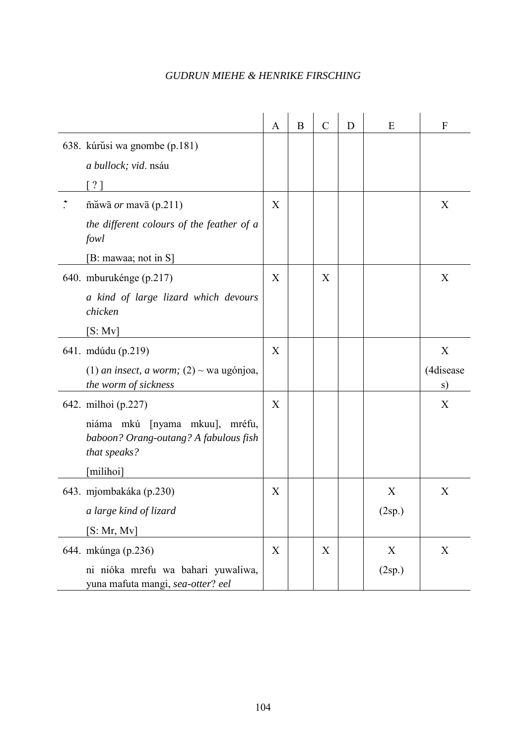| | A | B | C | D | E | F |
|---|---|---|---|---|---|---|
| 638. kúrŭsi wa gnombe (p.181)<br>*a bullock; vid*. nsáu<br>[ ? ] | | | | | | |
| ⁚ m̄ăwā *or* mavā (p.211)<br>*the different colours of the feather of a fowl*<br>[B: mawaa; not in S] | X | | | | | X |
| 640. mburukénge (p.217)<br>*a kind of large lizard which devours chicken*<br>[S: Mv] | X | | X | | | X |
| 641. mdúdu (p.219)<br>(1) *an insect, a worm;* (2) ~ wa ugónjoa, *the worm of sickness* | X | | | | | X<br>(4diseases) |
| 642. milhoi (p.227)<br>niáma mkú [nyama mkuu], mréfu, *baboon? Orang-outang? A fabulous fish that speaks?*<br>[milihoi] | X | | | | | X |
| 643. mjombakáka (p.230)<br>*a large kind of lizard*<br>[S: Mr, Mv] | X | | | | X<br>(2sp.) | X |
| 644. mkúnga (p.236)<br>ni nióka mrefu wa bahari yuwaliwa, yuna mafuta mangi, *sea-otter*? *eel* | X | | X | | X<br>(2sp.) | X |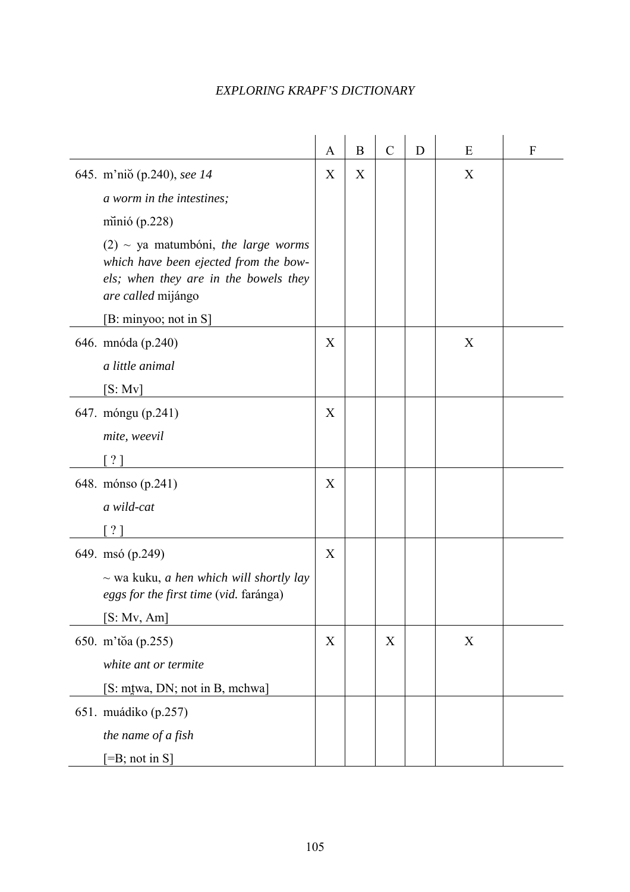| | A | B | C | D | E | F |
|---|---|---|---|---|---|---|
| 645. m'niŏ (p.240), *see 14*<br>*a worm in the intestines;*<br>mĭnió (p.228)<br>(2) ~ ya matumbóni, *the large worms which have been ejected from the bowels; when they are in the bowels they are called* mijángo<br>[B: minyoo; not in S] | X | X | | | X | |
| 646. mnóda (p.240)<br>*a little animal*<br>[S: Mv] | X | | | | X | |
| 647. móngu (p.241)<br>*mite, weevil*<br>[ ? ] | X | | | | | |
| 648. mónso (p.241)<br>*a wild-cat*<br>[ ? ] | X | | | | | |
| 649. msó (p.249)<br>~ wa kuku, *a hen which will shortly lay eggs for the first time* (*vid.* faránga)<br>[S: Mv, Am] | X | | | | | |
| 650. m'tŏa (p.255)<br>*white ant or termite*<br>[S: mṯwa, DN; not in B, mchwa] | X | | X | | X | |
| 651. muádiko (p.257)<br>*the name of a fish*<br>[=B; not in S] | | | | | | |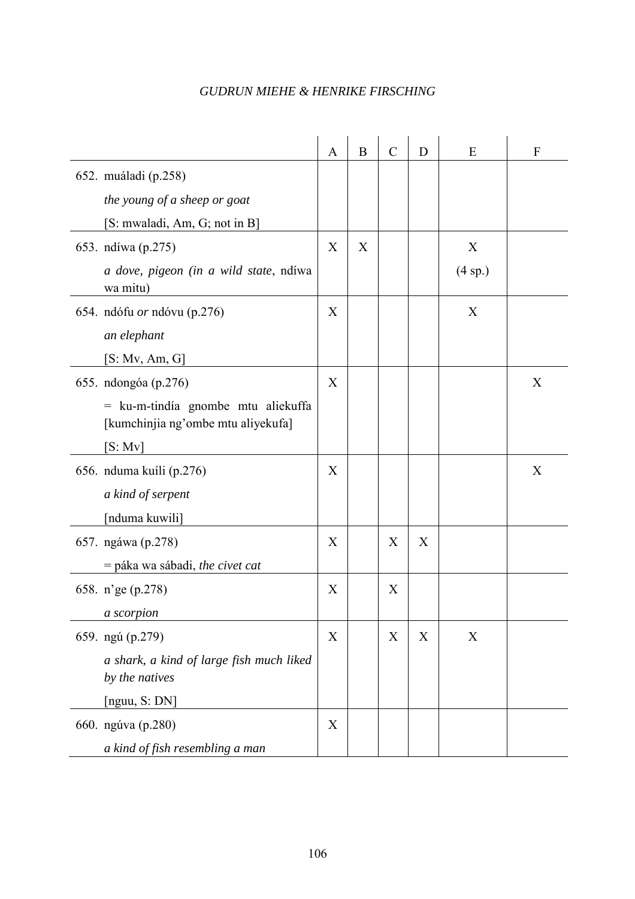| | A | B | C | D | E | F |
|---|---|---|---|---|---|---|
| 652. muáladi (p.258)<br>*the young of a sheep or goat*<br>[S: mwaladi, Am, G; not in B] | | | | | | |
| 653. ndíwa (p.275)<br>*a dove, pigeon (in a wild state*, ndíwa wa mitu) | X | X | | | X<br>(4 sp.) | |
| 654. ndófu *or* ndóvu (p.276)<br>*an elephant*<br>[S: Mv, Am, G] | X | | | | X | |
| 655. ndongóa (p.276)<br>= ku-m-tindía gnombe mtu aliekuffa [kumchinjia ng'ombe mtu aliyekufa]<br>[S: Mv] | X | | | | | X |
| 656. nduma kuíli (p.276)<br>*a kind of serpent*<br>[nduma kuwili] | X | | | | | X |
| 657. ngáwa (p.278)<br>= páka wa sábadi, *the civet cat* | X | | X | X | | |
| 658. n'ge (p.278)<br>*a scorpion* | X | | X | | | |
| 659. ngú (p.279)<br>*a shark, a kind of large fish much liked by the natives*<br>[nguu, S: DN] | X | | X | X | X | |
| 660. ngúva (p.280)<br>*a kind of fish resembling a man* | X | | | | | |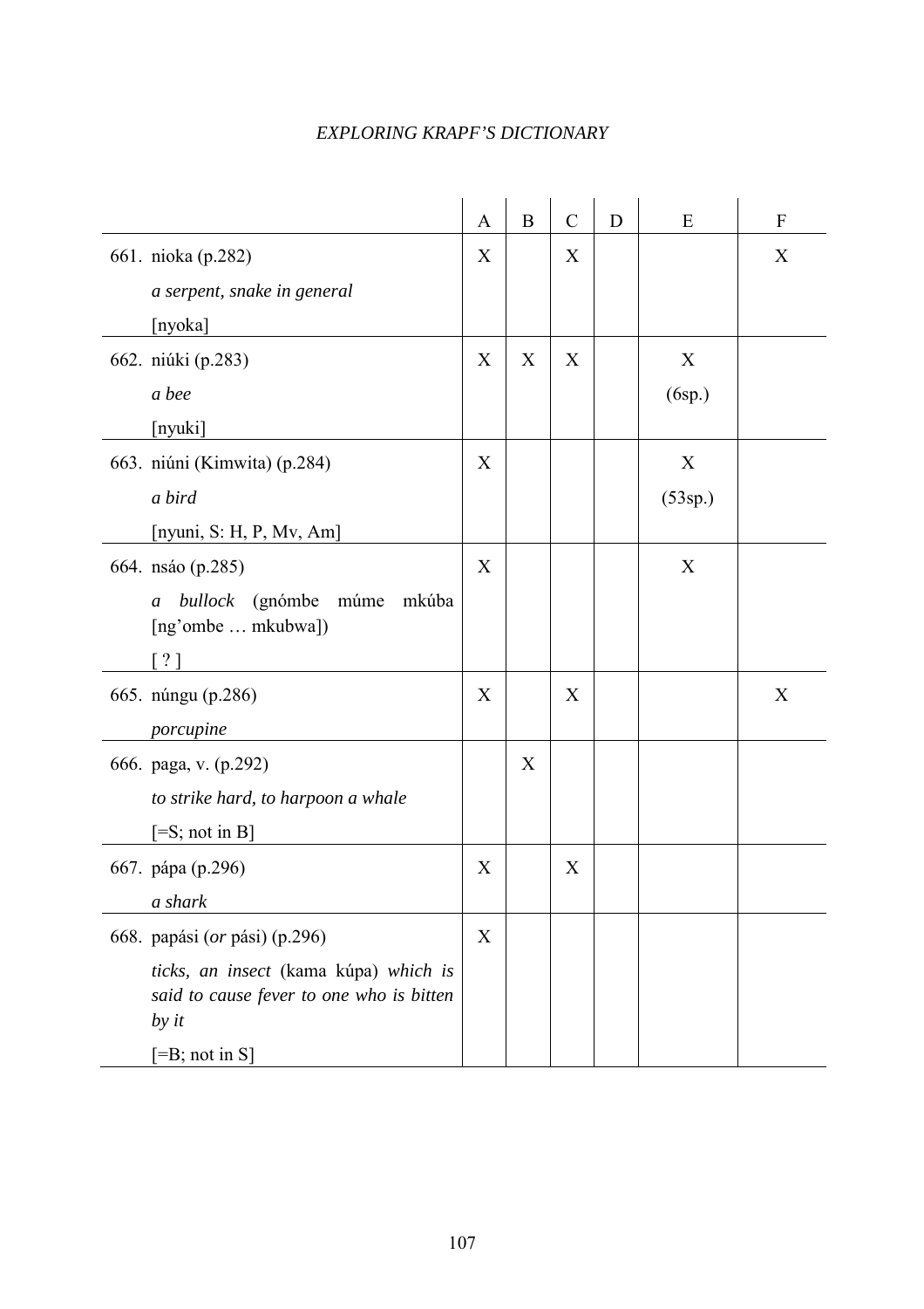| | A | B | C | D | E | F |
|---|---|---|---|---|---|---|
| 661. nioka (p.282)<br>*a serpent, snake in general*<br>[nyoka] | X | | X | | | X |
| 662. niúki (p.283)<br>*a bee*<br>[nyuki] | X | X | X | | X<br>(6sp.) | |
| 663. niúni (Kimwita) (p.284)<br>*a bird*<br>[nyuni, S: H, P, Mv, Am] | X | | | | X<br>(53sp.) | |
| 664. nsáo (p.285)<br>*a bullock* (gnómbe múme mkúba [ng'ombe … mkubwa])<br>[ ? ] | X | | | | X | |
| 665. núngu (p.286)<br>*porcupine* | X | | X | | | X |
| 666. paga, v. (p.292)<br>*to strike hard, to harpoon a whale*<br>[=S; not in B] | | X | | | | |
| 667. pápa (p.296)<br>*a shark* | X | | X | | | |
| 668. papási (*or* pási) (p.296)<br>*ticks, an insect* (kama kúpa) *which is said to cause fever to one who is bitten by it*<br>[=B; not in S] | X | | | | | |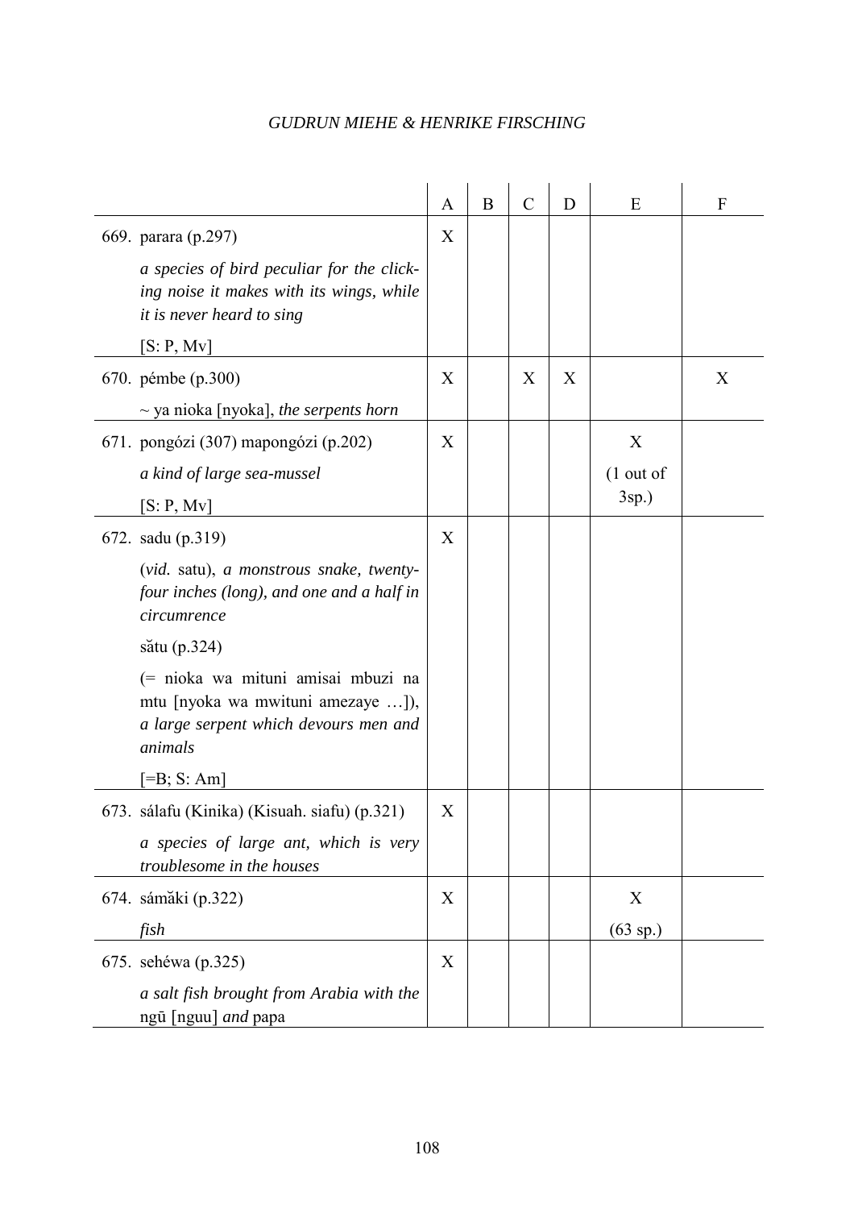| | A | B | C | D | E | F |
|---|---|---|---|---|---|---|
| 669. parara (p.297)<br>*a species of bird peculiar for the clicking noise it makes with its wings, while it is never heard to sing*<br>[S: P, Mv] | X | | | | | |
| 670. pémbe (p.300)<br>~ ya nioka [nyoka], *the serpents horn* | X | | X | X | | X |
| 671. pongózi (307) mapongózi (p.202)<br>*a kind of large sea-mussel*<br>[S: P, Mv] | X | | | | X<br>(1 out of 3sp.) | |
| 672. sadu (p.319)<br>(*vid.* satu), *a monstrous snake, twenty-four inches (long), and one and a half in circumrence*<br>sătu (p.324)<br>(= nioka wa mituni amisai mbuzi na mtu [nyoka wa mwituni amezaye …]), *a large serpent which devours men and animals*<br>[=B; S: Am] | X | | | | | |
| 673. sálafu (Kinika) (Kisuah. siafu) (p.321)<br>*a species of large ant, which is very troublesome in the houses* | X | | | | | |
| 674. sámăki (p.322)<br>*fish* | X | | | | X<br>(63 sp.) | |
| 675. sehéwa (p.325)<br>*a salt fish brought from Arabia with the* ngū [nguu] *and* papa | X | | | | | |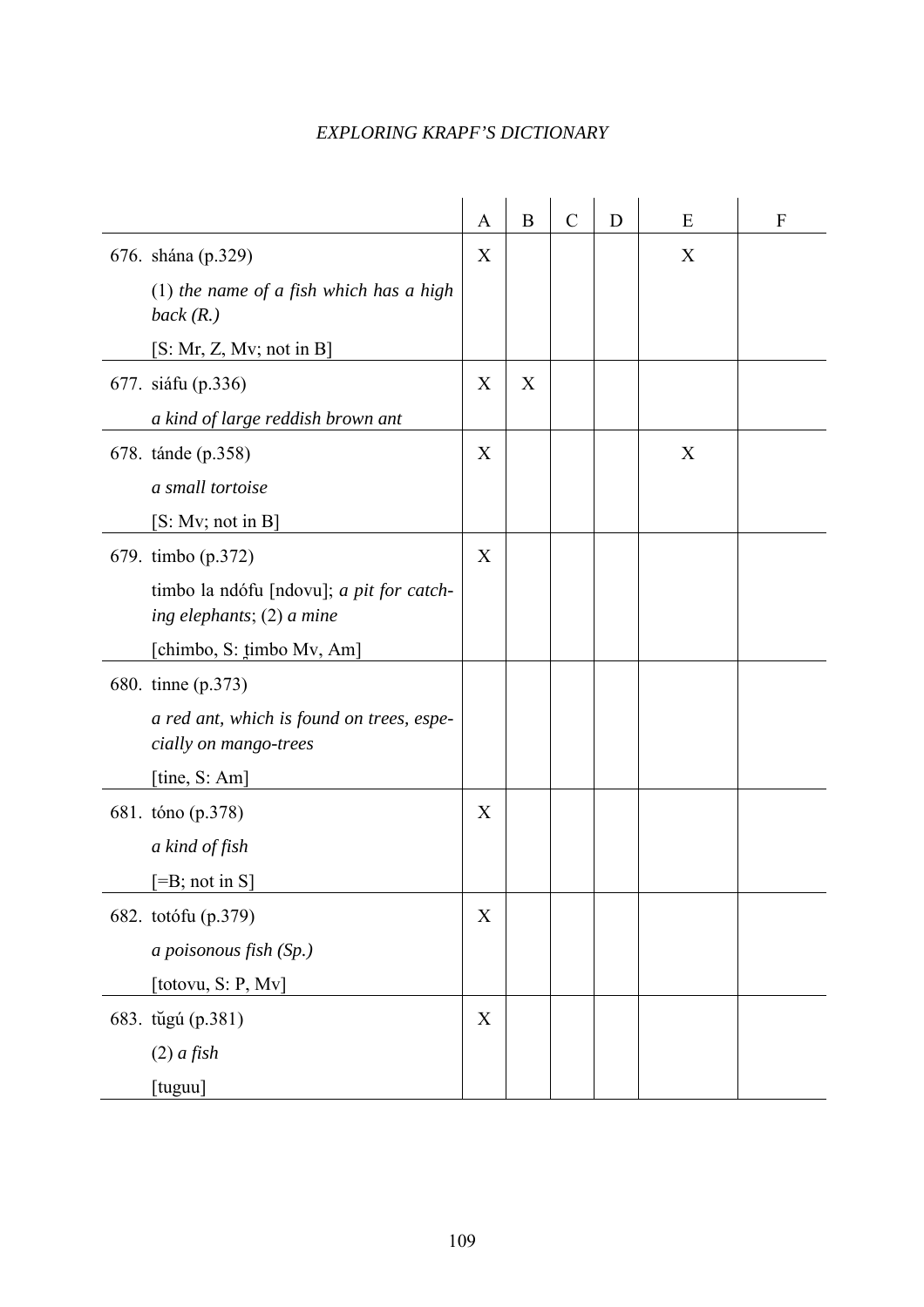| | A | B | C | D | E | F |
|---|---|---|---|---|---|---|
| 676. shána (p.329)<br>(1) *the name of a fish which has a high back (R.)*<br>[S: Mr, Z, Mv; not in B] | X | | | | X | |
| 677. siáfu (p.336)<br>*a kind of large reddish brown ant* | X | X | | | | |
| 678. tánde (p.358)<br>*a small tortoise*<br>[S: Mv; not in B] | X | | | | X | |
| 679. timbo (p.372)<br>timbo la ndófu [ndovu]; *a pit for catching elephants*; (2) *a mine*<br>[chimbo, S: t̪imbo Mv, Am] | X | | | | | |
| 680. tinne (p.373)<br>*a red ant, which is found on trees, especially on mango-trees*<br>[tine, S: Am] | | | | | | |
| 681. tóno (p.378)<br>*a kind of fish*<br>[=B; not in S] | X | | | | | |
| 682. totófu (p.379)<br>*a poisonous fish (Sp.)*<br>[totovu, S: P, Mv] | X | | | | | |
| 683. tŭgú (p.381)<br>(2) *a fish*<br>[tuguu] | X | | | | | |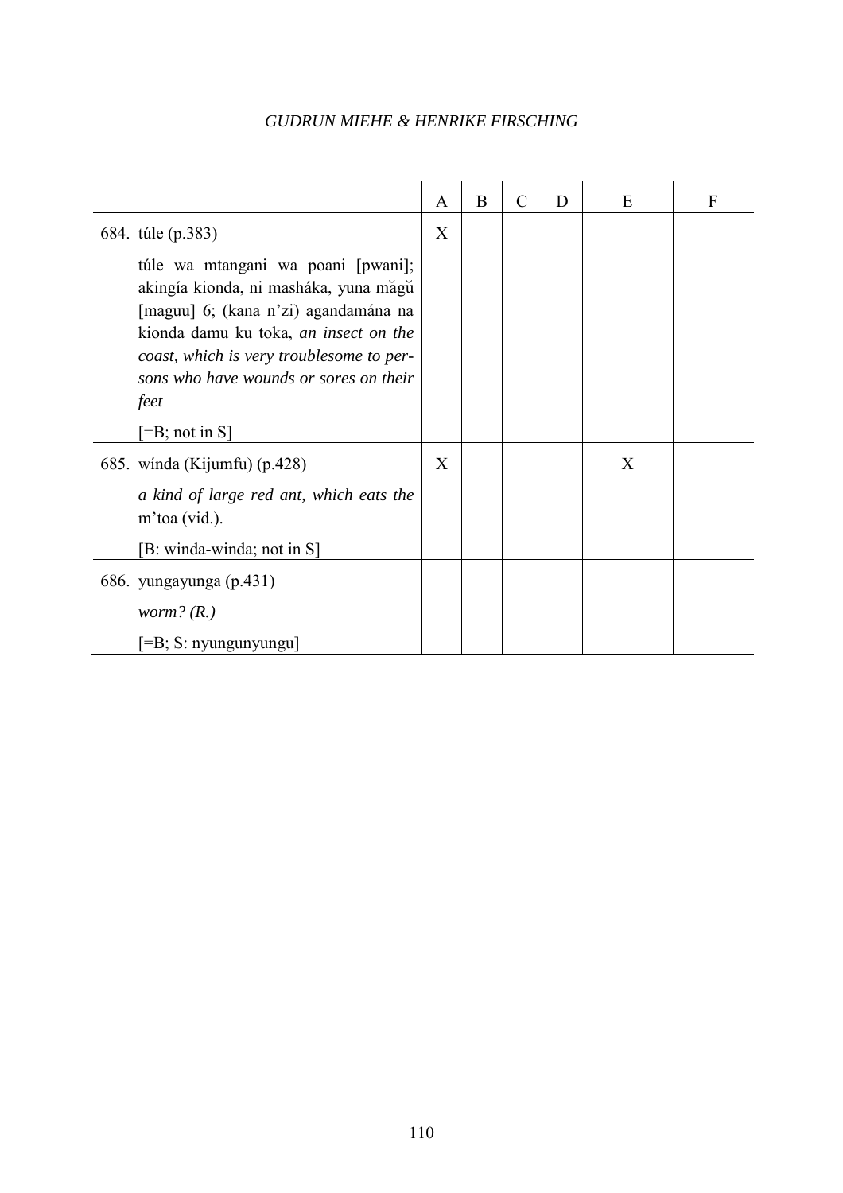| | A | B | C | D | E | F |
|---|---|---|---|---|---|---|
| 684. túle (p.383)<br><br>túle wa mtangani wa poani [pwani]; akingía kionda, ni masháka, yuna măgŭ [maguu] 6; (kana n'zi) agandamána na kionda damu ku toka, *an insect on the coast, which is very troublesome to persons who have wounds or sores on their feet*<br><br>[=B; not in S] | X | | | | | |
| 685. wínda (Kijumfu) (p.428)<br><br>*a kind of large red ant, which eats the* m'toa (vid.).<br><br>[B: winda-winda; not in S] | X | | | | X | |
| 686. yungayunga (p.431)<br><br>*worm? (R.)*<br><br>[=B; S: nyungunyungu] | | | | | | |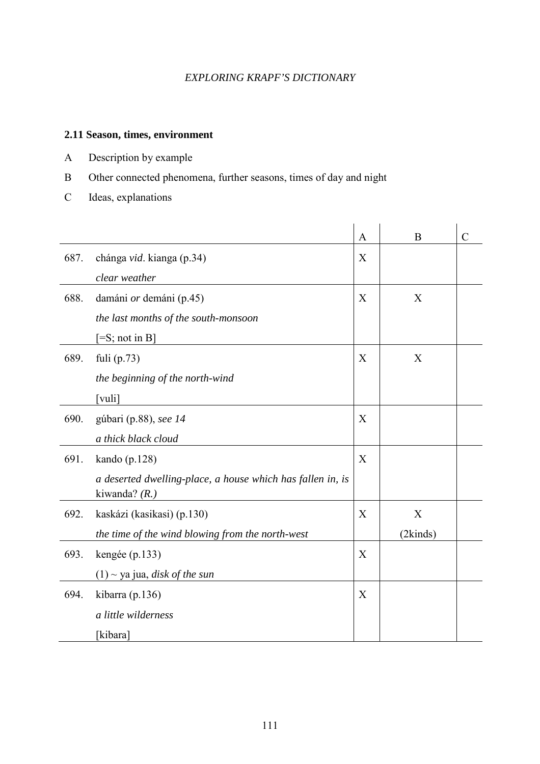### 2.11 Season, times, environment

A Description by example

B Other connected phenomena, further seasons, times of day and night

C Ideas, explanations

| | | A | B | C |
|---|---|---|---|---|
| 687. | chánga *vid*. kianga (p.34)<br>*clear weather* | X | | |
| 688. | damáni *or* demáni (p.45)<br>*the last months of the south-monsoon*<br>[=S; not in B] | X | X | |
| 689. | fuli (p.73)<br>*the beginning of the north-wind*<br>[vuli] | X | X | |
| 690. | gúbari (p.88), *see 14*<br>*a thick black cloud* | X | | |
| 691. | kando (p.128)<br>*a deserted dwelling-place, a house which has fallen in, is* kiwanda? *(R.)* | X | | |
| 692. | kaskázi (kasikasi) (p.130)<br>*the time of the wind blowing from the north-west* | X | X<br>(2kinds) | |
| 693. | kengée (p.133)<br>(1) ~ ya jua, *disk of the sun* | X | | |
| 694. | kibarra (p.136)<br>*a little wilderness*<br>[kibara] | X | | |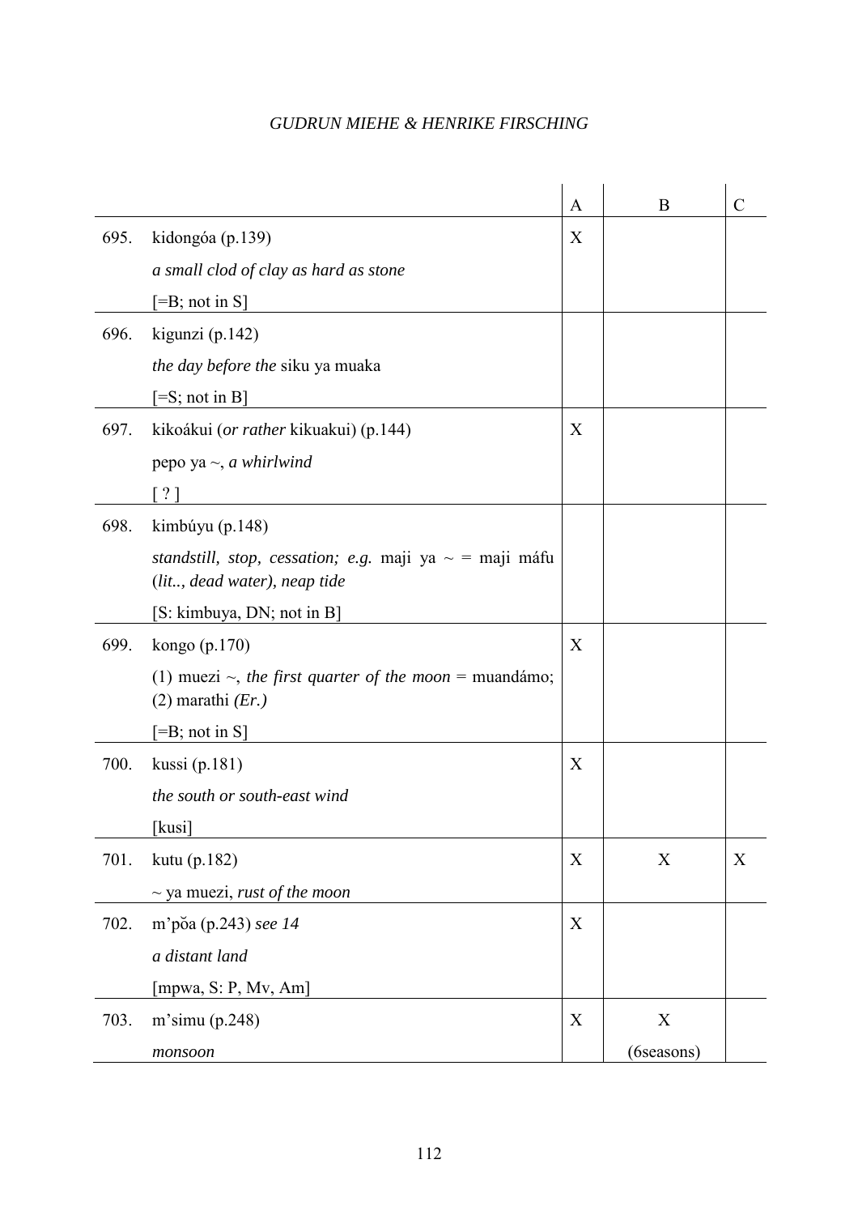| | | A | B | C |
|---|---|---|---|---|
| 695. | kidongóa (p.139)<br>*a small clod of clay as hard as stone*<br>[=B; not in S] | X | | |
| 696. | kigunzi (p.142)<br>*the day before the* siku ya muaka<br>[=S; not in B] | | | |
| 697. | kikoákui (*or rather* kikuakui) (p.144)<br>pepo ya ~, *a whirlwind*<br>[ ? ] | X | | |
| 698. | kimbúyu (p.148)<br>*standstill, stop, cessation; e.g.* maji ya ~ = maji máfu (*lit.., dead water), neap tide*<br>[S: kimbuya, DN; not in B] | | | |
| 699. | kongo (p.170)<br>(1) muezi ~, *the first quarter of the moon* = muandámo; (2) marathi *(Er.)*<br>[=B; not in S] | X | | |
| 700. | kussi (p.181)<br>*the south or south-east wind*<br>[kusi] | X | | |
| 701. | kutu (p.182)<br>~ ya muezi, *rust of the moon* | X | X | X |
| 702. | m'pŏa (p.243) *see 14*<br>*a distant land*<br>[mpwa, S: P, Mv, Am] | X | | |
| 703. | m'simu (p.248)<br>*monsoon* | X | X<br>(6seasons) | |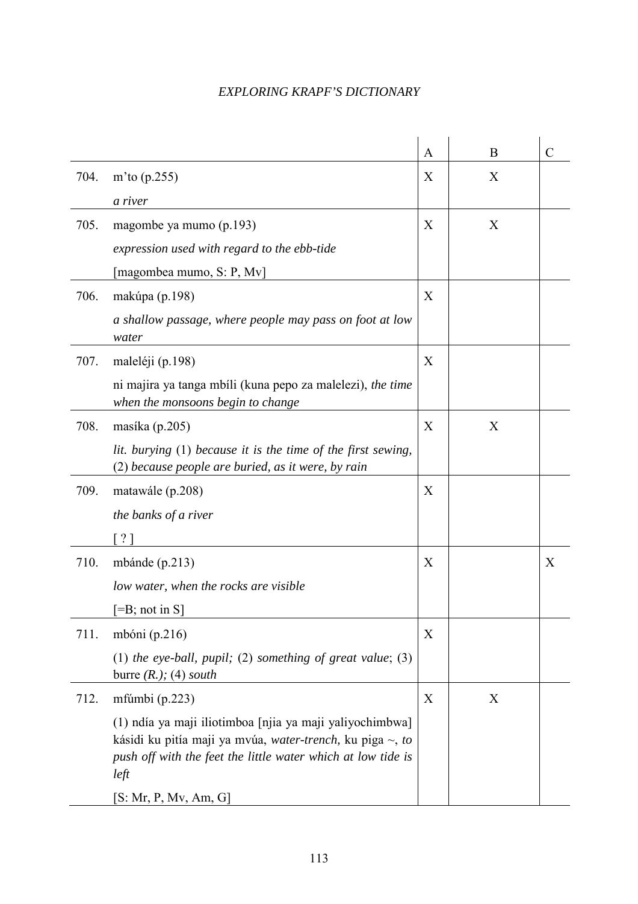| | | A | B | C |
|---|---|---|---|---|
| 704. | m’to (p.255)<br>*a river* | X | X | |
| 705. | magombe ya mumo (p.193)<br>*expression used with regard to the ebb-tide*<br>[magombea mumo, S: P, Mv] | X | X | |
| 706. | makúpa (p.198)<br>*a shallow passage, where people may pass on foot at low water* | X | | |
| 707. | maleléji (p.198)<br>ni majira ya tanga mbíli (kuna pepo za malelezi), *the time when the monsoons begin to change* | X | | |
| 708. | masíka (p.205)<br>*lit. burying* (1) *because it is the time of the first sewing,* (2) *because people are buried, as it were, by rain* | X | X | |
| 709. | matawále (p.208)<br>*the banks of a river*<br>[ ? ] | X | | |
| 710. | mbánde (p.213)<br>*low water, when the rocks are visible*<br>[=B; not in S] | X | | X |
| 711. | mbóni (p.216)<br>(1) *the eye-ball, pupil;* (2) *something of great value*; (3) burre *(R.);* (4) *south* | X | | |
| 712. | mfúmbi (p.223)<br>(1) ndía ya maji iliotimboa [njia ya maji yaliyochimbwa] kásidi ku pitía maji ya mvúa, *water-trench,* ku piga ~, *to push off with the feet the little water which at low tide is left*<br>[S: Mr, P, Mv, Am, G] | X | X | |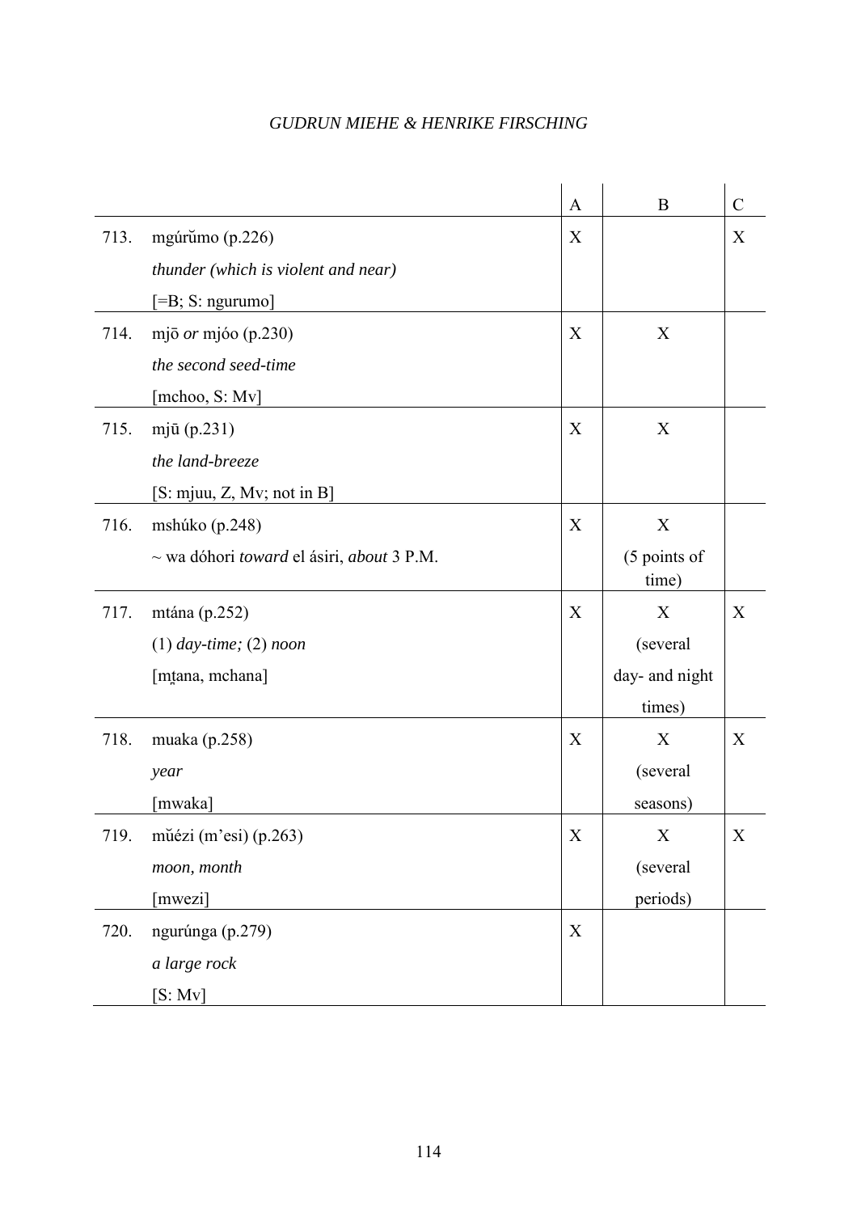| | | A | B | C |
|---|---|---|---|---|
| 713. | mgúrŭmo (p.226)<br>*thunder (which is violent and near)*<br>[=B; S: ngurumo] | X | | X |
| 714. | mjō *or* mjóo (p.230)<br>*the second seed-time*<br>[mchoo, S: Mv] | X | X | |
| 715. | mjū (p.231)<br>*the land-breeze*<br>[S: mjuu, Z, Mv; not in B] | X | X | |
| 716. | mshúko (p.248)<br>~ wa dóhori *toward* el ásiri, *about* 3 P.M. | X | X<br>(5 points of time) | |
| 717. | mtána (p.252)<br>(1) *day-time;* (2) *noon*<br>[mṯana, mchana] | X | X<br>(several day- and night times) | X |
| 718. | muaka (p.258)<br>*year*<br>[mwaka] | X | X<br>(several seasons) | X |
| 719. | mŭézi (m'esi) (p.263)<br>*moon, month*<br>[mwezi] | X | X<br>(several periods) | X |
| 720. | ngurúnga (p.279)<br>*a large rock*<br>[S: Mv] | X | | |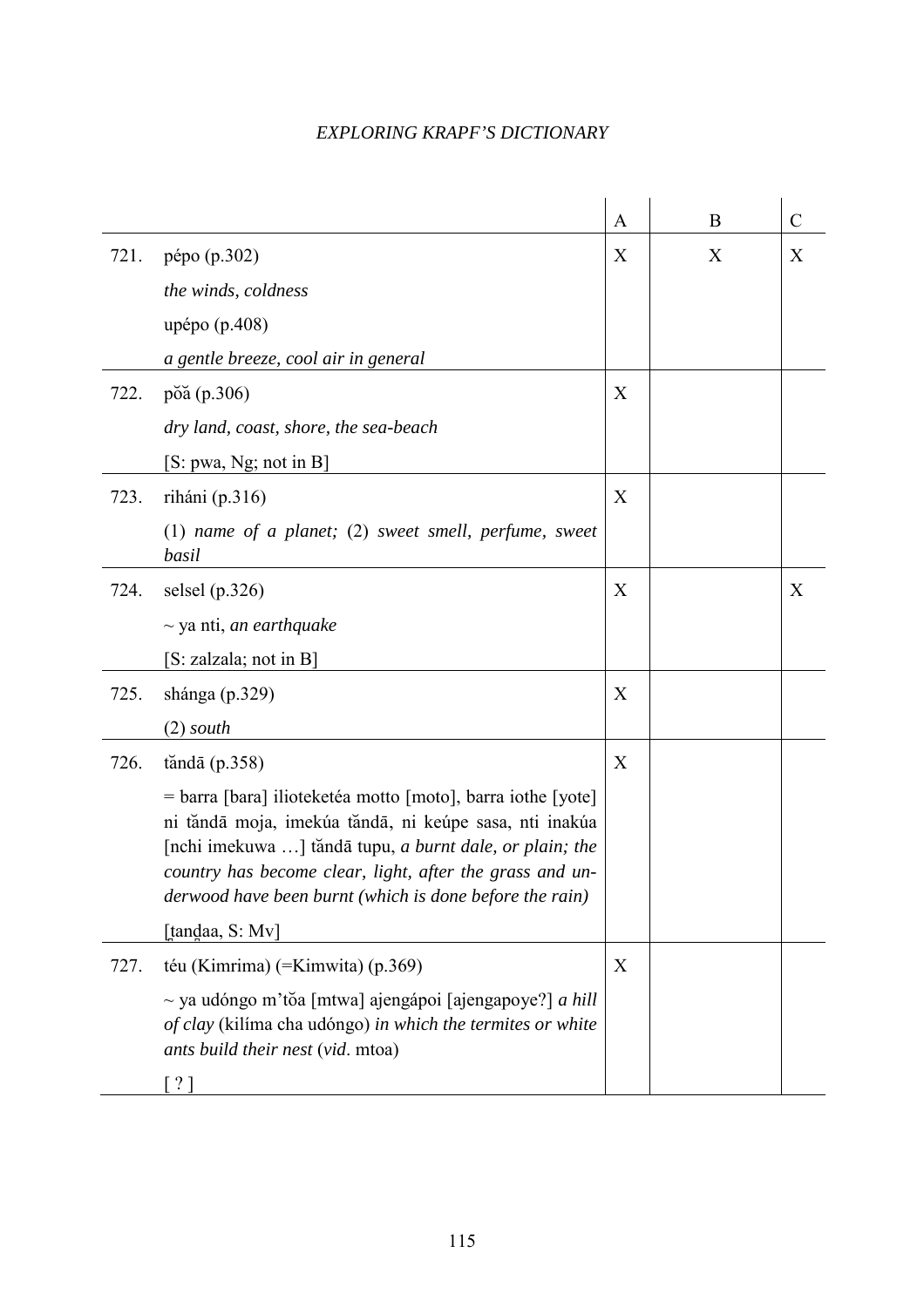| | | A | B | C |
|---|---|---|---|---|
| 721. | pépo (p.302)<br>*the winds, coldness*<br>upépo (p.408)<br>*a gentle breeze, cool air in general* | X | X | X |
| 722. | pŏă (p.306)<br>*dry land, coast, shore, the sea-beach*<br>[S: pwa, Ng; not in B] | X | | |
| 723. | riháni (p.316)<br>(1) *name of a planet;* (2) *sweet smell, perfume, sweet basil* | X | | |
| 724. | selsel (p.326)<br>~ ya nti, *an earthquake*<br>[S: zalzala; not in B] | X | | X |
| 725. | shánga (p.329)<br>(2) *south* | X | | |
| 726. | tăndā (p.358)<br>= barra [bara] ilioteketéa motto [moto], barra iothe [yote] ni tăndā moja, imekúa tăndā, ni keúpe sasa, nti inakúa [nchi imekuwa …] tăndā tupu, *a burnt dale, or plain; the country has become clear, light, after the grass and underwood have been burnt (which is done before the rain)*<br>[t̪and̪aa, S: Mv] | X | | |
| 727. | téu (Kimrima) (=Kimwita) (p.369)<br>~ ya udóngo m'tŏa [mtwa] ajengápoi [ajengapoye?] *a hill of clay* (kilíma cha udóngo) *in which the termites or white ants build their nest* (*vid*. mtoa)<br>[ ? ] | X | | |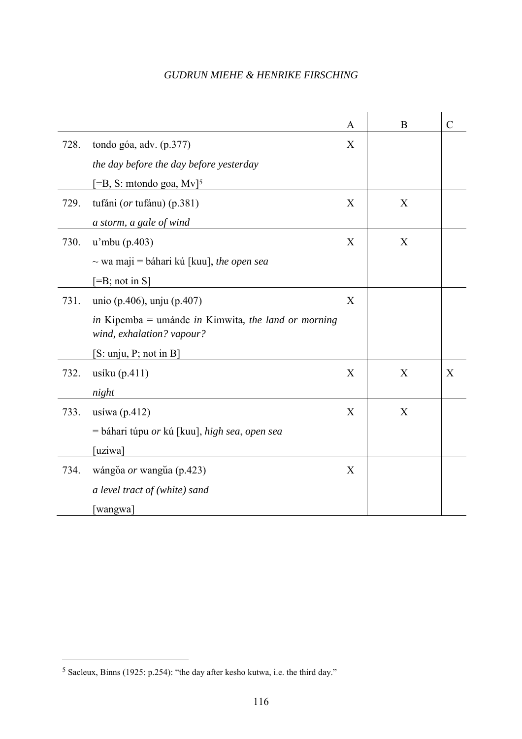| | | A | B | C |
|---|---|---|---|---|
| 728. | tondo góa, adv. (p.377)<br>*the day before the day before yesterday*<br>[=B, S: mtondo goa, Mv][5] | X | | |
| 729. | tufáni (*or* tufánu) (p.381)<br>*a storm, a gale of wind* | X | X | |
| 730. | u'mbu (p.403)<br>~ wa maji = báhari kú [kuu], *the open sea*<br>[=B; not in S] | X | X | |
| 731. | unio (p.406), unju (p.407)<br>*in* Kipemba = umánde *in* Kimwita, *the land or morning wind, exhalation? vapour?*<br>[S: unju, P; not in B] | X | | |
| 732. | usíku (p.411)<br>*night* | X | X | X |
| 733. | usíwa (p.412)<br>= báhari túpu *or* kú [kuu], *high sea*, *open sea*<br>[uziwa] | X | X | |
| 734. | wángŏa *or* wangŭa (p.423)<br>*a level tract of (white) sand*<br>[wangwa] | X | | |

[5] Sacleux, Binns (1925: p.254): "the day after kesho kutwa, i.e. the third day."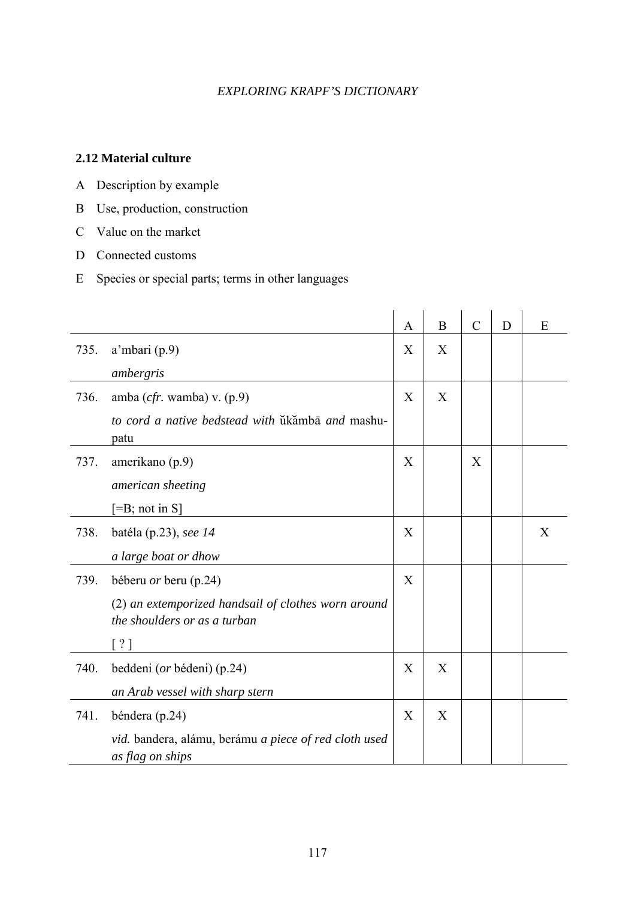### 2.12 Material culture

A Description by example

B Use, production, construction

C Value on the market

D Connected customs

E Species or special parts; terms in other languages

| | | A | B | C | D | E |
|---|---|---|---|---|---|---|
| 735. | a’mbari (p.9)<br>*ambergris* | X | X | | | |
| 736. | amba (*cfr.* wamba) v. (p.9)<br>*to cord a native bedstead with* ŭkămbā *and* mashu-patu | X | X | | | |
| 737. | amerikano (p.9)<br>*american sheeting*<br>[=B; not in S] | X | | X | | |
| 738. | batéla (p.23), *see 14*<br>*a large boat or dhow* | X | | | | X |
| 739. | béberu *or* beru (p.24)<br>(2) *an extemporized handsail of clothes worn around the shoulders or as a turban*<br>[ ? ] | X | | | | |
| 740. | beddeni (*or* bédeni) (p.24)<br>*an Arab vessel with sharp stern* | X | X | | | |
| 741. | béndera (p.24)<br>*vid.* bandera, alámu, berámu *a piece of red cloth used as flag on ships* | X | X | | | |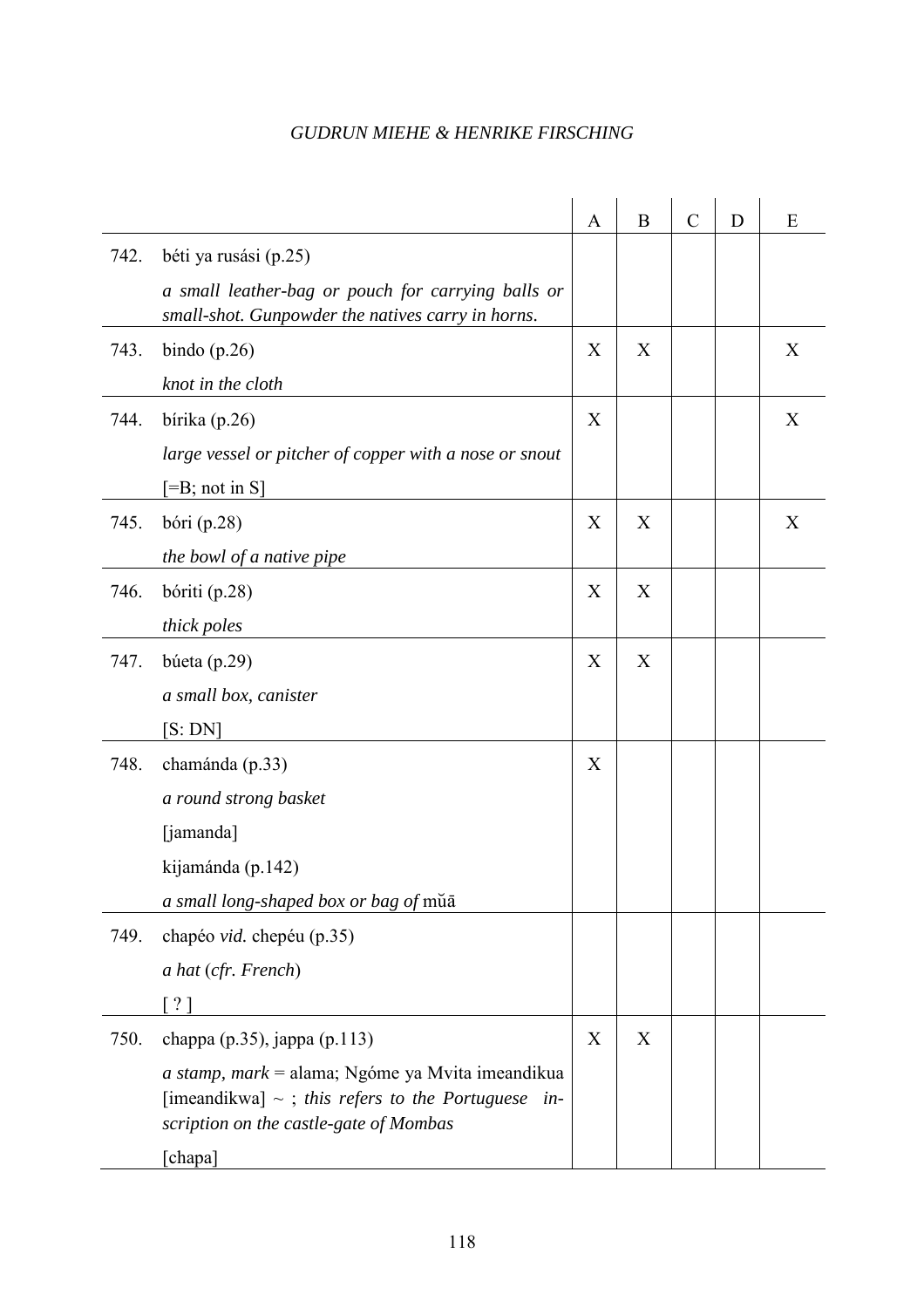| | | A | B | C | D | E |
|---|---|---|---|---|---|---|
| 742. | béti ya rusási (p.25)<br>*a small leather-bag or pouch for carrying balls or small-shot. Gunpowder the natives carry in horns.* | | | | | |
| 743. | bindo (p.26)<br>*knot in the cloth* | X | X | | | X |
| 744. | bírika (p.26)<br>*large vessel or pitcher of copper with a nose or snout*<br>[=B; not in S] | X | | | | X |
| 745. | bóri (p.28)<br>*the bowl of a native pipe* | X | X | | | X |
| 746. | bóriti (p.28)<br>*thick poles* | X | X | | | |
| 747. | búeta (p.29)<br>*a small box, canister*<br>[S: DN] | X | X | | | |
| 748. | chamánda (p.33)<br>*a round strong basket*<br>[jamanda]<br>kijamánda (p.142)<br>*a small long-shaped box or bag of* mŭā | X | | | | |
| 749. | chapéo *vid.* chepéu (p.35)<br>*a hat* (*cfr. French*)<br>[ ? ] | | | | | |
| 750. | chappa (p.35), jappa (p.113)<br>*a stamp, mark* = alama; Ngóme ya Mvita imeandikua [imeandikwa] ~ ; *this refers to the Portuguese inscription on the castle-gate of Mombas*<br>[chapa] | X | X | | | |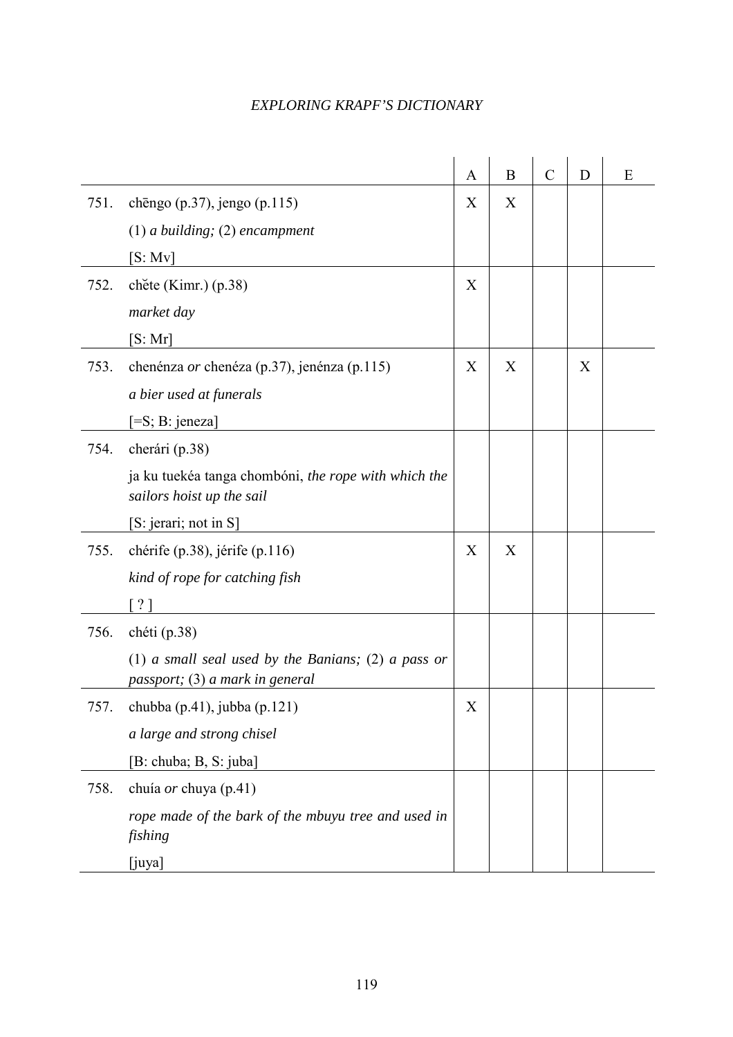| | | A | B | C | D | E |
|---|---|---|---|---|---|---|
| 751. | chēngo (p.37), jengo (p.115)<br>(1) *a building;* (2) *encampment*<br>[S: Mv] | X | X | | | |
| 752. | chĕte (Kimr.) (p.38)<br>*market day*<br>[S: Mr] | X | | | | |
| 753. | chenénza *or* chenéza (p.37), jenénza (p.115)<br>*a bier used at funerals*<br>[=S; B: jeneza] | X | X | | X | |
| 754. | cherári (p.38)<br>ja ku tuekéa tanga chombóni, *the rope with which the sailors hoist up the sail*<br>[S: jerari; not in S] | | | | | |
| 755. | chérife (p.38), jérife (p.116)<br>*kind of rope for catching fish*<br>[ ? ] | X | X | | | |
| 756. | chéti (p.38)<br>(1) *a small seal used by the Banians;* (2) *a pass or passport;* (3) *a mark in general* | | | | | |
| 757. | chubba (p.41), jubba (p.121)<br>*a large and strong chisel*<br>[B: chuba; B, S: juba] | X | | | | |
| 758. | chuía *or* chuya (p.41)<br>*rope made of the bark of the mbuyu tree and used in fishing*<br>[juya] | | | | | |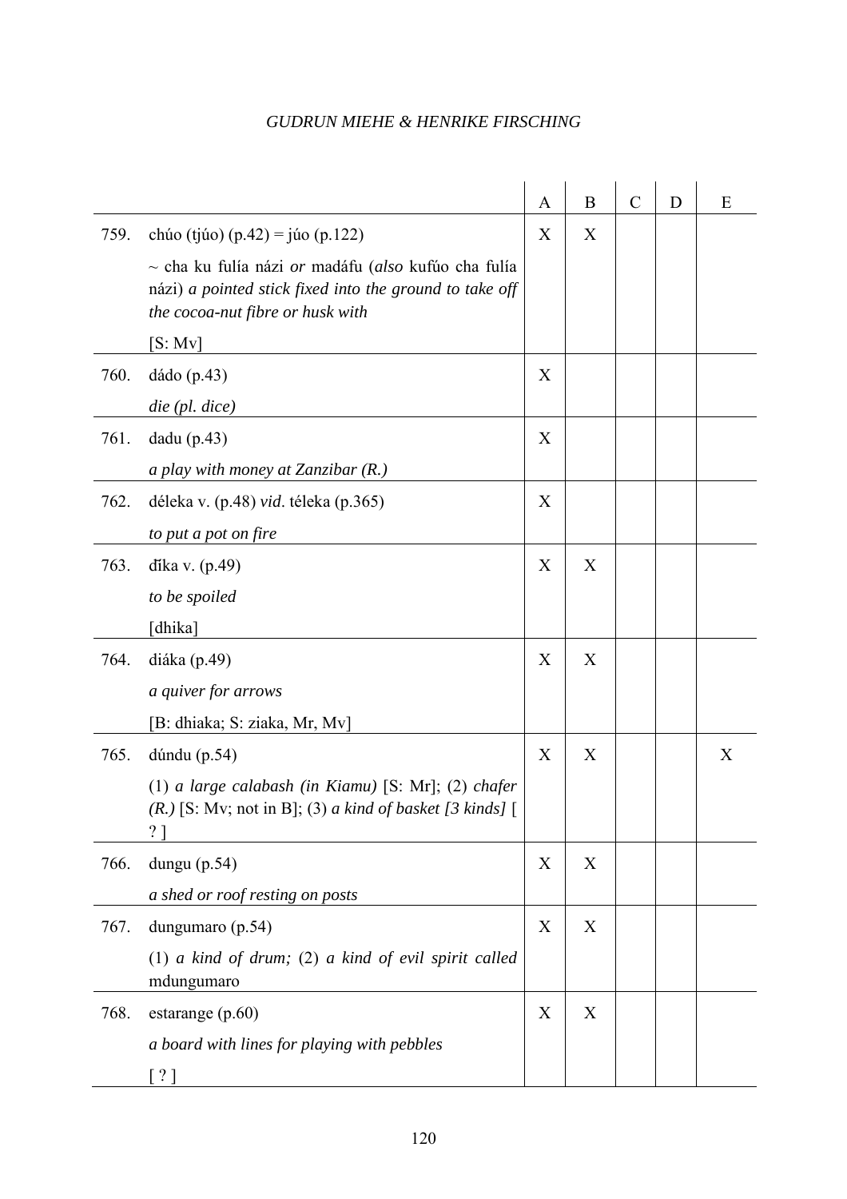| | | A | B | C | D | E |
|---|---|---|---|---|---|---|
| 759. | chúo (tjúo) (p.42) = júo (p.122)<br>~ cha ku fulía názi *or* madáfu (*also* kufúo cha fulía názi) *a pointed stick fixed into the ground to take off the cocoa-nut fibre or husk with*<br>[S: Mv] | X | X | | | |
| 760. | dádo (p.43)<br>*die (pl. dice)* | X | | | | |
| 761. | dadu (p.43)<br>*a play with money at Zanzibar (R.)* | X | | | | |
| 762. | déleka v. (p.48) *vid*. téleka (p.365)<br>*to put a pot on fire* | X | | | | |
| 763. | ďíka v. (p.49)<br>*to be spoiled*<br>[dhika] | X | X | | | |
| 764. | diáka (p.49)<br>*a quiver for arrows*<br>[B: dhiaka; S: ziaka, Mr, Mv] | X | X | | | |
| 765. | dúndu (p.54)<br>(1) *a large calabash (in Kiamu)* [S: Mr]; (2) *chafer (R.)* [S: Mv; not in B]; (3) *a kind of basket [3 kinds]* [ ? ] | X | X | | | X |
| 766. | dungu (p.54)<br>*a shed or roof resting on posts* | X | X | | | |
| 767. | dungumaro (p.54)<br>(1) *a kind of drum;* (2) *a kind of evil spirit called* mdungumaro | X | X | | | |
| 768. | estarange (p.60)<br>*a board with lines for playing with pebbles*<br>[ ? ] | X | X | | | |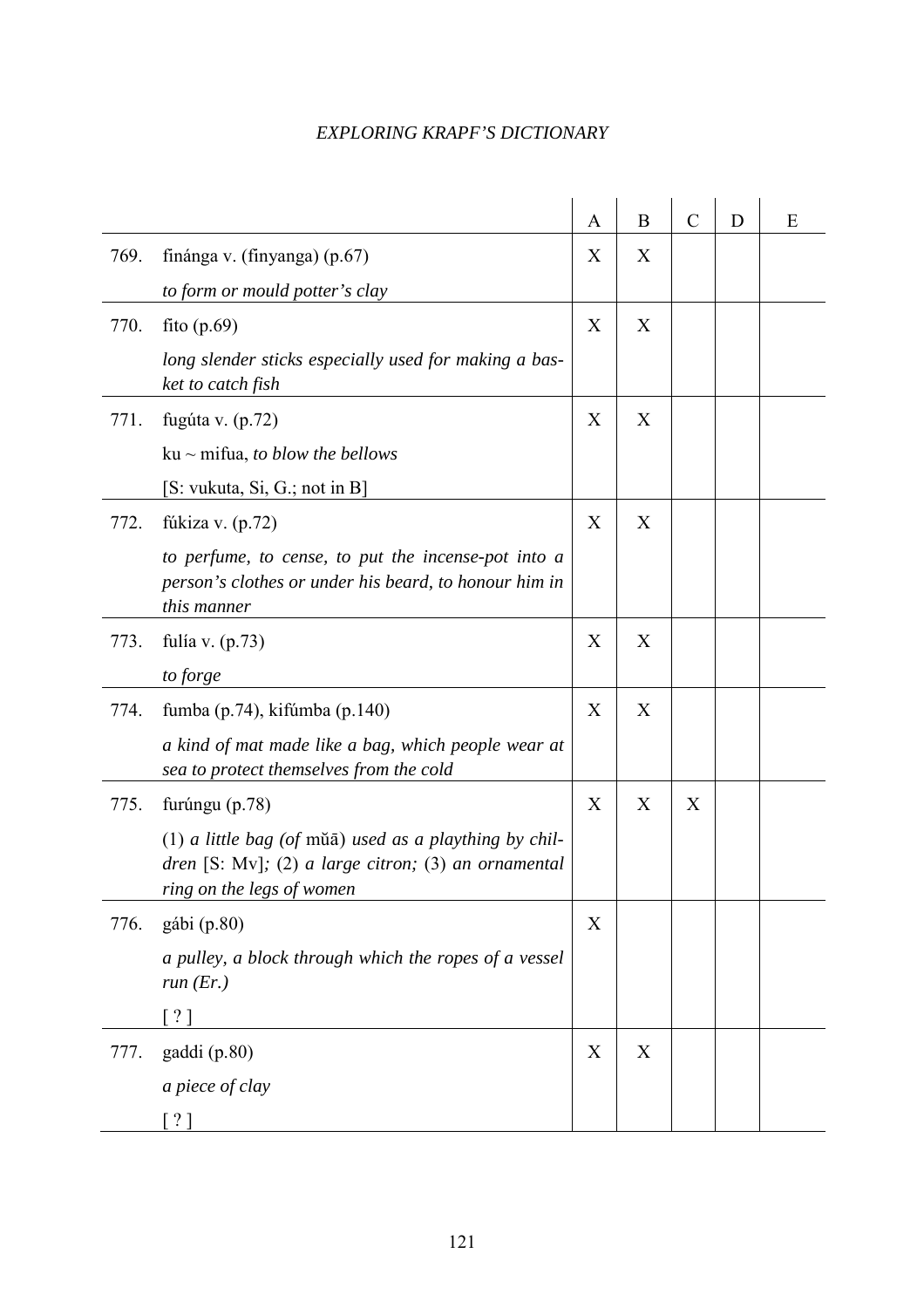| | | A | B | C | D | E |
|---|---|---|---|---|---|---|
| 769. | finánga v. (finyanga) (p.67)<br>*to form or mould potter's clay* | X | X | | | |
| 770. | fito (p.69)<br>*long slender sticks especially used for making a basket to catch fish* | X | X | | | |
| 771. | fugúta v. (p.72)<br>ku ~ mifua, *to blow the bellows*<br>[S: vukuta, Si, G.; not in B] | X | X | | | |
| 772. | fúkiza v. (p.72)<br>*to perfume, to cense, to put the incense-pot into a person's clothes or under his beard, to honour him in this manner* | X | X | | | |
| 773. | fulía v. (p.73)<br>*to forge* | X | X | | | |
| 774. | fumba (p.74), kifúmba (p.140)<br>*a kind of mat made like a bag, which people wear at sea to protect themselves from the cold* | X | X | | | |
| 775. | furúngu (p.78)<br>(1) *a little bag (of* mŭā) *used as a plaything by children* [S: Mv]; (2) *a large citron;* (3) *an ornamental ring on the legs of women* | X | X | X | | |
| 776. | gábi (p.80)<br>*a pulley, a block through which the ropes of a vessel run (Er.)*<br>[ ? ] | X | | | | |
| 777. | gaddi (p.80)<br>*a piece of clay*<br>[ ? ] | X | X | | | |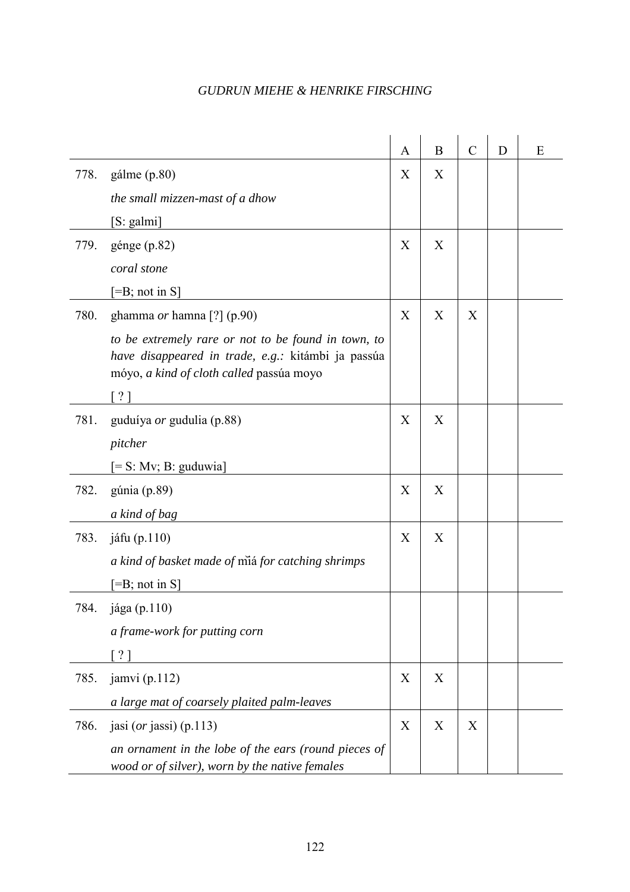| | | A | B | C | D | E |
|---|---|---|---|---|---|---|
| 778. | gálme (p.80)<br>*the small mizzen-mast of a dhow*<br>[S: galmi] | X | X | | | |
| 779. | génge (p.82)<br>*coral stone*<br>[=B; not in S] | X | X | | | |
| 780. | ghamma *or* hamna [?] (p.90)<br>*to be extremely rare or not to be found in town, to have disappeared in trade, e.g.:* kitámbi ja passúa móyo, *a kind of cloth called* passúa moyo<br>[ ? ] | X | X | X | | |
| 781. | guduíya *or* gudulia (p.88)<br>*pitcher*<br>[= S: Mv; B: guduwia] | X | X | | | |
| 782. | gúnia (p.89)<br>*a kind of bag* | X | X | | | |
| 783. | jáfu (p.110)<br>*a kind of basket made of* mĭá *for catching shrimps*<br>[=B; not in S] | X | X | | | |
| 784. | jága (p.110)<br>*a frame-work for putting corn*<br>[ ? ] | | | | | |
| 785. | jamvi (p.112)<br>*a large mat of coarsely plaited palm-leaves* | X | X | | | |
| 786. | jasi (*or* jassi) (p.113)<br>*an ornament in the lobe of the ears (round pieces of wood or of silver), worn by the native females* | X | X | X | | |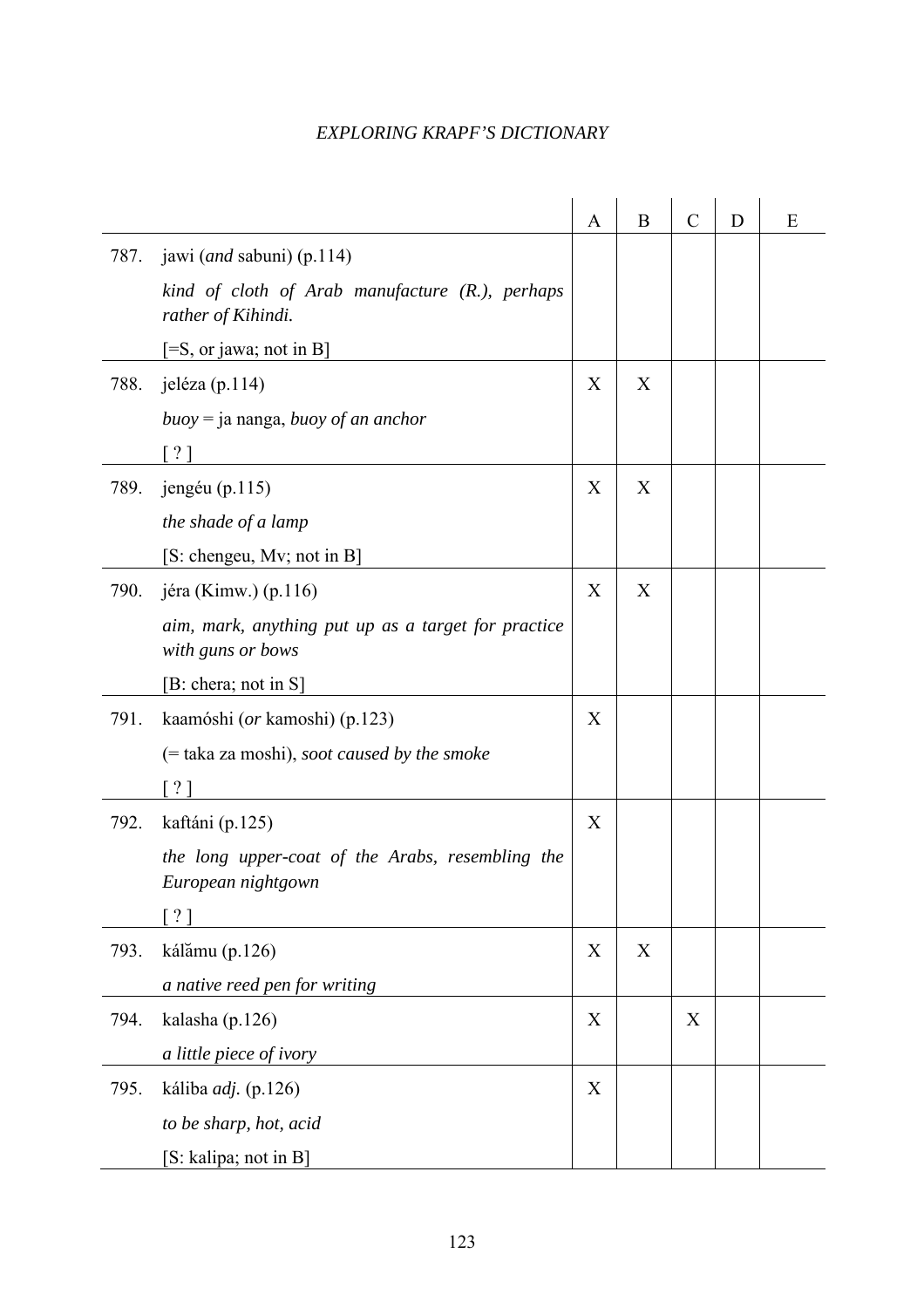| | | A | B | C | D | E |
|---|---|---|---|---|---|---|
| 787. | jawi (*and* sabuni) (p.114)<br>*kind of cloth of Arab manufacture (R.), perhaps rather of Kihindi.*<br>[=S, or jawa; not in B] | | | | | |
| 788. | jeléza (p.114)<br>*buoy* = ja nanga, *buoy of an anchor*<br>[ ? ] | X | X | | | |
| 789. | jengéu (p.115)<br>*the shade of a lamp*<br>[S: chengeu, Mv; not in B] | X | X | | | |
| 790. | jéra (Kimw.) (p.116)<br>*aim, mark, anything put up as a target for practice with guns or bows*<br>[B: chera; not in S] | X | X | | | |
| 791. | kaamóshi (*or* kamoshi) (p.123)<br>(= taka za moshi), *soot caused by the smoke*<br>[ ? ] | X | | | | |
| 792. | kaftáni (p.125)<br>*the long upper-coat of the Arabs, resembling the European nightgown*<br>[ ? ] | X | | | | |
| 793. | kálămu (p.126)<br>*a native reed pen for writing* | X | X | | | |
| 794. | kalasha (p.126)<br>*a little piece of ivory* | X | | X | | |
| 795. | káliba *adj.* (p.126)<br>*to be sharp, hot, acid*<br>[S: kalipa; not in B] | X | | | | |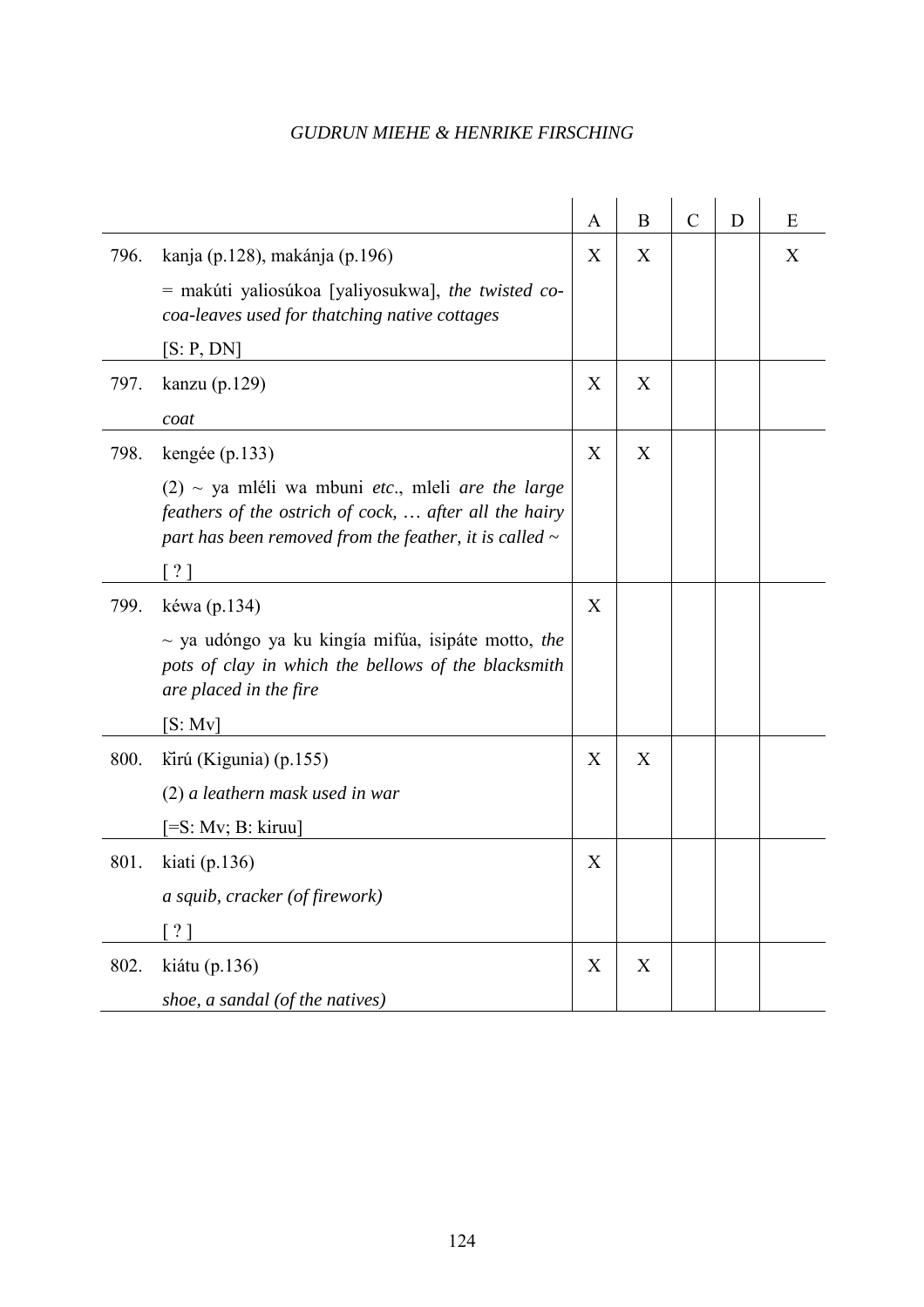| | | A | B | C | D | E |
|---|---|---|---|---|---|---|
| 796. | kanja (p.128), makánja (p.196)<br>= makúti yaliosúkoa [yaliyosukwa], *the twisted co-coa-leaves used for thatching native cottages*<br>[S: P, DN] | X | X | | | X |
| 797. | kanzu (p.129)<br>*coat* | X | X | | | |
| 798. | kengée (p.133)<br>(2) ~ ya mléli wa mbuni *etc*., mleli *are the large feathers of the ostrich of cock, … after all the hairy part has been removed from the feather, it is called ~*<br>[ ? ] | X | X | | | |
| 799. | kéwa (p.134)<br>~ ya udóngo ya ku kingía mifúa, isipáte motto, *the pots of clay in which the bellows of the blacksmith are placed in the fire*<br>[S: Mv] | X | | | | |
| 800. | kĭrú (Kigunia) (p.155)<br>(2) *a leathern mask used in war*<br>[=S: Mv; B: kiruu] | X | X | | | |
| 801. | kiati (p.136)<br>*a squib, cracker (of firework)*<br>[ ? ] | X | | | | |
| 802. | kiátu (p.136)<br>*shoe, a sandal (of the natives)* | X | X | | | |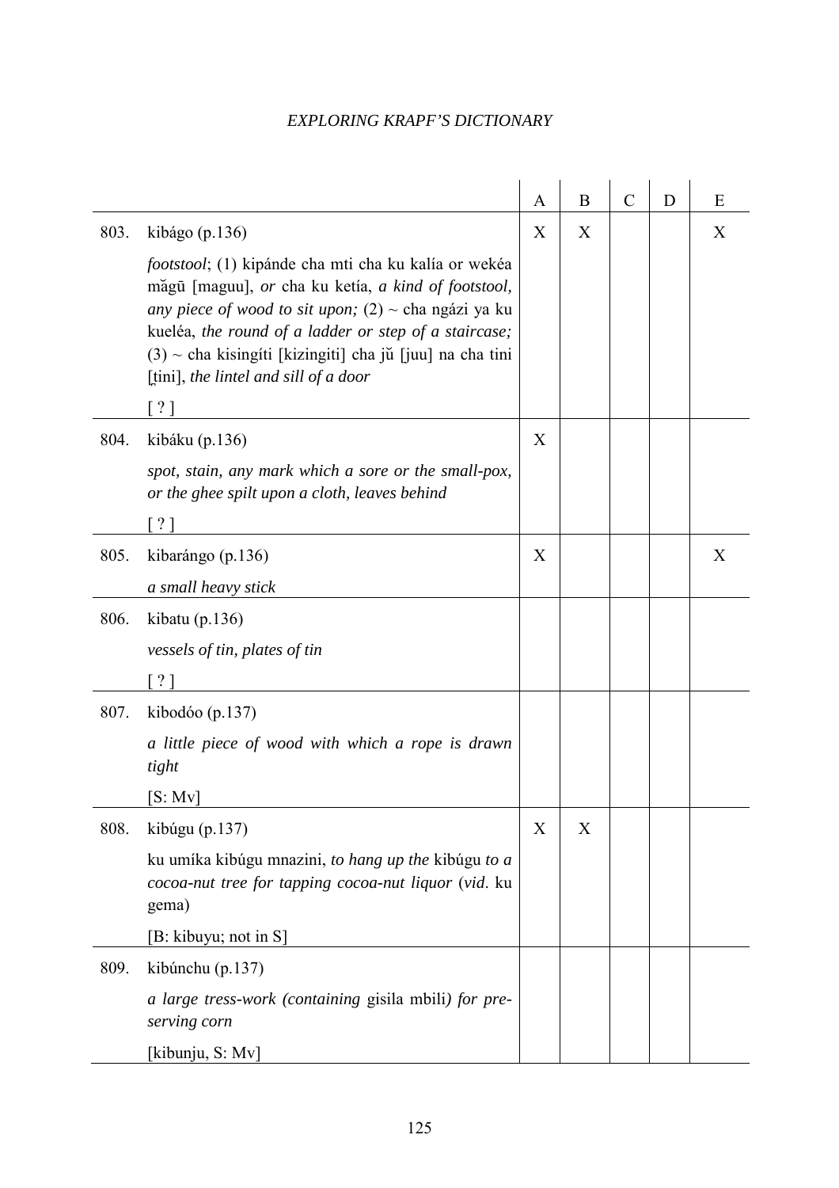| | | A | B | C | D | E |
|---|---|---|---|---|---|---|
| 803. | kibágo (p.136)<br>*footstool*; (1) kipánde cha mti cha ku kalía or wekéa măgū [maguu], *or* cha ku ketía, *a kind of footstool, any piece of wood to sit upon;* (2) ~ cha ngázi ya ku kueléa, *the round of a ladder or step of a staircase;* (3) ~ cha kisingíti [kizingiti] cha jŭ [juu] na cha tini [t̪ini], *the lintel and sill of a door*<br>[ ? ] | X | X | | | X |
| 804. | kibáku (p.136)<br>*spot, stain, any mark which a sore or the small-pox, or the ghee spilt upon a cloth, leaves behind*<br>[ ? ] | X | | | | |
| 805. | kibarángo (p.136)<br>*a small heavy stick* | X | | | | X |
| 806. | kibatu (p.136)<br>*vessels of tin, plates of tin*<br>[ ? ] | | | | | |
| 807. | kibodóo (p.137)<br>*a little piece of wood with which a rope is drawn tight*<br>[S: Mv] | | | | | |
| 808. | kibúgu (p.137)<br>ku umíka kibúgu mnazini, *to hang up the* kibúgu *to a cocoa-nut tree for tapping cocoa-nut liquor* (*vid*. ku gema)<br>[B: kibuyu; not in S] | X | X | | | |
| 809. | kibúnchu (p.137)<br>*a large tress-work (containing* gisila mbili*) for preserving corn*<br>[kibunju, S: Mv] | | | | | |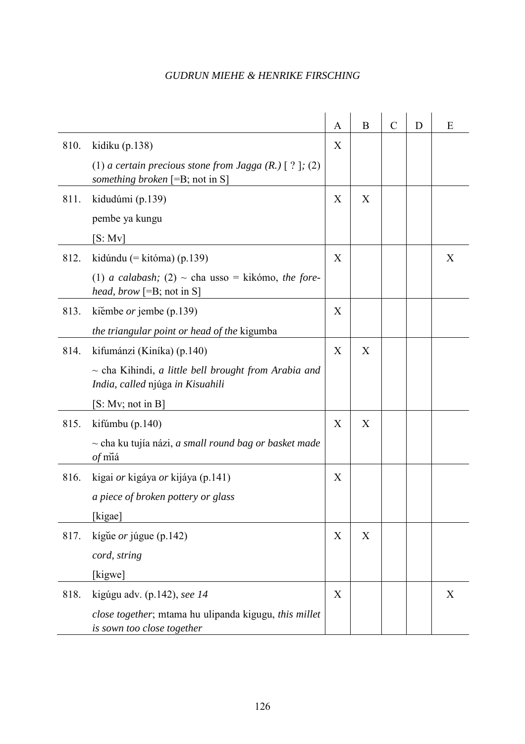| | | A | B | C | D | E |
|---|---|---|---|---|---|---|
| 810. | kidiku (p.138)<br><br>(1) *a certain precious stone from Jagga (R.)* [ ? ]*;* (2) *something broken* [=B; not in S] | X | | | | |
| 811. | kidudúmi (p.139)<br><br>pembe ya kungu<br><br>[S: Mv] | X | X | | | |
| 812. | kidúndu (= kitóma) (p.139)<br><br>(1) *a calabash;* (2) ~ cha usso = kikómo, *the forehead, brow* [=B; not in S] | X | | | | X |
| 813. | kiĕmbe *or* jembe (p.139)<br><br>*the triangular point or head of the* kigumba | X | | | | |
| 814. | kifumánzi (Kiníka) (p.140)<br><br>~ cha Kihindi, *a little bell brought from Arabia and India, called* njúga *in Kisuahili*<br><br>[S: Mv; not in B] | X | X | | | |
| 815. | kifúmbu (p.140)<br><br>~ cha ku tujía názi, *a small round bag or basket made of* mĭá | X | X | | | |
| 816. | kigai *or* kigáya *or* kijáya (p.141)<br><br>*a piece of broken pottery or glass*<br><br>[kigae] | X | | | | |
| 817. | kígŭe *or* júgue (p.142)<br><br>*cord, string*<br><br>[kigwe] | X | X | | | |
| 818. | kigúgu adv. (p.142), *see 14*<br><br>*close together*; mtama hu ulipanda kigugu, *this millet is sown too close together* | X | | | | X |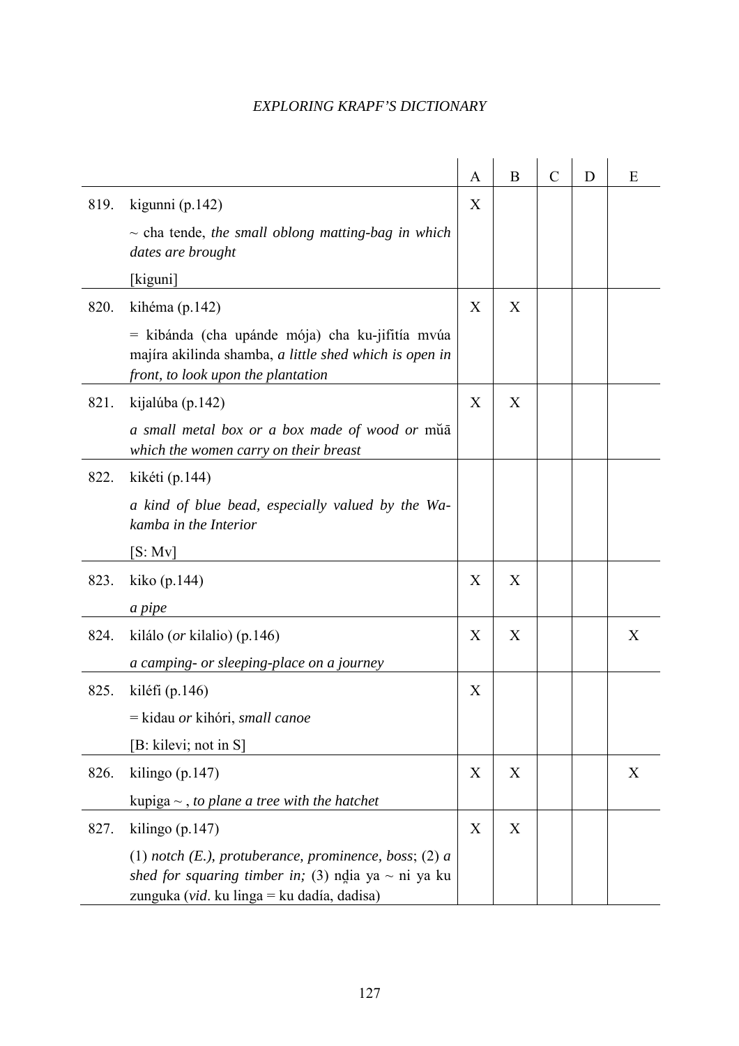| | | A | B | C | D | E |
|---|---|---|---|---|---|---|
| 819. | kigunni (p.142)<br>~ cha tende, *the small oblong matting-bag in which dates are brought*<br>[kiguni] | X | | | | |
| 820. | kihéma (p.142)<br>= kibánda (cha upánde mója) cha ku-jifitía mvúa majíra akilinda shamba, *a little shed which is open in front, to look upon the plantation* | X | X | | | |
| 821. | kijalúba (p.142)<br>*a small metal box or a box made of wood or* mŭā *which the women carry on their breast* | X | X | | | |
| 822. | kikéti (p.144)<br>*a kind of blue bead, especially valued by the Wa-kamba in the Interior*<br>[S: Mv] | | | | | |
| 823. | kiko (p.144)<br>*a pipe* | X | X | | | |
| 824. | kilálo (*or* kilalio) (p.146)<br>*a camping- or sleeping-place on a journey* | X | X | | | X |
| 825. | kiléfi (p.146)<br>= kidau *or* kihóri, *small canoe*<br>[B: kilevi; not in S] | X | | | | |
| 826. | kilingo (p.147)<br>kupiga ~ , *to plane a tree with the hatchet* | X | X | | | X |
| 827. | kilingo (p.147)<br>(1) *notch (E.), protuberance, prominence, boss*; (2) *a shed for squaring timber in;* (3) nḍia ya ~ ni ya ku zunguka (*vid*. ku linga = ku dadía, dadisa) | X | X | | | |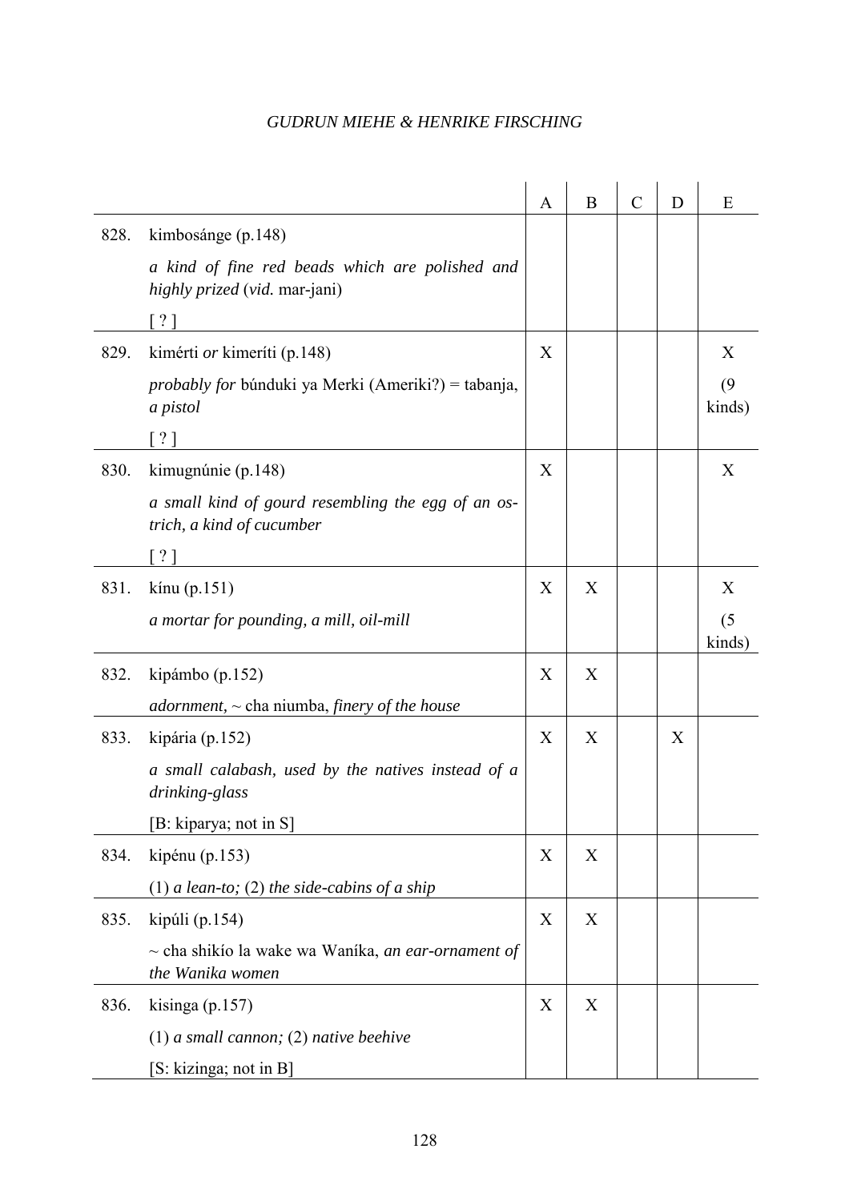| | | A | B | C | D | E |
|---|---|---|---|---|---|---|
| 828. | kimbosánge (p.148)<br>*a kind of fine red beads which are polished and highly prized* (*vid.* mar-jani)<br>[ ? ] | | | | | |
| 829. | kimérti *or* kimeríti (p.148)<br>*probably for* búnduki ya Merki (Ameriki?) = tabanja, *a pistol*<br>[ ? ] | X | | | | X<br>(9 kinds) |
| 830. | kimugnúnie (p.148)<br>*a small kind of gourd resembling the egg of an ostrich, a kind of cucumber*<br>[ ? ] | X | | | | X |
| 831. | kínu (p.151)<br>*a mortar for pounding, a mill, oil-mill* | X | X | | | X<br>(5 kinds) |
| 832. | kipámbo (p.152)<br>*adornment,* ~ cha niumba, *finery of the house* | X | X | | | |
| 833. | kipária (p.152)<br>*a small calabash, used by the natives instead of a drinking-glass*<br>[B: kiparya; not in S] | X | X | | X | |
| 834. | kipénu (p.153)<br>(1) *a lean-to;* (2) *the side-cabins of a ship* | X | X | | | |
| 835. | kipúli (p.154)<br>~ cha shikío la wake wa Waníka, *an ear-ornament of the Wanika women* | X | X | | | |
| 836. | kisinga (p.157)<br>(1) *a small cannon;* (2) *native beehive*<br>[S: kizinga; not in B] | X | X | | | |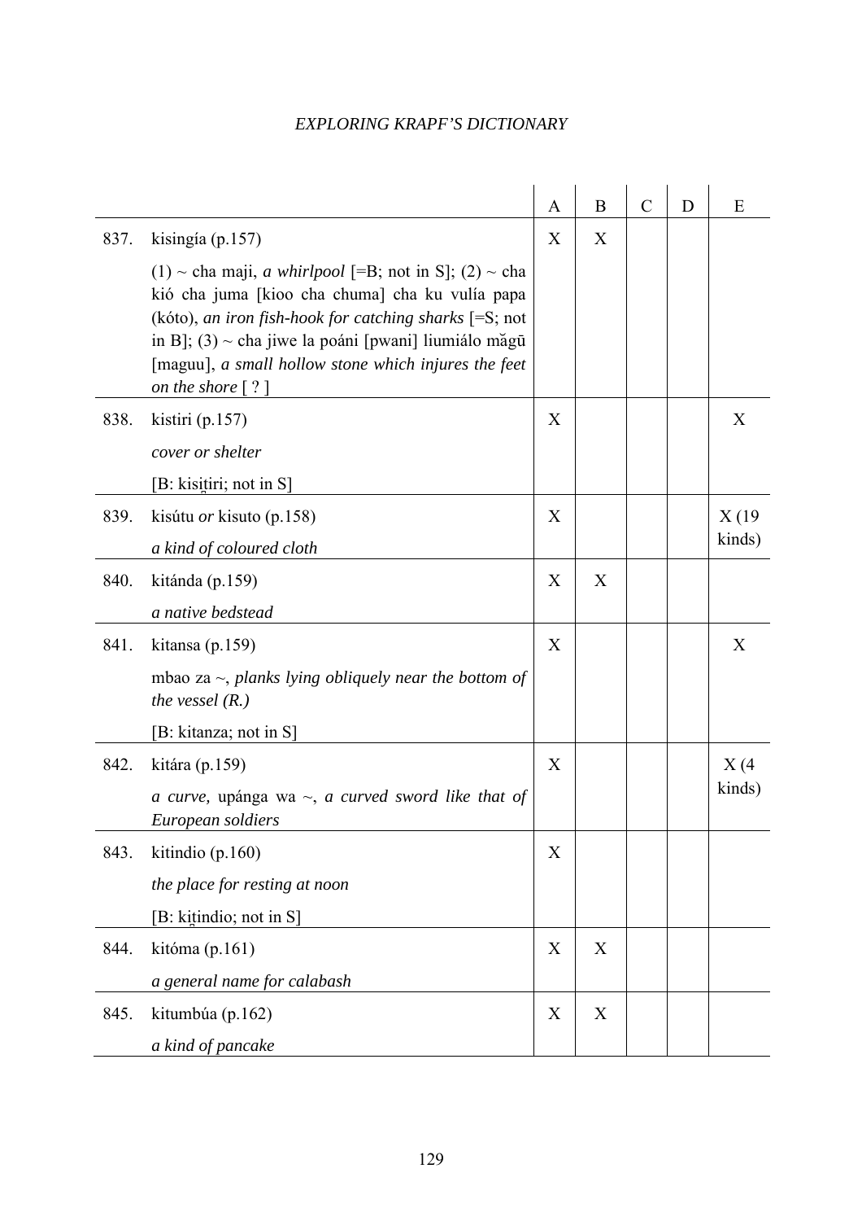| | | A | B | C | D | E |
|---|---|---|---|---|---|---|
| 837. | kisingía (p.157)<br><br>(1) ~ cha maji, *a whirlpool* [=B; not in S]; (2) ~ cha kió cha juma [kioo cha chuma] cha ku vulía papa (kóto), *an iron fish-hook for catching sharks* [=S; not in B]; (3) ~ cha jiwe la poáni [pwani] liumiálo măgū [maguu], *a small hollow stone which injures the feet on the shore* [ ? ] | X | X | | | |
| 838. | kistiri (p.157)<br><br>*cover or shelter*<br><br>[B: kisiṯiri; not in S] | X | | | | X |
| 839. | kisútu *or* kisuto (p.158)<br><br>*a kind of coloured cloth* | X | | | | X (19 kinds) |
| 840. | kitánda (p.159)<br><br>*a native bedstead* | X | X | | | |
| 841. | kitansa (p.159)<br><br>mbao za ~, *planks lying obliquely near the bottom of the vessel (R.)*<br><br>[B: kitanza; not in S] | X | | | | X |
| 842. | kitára (p.159)<br><br>*a curve,* upánga wa ~, *a curved sword like that of European soldiers* | X | | | | X (4 kinds) |
| 843. | kitindio (p.160)<br><br>*the place for resting at noon*<br><br>[B: kiṯindio; not in S] | X | | | | |
| 844. | kitóma (p.161)<br><br>*a general name for calabash* | X | X | | | |
| 845. | kitumbúa (p.162)<br><br>*a kind of pancake* | X | X | | | |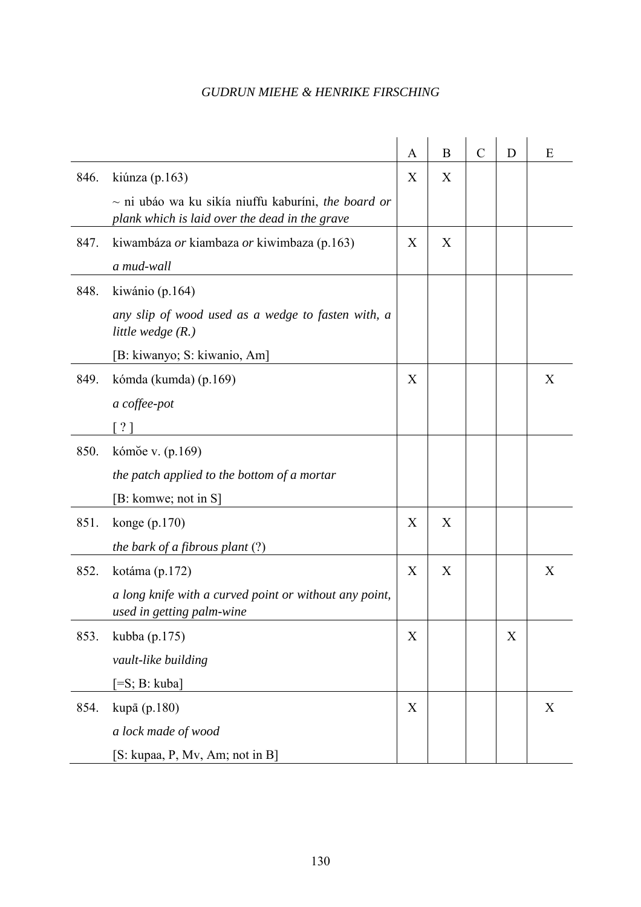| | | A | B | C | D | E |
|---|---|---|---|---|---|---|
| 846. | kiúnza (p.163)<br><br>~ ni ubáo wa ku sikía niuffu kaburíni, *the board or plank which is laid over the dead in the grave* | X | X | | | |
| 847. | kiwambáza *or* kiambaza *or* kiwimbaza (p.163)<br><br>*a mud-wall* | X | X | | | |
| 848. | kiwánio (p.164)<br><br>*any slip of wood used as a wedge to fasten with, a little wedge (R.)*<br><br>[B: kiwanyo; S: kiwanio, Am] | | | | | |
| 849. | kómda (kumda) (p.169)<br><br>*a coffee-pot*<br><br>[ ? ] | X | | | | X |
| 850. | kómŏe v. (p.169)<br><br>*the patch applied to the bottom of a mortar*<br><br>[B: komwe; not in S] | | | | | |
| 851. | konge (p.170)<br><br>*the bark of a fibrous plant* (?) | X | X | | | |
| 852. | kotáma (p.172)<br><br>*a long knife with a curved point or without any point, used in getting palm-wine* | X | X | | | X |
| 853. | kubba (p.175)<br><br>*vault-like building*<br><br>[=S; B: kuba] | X | | | X | |
| 854. | kupā (p.180)<br><br>*a lock made of wood*<br><br>[S: kupaa, P, Mv, Am; not in B] | X | | | | X |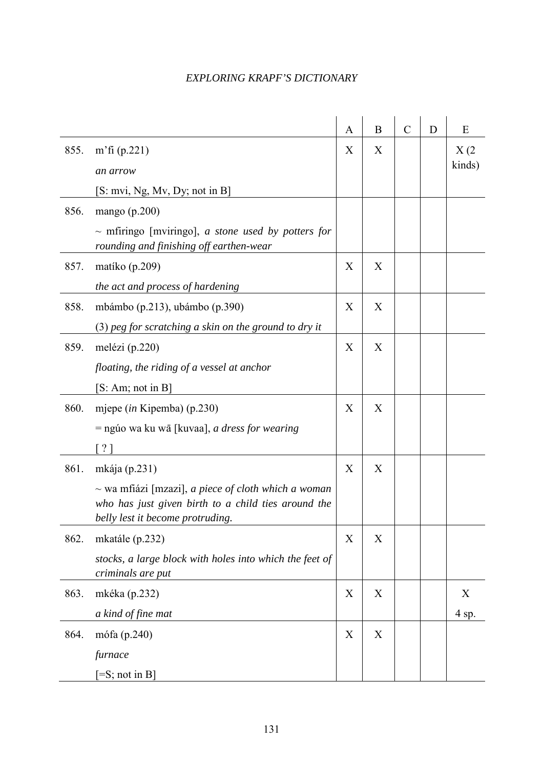| | | A | B | C | D | E |
|---|---|---|---|---|---|---|
| 855. | m’fi (p.221)<br>*an arrow*<br>[S: mvi, Ng, Mv, Dy; not in B] | X | X | | | X (2 kinds) |
| 856. | mango (p.200)<br>~ mfiringo [mviringo], *a stone used by potters for rounding and finishing off earthen-wear* | | | | | |
| 857. | matíko (p.209)<br>*the act and process of hardening* | X | X | | | |
| 858. | mbámbo (p.213), ubámbo (p.390)<br>(3) *peg for scratching a skin on the ground to dry it* | X | X | | | |
| 859. | melézi (p.220)<br>*floating, the riding of a vessel at anchor*<br>[S: Am; not in B] | X | X | | | |
| 860. | mjepe (*in* Kipemba) (p.230)<br>= ngúo wa ku wā [kuvaa], *a dress for wearing*<br>[ ? ] | X | X | | | |
| 861. | mkája (p.231)<br>~ wa mfiázi [mzazi], *a piece of cloth which a woman who has just given birth to a child ties around the belly lest it become protruding.* | X | X | | | |
| 862. | mkatále (p.232)<br>*stocks, a large block with holes into which the feet of criminals are put* | X | X | | | |
| 863. | mkéka (p.232)<br>*a kind of fine mat* | X | X | | | X<br>4 sp. |
| 864. | mófa (p.240)<br>*furnace*<br>[=S; not in B] | X | X | | | |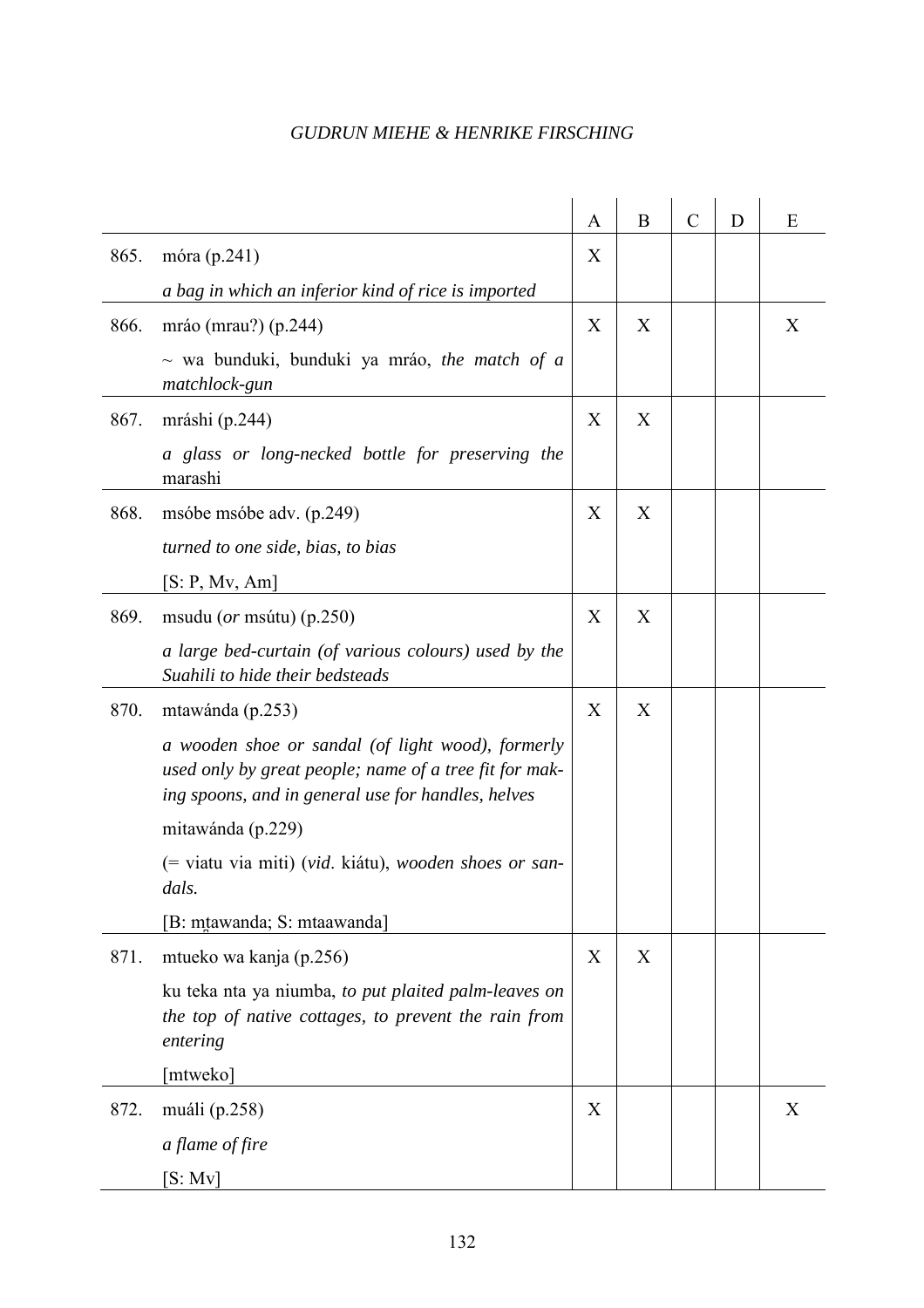| | | A | B | C | D | E |
|---|---|---|---|---|---|---|
| 865. | móra (p.241)<br>*a bag in which an inferior kind of rice is imported* | X | | | | |
| 866. | mráo (mrau?) (p.244)<br>~ wa bunduki, bunduki ya mráo, *the match of a matchlock-gun* | X | X | | | X |
| 867. | mráshi (p.244)<br>*a glass or long-necked bottle for preserving the* marashi | X | X | | | |
| 868. | msóbe msóbe adv. (p.249)<br>*turned to one side, bias, to bias*<br>[S: P, Mv, Am] | X | X | | | |
| 869. | msudu (*or* msútu) (p.250)<br>*a large bed-curtain (of various colours) used by the Suahili to hide their bedsteads* | X | X | | | |
| 870. | mtawánda (p.253)<br>*a wooden shoe or sandal (of light wood), formerly used only by great people; name of a tree fit for making spoons, and in general use for handles, helves*<br>mitawánda (p.229)<br>(= viatu via miti) (*vid*. kiátu), *wooden shoes or sandals.*<br>[B: mt̠awanda; S: mtaawanda] | X | X | | | |
| 871. | mtueko wa kanja (p.256)<br>ku teka nta ya niumba, *to put plaited palm-leaves on the top of native cottages, to prevent the rain from entering*<br>[mtweko] | X | X | | | |
| 872. | muáli (p.258)<br>*a flame of fire*<br>[S: Mv] | X | | | | X |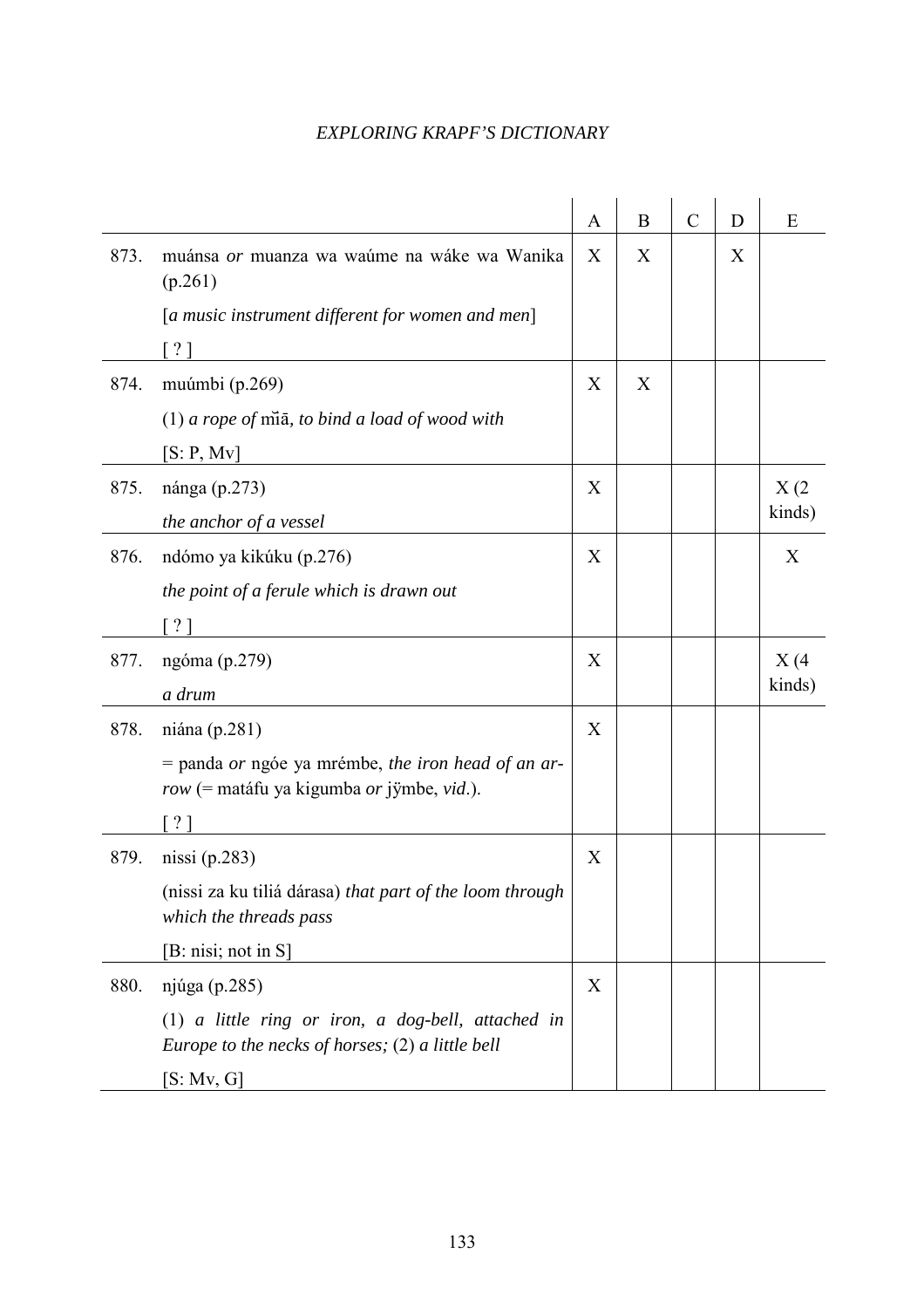| | | A | B | C | D | E |
|---|---|---|---|---|---|---|
| 873. | muánsa *or* muanza wa waúme na wáke wa Wanika (p.261)<br><br>[*a music instrument different for women and men*]<br><br>[ ? ] | X | X | | X | |
| 874. | muúmbi (p.269)<br><br>(1) *a rope of* mĭā, *to bind a load of wood with*<br><br>[S: P, Mv] | X | X | | | |
| 875. | nánga (p.273)<br><br>*the anchor of a vessel* | X | | | | X (2 kinds) |
| 876. | ndómo ya kikúku (p.276)<br><br>*the point of a ferule which is drawn out*<br><br>[ ? ] | X | | | | X |
| 877. | ngóma (p.279)<br><br>*a drum* | X | | | | X (4 kinds) |
| 878. | niána (p.281)<br><br>= panda *or* ngóe ya mrémbe, *the iron head of an arrow* (= matáfu ya kigumba *or* jÿmbe, *vid*.).<br><br>[ ? ] | X | | | | |
| 879. | nissi (p.283)<br><br>(nissi za ku tiliá dárasa) *that part of the loom through which the threads pass*<br><br>[B: nisi; not in S] | X | | | | |
| 880. | njúga (p.285)<br><br>(1) *a little ring or iron, a dog-bell, attached in Europe to the necks of horses;* (2) *a little bell*<br><br>[S: Mv, G] | X | | | | |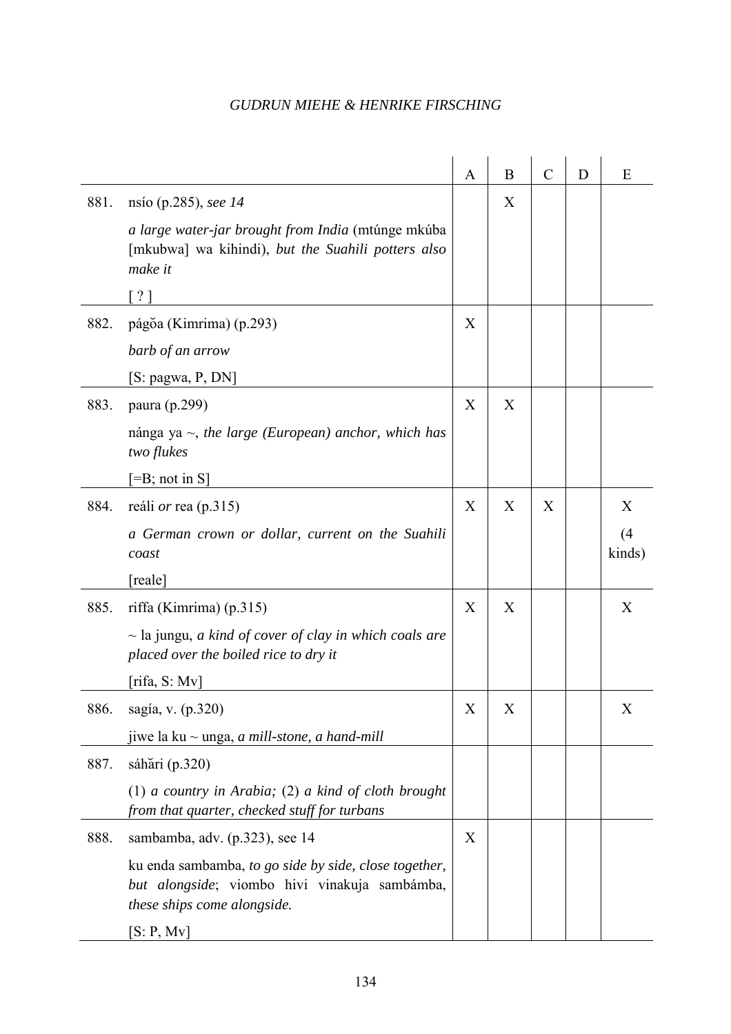| | | A | B | C | D | E |
|---|---|---|---|---|---|---|
| 881. | nsío (p.285), *see 14*<br>*a large water-jar brought from India* (mtúnge mkúba [mkubwa] wa kihindi), *but the Suahili potters also make it*<br>[ ? ] | | X | | | |
| 882. | págŏa (Kimrima) (p.293)<br>*barb of an arrow*<br>[S: pagwa, P, DN] | X | | | | |
| 883. | paura (p.299)<br>nánga ya ~, *the large (European) anchor, which has two flukes*<br>[=B; not in S] | X | X | | | |
| 884. | reáli *or* rea (p.315)<br>*a German crown or dollar, current on the Suahili coast*<br>[reale] | X | X | X | | X<br>(4 kinds) |
| 885. | riffa (Kimrima) (p.315)<br>~ la jungu, *a kind of cover of clay in which coals are placed over the boiled rice to dry it*<br>[rifa, S: Mv] | X | X | | | X |
| 886. | sagía, v. (p.320)<br>jiwe la ku ~ unga, *a mill-stone, a hand-mill* | X | X | | | X |
| 887. | sáhări (p.320)<br>(1) *a country in Arabia;* (2) *a kind of cloth brought from that quarter, checked stuff for turbans* | | | | | |
| 888. | sambamba, adv. (p.323), see 14<br>ku enda sambamba, *to go side by side, close together, but alongside*; viombo hivi vinakuja sambámba, *these ships come alongside.*<br>[S: P, Mv] | X | | | | |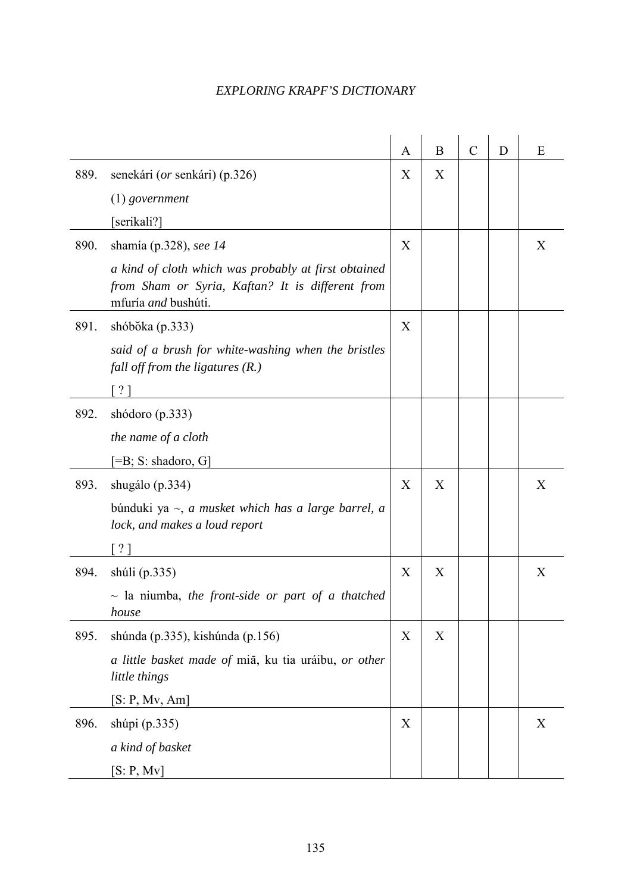| | | A | B | C | D | E |
|---|---|---|---|---|---|---|
| 889. | senekári (*or* senkári) (p.326)<br>(1) *government*<br>[serikali?] | X | X | | | |
| 890. | shamía (p.328), *see 14*<br>*a kind of cloth which was probably at first obtained from Sham or Syria, Kaftan? It is different from* mfuría *and* bushúti. | X | | | | X |
| 891. | shóbŏka (p.333)<br>*said of a brush for white-washing when the bristles fall off from the ligatures (R.)*<br>[ ? ] | X | | | | |
| 892. | shódoro (p.333)<br>*the name of a cloth*<br>[=B; S: shadoro, G] | | | | | |
| 893. | shugálo (p.334)<br>búnduki ya ~, *a musket which has a large barrel, a lock, and makes a loud report*<br>[ ? ] | X | X | | | X |
| 894. | shúli (p.335)<br>~ la niumba, *the front-side or part of a thatched house* | X | X | | | X |
| 895. | shúnda (p.335), kishúnda (p.156)<br>*a little basket made of* miā, ku tia uráibu, *or other little things*<br>[S: P, Mv, Am] | X | X | | | |
| 896. | shúpi (p.335)<br>*a kind of basket*<br>[S: P, Mv] | X | | | | X |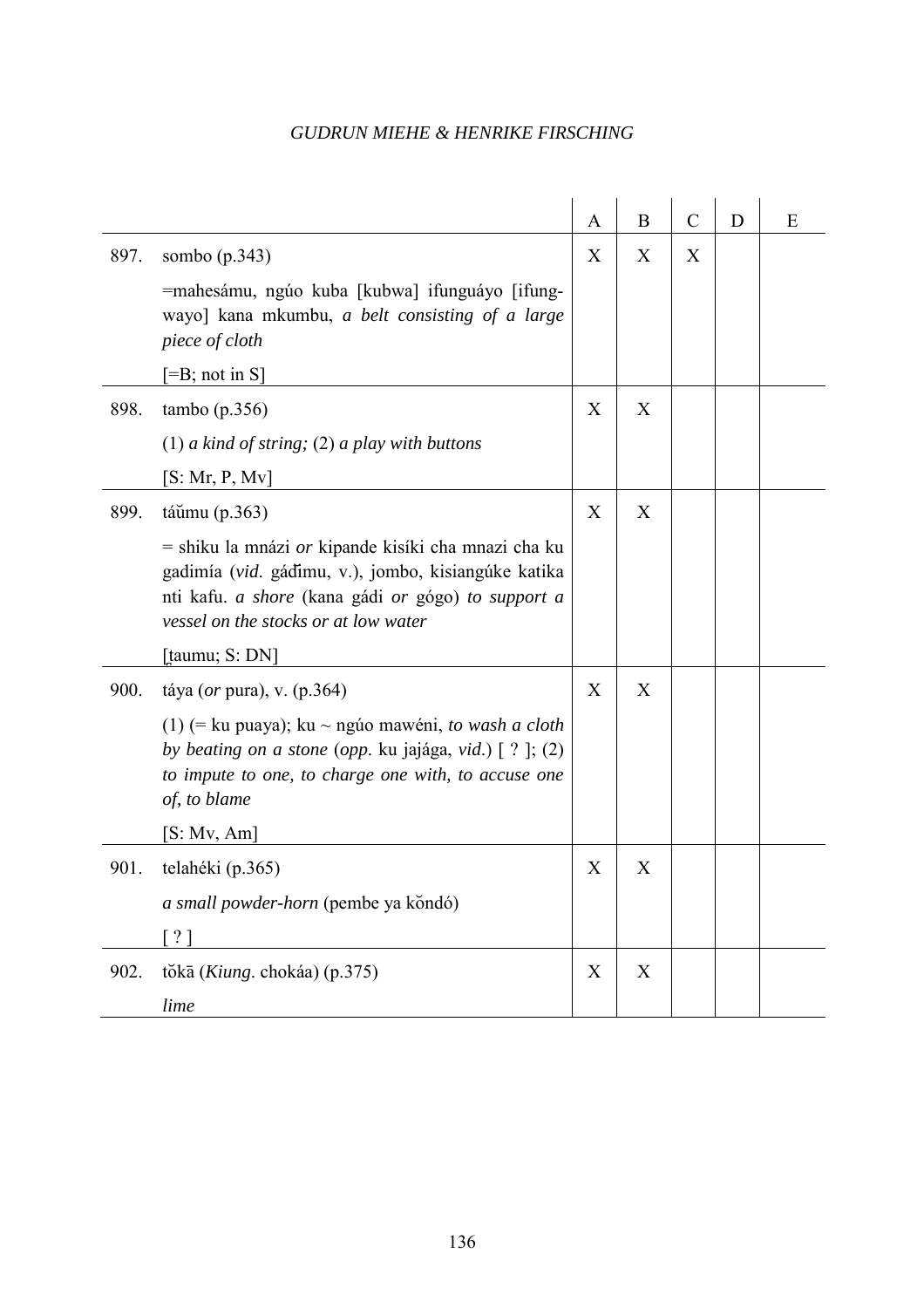| | | A | B | C | D | E |
|---|---|---|---|---|---|---|
| 897. | sombo (p.343)<br>=mahesámu, ngúo kuba [kubwa] ifunguáyo [ifung-wayo] kana mkumbu, *a belt consisting of a large piece of cloth*<br>[=B; not in S] | X | X | X | | |
| 898. | tambo (p.356)<br>(1) *a kind of string;* (2) *a play with buttons*<br>[S: Mr, P, Mv] | X | X | | | |
| 899. | táŭmu (p.363)<br>= shiku la mnázi *or* kipande kisíki cha mnazi cha ku gadimía (*vid.* gáđimu, v.), jombo, kisiangúke katika nti kafu. *a shore* (kana gádi *or* gógo) *to support a vessel on the stocks or at low water*<br>[ṭaumu; S: DN] | X | X | | | |
| 900. | táya (*or* pura), v. (p.364)<br>(1) (= ku puaya); ku ~ ngúo mawéni, *to wash a cloth by beating on a stone* (*opp.* ku jajága, *vid.*) [ ? ]; (2) *to impute to one, to charge one with, to accuse one of, to blame*<br>[S: Mv, Am] | X | X | | | |
| 901. | telahéki (p.365)<br>*a small powder-horn* (pembe ya kŏndó)<br>[ ? ] | X | X | | | |
| 902. | tŏkā (*Kiung*. chokáa) (p.375)<br>*lime* | X | X | | | |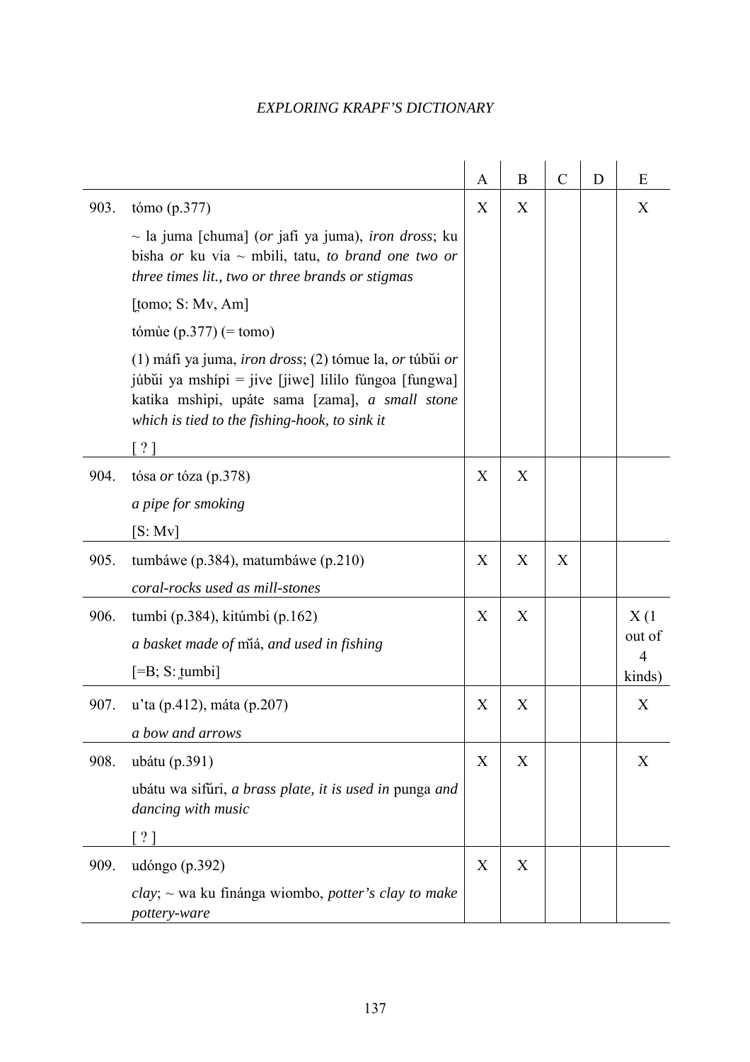| | | A | B | C | D | E |
|---|---|---|---|---|---|---|
| 903. | tómo (p.377)<br>~ la juma [chuma] (*or* jafi ya juma), *iron dross*; ku bisha *or* ku via ~ mbili, tatu, *to brand one two or three times lit., two or three brands or stigmas*<br>[t̪omo; S: Mv, Am]<br>tómùe (p.377) (= tomo)<br>(1) máfi ya juma, *iron dross*; (2) tómue la, *or* túbŭi *or* júbŭi ya mshípi = jive [jiwe] lililo fúngoa [fungwa] katika mshipi, upáte sama [zama], *a small stone which is tied to the fishing-hook, to sink it*<br>[ ? ] | X | X | | | X |
| 904. | tósa *or* tóza (p.378)<br>*a pipe for smoking*<br>[S: Mv] | X | X | | | |
| 905. | tumbáwe (p.384), matumbáwe (p.210)<br>*coral-rocks used as mill-stones* | X | X | X | | |
| 906. | tumbi (p.384), kitúmbi (p.162)<br>*a basket made of* mĭá, *and used in fishing*<br>[=B; S: t̪umbi] | X | X | | | X (1 out of 4 kinds) |
| 907. | u'ta (p.412), máta (p.207)<br>*a bow and arrows* | X | X | | | X |
| 908. | ubátu (p.391)<br>ubátu wa sifŭri, *a brass plate, it is used in* punga *and dancing with music*<br>[ ? ] | X | X | | | X |
| 909. | udóngo (p.392)<br>*clay*; ~ wa ku finánga wiombo, *potter's clay to make pottery-ware* | X | X | | | |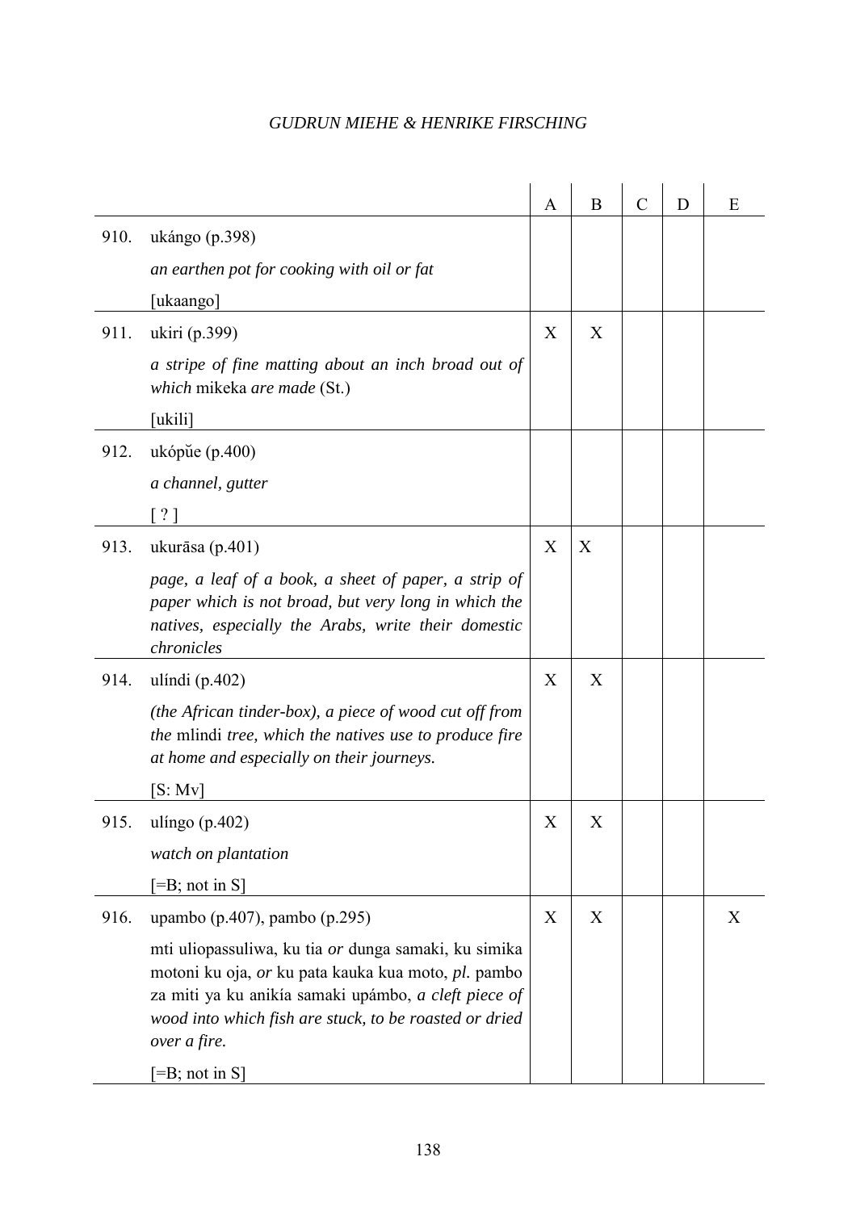| | | A | B | C | D | E |
|---|---|---|---|---|---|---|
| 910. | ukángo (p.398)<br>*an earthen pot for cooking with oil or fat*<br>[ukaango] | | | | | |
| 911. | ukiri (p.399)<br>*a stripe of fine matting about an inch broad out of which* mikeka *are made* (St.)<br>[ukili] | X | X | | | |
| 912. | ukópŭe (p.400)<br>*a channel, gutter*<br>[ ? ] | | | | | |
| 913. | ukurāsa (p.401)<br>*page, a leaf of a book, a sheet of paper, a strip of paper which is not broad, but very long in which the natives, especially the Arabs, write their domestic chronicles* | X | X | | | |
| 914. | ulíndi (p.402)<br>*(the African tinder-box), a piece of wood cut off from the* mlindi *tree, which the natives use to produce fire at home and especially on their journeys.*<br>[S: Mv] | X | X | | | |
| 915. | ulíngo (p.402)<br>*watch on plantation*<br>[=B; not in S] | X | X | | | |
| 916. | upambo (p.407), pambo (p.295)<br>mti uliopassuliwa, ku tia *or* dunga samaki, ku simika motoni ku oja, *or* ku pata kauka kua moto, *pl.* pambo za miti ya ku anikía samaki upámbo, *a cleft piece of wood into which fish are stuck, to be roasted or dried over a fire.*<br>[=B; not in S] | X | X | | | X |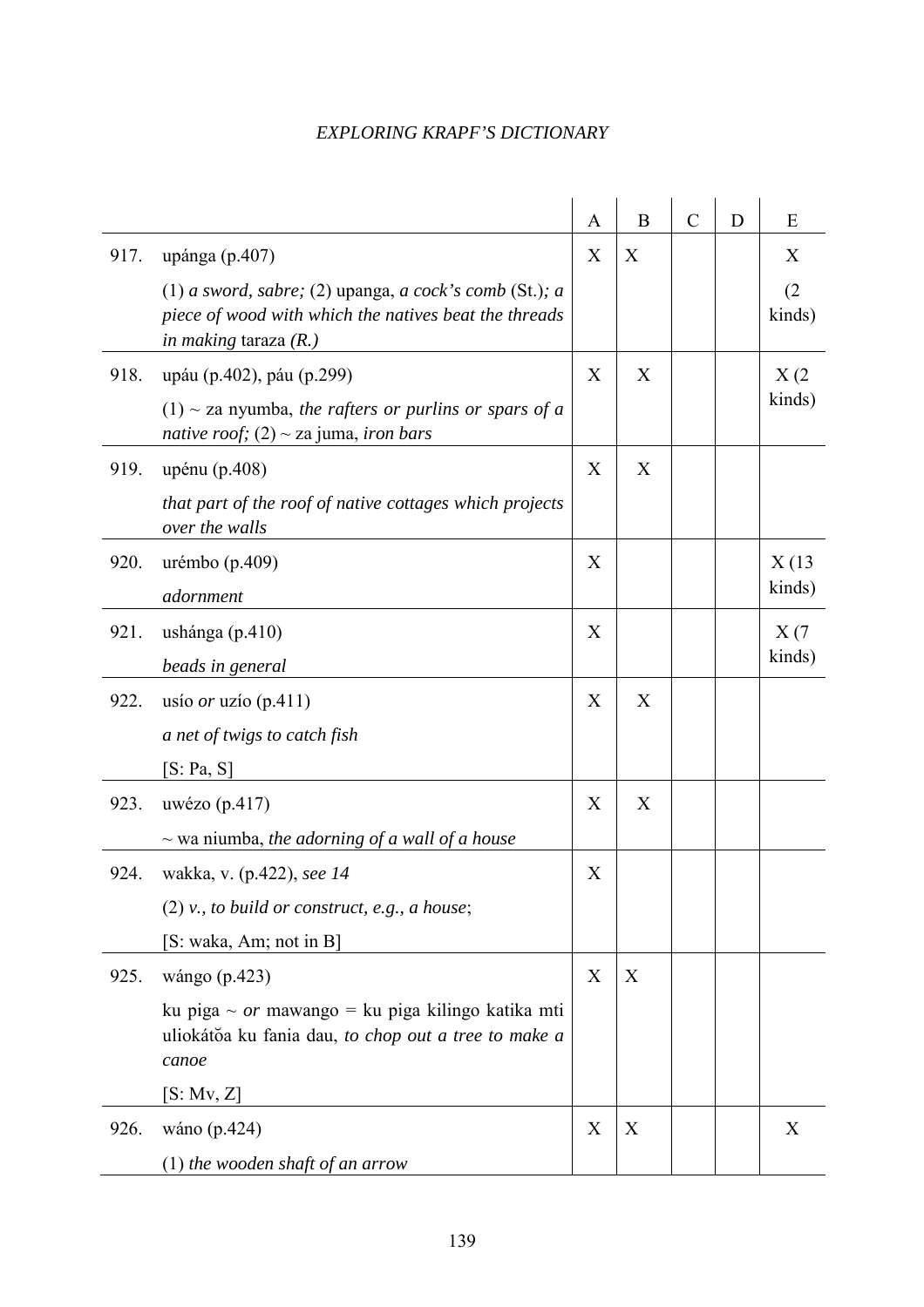| | | A | B | C | D | E |
|---|---|---|---|---|---|---|
| 917. | upánga (p.407)<br>(1) *a sword, sabre;* (2) upanga, *a cock's comb* (St.)*; a piece of wood with which the natives beat the threads in making* taraza *(R.)* | X | X | | | X<br>(2 kinds) |
| 918. | upáu (p.402), páu (p.299)<br>(1) ~ za nyumba, *the rafters or purlins or spars of a native roof;* (2) ~ za juma, *iron bars* | X | X | | | X (2 kinds) |
| 919. | upénu (p.408)<br>*that part of the roof of native cottages which projects over the walls* | X | X | | | |
| 920. | urémbo (p.409)<br>*adornment* | X | | | | X (13 kinds) |
| 921. | ushánga (p.410)<br>*beads in general* | X | | | | X (7 kinds) |
| 922. | usío *or* uzío (p.411)<br>*a net of twigs to catch fish*<br>[S: Pa, S] | X | X | | | |
| 923. | uwézo (p.417)<br>~ wa niumba, *the adorning of a wall of a house* | X | X | | | |
| 924. | wakka, v. (p.422), *see 14*<br>(2) *v., to build or construct, e.g., a house*;<br>[S: waka, Am; not in B] | X | | | | |
| 925. | wángo (p.423)<br>ku piga ~ *or* mawango = ku piga kilingo katika mti uliokátŏa ku fania dau, *to chop out a tree to make a canoe*<br>[S: Mv, Z] | X | X | | | |
| 926. | wáno (p.424)<br>(1) *the wooden shaft of an arrow* | X | X | | | X |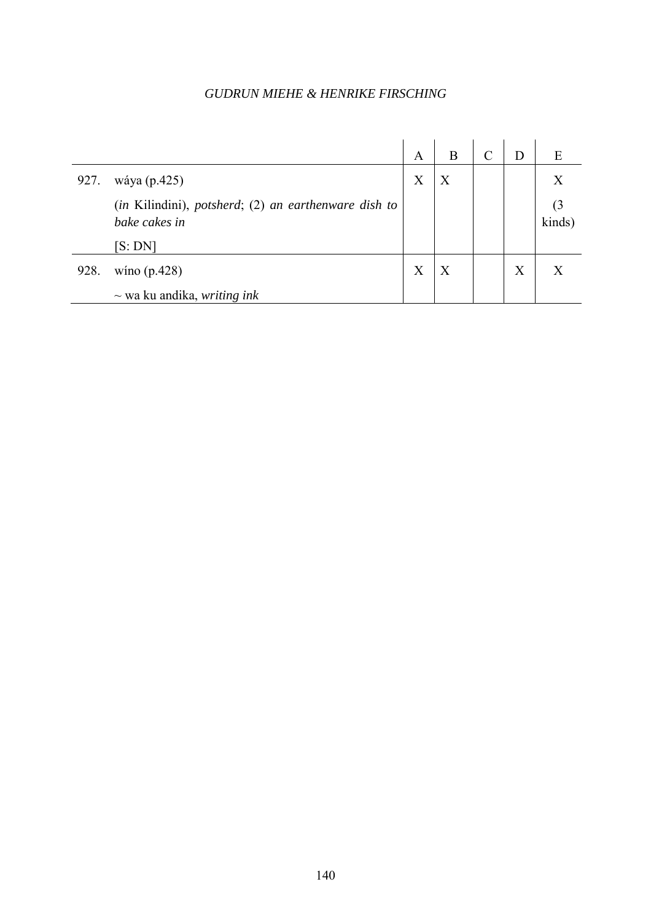| | | A | B | C | D | E |
|---|---|---|---|---|---|---|
| 927. | wáya (p.425) | X | X | | | X |
| | (*in* Kilindini), *potsherd*; (2) *an earthenware dish to bake cakes in* | | | | | (3 kinds) |
| | [S: DN] | | | | | |
| 928. | wíno (p.428) | X | X | | X | X |
| | ~ wa ku andika, *writing ink* | | | | | |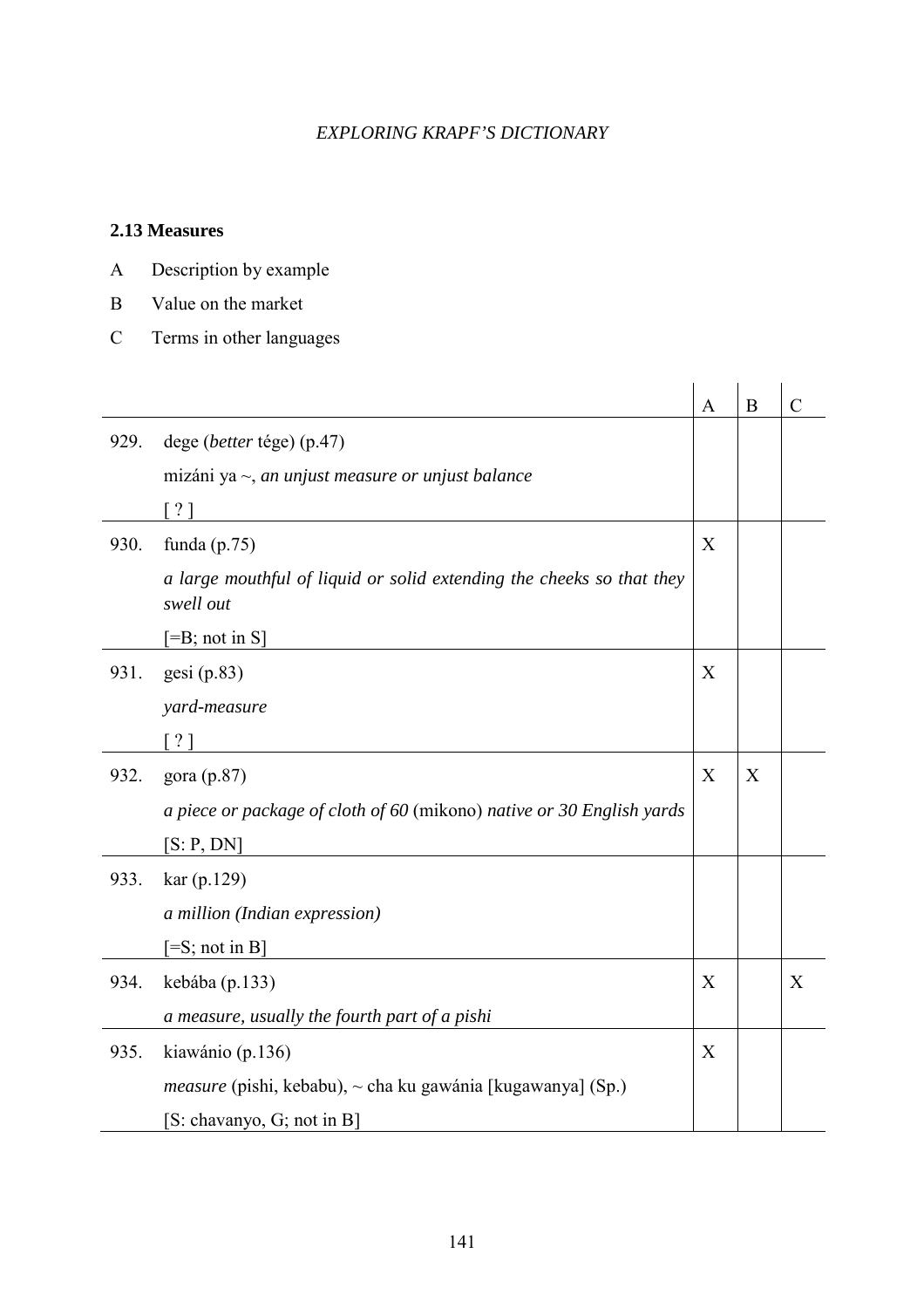### 2.13 Measures

A Description by example

B Value on the market

C Terms in other languages

| | | A | B | C |
|---|---|---|---|---|
| 929. | dege (*better* tége) (p.47)<br>mizáni ya ~, *an unjust measure or unjust balance*<br>[ ? ] | | | |
| 930. | funda (p.75)<br>*a large mouthful of liquid or solid extending the cheeks so that they swell out*<br>[=B; not in S] | X | | |
| 931. | gesi (p.83)<br>*yard-measure*<br>[ ? ] | X | | |
| 932. | gora (p.87)<br>*a piece or package of cloth of 60* (mikono) *native or 30 English yards*<br>[S: P, DN] | X | X | |
| 933. | kar (p.129)<br>*a million (Indian expression)*<br>[=S; not in B] | | | |
| 934. | kebába (p.133)<br>*a measure, usually the fourth part of a pishi* | X | | X |
| 935. | kiawánio (p.136)<br>*measure* (pishi, kebabu), ~ cha ku gawánia [kugawanya] (Sp.)<br>[S: chavanyo, G; not in B] | X | | |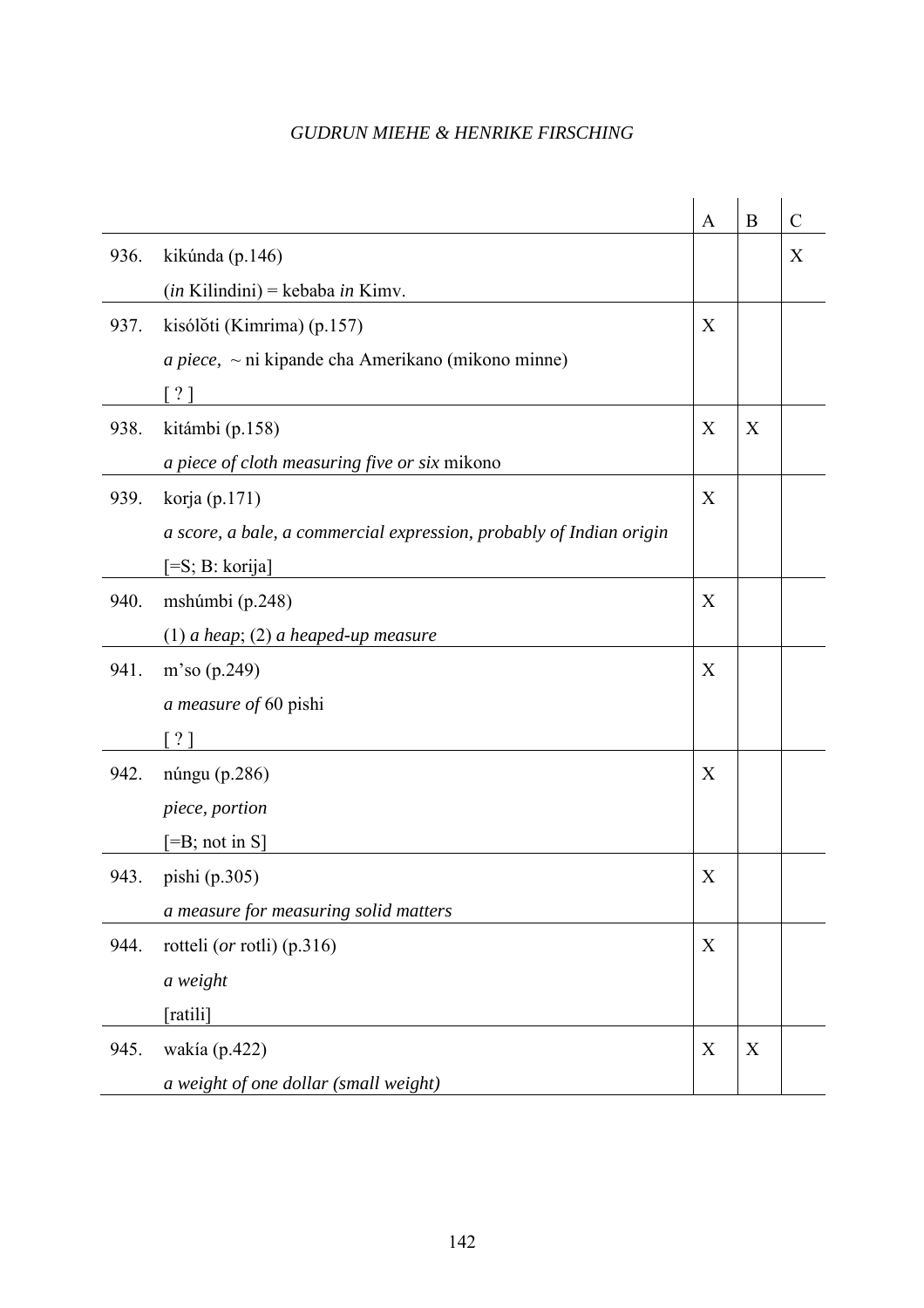| | | A | B | C |
|---|---|---|---|---|
| 936. | kikúnda (p.146)<br>(*in* Kilindini) = kebaba *in* Kimv. | | | X |
| 937. | kisólǒti (Kimrima) (p.157)<br>*a piece,* ~ ni kipande cha Amerikano (mikono minne)<br>[ ? ] | X | | |
| 938. | kitámbi (p.158)<br>*a piece of cloth measuring five or six* mikono | X | X | |
| 939. | korja (p.171)<br>*a score, a bale, a commercial expression, probably of Indian origin*<br>[=S; B: korija] | X | | |
| 940. | mshúmbi (p.248)<br>(1) *a heap*; (2) *a heaped-up measure* | X | | |
| 941. | m'so (p.249)<br>*a measure of* 60 pishi<br>[ ? ] | X | | |
| 942. | núngu (p.286)<br>*piece, portion*<br>[=B; not in S] | X | | |
| 943. | pishi (p.305)<br>*a measure for measuring solid matters* | X | | |
| 944. | rotteli (*or* rotli) (p.316)<br>*a weight*<br>[ratili] | X | | |
| 945. | wakía (p.422)<br>*a weight of one dollar (small weight)* | X | X | |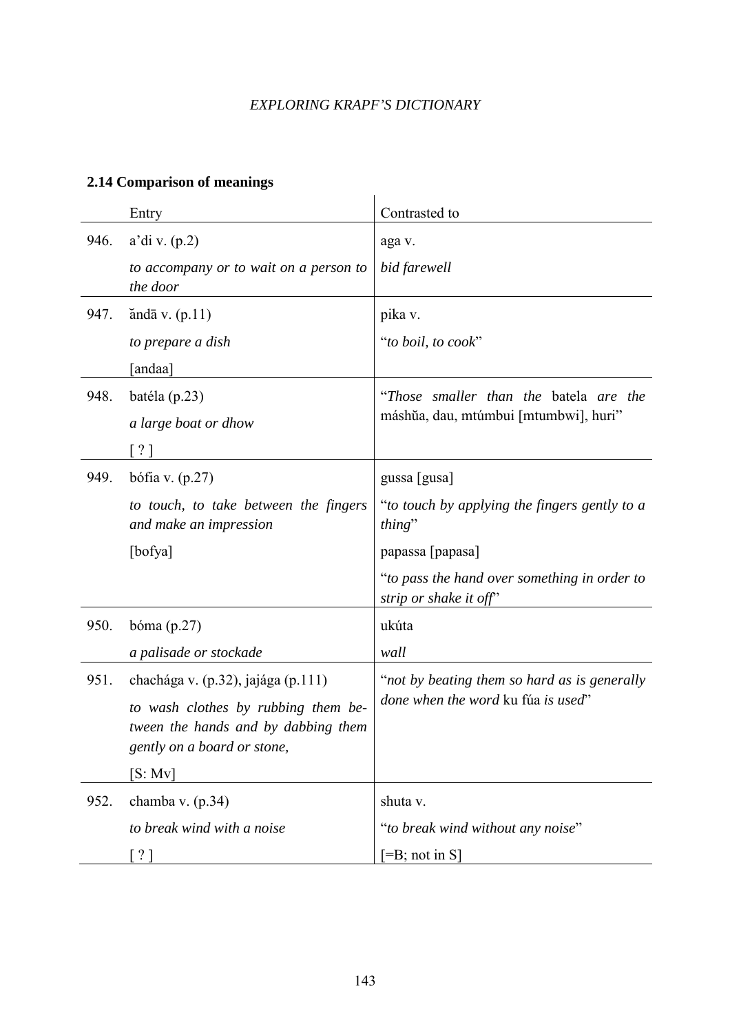## 2.14 Comparison of meanings

| | Entry | Contrasted to |
|---|---|---|
| 946. | a'di v. (p.2)<br>*to accompany or to wait on a person to the door* | aga v.<br>*bid farewell* |
| 947. | ăndā v. (p.11)<br>*to prepare a dish*<br>[andaa] | pika v.<br>"*to boil, to cook*" |
| 948. | batéla (p.23)<br>*a large boat or dhow*<br>[ ? ] | "*Those smaller than the* batela *are the* máshŭa, dau, mtúmbui [mtumbwi], huri" |
| 949. | bófia v. (p.27)<br>*to touch, to take between the fingers and make an impression*<br>[bofya] | gussa [gusa]<br>"*to touch by applying the fingers gently to a thing*"<br>papassa [papasa]<br>"*to pass the hand over something in order to strip or shake it off*" |
| 950. | bóma (p.27)<br>*a palisade or stockade* | ukúta<br>*wall* |
| 951. | chachága v. (p.32), jajága (p.111)<br>*to wash clothes by rubbing them between the hands and by dabbing them gently on a board or stone,*<br>[S: Mv] | "*not by beating them so hard as is generally done when the word* ku fŭa *is used*" |
| 952. | chamba v. (p.34)<br>*to break wind with a noise*<br>[ ? ] | shuta v.<br>"*to break wind without any noise*"<br>[=B; not in S] |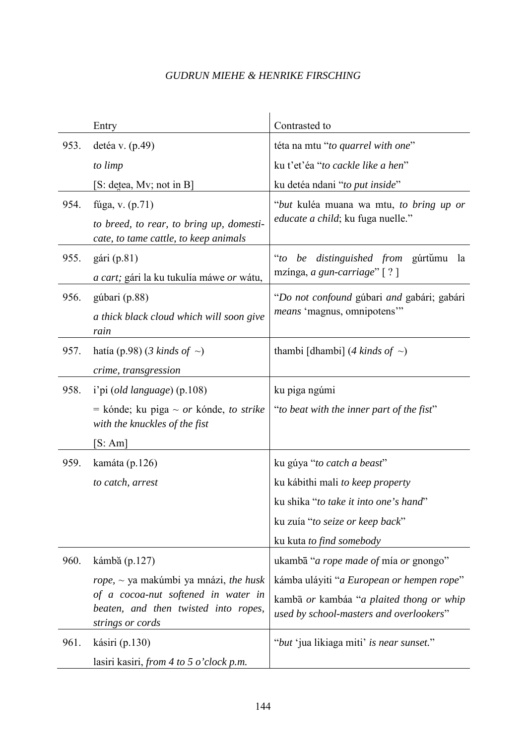| | Entry | Contrasted to |
|---|---|---|
| 953. | detéa v. (p.49)<br>*to limp*<br>[S: de̯tea, Mv; not in B] | téta na mtu "*to quarrel with one*"<br>ku t'et'éa "*to cackle like a hen*"<br>ku detéa ndani "*to put inside*" |
| 954. | fúga, v. (p.71)<br>*to breed, to rear, to bring up, domesticate, to tame cattle, to keep animals* | "*but* kuléa muana wa mtu, *to bring up or educate a child*; ku fuga nuelle." |
| 955. | gári (p.81)<br>*a cart;* gári la ku tukulía máwe *or* wátu, | "*to be distinguished from* gúrtŭmu la mzínga, *a gun-carriage*" [ ? ] |
| 956. | gúbari (p.88)<br>*a thick black cloud which will soon give rain* | "*Do not confound* gúbari *and* gabári; gabári *means* 'magnus, omnipotens'" |
| 957. | hatía (p.98) (*3 kinds of* ~)<br>*crime, transgression* | thambi [dhambi] (*4 kinds of* ~) |
| 958. | i'pi (*old language*) (p.108)<br>= kónde; ku piga ~ *or* kónde, *to strike with the knuckles of the fist*<br>[S: Am] | ku piga ngúmi<br>"*to beat with the inner part of the fist*" |
| 959. | kamáta (p.126)<br>*to catch, arrest* | ku gúya "*to catch a beast*"<br>ku kábithi mali *to keep property*<br>ku shika "*to take it into one's hand*"<br>ku zuía "*to seize or keep back*"<br>ku kuta *to find somebody* |
| 960. | kámbă (p.127)<br>*rope*, ~ ya makúmbi ya mnázi, *the husk of a cocoa-nut softened in water in beaten, and then twisted into ropes, strings or cords* | ukambā "*a rope made of* mía *or* gnongo"<br>kámba uláyiti "*a European or hempen rope*"<br>kambā *or* kambáa "*a plaited thong or whip used by school-masters and overlookers*" |
| 961. | kásiri (p.130)<br>lasiri kasiri, *from 4 to 5 o'clock p.m.* | "*but* 'jua likiaga miti' *is near sunset.*" |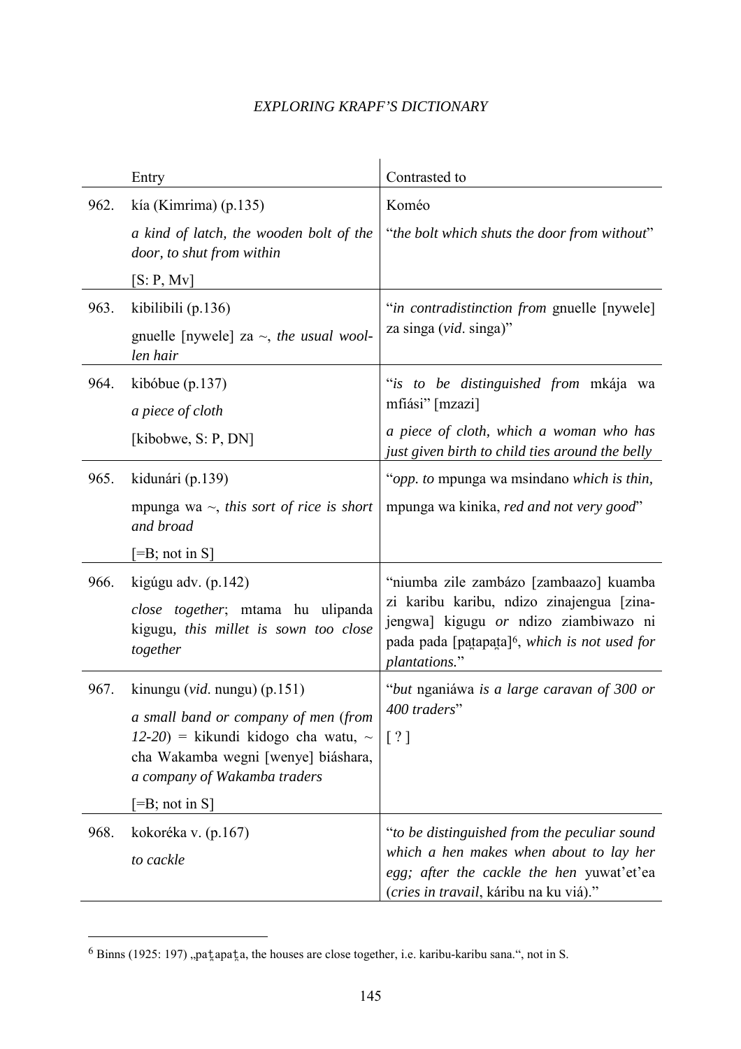| | Entry | Contrasted to |
|---|---|---|
| 962. | kía (Kimrima) (p.135)<br>*a kind of latch, the wooden bolt of the door, to shut from within*<br>[S: P, Mv] | Koméo<br>"*the bolt which shuts the door from without*" |
| 963. | kibilibili (p.136)<br>gnuelle [nywele] za ~, *the usual woollen hair* | "*in contradistinction from* gnuelle [nywele] za singa (*vid*. singa)" |
| 964. | kibóbue (p.137)<br>*a piece of cloth*<br>[kibobwe, S: P, DN] | "*is to be distinguished from* mkája wa mfiási" [mzazi]<br>*a piece of cloth, which a woman who has just given birth to child ties around the belly* |
| 965. | kidunári (p.139)<br>mpunga wa ~, *this sort of rice is short and broad*<br>[=B; not in S] | "*opp. to* mpunga wa msindano *which is thin,*<br>mpunga wa kinika, *red and not very good*" |
| 966. | kigúgu adv. (p.142)<br>*close together*; mtama hu ulipanda kigugu, *this millet is sown too close together* | "niumba zile zambázo [zambaazo] kuamba zi karibu karibu, ndizo zinajengua [zinajengwa] kigugu *or* ndizo ziambiwazo ni pada pada [paṯapaṯa][6], *which is not used for plantations.*" |
| 967. | kinungu (*vid*. nungu) (p.151)<br>*a small band or company of men* (*from 12-20*) = kikundi kidogo cha watu, ~ cha Wakamba wegni [wenye] biáshara, *a company of Wakamba traders*<br>[=B; not in S] | "*but* nganiáwa *is a large caravan of 300 or 400 traders*"<br>[ ? ] |
| 968. | kokoréka v. (p.167)<br>*to cackle* | "*to be distinguished from the peculiar sound which a hen makes when about to lay her egg; after the cackle the hen* yuwat'et'ea (*cries in travail*, káribu na ku viá)." |

[6] Binns (1925: 197) „paṯapaṯa, the houses are close together, i.e. karibu-karibu sana.", not in S.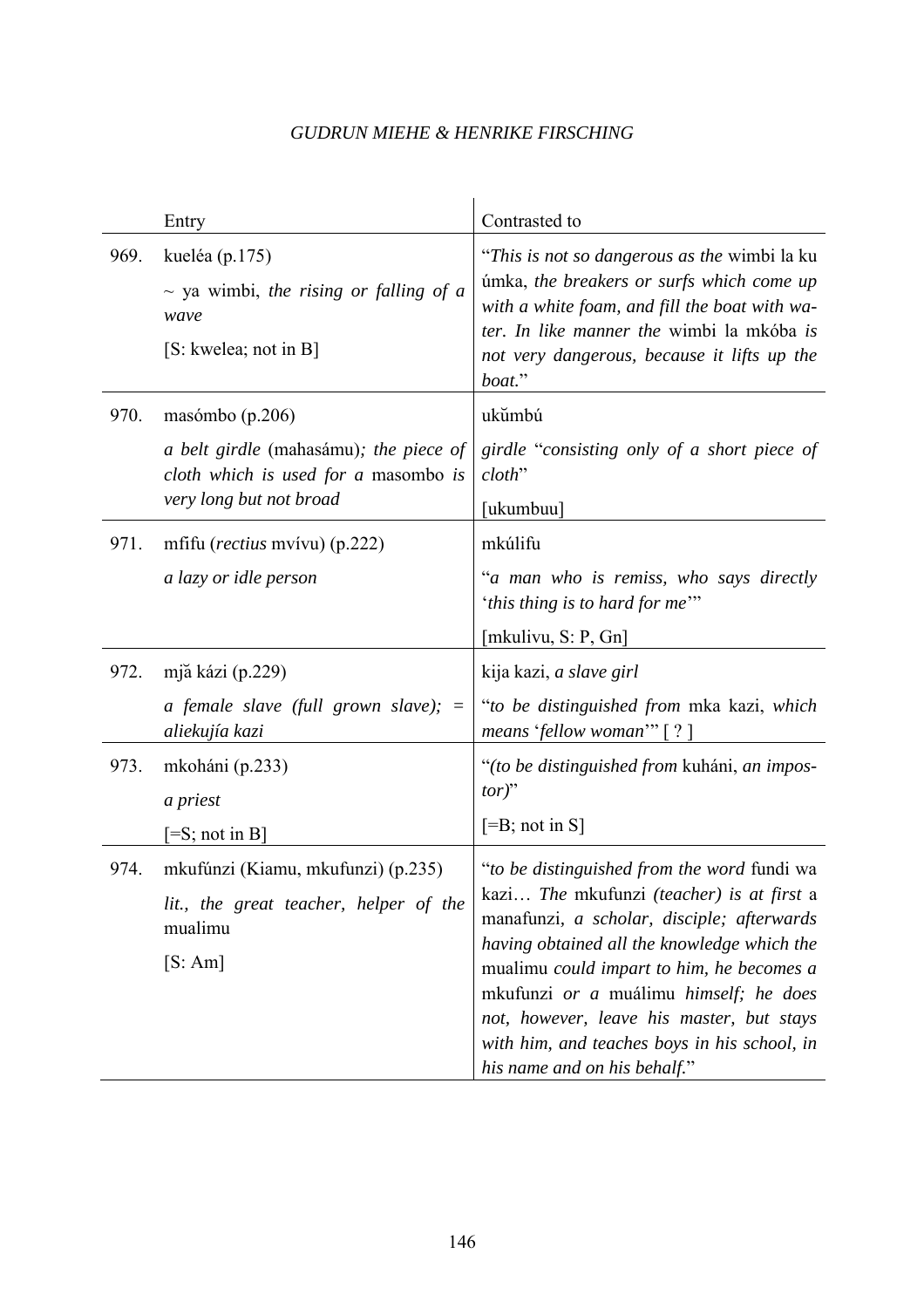| | Entry | Contrasted to |
|---|---|---|
| 969. | kueléa (p.175)<br><br>~ ya wimbi, *the rising or falling of a wave*<br><br>[S: kwelea; not in B] | "*This is not so dangerous as the* wimbi la ku úmka, *the breakers or surfs which come up with a white foam, and fill the boat with water. In like manner the* wimbi la mkóba *is not very dangerous, because it lifts up the boat.*" |
| 970. | masómbo (p.206)<br><br>*a belt girdle* (mahasámu)*; the piece of cloth which is used for a* masombo *is very long but not broad* | ukŭmbú<br><br>*girdle* "*consisting only of a short piece of cloth*"<br><br>[ukumbuu] |
| 971. | mfifu (*rectius* mvívu) (p.222)<br><br>*a lazy or idle person* | mkúlifu<br><br>"*a man who is remiss, who says directly* '*this thing is to hard for me*'"<br><br>[mkulivu, S: P, Gn] |
| 972. | mjă kázi (p.229)<br><br>*a female slave (full grown slave); = aliekujía kazi* | kija kazi, *a slave girl*<br><br>"*to be distinguished from* mka kazi, *which means* '*fellow woman*'" [ ? ] |
| 973. | mkoháni (p.233)<br><br>*a priest*<br><br>[=S; not in B] | "*(to be distinguished from* kuháni, *an impostor)*"<br><br>[=B; not in S] |
| 974. | mkufúnzi (Kiamu, mkufunzi) (p.235)<br><br>*lit., the great teacher, helper of the* mualimu<br><br>[S: Am] | "*to be distinguished from the word* fundi wa kazi… *The* mkufunzi *(teacher) is at first* a manafunzi, *a scholar, disciple; afterwards having obtained all the knowledge which the* mualimu *could impart to him, he becomes a* mkufunzi *or a* muálimu *himself; he does not, however, leave his master, but stays with him, and teaches boys in his school, in his name and on his behalf.*" |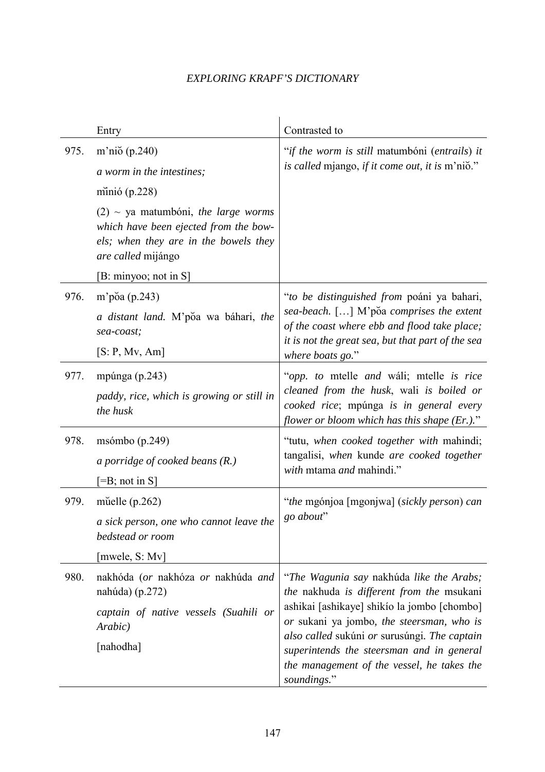| | Entry | Contrasted to |
|---|---|---|
| 975. | m'niŏ (p.240)<br>*a worm in the intestines;*<br>mĭnió (p.228)<br>(2) ~ ya matumbóni, *the large worms which have been ejected from the bowels; when they are in the bowels they are called* mijángo<br>[B: minyoo; not in S] | "*if the worm is still* matumbóni (*entrails*) *it is called* mjango, *if it come out, it is* m'niŏ." |
| 976. | m'pŏa (p.243)<br>*a distant land.* M'pŏa wa báhari, *the sea-coast;*<br>[S: P, Mv, Am] | "*to be distinguished from* poáni ya bahari, *sea-beach.* […] M'pŏa *comprises the extent of the coast where ebb and flood take place; it is not the great sea, but that part of the sea where boats go.*" |
| 977. | mpúnga (p.243)<br>*paddy, rice, which is growing or still in the husk* | "*opp. to* mtelle *and* wáli; mtelle *is rice cleaned from the husk*, wali *is boiled or cooked rice*; mpúnga *is in general every flower or bloom which has this shape (Er.).*" |
| 978. | msómbo (p.249)<br>*a porridge of cooked beans (R.)*<br>[=B; not in S] | "tutu, *when cooked together with* mahindi; tangalisi, *when* kunde *are cooked together with* mtama *and* mahindi." |
| 979. | mŭelle (p.262)<br>*a sick person, one who cannot leave the bedstead or room*<br>[mwele, S: Mv] | "*the* mgónjoa [mgonjwa] (*sickly person*) *can go about*" |
| 980. | nakhóda (*or* nakhóza *or* nakhúda *and* nahúda) (p.272)<br>*captain of native vessels (Suahili or Arabic)*<br>[nahodha] | "*The Wagunia say* nakhúda *like the Arabs; the* nakhuda *is different from the* msukani ashikai [ashikaye] shikío la jombo [chombo] *or* sukani ya jombo, *the steersman, who is also called* sukúni *or* surusúngi. *The captain superintends the steersman and in general the management of the vessel, he takes the soundings.*" |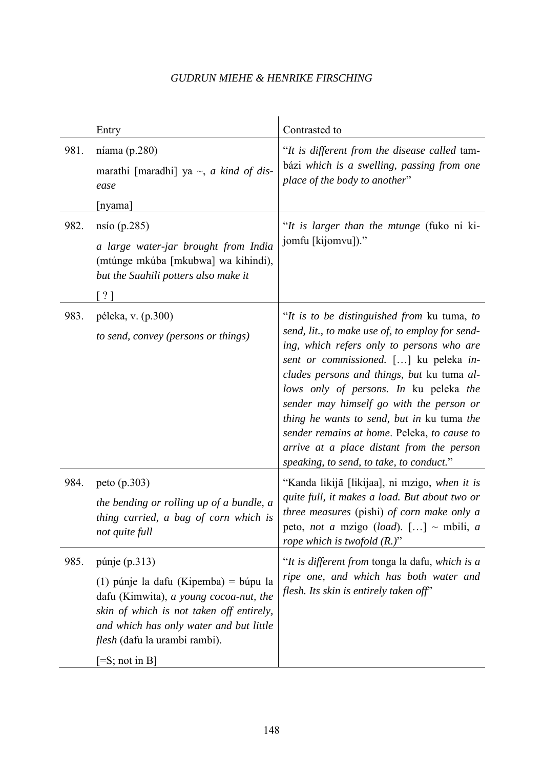| | Entry | Contrasted to |
|---|---|---|
| 981. | níama (p.280)<br><br>marathi [maradhi] ya ~, *a kind of disease*<br><br>[nyama] | "*It is different from the disease called* tambázi *which is a swelling, passing from one place of the body to another*" |
| 982. | nsío (p.285)<br><br>*a large water-jar brought from India* (mtúnge mkúba [mkubwa] wa kihindi), *but the Suahili potters also make it*<br><br>[ ? ] | "*It is larger than the mtunge* (fuko ni kijomfu [kijomvu])." |
| 983. | péleka, v. (p.300)<br><br>*to send, convey (persons or things)* | "*It is to be distinguished from* ku tuma, *to send, lit., to make use of, to employ for sending, which refers only to persons who are sent or commissioned.* […] ku peleka *includes persons and things, but* ku tuma *allows only of persons. In* ku peleka *the sender may himself go with the person or thing he wants to send, but in* ku tuma *the sender remains at home*. Peleka, *to cause to arrive at a place distant from the person speaking, to send, to take, to conduct.*" |
| 984. | peto (p.303)<br><br>*the bending or rolling up of a bundle, a thing carried, a bag of corn which is not quite full* | "Kanda likijā [likijaa], ni mzigo, *when it is quite full, it makes a load. But about two or three measures* (pishi) *of corn make only a* peto, *not a* mzigo (*load*). […] ~ mbili, *a rope which is twofold (R.)*" |
| 985. | púnje (p.313)<br><br>(1) púnje la dafu (Kipemba) = búpu la dafu (Kimwita), *a young cocoa-nut, the skin of which is not taken off entirely, and which has only water and but little flesh* (dafu la urambi rambi).<br><br>[=S; not in B] | "*It is different from* tonga la dafu, *which is a ripe one, and which has both water and flesh. Its skin is entirely taken off*" |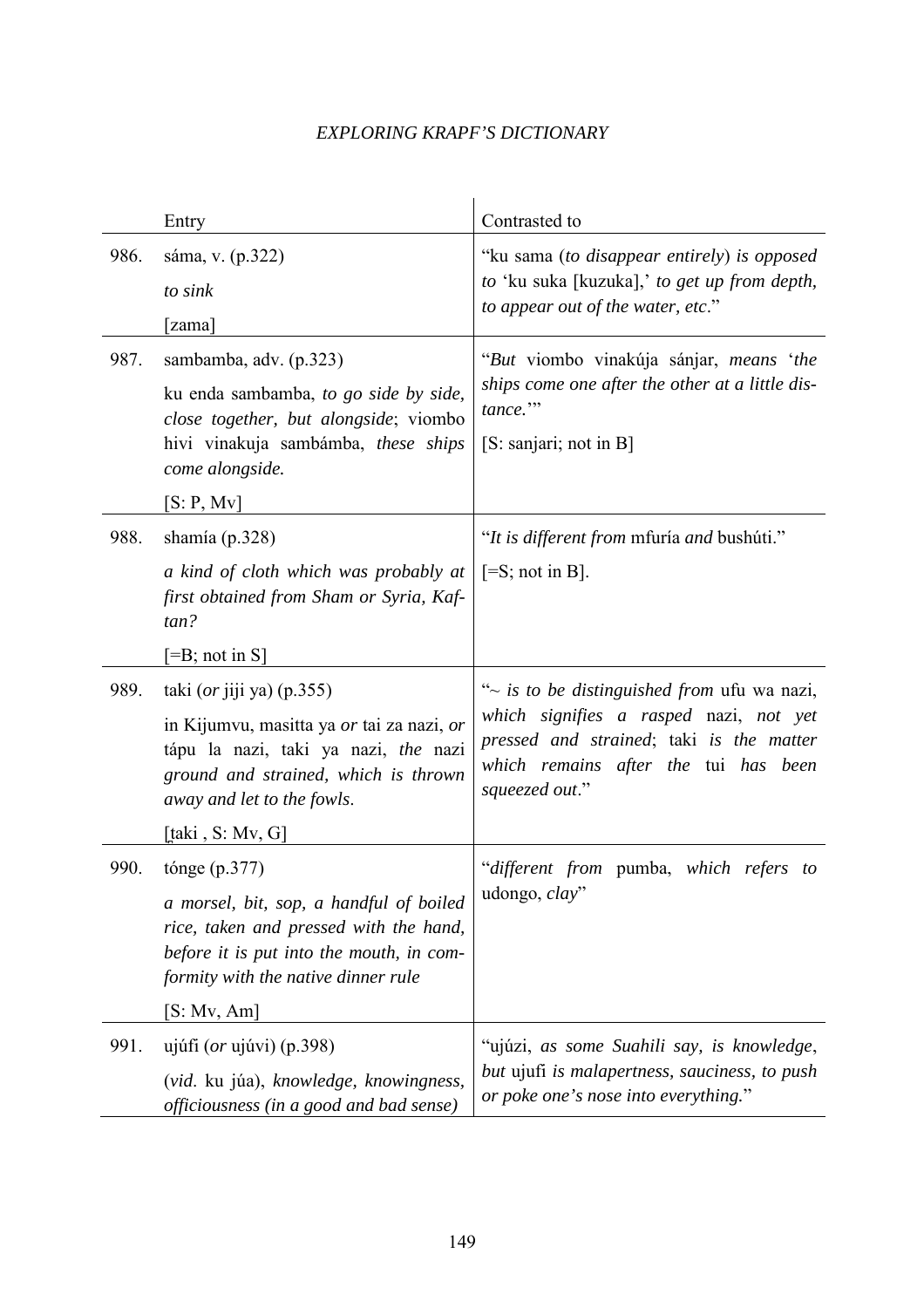| | Entry | Contrasted to |
|---|---|---|
| 986. | sáma, v. (p.322)<br>*to sink*<br>[zama] | "ku sama (*to disappear entirely*) *is opposed to* 'ku suka [kuzuka],' *to get up from depth, to appear out of the water, etc*." |
| 987. | sambamba, adv. (p.323)<br>ku enda sambamba, *to go side by side, close together, but alongside*; viombo hivi vinakuja sambámba, *these ships come alongside.*<br>[S: P, Mv] | "*But* viombo vinakúja sánjar, *means* '*the ships come one after the other at a little distance.*'"<br>[S: sanjari; not in B] |
| 988. | shamía (p.328)<br>*a kind of cloth which was probably at first obtained from Sham or Syria, Kaftan?*<br>[=B; not in S] | "*It is different from* mfuría *and* bushúti."<br>[=S; not in B]. |
| 989. | taki (*or* jiji ya) (p.355)<br>in Kijumvu, masitta ya *or* tai za nazi, *or* tápu la nazi, taki ya nazi, *the* nazi *ground and strained, which is thrown away and let to the fowls*.<br>[ṭaki , S: Mv, G] | "~ *is to be distinguished from* ufu wa nazi, *which signifies a rasped* nazi, *not yet pressed and strained*; taki *is the matter which remains after the* tui *has been squeezed out*." |
| 990. | tónge (p.377)<br>*a morsel, bit, sop, a handful of boiled rice, taken and pressed with the hand, before it is put into the mouth, in conformity with the native dinner rule*<br>[S: Mv, Am] | "*different from* pumba, *which refers to* udongo, *clay*" |
| 991. | ujúfi (*or* ujúvi) (p.398)<br>(*vid.* ku júa), *knowledge, knowingness, officiousness (in a good and bad sense)* | "ujúzi, *as some Suahili say, is knowledge*, *but* ujufi *is malapertness, sauciness, to push or poke one's nose into everything.*" |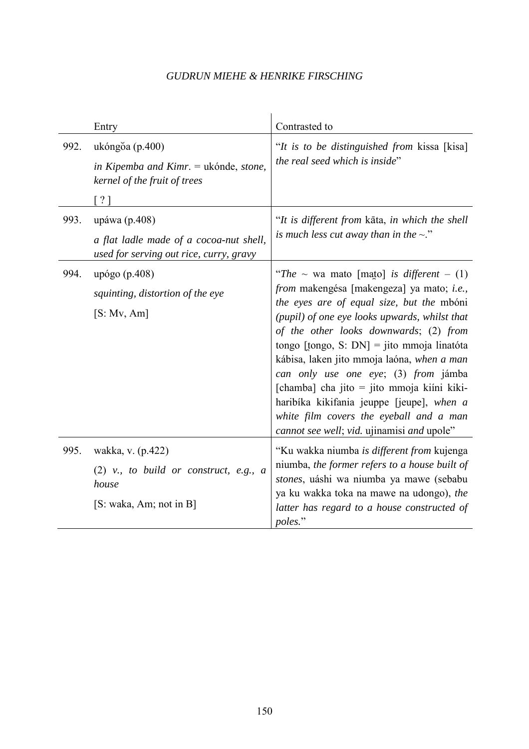| | Entry | Contrasted to |
|---|---|---|
| 992. | ukóngŏa (p.400)<br>*in Kipemba and Kimr.* = ukónde, *stone, kernel of the fruit of trees*<br>[ ? ] | "*It is to be distinguished from* kissa [kisa] *the real seed which is inside*" |
| 993. | upáwa (p.408)<br>*a flat ladle made of a cocoa-nut shell, used for serving out rice, curry, gravy* | "*It is different from* kāta, *in which the shell is much less cut away than in the ~.*" |
| 994. | upógo (p.408)<br>*squinting, distortion of the eye*<br>[S: Mv, Am] | "*The* ~ wa mato [mat̞o] *is different* – (1) *from* makengésa [makengeza] ya mato; *i.e., the eyes are of equal size, but the* mbóni *(pupil) of one eye looks upwards, whilst that of the other looks downwards*; (2) *from* tongo [t̞ongo, S: DN] = jito mmoja linatóta kábisa, laken jito mmoja laóna, *when a man can only use one eye*; (3) *from* jámba [chamba] cha jito = jito mmoja kiíni kiki-haribíka kikifania jeuppe [jeupe], *when a white film covers the eyeball and a man cannot see well*; *vid.* ujinamisi *and* upole" |
| 995. | wakka, v. (p.422)<br>(2) *v., to build or construct, e.g., a house*<br>[S: waka, Am; not in B] | "Ku wakka niumba *is different from* kujenga niumba, *the former refers to a house built of stones*, uáshi wa niumba ya mawe (sebabu ya ku wakka toka na mawe na udongo), *the latter has regard to a house constructed of poles.*" |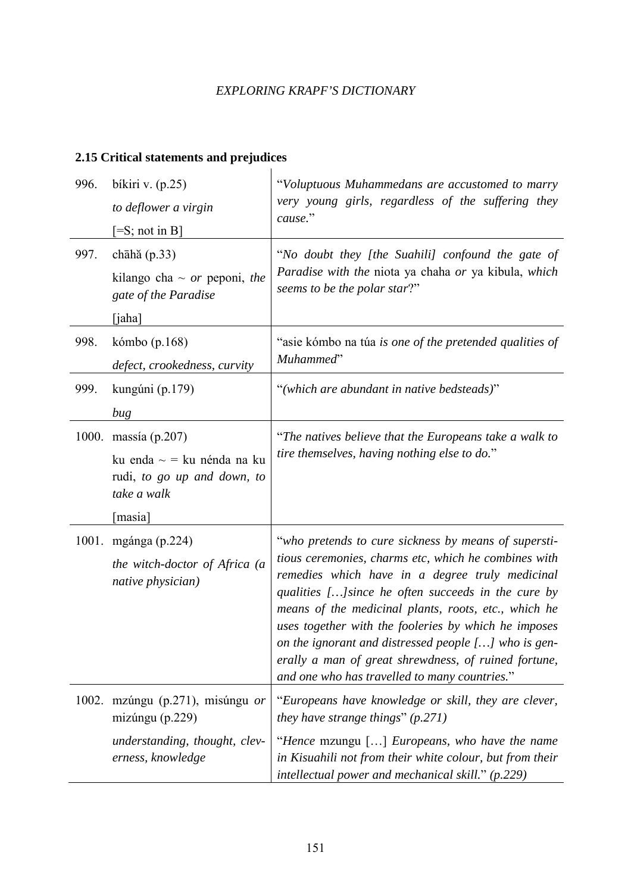## 2.15 Critical statements and prejudices

| | | |
|---|---|---|
| 996. | bíkiri v. (p.25)<br>*to deflower a virgin*<br>[=S; not in B] | "*Voluptuous Muhammedans are accustomed to marry very young girls, regardless of the suffering they cause.*" |
| 997. | chāhă (p.33)<br>kilango cha ~ *or* peponi, *the gate of the Paradise*<br>[jaha] | "*No doubt they [the Suahili] confound the gate of Paradise with the* niota ya chaha *or* ya kibula, *which seems to be the polar star*?" |
| 998. | kómbo (p.168)<br>*defect, crookedness, curvity* | "asie kómbo na túa *is one of the pretended qualities of Muhammed*" |
| 999. | kungúni (p.179)<br>*bug* | "*(which are abundant in native bedsteads)*" |
| 1000. | massía (p.207)<br>ku enda ~ = ku nénda na ku rudi, *to go up and down, to take a walk*<br>[masia] | "*The natives believe that the Europeans take a walk to tire themselves, having nothing else to do.*" |
| 1001. | mgánga (p.224)<br>*the witch-doctor of Africa (a native physician)* | "*who pretends to cure sickness by means of superstitious ceremonies, charms etc, which he combines with remedies which have in a degree truly medicinal qualities […]since he often succeeds in the cure by means of the medicinal plants, roots, etc., which he uses together with the fooleries by which he imposes on the ignorant and distressed people […] who is generally a man of great shrewdness, of ruined fortune, and one who has travelled to many countries.*" |
| 1002. | mzúngu (p.271), misúngu *or* mizúngu (p.229)<br>*understanding, thought, cleverness, knowledge* | "*Europeans have knowledge or skill, they are clever, they have strange things*" *(p.271)*<br>"*Hence* mzungu […] *Europeans, who have the name in Kisuahili not from their white colour, but from their intellectual power and mechanical skill.*" *(p.229)* |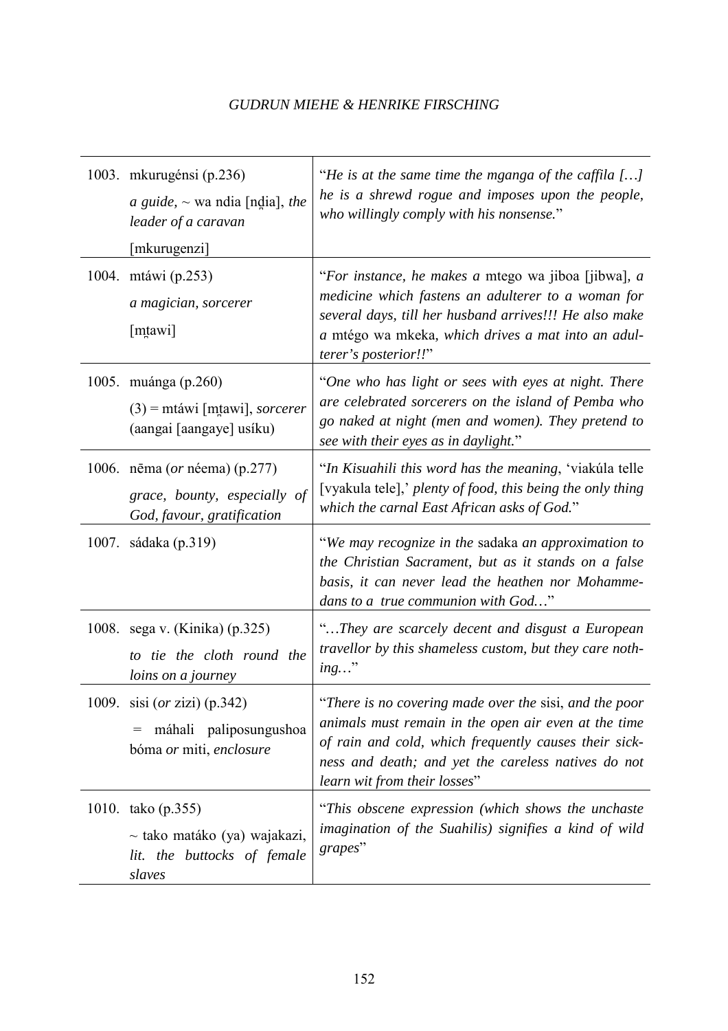| | |
|---|---|
| 1003. mkurugénsi (p.236)<br>*a guide*, ~ wa ndia [nḍia], *the leader of a caravan*<br>[mkurugenzi] | "*He is at the same time the mganga of the caffila […] he is a shrewd rogue and imposes upon the people, who willingly comply with his nonsense.*" |
| 1004. mtáwi (p.253)<br>*a magician, sorcerer*<br>[mṭawi] | "*For instance, he makes a* mtego wa jiboa [jibwa], *a medicine which fastens an adulterer to a woman for several days, till her husband arrives!!! He also make a* mtégo wa mkeka, *which drives a mat into an adulterer's posterior!!*" |
| 1005. muánga (p.260)<br>(3) = mtáwi [mṭawi], *sorcerer* (aangai [aangaye] usíku) | "*One who has light or sees with eyes at night. There are celebrated sorcerers on the island of Pemba who go naked at night (men and women). They pretend to see with their eyes as in daylight.*" |
| 1006. nēma (*or* néema) (p.277)<br>*grace, bounty, especially of God, favour, gratification* | "*In Kisuahili this word has the meaning*, 'viakúla telle [vyakula tele],' *plenty of food, this being the only thing which the carnal East African asks of God.*" |
| 1007. sádaka (p.319) | "*We may recognize in the* sadaka *an approximation to the Christian Sacrament, but as it stands on a false basis, it can never lead the heathen nor Mohammedans to a true communion with God…*" |
| 1008. sega v. (Kinika) (p.325)<br>*to tie the cloth round the loins on a journey* | "*…They are scarcely decent and disgust a European travellor by this shameless custom, but they care nothing…*" |
| 1009. sisi (*or* zizi) (p.342)<br>= máhali paliposungushoa bóma *or* miti, *enclosure* | "*There is no covering made over the* sisi, *and the poor animals must remain in the open air even at the time of rain and cold, which frequently causes their sickness and death; and yet the careless natives do not learn wit from their losses*" |
| 1010. tako (p.355)<br>~ tako matáko (ya) wajakazi, *lit. the buttocks of female slaves* | "*This obscene expression (which shows the unchaste imagination of the Suahilis) signifies a kind of wild grapes*" |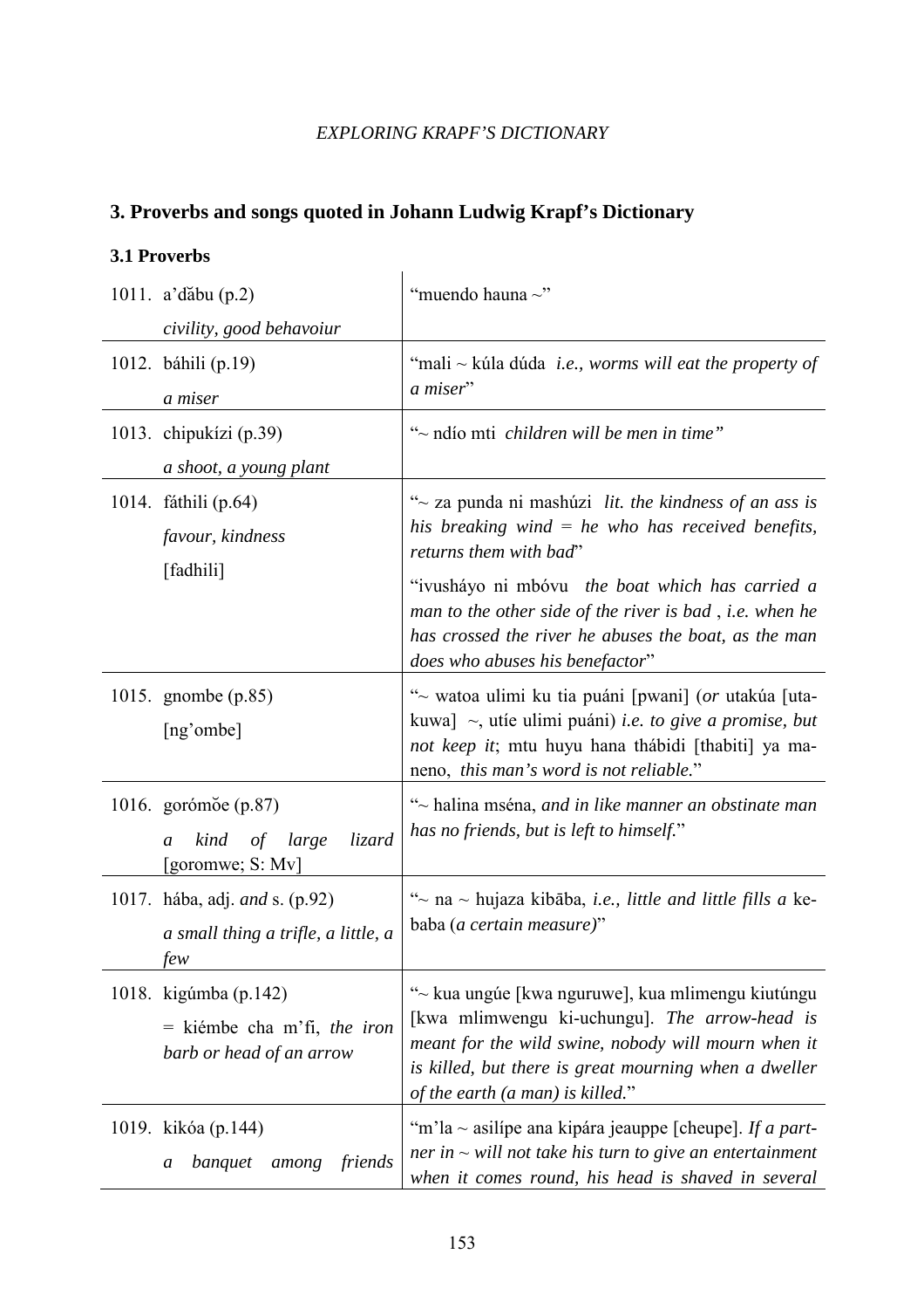## 3. Proverbs and songs quoted in Johann Ludwig Krapf's Dictionary

### 3.1 Proverbs

| | |
|---|---|
| 1011. a'dăbu (p.2)<br>*civility, good behavoiur* | "muendo hauna ~" |
| 1012. báhili (p.19)<br>*a miser* | "mali ~ kúla dúda *i.e., worms will eat the property of a miser*" |
| 1013. chipukízi (p.39)<br>*a shoot, a young plant* | "~ ndío mti *children will be men in time"* |
| 1014. fáthili (p.64)<br>*favour, kindness*<br>[fadhili] | "~ za punda ni mashúzi *lit. the kindness of an ass is his breaking wind = he who has received benefits, returns them with bad*"<br>"ivusháyo ni mbóvu *the boat which has carried a man to the other side of the river is bad , i.e. when he has crossed the river he abuses the boat, as the man does who abuses his benefactor*" |
| 1015. gnombe (p.85)<br>[ng'ombe] | "~ watoa ulimi ku tia puáni [pwani] (*or* utakúa [utakuwa] ~, utíe ulimi puáni) *i.e. to give a promise, but not keep it*; mtu huyu hana thábidi [thabiti] ya maneno, *this man's word is not reliable.*" |
| 1016. gorómŏe (p.87)<br>*a kind of large lizard* [goromwe; S: Mv] | "~ halina mséna, *and in like manner an obstinate man has no friends, but is left to himself.*" |
| 1017. hába, adj. *and* s. (p.92)<br>*a small thing a trifle, a little, a few* | "~ na ~ hujaza kibāba, *i.e., little and little fills a* kebaba (*a certain measure)*" |
| 1018. kigúmba (p.142)<br>= kiémbe cha m'fi, *the iron barb or head of an arrow* | "~ kua ungúe [kwa nguruwe], kua mlimengu kiutúngu [kwa mlimwengu ki-uchungu]. *The arrow-head is meant for the wild swine, nobody will mourn when it is killed, but there is great mourning when a dweller of the earth (a man) is killed.*" |
| 1019. kikóa (p.144)<br>*a banquet among friends* | "m'la ~ asilípe ana kipára jeauppe [cheupe]. *If a partner in ~ will not take his turn to give an entertainment when it comes round, his head is shaved in several* |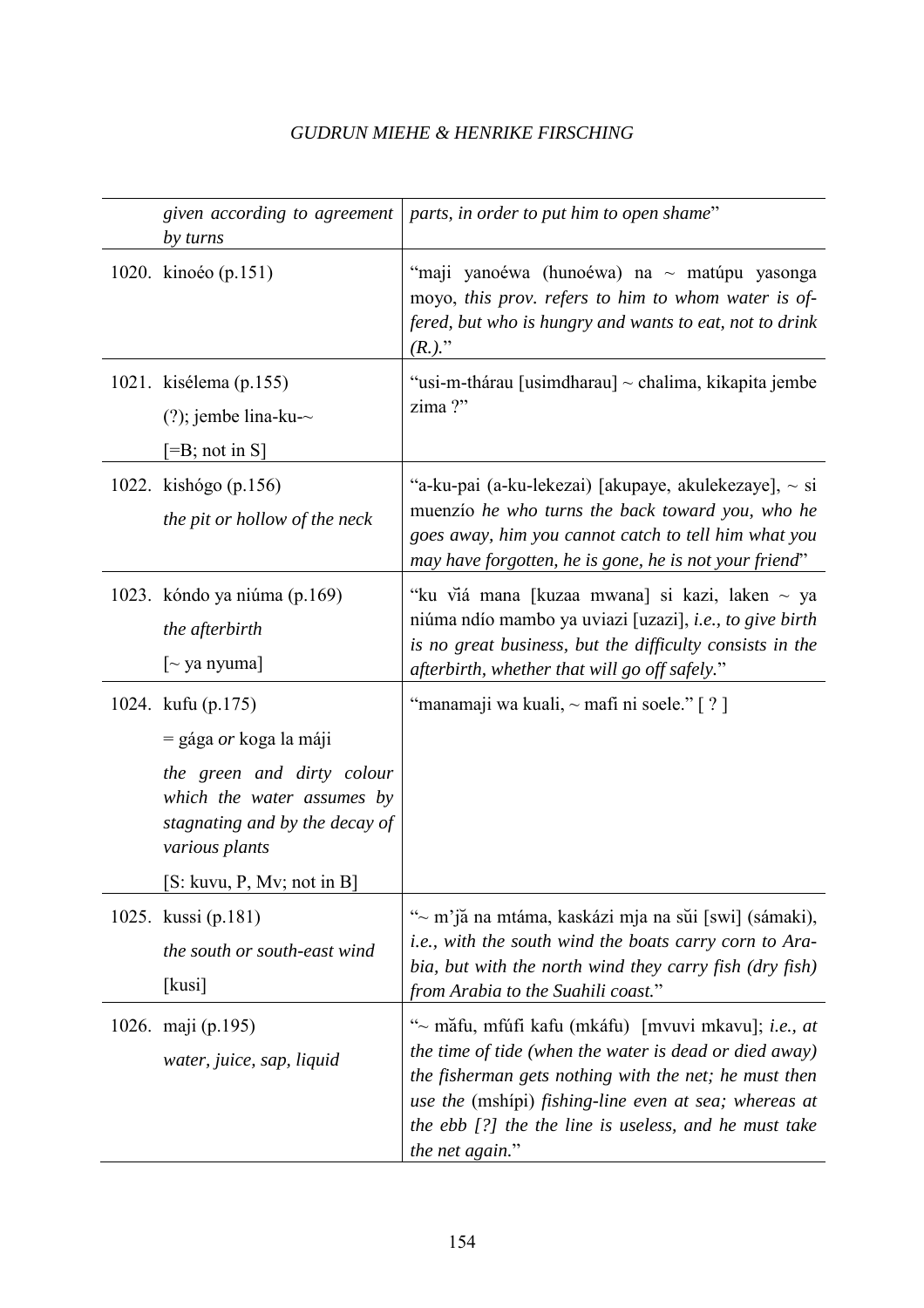| | | |
|---|---|---|
| | *given according to agreement by turns* | *parts, in order to put him to open shame*" |
| 1020. | kinoéo (p.151) | "maji yanoéwa (hunoéwa) na ~ matúpu yasonga moyo, *this prov. refers to him to whom water is offered, but who is hungry and wants to eat, not to drink (R.).*" |
| 1021. | kisélema (p.155)<br>(?); jembe lina-ku-~<br>[=B; not in S] | "usi-m-thárau [usimdharau] ~ chalima, kikapita jembe zima ?" |
| 1022. | kishógo (p.156)<br>*the pit or hollow of the neck* | "a-ku-pai (a-ku-lekezai) [akupaye, akulekezaye], ~ si muenzío *he who turns the back toward you, who he goes away, him you cannot catch to tell him what you may have forgotten, he is gone, he is not your friend*" |
| 1023. | kóndo ya niúma (p.169)<br>*the afterbirth*<br>[~ ya nyuma] | "ku v̆iá mana [kuzaa mwana] si kazi, laken ~ ya niúma ndío mambo ya uviazi [uzazi], *i.e., to give birth is no great business, but the difficulty consists in the afterbirth, whether that will go off safely.*" |
| 1024. | kufu (p.175)<br>= gága *or* koga la máji<br>*the green and dirty colour which the water assumes by stagnating and by the decay of various plants*<br>[S: kuvu, P, Mv; not in B] | "manamaji wa kuali, ~ mafi ni soele." [ ? ] |
| 1025. | kussi (p.181)<br>*the south or south-east wind*<br>[kusi] | "~ m'jă na mtáma, kaskázi mja na sŭi [swi] (sámaki), *i.e., with the south wind the boats carry corn to Arabia, but with the north wind they carry fish (dry fish) from Arabia to the Suahili coast.*" |
| 1026. | maji (p.195)<br>*water, juice, sap, liquid* | "~ mắfu, mfúfi kafu (mkáfu) [mvuvi mkavu]; *i.e., at the time of tide (when the water is dead or died away) the fisherman gets nothing with the net; he must then use the* (mshípi) *fishing-line even at sea; whereas at the ebb [?] the the line is useless, and he must take the net again.*" |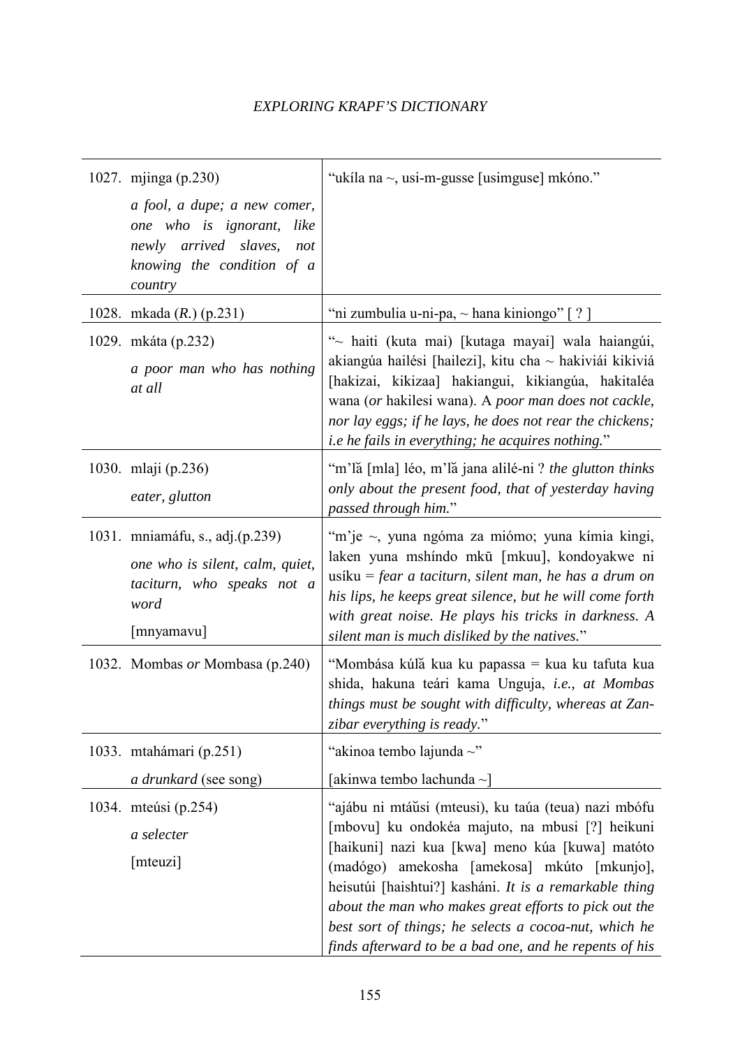| | |
|---|---|
| 1027. mjinga (p.230)<br>*a fool, a dupe; a new comer, one who is ignorant, like newly arrived slaves, not knowing the condition of a country* | "ukíla na ~, usi-m-gusse [usimguse] mkóno." |
| 1028. mkada (*R.*) (p.231) | "ni zumbulia u-ni-pa, ~ hana kiniongo" [ ? ] |
| 1029. mkáta (p.232)<br>*a poor man who has nothing at all* | "~ haiti (kuta mai) [kutaga mayai] wala haiangúi, akiangúa hailési [hailezi], kitu cha ~ hakiviái kikiviá [hakizai, kikizaa] hakiangui, kikiangúa, hakitaléa wana (*or* hakilesi wana). A *poor man does not cackle, nor lay eggs; if he lays, he does not rear the chickens; i.e he fails in everything; he acquires nothing.*" |
| 1030. mlaji (p.236)<br>*eater, glutton* | "m'lă [mla] léo, m'lă jana alilé-ni ? *the glutton thinks only about the present food, that of yesterday having passed through him.*" |
| 1031. mniamáfu, s., adj.(p.239)<br>*one who is silent, calm, quiet, taciturn, who speaks not a word*<br>[mnyamavu] | "m'je ~, yuna ngóma za miómo; yuna kímia kingi, laken yuna mshíndo mkū [mkuu], kondoyakwe ni usíku = *fear a taciturn, silent man, he has a drum on his lips, he keeps great silence, but he will come forth with great noise. He plays his tricks in darkness. A silent man is much disliked by the natives.*" |
| 1032. Mombas *or* Mombasa (p.240) | "Mombása kúlă kua ku papassa = kua ku tafuta kua shida, hakuna teári kama Unguja, *i.e., at Mombas things must be sought with difficulty, whereas at Zanzibar everything is ready.*" |
| 1033. mtahámari (p.251)<br>*a drunkard* (see song) | "akinoa tembo lajunda ~"<br>[akinwa tembo lachunda ~] |
| 1034. mteúsi (p.254)<br>*a selecter*<br>[mteuzi] | "ajábu ni mtáŭsi (mteusi), ku taúa (teua) nazi mbófu [mbovu] ku ondokéa majuto, na mbusi [?] heikuni [haikuni] nazi kua [kwa] meno kúa [kuwa] matóto (madógo) amekosha [amekosa] mkúto [mkunjo], heisutúi [haishtui?] kasháni. *It is a remarkable thing about the man who makes great efforts to pick out the best sort of things; he selects a cocoa-nut, which he finds afterward to be a bad one, and he repents of his* |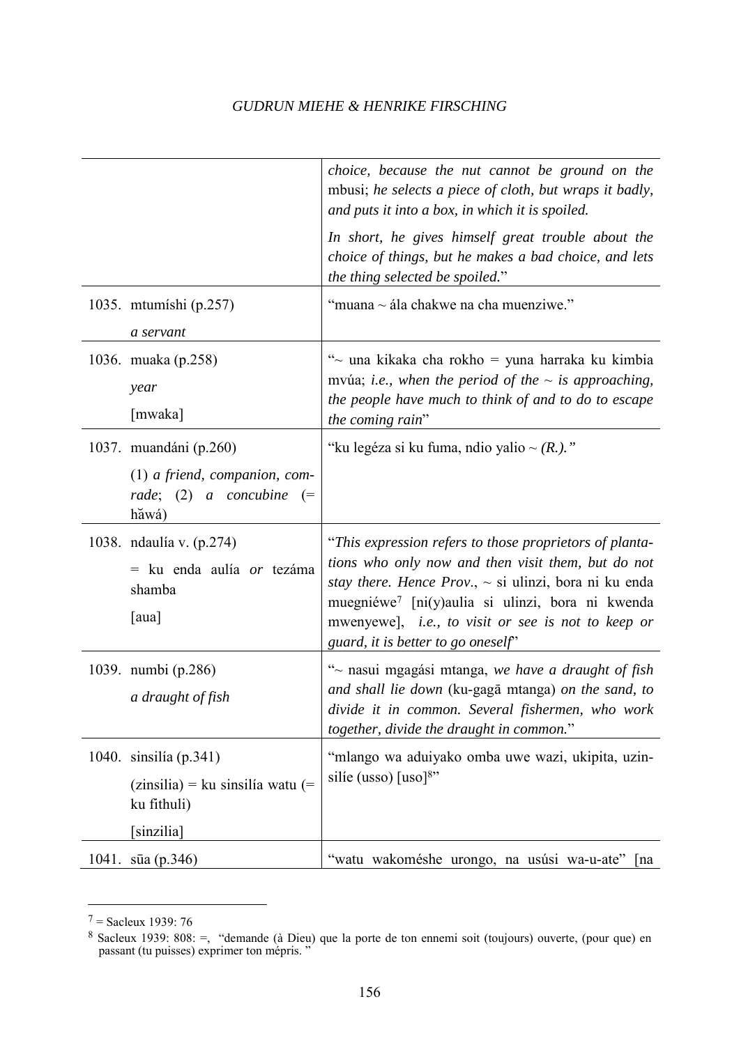| | |
|---|---|
| | *choice, because the nut cannot be ground on the* mbusi; *he selects a piece of cloth, but wraps it badly, and puts it into a box, in which it is spoiled.* *In short, he gives himself great trouble about the choice of things, but he makes a bad choice, and lets the thing selected be spoiled.*" |
| 1035. mtumíshi (p.257) *a servant* | "muana ~ ála chakwe na cha muenziwe." |
| 1036. muaka (p.258) *year* [mwaka] | "~ una kikaka cha rokho = yuna harraka ku kimbia mvúa; *i.e., when the period of the ~ is approaching, the people have much to think of and to do to escape the coming rain*" |
| 1037. muandáni (p.260) (1) *a friend, companion, comrade*; (2) *a concubine* (= hăwá) | "ku legéza si ku fuma, ndio yalio ~ *(R.).*" |
| 1038. ndaulía v. (p.274) = ku enda aulía *or* tezáma shamba [aua] | "*This expression refers to those proprietors of plantations who only now and then visit them, but do not stay there. Hence Prov.*, ~ si ulinzi, bora ni ku enda muegniéwe[7] [ni(y)aulia si ulinzi, bora ni kwenda mwenyewe], *i.e., to visit or see is not to keep or guard, it is better to go oneself*" |
| 1039. numbi (p.286) *a draught of fish* | "~ nasui mgagási mtanga, *we have a draught of fish and shall lie down* (ku-gagā mtanga) *on the sand, to divide it in common. Several fishermen, who work together, divide the draught in common.*" |
| 1040. sinsilía (p.341) (zinsilia) = ku sinsilía watu (= ku fithuli) [sinzilia] | "mlango wa aduiyako omba uwe wazi, ukipita, uzinsilíe (usso) [uso][8]" |
| 1041. sūa (p.346) | "watu wakoméshe urongo, na usúsi wa-u-ate" [na |

[7] = Sacleux 1939: 76

[8] Sacleux 1939: 808: =, "demande (à Dieu) que la porte de ton ennemi soit (toujours) ouverte, (pour que) en passant (tu puisses) exprimer ton mépris. "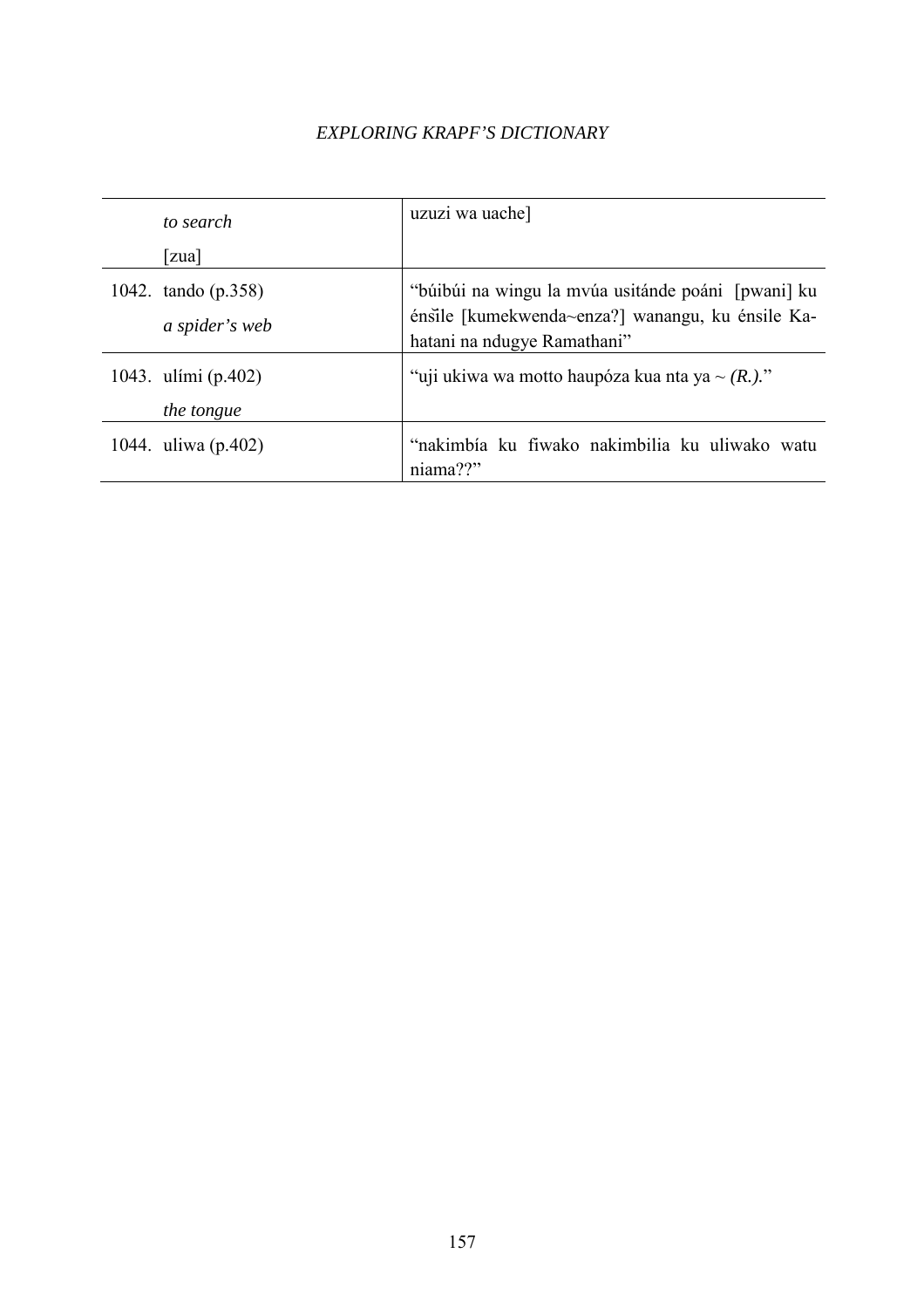| | |
|---|---|
| *to search*<br>[zua] | uzuzi wa uache] |
| 1042. tando (p.358)<br>*a spider's web* | "búibúi na wingu la mvúa usitánde poáni [pwani] ku énšile [kumekwenda~enza?] wanangu, ku énsile Ka-hatani na ndugye Ramathani" |
| 1043. ulími (p.402)<br>*the tongue* | "uji ukiwa wa motto haupóza kua nta ya ~ *(R.).*" |
| 1044. uliwa (p.402) | "nakimbía ku fiwako nakimbilia ku uliwako watu niama??" |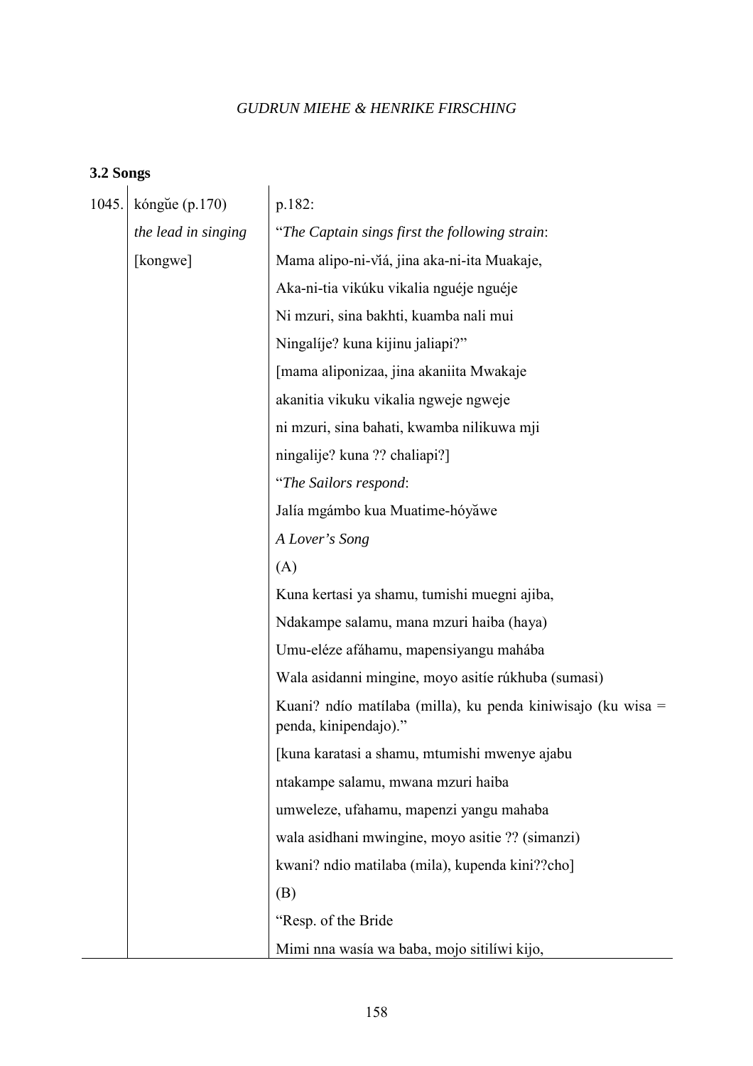### 3.2 Songs

| | | |
|---|---|---|
| 1045. | kóngŭe (p.170) | p.182: |
| | *the lead in singing* | "*The Captain sings first the following strain*: |
| | [kongwe] | Mama alipo-ni-vĭá, jina aka-ni-ita Muakaje, |
| | | Aka-ni-tia vikúku vikalia nguéje nguéje |
| | | Ni mzuri, sina bakhti, kuamba nali mui |
| | | Ningalíje? kuna kijinu jaliapi?" |
| | | [mama aliponizaa, jina akaniita Mwakaje |
| | | akanitia vikuku vikalia ngweje ngweje |
| | | ni mzuri, sina bahati, kwamba nilikuwa mji |
| | | ningalije? kuna ?? chaliapi?] |
| | | "*The Sailors respond*: |
| | | Jalía mgámbo kua Muatime-hóyăwe |
| | | *A Lover's Song* |
| | | (A) |
| | | Kuna kertasi ya shamu, tumishi muegni ajiba, |
| | | Ndakampe salamu, mana mzuri haiba (haya) |
| | | Umu-eléze afáhamu, mapensiyangu mahába |
| | | Wala asidanni mingine, moyo asitíe rúkhuba (sumasi) |
| | | Kuani? ndío matílaba (milla), ku penda kiniwisajo (ku wisa = penda, kinipendajo)." |
| | | [kuna karatasi a shamu, mtumishi mwenye ajabu |
| | | ntakampe salamu, mwana mzuri haiba |
| | | umweleze, ufahamu, mapenzi yangu mahaba |
| | | wala asidhani mwingine, moyo asitie ?? (simanzi) |
| | | kwani? ndio matilaba (mila), kupenda kini??cho] |
| | | (B) |
| | | "Resp. of the Bride |
| | | Mimi nna wasía wa baba, mojo sitilíwi kijo, |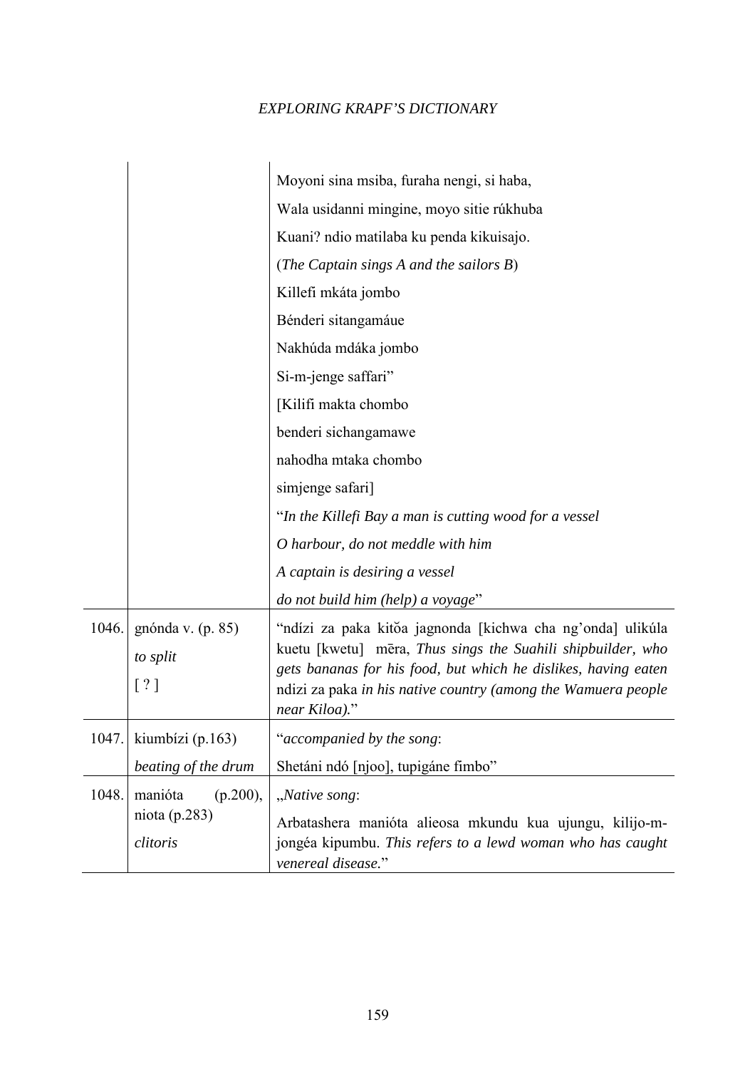| | | Moyoni sina msiba, furaha nengi, si haba,<br>Wala usidanni mingine, moyo sitie rúkhuba<br>Kuani? ndio matilaba ku penda kikuisajo.<br>(*The Captain sings A and the sailors B*)<br>Killefi mkáta jombo<br>Bénderi sitangamáue<br>Nakhúda mdáka jombo<br>Si-m-jenge saffari"<br>[Kilifi makta chombo<br>benderi sichangamawe<br>nahodha mtaka chombo<br>simjenge safari]<br>"*In the Killefi Bay a man is cutting wood for a vessel*<br>*O harbour, do not meddle with him*<br>*A captain is desiring a vessel*<br>*do not build him (help) a voyage*" |
|---|---|---|
| 1046. | gnónda v. (p. 85)<br>*to split*<br>[ ? ] | "ndízi za paka kitŏa jagnonda [kichwa cha ng'onda] ulikúla kuetu [kwetu] mēra, *Thus sings the Suahili shipbuilder, who gets bananas for his food, but which he dislikes, having eaten* ndizi za paka *in his native country (among the Wamuera people near Kiloa).*" |
| 1047. | kiumbízi (p.163)<br>*beating of the drum* | "*accompanied by the song*:<br>Shetáni ndó [njoo], tupigáne fimbo" |
| 1048. | manióta (p.200),<br>niota (p.283)<br>*clitoris* | „*Native song*:<br>Arbatashera manióta alieosa mkundu kua ujungu, kilijo-m-jongéa kipumbu. *This refers to a lewd woman who has caught venereal disease.*" |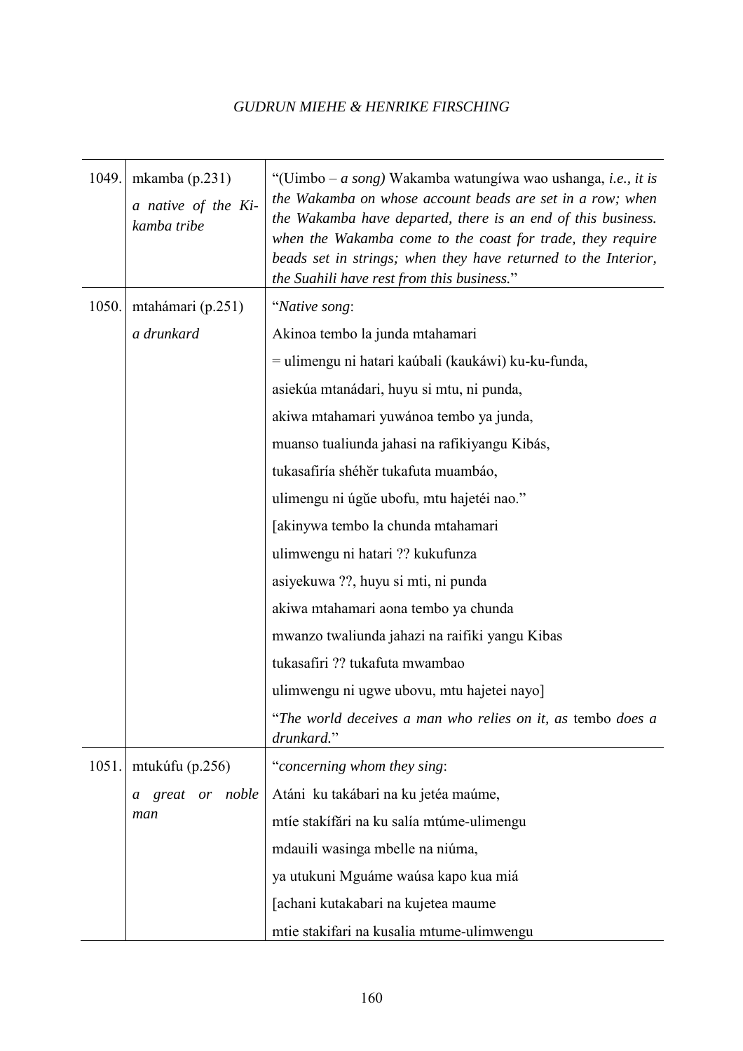| | | |
|---|---|---|
| 1049. | mkamba (p.231)<br>*a native of the Ki-kamba tribe* | "(Uimbo – *a song)* Wakamba watungíwa wao ushanga, *i.e., it is the Wakamba on whose account beads are set in a row; when the Wakamba have departed, there is an end of this business. when the Wakamba come to the coast for trade, they require beads set in strings; when they have returned to the Interior, the Suahili have rest from this business.*" |
| 1050. | mtahámari (p.251)<br>*a drunkard* | "*Native song*:<br>Akinoa tembo la junda mtahamari<br>= ulimengu ni hatari kaúbali (kaukáwi) ku-ku-funda,<br>asiekúa mtanádari, huyu si mtu, ni punda,<br>akiwa mtahamari yuwánoa tembo ya junda,<br>muanso tualiunda jahasi na rafikiyangu Kibás,<br>tukasafiría shéhĕr tukafuta muambáo,<br>ulimengu ni úgŭe ubofu, mtu hajetéi nao."<br>[akinywa tembo la chunda mtahamari<br>ulimwengu ni hatari ?? kukufunza<br>asiyekuwa ??, huyu si mti, ni punda<br>akiwa mtahamari aona tembo ya chunda<br>mwanzo twaliunda jahazi na raifiki yangu Kibas<br>tukasafiri ?? tukafuta mwambao<br>ulimwengu ni ugwe ubovu, mtu hajetei nayo]<br>"*The world deceives a man who relies on it, as* tembo *does a drunkard.*" |
| 1051. | mtukúfu (p.256)<br>*a great or noble man* | "*concerning whom they sing*:<br>Atáni ku takábari na ku jetéa maúme,<br>mtíe stakífări na ku salía mtúme-ulimengu<br>mdauili wasinga mbelle na niúma,<br>ya utukuni Mguáme waúsa kapo kua miá<br>[achani kutakabari na kujetea maume<br>mtie stakifari na kusalia mtume-ulimwengu |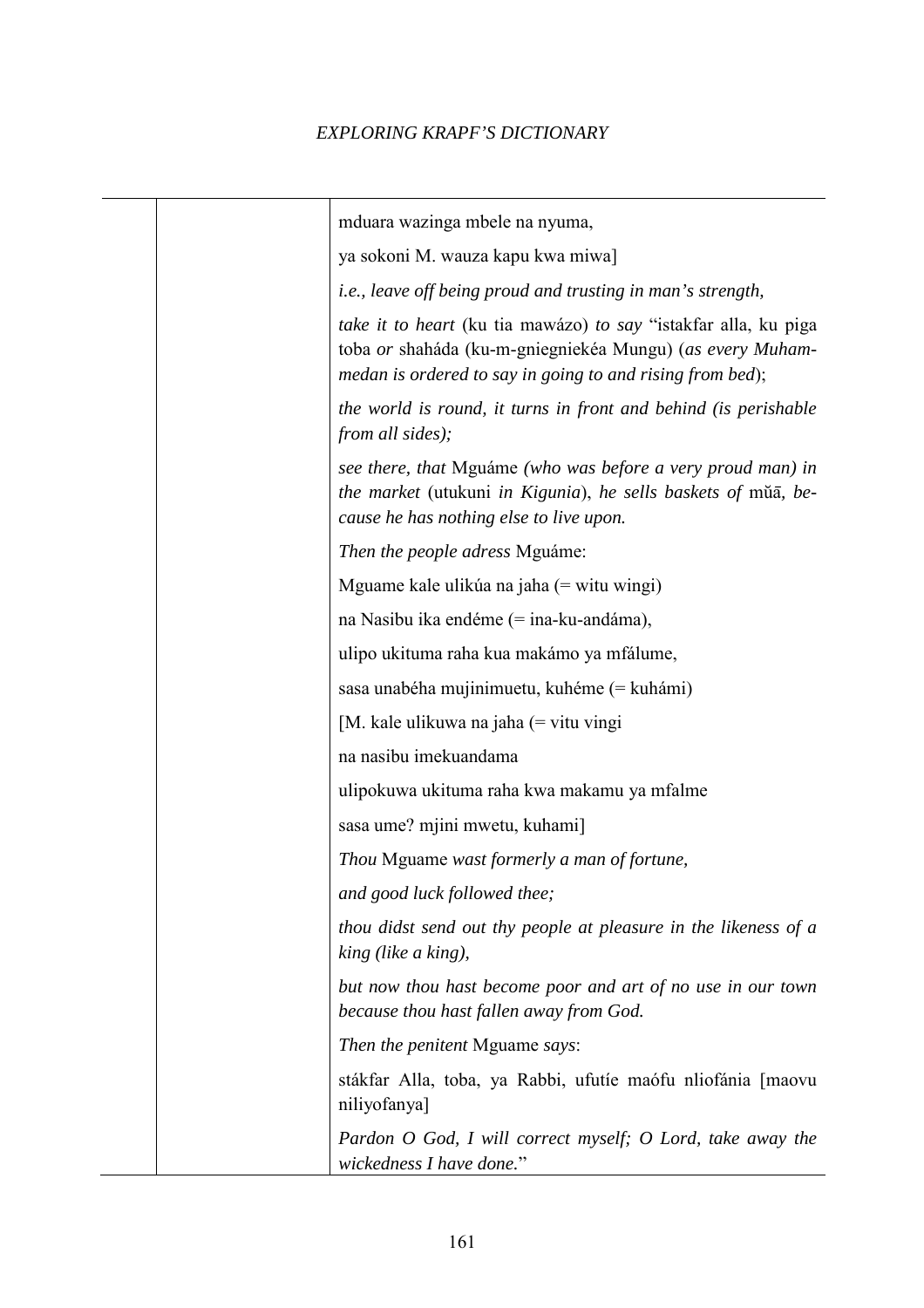| | | |
|---|---|---|
| | | mduara wazinga mbele na nyuma, |
| | | ya sokoni M. wauza kapu kwa miwa] |
| | | *i.e., leave off being proud and trusting in man's strength,* |
| | | *take it to heart* (ku tia mawázo) *to say* "istakfar alla, ku piga toba *or* shaháda (ku-m-gniegniekéa Mungu) (*as every Muhammedan is ordered to say in going to and rising from bed*); |
| | | *the world is round, it turns in front and behind (is perishable from all sides);* |
| | | *see there, that* Mguáme *(who was before a very proud man) in the market* (utukuni *in Kigunia*), *he sells baskets of* mŭā, *because he has nothing else to live upon.* |
| | | *Then the people adress* Mguáme: |
| | | Mguame kale ulikúa na jaha (= witu wingi) |
| | | na Nasibu ika endéme (= ina-ku-andáma), |
| | | ulipo ukituma raha kua makámo ya mfălume, |
| | | sasa unabéha mujinimuetu, kuhéme (= kuhámi) |
| | | [M. kale ulikuwa na jaha (= vitu vingi |
| | | na nasibu imekuandama |
| | | ulipokuwa ukituma raha kwa makamu ya mfalme |
| | | sasa ume? mjini mwetu, kuhami] |
| | | *Thou* Mguame *wast formerly a man of fortune,* |
| | | *and good luck followed thee;* |
| | | *thou didst send out thy people at pleasure in the likeness of a king (like a king),* |
| | | *but now thou hast become poor and art of no use in our town because thou hast fallen away from God.* |
| | | *Then the penitent* Mguame *says*: |
| | | stákfar Alla, toba, ya Rabbi, ufutíe maófu nliofánia [maovu niliyofanya] |
| | | *Pardon O God, I will correct myself; O Lord, take away the wickedness I have done.*" |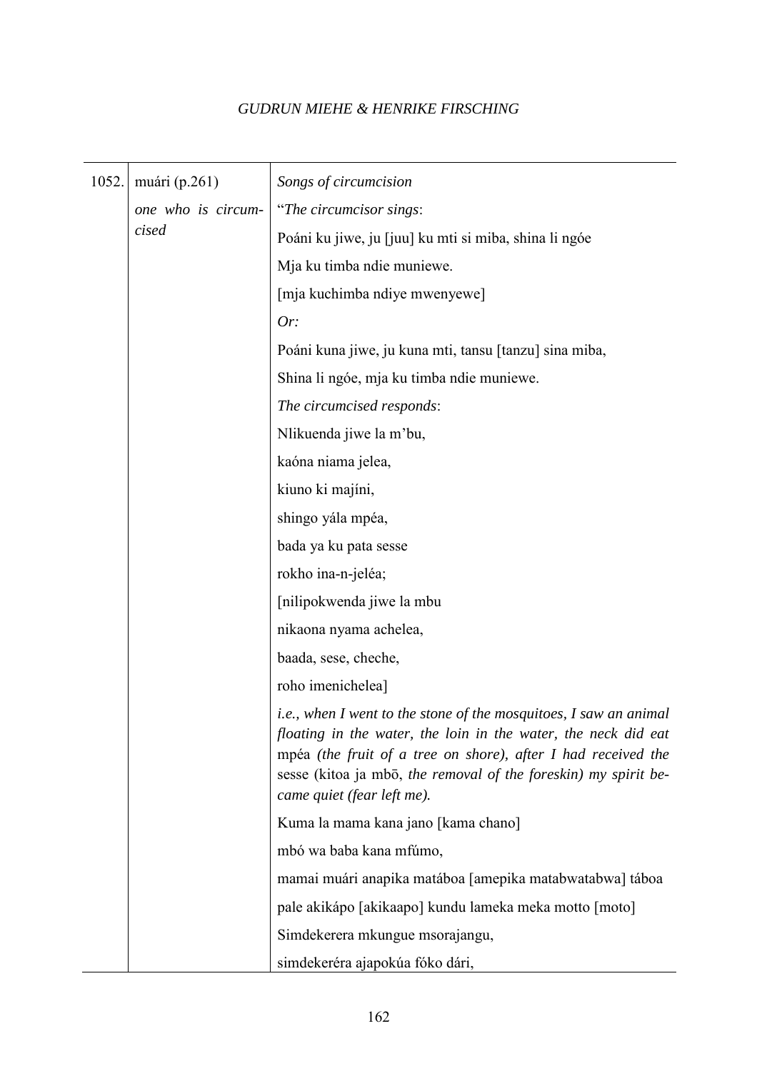| | | |
|---|---|---|
| 1052. | muári (p.261)<br>*one who is circumcised* | *Songs of circumcision*<br>"*The circumcisor sings*:<br>Poáni ku jiwe, ju [juu] ku mti si miba, shina li ngóe<br>Mja ku timba ndie muniewe.<br>[mja kuchimba ndiye mwenyewe]<br>*Or:*<br>Poáni kuna jiwe, ju kuna mti, tansu [tanzu] sina miba,<br>Shina li ngóe, mja ku timba ndie muniewe.<br>*The circumcised responds*:<br>Nlikuenda jiwe la m'bu,<br>kaóna niama jelea,<br>kiuno ki majíni,<br>shingo yála mpéa,<br>bada ya ku pata sesse<br>rokho ina-n-jeléa;<br>[nilipokwenda jiwe la mbu<br>nikaona nyama achelea,<br>baada, sese, cheche,<br>roho imenichelea]<br>*i.e., when I went to the stone of the mosquitoes, I saw an animal floating in the water, the loin in the water, the neck did eat* mpéa *(the fruit of a tree on shore), after I had received the* sesse (kitoa ja mbō, *the removal of the foreskin) my spirit became quiet (fear left me).*<br>Kuma la mama kana jano [kama chano]<br>mbó wa baba kana mfúmo,<br>mamai muári anapika matáboa [amepika matabwatabwa] táboa<br>pale akikápo [akikaapo] kundu lameka meka motto [moto]<br>Simdekerera mkungue msorajangu,<br>simdekeréra ajapokúa fóko dári, |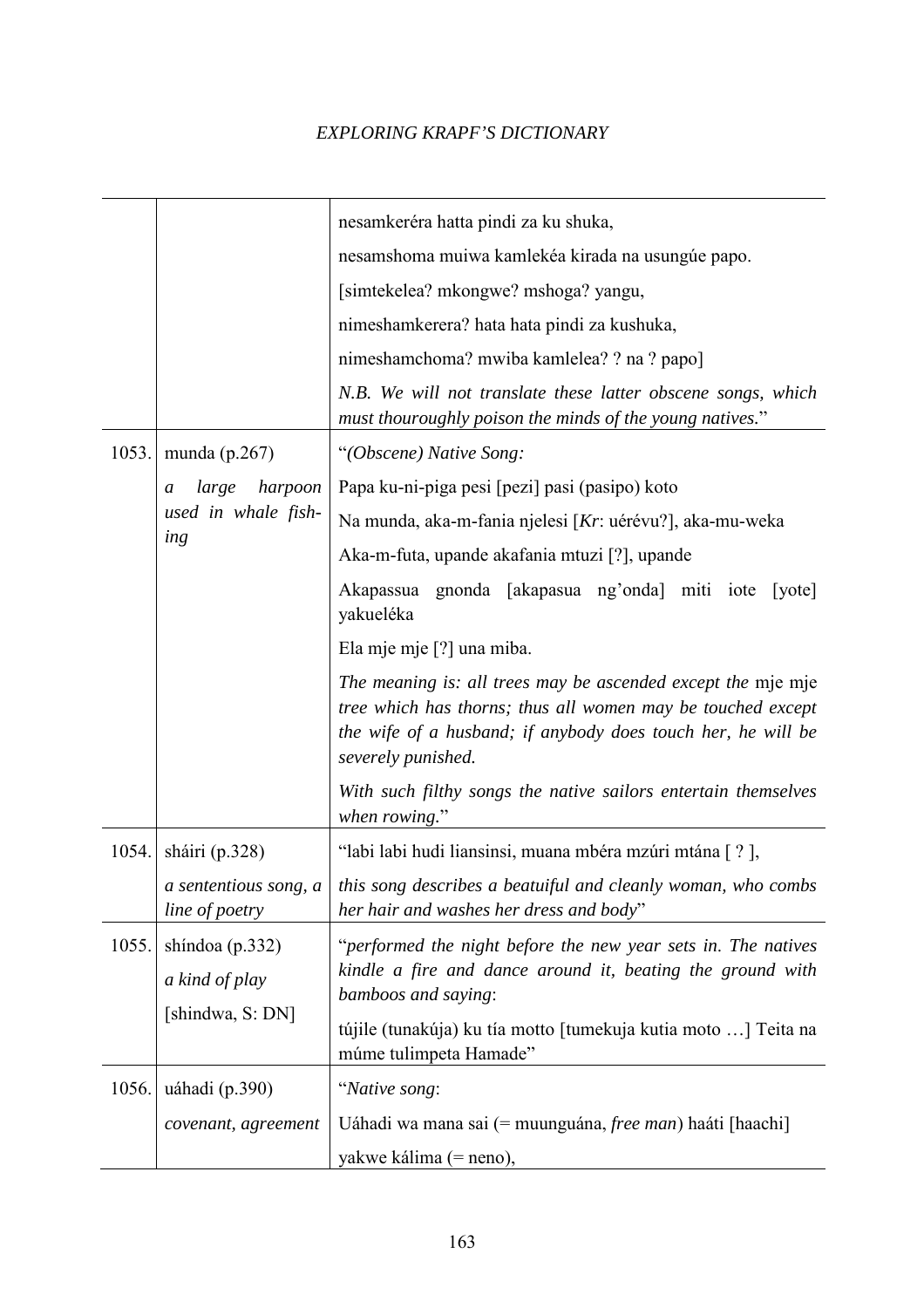| | | |
|---|---|---|
| | | nesamkeréra hatta pindi za ku shuka,<br>nesamshoma muiwa kamlekéa kirada na usungúe papo.<br>[simtekelea? mkongwe? mshoga? yangu,<br>nimeshamkerera? hata hata pindi za kushuka,<br>nimeshamchoma? mwiba kamlelea? ? na ? papo]<br>*N.B. We will not translate these latter obscene songs, which must thouroughly poison the minds of the young natives.*" |
| 1053. | munda (p.267)<br>*a large harpoon used in whale fishing* | "*(Obscene) Native Song:*<br>Papa ku-ni-piga pesi [pezi] pasi (pasipo) koto<br>Na munda, aka-m-fania njelesi [*Kr*: uérévu?], aka-mu-weka<br>Aka-m-futa, upande akafania mtuzi [?], upande<br>Akapassua gnonda [akapasua ng'onda] miti iote [yote] yakueléka<br>Ela mje mje [?] una miba.<br>*The meaning is: all trees may be ascended except the* mje mje *tree which has thorns; thus all women may be touched except the wife of a husband; if anybody does touch her, he will be severely punished.*<br>*With such filthy songs the native sailors entertain themselves when rowing.*" |
| 1054. | sháiri (p.328)<br>*a sententious song, a line of poetry* | "labi labi hudi liansinsi, muana mbéra mzúri mtána [ ? ],<br>*this song describes a beatuiful and cleanly woman, who combs her hair and washes her dress and body*" |
| 1055. | shíndoa (p.332)<br>*a kind of play*<br>[shindwa, S: DN] | "*performed the night before the new year sets in. The natives kindle a fire and dance around it, beating the ground with bamboos and saying*:<br>tújile (tunakúja) ku tía motto [tumekuja kutia moto …] Teita na múme tulimpeta Hamade" |
| 1056. | uáhadi (p.390)<br>*covenant, agreement* | "*Native song*:<br>Uáhadi wa mana sai (= muunguána, *free man*) haáti [haachi]<br>yakwe kálima (= neno), |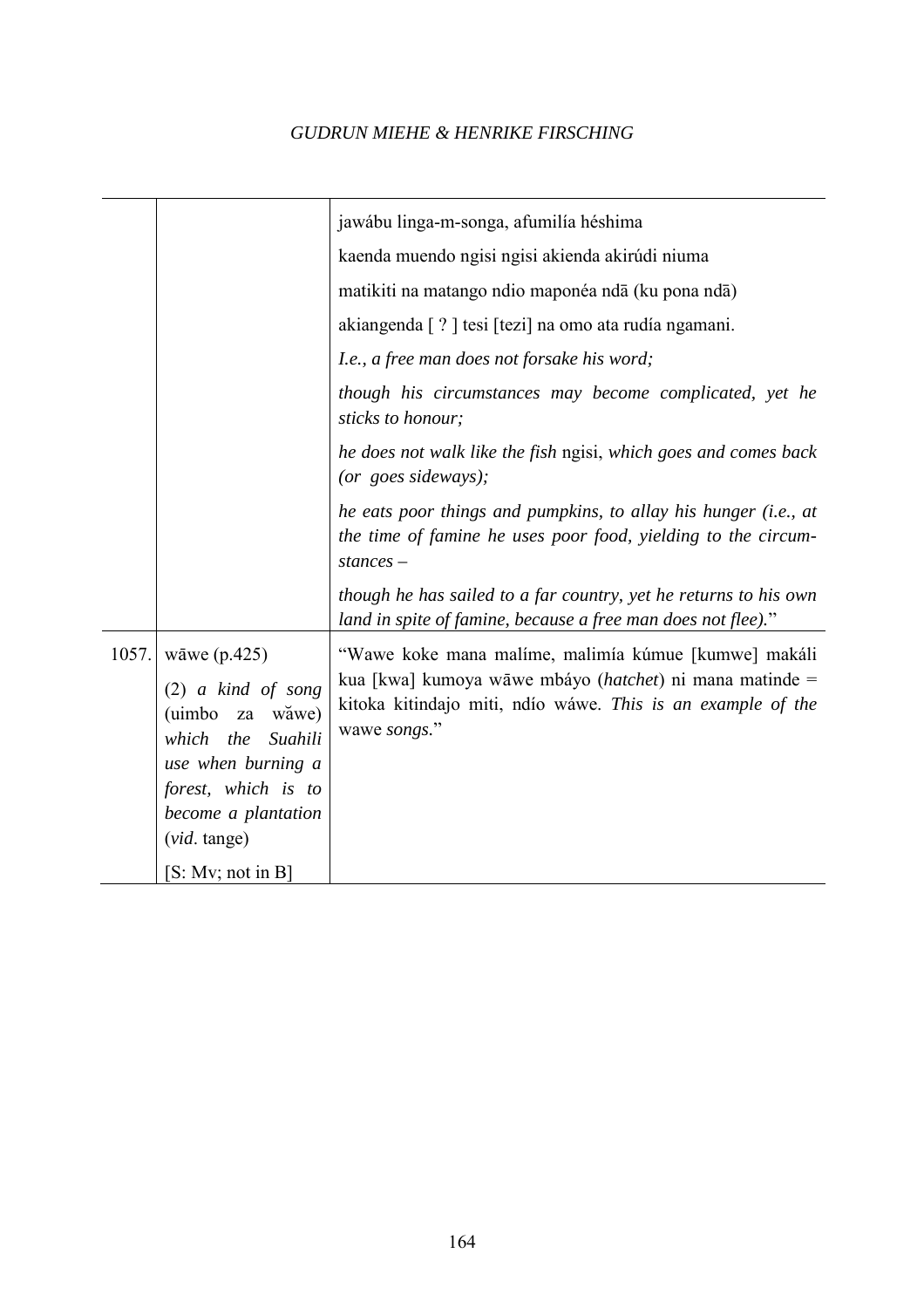| | | |
|---|---|---|
| | | jawábu linga-m-songa, afumilía héshima<br>kaenda muendo ngisi ngisi akienda akirúdi niuma<br>matikiti na matango ndio maponéa ndā (ku pona ndā)<br>akiangenda [ ? ] tesi [tezi] na omo ata rudía ngamani.<br>*I.e., a free man does not forsake his word;*<br>*though his circumstances may become complicated, yet he sticks to honour;*<br>*he does not walk like the fish* ngisi, *which goes and comes back (or goes sideways);*<br>*he eats poor things and pumpkins, to allay his hunger (i.e., at the time of famine he uses poor food, yielding to the circumstances –*<br>*though he has sailed to a far country, yet he returns to his own land in spite of famine, because a free man does not flee).*" |
| 1057. | wāwe (p.425)<br>(2) *a kind of song* (uimbo za wăwe) *which the Suahili use when burning a forest, which is to become a plantation* (*vid*. tange)<br>[S: Mv; not in B] | "Wawe koke mana malíme, malimía kúmue [kumwe] makáli kua [kwa] kumoya wāwe mbáyo (*hatchet*) ni mana matinde = kitoka kitindajo miti, ndío wáwe. *This is an example of the* wawe *songs.*" |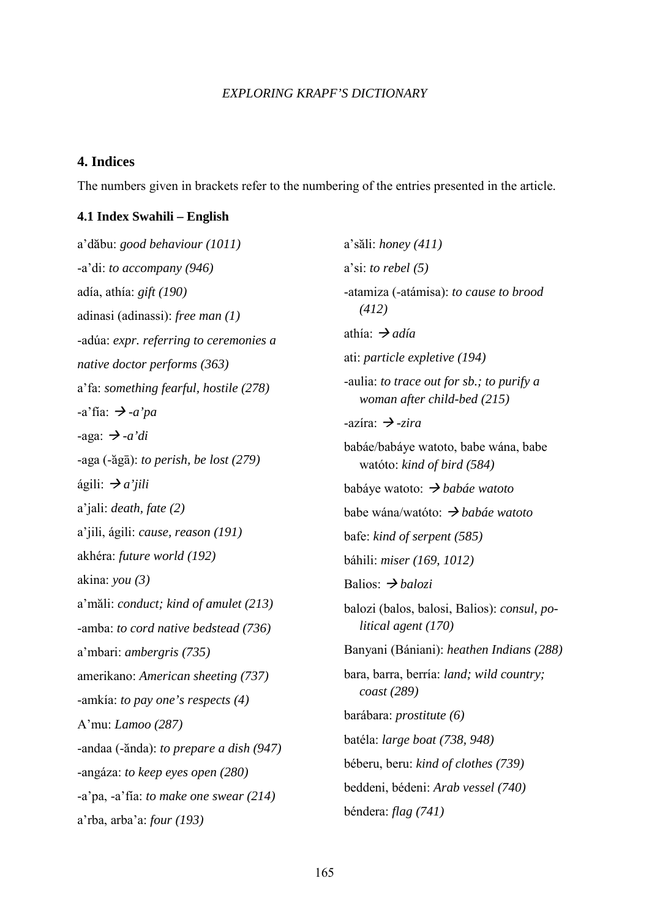## 4. Indices

The numbers given in brackets refer to the numbering of the entries presented in the article.

### 4.1 Index Swahili – English

a'dăbu: *good behaviour (1011)*

-a'di: *to accompany (946)*

adía, athía: *gift (190)*

adinasi (adinassi): *free man (1)*

-adúa: *expr. referring to ceremonies a native doctor performs (363)*

a'fa: *something fearful, hostile (278)*

-a'fía: *→ -a'pa*

-aga: *→ -a'di*

-aga (-ăgā): *to perish, be lost (279)*

ágili: *→ a'jili*

a'jali: *death, fate (2)*

a'jili, ágili: *cause, reason (191)*

akhéra: *future world (192)*

akina: *you (3)*

a'măli: *conduct; kind of amulet (213)*

-amba: *to cord native bedstead (736)*

a'mbari: *ambergris (735)*

amerikano: *American sheeting (737)*

-amkía: *to pay one's respects (4)*

A'mu: *Lamoo (287)*

-andaa (-ănda): *to prepare a dish (947)*

-angáza: *to keep eyes open (280)*

-a'pa, -a'fía: *to make one swear (214)*

a'rba, arba'a: *four (193)*

a'săli: *honey (411)*

a'si: *to rebel (5)*

-atamiza (-atámisa): *to cause to brood (412)*

athía: *→ adía*

ati: *particle expletive (194)*

-aulia: *to trace out for sb.; to purify a woman after child-bed (215)*

-azíra: *→ -zira*

babáe/babáye watoto, babe wána, babe watóto: *kind of bird (584)*

babáye watoto: *→ babáe watoto*

babe wána/watóto: *→ babáe watoto*

bafe: *kind of serpent (585)*

báhili: *miser (169, 1012)*

Balios: *→ balozi*

balozi (balos, balosi, Balios): *consul, political agent (170)*

Banyani (Bániani): *heathen Indians (288)*

bara, barra, berría: *land; wild country; coast (289)*

barábara: *prostitute (6)*

batéla: *large boat (738, 948)*

béberu, beru: *kind of clothes (739)*

beddeni, bédeni: *Arab vessel (740)*

béndera: *flag (741)*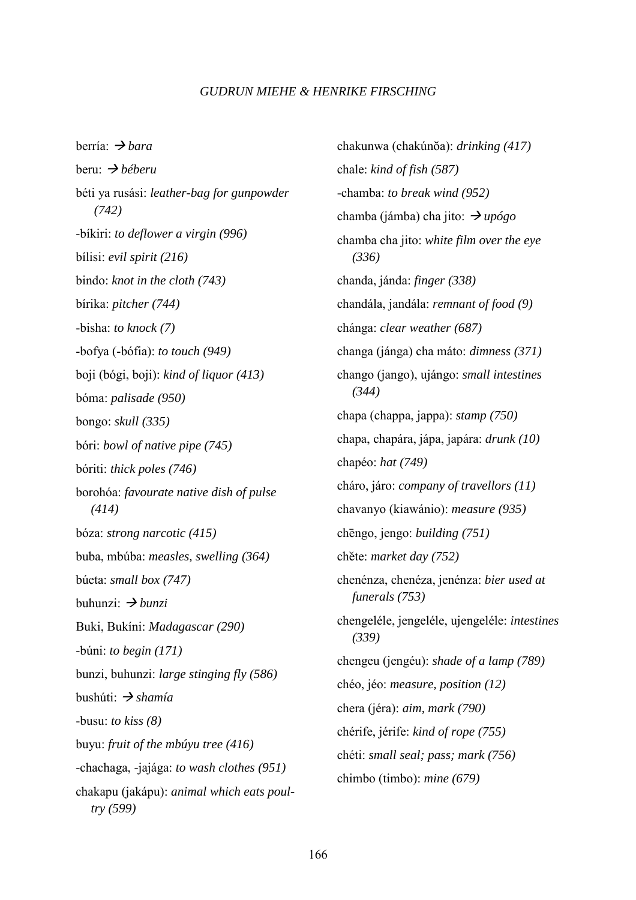berría: → *bara*

beru: → *béberu*

béti ya rusási: *leather-bag for gunpowder (742)*

-bíkiri: *to deflower a virgin (996)*

bílisi: *evil spirit (216)*

bindo: *knot in the cloth (743)*

bírika: *pitcher (744)*

-bisha: *to knock (7)*

-bofya (-bófia): *to touch (949)*

boji (bógi, boji): *kind of liquor (413)*

bóma: *palisade (950)*

bongo: *skull (335)*

bóri: *bowl of native pipe (745)*

bóriti: *thick poles (746)*

borohóa: *favourate native dish of pulse (414)*

bóza: *strong narcotic (415)*

buba, mbúba: *measles, swelling (364)*

búeta: *small box (747)*

buhunzi: → *bunzi*

Buki, Bukíni: *Madagascar (290)*

-búni: *to begin (171)*

bunzi, buhunzi: *large stinging fly (586)*

bushúti: → *shamía*

-busu: *to kiss (8)*

buyu: *fruit of the mbúyu tree (416)*

-chachaga, -jajága: *to wash clothes (951)*

chakapu (jakápu): *animal which eats poultry (599)*

chakunwa (chakúnŏa): *drinking (417)*

chale: *kind of fish (587)*

-chamba: *to break wind (952)*

chamba (jámba) cha jito: → *upógo*

chamba cha jito: *white film over the eye (336)*

chanda, jánda: *finger (338)*

chandála, jandála: *remnant of food (9)*

chánga: *clear weather (687)*

changa (jánga) cha máto: *dimness (371)*

chango (jango), ujángo: *small intestines (344)*

chapa (chappa, jappa): *stamp (750)*

chapa, chapára, jápa, japára: *drunk (10)*

chapéo: *hat (749)*

cháro, járo: *company of travellors (11)*

chavanyo (kiawánio): *measure (935)*

chēngo, jengo: *building (751)*

chěte: *market day (752)*

chenénza, chenéza, jenénza: *bier used at funerals (753)*

chengeléle, jengeléle, ujengeléle: *intestines (339)*

chengeu (jengéu): *shade of a lamp (789)*

chéo, jéo: *measure, position (12)*

chera (jéra): *aim, mark (790)*

chérife, jérife: *kind of rope (755)*

chéti: *small seal; pass; mark (756)*

chimbo (timbo): *mine (679)*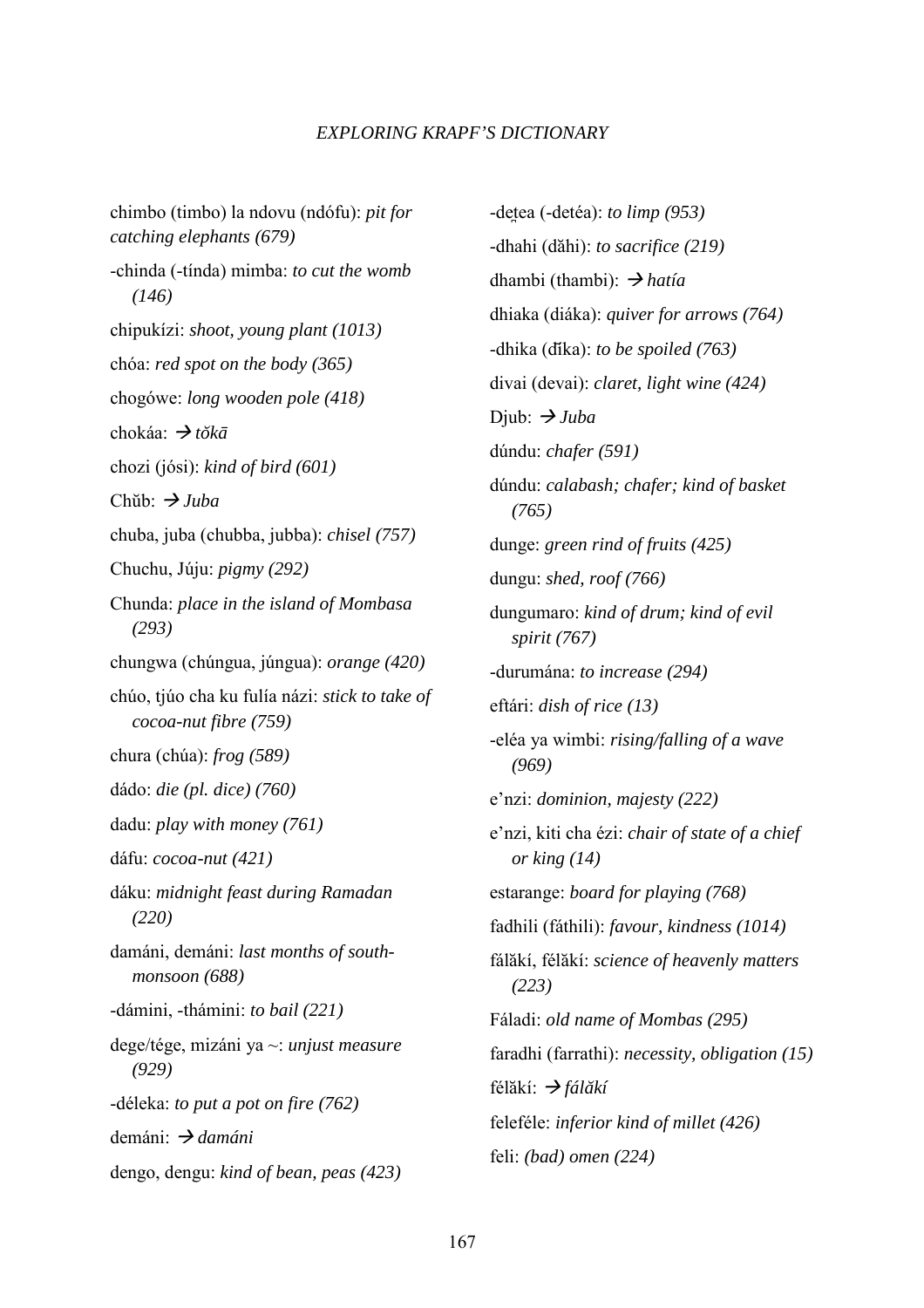chimbo (timbo) la ndovu (ndófu): *pit for catching elephants (679)*

-chinda (-tínda) mimba: *to cut the womb (146)*

chipukízi: *shoot, young plant (1013)*

chóa: *red spot on the body (365)*

chogówe: *long wooden pole (418)*

chokáa: → *tŏkā*

chozi (jósi): *kind of bird (601)*

Chŭb: → *Juba*

chuba, juba (chubba, jubba): *chisel (757)*

Chuchu, Júju: *pigmy (292)*

Chunda: *place in the island of Mombasa (293)*

chungwa (chúngua, júngua): *orange (420)*

chúo, tjúo cha ku fulía názi: *stick to take of cocoa-nut fibre (759)*

chura (chúa): *frog (589)*

dádo: *die (pl. dice) (760)*

dadu: *play with money (761)*

dáfu: *cocoa-nut (421)*

dáku: *midnight feast during Ramadan (220)*

damáni, demáni: *last months of south-monsoon (688)*

-dámini, -thámini: *to bail (221)*

dege/tége, mizáni ya ~: *unjust measure (929)*

-déleka: *to put a pot on fire (762)*

demáni: → *damáni*

dengo, dengu: *kind of bean, peas (423)*

-de̯tea (-detéa): *to limp (953)*

-dhahi (dăhi): *to sacrifice (219)*

dhambi (thambi): → *hatía*

dhiaka (diáka): *quiver for arrows (764)*

-dhika (ďíka): *to be spoiled (763)*

divai (devai): *claret, light wine (424)*

Djub: → *Juba*

dúndu: *chafer (591)*

dúndu: *calabash; chafer; kind of basket (765)*

dunge: *green rind of fruits (425)*

dungu: *shed, roof (766)*

dungumaro: *kind of drum; kind of evil spirit (767)*

-durumána: *to increase (294)*

eftári: *dish of rice (13)*

-eléa ya wimbi: *rising/falling of a wave (969)*

e'nzi: *dominion, majesty (222)*

e'nzi, kiti cha ézi: *chair of state of a chief or king (14)*

estarange: *board for playing (768)*

fadhili (fáthili): *favour, kindness (1014)*

fálăkí, félăkí: *science of heavenly matters (223)*

Fáladi: *old name of Mombas (295)*

faradhi (farrathi): *necessity, obligation (15)*

félăkí: → *fálăkí*

feleféle: *inferior kind of millet (426)*

feli: *(bad) omen (224)*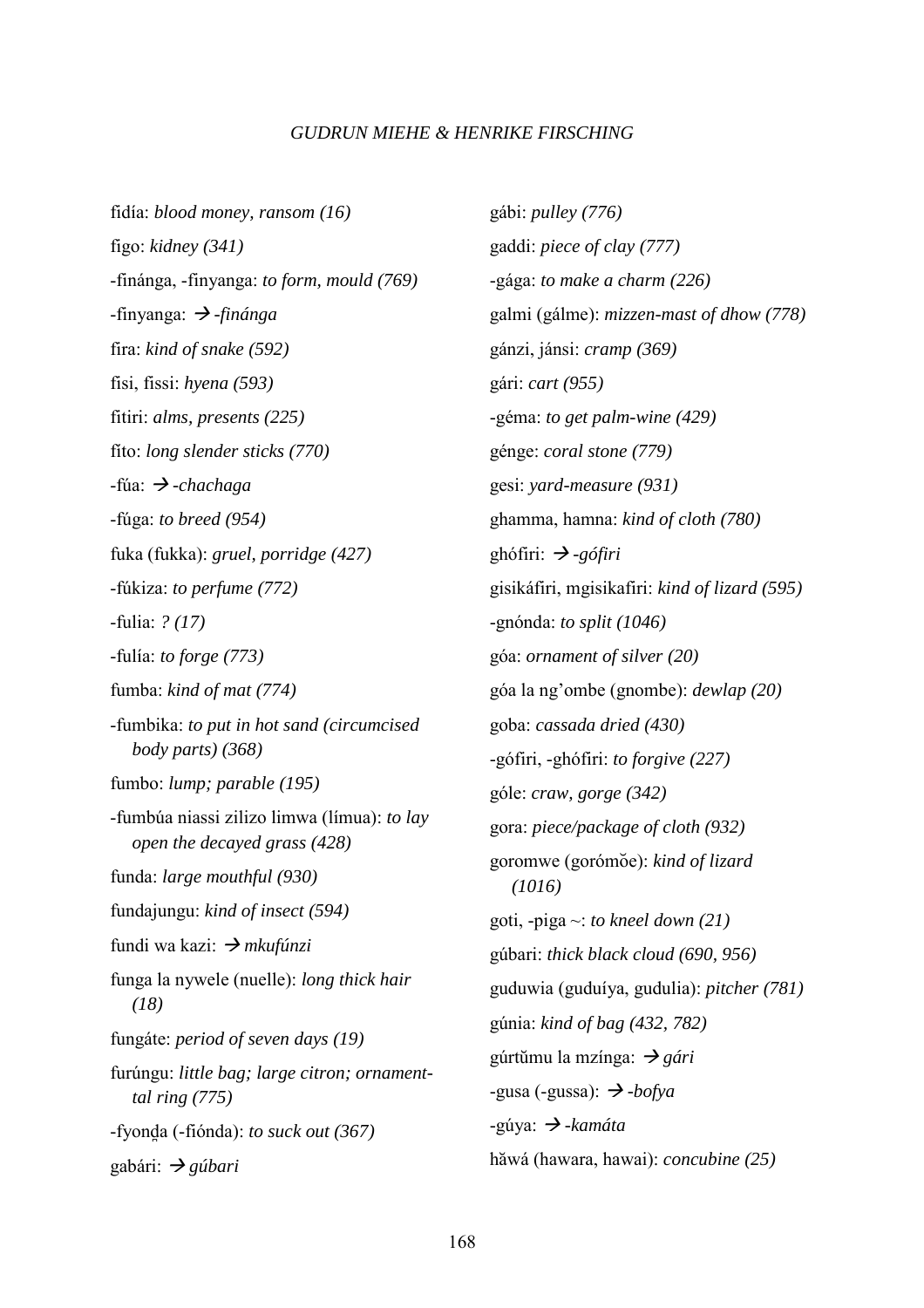fidía: *blood money, ransom (16)*

figo: *kidney (341)*

-finánga, -finyanga: *to form, mould (769)*

-finyanga: → *-finánga*

fira: *kind of snake (592)*

fisi, fissi: *hyena (593)*

fitiri: *alms, presents (225)*

fito: *long slender sticks (770)*

-fúa: → *-chachaga*

-fúga: *to breed (954)*

fuka (fukka): *gruel, porridge (427)*

-fúkiza: *to perfume (772)*

-fulia: *? (17)*

-fulía: *to forge (773)*

fumba: *kind of mat (774)*

-fumbika: *to put in hot sand (circumcised body parts) (368)*

fumbo: *lump; parable (195)*

-fumbúa niassi zilizo limwa (límua): *to lay open the decayed grass (428)*

funda: *large mouthful (930)*

fundajungu: *kind of insect (594)*

fundi wa kazi: → *mkufúnzi*

funga la nywele (nuelle): *long thick hair (18)*

fungáte: *period of seven days (19)*

furúngu: *little bag; large citron; ornament-tal ring (775)*

-fyonḓa (-fiónda): *to suck out (367)*

gabári: → *gúbari*

gábi: *pulley (776)*

gaddi: *piece of clay (777)*

-gága: *to make a charm (226)*

galmi (gálme): *mizzen-mast of dhow (778)*

gánzi, jánsi: *cramp (369)*

gári: *cart (955)*

-géma: *to get palm-wine (429)*

génge: *coral stone (779)*

gesi: *yard-measure (931)*

ghamma, hamna: *kind of cloth (780)*

ghófiri: → *-gófiri*

gisikáfiri, mgisikafiri: *kind of lizard (595)*

-gnónda: *to split (1046)*

góa: *ornament of silver (20)*

góa la ng'ombe (gnombe): *dewlap (20)*

goba: *cassada dried (430)*

-gófiri, -ghófiri: *to forgive (227)*

góle: *craw, gorge (342)*

gora: *piece/package of cloth (932)*

goromwe (gorómŏe): *kind of lizard (1016)*

goti, -piga ~: *to kneel down (21)*

gúbari: *thick black cloud (690, 956)*

guduwia (guduíya, gudulia): *pitcher (781)*

gúnia: *kind of bag (432, 782)*

gúrtŭmu la mzínga: → *gári*

-gusa (-gussa): → *-bofya*

-gúya: → *-kamáta*

hăwá (hawara, hawai): *concubine (25)*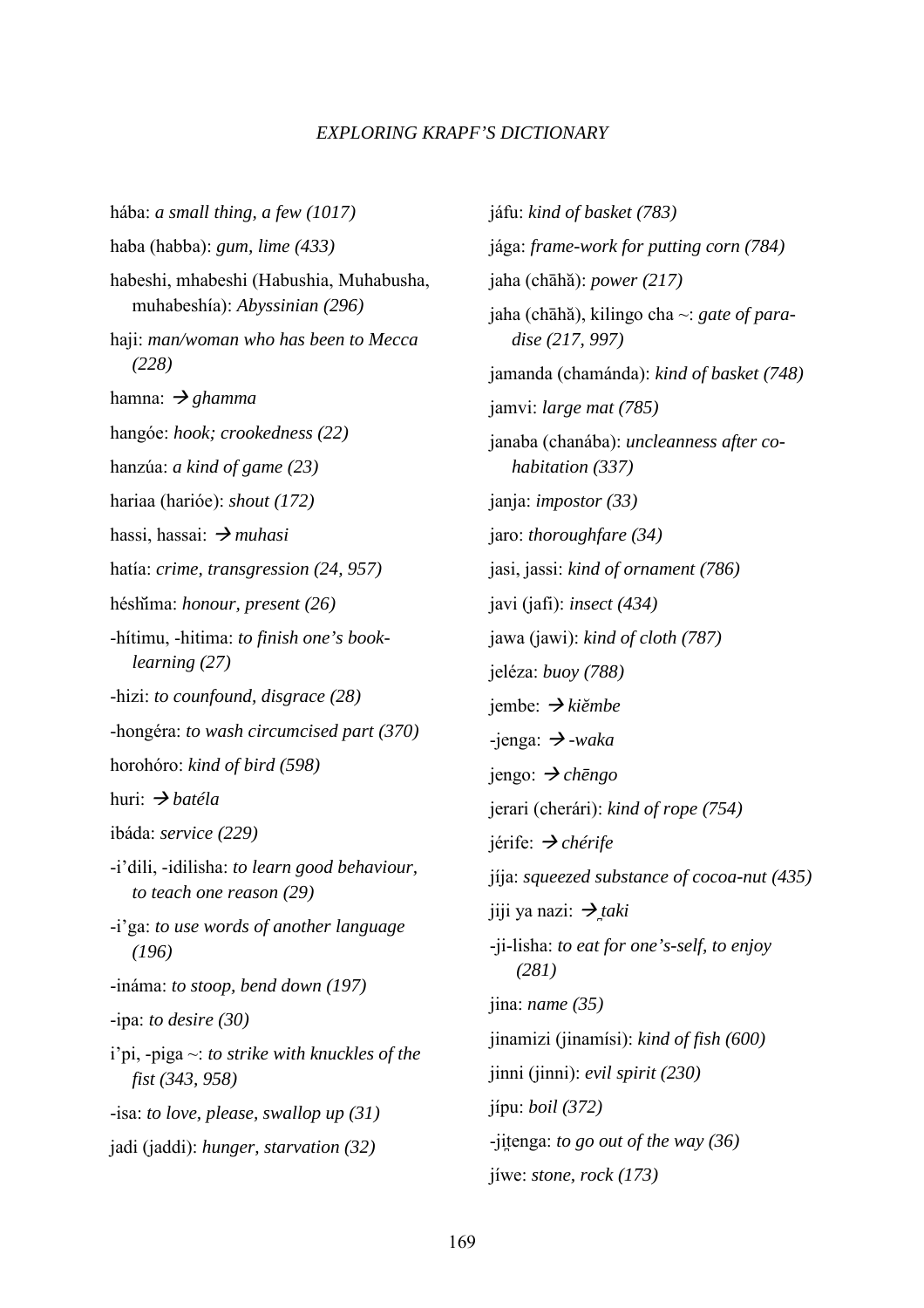hába: *a small thing, a few (1017)*

haba (habba): *gum, lime (433)*

habeshi, mhabeshi (Habushia, Muhabusha, muhabeshía): *Abyssinian (296)*

haji: *man/woman who has been to Mecca (228)*

hamna: → *ghamma*

hangóe: *hook; crookedness (22)*

hanzúa: *a kind of game (23)*

hariaa (harióe): *shout (172)*

hassi, hassai: → *muhasi*

hatía: *crime, transgression (24, 957)*

héshĭma: *honour, present (26)*

-hítimu, -hitima: *to finish one's book-learning (27)*

-hizi: *to counfound, disgrace (28)*

-hongéra: *to wash circumcised part (370)*

horohóro: *kind of bird (598)*

huri: → *batéla*

ibáda: *service (229)*

-i'dili, -idilisha: *to learn good behaviour, to teach one reason (29)*

-i'ga: *to use words of another language (196)*

-ináma: *to stoop, bend down (197)*

-ipa: *to desire (30)*

i'pi, -piga ~: *to strike with knuckles of the fist (343, 958)*

-isa: *to love, please, swallop up (31)*

jadi (jaddi): *hunger, starvation (32)*

jáfu: *kind of basket (783)*

jága: *frame-work for putting corn (784)*

jaha (chāhă): *power (217)*

jaha (chāhă), kilingo cha ~: *gate of paradise (217, 997)*

jamanda (chamánda): *kind of basket (748)*

jamvi: *large mat (785)*

janaba (chanába): *uncleanness after cohabitation (337)*

janja: *impostor (33)*

jaro: *thoroughfare (34)*

jasi, jassi: *kind of ornament (786)*

javi (jafi): *insect (434)*

jawa (jawi): *kind of cloth (787)*

jeléza: *buoy (788)*

jembe: → *kiĕmbe*

-jenga: → *-waka*

jengo: → *chēngo*

jerari (cherári): *kind of rope (754)*

jérife: → *chérife*

jíja: *squeezed substance of cocoa-nut (435)*

jiji ya nazi: → *t̺aki*

-ji-lisha: *to eat for one's-self, to enjoy (281)*

jina: *name (35)*

jinamizi (jinamísi): *kind of fish (600)*

jinni (jinni): *evil spirit (230)*

jípu: *boil (372)*

-jit̺enga: *to go out of the way (36)*

jíwe: *stone, rock (173)*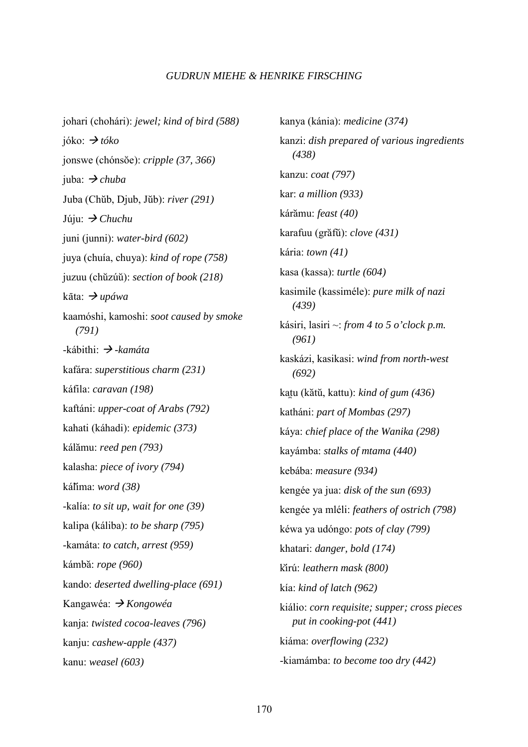johari (chohári): *jewel; kind of bird (588)*

jóko: → *tóko*

jonswe (chónsŏe): *cripple (37, 366)*

juba: → *chuba*

Juba (Chŭb, Djub, Jŭb): *river (291)*

Júju: → *Chuchu*

juni (junni): *water-bird (602)*

juya (chuía, chuya): *kind of rope (758)*

juzuu (chŭzúŭ): *section of book (218)*

kāta: → *upáwa*

kaamóshi, kamoshi: *soot caused by smoke (791)*

-kábithi: → *-kamáta*

kafára: *superstitious charm (231)*

káfila: *caravan (198)*

kaftáni: *upper-coat of Arabs (792)*

kahati (káhadi): *epidemic (373)*

kálămu: *reed pen (793)*

kalasha: *piece of ivory (794)*

káľima: *word (38)*

-kalía: *to sit up, wait for one (39)*

kalipa (káliba): *to be sharp (795)*

-kamáta: *to catch, arrest (959)*

kámbă: *rope (960)*

kando: *deserted dwelling-place (691)*

Kangawéa: → *Kongowéa*

kanja: *twisted cocoa-leaves (796)*

kanju: *cashew-apple (437)*

kanu: *weasel (603)*

kanya (kánia): *medicine (374)*

kanzi: *dish prepared of various ingredients (438)*

kanzu: *coat (797)*

kar: *a million (933)*

kárămu: *feast (40)*

karafuu (grăfŭ): *clove (431)*

kária: *town (41)*

kasa (kassa): *turtle (604)*

kasimile (kassiméle): *pure milk of nazi (439)*

kásiri, lasiri ~: *from 4 to 5 o'clock p.m. (961)*

kaskázi, kasikasi: *wind from north-west (692)*

kaṯu (kătŭ, kattu): *kind of gum (436)*

katháni: *part of Mombas (297)*

káya: *chief place of the Wanika (298)*

kayámba: *stalks of mtama (440)*

kebába: *measure (934)*

kengée ya jua: *disk of the sun (693)*

kengée ya mléli: *feathers of ostrich (798)*

kéwa ya udóngo: *pots of clay (799)*

khatari: *danger, bold (174)*

kĭrú: *leathern mask (800)*

kía: *kind of latch (962)*

kiálio: *corn requisite; supper; cross pieces put in cooking-pot (441)*

kiáma: *overflowing (232)*

-kiamámba: *to become too dry (442)*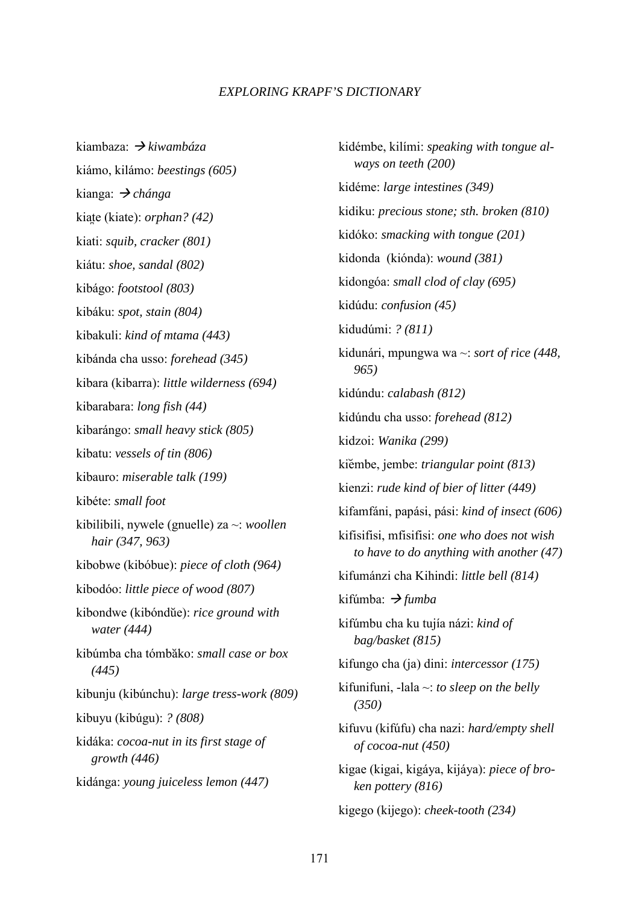kiambaza: → *kiwambáza*

kiámo, kilámo: *beestings (605)*

kianga: → *chánga*

kiaṭe (kiate): *orphan? (42)*

kiati: *squib, cracker (801)*

kiátu: *shoe, sandal (802)*

kibágo: *footstool (803)*

kibáku: *spot, stain (804)*

kibakuli: *kind of mtama (443)*

kibánda cha usso: *forehead (345)*

kibara (kibarra): *little wilderness (694)*

kibarabara: *long fish (44)*

kibarángo: *small heavy stick (805)*

kibatu: *vessels of tin (806)*

kibauro: *miserable talk (199)*

kibéte: *small foot*

kibilibili, nywele (gnuelle) za ~: *woollen hair (347, 963)*

kibobwe (kibóbue): *piece of cloth (964)*

kibodóo: *little piece of wood (807)*

kibondwe (kibóndŭe): *rice ground with water (444)*

kibúmba cha tómbăko: *small case or box (445)*

kibunju (kibúnchu): *large tress-work (809)*

kibuyu (kibúgu): *? (808)*

kidáka: *cocoa-nut in its first stage of growth (446)*

kidánga: *young juiceless lemon (447)*

kidémbe, kilími: *speaking with tongue always on teeth (200)*

kidéme: *large intestines (349)*

kidiku: *precious stone; sth. broken (810)*

kidóko: *smacking with tongue (201)*

kidonda (kiónda): *wound (381)*

kidongóa: *small clod of clay (695)*

kidúdu: *confusion (45)*

kidudúmi: *? (811)*

kidunári, mpungwa wa ~: *sort of rice (448, 965)*

kidúndu: *calabash (812)*

kidúndu cha usso: *forehead (812)*

kidzoi: *Wanika (299)*

kiĕmbe, jembe: *triangular point (813)*

kienzi: *rude kind of bier of litter (449)*

kifamfáni, papási, pási: *kind of insect (606)*

kifisifisi, mfisifisi: *one who does not wish to have to do anything with another (47)*

kifumánzi cha Kihindi: *little bell (814)*

kifúmba: → *fumba*

kifúmbu cha ku tujía názi: *kind of bag/basket (815)*

kifungo cha (ja) dini: *intercessor (175)*

kifunifuni, -lala ~: *to sleep on the belly (350)*

kifuvu (kifúfu) cha nazi: *hard/empty shell of cocoa-nut (450)*

kigae (kigai, kigáya, kijáya): *piece of broken pottery (816)*

kigego (kijego): *cheek-tooth (234)*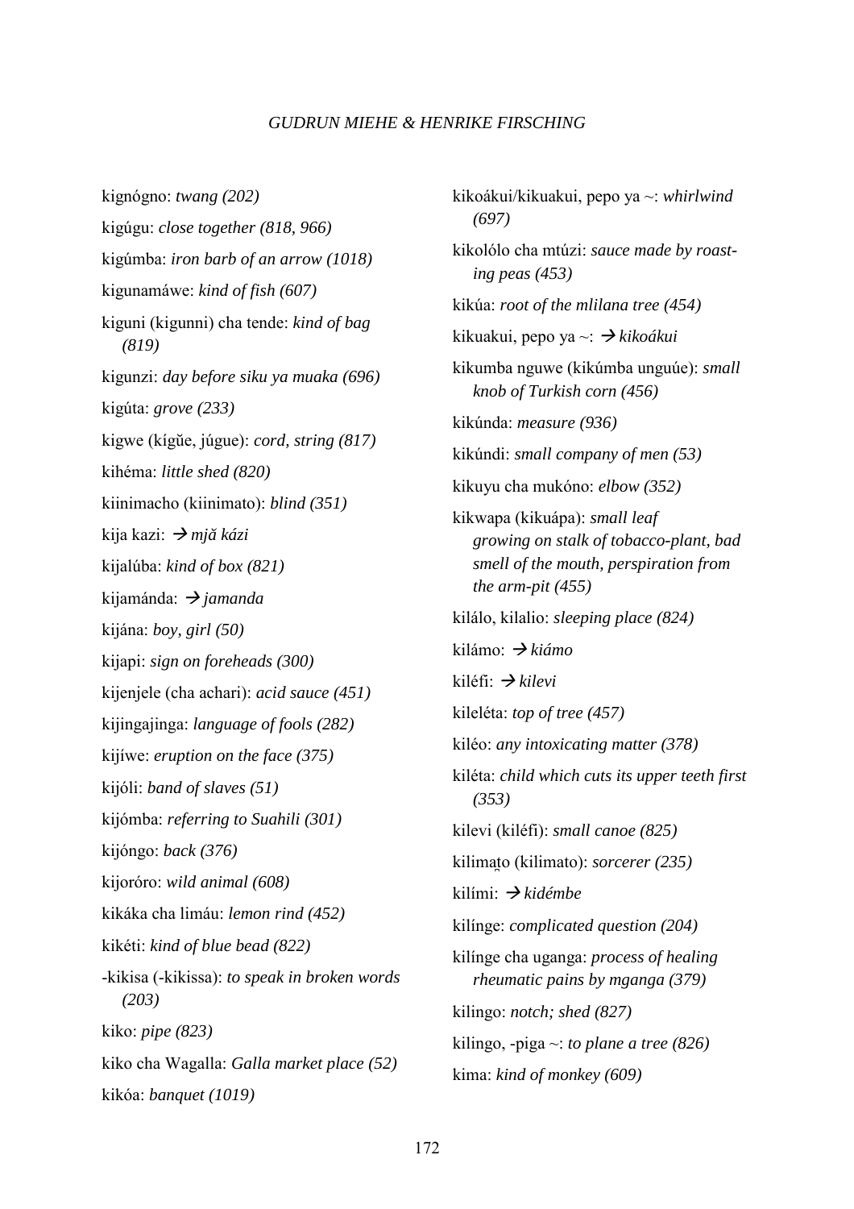kignógno: *twang (202)*

kigúgu: *close together (818, 966)*

kigúmba: *iron barb of an arrow (1018)*

kigunamáwe: *kind of fish (607)*

kiguni (kigunni) cha tende: *kind of bag (819)*

kigunzi: *day before siku ya muaka (696)*

kigúta: *grove (233)*

kigwe (kígŭe, júgue): *cord, string (817)*

kihéma: *little shed (820)*

kiinimacho (kiinimato): *blind (351)*

kija kazi: → *mjă kázi*

kijalúba: *kind of box (821)*

kijamánda: → *jamanda*

kijána: *boy, girl (50)*

kijapi: *sign on foreheads (300)*

kijenjele (cha achari): *acid sauce (451)*

kijingajinga: *language of fools (282)*

kijíwe: *eruption on the face (375)*

kijóli: *band of slaves (51)*

kijómba: *referring to Suahili (301)*

kijóngo: *back (376)*

kijoróro: *wild animal (608)*

kikáka cha limáu: *lemon rind (452)*

kikéti: *kind of blue bead (822)*

-kikisa (-kikissa): *to speak in broken words (203)*

kiko: *pipe (823)*

kiko cha Wagalla: *Galla market place (52)*

kikóa: *banquet (1019)*

kikoákui/kikuakui, pepo ya ~: *whirlwind (697)*

kikolólo cha mtúzi: *sauce made by roasting peas (453)*

kikúa: *root of the mlilana tree (454)*

kikuakui, pepo ya ~: → *kikoákui*

kikumba nguwe (kikúmba unguúe): *small knob of Turkish corn (456)*

kikúnda: *measure (936)*

kikúndi: *small company of men (53)*

kikuyu cha mukóno: *elbow (352)*

kikwapa (kikuápa): *small leaf growing on stalk of tobacco-plant, bad smell of the mouth, perspiration from the arm-pit (455)*

kilálo, kilalio: *sleeping place (824)*

kilámo: → *kiámo*

kiléfi: → *kilevi*

kileléta: *top of tree (457)*

kiléo: *any intoxicating matter (378)*

kiléta: *child which cuts its upper teeth first (353)*

kilevi (kiléfi): *small canoe (825)*

kilimaṱo (kilimato): *sorcerer (235)*

kilími: → *kidémbe*

kilínge: *complicated question (204)*

kilínge cha uganga: *process of healing rheumatic pains by mganga (379)*

kilingo: *notch; shed (827)*

kilingo, -piga ~: *to plane a tree (826)*

kima: *kind of monkey (609)*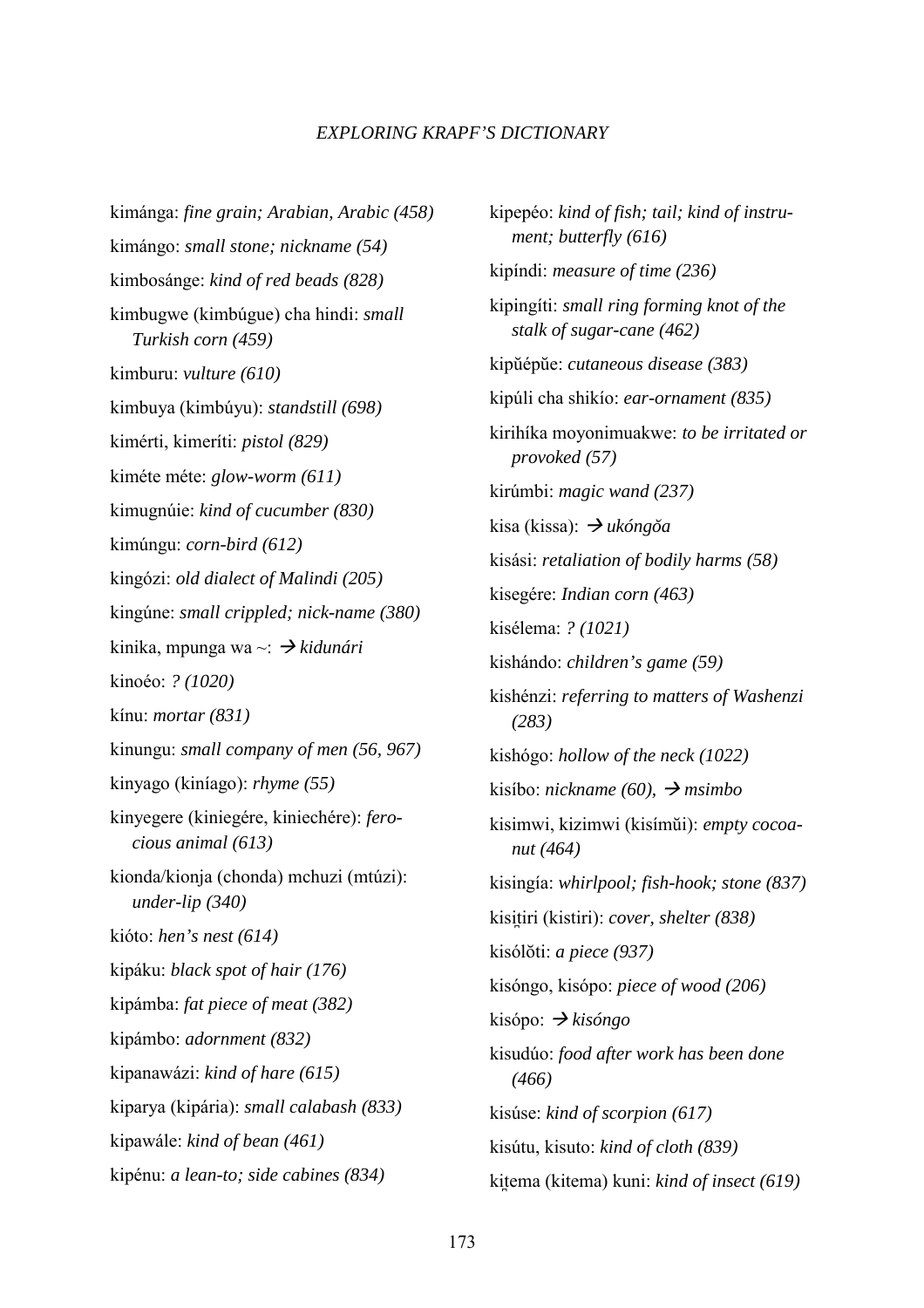kimánga: *fine grain; Arabian, Arabic (458)*

kimángo: *small stone; nickname (54)*

kimbosánge: *kind of red beads (828)*

kimbugwe (kimbúgue) cha hindi: *small Turkish corn (459)*

kimburu: *vulture (610)*

kimbuya (kimbúyu): *standstill (698)*

kimérti, kimeríti: *pistol (829)*

kiméte méte: *glow-worm (611)*

kimugnúie: *kind of cucumber (830)*

kimúngu: *corn-bird (612)*

kingózi: *old dialect of Malindi (205)*

kingúne: *small crippled; nick-name (380)*

kinika, mpunga wa ~: → *kidunári*

kinoéo: *? (1020)*

kínu: *mortar (831)*

kinungu: *small company of men (56, 967)*

kinyago (kiníago): *rhyme (55)*

kinyegere (kiniegére, kiniechére): *ferocious animal (613)*

kionda/kionja (chonda) mchuzi (mtúzi): *under-lip (340)*

kióto: *hen's nest (614)*

kipáku: *black spot of hair (176)*

kipámba: *fat piece of meat (382)*

kipámbo: *adornment (832)*

kipanawázi: *kind of hare (615)*

kiparya (kipária): *small calabash (833)*

kipawále: *kind of bean (461)*

kipénu: *a lean-to; side cabines (834)*

kipepéo: *kind of fish; tail; kind of instrument; butterfly (616)*

kipíndi: *measure of time (236)*

kipingíti: *small ring forming knot of the stalk of sugar-cane (462)*

kipŭépŭe: *cutaneous disease (383)*

kipúli cha shikío: *ear-ornament (835)*

kirihíka moyonimuakwe: *to be irritated or provoked (57)*

kirúmbi: *magic wand (237)*

kisa (kissa): → *ukóngŏa*

kisási: *retaliation of bodily harms (58)*

kisegére: *Indian corn (463)*

kisélema: *? (1021)*

kishándo: *children's game (59)*

kishénzi: *referring to matters of Washenzi (283)*

kishógo: *hollow of the neck (1022)*

kisíbo: *nickname (60),* → *msimbo*

kisimwi, kizimwi (kisímŭi): *empty cocoanut (464)*

kisingía: *whirlpool; fish-hook; stone (837)*

kisiṭiri (kistiri): *cover, shelter (838)*

kisólŏti: *a piece (937)*

kisóngo, kisópo: *piece of wood (206)*

kisópo: → *kisóngo*

kisudúo: *food after work has been done (466)*

kisúse: *kind of scorpion (617)*

kisútu, kisuto: *kind of cloth (839)*

kiṭema (kitema) kuni: *kind of insect (619)*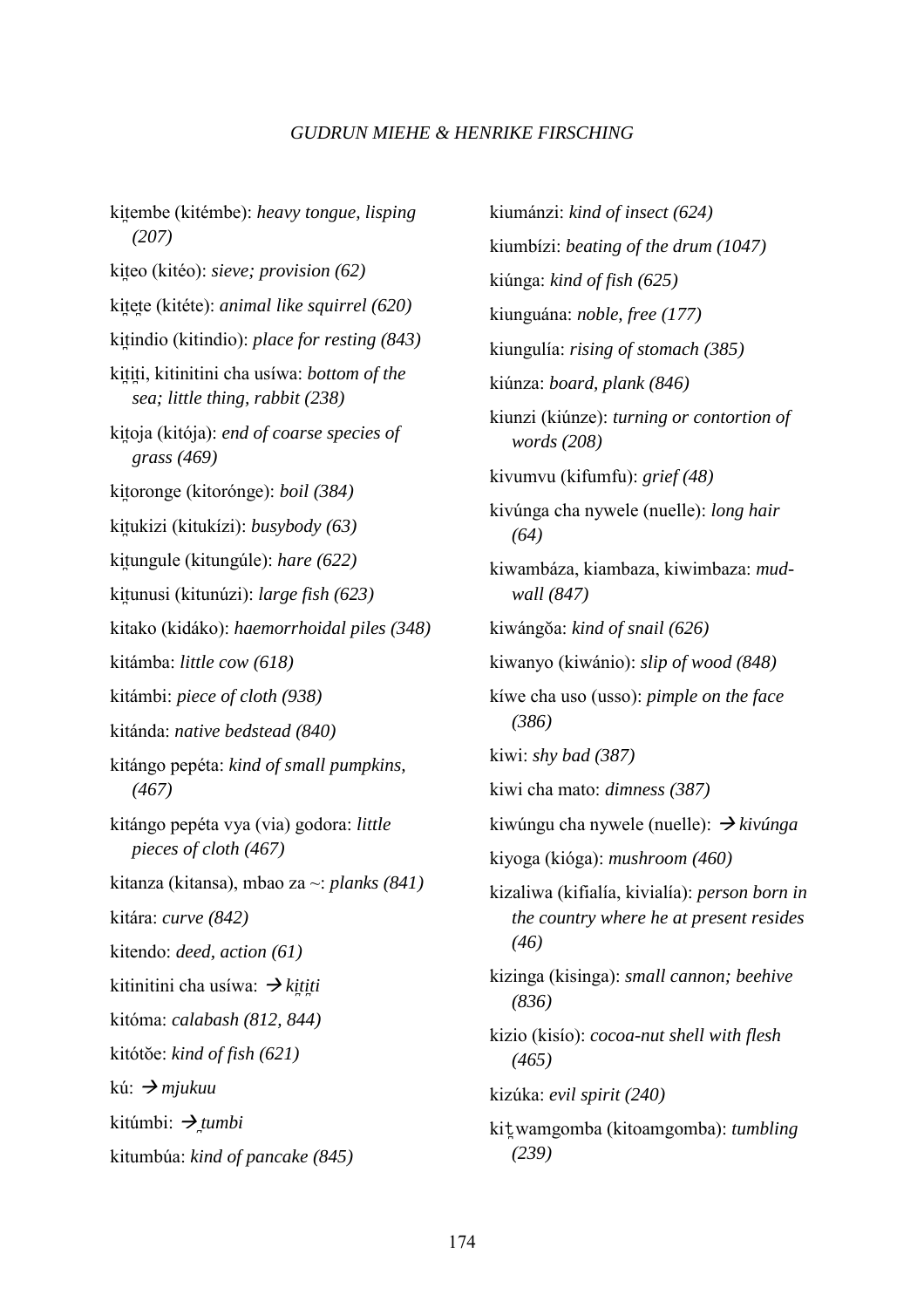ki̯tembe (kitémbe): *heavy tongue, lisping (207)*

ki̯teo (kitéo): *sieve; provision (62)*

ki̯te̯te (kitéte): *animal like squirrel (620)*

ki̯tindio (kitindio): *place for resting (843)*

ki̯ti̯ti, kitinitini cha usíwa: *bottom of the sea; little thing, rabbit (238)*

ki̯toja (kitója): *end of coarse species of grass (469)*

ki̯toronge (kitorónge): *boil (384)*

ki̯tukizi (kitukízi): *busybody (63)*

ki̯tungule (kitungúle): *hare (622)*

ki̯tunusi (kitunúzi): *large fish (623)*

kitako (kidáko): *haemorrhoidal piles (348)*

kitámba: *little cow (618)*

kitámbi: *piece of cloth (938)*

kitánda: *native bedstead (840)*

kitángo pepéta: *kind of small pumpkins, (467)*

kitángo pepéta vya (via) godora: *little pieces of cloth (467)*

kitanza (kitansa), mbao za ~: *planks (841)*

kitára: *curve (842)*

kitendo: *deed, action (61)*

kitinitini cha usíwa: → *ki̯ti̯ti*

kitóma: *calabash (812, 844)*

kitótŏe: *kind of fish (621)*

kú: → *mjukuu*

kitúmbi: → *̯tumbi*

kitumbúa: *kind of pancake (845)*

kiumánzi: *kind of insect (624)*

kiumbízi: *beating of the drum (1047)*

kiúnga: *kind of fish (625)*

kiunguána: *noble, free (177)*

kiungulía: *rising of stomach (385)*

kiúnza: *board, plank (846)*

kiunzi (kiúnze): *turning or contortion of words (208)*

kivumvu (kifumfu): *grief (48)*

kivúnga cha nywele (nuelle): *long hair (64)*

kiwambáza, kiambaza, kiwimbaza: *mud-wall (847)*

kiwángŏa: *kind of snail (626)*

kiwanyo (kiwánio): *slip of wood (848)*

kíwe cha uso (usso): *pimple on the face (386)*

kiwi: *shy bad (387)*

kiwi cha mato: *dimness (387)*

kiwúngu cha nywele (nuelle): → *kivúnga*

kiyoga (kióga): *mushroom (460)*

kizaliwa (kifialía, kivialía): *person born in the country where he at present resides (46)*

kizinga (kisinga): *small cannon; beehive (836)*

kizio (kisío): *cocoa-nut shell with flesh (465)*

kizúka: *evil spirit (240)*

ki̯twamgomba (kitoamgomba): *tumbling (239)*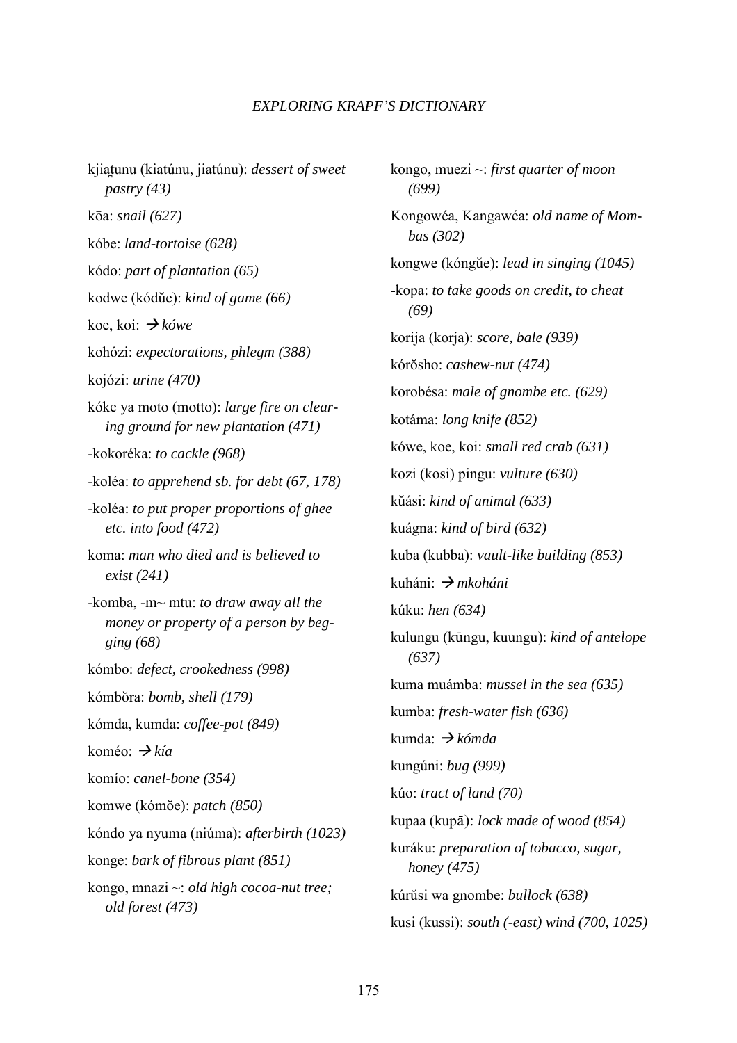kjiaṭunu (kiatúnu, jiatúnu): *dessert of sweet pastry (43)*

kōa: *snail (627)*

kóbe: *land-tortoise (628)*

kódo: *part of plantation (65)*

kodwe (kódŭe): *kind of game (66)*

koe, koi: → *kówe*

kohózi: *expectorations, phlegm (388)*

kojózi: *urine (470)*

kóke ya moto (motto): *large fire on clearing ground for new plantation (471)*

-kokoréka: *to cackle (968)*

-koléa: *to apprehend sb. for debt (67, 178)*

-koléa: *to put proper proportions of ghee etc. into food (472)*

koma: *man who died and is believed to exist (241)*

-komba, -m~ mtu: *to draw away all the money or property of a person by begging (68)*

kómbo: *defect, crookedness (998)*

kómbŏra: *bomb, shell (179)*

kómda, kumda: *coffee-pot (849)*

koméo: → *kía*

komío: *canel-bone (354)*

komwe (kómŏe): *patch (850)*

kóndo ya nyuma (niúma): *afterbirth (1023)*

konge: *bark of fibrous plant (851)*

kongo, mnazi ~: *old high cocoa-nut tree; old forest (473)*

kongo, muezi ~: *first quarter of moon (699)*

Kongowéa, Kangawéa: *old name of Mombas (302)*

kongwe (kóngŭe): *lead in singing (1045)*

-kopa: *to take goods on credit, to cheat (69)*

korija (korja): *score, bale (939)*

kórŏsho: *cashew-nut (474)*

korobésa: *male of gnombe etc. (629)*

kotáma: *long knife (852)*

kówe, koe, koi: *small red crab (631)*

kozi (kosi) pingu: *vulture (630)*

kŭási: *kind of animal (633)*

kuágna: *kind of bird (632)*

kuba (kubba): *vault-like building (853)*

kuháni: → *mkoháni*

kúku: *hen (634)*

kulungu (kūngu, kuungu): *kind of antelope (637)*

kuma muámba: *mussel in the sea (635)*

kumba: *fresh-water fish (636)*

kumda: → *kómda*

kungúni: *bug (999)*

kúo: *tract of land (70)*

kupaa (kupā): *lock made of wood (854)*

kuráku: *preparation of tobacco, sugar, honey (475)*

kúrŭsi wa gnombe: *bullock (638)*

kusi (kussi): *south (-east) wind (700, 1025)*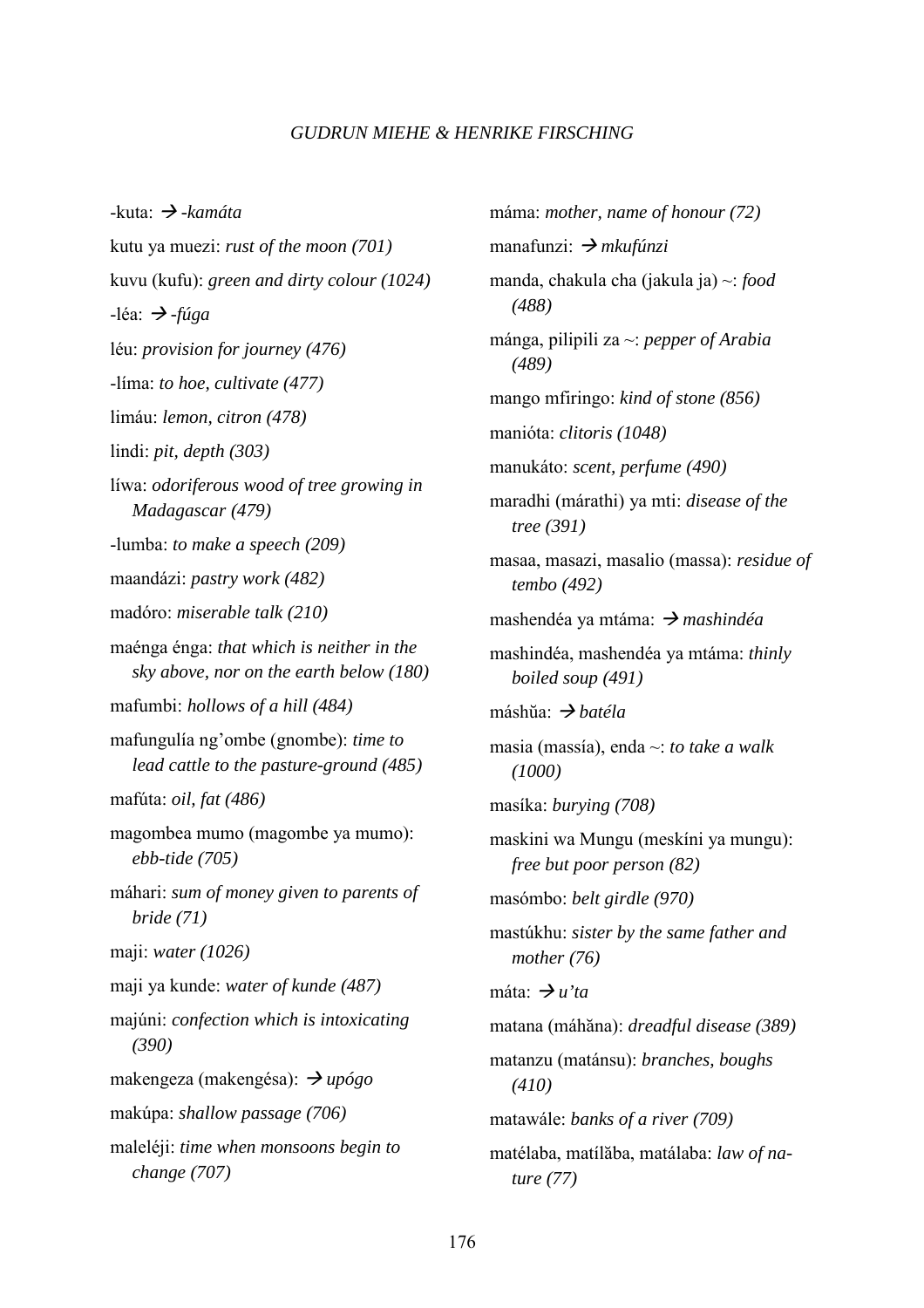-kuta: → *-kamáta*

kutu ya muezi: *rust of the moon (701)*

kuvu (kufu): *green and dirty colour (1024)*

-léa: → *-fúga*

léu: *provision for journey (476)*

-líma: *to hoe, cultivate (477)*

limáu: *lemon, citron (478)*

lindi: *pit, depth (303)*

líwa: *odoriferous wood of tree growing in Madagascar (479)*

-lumba: *to make a speech (209)*

maandázi: *pastry work (482)*

madóro: *miserable talk (210)*

maénga énga: *that which is neither in the sky above, nor on the earth below (180)*

mafumbi: *hollows of a hill (484)*

mafungulía ng'ombe (gnombe): *time to lead cattle to the pasture-ground (485)*

mafúta: *oil, fat (486)*

magombea mumo (magombe ya mumo): *ebb-tide (705)*

máhari: *sum of money given to parents of bride (71)*

maji: *water (1026)*

maji ya kunde: *water of kunde (487)*

majúni: *confection which is intoxicating (390)*

makengeza (makengésa): → *upógo*

makúpa: *shallow passage (706)*

maleléji: *time when monsoons begin to change (707)*

máma: *mother, name of honour (72)*

manafunzi: → *mkufúnzi*

manda, chakula cha (jakula ja) ~: *food (488)*

mánga, pilipili za ~: *pepper of Arabia (489)*

mango mfiringo: *kind of stone (856)*

manióta: *clitoris (1048)*

manukáto: *scent, perfume (490)*

maradhi (márathi) ya mti: *disease of the tree (391)*

masaa, masazi, masalio (massa): *residue of tembo (492)*

mashendéa ya mtáma: → *mashindéa*

mashindéa, mashendéa ya mtáma: *thinly boiled soup (491)*

máshŭa: → *batéla*

masia (massía), enda ~: *to take a walk (1000)*

masíka: *burying (708)*

maskini wa Mungu (meskíni ya mungu): *free but poor person (82)*

masómbo: *belt girdle (970)*

mastúkhu: *sister by the same father and mother (76)*

máta: → *u'ta*

matana (máhăna): *dreadful disease (389)*

matanzu (matánsu): *branches, boughs (410)*

matawále: *banks of a river (709)*

matélaba, matílăba, matálaba: *law of nature (77)*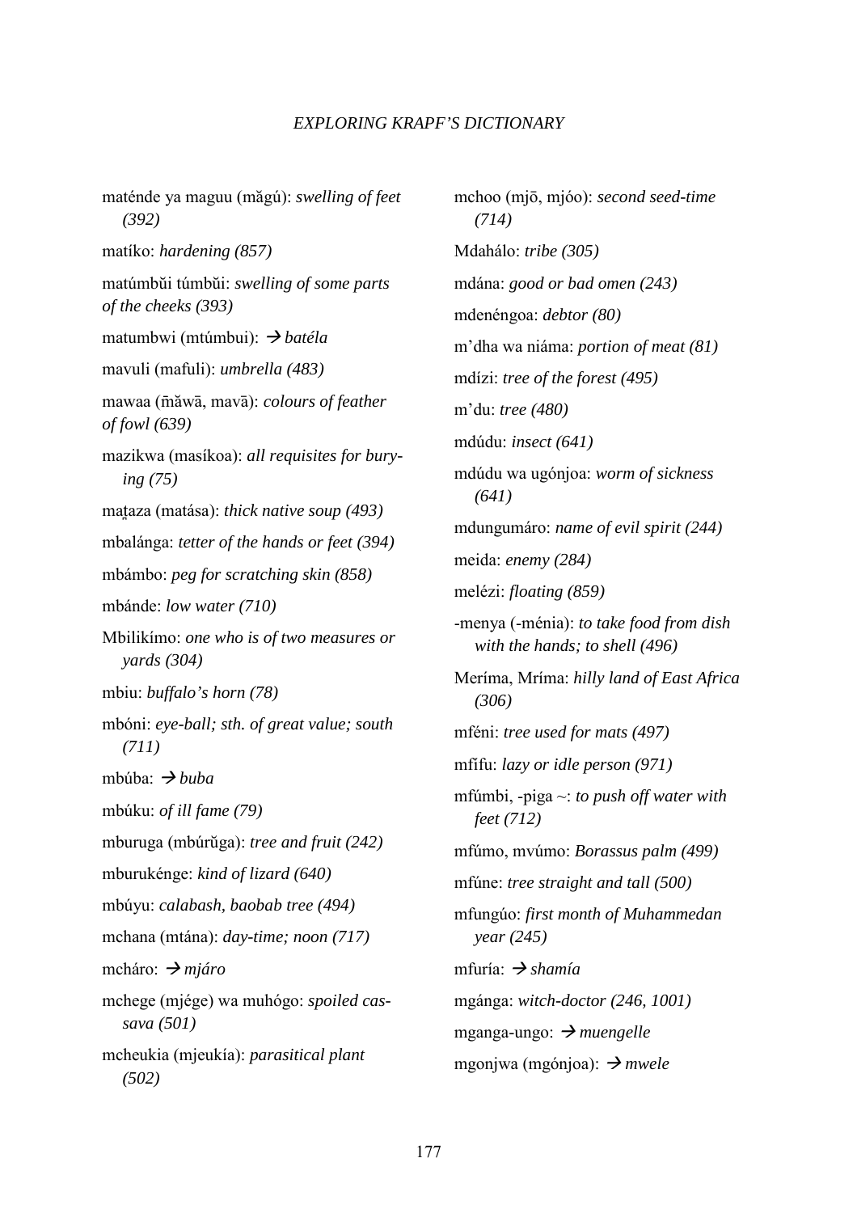maténde ya maguu (măgú): *swelling of feet (392)*

matíko: *hardening (857)*

matúmbŭi túmbŭi: *swelling of some parts of the cheeks (393)*

matumbwi (mtúmbui): → *batéla*

mavuli (mafuli): *umbrella (483)*

mawaa (m̃ăwā, mavā): *colours of feather of fowl (639)*

mazikwa (masíkoa): *all requisites for burying (75)*

maṯaza (matása): *thick native soup (493)*

mbalánga: *tetter of the hands or feet (394)*

mbámbo: *peg for scratching skin (858)*

mbánde: *low water (710)*

Mbilikímo: *one who is of two measures or yards (304)*

mbiu: *buffalo's horn (78)*

mbóni: *eye-ball; sth. of great value; south (711)*

mbúba: → *buba*

mbúku: *of ill fame (79)*

mburuga (mbúrŭga): *tree and fruit (242)*

mburukénge: *kind of lizard (640)*

mbúyu: *calabash, baobab tree (494)*

mchana (mtána): *day-time; noon (717)*

mcháro: → *mjáro*

mchege (mjége) wa muhógo: *spoiled cassava (501)*

mcheukia (mjeukía): *parasitical plant (502)*

mchoo (mjō, mjóo): *second seed-time (714)*

Mdahálo: *tribe (305)*

mdána: *good or bad omen (243)*

mdenéngoa: *debtor (80)*

m'dha wa niáma: *portion of meat (81)*

mdízi: *tree of the forest (495)*

m'du: *tree (480)*

mdúdu: *insect (641)*

mdúdu wa ugónjoa: *worm of sickness (641)*

mdungumáro: *name of evil spirit (244)*

meida: *enemy (284)*

melézi: *floating (859)*

-menya (-ménia): *to take food from dish with the hands; to shell (496)*

Meríma, Mríma: *hilly land of East Africa (306)*

mféni: *tree used for mats (497)*

mfífu: *lazy or idle person (971)*

mfúmbi, -piga ~: *to push off water with feet (712)*

mfúmo, mvúmo: *Borassus palm (499)*

mfúne: *tree straight and tall (500)*

mfungúo: *first month of Muhammedan year (245)*

mfuría: → *shamía*

mgánga: *witch-doctor (246, 1001)*

mganga-ungo: → *muengelle*

mgonjwa (mgónjoa): → *mwele*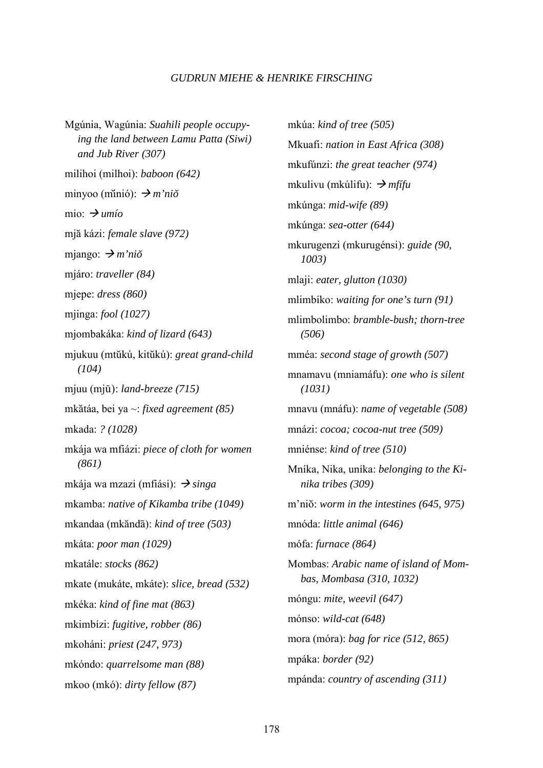Mgúnia, Wagúnia: *Suahili people occupying the land between Lamu Patta (Siwi) and Jub River (307)*

milihoi (milhoi): *baboon (642)*

minyoo (mĭnió): → *m'niŏ*

mio: → *umío*

mjă kázi: *female slave (972)*

mjango: → *m'niŏ*

mjáro: *traveller (84)*

mjepe: *dress (860)*

mjinga: *fool (1027)*

mjombakáka: *kind of lizard (643)*

mjukuu (mtŭkú, kitŭkú): *great grand-child (104)*

mjuu (mjū): *land-breeze (715)*

mkătáa, bei ya ~: *fixed agreement (85)*

mkada: *? (1028)*

mkája wa mfiázi: *piece of cloth for women (861)*

mkája wa mzazi (mfiási): → *singa*

mkamba: *native of Kikamba tribe (1049)*

mkandaa (mkăndā): *kind of tree (503)*

mkáta: *poor man (1029)*

mkatále: *stocks (862)*

mkate (mukáte, mkáte): *slice, bread (532)*

mkéka: *kind of fine mat (863)*

mkimbízi: *fugitive, robber (86)*

mkoháni: *priest (247, 973)*

mkóndo: *quarrelsome man (88)*

mkoo (mkó): *dirty fellow (87)*

mkúa: *kind of tree (505)*

Mkuafi: *nation in East Africa (308)*

mkufúnzi: *the great teacher (974)*

mkulivu (mkúlifu): → *mfífu*

mkúnga: *mid-wife (89)*

mkúnga: *sea-otter (644)*

mkurugenzi (mkurugénsi): *guide (90, 1003)*

mlaji: *eater, glutton (1030)*

mlimbíko: *waiting for one's turn (91)*

mlimbolimbo: *bramble-bush; thorn-tree (506)*

mméa: *second stage of growth (507)*

mnamavu (mniamáfu): *one who is silent (1031)*

mnavu (mnáfu): *name of vegetable (508)*

mnázi: *cocoa; cocoa-nut tree (509)*

mniénse: *kind of tree (510)*

Mníka, Nika, uníka: *belonging to the Kinika tribes (309)*

m'niŏ: *worm in the intestines (645, 975)*

mnóda: *little animal (646)*

mófa: *furnace (864)*

Mombas: *Arabic name of island of Mombas, Mombasa (310, 1032)*

móngu: *mite, weevil (647)*

mónso: *wild-cat (648)*

mora (móra): *bag for rice (512, 865)*

mpáka: *border (92)*

mpánda: *country of ascending (311)*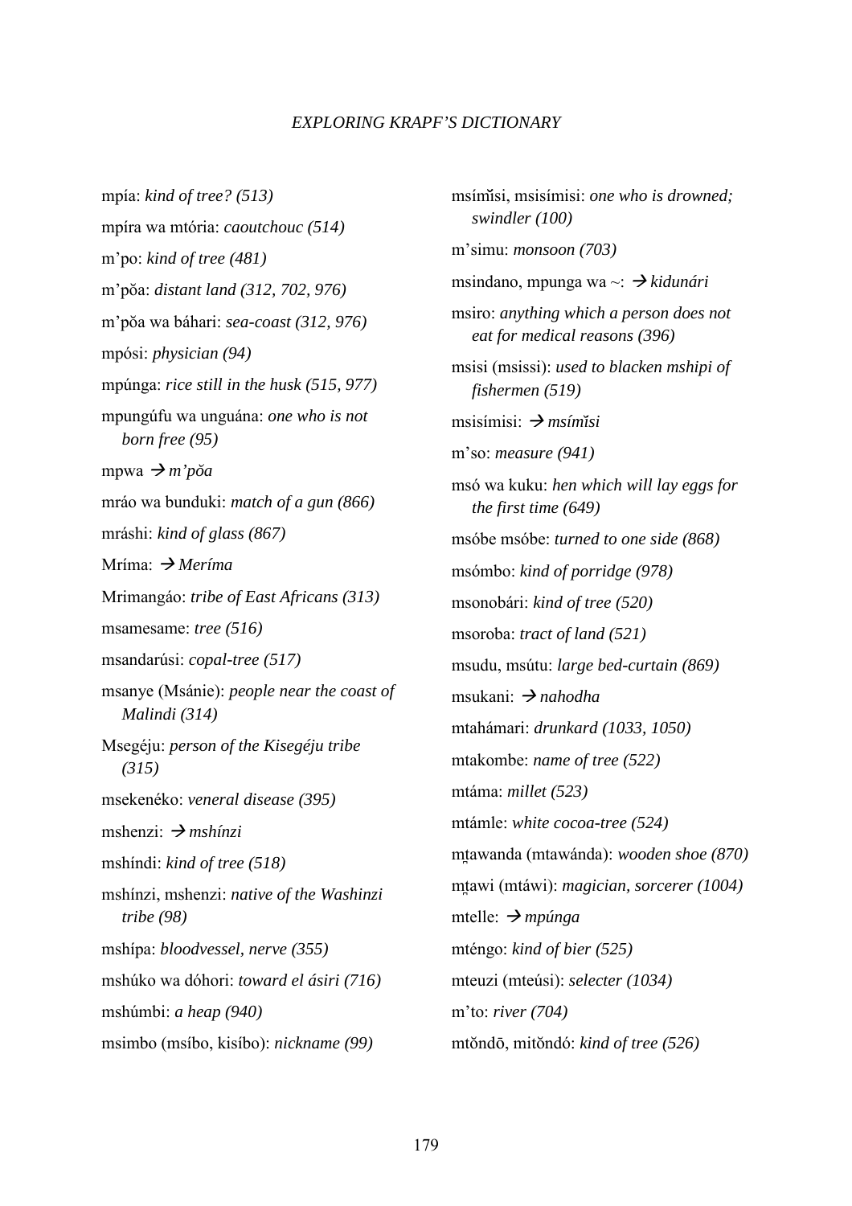mpía: *kind of tree? (513)*

mpíra wa mtória: *caoutchouc (514)*

m'po: *kind of tree (481)*

m'pŏa: *distant land (312, 702, 976)*

m'pŏa wa báhari: *sea-coast (312, 976)*

mpósi: *physician (94)*

mpúnga: *rice still in the husk (515, 977)*

mpungúfu wa unguána: *one who is not born free (95)*

mpwa → *m'pŏa*

mráo wa bunduki: *match of a gun (866)*

mráshi: *kind of glass (867)*

Mríma: → *Meríma*

Mrimangáo: *tribe of East Africans (313)*

msamesame: *tree (516)*

msandarúsi: *copal-tree (517)*

msanye (Msánie): *people near the coast of Malindi (314)*

Msegéju: *person of the Kisegéju tribe (315)*

msekenéko: *veneral disease (395)*

mshenzi: → *mshínzi*

mshíndi: *kind of tree (518)*

mshínzi, mshenzi: *native of the Washinzi tribe (98)*

mshípa: *bloodvessel, nerve (355)*

mshúko wa dóhori: *toward el ásiri (716)*

mshúmbi: *a heap (940)*

msimbo (msíbo, kisíbo): *nickname (99)*

msímĭsi, msisímisi: *one who is drowned; swindler (100)*

m'simu: *monsoon (703)*

msindano, mpunga wa ~: → *kidunári*

msiro: *anything which a person does not eat for medical reasons (396)*

msisi (msissi): *used to blacken mshipi of fishermen (519)*

msisímisi: → *msímĭsi*

m'so: *measure (941)*

msó wa kuku: *hen which will lay eggs for the first time (649)*

msóbe msóbe: *turned to one side (868)*

msómbo: *kind of porridge (978)*

msonobári: *kind of tree (520)*

msoroba: *tract of land (521)*

msudu, msútu: *large bed-curtain (869)*

msukani: → *nahodha*

mtahámari: *drunkard (1033, 1050)*

mtakombe: *name of tree (522)*

mtáma: *millet (523)*

mtámle: *white cocoa-tree (524)*

mt̪awanda (mtawánda): *wooden shoe (870)*

mt̪awi (mtáwi): *magician, sorcerer (1004)*

mtelle: → *mpúnga*

mténgo: *kind of bier (525)*

mteuzi (mteúsi): *selecter (1034)*

m'to: *river (704)*

mtŏndō, mitŏndó: *kind of tree (526)*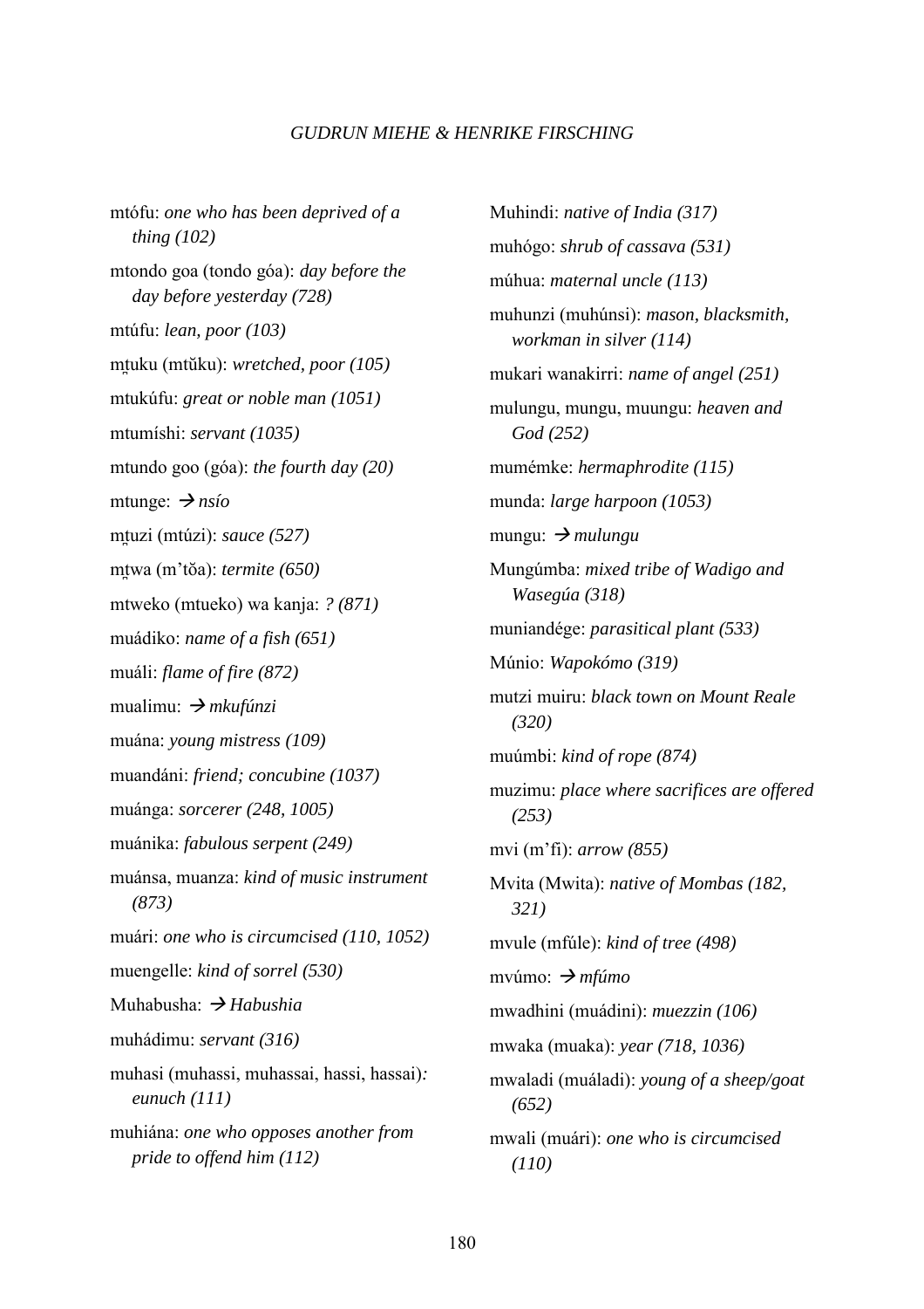mtófu: *one who has been deprived of a thing (102)*

mtondo goa (tondo góa): *day before the day before yesterday (728)*

mtúfu: *lean, poor (103)*

mṭuku (mtŭku): *wretched, poor (105)*

mtukúfu: *great or noble man (1051)*

mtumíshi: *servant (1035)*

mtundo goo (góa): *the fourth day (20)*

mtunge: → *nsío*

mṭuzi (mtúzi): *sauce (527)*

mṭwa (m'tŏa): *termite (650)*

mtweko (mtueko) wa kanja: *? (871)*

muádiko: *name of a fish (651)*

muáli: *flame of fire (872)*

mualimu: → *mkufúnzi*

muána: *young mistress (109)*

muandáni: *friend; concubine (1037)*

muánga: *sorcerer (248, 1005)*

muánika: *fabulous serpent (249)*

muánsa, muanza: *kind of music instrument (873)*

muári: *one who is circumcised (110, 1052)*

muengelle: *kind of sorrel (530)*

Muhabusha: → *Habushia*

muhádimu: *servant (316)*

muhasi (muhassi, muhassai, hassi, hassai): *eunuch (111)*

muhiána: *one who opposes another from pride to offend him (112)*

Muhindi: *native of India (317)*

muhógo: *shrub of cassava (531)*

múhua: *maternal uncle (113)*

muhunzi (muhúnsi): *mason, blacksmith, workman in silver (114)*

mukari wanakirri: *name of angel (251)*

mulungu, mungu, muungu: *heaven and God (252)*

mumémke: *hermaphrodite (115)*

munda: *large harpoon (1053)*

mungu: → *mulungu*

Mungúmba: *mixed tribe of Wadigo and Wasegúa (318)*

muniandége: *parasitical plant (533)*

Múnio: *Wapokómo (319)*

mutzi muiru: *black town on Mount Reale (320)*

muúmbi: *kind of rope (874)*

muzimu: *place where sacrifices are offered (253)*

mvi (m'fi): *arrow (855)*

Mvita (Mwita): *native of Mombas (182, 321)*

mvule (mfúle): *kind of tree (498)*

mvúmo: → *mfúmo*

mwadhini (muádini): *muezzin (106)*

mwaka (muaka): *year (718, 1036)*

mwaladi (muáladi): *young of a sheep/goat (652)*

mwali (muári): *one who is circumcised (110)*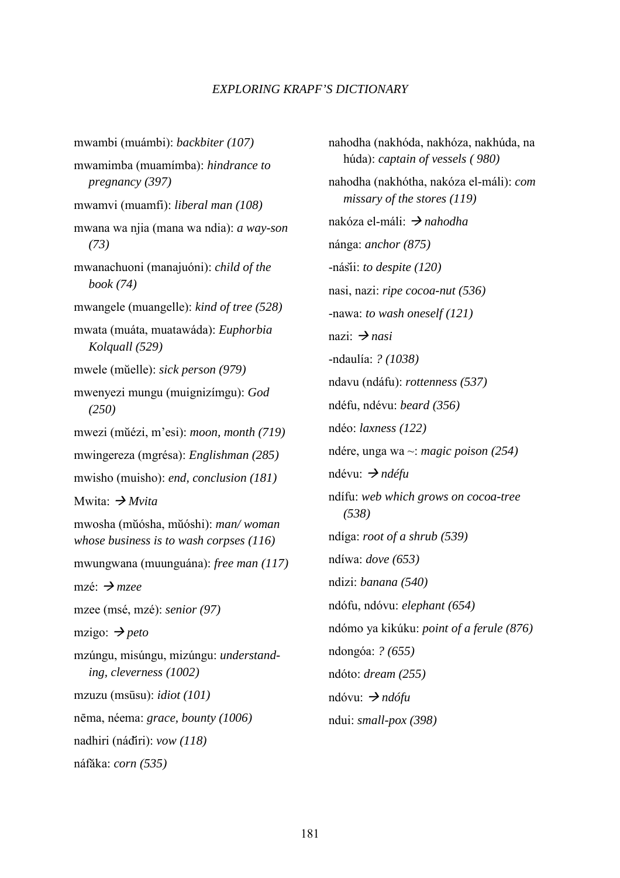mwambi (muámbi): *backbiter (107)*

mwamimba (muamímba): *hindrance to pregnancy (397)*

mwamvi (muamfi): *liberal man (108)*

mwana wa njia (mana wa ndia): *a way-son (73)*

mwanachuoni (manajuóni): *child of the book (74)*

mwangele (muangelle): *kind of tree (528)*

mwata (muáta, muatawáda): *Euphorbia Kolquall (529)*

mwele (mŭelle): *sick person (979)*

mwenyezi mungu (muignizímgu): *God (250)*

mwezi (mŭézi, m'esi): *moon, month (719)*

mwingereza (mgrésa): *Englishman (285)*

mwisho (muisho): *end, conclusion (181)*

Mwita: → *Mvita*

mwosha (mŭósha, mŭóshi): *man/ woman whose business is to wash corpses (116)*

mwungwana (muunguána): *free man (117)*

mzé: → *mzee*

mzee (msé, mzé): *senior (97)*

mzigo: → *peto*

mzúngu, misúngu, mizúngu: *understanding, cleverness (1002)*

mzuzu (msūsu): *idiot (101)*

nēma, néema: *grace, bounty (1006)*

nadhiri (náđiri): *vow (118)*

náfăka: *corn (535)*

nahodha (nakhóda, nakhóza, nakhúda, na húda): *captain of vessels ( 980)*

nahodha (nakhótha, nakóza el-máli): *com missary of the stores (119)*

nakóza el-máli: → *nahodha*

nánga: *anchor (875)*

-nášii: *to despite (120)*

nasi, nazi: *ripe cocoa-nut (536)*

-nawa: *to wash oneself (121)*

nazi: → *nasi*

-ndaulía: *? (1038)*

ndavu (ndáfu): *rottenness (537)*

ndéfu, ndévu: *beard (356)*

ndéo: *laxness (122)*

ndére, unga wa ~: *magic poison (254)*

ndévu: → *ndéfu*

ndífu: *web which grows on cocoa-tree (538)*

ndíga: *root of a shrub (539)*

ndíwa: *dove (653)*

ndizi: *banana (540)*

ndófu, ndóvu: *elephant (654)*

ndómo ya kikúku: *point of a ferule (876)*

ndongóa: *? (655)*

ndóto: *dream (255)*

ndóvu: → *ndófu*

ndui: *small-pox (398)*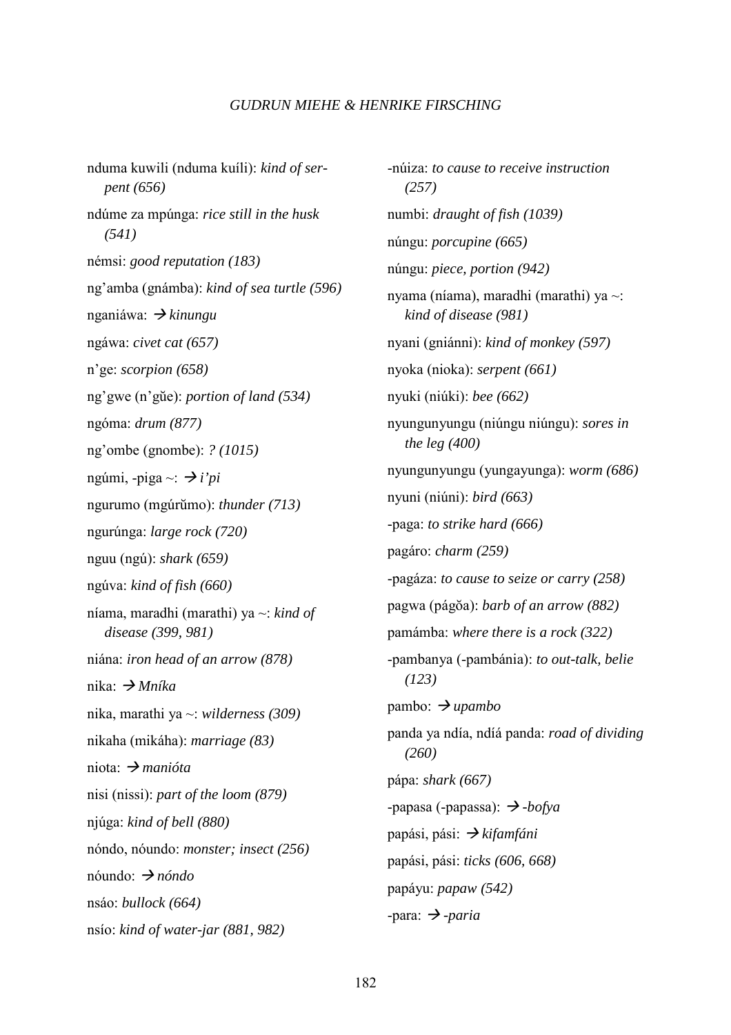nduma kuwili (nduma kuíli): *kind of serpent (656)*

ndúme za mpúnga: *rice still in the husk (541)*

némsi: *good reputation (183)*

ng'amba (gnámba): *kind of sea turtle (596)*

nganiáwa: → *kinungu*

ngáwa: *civet cat (657)*

n'ge: *scorpion (658)*

ng'gwe (n'gŭe): *portion of land (534)*

ngóma: *drum (877)*

ng'ombe (gnombe): *? (1015)*

ngúmi, -piga ~: → *i'pi*

ngurumo (mgúrŭmo): *thunder (713)*

ngurúnga: *large rock (720)*

nguu (ngú): *shark (659)*

ngúva: *kind of fish (660)*

níama, maradhi (marathi) ya ~: *kind of disease (399, 981)*

niána: *iron head of an arrow (878)*

nika: → *Mníka*

nika, marathi ya ~: *wilderness (309)*

nikaha (mikáha): *marriage (83)*

niota: → *manióta*

nisi (nissi): *part of the loom (879)*

njúga: *kind of bell (880)*

nóndo, nóundo: *monster; insect (256)*

nóundo: → *nóndo*

nsáo: *bullock (664)*

nsío: *kind of water-jar (881, 982)*

-núiza: *to cause to receive instruction (257)*

numbi: *draught of fish (1039)*

núngu: *porcupine (665)*

núngu: *piece, portion (942)*

nyama (níama), maradhi (marathi) ya ~: *kind of disease (981)*

nyani (gniánni): *kind of monkey (597)*

nyoka (nioka): *serpent (661)*

nyuki (niúki): *bee (662)*

nyungunyungu (niúngu niúngu): *sores in the leg (400)*

nyungunyungu (yungayunga): *worm (686)*

nyuni (niúni): *bird (663)*

-paga: *to strike hard (666)*

pagáro: *charm (259)*

-pagáza: *to cause to seize or carry (258)*

pagwa (págŏa): *barb of an arrow (882)*

pamámba: *where there is a rock (322)*

-pambanya (-pambánia): *to out-talk, belie (123)*

pambo: → *upambo*

panda ya ndía, ndíá panda: *road of dividing (260)*

pápa: *shark (667)*

-papasa (-papassa): → *-bofya*

papási, pási: → *kifamfáni*

papási, pási: *ticks (606, 668)*

papáyu: *papaw (542)*

-para: → *-paria*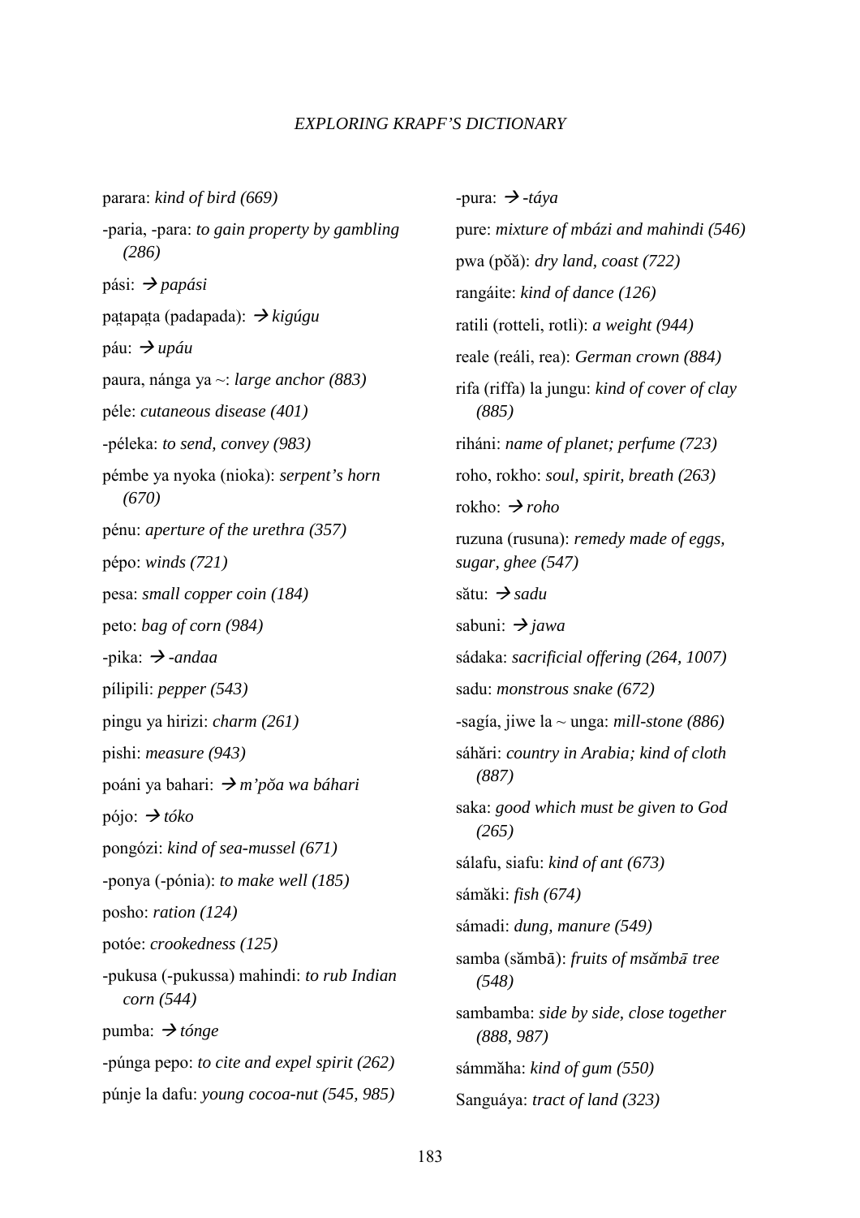parara: *kind of bird (669)*

-paria, -para: *to gain property by gambling (286)*

pási: → *papási*

paṯapaṯa (padapada): → *kigúgu*

páu: → *upáu*

paura, nánga ya ~: *large anchor (883)*

péle: *cutaneous disease (401)*

-péleka: *to send, convey (983)*

pémbe ya nyoka (nioka): *serpent's horn (670)*

pénu: *aperture of the urethra (357)*

pépo: *winds (721)*

pesa: *small copper coin (184)*

peto: *bag of corn (984)*

-pika: → *-andaa*

pílipili: *pepper (543)*

pingu ya hirizi: *charm (261)*

pishi: *measure (943)*

poáni ya bahari: → *m'pŏa wa báhari*

pójo: → *tóko*

pongózi: *kind of sea-mussel (671)*

-ponya (-pónia): *to make well (185)*

posho: *ration (124)*

potóe: *crookedness (125)*

-pukusa (-pukussa) mahindi: *to rub Indian corn (544)*

pumba: → *tónge*

-púnga pepo: *to cite and expel spirit (262)*

púnje la dafu: *young cocoa-nut (545, 985)*

-pura: → *-táya*

pure: *mixture of mbázi and mahindi (546)*

pwa (pŏă): *dry land, coast (722)*

rangáite: *kind of dance (126)*

ratili (rotteli, rotli): *a weight (944)*

reale (reáli, rea): *German crown (884)*

rifa (riffa) la jungu: *kind of cover of clay (885)*

riháni: *name of planet; perfume (723)*

roho, rokho: *soul, spirit, breath (263)*

rokho: → *roho*

ruzuna (rusuna): *remedy made of eggs, sugar, ghee (547)*

sătu: → *sadu*

sabuni: → *jawa*

sádaka: *sacrificial offering (264, 1007)*

sadu: *monstrous snake (672)*

-sagía, jiwe la ~ unga: *mill-stone (886)*

sáhări: *country in Arabia; kind of cloth (887)*

saka: *good which must be given to God (265)*

sálafu, siafu: *kind of ant (673)*

sámăki: *fish (674)*

sámadi: *dung, manure (549)*

samba (sămbā): *fruits of msămbā tree (548)*

sambamba: *side by side, close together (888, 987)*

sámmăha: *kind of gum (550)*

Sanguáya: *tract of land (323)*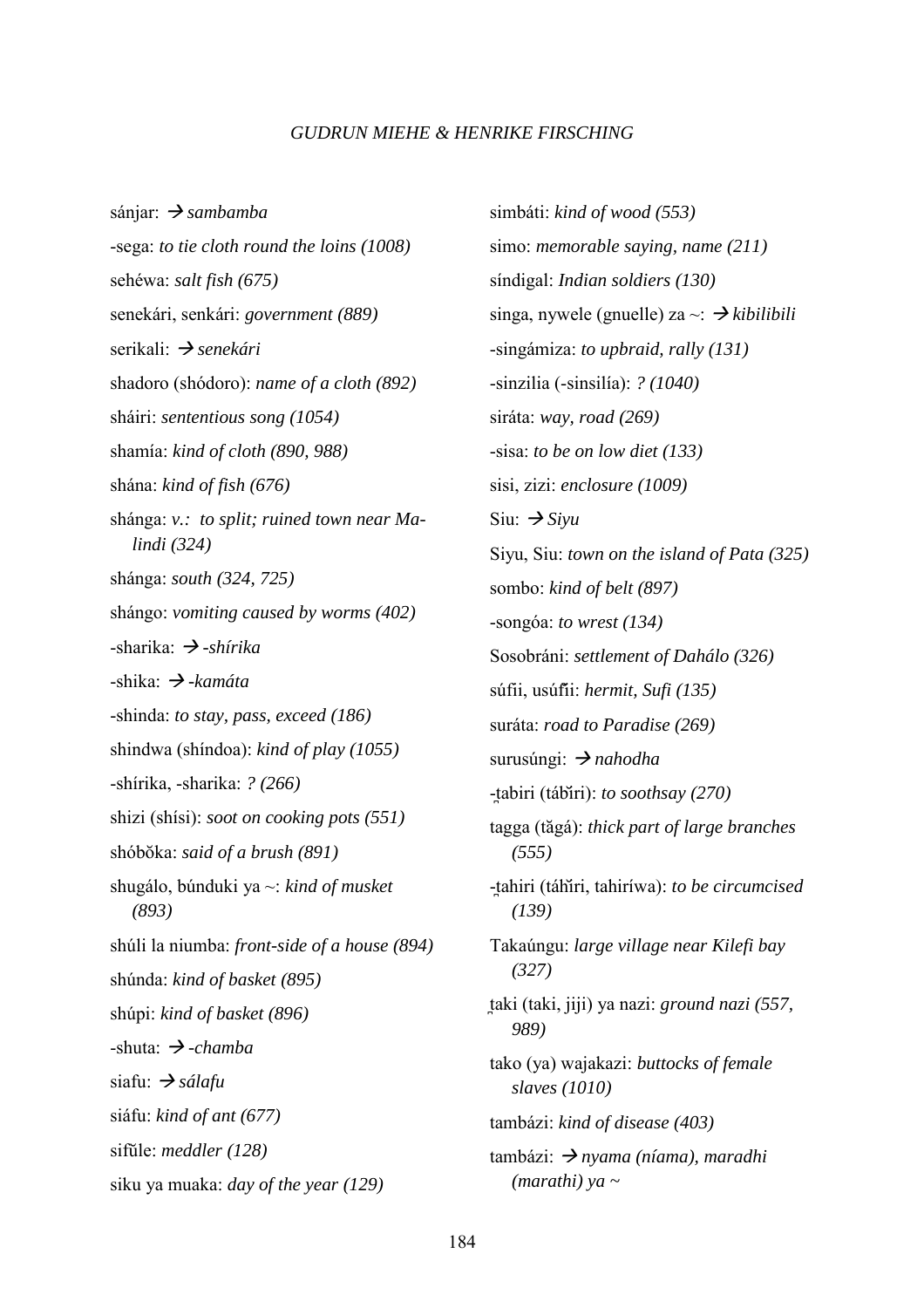sánjar: → *sambamba*

-sega: *to tie cloth round the loins (1008)*

sehéwa: *salt fish (675)*

senekári, senkári: *government (889)*

serikali: → *senekári*

shadoro (shódoro): *name of a cloth (892)*

sháiri: *sententious song (1054)*

shamía: *kind of cloth (890, 988)*

shána: *kind of fish (676)*

shánga: *v.: to split; ruined town near Malindi (324)*

shánga: *south (324, 725)*

shángo: *vomiting caused by worms (402)*

-sharika: → *-shírika*

-shika: → *-kamáta*

-shinda: *to stay, pass, exceed (186)*

shindwa (shíndoa): *kind of play (1055)*

-shírika, -sharika: *? (266)*

shizi (shísi): *soot on cooking pots (551)*

shóbǒka: *said of a brush (891)*

shugálo, búnduki ya ~: *kind of musket (893)*

shúli la niumba: *front-side of a house (894)*

shúnda: *kind of basket (895)*

shúpi: *kind of basket (896)*

-shuta: → *-chamba*

siafu: → *sálafu*

siáfu: *kind of ant (677)*

sifǔle: *meddler (128)*

siku ya muaka: *day of the year (129)*

simbáti: *kind of wood (553)*

simo: *memorable saying, name (211)*

síndigal: *Indian soldiers (130)*

singa, nywele (gnuelle) za ~: → *kibilibili*

-singámiza: *to upbraid, rally (131)*

-sinzilia (-sinsilía): *? (1040)*

siráta: *way, road (269)*

-sisa: *to be on low diet (133)*

sisi, zizi: *enclosure (1009)*

Siu: → *Siyu*

Siyu, Siu: *town on the island of Pata (325)*

sombo: *kind of belt (897)*

-songóa: *to wrest (134)*

Sosobráni: *settlement of Dahálo (326)*

súfii, usúfii: *hermit, Sufi (135)*

suráta: *road to Paradise (269)*

surusúngi: → *nahodha*

-ṯabiri (tábǐri): *to soothsay (270)*

tagga (tăgá): *thick part of large branches (555)*

-ṯahiri (táhǐri, tahiríwa): *to be circumcised (139)*

Takaúngu: *large village near Kilefi bay (327)*

ṯaki (taki, jiji) ya nazi: *ground nazi (557, 989)*

tako (ya) wajakazi: *buttocks of female slaves (1010)*

tambázi: *kind of disease (403)*

tambázi: → *nyama (níama), maradhi (marathi) ya ~*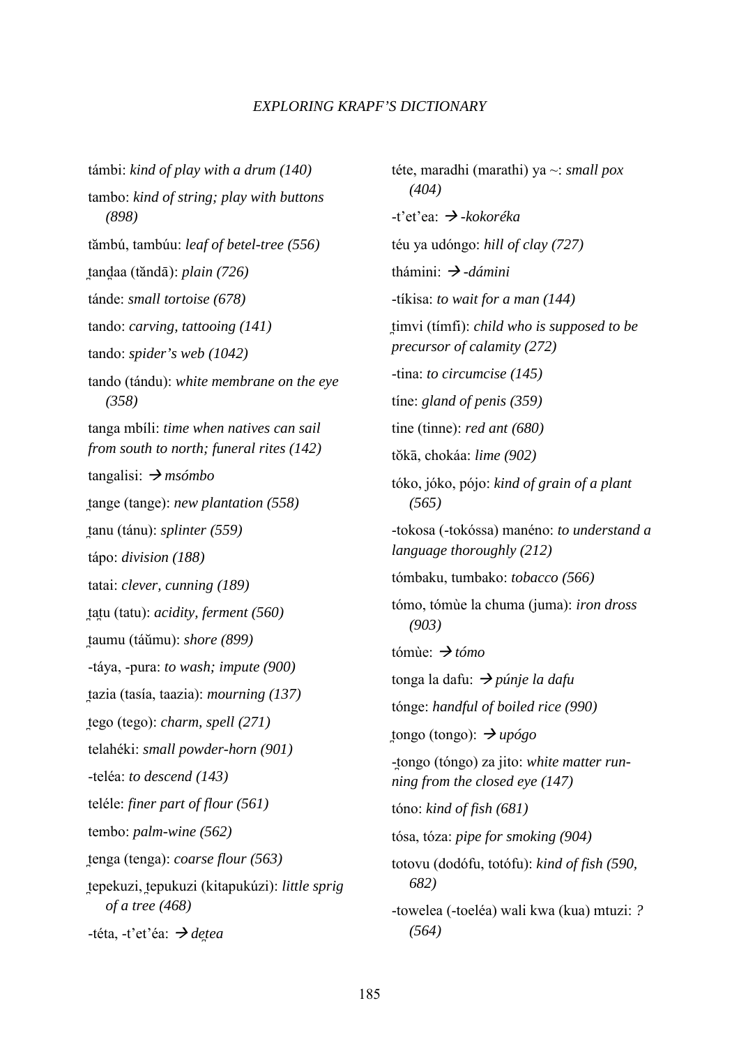támbi: *kind of play with a drum (140)*

tambo: *kind of string; play with buttons (898)*

tămbú, tambúu: *leaf of betel-tree (556)*

t̺anḍaa (tăndā): *plain (726)*

tánde: *small tortoise (678)*

tando: *carving, tattooing (141)*

tando: *spider's web (1042)*

tando (tándu): *white membrane on the eye (358)*

tanga mbíli: *time when natives can sail from south to north; funeral rites (142)*

tangalisi: → *msómbo*

t̺ange (tange): *new plantation (558)*

t̺anu (tánu): *splinter (559)*

tápo: *division (188)*

tatai: *clever, cunning (189)*

t̺at̺u (tatu): *acidity, ferment (560)*

t̺aumu (táŭmu): *shore (899)*

-táya, -pura: *to wash; impute (900)*

t̺azia (tasía, taazia): *mourning (137)*

t̺ego (tego): *charm, spell (271)*

telahéki: *small powder-horn (901)*

-teléa: *to descend (143)*

teléle: *finer part of flour (561)*

tembo: *palm-wine (562)*

t̺enga (tenga): *coarse flour (563)*

t̺epekuzi, t̺epukuzi (kitapukúzi): *little sprig of a tree (468)*

-téta, -t'et'éa: → *det̺ea*

téte, maradhi (marathi) ya ~: *small pox (404)*

-t'et'ea: → *-kokoréka*

téu ya udóngo: *hill of clay (727)*

thámini: → *-dámini*

-tíkisa: *to wait for a man (144)*

t̺imvi (tímfi): *child who is supposed to be precursor of calamity (272)*

-tina: *to circumcise (145)*

tíne: *gland of penis (359)*

tine (tinne): *red ant (680)*

tŏkā, chokáa: *lime (902)*

tóko, jóko, pójo: *kind of grain of a plant (565)*

-tokosa (-tokóssa) manéno: *to understand a language thoroughly (212)*

tómbaku, tumbako: *tobacco (566)*

tómo, tómùe la chuma (juma): *iron dross (903)*

tómùe: → *tómo*

tonga la dafu: → *púnje la dafu*

tónge: *handful of boiled rice (990)*

t̺ongo (tongo): → *upógo*

-t̺ongo (tóngo) za jito: *white matter running from the closed eye (147)*

tóno: *kind of fish (681)*

tósa, tóza: *pipe for smoking (904)*

totovu (dodófu, totófu): *kind of fish (590, 682)*

-towelea (-toeléa) wali kwa (kua) mtuzi: *? (564)*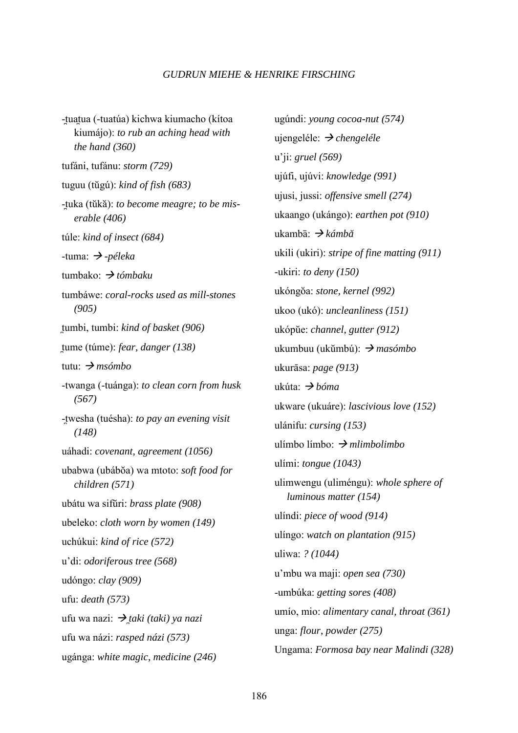-t̯uat̯ua (-tuatúa) kichwa kiumacho (kítoa kiumájo): *to rub an aching head with the hand (360)*

tufáni, tufánu: *storm (729)*

tuguu (tŭgú): *kind of fish (683)*

-t̯uka (tŭkă): *to become meagre; to be miserable (406)*

túle: *kind of insect (684)*

-tuma: → *-péleka*

tumbako: → *tómbaku*

tumbáwe: *coral-rocks used as mill-stones (905)*

t̯umbi, tumbi: *kind of basket (906)*

t̯ume (túme): *fear, danger (138)*

tutu: → *msómbo*

-twanga (-tuánga): *to clean corn from husk (567)*

-t̯wesha (tuésha): *to pay an evening visit (148)*

uáhadi: *covenant, agreement (1056)*

ubabwa (ubábŏa) wa mtoto: *soft food for children (571)*

ubátu wa sifŭri: *brass plate (908)*

ubeleko: *cloth worn by women (149)*

uchúkui: *kind of rice (572)*

u'di: *odoriferous tree (568)*

udóngo: *clay (909)*

ufu: *death (573)*

ufu wa nazi: → *t̯aki (taki) ya nazi*

ufu wa názi: *rasped názi (573)*

ugánga: *white magic, medicine (246)*

ugúndi: *young cocoa-nut (574)*

ujengeléle: → *chengeléle*

u'ji: *gruel (569)*

ujúfi, ujúvi: *knowledge (991)*

ujusi, jussi: *offensive smell (274)*

ukaango (ukángo): *earthen pot (910)*

ukambā: → *kámbă*

ukili (ukiri): *stripe of fine matting (911)*

-ukiri: *to deny (150)*

ukóngŏa: *stone, kernel (992)*

ukoo (ukó): *uncleanliness (151)*

ukópŭe: *channel, gutter (912)*

ukumbuu (ukŭmbú): → *masómbo*

ukurāsa: *page (913)*

ukúta: → *bóma*

ukware (ukuáre): *lascivious love (152)*

ulánifu: *cursing (153)*

ulímbo límbo: → *mlimbolimbo*

ulími: *tongue (1043)*

ulimwengu (uliméngu): *whole sphere of luminous matter (154)*

ulíndi: *piece of wood (914)*

ulíngo: *watch on plantation (915)*

uliwa: *? (1044)*

u'mbu wa maji: *open sea (730)*

-umbúka: *getting sores (408)*

umío, mio: *alimentary canal, throat (361)*

unga: *flour, powder (275)*

Ungama: *Formosa bay near Malindi (328)*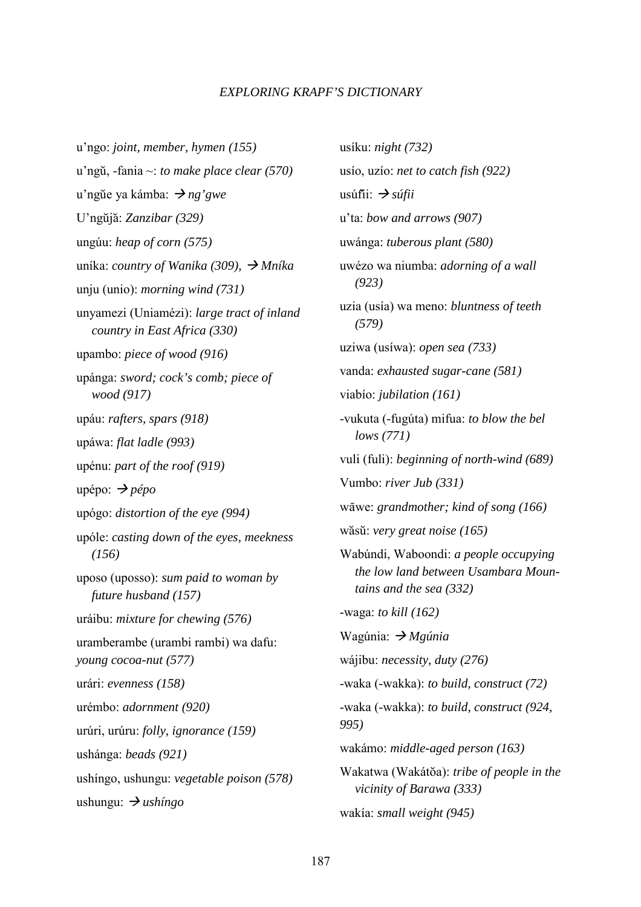u'ngo: *joint, member, hymen (155)*

u'ngŭ, -fania ~: *to make place clear (570)*

u'ngŭe ya kámba: → *ng'gwe*

U'ngŭjă: *Zanzibar (329)*

ungúu: *heap of corn (575)*

uníka: *country of Wanika (309),* → *Mníka*

unju (unio): *morning wind (731)*

unyamezi (Uniamézi): *large tract of inland country in East Africa (330)*

upambo: *piece of wood (916)*

upánga: *sword; cock's comb; piece of wood (917)*

upáu: *rafters, spars (918)*

upáwa: *flat ladle (993)*

upénu: *part of the roof (919)*

upépo: → *pépo*

upógo: *distortion of the eye (994)*

upóle: *casting down of the eyes, meekness (156)*

uposo (uposso): *sum paid to woman by future husband (157)*

uráibu: *mixture for chewing (576)*

uramberambe (urambi rambi) wa dafu: *young cocoa-nut (577)*

urári: *evenness (158)*

urémbo: *adornment (920)*

urúri, urúru: *folly, ignorance (159)*

ushánga: *beads (921)*

ushíngo, ushungu: *vegetable poison (578)*

ushungu: → *ushíngo*

usíku: *night (732)*

usío, uzío: *net to catch fish (922)*

usúf̃ii: → *súfii*

u'ta: *bow and arrows (907)*

uwánga: *tuberous plant (580)*

uwézo wa niumba: *adorning of a wall (923)*

uzia (usía) wa meno: *bluntness of teeth (579)*

uziwa (usíwa): *open sea (733)*

vanda: *exhausted sugar-cane (581)*

viabío: *jubilation (161)*

-vukuta (-fugúta) mifua: *to blow the bel lows (771)*

vuli (fuli): *beginning of north-wind (689)*

Vumbo: *river Jub (331)*

wāwe: *grandmother; kind of song (166)*

wăsŭ: *very great noise (165)*

Wabúndi, Waboondi: *a people occupying the low land between Usambara Mountains and the sea (332)*

-waga: *to kill (162)*

Wagúnia: → *Mgúnia*

wájibu: *necessity, duty (276)*

-waka (-wakka): *to build, construct (72)*

-waka (-wakka): *to build, construct (924, 995)*

wakámo: *middle-aged person (163)*

Wakatwa (Wakátŏa): *tribe of people in the vicinity of Barawa (333)*

wakía: *small weight (945)*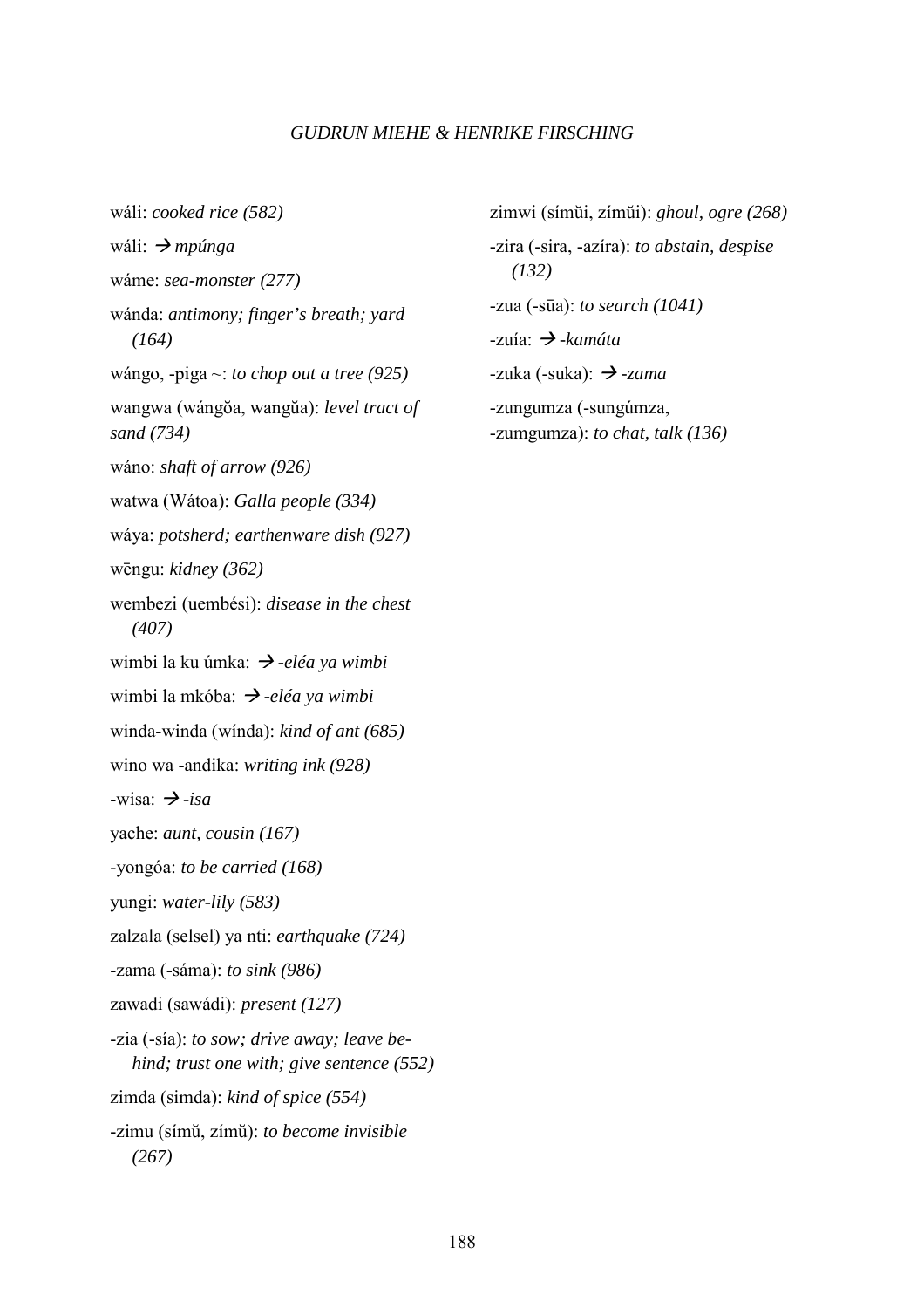wáli: *cooked rice (582)*

wáli: → *mpúnga*

wáme: *sea-monster (277)*

wánda: *antimony; finger's breath; yard (164)*

wángo, -piga ~: *to chop out a tree (925)*

wangwa (wángŏa, wangŭa): *level tract of sand (734)*

wáno: *shaft of arrow (926)*

watwa (Wátoa): *Galla people (334)*

wáya: *potsherd; earthenware dish (927)*

wēngu: *kidney (362)*

wembezi (uembési): *disease in the chest (407)*

wimbi la ku úmka: → *-eléa ya wimbi*

wimbi la mkóba: → *-eléa ya wimbi*

winda-winda (wínda): *kind of ant (685)*

wino wa -andika: *writing ink (928)*

-wisa: → *-isa*

yache: *aunt, cousin (167)*

-yongóa: *to be carried (168)*

yungi: *water-lily (583)*

zalzala (selsel) ya nti: *earthquake (724)*

-zama (-sáma): *to sink (986)*

zawadi (sawádi): *present (127)*

-zia (-sía): *to sow; drive away; leave behind; trust one with; give sentence (552)*

zimda (simda): *kind of spice (554)*

-zimu (símŭ, zímŭ): *to become invisible (267)*

zimwi (símŭi, zímŭi): *ghoul, ogre (268)*

-zira (-sira, -azíra): *to abstain, despise (132)*

-zua (-sūa): *to search (1041)*

-zuía: → *-kamáta*

-zuka (-suka): → *-zama*

-zungumza (-sungúmza, -zumgumza): *to chat, talk (136)*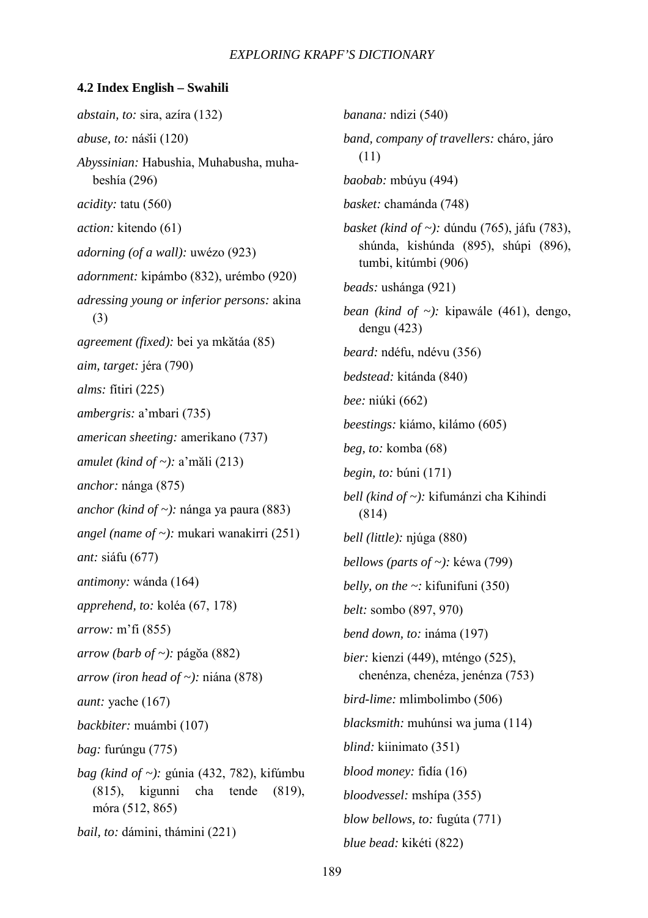### 4.2 Index English – Swahili

*abstain, to:* sira, azíra (132)

*abuse, to:* nás̆ii (120)

*Abyssinian:* Habushia, Muhabusha, muha-beshía (296)

*acidity:* tatu (560)

*action:* kitendo (61)

*adorning (of a wall):* uwézo (923)

*adornment:* kipámbo (832), urémbo (920)

*adressing young or inferior persons:* akina (3)

*agreement (fixed):* bei ya mkătáa (85)

*aim, target:* jéra (790)

*alms:* fitiri (225)

*ambergris:* a'mbari (735)

*american sheeting:* amerikano (737)

*amulet (kind of ~):* a'măli (213)

*anchor:* nánga (875)

*anchor (kind of ~):* nánga ya paura (883)

*angel (name of ~):* mukari wanakirri (251)

*ant:* siáfu (677)

*antimony:* wánda (164)

*apprehend, to:* koléa (67, 178)

*arrow:* m'fi (855)

*arrow (barb of ~):* págŏa (882)

*arrow (iron head of ~):* niána (878)

*aunt:* yache (167)

*backbiter:* muámbi (107)

*bag:* furúngu (775)

*bag (kind of ~):* gúnia (432, 782), kifúmbu (815), kigunni cha tende (819), móra (512, 865)

*bail, to:* dámini, thámini (221)

*banana:* ndizi (540)

*band, company of travellers:* cháro, járo (11)

*baobab:* mbúyu (494)

*basket:* chamánda (748)

*basket (kind of ~):* dúndu (765), jáfu (783), shúnda, kishúnda (895), shúpi (896), tumbi, kitúmbi (906)

*beads:* ushánga (921)

*bean (kind of ~):* kipawále (461), dengo, dengu (423)

*beard:* ndéfu, ndévu (356)

*bedstead:* kitánda (840)

*bee:* niúki (662)

*beestings:* kiámo, kilámo (605)

*beg, to:* komba (68)

*begin, to:* búni (171)

*bell (kind of ~):* kifumánzi cha Kihindi (814)

*bell (little):* njúga (880)

*bellows (parts of ~):* kéwa (799)

*belly, on the ~:* kifunifuni (350)

*belt:* sombo (897, 970)

*bend down, to:* ináma (197)

*bier:* kienzi (449), mténgo (525), chenénza, chenéza, jenénza (753)

*bird-lime:* mlimbolimbo (506)

*blacksmith:* muhúnsi wa juma (114)

*blind:* kiinimato (351)

*blood money:* fidía (16)

*bloodvessel:* mshípa (355)

*blow bellows, to:* fugúta (771)

*blue bead:* kikéti (822)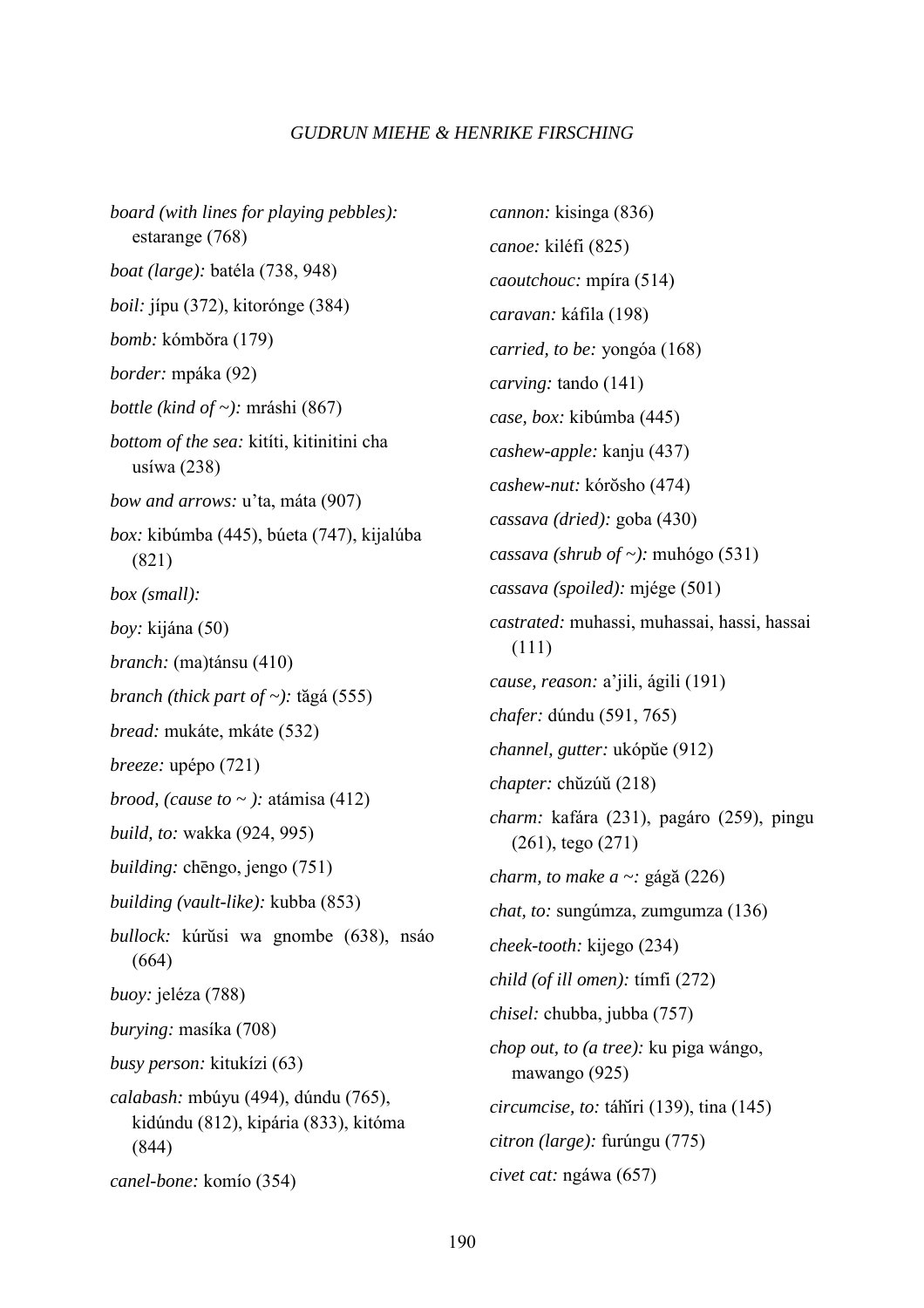*board (with lines for playing pebbles):* estarange (768)

*boat (large):* batéla (738, 948)

*boil:* jípu (372), kitorónge (384)

*bomb:* kómbŏra (179)

*border:* mpáka (92)

*bottle (kind of ~):* mráshi (867)

*bottom of the sea:* kitíti, kitinitini cha usíwa (238)

*bow and arrows:* u'ta, máta (907)

*box:* kibúmba (445), búeta (747), kijalúba (821)

*box (small):*

*boy:* kijána (50)

*branch:* (ma)tánsu (410)

*branch (thick part of ~):* tăgá (555)

*bread:* mukáte, mkáte (532)

*breeze:* upépo (721)

*brood, (cause to ~ ):* atámisa (412)

*build, to:* wakka (924, 995)

*building:* chēngo, jengo (751)

*building (vault-like):* kubba (853)

*bullock:* kúrŭsi wa gnombe (638), nsáo (664)

*buoy:* jeléza (788)

*burying:* masíka (708)

*busy person:* kitukízi (63)

*calabash:* mbúyu (494), dúndu (765), kidúndu (812), kipária (833), kitóma (844)

*canel-bone:* komío (354)

*cannon:* kisinga (836)

*canoe:* kiléfi (825)

*caoutchouc:* mpíra (514)

*caravan:* káfila (198)

*carried, to be:* yongóa (168)

*carving:* tando (141)

*case, box:* kibúmba (445)

*cashew-apple:* kanju (437)

*cashew-nut:* kórŏsho (474)

*cassava (dried):* goba (430)

*cassava (shrub of ~):* muhógo (531)

*cassava (spoiled):* mjége (501)

*castrated:* muhassi, muhassai, hassi, hassai (111)

*cause, reason:* a'jili, ágili (191)

*chafer:* dúndu (591, 765)

*channel, gutter:* ukópŭe (912)

*chapter:* chŭzúŭ (218)

*charm:* kafára (231), pagáro (259), pingu (261), tego (271)

*charm, to make a ~:* gágă (226)

*chat, to:* sungúmza, zumgumza (136)

*cheek-tooth:* kijego (234)

*child (of ill omen):* tímfi (272)

*chisel:* chubba, jubba (757)

*chop out, to (a tree):* ku piga wángo, mawango (925)

*circumcise, to:* táȟiri (139), tina (145)

*citron (large):* furúngu (775)

*civet cat:* ngáwa (657)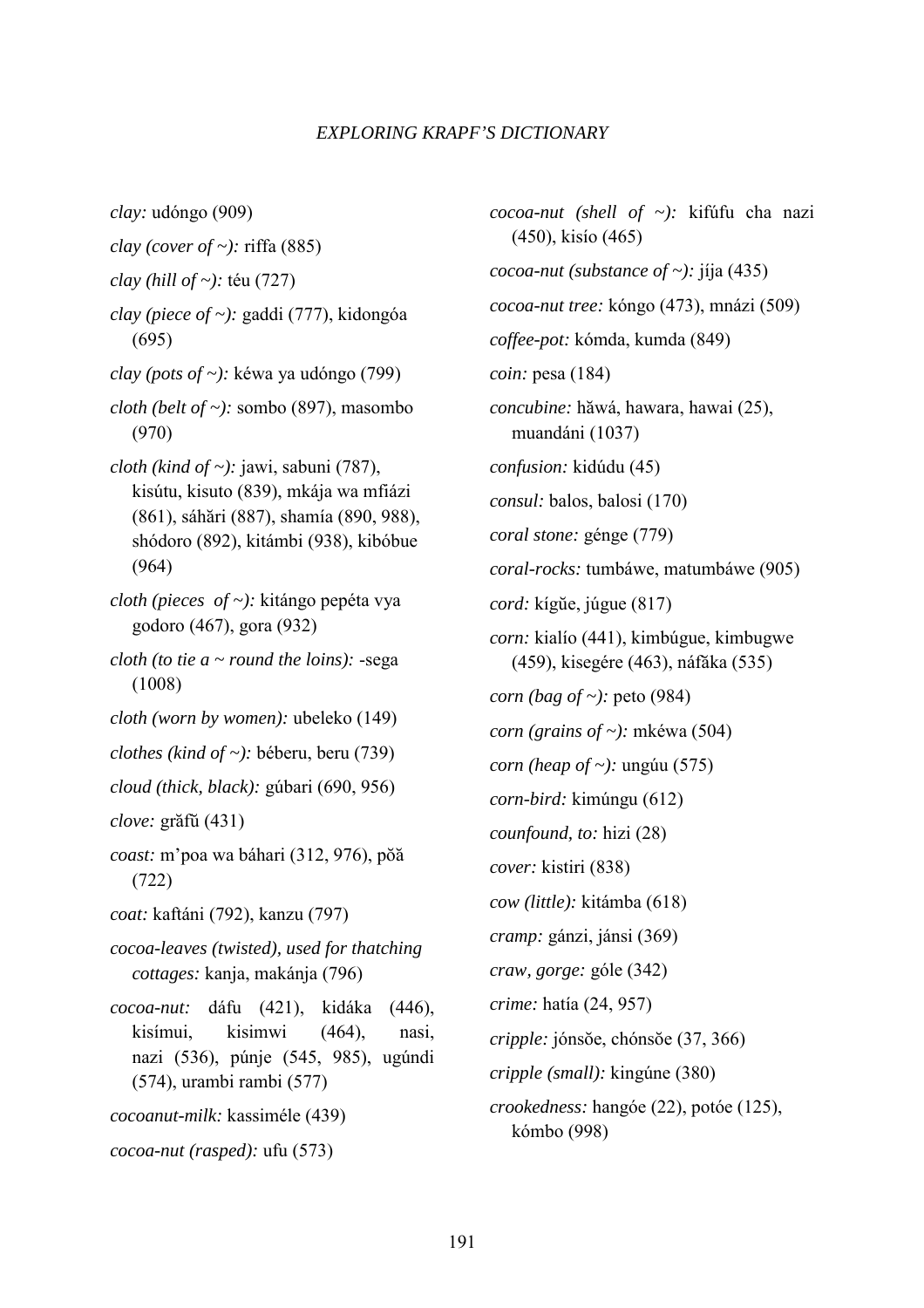*clay:* udóngo (909)

*clay (cover of ~):* riffa (885)

*clay (hill of ~):* téu (727)

*clay (piece of ~):* gaddi (777), kidongóa (695)

*clay (pots of ~):* kéwa ya udóngo (799)

*cloth (belt of ~):* sombo (897), masombo (970)

*cloth (kind of ~):* jawi, sabuni (787), kisútu, kisuto (839), mkája wa mfiázi (861), sáhări (887), shamía (890, 988), shódoro (892), kitámbi (938), kibóbue (964)

*cloth (pieces of ~):* kitángo pepéta vya godoro (467), gora (932)

*cloth (to tie a ~ round the loins):* -sega (1008)

*cloth (worn by women):* ubeleko (149)

*clothes (kind of ~):* béberu, beru (739)

*cloud (thick, black):* gúbari (690, 956)

*clove:* grăfŭ (431)

*coast:* m'poa wa báhari (312, 976), pŏă (722)

*coat:* kaftáni (792), kanzu (797)

*cocoa-leaves (twisted), used for thatching cottages:* kanja, makánja (796)

*cocoa-nut:* dáfu (421), kidáka (446), kisímui, kisimwi (464), nasi, nazi (536), púnje (545, 985), ugúndi (574), urambi rambi (577)

*cocoanut-milk:* kassiméle (439)

*cocoa-nut (rasped):* ufu (573)

*cocoa-nut (shell of ~):* kifúfu cha nazi (450), kisío (465)

*cocoa-nut (substance of ~):* jíja (435)

*cocoa-nut tree:* kóngo (473), mnázi (509)

*coffee-pot:* kómda, kumda (849)

*coin:* pesa (184)

*concubine:* hăwá, hawara, hawai (25), muandáni (1037)

*confusion:* kidúdu (45)

*consul:* balos, balosi (170)

*coral stone:* génge (779)

*coral-rocks:* tumbáwe, matumbáwe (905)

*cord:* kígŭe, júgue (817)

*corn:* kialío (441), kimbúgue, kimbugwe (459), kisegére (463), náfăka (535)

*corn (bag of ~):* peto (984)

*corn (grains of ~):* mkéwa (504)

*corn (heap of ~):* ungúu (575)

*corn-bird:* kimúngu (612)

*counfound, to:* hizi (28)

*cover:* kistiri (838)

*cow (little):* kitámba (618)

*cramp:* gánzi, jánsi (369)

*craw, gorge:* góle (342)

*crime:* hatía (24, 957)

*cripple:* jónsŏe, chónsŏe (37, 366)

*cripple (small):* kingúne (380)

*crookedness:* hangóe (22), potóe (125), kómbo (998)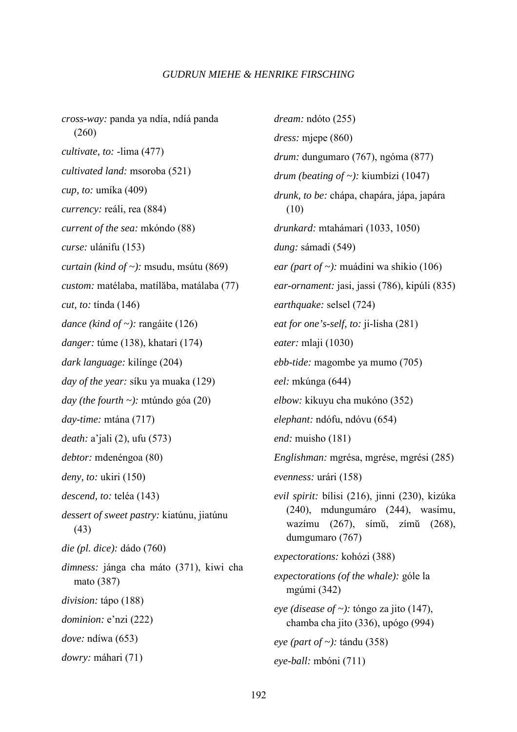*cross-way:* panda ya ndía, ndíá panda (260)

*cultivate, to:* -lima (477)

*cultivated land:* msoroba (521)

*cup, to:* umíka (409)

*currency:* reáli, rea (884)

*current of the sea:* mkóndo (88)

*curse:* ulánifu (153)

*curtain (kind of ~):* msudu, msútu (869)

*custom:* matélaba, matílăba, matálaba (77)

*cut, to:* tínda (146)

*dance (kind of ~):* rangáite (126)

*danger:* túme (138), khatari (174)

*dark language:* kilínge (204)

*day of the year:* síku ya muaka (129)

*day (the fourth ~):* mtúndo góa (20)

*day-time:* mtána (717)

*death:* a'jali (2), ufu (573)

*debtor:* mdenéngoa (80)

*deny, to:* ukiri (150)

*descend, to:* teléa (143)

*dessert of sweet pastry:* kiatúnu, jiatúnu (43)

*die (pl. dice):* dádo (760)

*dimness:* jánga cha máto (371), kiwi cha mato (387)

*division:* tápo (188)

*dominion:* e'nzi (222)

*dove:* ndíwa (653)

*dowry:* máhari (71)

*dream:* ndóto (255)

*dress:* mjepe (860)

*drum:* dungumaro (767), ngóma (877)

*drum (beating of ~):* kiumbízi (1047)

*drunk, to be:* chápa, chapára, jápa, japára (10)

*drunkard:* mtahámari (1033, 1050)

*dung:* sámadi (549)

*ear (part of ~):* muádini wa shikio (106)

*ear-ornament:* jasi, jassi (786), kipúli (835)

*earthquake:* selsel (724)

*eat for one's-self, to:* ji-lisha (281)

*eater:* mlaji (1030)

*ebb-tide:* magombe ya mumo (705)

*eel:* mkúnga (644)

*elbow:* kikuyu cha mukóno (352)

*elephant:* ndófu, ndóvu (654)

*end:* muisho (181)

*Englishman:* mgrésa, mgrése, mgrési (285)

*evenness:* urári (158)

*evil spirit:* bílisi (216), jinni (230), kizúka (240), mdungumáro (244), wasímu, wazímu (267), símŭ, zímŭ (268), dumgumaro (767)

*expectorations:* kohózi (388)

*expectorations (of the whale):* góle la mgúmi (342)

*eye (disease of ~):* tóngo za jito (147), chamba cha jito (336), upógo (994)

*eye (part of ~):* tándu (358)

*eye-ball:* mbóni (711)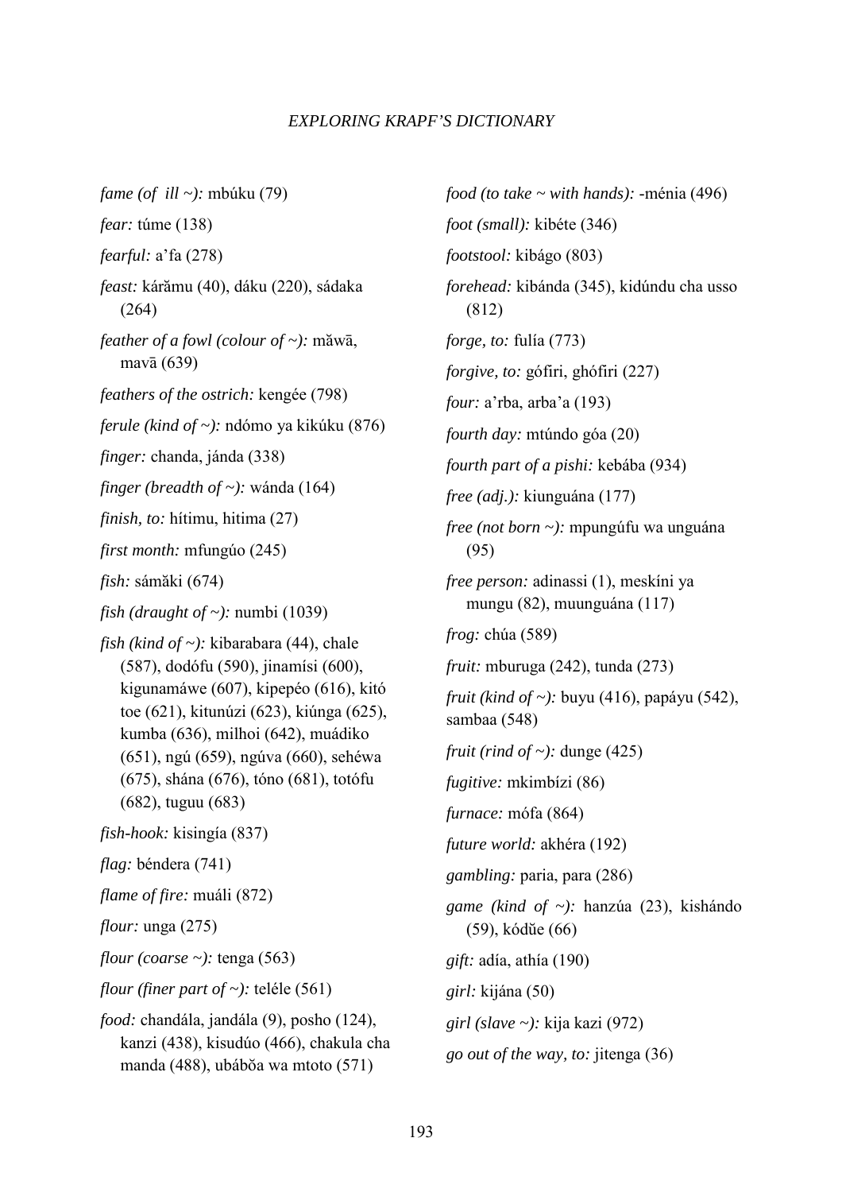*fame (of ill ~):* mbúku (79)

*fear:* túme (138)

*fearful:* a'fa (278)

*feast:* kárămu (40), dáku (220), sádaka (264)

*feather of a fowl (colour of ~):* măwā, mavā (639)

*feathers of the ostrich:* kengée (798)

*ferule (kind of ~):* ndómo ya kikúku (876)

*finger:* chanda, jánda (338)

*finger (breadth of ~):* wánda (164)

*finish, to:* hítimu, hitima (27)

*first month:* mfungúo (245)

*fish:* sámăki (674)

*fish (draught of ~):* numbi (1039)

*fish (kind of ~):* kibarabara (44), chale (587), dodófu (590), jinamísi (600), kigunamáwe (607), kipepéo (616), kitó toe (621), kitunúzi (623), kiúnga (625), kumba (636), milhoi (642), muádiko (651), ngú (659), ngúva (660), sehéwa (675), shána (676), tóno (681), totófu (682), tuguu (683)

*fish-hook:* kisingía (837)

*flag:* béndera (741)

*flame of fire:* muáli (872)

*flour:* unga (275)

*flour (coarse ~):* tenga (563)

*flour (finer part of ~):* teléle (561)

*food:* chandála, jandála (9), posho (124), kanzi (438), kisudúo (466), chakula cha manda (488), ubábŏa wa mtoto (571)

*food (to take ~ with hands):* -ménia (496)

*foot (small):* kibéte (346)

*footstool:* kibágo (803)

*forehead:* kibánda (345), kidúndu cha usso (812)

*forge, to:* fulía (773)

*forgive, to:* gófiri, ghófiri (227)

*four:* a'rba, arba'a (193)

*fourth day:* mtúndo góa (20)

*fourth part of a pishi:* kebába (934)

*free (adj.):* kiunguána (177)

*free (not born ~):* mpungúfu wa unguána (95)

*free person:* adinassi (1), meskíni ya mungu (82), muunguána (117)

*frog:* chúa (589)

*fruit:* mburuga (242), tunda (273)

*fruit (kind of ~):* buyu (416), papáyu (542), sambaa (548)

*fruit (rind of ~):* dunge (425)

*fugitive:* mkimbízi (86)

*furnace:* mófa (864)

*future world:* akhéra (192)

*gambling:* paria, para (286)

*game (kind of ~):* hanzúa (23), kishándo (59), kódŭe (66)

*gift:* adía, athía (190)

*girl:* kijána (50)

*girl (slave ~):* kija kazi (972)

*go out of the way, to:* jitenga (36)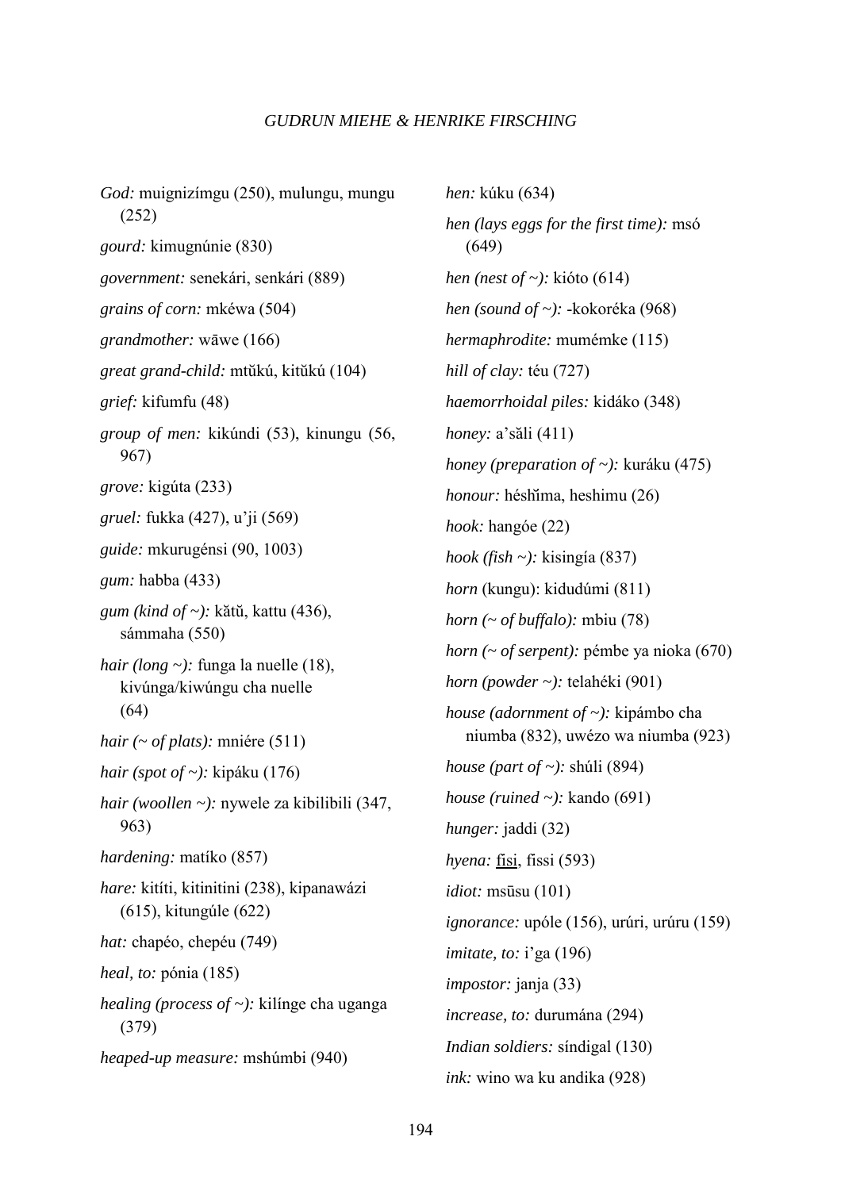*God:* muignizímgu (250), mulungu, mungu (252)

*gourd:* kimugnúnie (830)

*government:* senekári, senkári (889)

*grains of corn:* mkéwa (504)

*grandmother:* wāwe (166)

*great grand-child:* mtŭkú, kitŭkú (104)

*grief:* kifumfu (48)

*group of men:* kikúndi (53), kinungu (56, 967)

*grove:* kigúta (233)

*gruel:* fukka (427), u'ji (569)

*guide:* mkurugénsi (90, 1003)

*gum:* habba (433)

*gum (kind of ~):* kătŭ, kattu (436), sámmaha (550)

*hair (long ~):* funga la nuelle (18), kivúnga/kiwúngu cha nuelle (64)

*hair (~ of plats):* mniére (511)

*hair (spot of ~):* kipáku (176)

*hair (woollen ~):* nywele za kibilibili (347, 963)

*hardening:* matíko (857)

*hare:* kitíti, kitinitini (238), kipanawázi (615), kitungúle (622)

*hat:* chapéo, chepéu (749)

*heal, to:* pónia (185)

*healing (process of ~):* kilínge cha uganga (379)

*heaped-up measure:* mshúmbi (940)

*hen:* kúku (634)

*hen (lays eggs for the first time):* msó (649)

*hen (nest of ~):* kióto (614)

*hen (sound of ~):* -kokoréka (968)

*hermaphrodite:* mumémke (115)

*hill of clay:* téu (727)

*haemorrhoidal piles:* kidáko (348)

*honey:* a'săli (411)

*honey (preparation of ~):* kuráku (475)

*honour:* héshĭma, heshimu (26)

*hook:* hangóe (22)

*hook (fish ~):* kisingía (837)

*horn* (kungu): kidudúmi (811)

*horn (~ of buffalo):* mbiu (78)

*horn (~ of serpent):* pémbe ya nioka (670)

*horn (powder ~):* telahéki (901)

*house (adornment of ~):* kipámbo cha niumba (832), uwézo wa niumba (923)

*house (part of ~):* shúli (894)

*house (ruined ~):* kando (691)

*hunger:* jaddi (32)

*hyena:* <u>fisi</u>, fissi (593)

*idiot:* msūsu (101)

*ignorance:* upóle (156), urúri, urúru (159)

*imitate, to:* i'ga (196)

*impostor:* janja (33)

*increase, to:* durumána (294)

*Indian soldiers:* síndigal (130)

*ink:* wino wa ku andika (928)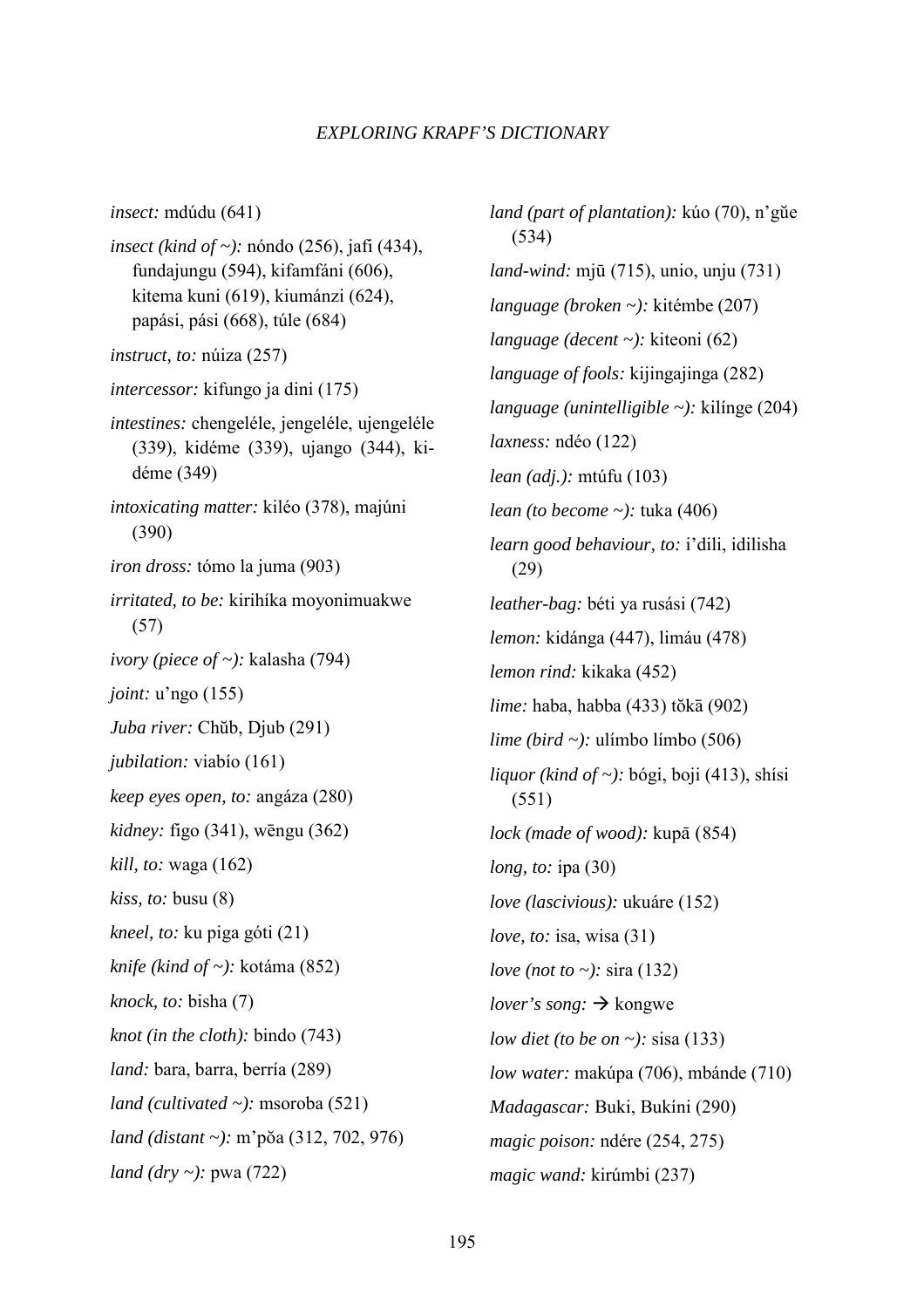*insect:* mdúdu (641)

*insect (kind of ~):* nóndo (256), jafi (434), fundajungu (594), kifamfáni (606), kitema kuni (619), kiumánzi (624), papási, pási (668), túle (684)

*instruct, to:* núiza (257)

*intercessor:* kifungo ja dini (175)

*intestines:* chengeléle, jengeléle, ujengeléle (339), kidéme (339), ujango (344), kidéme (349)

*intoxicating matter:* kiléo (378), majúni (390)

*iron dross:* tómo la juma (903)

*irritated, to be:* kirihíka moyonimuakwe (57)

*ivory (piece of ~):* kalasha (794)

*joint:* u'ngo (155)

*Juba river:* Chŭb, Djub (291)

*jubilation:* viabío (161)

*keep eyes open, to:* angáza (280)

*kidney:* figo (341), wēngu (362)

*kill, to:* waga (162)

*kiss, to:* busu (8)

*kneel, to:* ku piga góti (21)

*knife (kind of ~):* kotáma (852)

*knock, to:* bisha (7)

*knot (in the cloth):* bindo (743)

*land:* bara, barra, berría (289)

*land (cultivated ~):* msoroba (521)

*land (distant ~):* m'pŏa (312, 702, 976)

*land (dry ~):* pwa (722)

*land (part of plantation):* kúo (70), n'gŭe (534)

*land-wind:* mjū (715), unio, unju (731)

*language (broken ~):* kitémbe (207)

*language (decent ~):* kiteoni (62)

*language of fools:* kijingajinga (282)

*language (unintelligible ~):* kilínge (204)

*laxness:* ndéo (122)

*lean (adj.):* mtúfu (103)

*lean (to become ~):* tuka (406)

*learn good behaviour, to:* i'dili, idilisha (29)

*leather-bag:* béti ya rusási (742)

*lemon:* kidánga (447), limáu (478)

*lemon rind:* kikaka (452)

*lime:* haba, habba (433) tŏkā (902)

*lime (bird ~):* ulímbo límbo (506)

*liquor (kind of ~):* bógi, boji (413), shísi (551)

*lock (made of wood):* kupā (854)

*long, to:* ipa (30)

*love (lascivious):* ukuáre (152)

*love, to:* isa, wisa (31)

*love (not to ~):* sira (132)

*lover's song:* → kongwe

*low diet (to be on ~):* sisa (133)

*low water:* makúpa (706), mbánde (710)

*Madagascar:* Buki, Bukíni (290)

*magic poison:* ndére (254, 275)

*magic wand:* kirúmbi (237)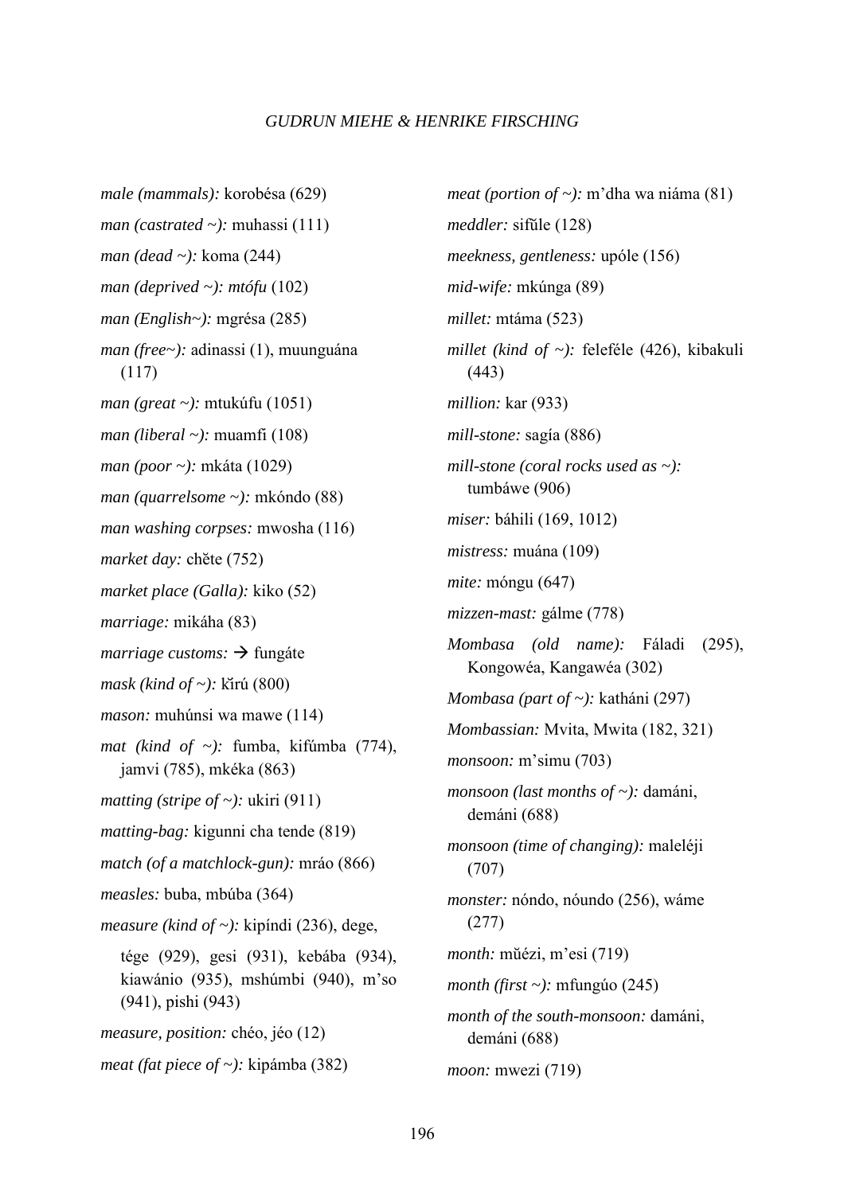*male (mammals):* korobésa (629)

*man (castrated ~):* muhassi (111)

*man (dead ~):* koma (244)

*man (deprived ~): mtófu* (102)

*man (English~):* mgrésa (285)

*man (free~):* adinassi (1), muunguána (117)

*man (great ~):* mtukúfu (1051)

*man (liberal ~):* muamfi (108)

*man (poor ~):* mkáta (1029)

*man (quarrelsome ~):* mkóndo (88)

*man washing corpses:* mwosha (116)

*market day:* chĕte (752)

*market place (Galla):* kiko (52)

*marriage:* mikáha (83)

*marriage customs:* → fungáte

*mask (kind of ~):* kĭrú (800)

*mason:* muhúnsi wa mawe (114)

*mat (kind of ~):* fumba, kifúmba (774), jamvi (785), mkéka (863)

*matting (stripe of ~):* ukiri (911)

*matting-bag:* kigunni cha tende (819)

*match (of a matchlock-gun):* mráo (866)

*measles:* buba, mbúba (364)

*measure (kind of ~):* kipíndi (236), dege, tége (929), gesi (931), kebába (934), kiawánio (935), mshúmbi (940), m'so (941), pishi (943)

*measure, position:* chéo, jéo (12)

*meat (fat piece of ~):* kipámba (382)

*meat (portion of ~):* m'dha wa niáma (81)

*meddler:* sifŭle (128)

*meekness, gentleness:* upóle (156)

*mid-wife:* mkúnga (89)

*millet:* mtáma (523)

*millet (kind of ~):* feleféle (426), kibakuli (443)

*million:* kar (933)

*mill-stone:* sagía (886)

*mill-stone (coral rocks used as ~):* tumbáwe (906)

*miser:* báhili (169, 1012)

*mistress:* muána (109)

*mite:* móngu (647)

*mizzen-mast:* gálme (778)

*Mombasa (old name):* Fáladi (295), Kongowéa, Kangawéa (302)

*Mombasa (part of ~):* katháni (297)

*Mombassian:* Mvita, Mwita (182, 321)

*monsoon:* m'simu (703)

*monsoon (last months of ~):* damáni, demáni (688)

*monsoon (time of changing):* maleléji (707)

*monster:* nóndo, nóundo (256), wáme (277)

*month:* mŭézi, m'esi (719)

*month (first ~):* mfungúo (245)

*month of the south-monsoon:* damáni, demáni (688)

*moon:* mwezi (719)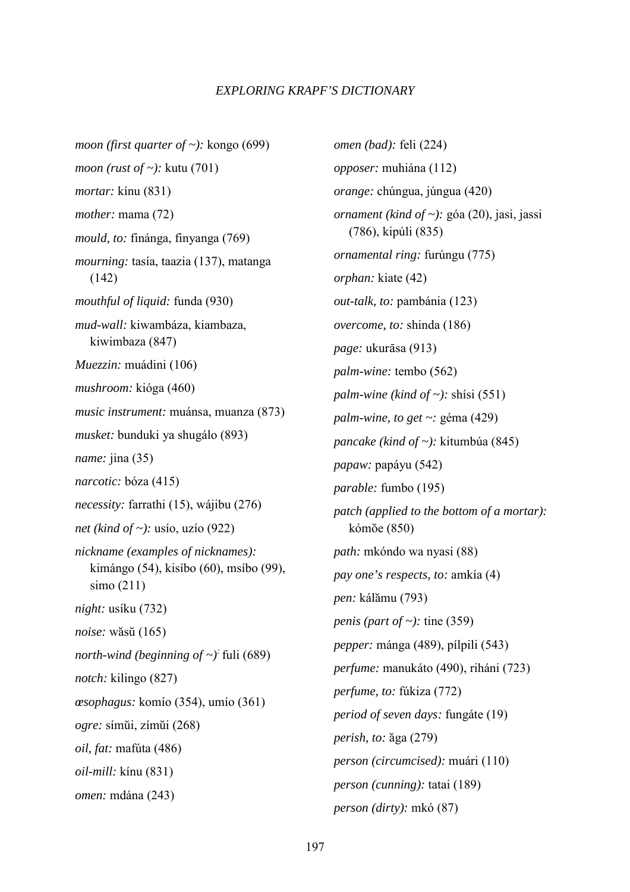*moon (first quarter of ~):* kongo (699)

*moon (rust of ~):* kutu (701)

*mortar:* kínu (831)

*mother:* mama (72)

*mould, to:* finánga, finyanga (769)

*mourning:* tasía, taazia (137), matanga (142)

*mouthful of liquid:* funda (930)

*mud-wall:* kiwambáza, kiambaza, kiwimbaza (847)

*Muezzin:* muádini (106)

*mushroom:* kióga (460)

*music instrument:* muánsa, muanza (873)

*musket:* bunduki ya shugálo (893)

*name:* jina (35)

*narcotic:* bóza (415)

*necessity:* farrathi (15), wájibu (276)

*net (kind of ~):* usío, uzío (922)

*nickname (examples of nicknames):* kimángo (54), kisíbo (60), msíbo (99), simo (211)

*night:* usíku (732)

*noise:* wăsŭ (165)

*north-wind (beginning of ~):* fuli (689)

*notch:* kilingo (827)

*œsophagus:* komío (354), umío (361)

*ogre:* símŭi, zímŭi (268)

*oil, fat:* mafúta (486)

*oil-mill:* kínu (831)

*omen:* mdána (243)

*omen (bad):* feli (224)

*opposer:* muhiána (112)

*orange:* chúngua, júngua (420)

*ornament (kind of ~):* góa (20), jasi, jassi (786), kipúli (835)

*ornamental ring:* furúngu (775)

*orphan:* kiate (42)

*out-talk, to:* pambánia (123)

*overcome, to:* shinda (186)

*page:* ukurāsa (913)

*palm-wine:* tembo (562)

*palm-wine (kind of ~):* shísi (551)

*palm-wine, to get ~:* géma (429)

*pancake (kind of ~):* kitumbúa (845)

*papaw:* papáyu (542)

*parable:* fumbo (195)

*patch (applied to the bottom of a mortar):* kómŏe (850)

*path:* mkóndo wa nyasi (88)

*pay one's respects, to:* amkía (4)

*pen:* kálămu (793)

*penis (part of ~):* tine (359)

*pepper:* mánga (489), pílpili (543)

*perfume:* manukáto (490), riháni (723)

*perfume, to:* fúkiza (772)

*period of seven days:* fungáte (19)

*perish, to:* ăga (279)

*person (circumcised):* muári (110)

*person (cunning):* tatai (189)

*person (dirty):* mkó (87)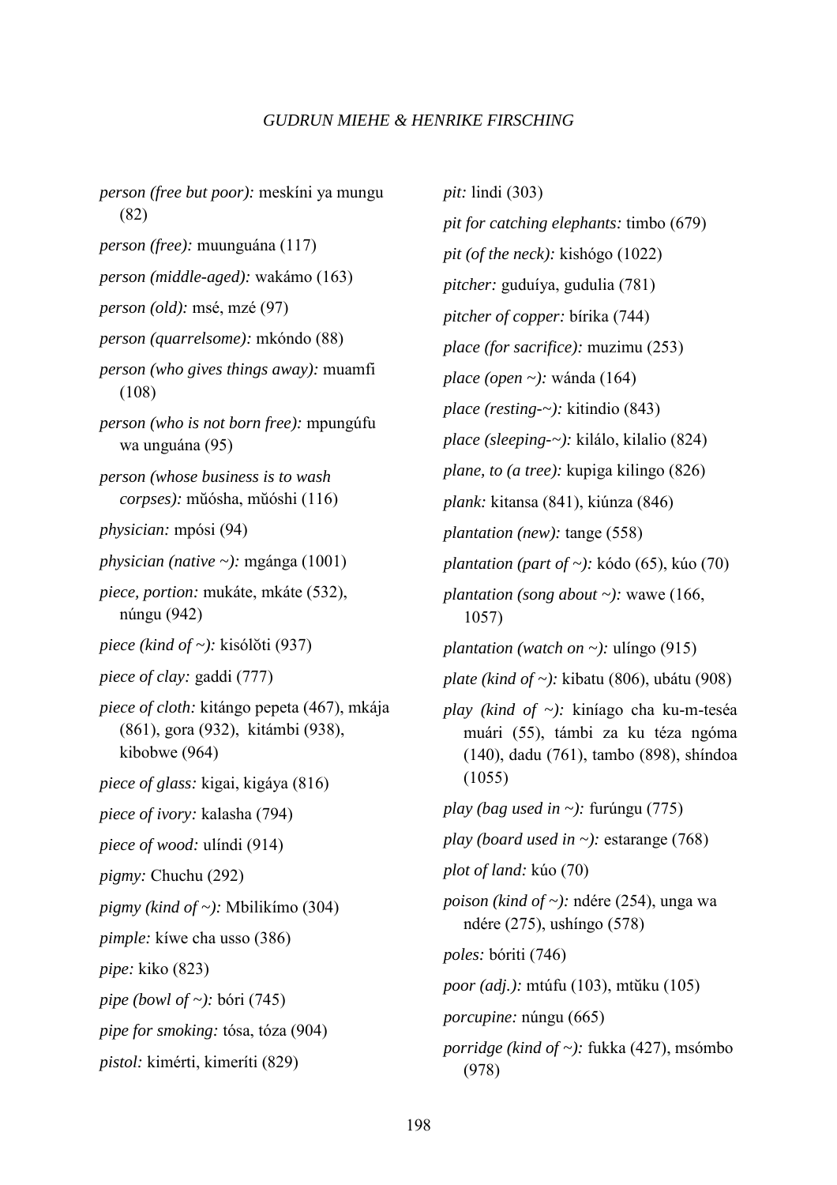*person (free but poor):* meskíni ya mungu (82)

*person (free):* muunguána (117)

*person (middle-aged):* wakámo (163)

*person (old):* msé, mzé (97)

*person (quarrelsome):* mkóndo (88)

*person (who gives things away):* muamfi (108)

*person (who is not born free):* mpungúfu wa unguána (95)

*person (whose business is to wash corpses):* mŭósha, mŭóshi (116)

*physician:* mpósi (94)

*physician (native ~):* mgánga (1001)

*piece, portion:* mukáte, mkáte (532), núngu (942)

*piece (kind of ~):* kisólŏti (937)

*piece of clay:* gaddi (777)

*piece of cloth:* kitángo pepeta (467), mkája (861), gora (932), kitámbi (938), kibobwe (964)

*piece of glass:* kigai, kigáya (816)

*piece of ivory:* kalasha (794)

*piece of wood:* ulíndi (914)

*pigmy:* Chuchu (292)

*pigmy (kind of ~):* Mbilikímo (304)

*pimple:* kíwe cha usso (386)

*pipe:* kiko (823)

*pipe (bowl of ~):* bóri (745)

*pipe for smoking:* tósa, tóza (904)

*pistol:* kimérti, kimeríti (829)

*pit:* lindi (303)

*pit for catching elephants:* timbo (679)

*pit (of the neck):* kishógo (1022)

*pitcher:* guduíya, gudulia (781)

*pitcher of copper:* bírika (744)

*place (for sacrifice):* muzimu (253)

*place (open ~):* wánda (164)

*place (resting-~):* kitindio (843)

*place (sleeping-~):* kilálo, kilalio (824)

*plane, to (a tree):* kupiga kilingo (826)

*plank:* kitansa (841), kiúnza (846)

*plantation (new):* tange (558)

*plantation (part of ~):* kódo (65), kúo (70)

*plantation (song about ~):* wawe (166, 1057)

*plantation (watch on ~):* ulíngo (915)

*plate (kind of ~):* kibatu (806), ubátu (908)

*play (kind of ~):* kiníago cha ku-m-teséa muári (55), támbi za ku téza ngóma (140), dadu (761), tambo (898), shíndoa (1055)

*play (bag used in ~):* furúngu (775)

*play (board used in ~):* estarange (768)

*plot of land:* kúo (70)

*poison (kind of ~):* ndére (254), unga wa ndére (275), ushíngo (578)

*poles:* bóriti (746)

*poor (adj.):* mtúfu (103), mtŭku (105)

*porcupine:* núngu (665)

*porridge (kind of ~):* fukka (427), msómbo (978)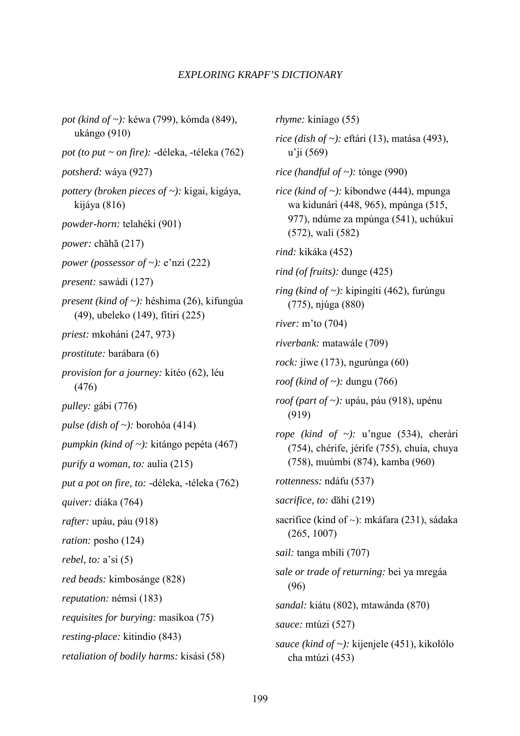*pot (kind of ~):* kéwa (799), kómda (849), ukángo (910)

*pot (to put ~ on fire):* -déleka, -téleka (762)

*potsherd:* wáya (927)

*pottery (broken pieces of ~):* kigai, kigáya, kijáya (816)

*powder-horn:* telahéki (901)

*power:* chāhă (217)

*power (possessor of ~):* e'nzi (222)

*present:* sawádi (127)

*present (kind of ~):* héshima (26), kifungúa (49), ubeleko (149), fítiri (225)

*priest:* mkoháni (247, 973)

*prostitute:* barábara (6)

*provision for a journey:* kitéo (62), léu (476)

*pulley:* gábi (776)

*pulse (dish of ~):* borohóa (414)

*pumpkin (kind of ~):* kitángo pepéta (467)

*purify a woman, to:* aulia (215)

*put a pot on fire, to:* -déleka, -téleka (762)

*quiver:* diáka (764)

*rafter:* upáu, páu (918)

*ration:* posho (124)

*rebel, to:* a'si (5)

*red beads:* kimbosánge (828)

*reputation:* némsi (183)

*requisites for burying:* masíkoa (75)

*resting-place:* kitindio (843)

*retaliation of bodily harms:* kisási (58)

*rhyme:* kiníago (55)

*rice (dish of ~):* eftári (13), matása (493), u'ji (569)

*rice (handful of ~):* tónge (990)

*rice (kind of ~):* kibondwe (444), mpunga wa kidunári (448, 965), mpúnga (515, 977), ndúme za mpúnga (541), uchúkui (572), wali (582)

*rind:* kikáka (452)

*rind (of fruits):* dunge (425)

*ring (kind of ~):* kipingíti (462), furúngu (775), njúga (880)

*river:* m'to (704)

*riverbank:* matawále (709)

*rock:* jíwe (173), ngurúnga (60)

*roof (kind of ~):* dungu (766)

*roof (part of ~):* upáu, páu (918), upénu (919)

*rope (kind of ~):* u'ngue (534), cherári (754), chérife, jérife (755), chuía, chuya (758), muúmbi (874), kamba (960)

*rottenness:* ndáfu (537)

*sacrifice, to:* dăhi (219)

sacrifice (kind of ~): mkáfara (231), sádaka (265, 1007)

*sail:* tanga mbíli (707)

*sale or trade of returning:* bei ya mregáa (96)

*sandal:* kiátu (802), mtawánda (870)

*sauce:* mtúzi (527)

*sauce (kind of ~):* kijenjele (451), kikolólo cha mtúzi (453)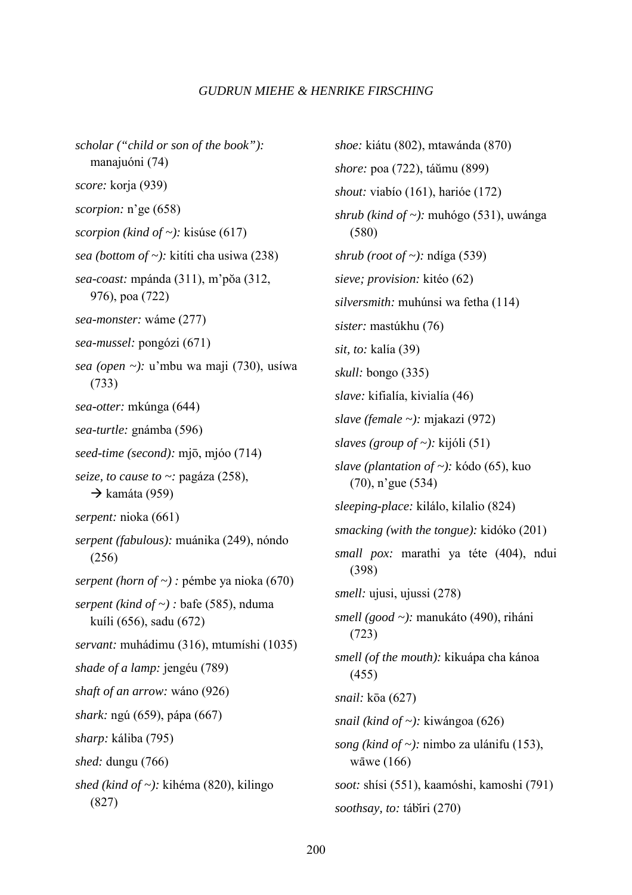*scholar ("child or son of the book"):* manajuóni (74)

*score:* korja (939)

*scorpion:* n'ge (658)

*scorpion (kind of ~):* kisúse (617)

*sea (bottom of ~):* kitíti cha usiwa (238)

*sea-coast:* mpánda (311), m'pŏa (312, 976), poa (722)

*sea-monster:* wáme (277)

*sea-mussel:* pongózi (671)

*sea (open ~):* u'mbu wa maji (730), usíwa (733)

*sea-otter:* mkúnga (644)

*sea-turtle:* gnámba (596)

*seed-time (second):* mjō, mjóo (714)

*seize, to cause to ~:* pagáza (258), → kamáta (959)

*serpent:* nioka (661)

*serpent (fabulous):* muánika (249), nóndo (256)

*serpent (horn of ~) :* pémbe ya nioka (670)

*serpent (kind of ~) :* bafe (585), nduma kuíli (656), sadu (672)

*servant:* muhádimu (316), mtumíshi (1035)

*shade of a lamp:* jengéu (789)

*shaft of an arrow:* wáno (926)

*shark:* ngú (659), pápa (667)

*sharp:* káliba (795)

*shed:* dungu (766)

*shed (kind of ~):* kihéma (820), kilingo (827)

*shoe:* kiátu (802), mtawánda (870)

*shore:* poa (722), táŭmu (899)

*shout:* viabío (161), harióe (172)

*shrub (kind of ~):* muhógo (531), uwánga (580)

*shrub (root of ~):* ndíga (539)

*sieve; provision:* kitéo (62)

*silversmith:* muhúnsi wa fetha (114)

*sister:* mastúkhu (76)

*sit, to:* kalía (39)

*skull:* bongo (335)

*slave:* kifialía, kivialía (46)

*slave (female ~):* mjakazi (972)

*slaves (group of ~):* kijóli (51)

*slave (plantation of ~):* kódo (65), kuo (70), n'gue (534)

*sleeping-place:* kilálo, kilalio (824)

*smacking (with the tongue):* kidóko (201)

*small pox:* marathi ya téte (404), ndui (398)

*smell:* ujusi, ujussi (278)

*smell (good ~):* manukáto (490), riháni (723)

*smell (of the mouth):* kikuápa cha kánoa (455)

*snail:* kōa (627)

*snail (kind of ~):* kiwángoa (626)

*song (kind of ~):* nimbo za ulánifu (153), wāwe (166)

*soot:* shísi (551), kaamóshi, kamoshi (791)

*soothsay, to:* tábĭri (270)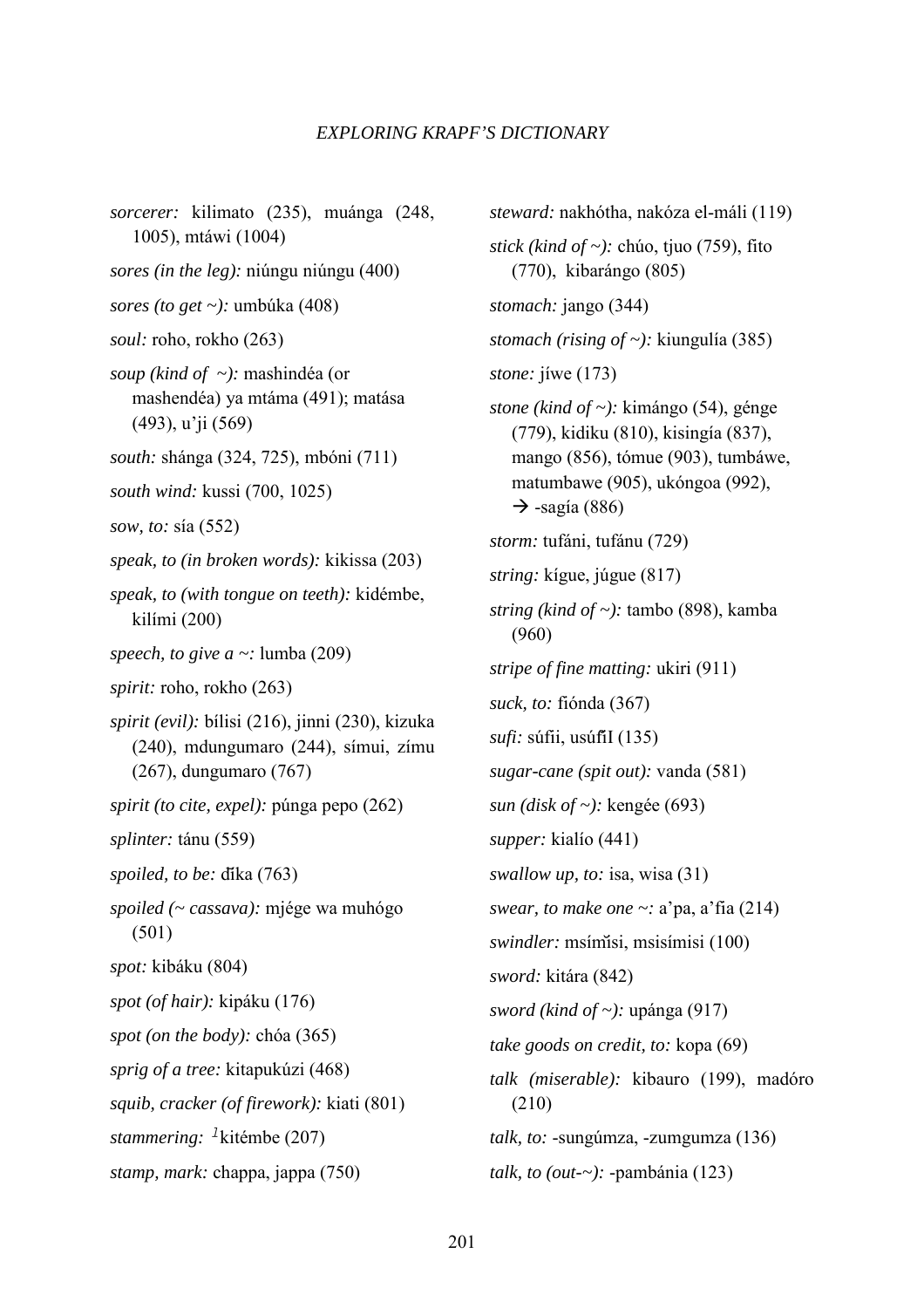*sorcerer:* kilimato (235), muánga (248, 1005), mtáwi (1004)

*sores (in the leg):* niúngu niúngu (400)

*sores (to get ~):* umbúka (408)

*soul:* roho, rokho (263)

*soup (kind of ~):* mashindéa (or mashendéa) ya mtáma (491); matása (493), u'ji (569)

*south:* shánga (324, 725), mbóni (711)

*south wind:* kussi (700, 1025)

*sow, to:* sía (552)

*speak, to (in broken words):* kikissa (203)

*speak, to (with tongue on teeth):* kidémbe, kilími (200)

*speech, to give a ~:* lumba (209)

*spirit:* roho, rokho (263)

*spirit (evil):* bílisi (216), jinni (230), kizuka (240), mdungumaro (244), símui, zímu (267), dungumaro (767)

*spirit (to cite, expel):* púnga pepo (262)

*splinter:* tánu (559)

*spoiled, to be:* đíka (763)

*spoiled (~ cassava):* mjége wa muhógo (501)

*spot:* kibáku (804)

*spot (of hair):* kipáku (176)

*spot (on the body):* chóa (365)

*sprig of a tree:* kitapukúzi (468)

*squib, cracker (of firework):* kiati (801)

*stammering:* [1]kitémbe (207)

*stamp, mark:* chappa, jappa (750)

*steward:* nakhótha, nakóza el-máli (119)

*stick (kind of ~):* chúo, tjuo (759), fito (770), kibarángo (805)

*stomach:* jango (344)

*stomach (rising of ~):* kiungulía (385)

*stone:* jíwe (173)

*stone (kind of ~):* kimángo (54), génge (779), kidiku (810), kisingía (837), mango (856), tómue (903), tumbáwe, matumbawe (905), ukóngoa (992), → -sagía (886)

*storm:* tufáni, tufánu (729)

*string:* kígue, júgue (817)

*string (kind of ~):* tambo (898), kamba (960)

*stripe of fine matting:* ukiri (911)

*suck, to:* fiónda (367)

*sufi:* súfii, usúfĭI (135)

*sugar-cane (spit out):* vanda (581)

*sun (disk of ~):* kengée (693)

*supper:* kialío (441)

*swallow up, to:* isa, wisa (31)

*swear, to make one ~:* a'pa, a'fia (214)

*swindler:* msímĭsi, msisímisi (100)

*sword:* kitára (842)

*sword (kind of ~):* upánga (917)

*take goods on credit, to:* kopa (69)

*talk (miserable):* kibauro (199), madóro (210)

*talk, to:* -sungúmza, -zumgumza (136)

*talk, to (out-~):* -pambánia (123)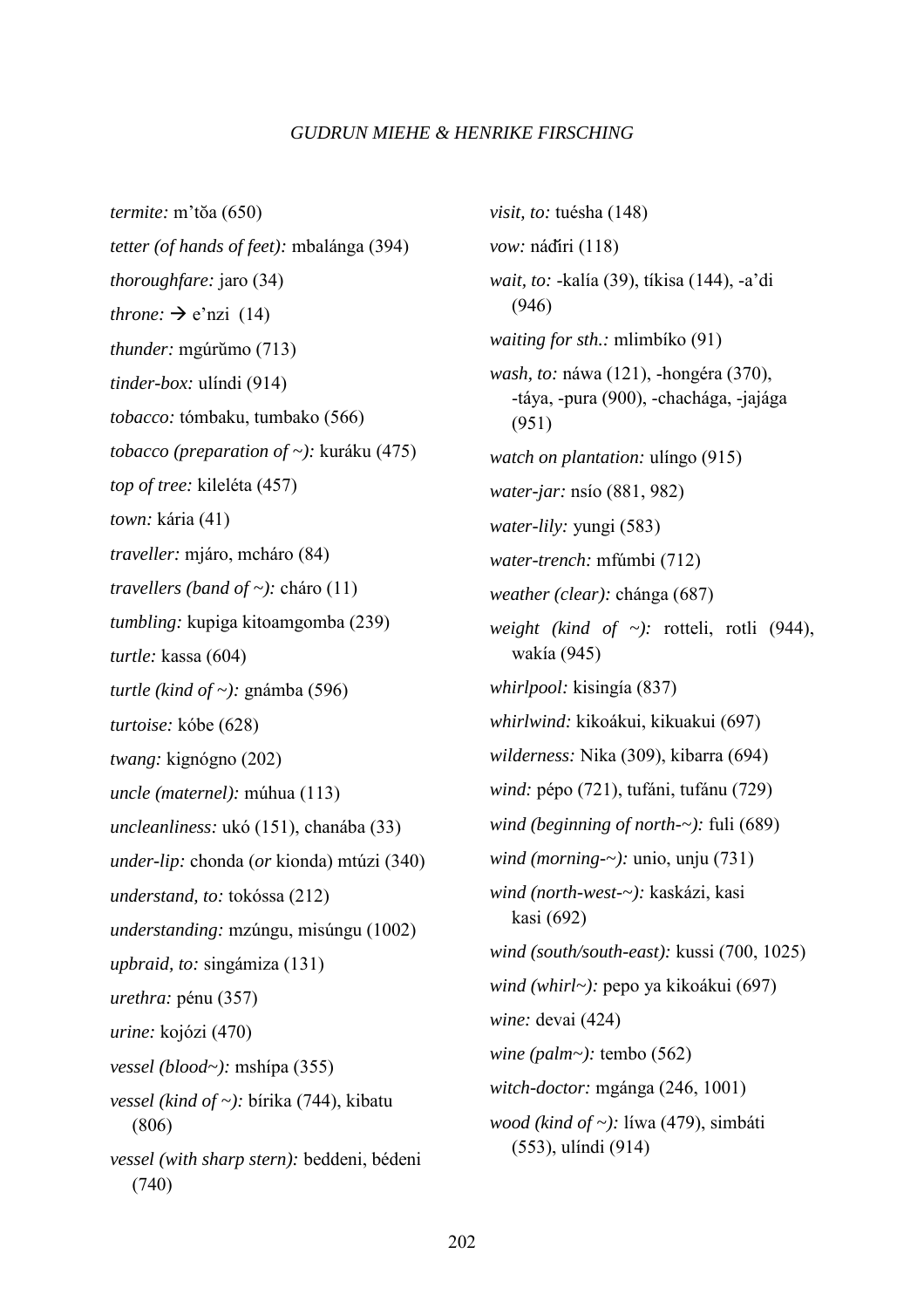*termite:* m'tŏa (650)

*tetter (of hands of feet):* mbalánga (394)

*thoroughfare:* jaro (34)

*throne:* → e'nzi (14)

*thunder:* mgúrŭmo (713)

*tinder-box:* ulíndi (914)

*tobacco:* tómbaku, tumbako (566)

*tobacco (preparation of ~):* kuráku (475)

*top of tree:* kileléta (457)

*town:* kária (41)

*traveller:* mjáro, mcháro (84)

*travellers (band of ~):* cháro (11)

*tumbling:* kupiga kitoamgomba (239)

*turtle:* kassa (604)

*turtle (kind of ~):* gnámba (596)

*turtoise:* kóbe (628)

*twang:* kignógno (202)

*uncle (maternel):* múhua (113)

*uncleanliness:* ukó (151), chanába (33)

*under-lip:* chonda (*or* kionda) mtúzi (340)

*understand, to:* tokóssa (212)

*understanding:* mzúngu, misúngu (1002)

*upbraid, to:* singámiza (131)

*urethra:* pénu (357)

*urine:* kojózi (470)

*vessel (blood~):* mshípa (355)

*vessel (kind of ~):* bírika (744), kibatu (806)

*vessel (with sharp stern):* beddeni, bédeni (740)

*visit, to:* tuésha (148)

*vow:* náďiri (118)

*wait, to:* -kalía (39), tíkisa (144), -a'di (946)

*waiting for sth.:* mlimbíko (91)

*wash, to:* náwa (121), -hongéra (370), -táya, -pura (900), -chachága, -jajága (951)

*watch on plantation:* ulíngo (915)

*water-jar:* nsío (881, 982)

*water-lily:* yungi (583)

*water-trench:* mfúmbi (712)

*weather (clear):* chánga (687)

*weight (kind of ~):* rotteli, rotli (944), wakía (945)

*whirlpool:* kisingía (837)

*whirlwind:* kikoákui, kikuakui (697)

*wilderness:* Nika (309), kibarra (694)

*wind:* pépo (721), tufáni, tufánu (729)

*wind (beginning of north-~):* fuli (689)

*wind (morning-~):* unio, unju (731)

*wind (north-west-~):* kaskázi, kasi kasi (692)

*wind (south/south-east):* kussi (700, 1025)

*wind (whirl~):* pepo ya kikoákui (697)

*wine:* devai (424)

*wine (palm~):* tembo (562)

*witch-doctor:* mgánga (246, 1001)

*wood (kind of ~):* líwa (479), simbáti (553), ulíndi (914)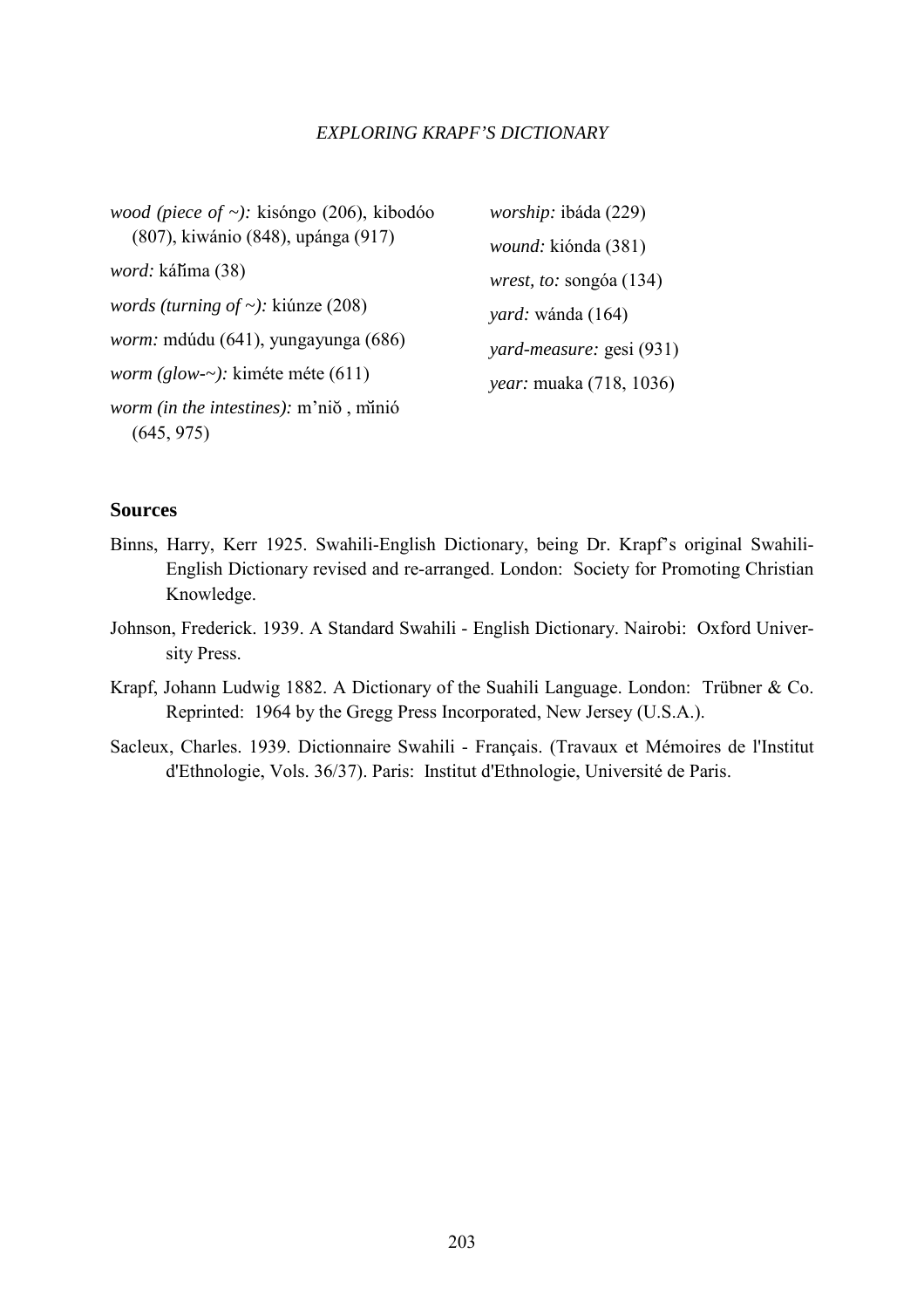*wood (piece of ~):* kisóngo (206), kibodóo (807), kiwánio (848), upánga (917)

*word:* káľima (38)

*words (turning of ~):* kiúnze (208)

*worm:* mdúdu (641), yungayunga (686)

*worm (glow-~):* kiméte méte (611)

*worm (in the intestines):* m'niŏ , mĭnió (645, 975)

*worship:* ibáda (229)

*wound:* kiónda (381)

*wrest, to:* songóa (134)

*yard:* wánda (164)

*yard-measure:* gesi (931)

*year:* muaka (718, 1036)

## Sources

Binns, Harry, Kerr 1925. Swahili-English Dictionary, being Dr. Krapf's original Swahili-English Dictionary revised and re-arranged. London: Society for Promoting Christian Knowledge.

Johnson, Frederick. 1939. A Standard Swahili - English Dictionary. Nairobi: Oxford University Press.

Krapf, Johann Ludwig 1882. A Dictionary of the Suahili Language. London: Trübner & Co. Reprinted: 1964 by the Gregg Press Incorporated, New Jersey (U.S.A.).

Sacleux, Charles. 1939. Dictionnaire Swahili - Français. (Travaux et Mémoires de l'Institut d'Ethnologie, Vols. 36/37). Paris: Institut d'Ethnologie, Université de Paris.